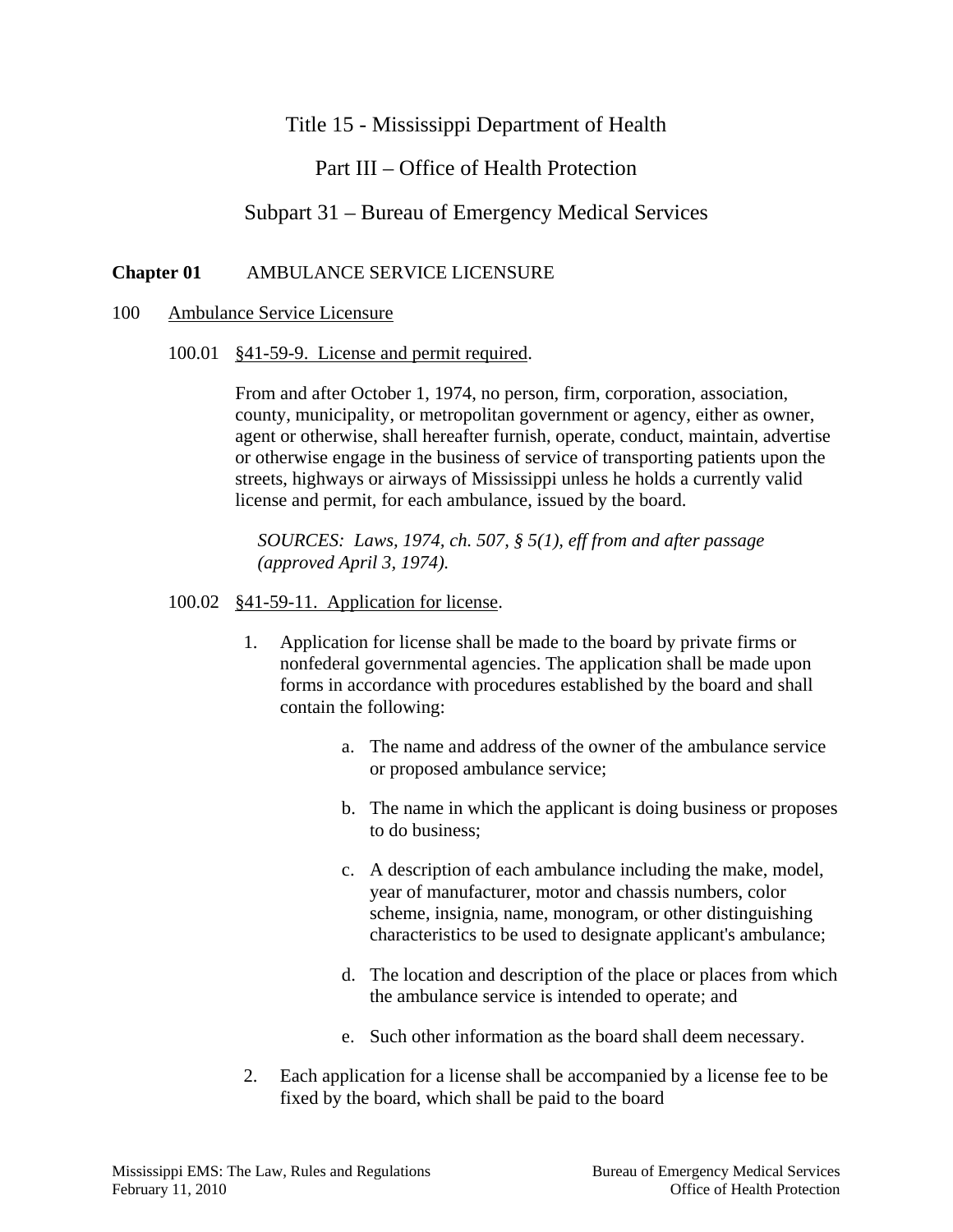# Title 15 - Mississippi Department of Health

## Part III – Office of Health Protection

## Subpart 31 – Bureau of Emergency Medical Services

**Chapter 01** AMBULANCE SERVICE LICENSURE

100 Ambulance Service Licensure

100.01 §41-59-9. License and permit required.

From and after October 1, 1974, no person, firm, corporation, association, county, municipality, or metropolitan government or agency, either as owner, agent or otherwise, shall hereafter furnish, operate, conduct, maintain, advertise or otherwise engage in the business of service of transporting patients upon the streets, highways or airways of Mississippi unless he holds a currently valid license and permit, for each ambulance, issued by the board.

*SOURCES: Laws, 1974, ch. 507, § 5(1), eff from and after passage (approved April 3, 1974).*

100.02 §41-59-11. Application for license.

1. Application for license shall be made to the board by private firms or nonfederal governmental agencies. The application shall be made upon forms in accordance with procedures established by the board and shall contain the following:

    a. The name and address of the owner of the ambulance service or proposed ambulance service;

    b. The name in which the applicant is doing business or proposes to do business;

    c. A description of each ambulance including the make, model, year of manufacturer, motor and chassis numbers, color scheme, insignia, name, monogram, or other distinguishing characteristics to be used to designate applicant's ambulance;

    d. The location and description of the place or places from which the ambulance service is intended to operate; and

    e. Such other information as the board shall deem necessary.

2. Each application for a license shall be accompanied by a license fee to be fixed by the board, which shall be paid to the board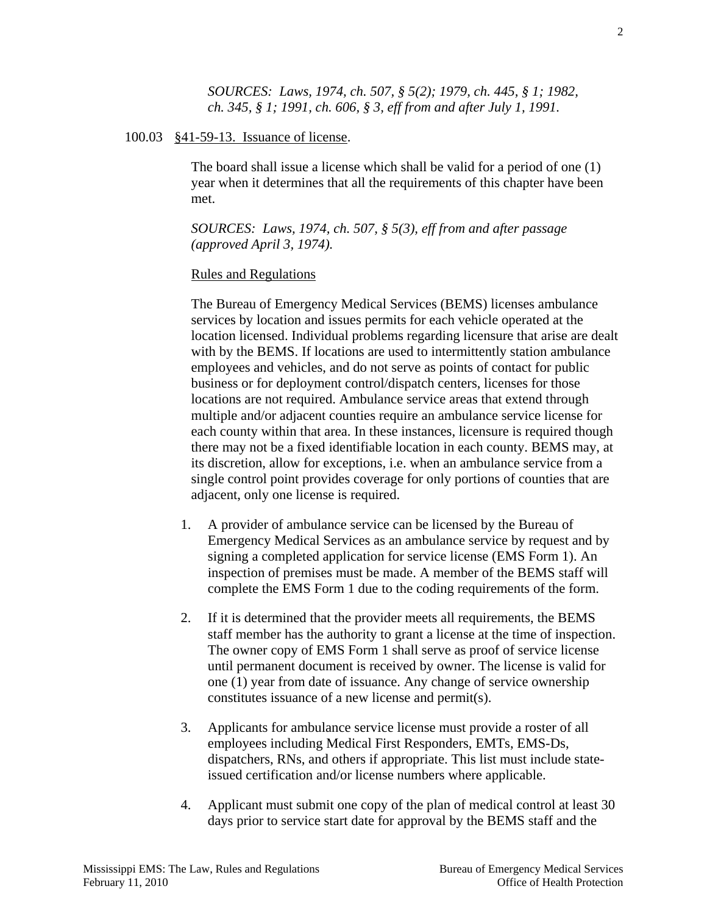*SOURCES: Laws, 1974, ch. 507, § 5(2); 1979, ch. 445, § 1; 1982, ch. 345, § 1; 1991, ch. 606, § 3, eff from and after July 1, 1991.*

100.03 §41-59-13. Issuance of license.

The board shall issue a license which shall be valid for a period of one (1) year when it determines that all the requirements of this chapter have been met.

*SOURCES: Laws, 1974, ch. 507, § 5(3), eff from and after passage (approved April 3, 1974).*

Rules and Regulations

The Bureau of Emergency Medical Services (BEMS) licenses ambulance services by location and issues permits for each vehicle operated at the location licensed. Individual problems regarding licensure that arise are dealt with by the BEMS. If locations are used to intermittently station ambulance employees and vehicles, and do not serve as points of contact for public business or for deployment control/dispatch centers, licenses for those locations are not required. Ambulance service areas that extend through multiple and/or adjacent counties require an ambulance service license for each county within that area. In these instances, licensure is required though there may not be a fixed identifiable location in each county. BEMS may, at its discretion, allow for exceptions, i.e. when an ambulance service from a single control point provides coverage for only portions of counties that are adjacent, only one license is required.

1. A provider of ambulance service can be licensed by the Bureau of Emergency Medical Services as an ambulance service by request and by signing a completed application for service license (EMS Form 1). An inspection of premises must be made. A member of the BEMS staff will complete the EMS Form 1 due to the coding requirements of the form.

2. If it is determined that the provider meets all requirements, the BEMS staff member has the authority to grant a license at the time of inspection. The owner copy of EMS Form 1 shall serve as proof of service license until permanent document is received by owner. The license is valid for one (1) year from date of issuance. Any change of service ownership constitutes issuance of a new license and permit(s).

3. Applicants for ambulance service license must provide a roster of all employees including Medical First Responders, EMTs, EMS-Ds, dispatchers, RNs, and others if appropriate. This list must include state-issued certification and/or license numbers where applicable.

4. Applicant must submit one copy of the plan of medical control at least 30 days prior to service start date for approval by the BEMS staff and the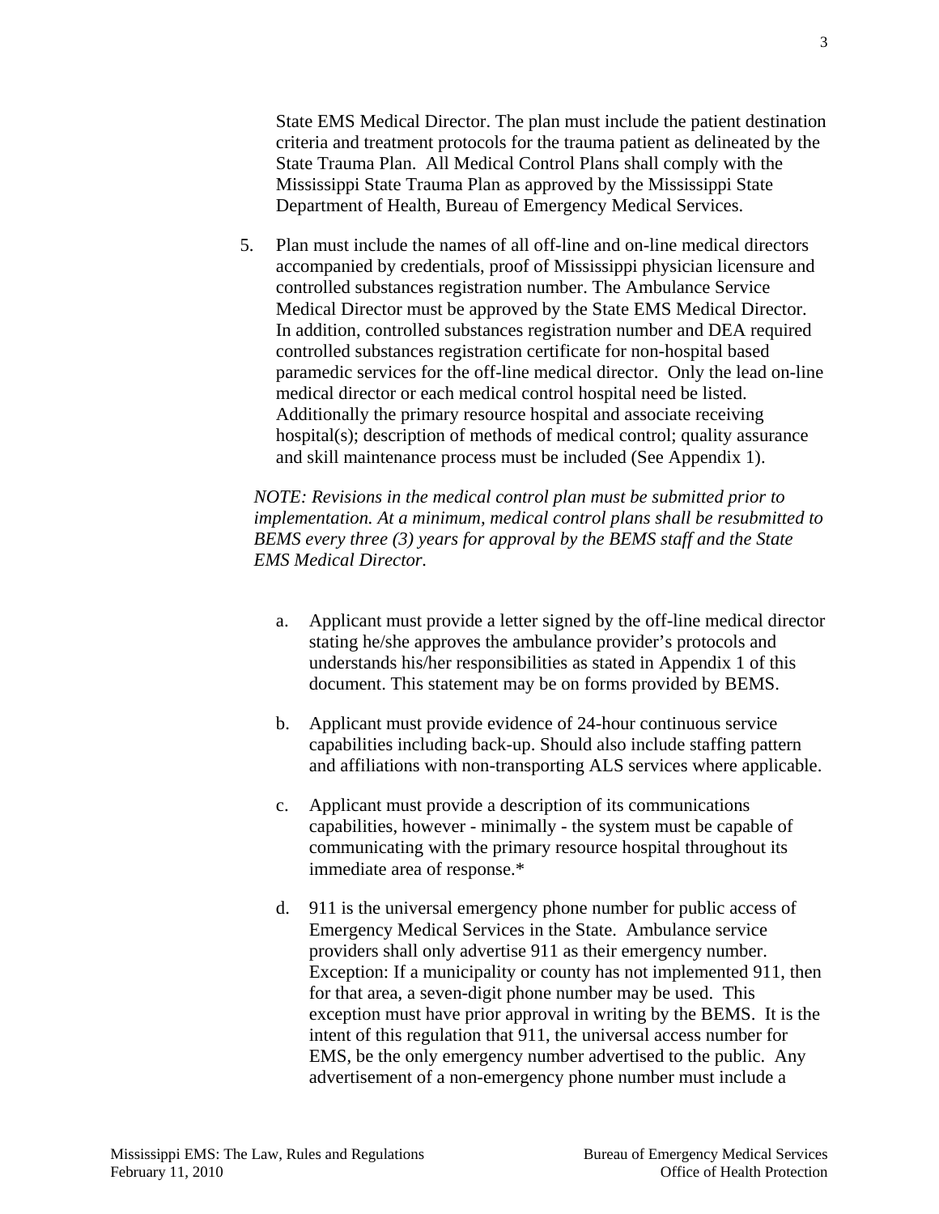State EMS Medical Director. The plan must include the patient destination criteria and treatment protocols for the trauma patient as delineated by the State Trauma Plan. All Medical Control Plans shall comply with the Mississippi State Trauma Plan as approved by the Mississippi State Department of Health, Bureau of Emergency Medical Services.

5. Plan must include the names of all off-line and on-line medical directors accompanied by credentials, proof of Mississippi physician licensure and controlled substances registration number. The Ambulance Service Medical Director must be approved by the State EMS Medical Director. In addition, controlled substances registration number and DEA required controlled substances registration certificate for non-hospital based paramedic services for the off-line medical director. Only the lead on-line medical director or each medical control hospital need be listed. Additionally the primary resource hospital and associate receiving hospital(s); description of methods of medical control; quality assurance and skill maintenance process must be included (See Appendix 1).

*NOTE: Revisions in the medical control plan must be submitted prior to implementation. At a minimum, medical control plans shall be resubmitted to BEMS every three (3) years for approval by the BEMS staff and the State EMS Medical Director.*

   a. Applicant must provide a letter signed by the off-line medical director stating he/she approves the ambulance provider's protocols and understands his/her responsibilities as stated in Appendix 1 of this document. This statement may be on forms provided by BEMS.

   b. Applicant must provide evidence of 24-hour continuous service capabilities including back-up. Should also include staffing pattern and affiliations with non-transporting ALS services where applicable.

   c. Applicant must provide a description of its communications capabilities, however - minimally - the system must be capable of communicating with the primary resource hospital throughout its immediate area of response.*

   d. 911 is the universal emergency phone number for public access of Emergency Medical Services in the State. Ambulance service providers shall only advertise 911 as their emergency number. Exception: If a municipality or county has not implemented 911, then for that area, a seven-digit phone number may be used. This exception must have prior approval in writing by the BEMS. It is the intent of this regulation that 911, the universal access number for EMS, be the only emergency number advertised to the public. Any advertisement of a non-emergency phone number must include a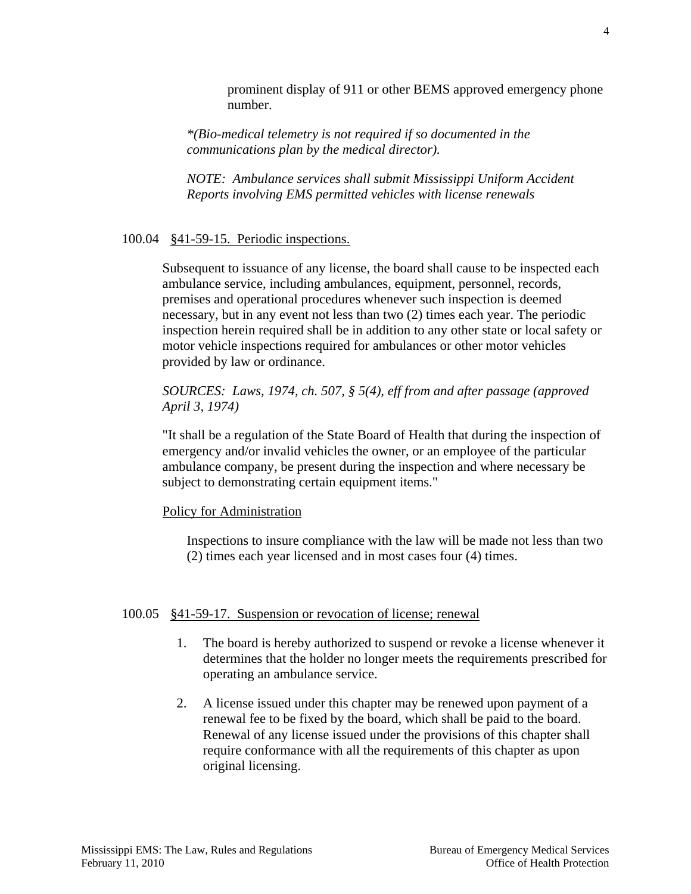prominent display of 911 or other BEMS approved emergency phone number.

*\*(Bio-medical telemetry is not required if so documented in the communications plan by the medical director).*

*NOTE: Ambulance services shall submit Mississippi Uniform Accident Reports involving EMS permitted vehicles with license renewals*

100.04 §41-59-15. Periodic inspections.

Subsequent to issuance of any license, the board shall cause to be inspected each ambulance service, including ambulances, equipment, personnel, records, premises and operational procedures whenever such inspection is deemed necessary, but in any event not less than two (2) times each year. The periodic inspection herein required shall be in addition to any other state or local safety or motor vehicle inspections required for ambulances or other motor vehicles provided by law or ordinance.

*SOURCES: Laws, 1974, ch. 507, § 5(4), eff from and after passage (approved April 3, 1974)*

"It shall be a regulation of the State Board of Health that during the inspection of emergency and/or invalid vehicles the owner, or an employee of the particular ambulance company, be present during the inspection and where necessary be subject to demonstrating certain equipment items."

Policy for Administration

Inspections to insure compliance with the law will be made not less than two (2) times each year licensed and in most cases four (4) times.

100.05 §41-59-17. Suspension or revocation of license; renewal

1. The board is hereby authorized to suspend or revoke a license whenever it determines that the holder no longer meets the requirements prescribed for operating an ambulance service.

2. A license issued under this chapter may be renewed upon payment of a renewal fee to be fixed by the board, which shall be paid to the board. Renewal of any license issued under the provisions of this chapter shall require conformance with all the requirements of this chapter as upon original licensing.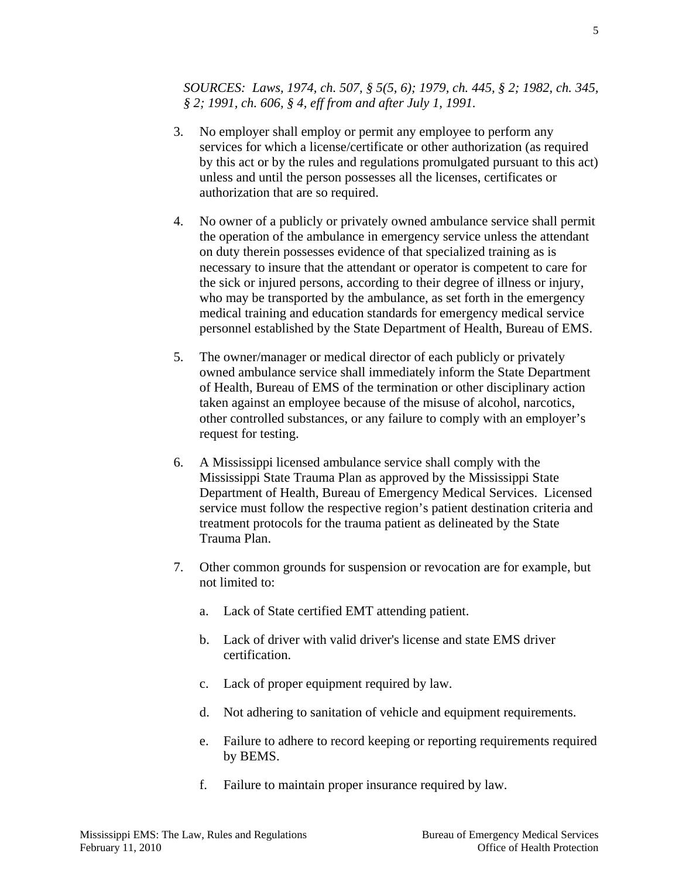*SOURCES: Laws, 1974, ch. 507, § 5(5, 6); 1979, ch. 445, § 2; 1982, ch. 345, § 2; 1991, ch. 606, § 4, eff from and after July 1, 1991.*

3. No employer shall employ or permit any employee to perform any services for which a license/certificate or other authorization (as required by this act or by the rules and regulations promulgated pursuant to this act) unless and until the person possesses all the licenses, certificates or authorization that are so required.

4. No owner of a publicly or privately owned ambulance service shall permit the operation of the ambulance in emergency service unless the attendant on duty therein possesses evidence of that specialized training as is necessary to insure that the attendant or operator is competent to care for the sick or injured persons, according to their degree of illness or injury, who may be transported by the ambulance, as set forth in the emergency medical training and education standards for emergency medical service personnel established by the State Department of Health, Bureau of EMS.

5. The owner/manager or medical director of each publicly or privately owned ambulance service shall immediately inform the State Department of Health, Bureau of EMS of the termination or other disciplinary action taken against an employee because of the misuse of alcohol, narcotics, other controlled substances, or any failure to comply with an employer's request for testing.

6. A Mississippi licensed ambulance service shall comply with the Mississippi State Trauma Plan as approved by the Mississippi State Department of Health, Bureau of Emergency Medical Services. Licensed service must follow the respective region's patient destination criteria and treatment protocols for the trauma patient as delineated by the State Trauma Plan.

7. Other common grounds for suspension or revocation are for example, but not limited to:

   a. Lack of State certified EMT attending patient.

   b. Lack of driver with valid driver's license and state EMS driver certification.

   c. Lack of proper equipment required by law.

   d. Not adhering to sanitation of vehicle and equipment requirements.

   e. Failure to adhere to record keeping or reporting requirements required by BEMS.

   f. Failure to maintain proper insurance required by law.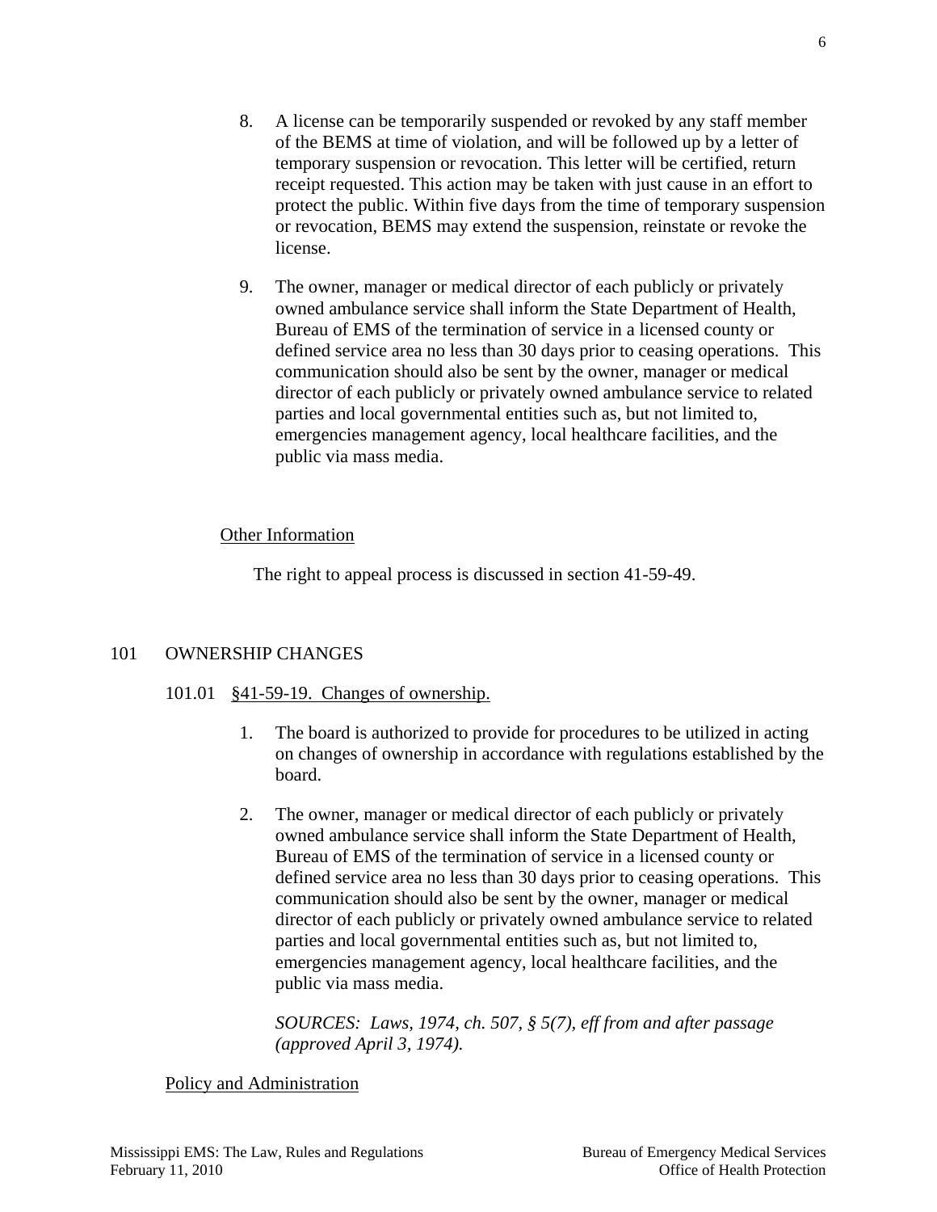8. A license can be temporarily suspended or revoked by any staff member of the BEMS at time of violation, and will be followed up by a letter of temporary suspension or revocation. This letter will be certified, return receipt requested. This action may be taken with just cause in an effort to protect the public. Within five days from the time of temporary suspension or revocation, BEMS may extend the suspension, reinstate or revoke the license.

9. The owner, manager or medical director of each publicly or privately owned ambulance service shall inform the State Department of Health, Bureau of EMS of the termination of service in a licensed county or defined service area no less than 30 days prior to ceasing operations. This communication should also be sent by the owner, manager or medical director of each publicly or privately owned ambulance service to related parties and local governmental entities such as, but not limited to, emergencies management agency, local healthcare facilities, and the public via mass media.

Other Information

The right to appeal process is discussed in section 41-59-49.

## 101 OWNERSHIP CHANGES

### 101.01 §41-59-19. Changes of ownership.

1. The board is authorized to provide for procedures to be utilized in acting on changes of ownership in accordance with regulations established by the board.

2. The owner, manager or medical director of each publicly or privately owned ambulance service shall inform the State Department of Health, Bureau of EMS of the termination of service in a licensed county or defined service area no less than 30 days prior to ceasing operations. This communication should also be sent by the owner, manager or medical director of each publicly or privately owned ambulance service to related parties and local governmental entities such as, but not limited to, emergencies management agency, local healthcare facilities, and the public via mass media.

*SOURCES: Laws, 1974, ch. 507, § 5(7), eff from and after passage (approved April 3, 1974).*

Policy and Administration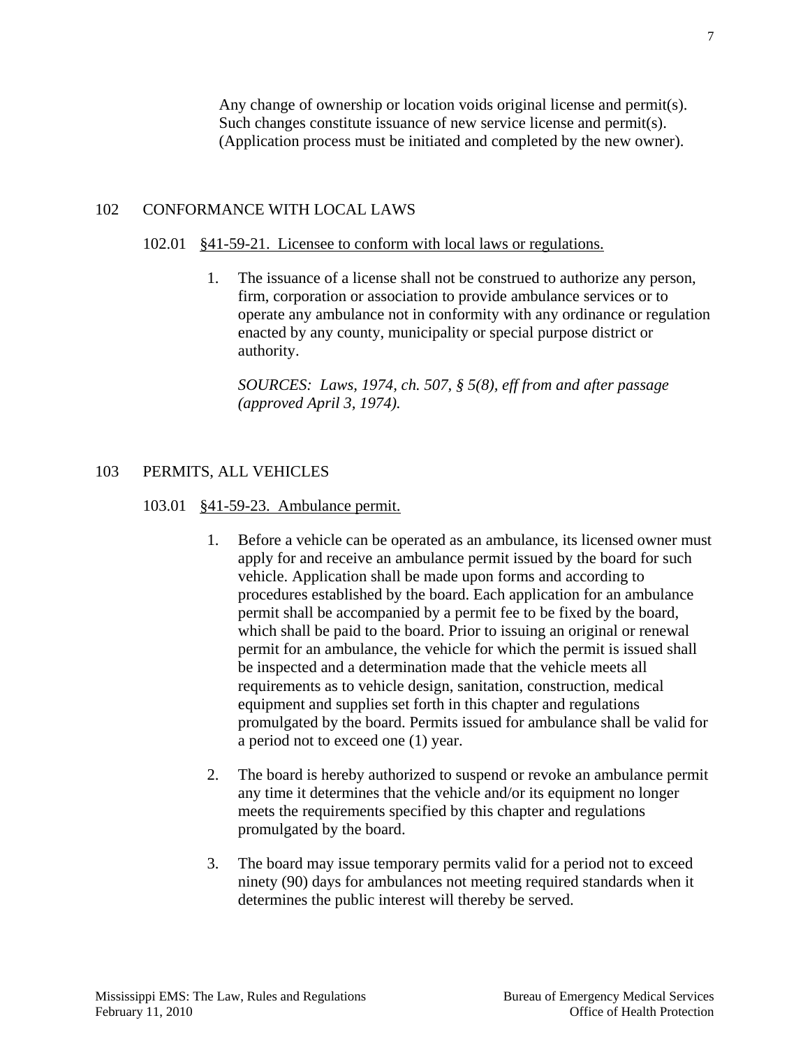Any change of ownership or location voids original license and permit(s). Such changes constitute issuance of new service license and permit(s). (Application process must be initiated and completed by the new owner).

## 102 CONFORMANCE WITH LOCAL LAWS

### 102.01 §41-59-21. Licensee to conform with local laws or regulations.

1. The issuance of a license shall not be construed to authorize any person, firm, corporation or association to provide ambulance services or to operate any ambulance not in conformity with any ordinance or regulation enacted by any county, municipality or special purpose district or authority.

   *SOURCES: Laws, 1974, ch. 507, § 5(8), eff from and after passage (approved April 3, 1974).*

## 103 PERMITS, ALL VEHICLES

### 103.01 §41-59-23. Ambulance permit.

1. Before a vehicle can be operated as an ambulance, its licensed owner must apply for and receive an ambulance permit issued by the board for such vehicle. Application shall be made upon forms and according to procedures established by the board. Each application for an ambulance permit shall be accompanied by a permit fee to be fixed by the board, which shall be paid to the board. Prior to issuing an original or renewal permit for an ambulance, the vehicle for which the permit is issued shall be inspected and a determination made that the vehicle meets all requirements as to vehicle design, sanitation, construction, medical equipment and supplies set forth in this chapter and regulations promulgated by the board. Permits issued for ambulance shall be valid for a period not to exceed one (1) year.

2. The board is hereby authorized to suspend or revoke an ambulance permit any time it determines that the vehicle and/or its equipment no longer meets the requirements specified by this chapter and regulations promulgated by the board.

3. The board may issue temporary permits valid for a period not to exceed ninety (90) days for ambulances not meeting required standards when it determines the public interest will thereby be served.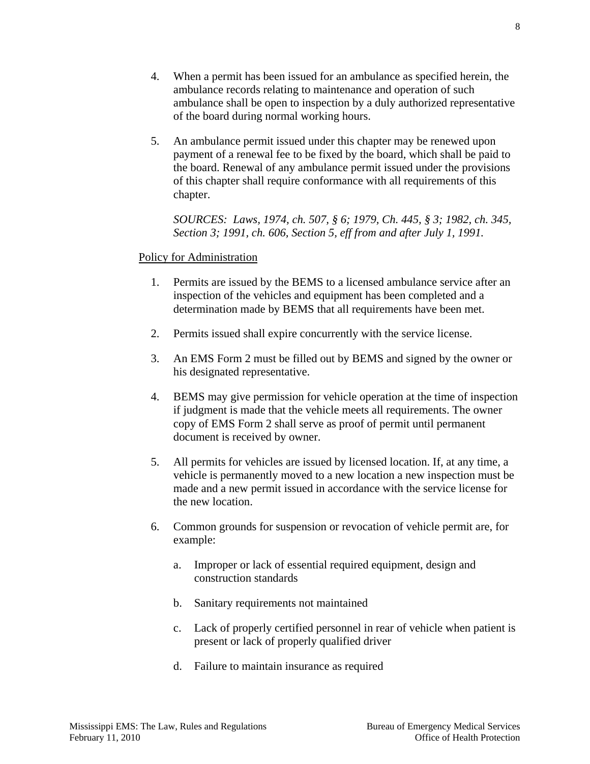4. When a permit has been issued for an ambulance as specified herein, the ambulance records relating to maintenance and operation of such ambulance shall be open to inspection by a duly authorized representative of the board during normal working hours.

5. An ambulance permit issued under this chapter may be renewed upon payment of a renewal fee to be fixed by the board, which shall be paid to the board. Renewal of any ambulance permit issued under the provisions of this chapter shall require conformance with all requirements of this chapter.

   *SOURCES: Laws, 1974, ch. 507, § 6; 1979, Ch. 445, § 3; 1982, ch. 345, Section 3; 1991, ch. 606, Section 5, eff from and after July 1, 1991.*

<u>Policy for Administration</u>

1. Permits are issued by the BEMS to a licensed ambulance service after an inspection of the vehicles and equipment has been completed and a determination made by BEMS that all requirements have been met.

2. Permits issued shall expire concurrently with the service license.

3. An EMS Form 2 must be filled out by BEMS and signed by the owner or his designated representative.

4. BEMS may give permission for vehicle operation at the time of inspection if judgment is made that the vehicle meets all requirements. The owner copy of EMS Form 2 shall serve as proof of permit until permanent document is received by owner.

5. All permits for vehicles are issued by licensed location. If, at any time, a vehicle is permanently moved to a new location a new inspection must be made and a new permit issued in accordance with the service license for the new location.

6. Common grounds for suspension or revocation of vehicle permit are, for example:

   a. Improper or lack of essential required equipment, design and construction standards

   b. Sanitary requirements not maintained

   c. Lack of properly certified personnel in rear of vehicle when patient is present or lack of properly qualified driver

   d. Failure to maintain insurance as required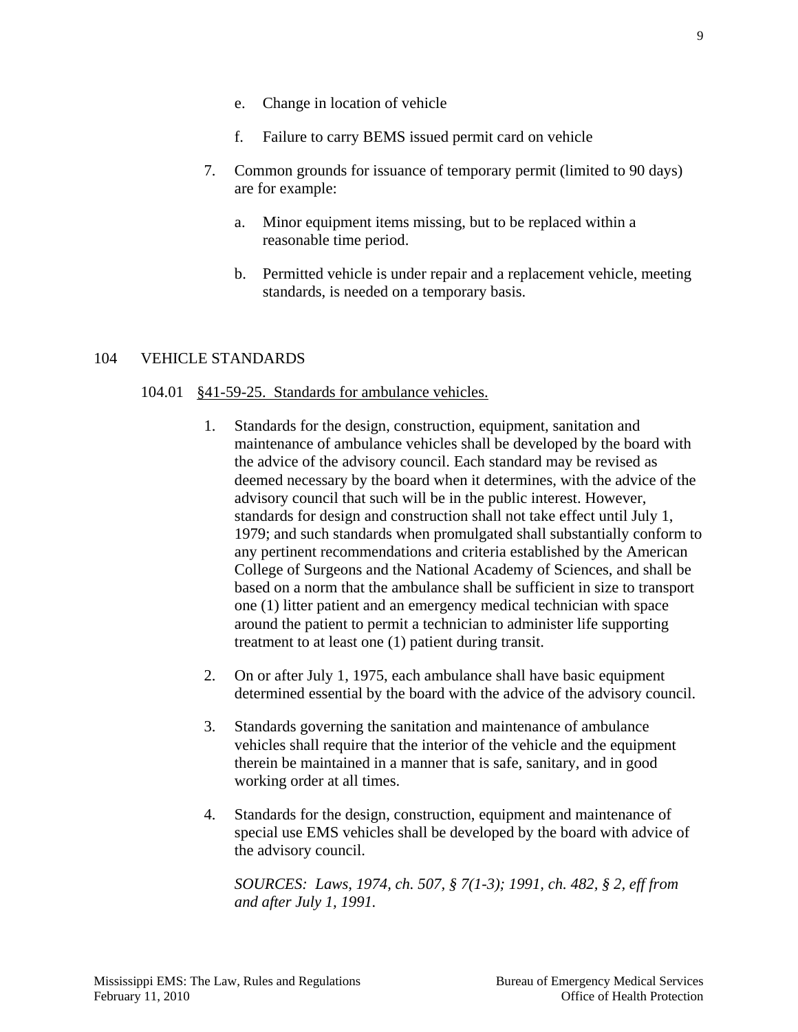e. Change in location of vehicle

f. Failure to carry BEMS issued permit card on vehicle

7. Common grounds for issuance of temporary permit (limited to 90 days) are for example:

   a. Minor equipment items missing, but to be replaced within a reasonable time period.

   b. Permitted vehicle is under repair and a replacement vehicle, meeting standards, is needed on a temporary basis.

## 104 VEHICLE STANDARDS

### 104.01 §41-59-25. Standards for ambulance vehicles.

1. Standards for the design, construction, equipment, sanitation and maintenance of ambulance vehicles shall be developed by the board with the advice of the advisory council. Each standard may be revised as deemed necessary by the board when it determines, with the advice of the advisory council that such will be in the public interest. However, standards for design and construction shall not take effect until July 1, 1979; and such standards when promulgated shall substantially conform to any pertinent recommendations and criteria established by the American College of Surgeons and the National Academy of Sciences, and shall be based on a norm that the ambulance shall be sufficient in size to transport one (1) litter patient and an emergency medical technician with space around the patient to permit a technician to administer life supporting treatment to at least one (1) patient during transit.

2. On or after July 1, 1975, each ambulance shall have basic equipment determined essential by the board with the advice of the advisory council.

3. Standards governing the sanitation and maintenance of ambulance vehicles shall require that the interior of the vehicle and the equipment therein be maintained in a manner that is safe, sanitary, and in good working order at all times.

4. Standards for the design, construction, equipment and maintenance of special use EMS vehicles shall be developed by the board with advice of the advisory council.

   *SOURCES: Laws, 1974, ch. 507, § 7(1-3); 1991, ch. 482, § 2, eff from and after July 1, 1991.*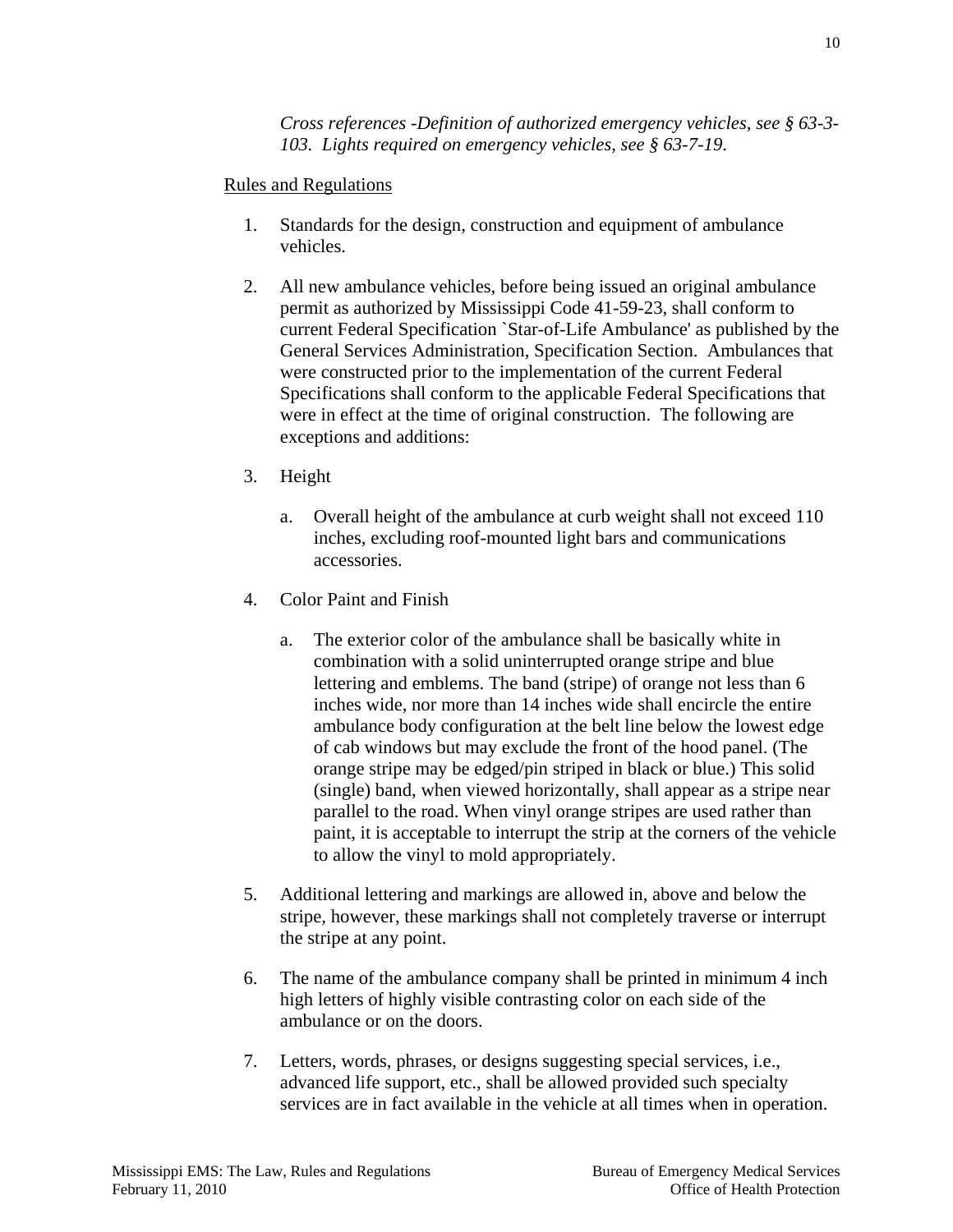*Cross references -Definition of authorized emergency vehicles, see § 63-3-103. Lights required on emergency vehicles, see § 63-7-19.*

Rules and Regulations

1. Standards for the design, construction and equipment of ambulance vehicles.

2. All new ambulance vehicles, before being issued an original ambulance permit as authorized by Mississippi Code 41-59-23, shall conform to current Federal Specification `Star-of-Life Ambulance' as published by the General Services Administration, Specification Section. Ambulances that were constructed prior to the implementation of the current Federal Specifications shall conform to the applicable Federal Specifications that were in effect at the time of original construction. The following are exceptions and additions:

3. Height

   a. Overall height of the ambulance at curb weight shall not exceed 110 inches, excluding roof-mounted light bars and communications accessories.

4. Color Paint and Finish

   a. The exterior color of the ambulance shall be basically white in combination with a solid uninterrupted orange stripe and blue lettering and emblems. The band (stripe) of orange not less than 6 inches wide, nor more than 14 inches wide shall encircle the entire ambulance body configuration at the belt line below the lowest edge of cab windows but may exclude the front of the hood panel. (The orange stripe may be edged/pin striped in black or blue.) This solid (single) band, when viewed horizontally, shall appear as a stripe near parallel to the road. When vinyl orange stripes are used rather than paint, it is acceptable to interrupt the strip at the corners of the vehicle to allow the vinyl to mold appropriately.

5. Additional lettering and markings are allowed in, above and below the stripe, however, these markings shall not completely traverse or interrupt the stripe at any point.

6. The name of the ambulance company shall be printed in minimum 4 inch high letters of highly visible contrasting color on each side of the ambulance or on the doors.

7. Letters, words, phrases, or designs suggesting special services, i.e., advanced life support, etc., shall be allowed provided such specialty services are in fact available in the vehicle at all times when in operation.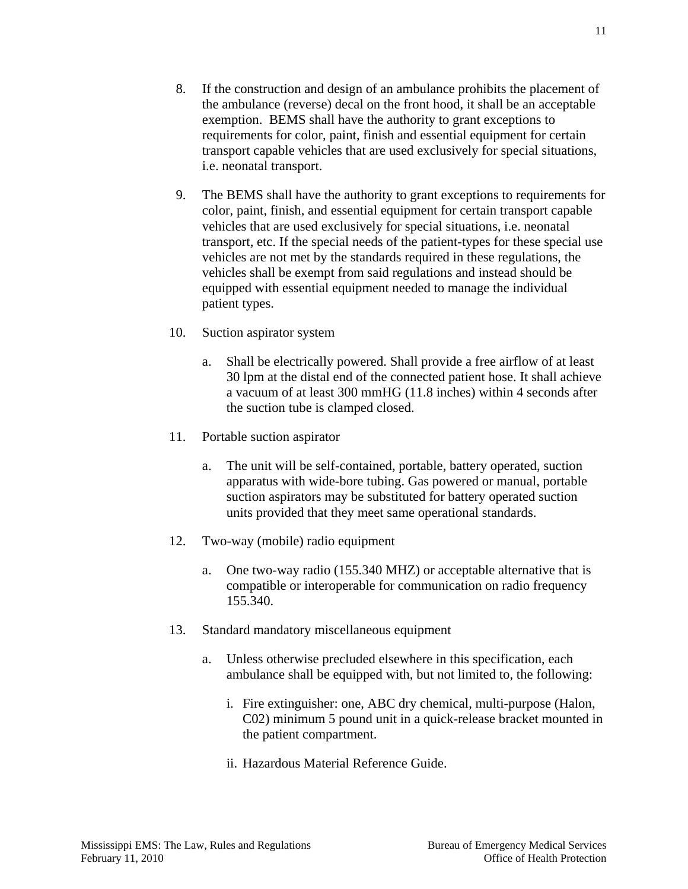8. If the construction and design of an ambulance prohibits the placement of the ambulance (reverse) decal on the front hood, it shall be an acceptable exemption. BEMS shall have the authority to grant exceptions to requirements for color, paint, finish and essential equipment for certain transport capable vehicles that are used exclusively for special situations, i.e. neonatal transport.

9. The BEMS shall have the authority to grant exceptions to requirements for color, paint, finish, and essential equipment for certain transport capable vehicles that are used exclusively for special situations, i.e. neonatal transport, etc. If the special needs of the patient-types for these special use vehicles are not met by the standards required in these regulations, the vehicles shall be exempt from said regulations and instead should be equipped with essential equipment needed to manage the individual patient types.

10. Suction aspirator system

    a. Shall be electrically powered. Shall provide a free airflow of at least 30 lpm at the distal end of the connected patient hose. It shall achieve a vacuum of at least 300 mmHG (11.8 inches) within 4 seconds after the suction tube is clamped closed.

11. Portable suction aspirator

    a. The unit will be self-contained, portable, battery operated, suction apparatus with wide-bore tubing. Gas powered or manual, portable suction aspirators may be substituted for battery operated suction units provided that they meet same operational standards.

12. Two-way (mobile) radio equipment

    a. One two-way radio (155.340 MHZ) or acceptable alternative that is compatible or interoperable for communication on radio frequency 155.340.

13. Standard mandatory miscellaneous equipment

    a. Unless otherwise precluded elsewhere in this specification, each ambulance shall be equipped with, but not limited to, the following:

        i. Fire extinguisher: one, ABC dry chemical, multi-purpose (Halon, C02) minimum 5 pound unit in a quick-release bracket mounted in the patient compartment.

        ii. Hazardous Material Reference Guide.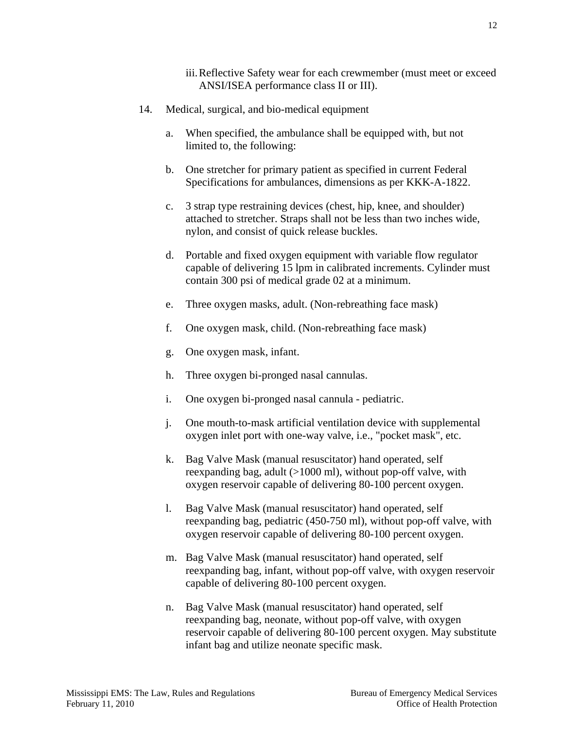iii. Reflective Safety wear for each crewmember (must meet or exceed ANSI/ISEA performance class II or III).

14. Medical, surgical, and bio-medical equipment

    a. When specified, the ambulance shall be equipped with, but not limited to, the following:

    b. One stretcher for primary patient as specified in current Federal Specifications for ambulances, dimensions as per KKK-A-1822.

    c. 3 strap type restraining devices (chest, hip, knee, and shoulder) attached to stretcher. Straps shall not be less than two inches wide, nylon, and consist of quick release buckles.

    d. Portable and fixed oxygen equipment with variable flow regulator capable of delivering 15 lpm in calibrated increments. Cylinder must contain 300 psi of medical grade 02 at a minimum.

    e. Three oxygen masks, adult. (Non-rebreathing face mask)

    f. One oxygen mask, child. (Non-rebreathing face mask)

    g. One oxygen mask, infant.

    h. Three oxygen bi-pronged nasal cannulas.

    i. One oxygen bi-pronged nasal cannula - pediatric.

    j. One mouth-to-mask artificial ventilation device with supplemental oxygen inlet port with one-way valve, i.e., "pocket mask", etc.

    k. Bag Valve Mask (manual resuscitator) hand operated, self reexpanding bag, adult (>1000 ml), without pop-off valve, with oxygen reservoir capable of delivering 80-100 percent oxygen.

    l. Bag Valve Mask (manual resuscitator) hand operated, self reexpanding bag, pediatric (450-750 ml), without pop-off valve, with oxygen reservoir capable of delivering 80-100 percent oxygen.

    m. Bag Valve Mask (manual resuscitator) hand operated, self reexpanding bag, infant, without pop-off valve, with oxygen reservoir capable of delivering 80-100 percent oxygen.

    n. Bag Valve Mask (manual resuscitator) hand operated, self reexpanding bag, neonate, without pop-off valve, with oxygen reservoir capable of delivering 80-100 percent oxygen. May substitute infant bag and utilize neonate specific mask.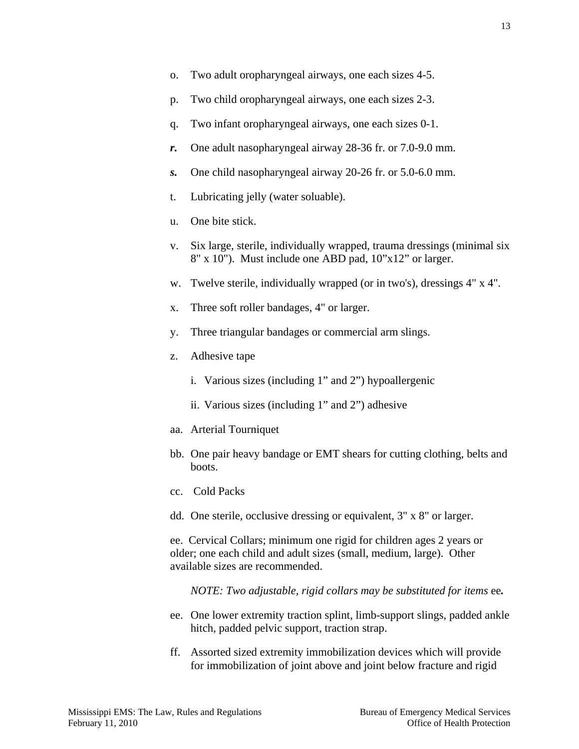o. Two adult oropharyngeal airways, one each sizes 4-5.

p. Two child oropharyngeal airways, one each sizes 2-3.

q. Two infant oropharyngeal airways, one each sizes 0-1.

***r.*** One adult nasopharyngeal airway 28-36 fr. or 7.0-9.0 mm.

***s.*** One child nasopharyngeal airway 20-26 fr. or 5.0-6.0 mm.

t. Lubricating jelly (water soluable).

u. One bite stick.

v. Six large, sterile, individually wrapped, trauma dressings (minimal six 8" x 10"). Must include one ABD pad, 10"x12" or larger.

w. Twelve sterile, individually wrapped (or in two's), dressings 4" x 4".

x. Three soft roller bandages, 4" or larger.

y. Three triangular bandages or commercial arm slings.

z. Adhesive tape

   i. Various sizes (including 1" and 2") hypoallergenic

   ii. Various sizes (including 1" and 2") adhesive

aa. Arterial Tourniquet

bb. One pair heavy bandage or EMT shears for cutting clothing, belts and boots.

cc. Cold Packs

dd. One sterile, occlusive dressing or equivalent, 3" x 8" or larger.

ee. Cervical Collars; minimum one rigid for children ages 2 years or older; one each child and adult sizes (small, medium, large). Other available sizes are recommended.

*NOTE: Two adjustable, rigid collars may be substituted for items* ee**.**

ee. One lower extremity traction splint, limb-support slings, padded ankle hitch, padded pelvic support, traction strap.

ff. Assorted sized extremity immobilization devices which will provide for immobilization of joint above and joint below fracture and rigid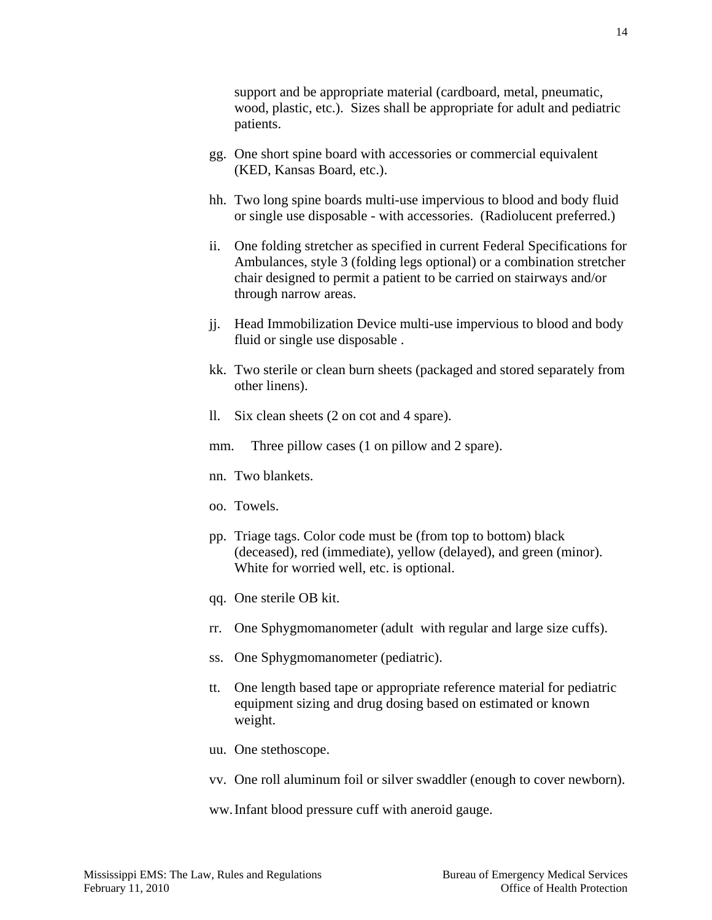support and be appropriate material (cardboard, metal, pneumatic, wood, plastic, etc.). Sizes shall be appropriate for adult and pediatric patients.

gg. One short spine board with accessories or commercial equivalent (KED, Kansas Board, etc.).

hh. Two long spine boards multi-use impervious to blood and body fluid or single use disposable - with accessories. (Radiolucent preferred.)

ii. One folding stretcher as specified in current Federal Specifications for Ambulances, style 3 (folding legs optional) or a combination stretcher chair designed to permit a patient to be carried on stairways and/or through narrow areas.

jj. Head Immobilization Device multi-use impervious to blood and body fluid or single use disposable .

kk. Two sterile or clean burn sheets (packaged and stored separately from other linens).

ll. Six clean sheets (2 on cot and 4 spare).

mm. Three pillow cases (1 on pillow and 2 spare).

nn. Two blankets.

oo. Towels.

pp. Triage tags. Color code must be (from top to bottom) black (deceased), red (immediate), yellow (delayed), and green (minor). White for worried well, etc. is optional.

qq. One sterile OB kit.

rr. One Sphygmomanometer (adult with regular and large size cuffs).

ss. One Sphygmomanometer (pediatric).

tt. One length based tape or appropriate reference material for pediatric equipment sizing and drug dosing based on estimated or known weight.

uu. One stethoscope.

vv. One roll aluminum foil or silver swaddler (enough to cover newborn).

ww. Infant blood pressure cuff with aneroid gauge.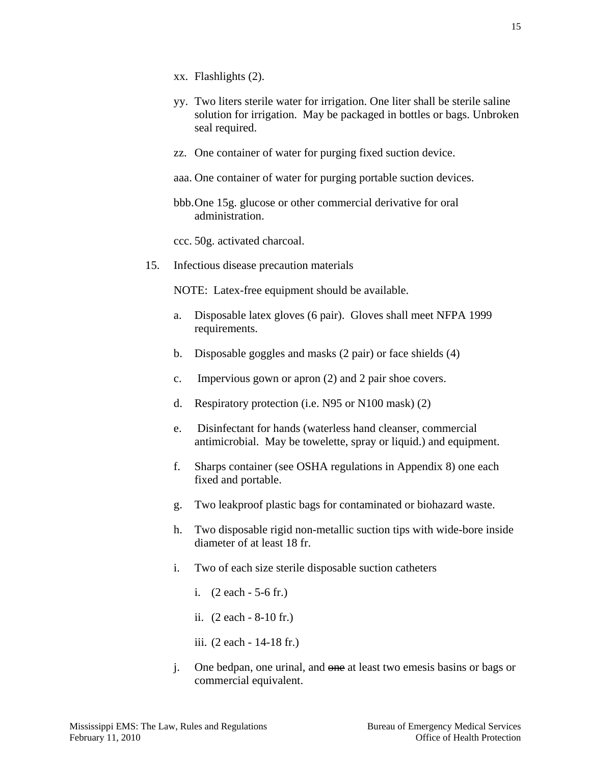xx. Flashlights (2).

yy. Two liters sterile water for irrigation. One liter shall be sterile saline solution for irrigation. May be packaged in bottles or bags. Unbroken seal required.

zz. One container of water for purging fixed suction device.

aaa. One container of water for purging portable suction devices.

bbb. One 15g. glucose or other commercial derivative for oral administration.

ccc. 50g. activated charcoal.

15. Infectious disease precaution materials

NOTE: Latex-free equipment should be available.

a. Disposable latex gloves (6 pair). Gloves shall meet NFPA 1999 requirements.

b. Disposable goggles and masks (2 pair) or face shields (4)

c. Impervious gown or apron (2) and 2 pair shoe covers.

d. Respiratory protection (i.e. N95 or N100 mask) (2)

e. Disinfectant for hands (waterless hand cleanser, commercial antimicrobial. May be towelette, spray or liquid.) and equipment.

f. Sharps container (see OSHA regulations in Appendix 8) one each fixed and portable.

g. Two leakproof plastic bags for contaminated or biohazard waste.

h. Two disposable rigid non-metallic suction tips with wide-bore inside diameter of at least 18 fr.

i. Two of each size sterile disposable suction catheters

   i. (2 each - 5-6 fr.)

   ii. (2 each - 8-10 fr.)

   iii. (2 each - 14-18 fr.)

j. One bedpan, one urinal, and ~~one~~ at least two emesis basins or bags or commercial equivalent.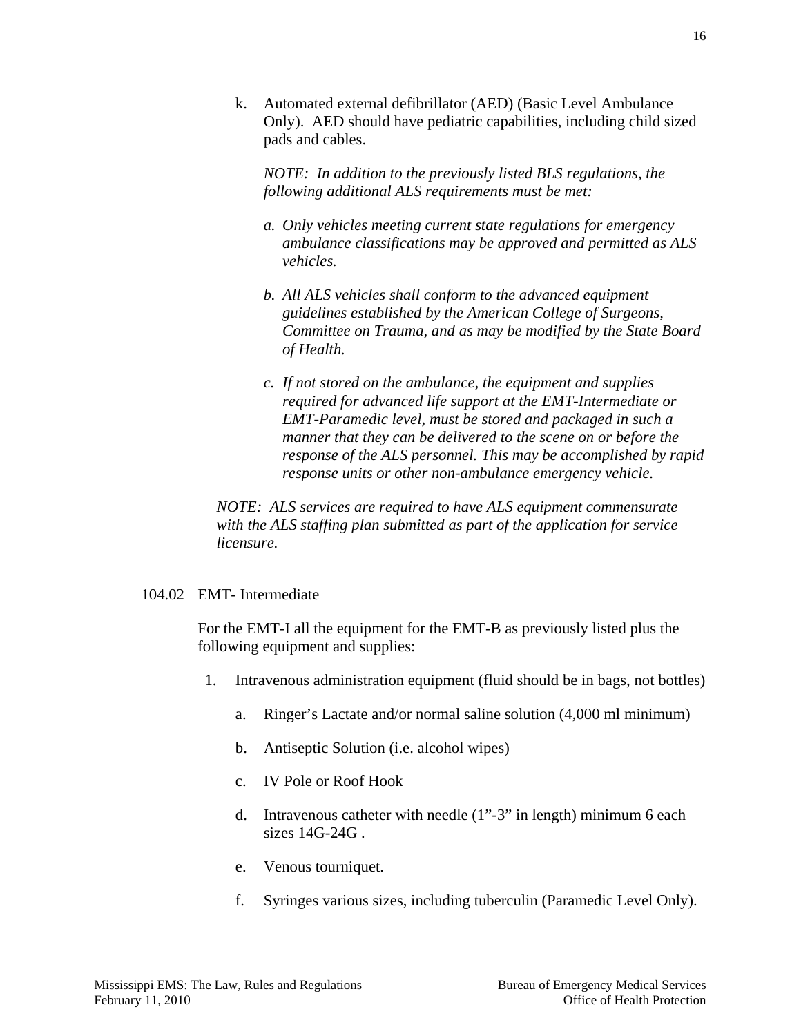k. Automated external defibrillator (AED) (Basic Level Ambulance Only). AED should have pediatric capabilities, including child sized pads and cables.

*NOTE: In addition to the previously listed BLS regulations, the following additional ALS requirements must be met:*

*a. Only vehicles meeting current state regulations for emergency ambulance classifications may be approved and permitted as ALS vehicles.*

*b. All ALS vehicles shall conform to the advanced equipment guidelines established by the American College of Surgeons, Committee on Trauma, and as may be modified by the State Board of Health.*

*c. If not stored on the ambulance, the equipment and supplies required for advanced life support at the EMT-Intermediate or EMT-Paramedic level, must be stored and packaged in such a manner that they can be delivered to the scene on or before the response of the ALS personnel. This may be accomplished by rapid response units or other non-ambulance emergency vehicle.*

*NOTE: ALS services are required to have ALS equipment commensurate with the ALS staffing plan submitted as part of the application for service licensure.*

104.02 EMT- Intermediate

For the EMT-I all the equipment for the EMT-B as previously listed plus the following equipment and supplies:

1. Intravenous administration equipment (fluid should be in bags, not bottles)

    a. Ringer's Lactate and/or normal saline solution (4,000 ml minimum)

    b. Antiseptic Solution (i.e. alcohol wipes)

    c. IV Pole or Roof Hook

    d. Intravenous catheter with needle (1"-3" in length) minimum 6 each sizes 14G-24G .

    e. Venous tourniquet.

    f. Syringes various sizes, including tuberculin (Paramedic Level Only).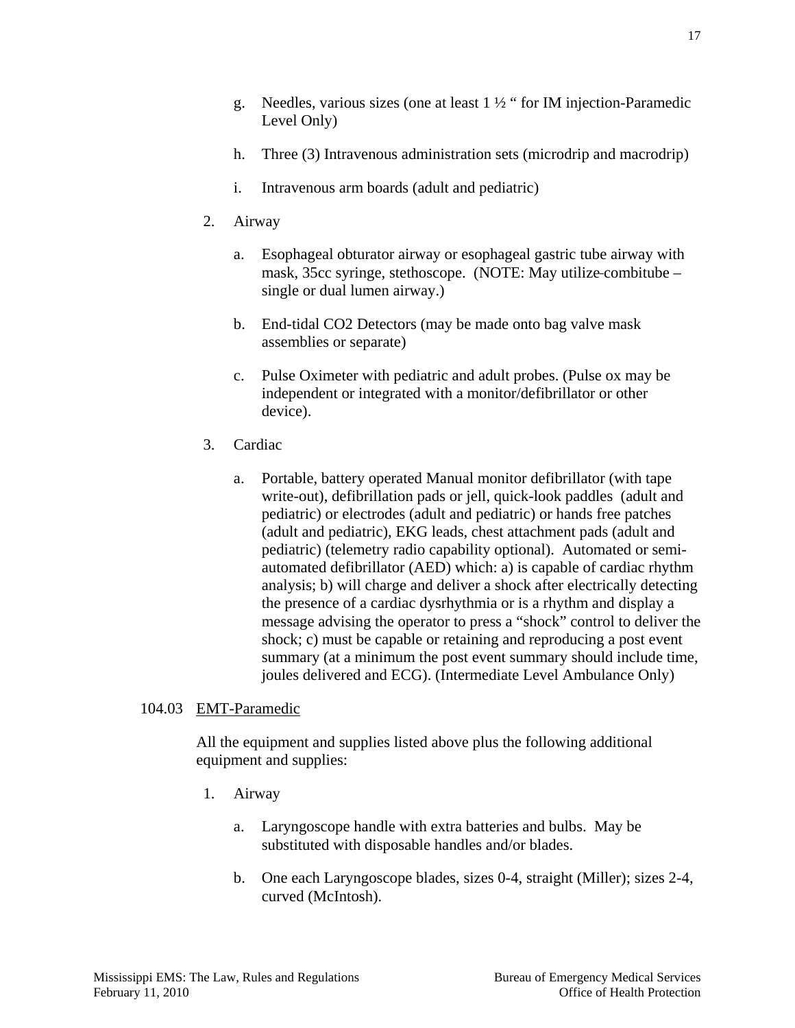g. Needles, various sizes (one at least 1 ½ " for IM injection-Paramedic Level Only)

h. Three (3) Intravenous administration sets (microdrip and macrodrip)

i. Intravenous arm boards (adult and pediatric)

2. Airway

   a. Esophageal obturator airway or esophageal gastric tube airway with mask, 35cc syringe, stethoscope. (NOTE: May utilize combitube – single or dual lumen airway.)

   b. End-tidal CO2 Detectors (may be made onto bag valve mask assemblies or separate)

   c. Pulse Oximeter with pediatric and adult probes. (Pulse ox may be independent or integrated with a monitor/defibrillator or other device).

3. Cardiac

   a. Portable, battery operated Manual monitor defibrillator (with tape write-out), defibrillation pads or jell, quick-look paddles (adult and pediatric) or electrodes (adult and pediatric) or hands free patches (adult and pediatric), EKG leads, chest attachment pads (adult and pediatric) (telemetry radio capability optional). Automated or semi-automated defibrillator (AED) which: a) is capable of cardiac rhythm analysis; b) will charge and deliver a shock after electrically detecting the presence of a cardiac dysrhythmia or is a rhythm and display a message advising the operator to press a "shock" control to deliver the shock; c) must be capable or retaining and reproducing a post event summary (at a minimum the post event summary should include time, joules delivered and ECG). (Intermediate Level Ambulance Only)

104.03 <u>EMT-Paramedic</u>

All the equipment and supplies listed above plus the following additional equipment and supplies:

1. Airway

   a. Laryngoscope handle with extra batteries and bulbs. May be substituted with disposable handles and/or blades.

   b. One each Laryngoscope blades, sizes 0-4, straight (Miller); sizes 2-4, curved (McIntosh).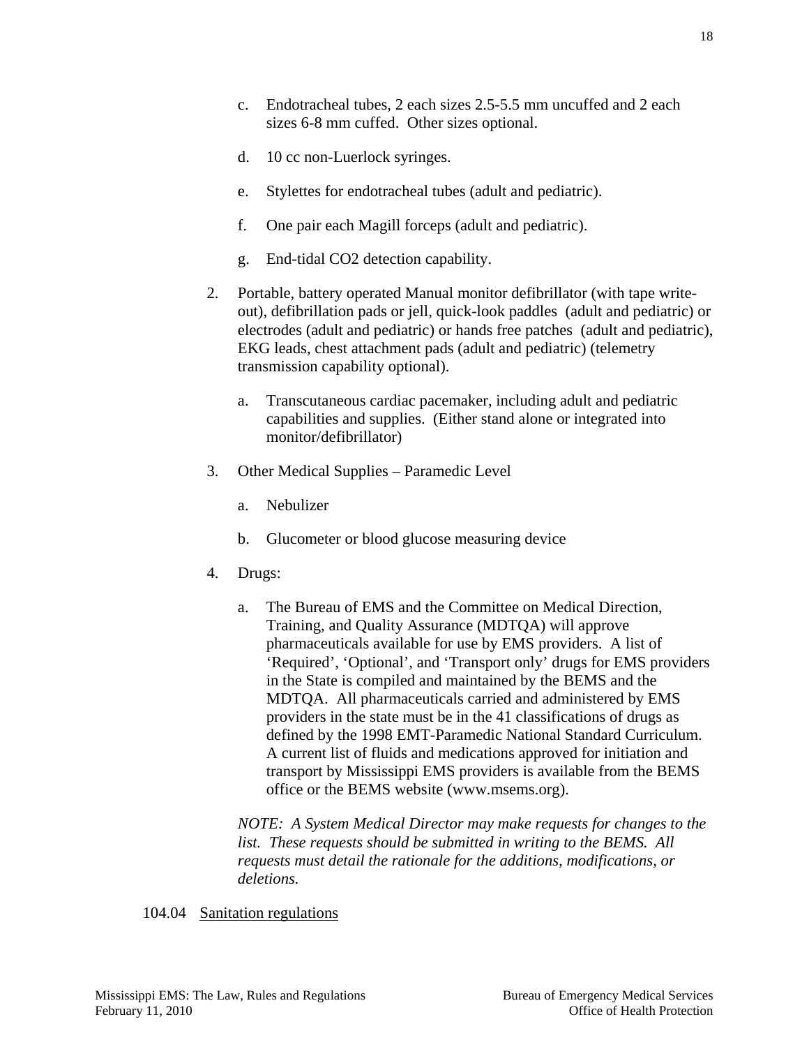c. Endotracheal tubes, 2 each sizes 2.5-5.5 mm uncuffed and 2 each sizes 6-8 mm cuffed. Other sizes optional.

d. 10 cc non-Luerlock syringes.

e. Stylettes for endotracheal tubes (adult and pediatric).

f. One pair each Magill forceps (adult and pediatric).

g. End-tidal CO2 detection capability.

2. Portable, battery operated Manual monitor defibrillator (with tape write-out), defibrillation pads or jell, quick-look paddles (adult and pediatric) or electrodes (adult and pediatric) or hands free patches (adult and pediatric), EKG leads, chest attachment pads (adult and pediatric) (telemetry transmission capability optional).

   a. Transcutaneous cardiac pacemaker, including adult and pediatric capabilities and supplies. (Either stand alone or integrated into monitor/defibrillator)

3. Other Medical Supplies – Paramedic Level

   a. Nebulizer

   b. Glucometer or blood glucose measuring device

4. Drugs:

   a. The Bureau of EMS and the Committee on Medical Direction, Training, and Quality Assurance (MDTQA) will approve pharmaceuticals available for use by EMS providers. A list of 'Required', 'Optional', and 'Transport only' drugs for EMS providers in the State is compiled and maintained by the BEMS and the MDTQA. All pharmaceuticals carried and administered by EMS providers in the state must be in the 41 classifications of drugs as defined by the 1998 EMT-Paramedic National Standard Curriculum. A current list of fluids and medications approved for initiation and transport by Mississippi EMS providers is available from the BEMS office or the BEMS website (www.msems.org).

   *NOTE: A System Medical Director may make requests for changes to the list. These requests should be submitted in writing to the BEMS. All requests must detail the rationale for the additions, modifications, or deletions.*

104.04 Sanitation regulations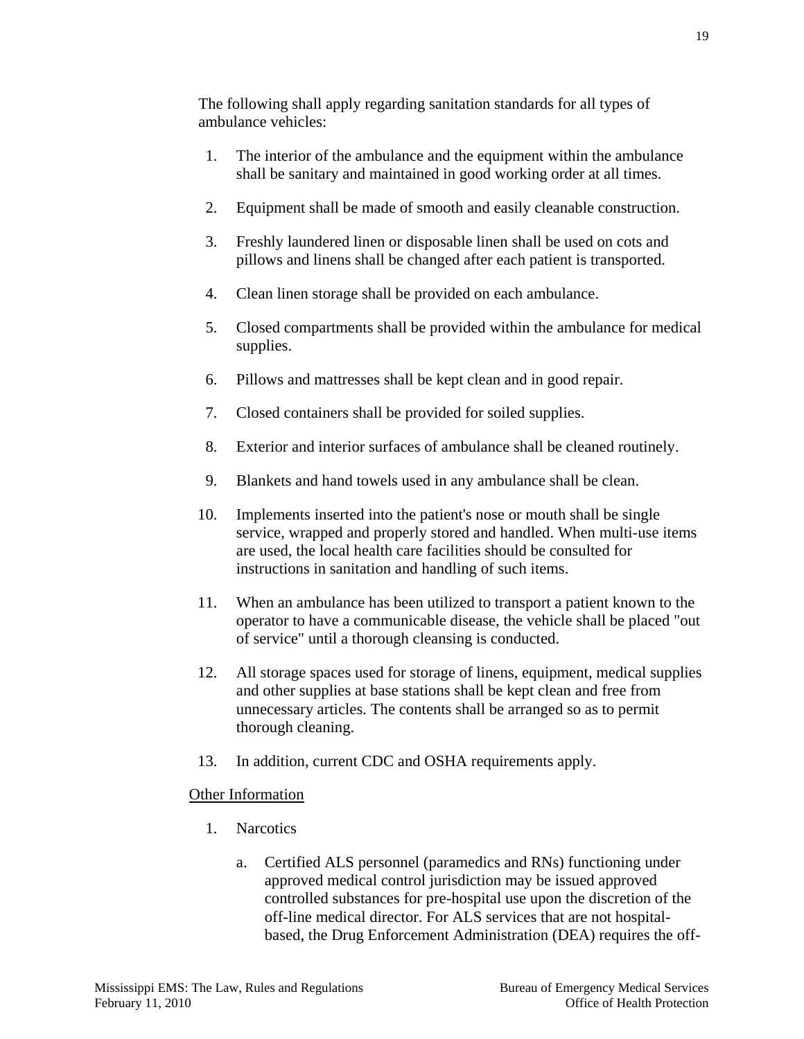The following shall apply regarding sanitation standards for all types of ambulance vehicles:

1. The interior of the ambulance and the equipment within the ambulance shall be sanitary and maintained in good working order at all times.
2. Equipment shall be made of smooth and easily cleanable construction.
3. Freshly laundered linen or disposable linen shall be used on cots and pillows and linens shall be changed after each patient is transported.
4. Clean linen storage shall be provided on each ambulance.
5. Closed compartments shall be provided within the ambulance for medical supplies.
6. Pillows and mattresses shall be kept clean and in good repair.
7. Closed containers shall be provided for soiled supplies.
8. Exterior and interior surfaces of ambulance shall be cleaned routinely.
9. Blankets and hand towels used in any ambulance shall be clean.
10. Implements inserted into the patient's nose or mouth shall be single service, wrapped and properly stored and handled. When multi-use items are used, the local health care facilities should be consulted for instructions in sanitation and handling of such items.
11. When an ambulance has been utilized to transport a patient known to the operator to have a communicable disease, the vehicle shall be placed "out of service" until a thorough cleansing is conducted.
12. All storage spaces used for storage of linens, equipment, medical supplies and other supplies at base stations shall be kept clean and free from unnecessary articles. The contents shall be arranged so as to permit thorough cleaning.
13. In addition, current CDC and OSHA requirements apply.

<u>Other Information</u>

1. Narcotics

   a. Certified ALS personnel (paramedics and RNs) functioning under approved medical control jurisdiction may be issued approved controlled substances for pre-hospital use upon the discretion of the off-line medical director. For ALS services that are not hospital-based, the Drug Enforcement Administration (DEA) requires the off-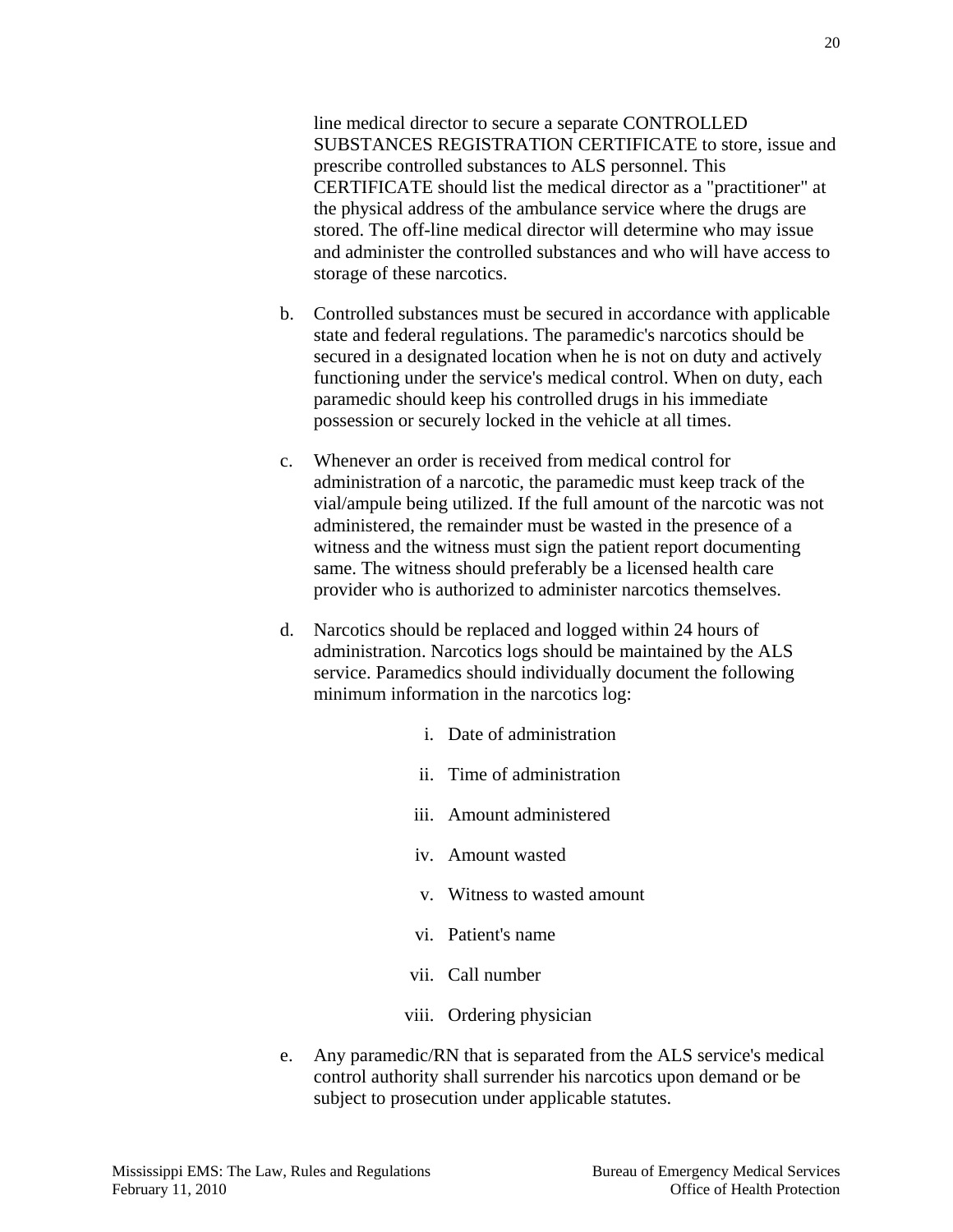line medical director to secure a separate CONTROLLED SUBSTANCES REGISTRATION CERTIFICATE to store, issue and prescribe controlled substances to ALS personnel. This CERTIFICATE should list the medical director as a "practitioner" at the physical address of the ambulance service where the drugs are stored. The off-line medical director will determine who may issue and administer the controlled substances and who will have access to storage of these narcotics.

b. Controlled substances must be secured in accordance with applicable state and federal regulations. The paramedic's narcotics should be secured in a designated location when he is not on duty and actively functioning under the service's medical control. When on duty, each paramedic should keep his controlled drugs in his immediate possession or securely locked in the vehicle at all times.

c. Whenever an order is received from medical control for administration of a narcotic, the paramedic must keep track of the vial/ampule being utilized. If the full amount of the narcotic was not administered, the remainder must be wasted in the presence of a witness and the witness must sign the patient report documenting same. The witness should preferably be a licensed health care provider who is authorized to administer narcotics themselves.

d. Narcotics should be replaced and logged within 24 hours of administration. Narcotics logs should be maintained by the ALS service. Paramedics should individually document the following minimum information in the narcotics log:

   i. Date of administration

   ii. Time of administration

   iii. Amount administered

   iv. Amount wasted

   v. Witness to wasted amount

   vi. Patient's name

   vii. Call number

   viii. Ordering physician

e. Any paramedic/RN that is separated from the ALS service's medical control authority shall surrender his narcotics upon demand or be subject to prosecution under applicable statutes.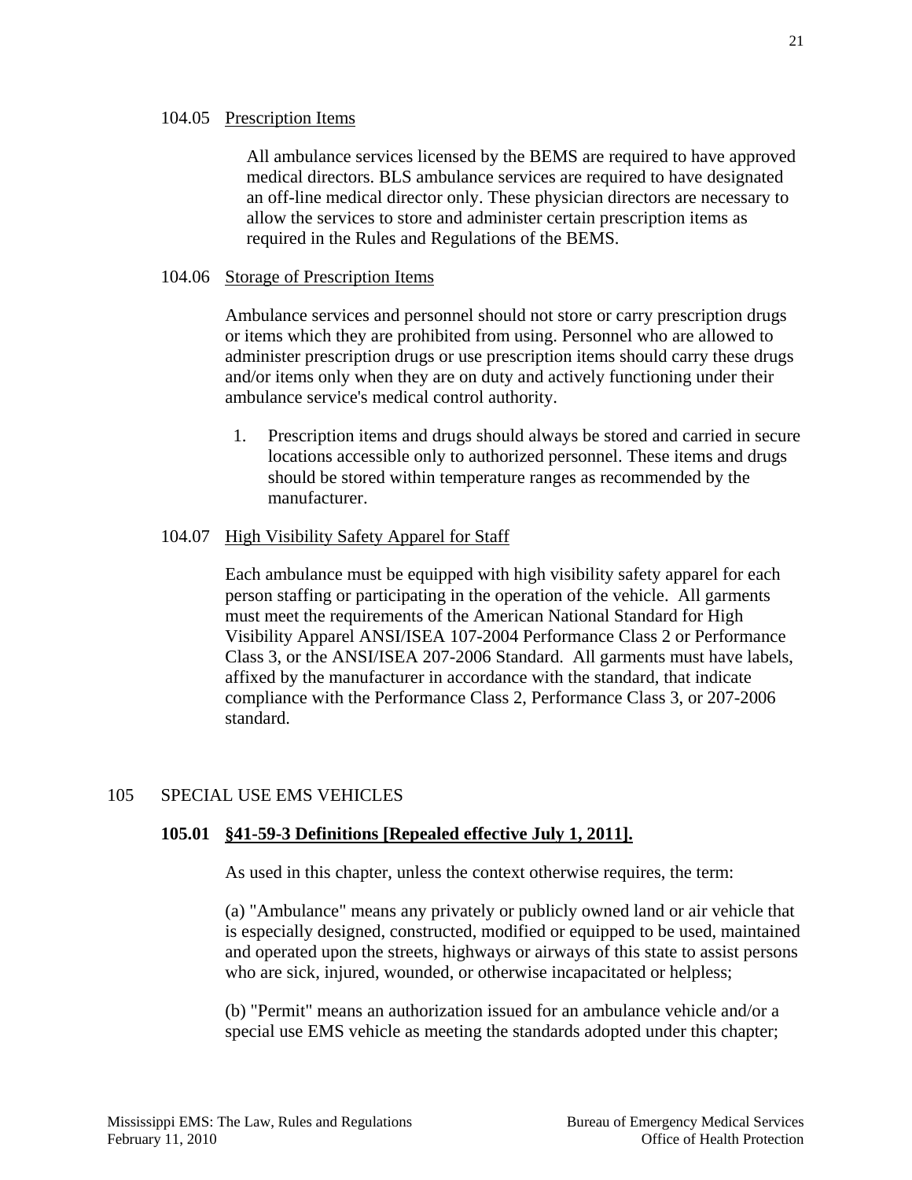104.05 Prescription Items

All ambulance services licensed by the BEMS are required to have approved medical directors. BLS ambulance services are required to have designated an off-line medical director only. These physician directors are necessary to allow the services to store and administer certain prescription items as required in the Rules and Regulations of the BEMS.

104.06 Storage of Prescription Items

Ambulance services and personnel should not store or carry prescription drugs or items which they are prohibited from using. Personnel who are allowed to administer prescription drugs or use prescription items should carry these drugs and/or items only when they are on duty and actively functioning under their ambulance service's medical control authority.

1. Prescription items and drugs should always be stored and carried in secure locations accessible only to authorized personnel. These items and drugs should be stored within temperature ranges as recommended by the manufacturer.

104.07 High Visibility Safety Apparel for Staff

Each ambulance must be equipped with high visibility safety apparel for each person staffing or participating in the operation of the vehicle. All garments must meet the requirements of the American National Standard for High Visibility Apparel ANSI/ISEA 107-2004 Performance Class 2 or Performance Class 3, or the ANSI/ISEA 207-2006 Standard. All garments must have labels, affixed by the manufacturer in accordance with the standard, that indicate compliance with the Performance Class 2, Performance Class 3, or 207-2006 standard.

## 105 SPECIAL USE EMS VEHICLES

**105.01 §41-59-3 Definitions [Repealed effective July 1, 2011].**

As used in this chapter, unless the context otherwise requires, the term:

(a) "Ambulance" means any privately or publicly owned land or air vehicle that is especially designed, constructed, modified or equipped to be used, maintained and operated upon the streets, highways or airways of this state to assist persons who are sick, injured, wounded, or otherwise incapacitated or helpless;

(b) "Permit" means an authorization issued for an ambulance vehicle and/or a special use EMS vehicle as meeting the standards adopted under this chapter;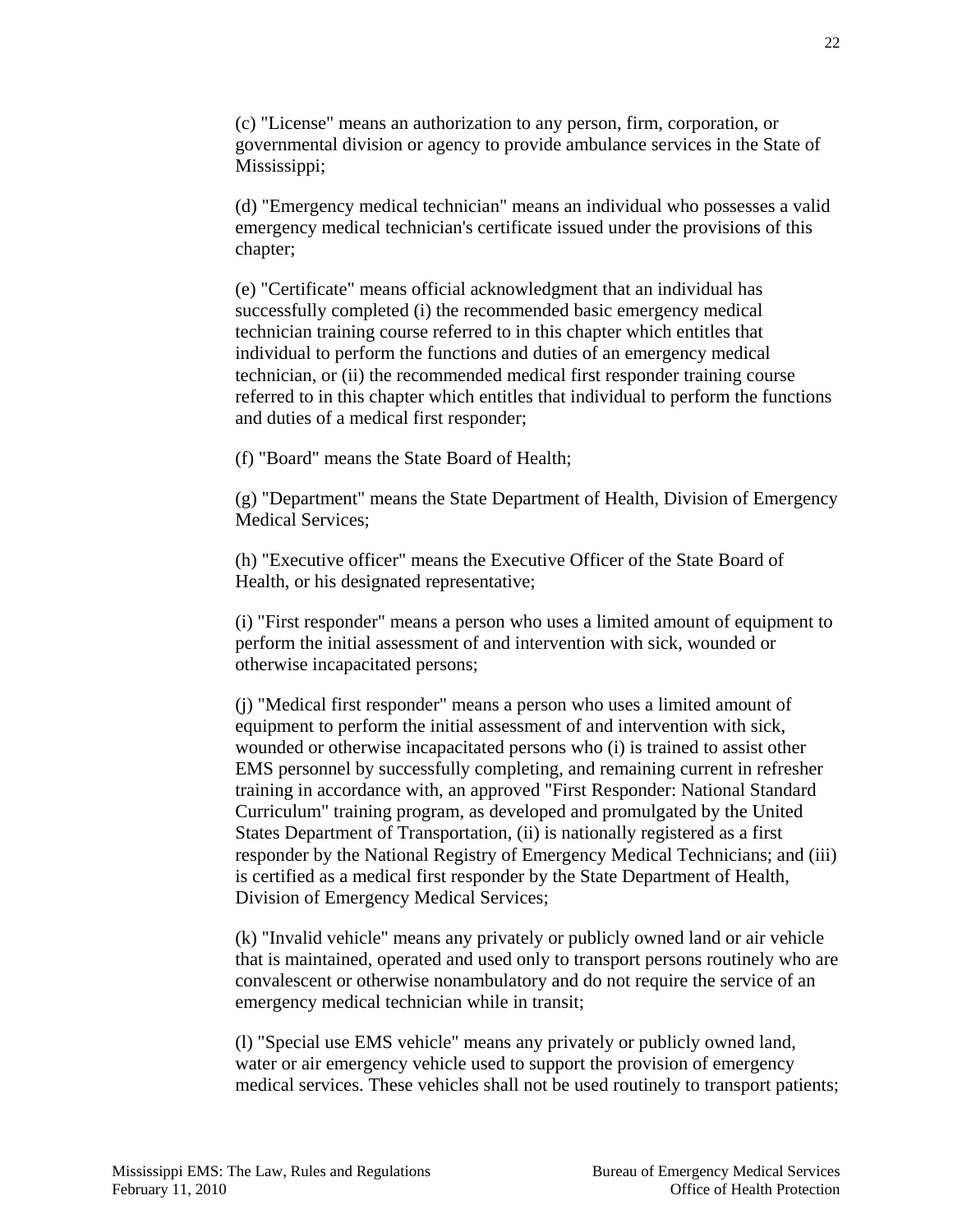(c) "License" means an authorization to any person, firm, corporation, or governmental division or agency to provide ambulance services in the State of Mississippi;

(d) "Emergency medical technician" means an individual who possesses a valid emergency medical technician's certificate issued under the provisions of this chapter;

(e) "Certificate" means official acknowledgment that an individual has successfully completed (i) the recommended basic emergency medical technician training course referred to in this chapter which entitles that individual to perform the functions and duties of an emergency medical technician, or (ii) the recommended medical first responder training course referred to in this chapter which entitles that individual to perform the functions and duties of a medical first responder;

(f) "Board" means the State Board of Health;

(g) "Department" means the State Department of Health, Division of Emergency Medical Services;

(h) "Executive officer" means the Executive Officer of the State Board of Health, or his designated representative;

(i) "First responder" means a person who uses a limited amount of equipment to perform the initial assessment of and intervention with sick, wounded or otherwise incapacitated persons;

(j) "Medical first responder" means a person who uses a limited amount of equipment to perform the initial assessment of and intervention with sick, wounded or otherwise incapacitated persons who (i) is trained to assist other EMS personnel by successfully completing, and remaining current in refresher training in accordance with, an approved "First Responder: National Standard Curriculum" training program, as developed and promulgated by the United States Department of Transportation, (ii) is nationally registered as a first responder by the National Registry of Emergency Medical Technicians; and (iii) is certified as a medical first responder by the State Department of Health, Division of Emergency Medical Services;

(k) "Invalid vehicle" means any privately or publicly owned land or air vehicle that is maintained, operated and used only to transport persons routinely who are convalescent or otherwise nonambulatory and do not require the service of an emergency medical technician while in transit;

(l) "Special use EMS vehicle" means any privately or publicly owned land, water or air emergency vehicle used to support the provision of emergency medical services. These vehicles shall not be used routinely to transport patients;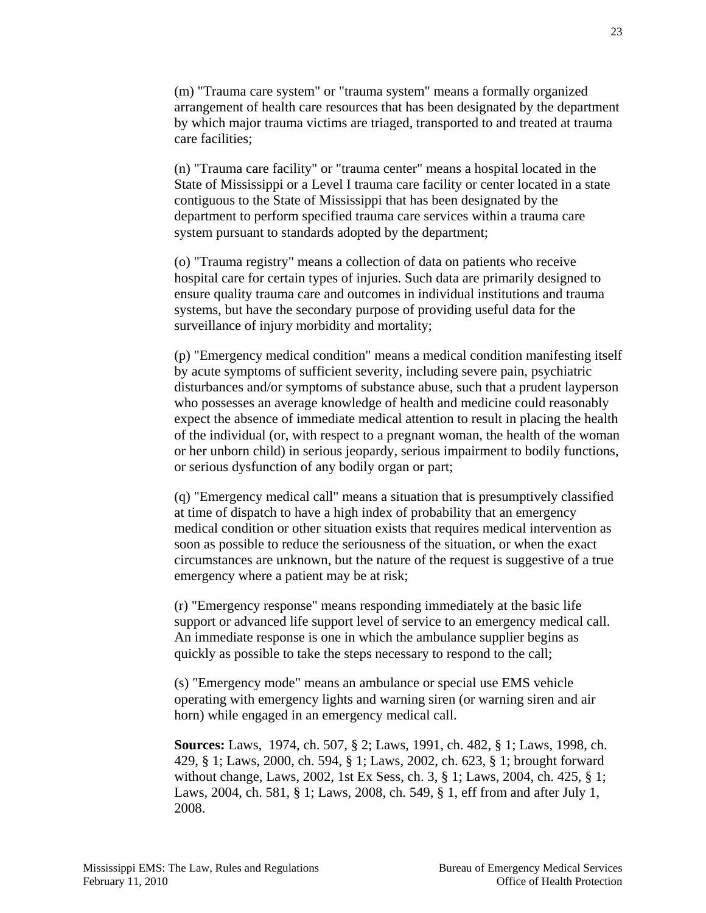(m) "Trauma care system" or "trauma system" means a formally organized arrangement of health care resources that has been designated by the department by which major trauma victims are triaged, transported to and treated at trauma care facilities;

(n) "Trauma care facility" or "trauma center" means a hospital located in the State of Mississippi or a Level I trauma care facility or center located in a state contiguous to the State of Mississippi that has been designated by the department to perform specified trauma care services within a trauma care system pursuant to standards adopted by the department;

(o) "Trauma registry" means a collection of data on patients who receive hospital care for certain types of injuries. Such data are primarily designed to ensure quality trauma care and outcomes in individual institutions and trauma systems, but have the secondary purpose of providing useful data for the surveillance of injury morbidity and mortality;

(p) "Emergency medical condition" means a medical condition manifesting itself by acute symptoms of sufficient severity, including severe pain, psychiatric disturbances and/or symptoms of substance abuse, such that a prudent layperson who possesses an average knowledge of health and medicine could reasonably expect the absence of immediate medical attention to result in placing the health of the individual (or, with respect to a pregnant woman, the health of the woman or her unborn child) in serious jeopardy, serious impairment to bodily functions, or serious dysfunction of any bodily organ or part;

(q) "Emergency medical call" means a situation that is presumptively classified at time of dispatch to have a high index of probability that an emergency medical condition or other situation exists that requires medical intervention as soon as possible to reduce the seriousness of the situation, or when the exact circumstances are unknown, but the nature of the request is suggestive of a true emergency where a patient may be at risk;

(r) "Emergency response" means responding immediately at the basic life support or advanced life support level of service to an emergency medical call. An immediate response is one in which the ambulance supplier begins as quickly as possible to take the steps necessary to respond to the call;

(s) "Emergency mode" means an ambulance or special use EMS vehicle operating with emergency lights and warning siren (or warning siren and air horn) while engaged in an emergency medical call.

**Sources:** Laws, 1974, ch. 507, § 2; Laws, 1991, ch. 482, § 1; Laws, 1998, ch. 429, § 1; Laws, 2000, ch. 594, § 1; Laws, 2002, ch. 623, § 1; brought forward without change, Laws, 2002, 1st Ex Sess, ch. 3, § 1; Laws, 2004, ch. 425, § 1; Laws, 2004, ch. 581, § 1; Laws, 2008, ch. 549, § 1, eff from and after July 1, 2008.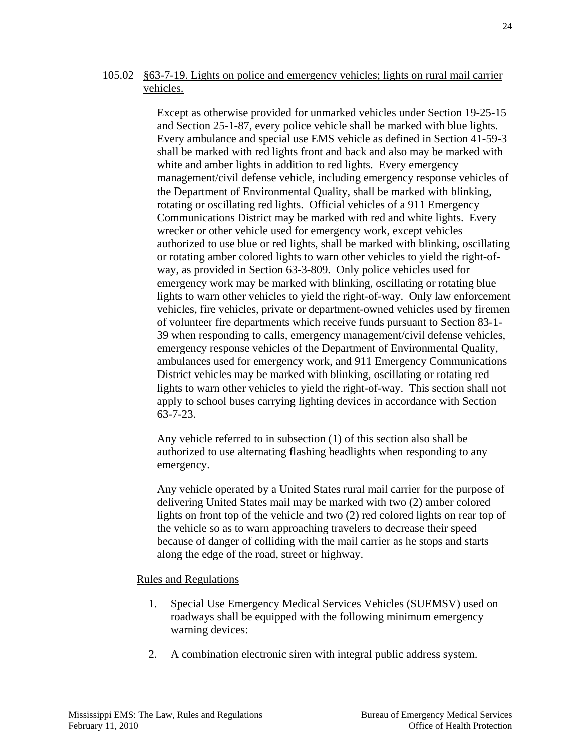105.02 <u>§63-7-19. Lights on police and emergency vehicles; lights on rural mail carrier vehicles.</u>

Except as otherwise provided for unmarked vehicles under Section 19-25-15 and Section 25-1-87, every police vehicle shall be marked with blue lights. Every ambulance and special use EMS vehicle as defined in Section 41-59-3 shall be marked with red lights front and back and also may be marked with white and amber lights in addition to red lights. Every emergency management/civil defense vehicle, including emergency response vehicles of the Department of Environmental Quality, shall be marked with blinking, rotating or oscillating red lights. Official vehicles of a 911 Emergency Communications District may be marked with red and white lights. Every wrecker or other vehicle used for emergency work, except vehicles authorized to use blue or red lights, shall be marked with blinking, oscillating or rotating amber colored lights to warn other vehicles to yield the right-of-way, as provided in Section 63-3-809. Only police vehicles used for emergency work may be marked with blinking, oscillating or rotating blue lights to warn other vehicles to yield the right-of-way. Only law enforcement vehicles, fire vehicles, private or department-owned vehicles used by firemen of volunteer fire departments which receive funds pursuant to Section 83-1-39 when responding to calls, emergency management/civil defense vehicles, emergency response vehicles of the Department of Environmental Quality, ambulances used for emergency work, and 911 Emergency Communications District vehicles may be marked with blinking, oscillating or rotating red lights to warn other vehicles to yield the right-of-way. This section shall not apply to school buses carrying lighting devices in accordance with Section 63-7-23.

Any vehicle referred to in subsection (1) of this section also shall be authorized to use alternating flashing headlights when responding to any emergency.

Any vehicle operated by a United States rural mail carrier for the purpose of delivering United States mail may be marked with two (2) amber colored lights on front top of the vehicle and two (2) red colored lights on rear top of the vehicle so as to warn approaching travelers to decrease their speed because of danger of colliding with the mail carrier as he stops and starts along the edge of the road, street or highway.

<u>Rules and Regulations</u>

1. Special Use Emergency Medical Services Vehicles (SUEMSV) used on roadways shall be equipped with the following minimum emergency warning devices:

2. A combination electronic siren with integral public address system.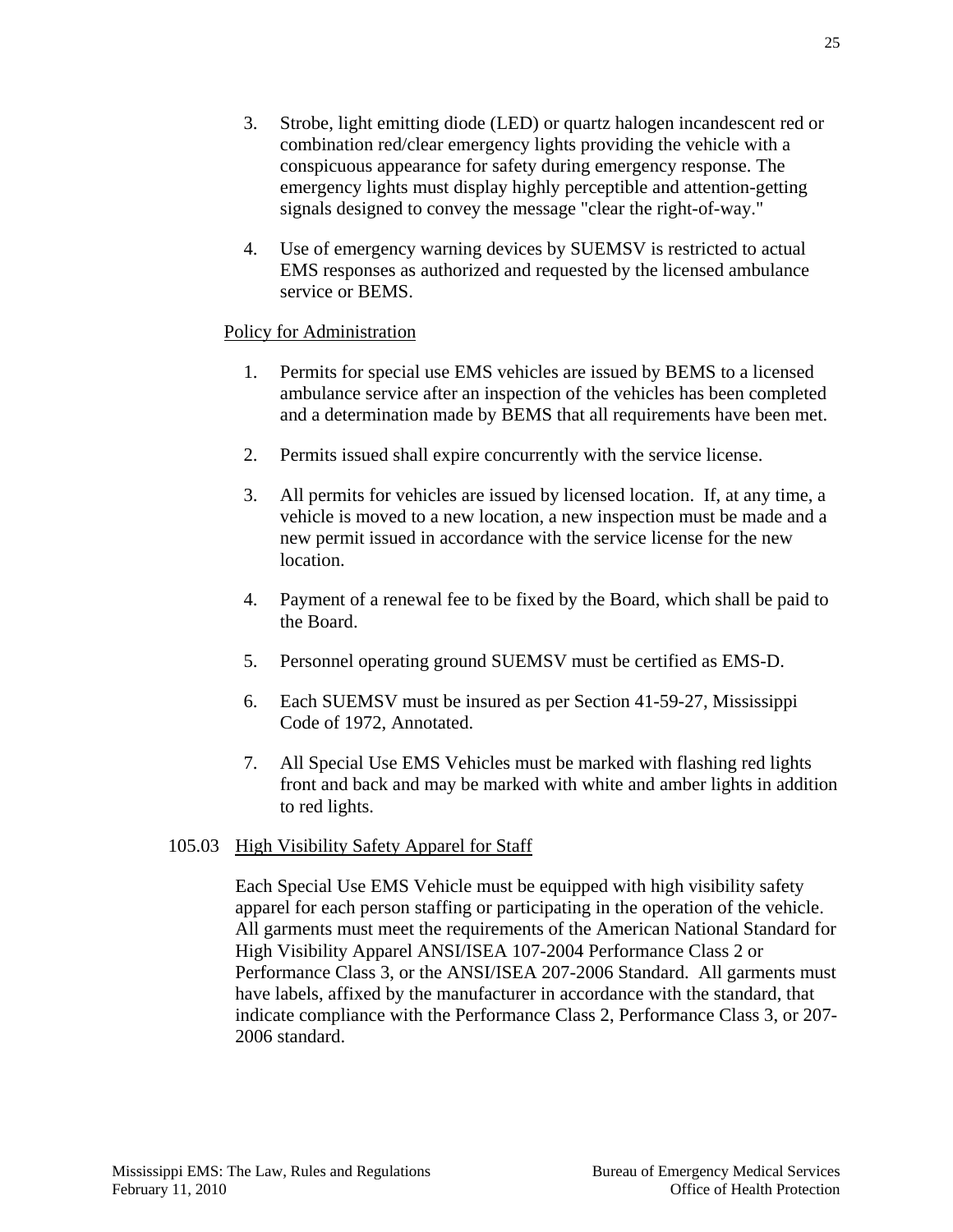3. Strobe, light emitting diode (LED) or quartz halogen incandescent red or combination red/clear emergency lights providing the vehicle with a conspicuous appearance for safety during emergency response. The emergency lights must display highly perceptible and attention-getting signals designed to convey the message "clear the right-of-way."

4. Use of emergency warning devices by SUEMSV is restricted to actual EMS responses as authorized and requested by the licensed ambulance service or BEMS.

<u>Policy for Administration</u>

1. Permits for special use EMS vehicles are issued by BEMS to a licensed ambulance service after an inspection of the vehicles has been completed and a determination made by BEMS that all requirements have been met.

2. Permits issued shall expire concurrently with the service license.

3. All permits for vehicles are issued by licensed location. If, at any time, a vehicle is moved to a new location, a new inspection must be made and a new permit issued in accordance with the service license for the new location.

4. Payment of a renewal fee to be fixed by the Board, which shall be paid to the Board.

5. Personnel operating ground SUEMSV must be certified as EMS-D.

6. Each SUEMSV must be insured as per Section 41-59-27, Mississippi Code of 1972, Annotated.

7. All Special Use EMS Vehicles must be marked with flashing red lights front and back and may be marked with white and amber lights in addition to red lights.

105.03 <u>High Visibility Safety Apparel for Staff</u>

Each Special Use EMS Vehicle must be equipped with high visibility safety apparel for each person staffing or participating in the operation of the vehicle. All garments must meet the requirements of the American National Standard for High Visibility Apparel ANSI/ISEA 107-2004 Performance Class 2 or Performance Class 3, or the ANSI/ISEA 207-2006 Standard. All garments must have labels, affixed by the manufacturer in accordance with the standard, that indicate compliance with the Performance Class 2, Performance Class 3, or 207-2006 standard.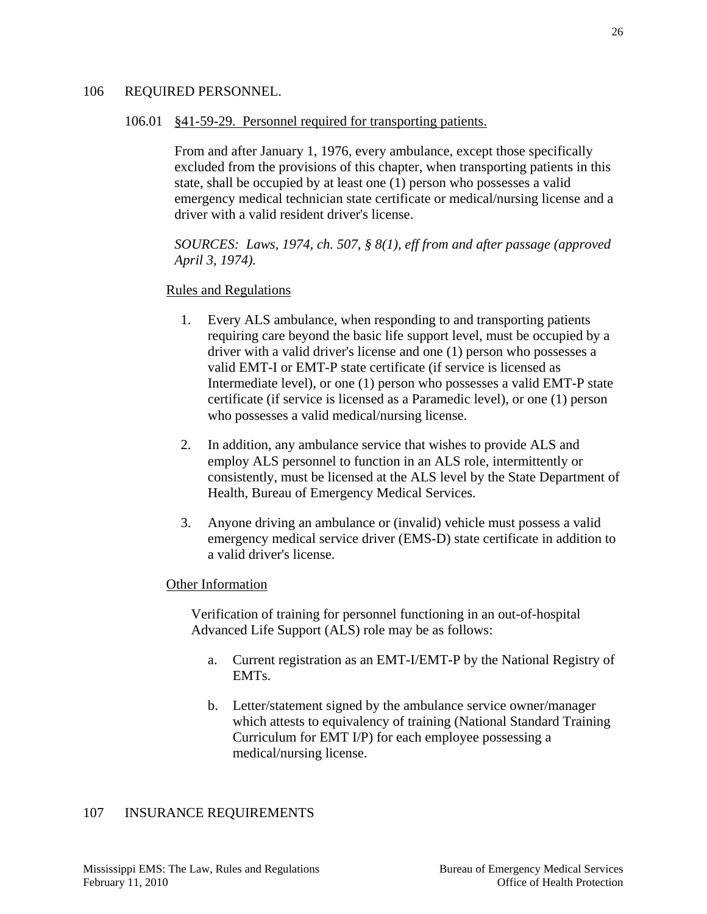## 106 REQUIRED PERSONNEL.

### 106.01 §41-59-29. Personnel required for transporting patients.

From and after January 1, 1976, every ambulance, except those specifically excluded from the provisions of this chapter, when transporting patients in this state, shall be occupied by at least one (1) person who possesses a valid emergency medical technician state certificate or medical/nursing license and a driver with a valid resident driver's license.

*SOURCES: Laws, 1974, ch. 507, § 8(1), eff from and after passage (approved April 3, 1974).*

Rules and Regulations

1. Every ALS ambulance, when responding to and transporting patients requiring care beyond the basic life support level, must be occupied by a driver with a valid driver's license and one (1) person who possesses a valid EMT-I or EMT-P state certificate (if service is licensed as Intermediate level), or one (1) person who possesses a valid EMT-P state certificate (if service is licensed as a Paramedic level), or one (1) person who possesses a valid medical/nursing license.

2. In addition, any ambulance service that wishes to provide ALS and employ ALS personnel to function in an ALS role, intermittently or consistently, must be licensed at the ALS level by the State Department of Health, Bureau of Emergency Medical Services.

3. Anyone driving an ambulance or (invalid) vehicle must possess a valid emergency medical service driver (EMS-D) state certificate in addition to a valid driver's license.

Other Information

Verification of training for personnel functioning in an out-of-hospital Advanced Life Support (ALS) role may be as follows:

a. Current registration as an EMT-I/EMT-P by the National Registry of EMTs.

b. Letter/statement signed by the ambulance service owner/manager which attests to equivalency of training (National Standard Training Curriculum for EMT I/P) for each employee possessing a medical/nursing license.

## 107 INSURANCE REQUIREMENTS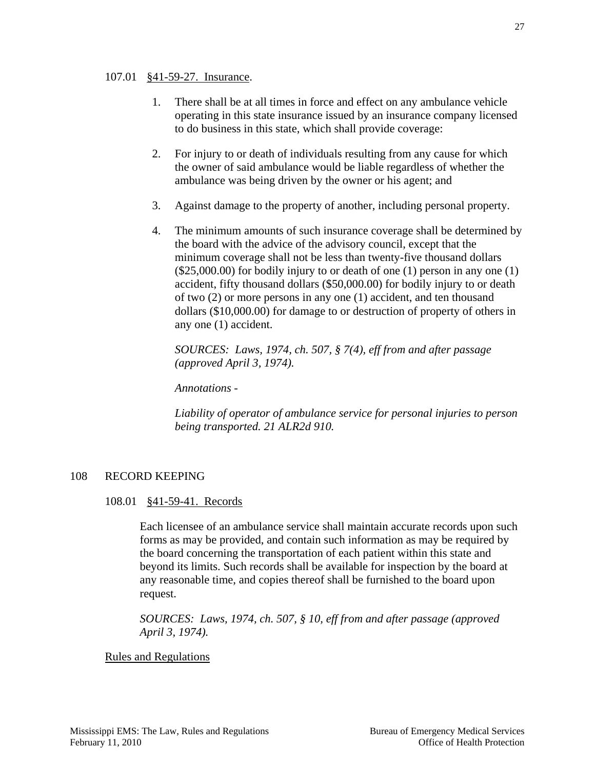107.01 <u>§41-59-27. Insurance</u>.

1. There shall be at all times in force and effect on any ambulance vehicle operating in this state insurance issued by an insurance company licensed to do business in this state, which shall provide coverage:

2. For injury to or death of individuals resulting from any cause for which the owner of said ambulance would be liable regardless of whether the ambulance was being driven by the owner or his agent; and

3. Against damage to the property of another, including personal property.

4. The minimum amounts of such insurance coverage shall be determined by the board with the advice of the advisory council, except that the minimum coverage shall not be less than twenty-five thousand dollars ($25,000.00) for bodily injury to or death of one (1) person in any one (1) accident, fifty thousand dollars ($50,000.00) for bodily injury to or death of two (2) or more persons in any one (1) accident, and ten thousand dollars ($10,000.00) for damage to or destruction of property of others in any one (1) accident.

   *SOURCES: Laws, 1974, ch. 507, § 7(4), eff from and after passage (approved April 3, 1974).*

   *Annotations -*

   *Liability of operator of ambulance service for personal injuries to person being transported. 21 ALR2d 910.*

## 108 RECORD KEEPING

108.01 <u>§41-59-41. Records</u>

Each licensee of an ambulance service shall maintain accurate records upon such forms as may be provided, and contain such information as may be required by the board concerning the transportation of each patient within this state and beyond its limits. Such records shall be available for inspection by the board at any reasonable time, and copies thereof shall be furnished to the board upon request.

*SOURCES: Laws, 1974, ch. 507, § 10, eff from and after passage (approved April 3, 1974).*

<u>Rules and Regulations</u>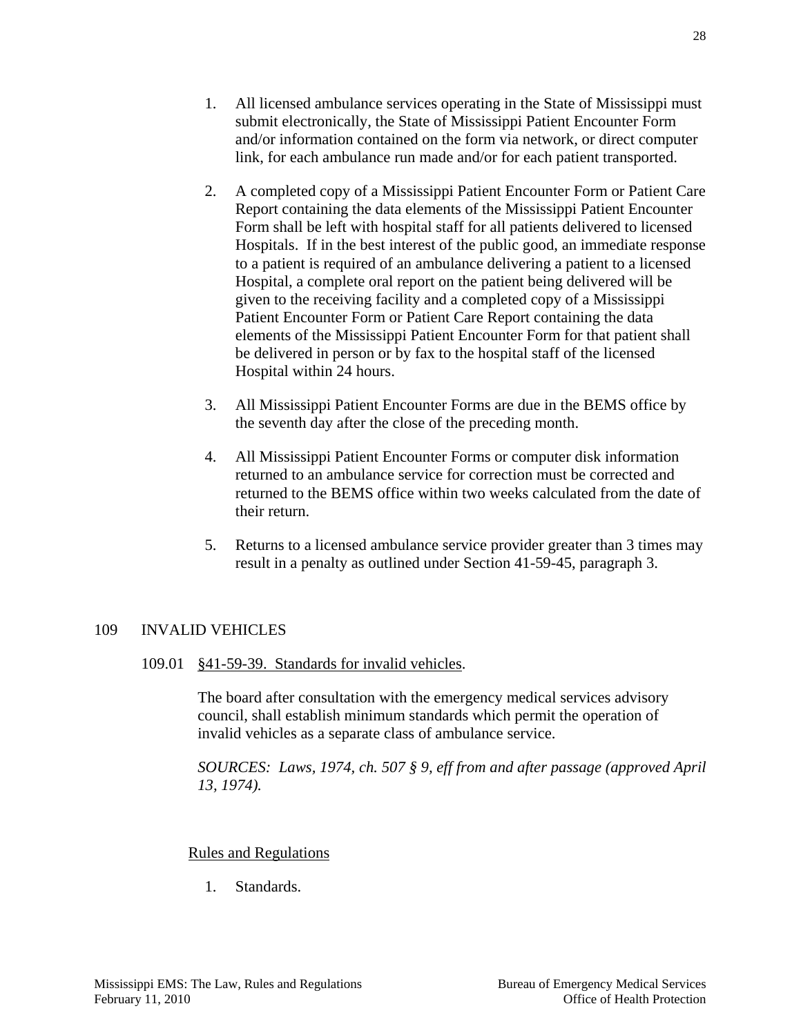1. All licensed ambulance services operating in the State of Mississippi must submit electronically, the State of Mississippi Patient Encounter Form and/or information contained on the form via network, or direct computer link, for each ambulance run made and/or for each patient transported.

2. A completed copy of a Mississippi Patient Encounter Form or Patient Care Report containing the data elements of the Mississippi Patient Encounter Form shall be left with hospital staff for all patients delivered to licensed Hospitals. If in the best interest of the public good, an immediate response to a patient is required of an ambulance delivering a patient to a licensed Hospital, a complete oral report on the patient being delivered will be given to the receiving facility and a completed copy of a Mississippi Patient Encounter Form or Patient Care Report containing the data elements of the Mississippi Patient Encounter Form for that patient shall be delivered in person or by fax to the hospital staff of the licensed Hospital within 24 hours.

3. All Mississippi Patient Encounter Forms are due in the BEMS office by the seventh day after the close of the preceding month.

4. All Mississippi Patient Encounter Forms or computer disk information returned to an ambulance service for correction must be corrected and returned to the BEMS office within two weeks calculated from the date of their return.

5. Returns to a licensed ambulance service provider greater than 3 times may result in a penalty as outlined under Section 41-59-45, paragraph 3.

## 109 INVALID VEHICLES

### 109.01 §41-59-39. Standards for invalid vehicles.

The board after consultation with the emergency medical services advisory council, shall establish minimum standards which permit the operation of invalid vehicles as a separate class of ambulance service.

*SOURCES: Laws, 1974, ch. 507 § 9, eff from and after passage (approved April 13, 1974).*

Rules and Regulations

1. Standards.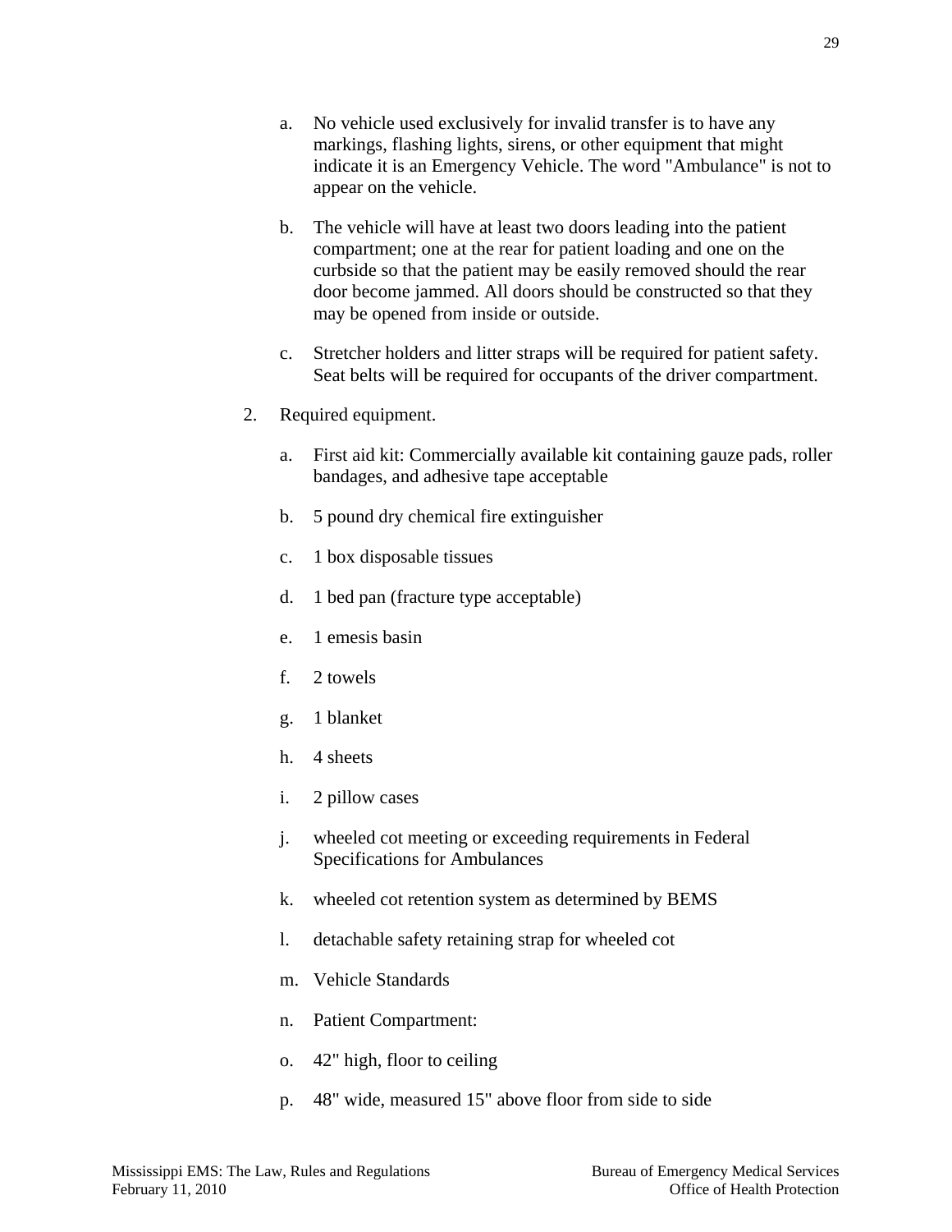a. No vehicle used exclusively for invalid transfer is to have any markings, flashing lights, sirens, or other equipment that might indicate it is an Emergency Vehicle. The word "Ambulance" is not to appear on the vehicle.

b. The vehicle will have at least two doors leading into the patient compartment; one at the rear for patient loading and one on the curbside so that the patient may be easily removed should the rear door become jammed. All doors should be constructed so that they may be opened from inside or outside.

c. Stretcher holders and litter straps will be required for patient safety. Seat belts will be required for occupants of the driver compartment.

2. Required equipment.

   a. First aid kit: Commercially available kit containing gauze pads, roller bandages, and adhesive tape acceptable

   b. 5 pound dry chemical fire extinguisher

   c. 1 box disposable tissues

   d. 1 bed pan (fracture type acceptable)

   e. 1 emesis basin

   f. 2 towels

   g. 1 blanket

   h. 4 sheets

   i. 2 pillow cases

   j. wheeled cot meeting or exceeding requirements in Federal Specifications for Ambulances

   k. wheeled cot retention system as determined by BEMS

   l. detachable safety retaining strap for wheeled cot

   m. Vehicle Standards

   n. Patient Compartment:

   o. 42" high, floor to ceiling

   p. 48" wide, measured 15" above floor from side to side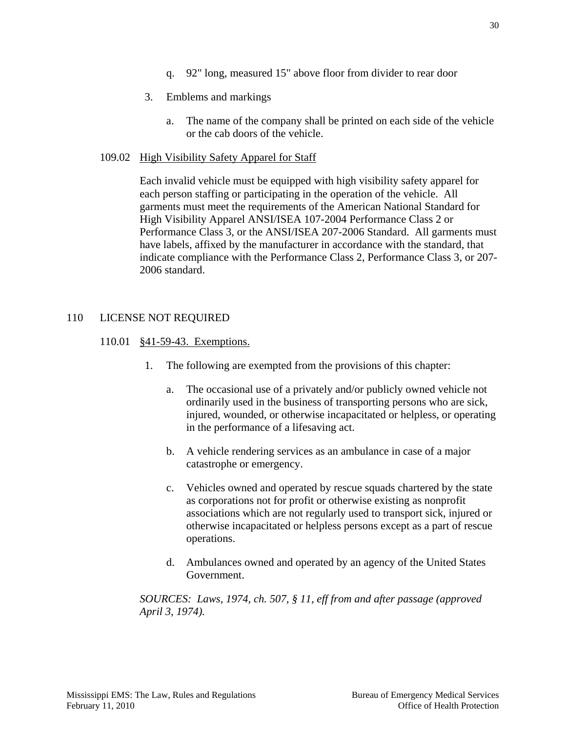q. 92" long, measured 15" above floor from divider to rear door

3. Emblems and markings

   a. The name of the company shall be printed on each side of the vehicle or the cab doors of the vehicle.

109.02 <u>High Visibility Safety Apparel for Staff</u>

Each invalid vehicle must be equipped with high visibility safety apparel for each person staffing or participating in the operation of the vehicle. All garments must meet the requirements of the American National Standard for High Visibility Apparel ANSI/ISEA 107-2004 Performance Class 2 or Performance Class 3, or the ANSI/ISEA 207-2006 Standard. All garments must have labels, affixed by the manufacturer in accordance with the standard, that indicate compliance with the Performance Class 2, Performance Class 3, or 207-2006 standard.

## 110 LICENSE NOT REQUIRED

110.01 <u>§41-59-43. Exemptions.</u>

1. The following are exempted from the provisions of this chapter:

   a. The occasional use of a privately and/or publicly owned vehicle not ordinarily used in the business of transporting persons who are sick, injured, wounded, or otherwise incapacitated or helpless, or operating in the performance of a lifesaving act.

   b. A vehicle rendering services as an ambulance in case of a major catastrophe or emergency.

   c. Vehicles owned and operated by rescue squads chartered by the state as corporations not for profit or otherwise existing as nonprofit associations which are not regularly used to transport sick, injured or otherwise incapacitated or helpless persons except as a part of rescue operations.

   d. Ambulances owned and operated by an agency of the United States Government.

*SOURCES: Laws, 1974, ch. 507, § 11, eff from and after passage (approved April 3, 1974).*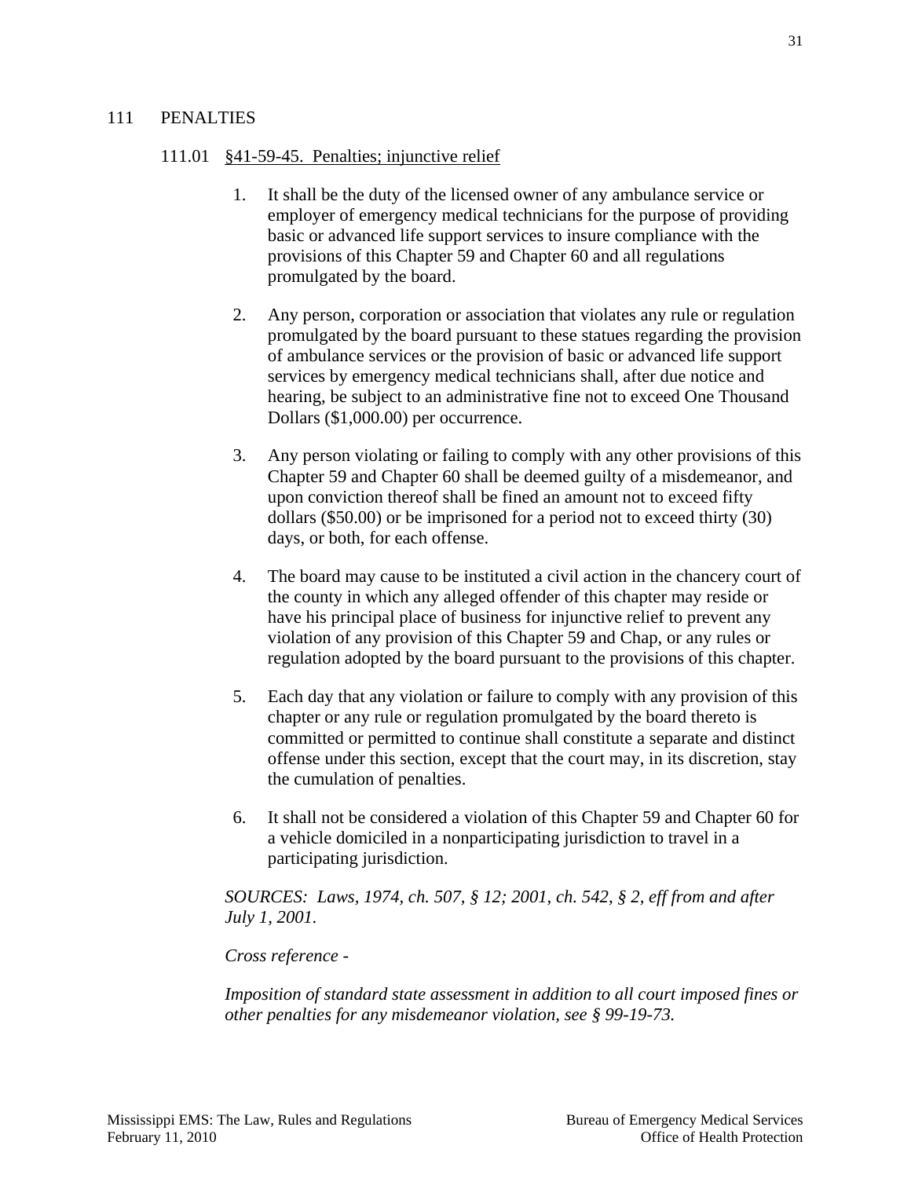## 111 PENALTIES

### 111.01 §41-59-45. Penalties; injunctive relief

1. It shall be the duty of the licensed owner of any ambulance service or employer of emergency medical technicians for the purpose of providing basic or advanced life support services to insure compliance with the provisions of this Chapter 59 and Chapter 60 and all regulations promulgated by the board.

2. Any person, corporation or association that violates any rule or regulation promulgated by the board pursuant to these statues regarding the provision of ambulance services or the provision of basic or advanced life support services by emergency medical technicians shall, after due notice and hearing, be subject to an administrative fine not to exceed One Thousand Dollars ($1,000.00) per occurrence.

3. Any person violating or failing to comply with any other provisions of this Chapter 59 and Chapter 60 shall be deemed guilty of a misdemeanor, and upon conviction thereof shall be fined an amount not to exceed fifty dollars ($50.00) or be imprisoned for a period not to exceed thirty (30) days, or both, for each offense.

4. The board may cause to be instituted a civil action in the chancery court of the county in which any alleged offender of this chapter may reside or have his principal place of business for injunctive relief to prevent any violation of any provision of this Chapter 59 and Chap, or any rules or regulation adopted by the board pursuant to the provisions of this chapter.

5. Each day that any violation or failure to comply with any provision of this chapter or any rule or regulation promulgated by the board thereto is committed or permitted to continue shall constitute a separate and distinct offense under this section, except that the court may, in its discretion, stay the cumulation of penalties.

6. It shall not be considered a violation of this Chapter 59 and Chapter 60 for a vehicle domiciled in a nonparticipating jurisdiction to travel in a participating jurisdiction.

*SOURCES: Laws, 1974, ch. 507, § 12; 2001, ch. 542, § 2, eff from and after July 1, 2001.*

*Cross reference -*

*Imposition of standard state assessment in addition to all court imposed fines or other penalties for any misdemeanor violation, see § 99-19-73.*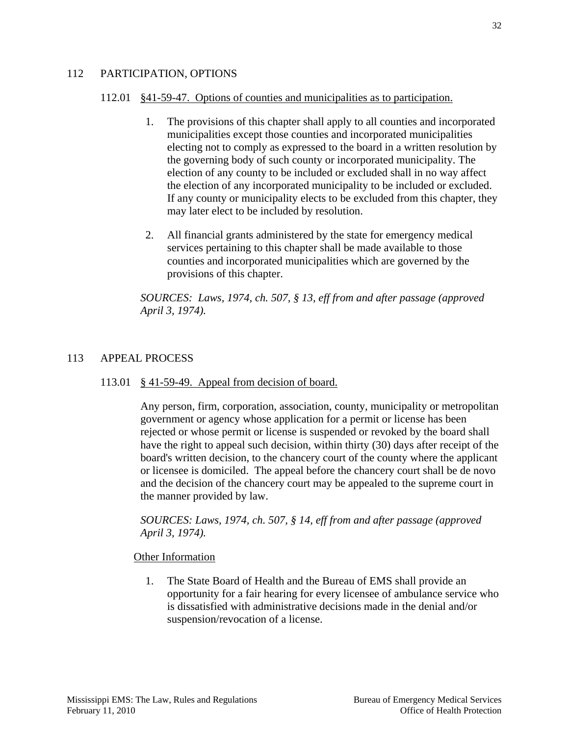## 112 PARTICIPATION, OPTIONS

### 112.01 §41-59-47. Options of counties and municipalities as to participation.

1. The provisions of this chapter shall apply to all counties and incorporated municipalities except those counties and incorporated municipalities electing not to comply as expressed to the board in a written resolution by the governing body of such county or incorporated municipality. The election of any county to be included or excluded shall in no way affect the election of any incorporated municipality to be included or excluded. If any county or municipality elects to be excluded from this chapter, they may later elect to be included by resolution.

2. All financial grants administered by the state for emergency medical services pertaining to this chapter shall be made available to those counties and incorporated municipalities which are governed by the provisions of this chapter.

*SOURCES: Laws, 1974, ch. 507, § 13, eff from and after passage (approved April 3, 1974).*

## 113 APPEAL PROCESS

### 113.01 § 41-59-49. Appeal from decision of board.

Any person, firm, corporation, association, county, municipality or metropolitan government or agency whose application for a permit or license has been rejected or whose permit or license is suspended or revoked by the board shall have the right to appeal such decision, within thirty (30) days after receipt of the board's written decision, to the chancery court of the county where the applicant or licensee is domiciled. The appeal before the chancery court shall be de novo and the decision of the chancery court may be appealed to the supreme court in the manner provided by law.

*SOURCES: Laws, 1974, ch. 507, § 14, eff from and after passage (approved April 3, 1974).*

Other Information

1. The State Board of Health and the Bureau of EMS shall provide an opportunity for a fair hearing for every licensee of ambulance service who is dissatisfied with administrative decisions made in the denial and/or suspension/revocation of a license.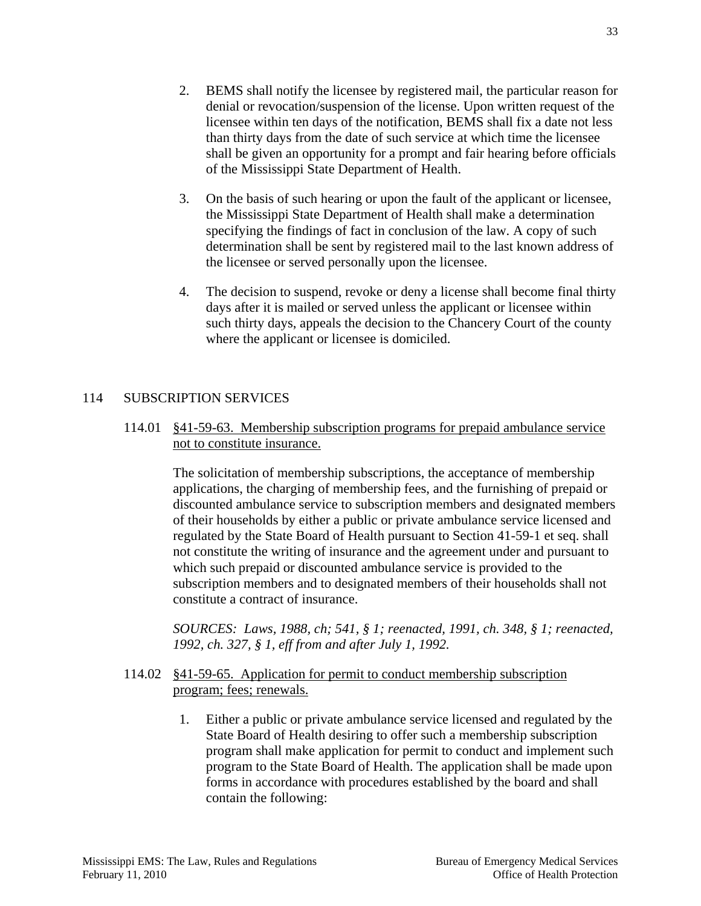2. BEMS shall notify the licensee by registered mail, the particular reason for denial or revocation/suspension of the license. Upon written request of the licensee within ten days of the notification, BEMS shall fix a date not less than thirty days from the date of such service at which time the licensee shall be given an opportunity for a prompt and fair hearing before officials of the Mississippi State Department of Health.

3. On the basis of such hearing or upon the fault of the applicant or licensee, the Mississippi State Department of Health shall make a determination specifying the findings of fact in conclusion of the law. A copy of such determination shall be sent by registered mail to the last known address of the licensee or served personally upon the licensee.

4. The decision to suspend, revoke or deny a license shall become final thirty days after it is mailed or served unless the applicant or licensee within such thirty days, appeals the decision to the Chancery Court of the county where the applicant or licensee is domiciled.

## 114 SUBSCRIPTION SERVICES

### 114.01 <u>§41-59-63. Membership subscription programs for prepaid ambulance service not to constitute insurance.</u>

The solicitation of membership subscriptions, the acceptance of membership applications, the charging of membership fees, and the furnishing of prepaid or discounted ambulance service to subscription members and designated members of their households by either a public or private ambulance service licensed and regulated by the State Board of Health pursuant to Section 41-59-1 et seq. shall not constitute the writing of insurance and the agreement under and pursuant to which such prepaid or discounted ambulance service is provided to the subscription members and to designated members of their households shall not constitute a contract of insurance.

*SOURCES: Laws, 1988, ch; 541, § 1; reenacted, 1991, ch. 348, § 1; reenacted, 1992, ch. 327, § 1, eff from and after July 1, 1992.*

### 114.02 <u>§41-59-65. Application for permit to conduct membership subscription program; fees; renewals.</u>

1. Either a public or private ambulance service licensed and regulated by the State Board of Health desiring to offer such a membership subscription program shall make application for permit to conduct and implement such program to the State Board of Health. The application shall be made upon forms in accordance with procedures established by the board and shall contain the following: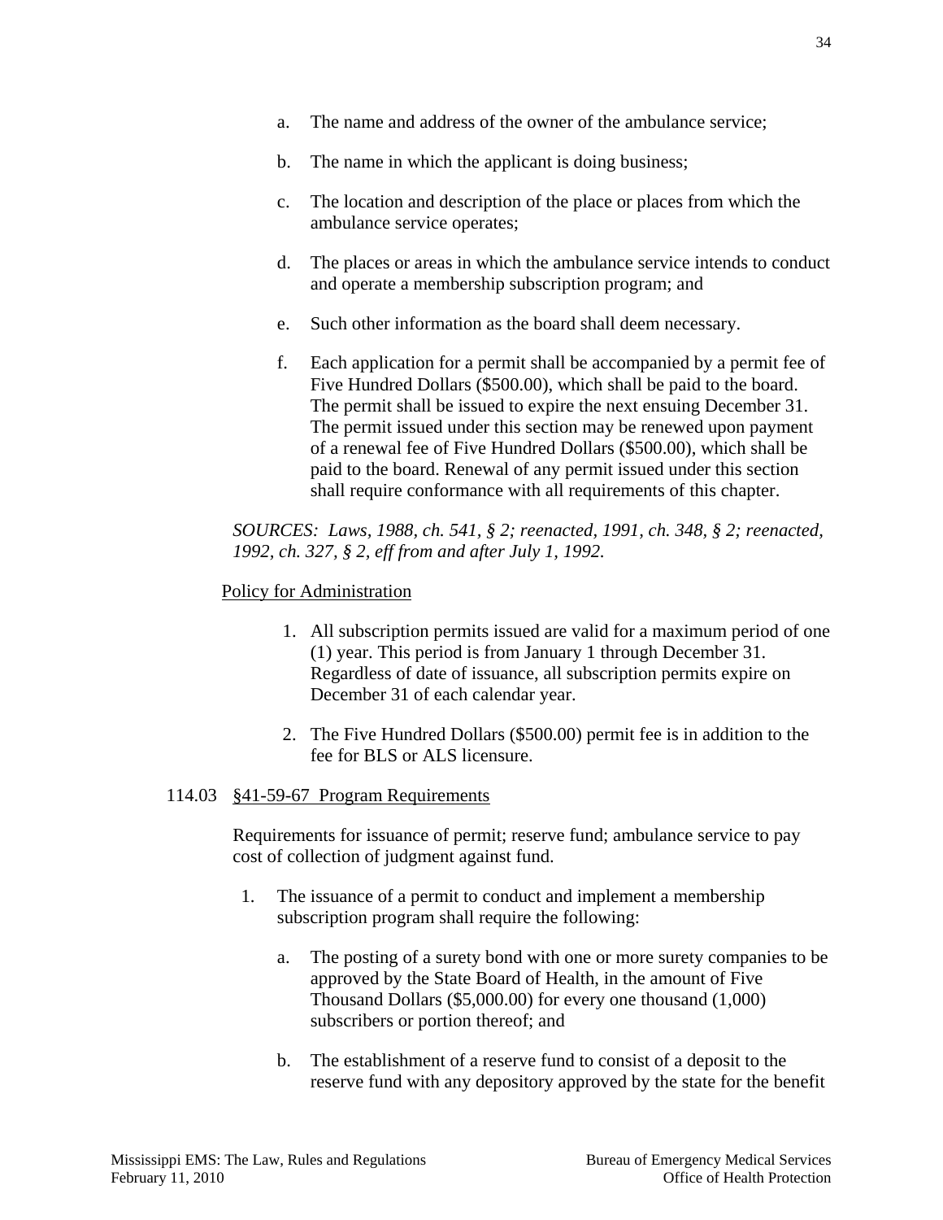a. The name and address of the owner of the ambulance service;

b. The name in which the applicant is doing business;

c. The location and description of the place or places from which the ambulance service operates;

d. The places or areas in which the ambulance service intends to conduct and operate a membership subscription program; and

e. Such other information as the board shall deem necessary.

f. Each application for a permit shall be accompanied by a permit fee of Five Hundred Dollars ($500.00), which shall be paid to the board. The permit shall be issued to expire the next ensuing December 31. The permit issued under this section may be renewed upon payment of a renewal fee of Five Hundred Dollars ($500.00), which shall be paid to the board. Renewal of any permit issued under this section shall require conformance with all requirements of this chapter.

*SOURCES: Laws, 1988, ch. 541, § 2; reenacted, 1991, ch. 348, § 2; reenacted, 1992, ch. 327, § 2, eff from and after July 1, 1992.*

Policy for Administration

1. All subscription permits issued are valid for a maximum period of one (1) year. This period is from January 1 through December 31. Regardless of date of issuance, all subscription permits expire on December 31 of each calendar year.

2. The Five Hundred Dollars ($500.00) permit fee is in addition to the fee for BLS or ALS licensure.

114.03 §41-59-67 Program Requirements

Requirements for issuance of permit; reserve fund; ambulance service to pay cost of collection of judgment against fund.

1. The issuance of a permit to conduct and implement a membership subscription program shall require the following:

   a. The posting of a surety bond with one or more surety companies to be approved by the State Board of Health, in the amount of Five Thousand Dollars ($5,000.00) for every one thousand (1,000) subscribers or portion thereof; and

   b. The establishment of a reserve fund to consist of a deposit to the reserve fund with any depository approved by the state for the benefit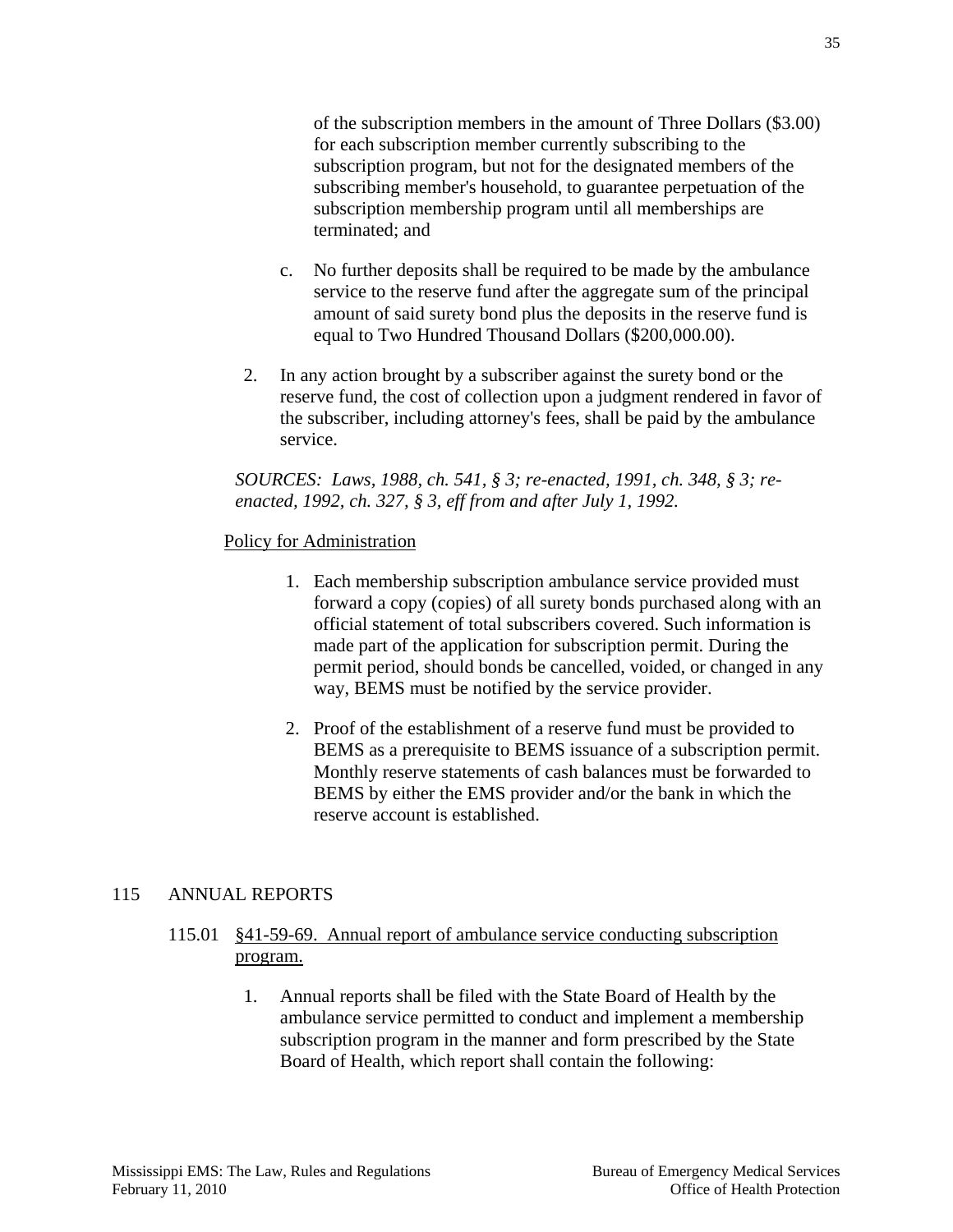of the subscription members in the amount of Three Dollars ($3.00) for each subscription member currently subscribing to the subscription program, but not for the designated members of the subscribing member's household, to guarantee perpetuation of the subscription membership program until all memberships are terminated; and

c. No further deposits shall be required to be made by the ambulance service to the reserve fund after the aggregate sum of the principal amount of said surety bond plus the deposits in the reserve fund is equal to Two Hundred Thousand Dollars ($200,000.00).

2. In any action brought by a subscriber against the surety bond or the reserve fund, the cost of collection upon a judgment rendered in favor of the subscriber, including attorney's fees, shall be paid by the ambulance service.

*SOURCES: Laws, 1988, ch. 541, § 3; re-enacted, 1991, ch. 348, § 3; re-enacted, 1992, ch. 327, § 3, eff from and after July 1, 1992.*

Policy for Administration

1. Each membership subscription ambulance service provided must forward a copy (copies) of all surety bonds purchased along with an official statement of total subscribers covered. Such information is made part of the application for subscription permit. During the permit period, should bonds be cancelled, voided, or changed in any way, BEMS must be notified by the service provider.

2. Proof of the establishment of a reserve fund must be provided to BEMS as a prerequisite to BEMS issuance of a subscription permit. Monthly reserve statements of cash balances must be forwarded to BEMS by either the EMS provider and/or the bank in which the reserve account is established.

## 115 ANNUAL REPORTS

### 115.01 §41-59-69. Annual report of ambulance service conducting subscription program.

1. Annual reports shall be filed with the State Board of Health by the ambulance service permitted to conduct and implement a membership subscription program in the manner and form prescribed by the State Board of Health, which report shall contain the following: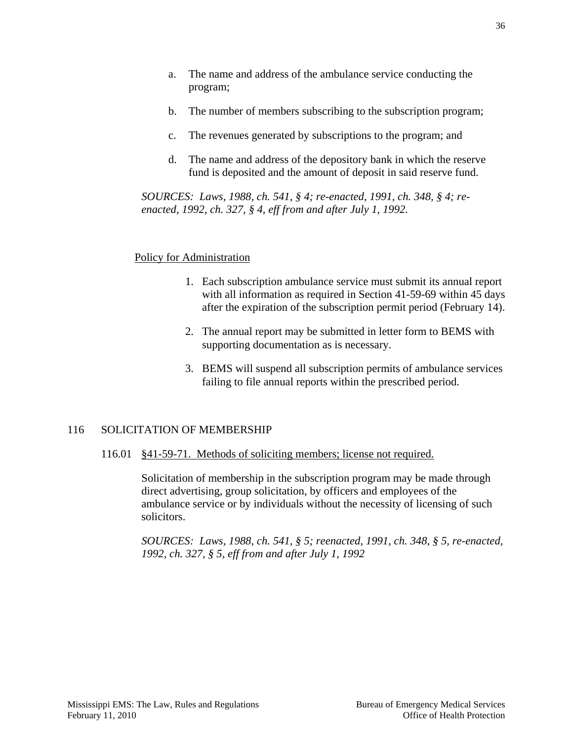a. The name and address of the ambulance service conducting the program;

b. The number of members subscribing to the subscription program;

c. The revenues generated by subscriptions to the program; and

d. The name and address of the depository bank in which the reserve fund is deposited and the amount of deposit in said reserve fund.

*SOURCES: Laws, 1988, ch. 541, § 4; re-enacted, 1991, ch. 348, § 4; re-enacted, 1992, ch. 327, § 4, eff from and after July 1, 1992.*

<u>Policy for Administration</u>

1. Each subscription ambulance service must submit its annual report with all information as required in Section 41-59-69 within 45 days after the expiration of the subscription permit period (February 14).
2. The annual report may be submitted in letter form to BEMS with supporting documentation as is necessary.
3. BEMS will suspend all subscription permits of ambulance services failing to file annual reports within the prescribed period.

## 116 SOLICITATION OF MEMBERSHIP

### 116.01 <u>§41-59-71. Methods of soliciting members; license not required.</u>

Solicitation of membership in the subscription program may be made through direct advertising, group solicitation, by officers and employees of the ambulance service or by individuals without the necessity of licensing of such solicitors.

*SOURCES: Laws, 1988, ch. 541, § 5; reenacted, 1991, ch. 348, § 5, re-enacted, 1992, ch. 327, § 5, eff from and after July 1, 1992*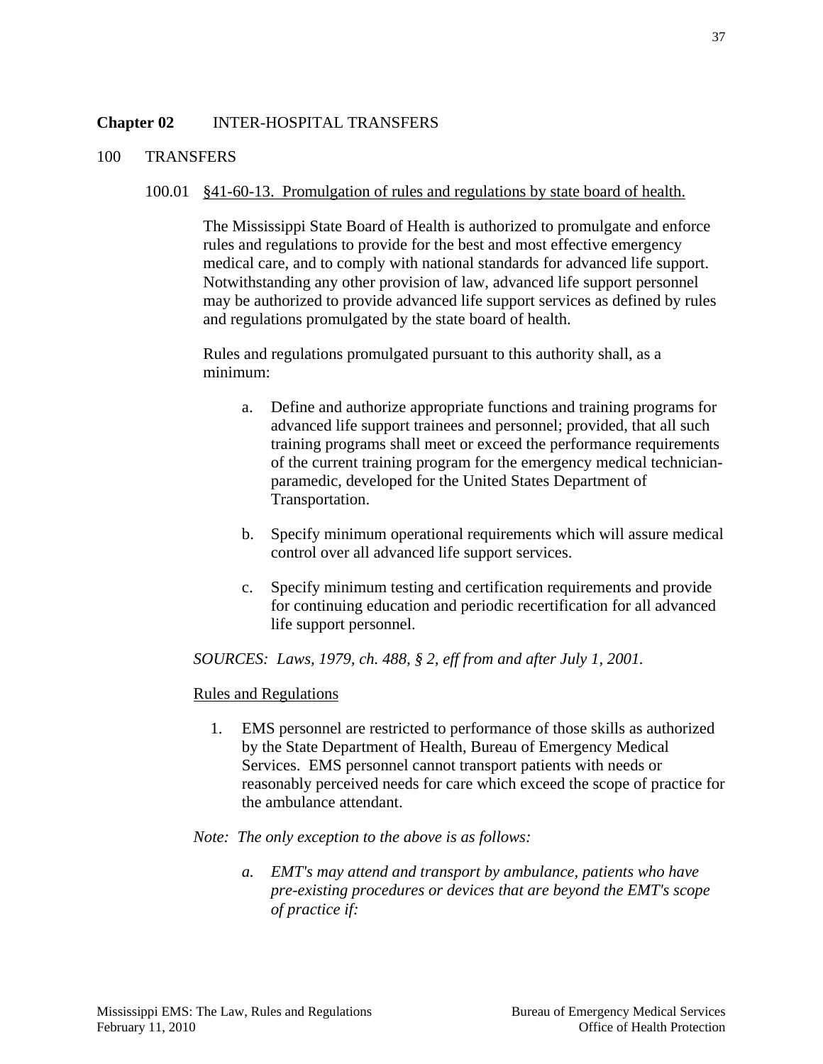## **Chapter 02** INTER-HOSPITAL TRANSFERS

### 100 TRANSFERS

100.01 §41-60-13. Promulgation of rules and regulations by state board of health.

The Mississippi State Board of Health is authorized to promulgate and enforce rules and regulations to provide for the best and most effective emergency medical care, and to comply with national standards for advanced life support. Notwithstanding any other provision of law, advanced life support personnel may be authorized to provide advanced life support services as defined by rules and regulations promulgated by the state board of health.

Rules and regulations promulgated pursuant to this authority shall, as a minimum:

a. Define and authorize appropriate functions and training programs for advanced life support trainees and personnel; provided, that all such training programs shall meet or exceed the performance requirements of the current training program for the emergency medical technician-paramedic, developed for the United States Department of Transportation.

b. Specify minimum operational requirements which will assure medical control over all advanced life support services.

c. Specify minimum testing and certification requirements and provide for continuing education and periodic recertification for all advanced life support personnel.

*SOURCES: Laws, 1979, ch. 488, § 2, eff from and after July 1, 2001.*

Rules and Regulations

1. EMS personnel are restricted to performance of those skills as authorized by the State Department of Health, Bureau of Emergency Medical Services. EMS personnel cannot transport patients with needs or reasonably perceived needs for care which exceed the scope of practice for the ambulance attendant.

*Note: The only exception to the above is as follows:*

*a. EMT's may attend and transport by ambulance, patients who have pre-existing procedures or devices that are beyond the EMT's scope of practice if:*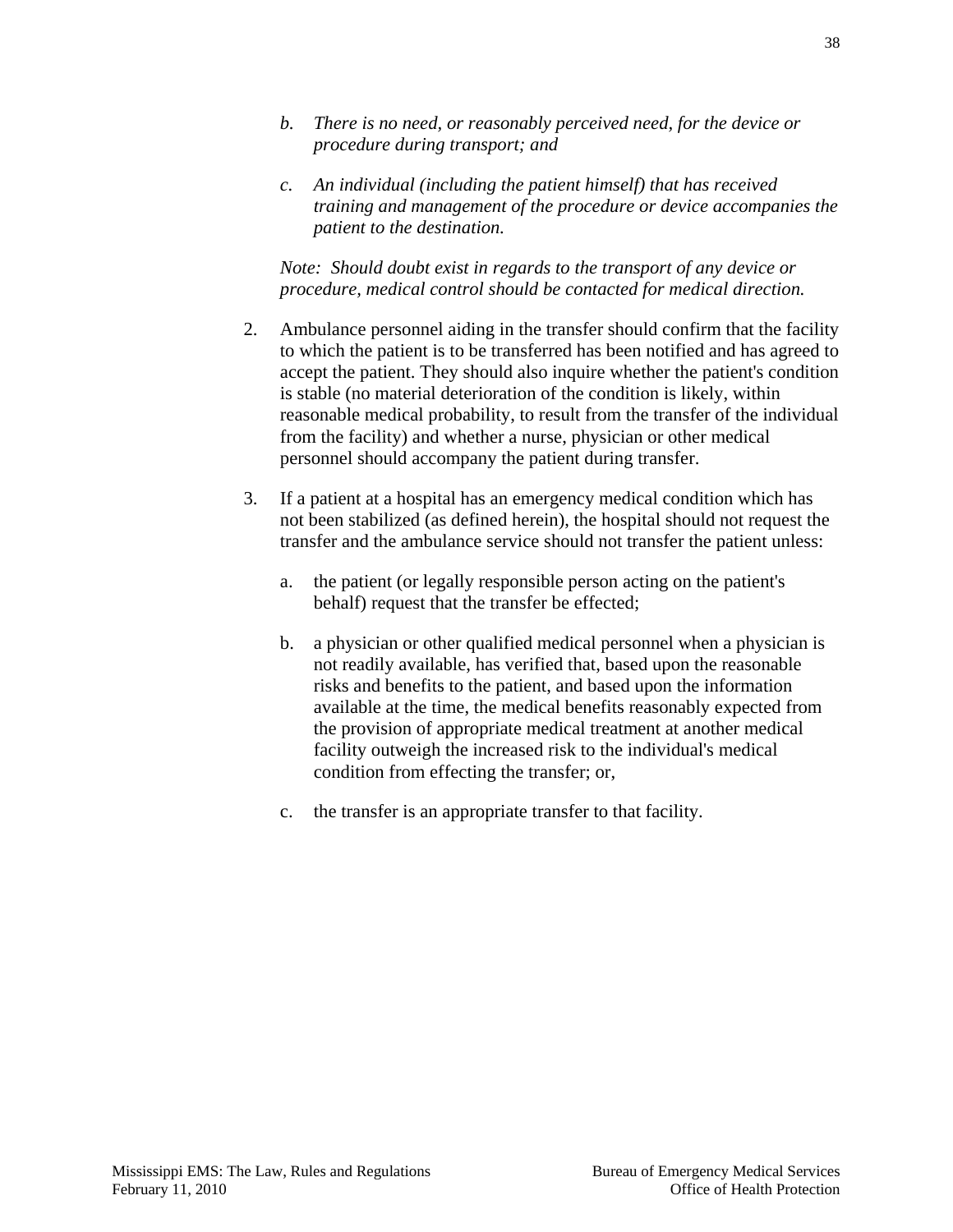*b. There is no need, or reasonably perceived need, for the device or procedure during transport; and*

*c. An individual (including the patient himself) that has received training and management of the procedure or device accompanies the patient to the destination.*

*Note: Should doubt exist in regards to the transport of any device or procedure, medical control should be contacted for medical direction.*

2. Ambulance personnel aiding in the transfer should confirm that the facility to which the patient is to be transferred has been notified and has agreed to accept the patient. They should also inquire whether the patient's condition is stable (no material deterioration of the condition is likely, within reasonable medical probability, to result from the transfer of the individual from the facility) and whether a nurse, physician or other medical personnel should accompany the patient during transfer.

3. If a patient at a hospital has an emergency medical condition which has not been stabilized (as defined herein), the hospital should not request the transfer and the ambulance service should not transfer the patient unless:

   a. the patient (or legally responsible person acting on the patient's behalf) request that the transfer be effected;

   b. a physician or other qualified medical personnel when a physician is not readily available, has verified that, based upon the reasonable risks and benefits to the patient, and based upon the information available at the time, the medical benefits reasonably expected from the provision of appropriate medical treatment at another medical facility outweigh the increased risk to the individual's medical condition from effecting the transfer; or,

   c. the transfer is an appropriate transfer to that facility.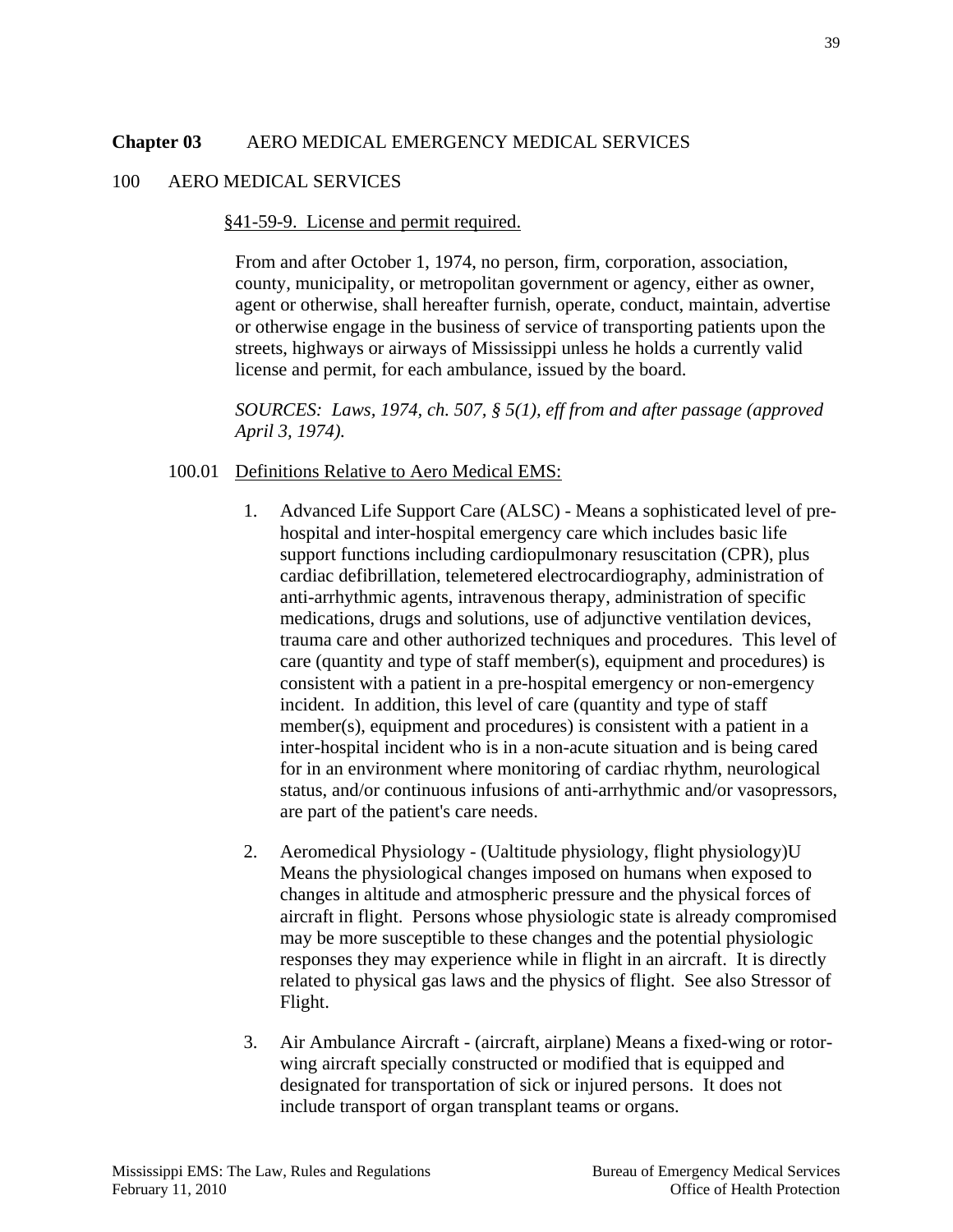**Chapter 03** AERO MEDICAL EMERGENCY MEDICAL SERVICES

100 AERO MEDICAL SERVICES

§41-59-9. License and permit required.

From and after October 1, 1974, no person, firm, corporation, association, county, municipality, or metropolitan government or agency, either as owner, agent or otherwise, shall hereafter furnish, operate, conduct, maintain, advertise or otherwise engage in the business of service of transporting patients upon the streets, highways or airways of Mississippi unless he holds a currently valid license and permit, for each ambulance, issued by the board.

*SOURCES: Laws, 1974, ch. 507, § 5(1), eff from and after passage (approved April 3, 1974).*

100.01 Definitions Relative to Aero Medical EMS:

1. Advanced Life Support Care (ALSC) - Means a sophisticated level of pre-hospital and inter-hospital emergency care which includes basic life support functions including cardiopulmonary resuscitation (CPR), plus cardiac defibrillation, telemetered electrocardiography, administration of anti-arrhythmic agents, intravenous therapy, administration of specific medications, drugs and solutions, use of adjunctive ventilation devices, trauma care and other authorized techniques and procedures. This level of care (quantity and type of staff member(s), equipment and procedures) is consistent with a patient in a pre-hospital emergency or non-emergency incident. In addition, this level of care (quantity and type of staff member(s), equipment and procedures) is consistent with a patient in a inter-hospital incident who is in a non-acute situation and is being cared for in an environment where monitoring of cardiac rhythm, neurological status, and/or continuous infusions of anti-arrhythmic and/or vasopressors, are part of the patient's care needs.

2. Aeromedical Physiology - (Ualtitude physiology, flight physiology)U Means the physiological changes imposed on humans when exposed to changes in altitude and atmospheric pressure and the physical forces of aircraft in flight. Persons whose physiologic state is already compromised may be more susceptible to these changes and the potential physiologic responses they may experience while in flight in an aircraft. It is directly related to physical gas laws and the physics of flight. See also Stressor of Flight.

3. Air Ambulance Aircraft - (aircraft, airplane) Means a fixed-wing or rotor-wing aircraft specially constructed or modified that is equipped and designated for transportation of sick or injured persons. It does not include transport of organ transplant teams or organs.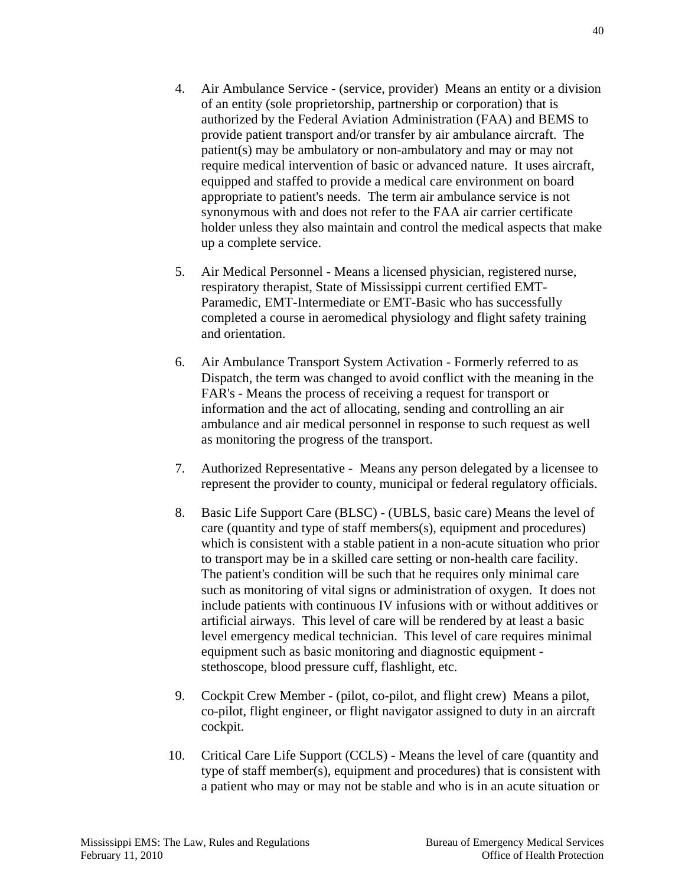4. Air Ambulance Service - (service, provider) Means an entity or a division of an entity (sole proprietorship, partnership or corporation) that is authorized by the Federal Aviation Administration (FAA) and BEMS to provide patient transport and/or transfer by air ambulance aircraft. The patient(s) may be ambulatory or non-ambulatory and may or may not require medical intervention of basic or advanced nature. It uses aircraft, equipped and staffed to provide a medical care environment on board appropriate to patient's needs. The term air ambulance service is not synonymous with and does not refer to the FAA air carrier certificate holder unless they also maintain and control the medical aspects that make up a complete service.

5. Air Medical Personnel - Means a licensed physician, registered nurse, respiratory therapist, State of Mississippi current certified EMT-Paramedic, EMT-Intermediate or EMT-Basic who has successfully completed a course in aeromedical physiology and flight safety training and orientation.

6. Air Ambulance Transport System Activation - Formerly referred to as Dispatch, the term was changed to avoid conflict with the meaning in the FAR's - Means the process of receiving a request for transport or information and the act of allocating, sending and controlling an air ambulance and air medical personnel in response to such request as well as monitoring the progress of the transport.

7. Authorized Representative - Means any person delegated by a licensee to represent the provider to county, municipal or federal regulatory officials.

8. Basic Life Support Care (BLSC) - (UBLS, basic care) Means the level of care (quantity and type of staff members(s), equipment and procedures) which is consistent with a stable patient in a non-acute situation who prior to transport may be in a skilled care setting or non-health care facility. The patient's condition will be such that he requires only minimal care such as monitoring of vital signs or administration of oxygen. It does not include patients with continuous IV infusions with or without additives or artificial airways. This level of care will be rendered by at least a basic level emergency medical technician. This level of care requires minimal equipment such as basic monitoring and diagnostic equipment - stethoscope, blood pressure cuff, flashlight, etc.

9. Cockpit Crew Member - (pilot, co-pilot, and flight crew) Means a pilot, co-pilot, flight engineer, or flight navigator assigned to duty in an aircraft cockpit.

10. Critical Care Life Support (CCLS) - Means the level of care (quantity and type of staff member(s), equipment and procedures) that is consistent with a patient who may or may not be stable and who is in an acute situation or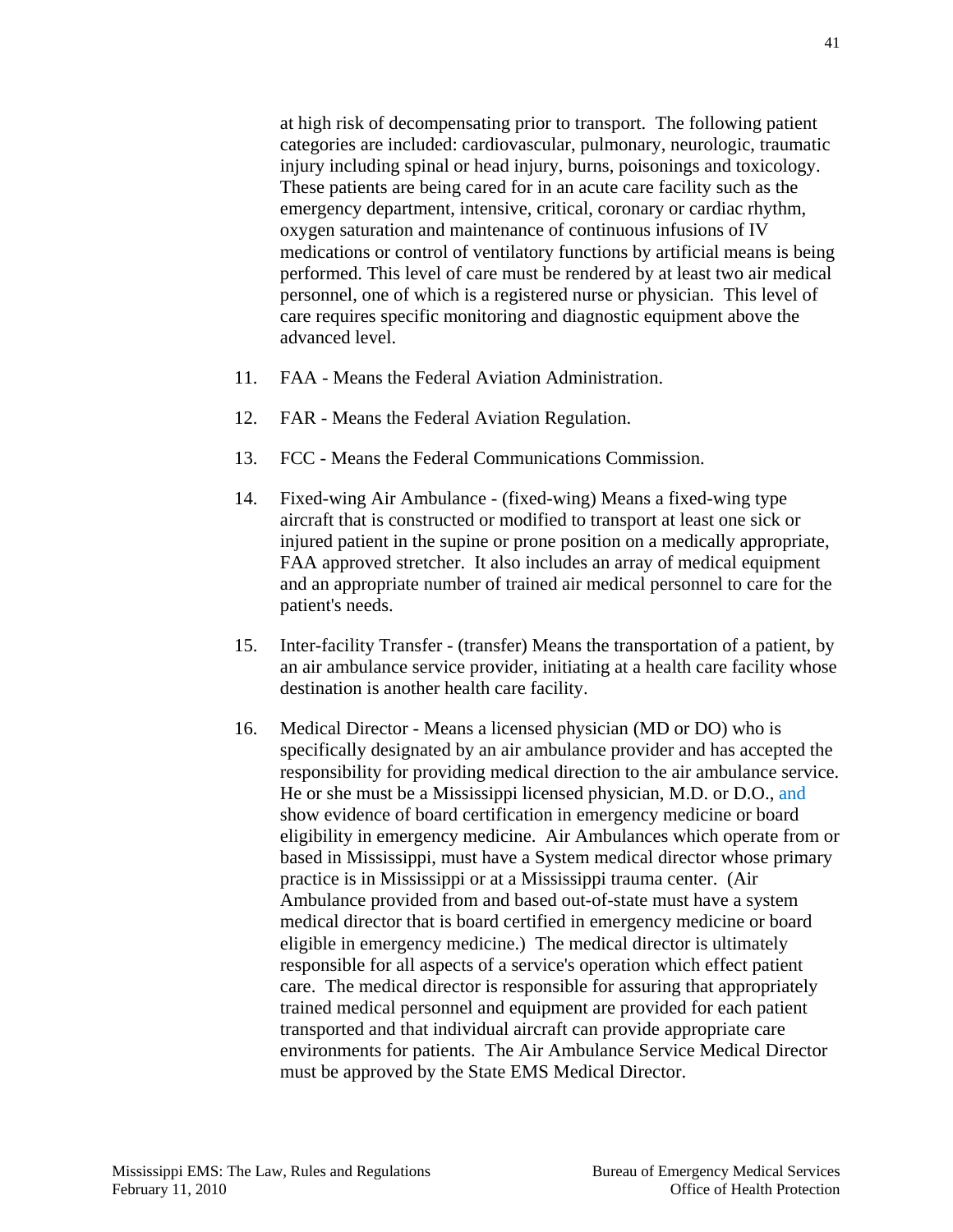at high risk of decompensating prior to transport. The following patient categories are included: cardiovascular, pulmonary, neurologic, traumatic injury including spinal or head injury, burns, poisonings and toxicology. These patients are being cared for in an acute care facility such as the emergency department, intensive, critical, coronary or cardiac rhythm, oxygen saturation and maintenance of continuous infusions of IV medications or control of ventilatory functions by artificial means is being performed. This level of care must be rendered by at least two air medical personnel, one of which is a registered nurse or physician. This level of care requires specific monitoring and diagnostic equipment above the advanced level.

11. FAA - Means the Federal Aviation Administration.

12. FAR - Means the Federal Aviation Regulation.

13. FCC - Means the Federal Communications Commission.

14. Fixed-wing Air Ambulance - (fixed-wing) Means a fixed-wing type aircraft that is constructed or modified to transport at least one sick or injured patient in the supine or prone position on a medically appropriate, FAA approved stretcher. It also includes an array of medical equipment and an appropriate number of trained air medical personnel to care for the patient's needs.

15. Inter-facility Transfer - (transfer) Means the transportation of a patient, by an air ambulance service provider, initiating at a health care facility whose destination is another health care facility.

16. Medical Director - Means a licensed physician (MD or DO) who is specifically designated by an air ambulance provider and has accepted the responsibility for providing medical direction to the air ambulance service. He or she must be a Mississippi licensed physician, M.D. or D.O., and show evidence of board certification in emergency medicine or board eligibility in emergency medicine. Air Ambulances which operate from or based in Mississippi, must have a System medical director whose primary practice is in Mississippi or at a Mississippi trauma center. (Air Ambulance provided from and based out-of-state must have a system medical director that is board certified in emergency medicine or board eligible in emergency medicine.) The medical director is ultimately responsible for all aspects of a service's operation which effect patient care. The medical director is responsible for assuring that appropriately trained medical personnel and equipment are provided for each patient transported and that individual aircraft can provide appropriate care environments for patients. The Air Ambulance Service Medical Director must be approved by the State EMS Medical Director.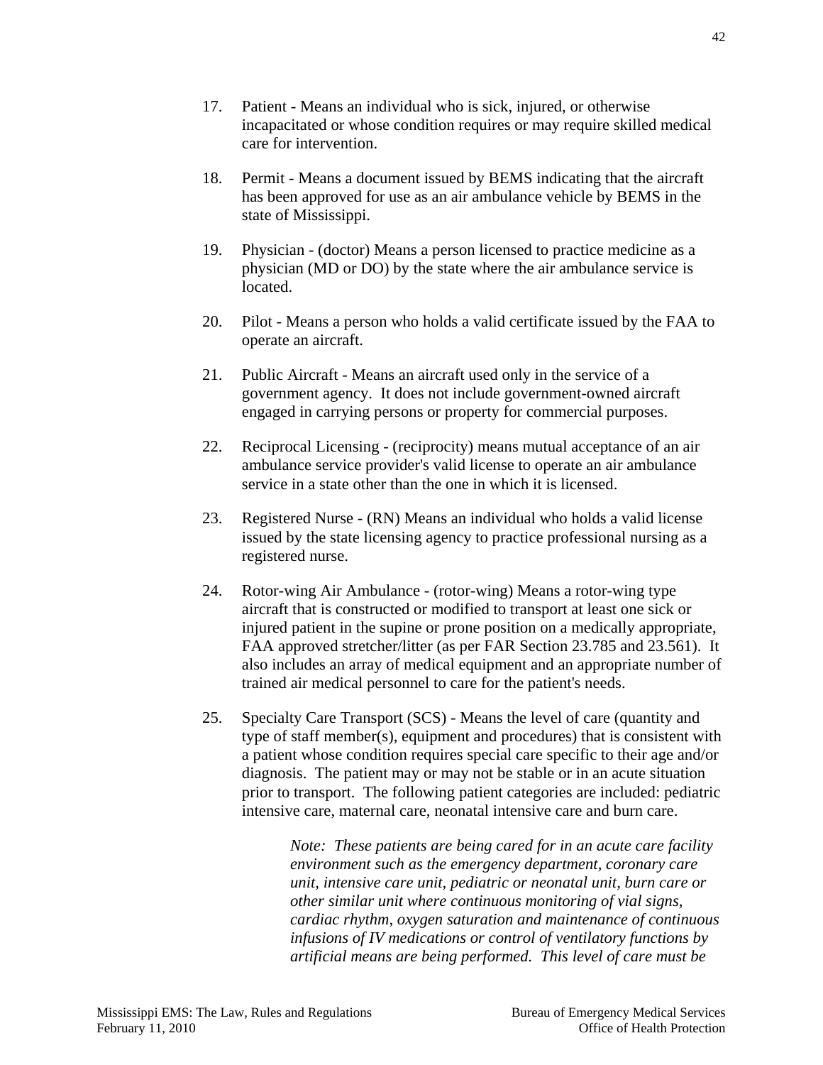17. Patient - Means an individual who is sick, injured, or otherwise incapacitated or whose condition requires or may require skilled medical care for intervention.

18. Permit - Means a document issued by BEMS indicating that the aircraft has been approved for use as an air ambulance vehicle by BEMS in the state of Mississippi.

19. Physician - (doctor) Means a person licensed to practice medicine as a physician (MD or DO) by the state where the air ambulance service is located.

20. Pilot - Means a person who holds a valid certificate issued by the FAA to operate an aircraft.

21. Public Aircraft - Means an aircraft used only in the service of a government agency. It does not include government-owned aircraft engaged in carrying persons or property for commercial purposes.

22. Reciprocal Licensing - (reciprocity) means mutual acceptance of an air ambulance service provider's valid license to operate an air ambulance service in a state other than the one in which it is licensed.

23. Registered Nurse - (RN) Means an individual who holds a valid license issued by the state licensing agency to practice professional nursing as a registered nurse.

24. Rotor-wing Air Ambulance - (rotor-wing) Means a rotor-wing type aircraft that is constructed or modified to transport at least one sick or injured patient in the supine or prone position on a medically appropriate, FAA approved stretcher/litter (as per FAR Section 23.785 and 23.561). It also includes an array of medical equipment and an appropriate number of trained air medical personnel to care for the patient's needs.

25. Specialty Care Transport (SCS) - Means the level of care (quantity and type of staff member(s), equipment and procedures) that is consistent with a patient whose condition requires special care specific to their age and/or diagnosis. The patient may or may not be stable or in an acute situation prior to transport. The following patient categories are included: pediatric intensive care, maternal care, neonatal intensive care and burn care.

    *Note: These patients are being cared for in an acute care facility environment such as the emergency department, coronary care unit, intensive care unit, pediatric or neonatal unit, burn care or other similar unit where continuous monitoring of vial signs, cardiac rhythm, oxygen saturation and maintenance of continuous infusions of IV medications or control of ventilatory functions by artificial means are being performed. This level of care must be*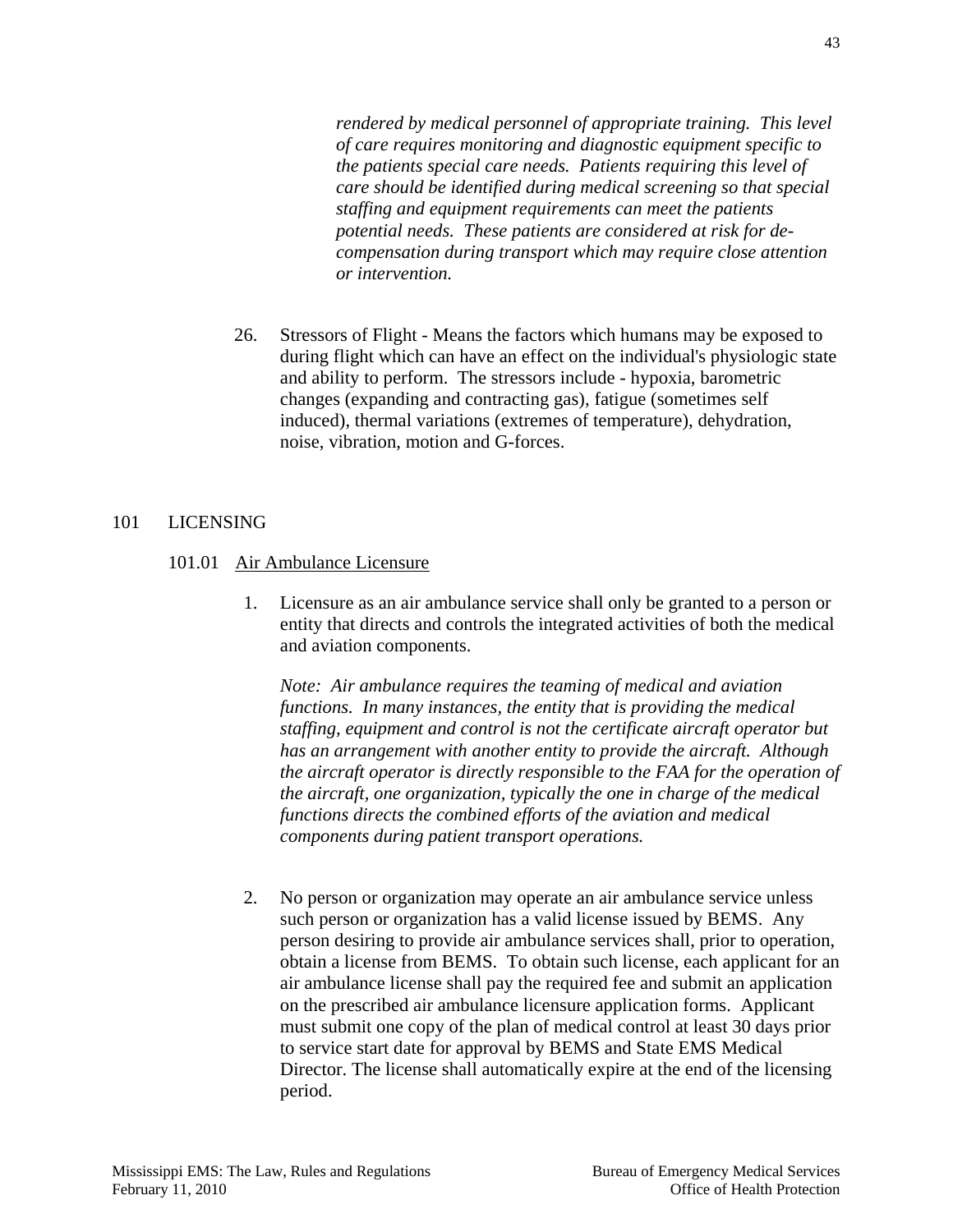*rendered by medical personnel of appropriate training. This level of care requires monitoring and diagnostic equipment specific to the patients special care needs. Patients requiring this level of care should be identified during medical screening so that special staffing and equipment requirements can meet the patients potential needs. These patients are considered at risk for de-compensation during transport which may require close attention or intervention.*

26. Stressors of Flight - Means the factors which humans may be exposed to during flight which can have an effect on the individual's physiologic state and ability to perform. The stressors include - hypoxia, barometric changes (expanding and contracting gas), fatigue (sometimes self induced), thermal variations (extremes of temperature), dehydration, noise, vibration, motion and G-forces.

## 101 LICENSING

### 101.01 Air Ambulance Licensure

1. Licensure as an air ambulance service shall only be granted to a person or entity that directs and controls the integrated activities of both the medical and aviation components.

   *Note: Air ambulance requires the teaming of medical and aviation functions. In many instances, the entity that is providing the medical staffing, equipment and control is not the certificate aircraft operator but has an arrangement with another entity to provide the aircraft. Although the aircraft operator is directly responsible to the FAA for the operation of the aircraft, one organization, typically the one in charge of the medical functions directs the combined efforts of the aviation and medical components during patient transport operations.*

2. No person or organization may operate an air ambulance service unless such person or organization has a valid license issued by BEMS. Any person desiring to provide air ambulance services shall, prior to operation, obtain a license from BEMS. To obtain such license, each applicant for an air ambulance license shall pay the required fee and submit an application on the prescribed air ambulance licensure application forms. Applicant must submit one copy of the plan of medical control at least 30 days prior to service start date for approval by BEMS and State EMS Medical Director. The license shall automatically expire at the end of the licensing period.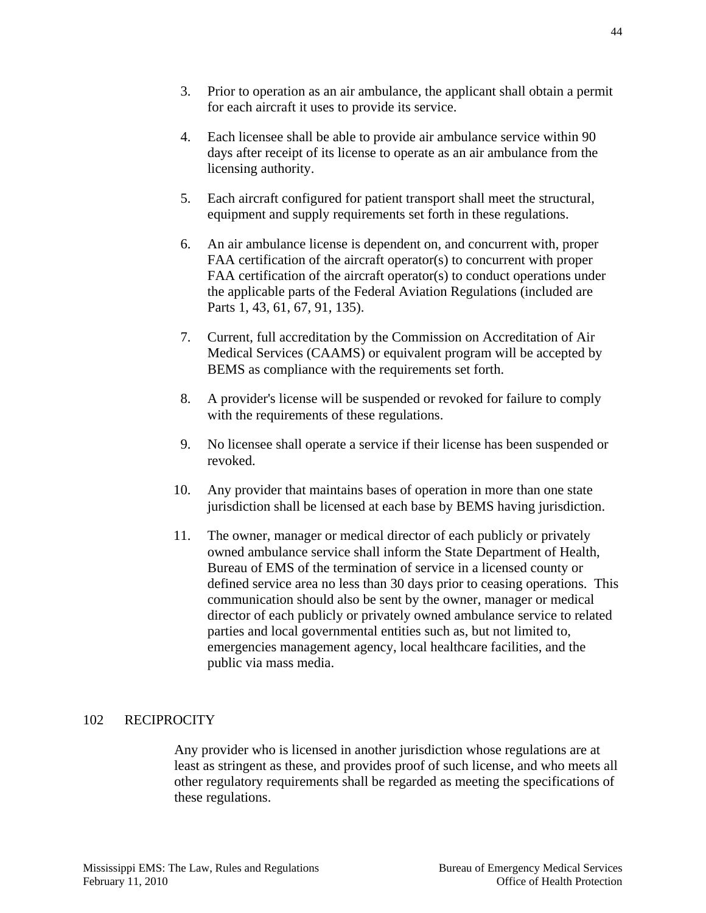3. Prior to operation as an air ambulance, the applicant shall obtain a permit for each aircraft it uses to provide its service.

4. Each licensee shall be able to provide air ambulance service within 90 days after receipt of its license to operate as an air ambulance from the licensing authority.

5. Each aircraft configured for patient transport shall meet the structural, equipment and supply requirements set forth in these regulations.

6. An air ambulance license is dependent on, and concurrent with, proper FAA certification of the aircraft operator(s) to concurrent with proper FAA certification of the aircraft operator(s) to conduct operations under the applicable parts of the Federal Aviation Regulations (included are Parts 1, 43, 61, 67, 91, 135).

7. Current, full accreditation by the Commission on Accreditation of Air Medical Services (CAAMS) or equivalent program will be accepted by BEMS as compliance with the requirements set forth.

8. A provider's license will be suspended or revoked for failure to comply with the requirements of these regulations.

9. No licensee shall operate a service if their license has been suspended or revoked.

10. Any provider that maintains bases of operation in more than one state jurisdiction shall be licensed at each base by BEMS having jurisdiction.

11. The owner, manager or medical director of each publicly or privately owned ambulance service shall inform the State Department of Health, Bureau of EMS of the termination of service in a licensed county or defined service area no less than 30 days prior to ceasing operations. This communication should also be sent by the owner, manager or medical director of each publicly or privately owned ambulance service to related parties and local governmental entities such as, but not limited to, emergencies management agency, local healthcare facilities, and the public via mass media.

## 102 RECIPROCITY

Any provider who is licensed in another jurisdiction whose regulations are at least as stringent as these, and provides proof of such license, and who meets all other regulatory requirements shall be regarded as meeting the specifications of these regulations.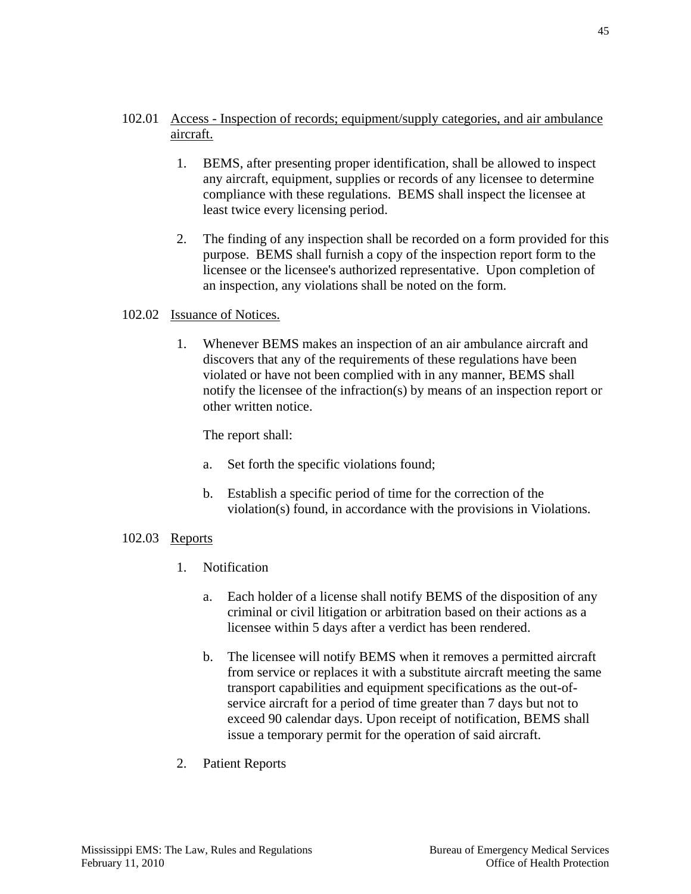102.01 <u>Access - Inspection of records; equipment/supply categories, and air ambulance aircraft.</u>

1. BEMS, after presenting proper identification, shall be allowed to inspect any aircraft, equipment, supplies or records of any licensee to determine compliance with these regulations. BEMS shall inspect the licensee at least twice every licensing period.

2. The finding of any inspection shall be recorded on a form provided for this purpose. BEMS shall furnish a copy of the inspection report form to the licensee or the licensee's authorized representative. Upon completion of an inspection, any violations shall be noted on the form.

102.02 <u>Issuance of Notices.</u>

1. Whenever BEMS makes an inspection of an air ambulance aircraft and discovers that any of the requirements of these regulations have been violated or have not been complied with in any manner, BEMS shall notify the licensee of the infraction(s) by means of an inspection report or other written notice.

   The report shall:

   a. Set forth the specific violations found;

   b. Establish a specific period of time for the correction of the violation(s) found, in accordance with the provisions in Violations.

102.03 <u>Reports</u>

1. Notification

   a. Each holder of a license shall notify BEMS of the disposition of any criminal or civil litigation or arbitration based on their actions as a licensee within 5 days after a verdict has been rendered.

   b. The licensee will notify BEMS when it removes a permitted aircraft from service or replaces it with a substitute aircraft meeting the same transport capabilities and equipment specifications as the out-of-service aircraft for a period of time greater than 7 days but not to exceed 90 calendar days. Upon receipt of notification, BEMS shall issue a temporary permit for the operation of said aircraft.

2. Patient Reports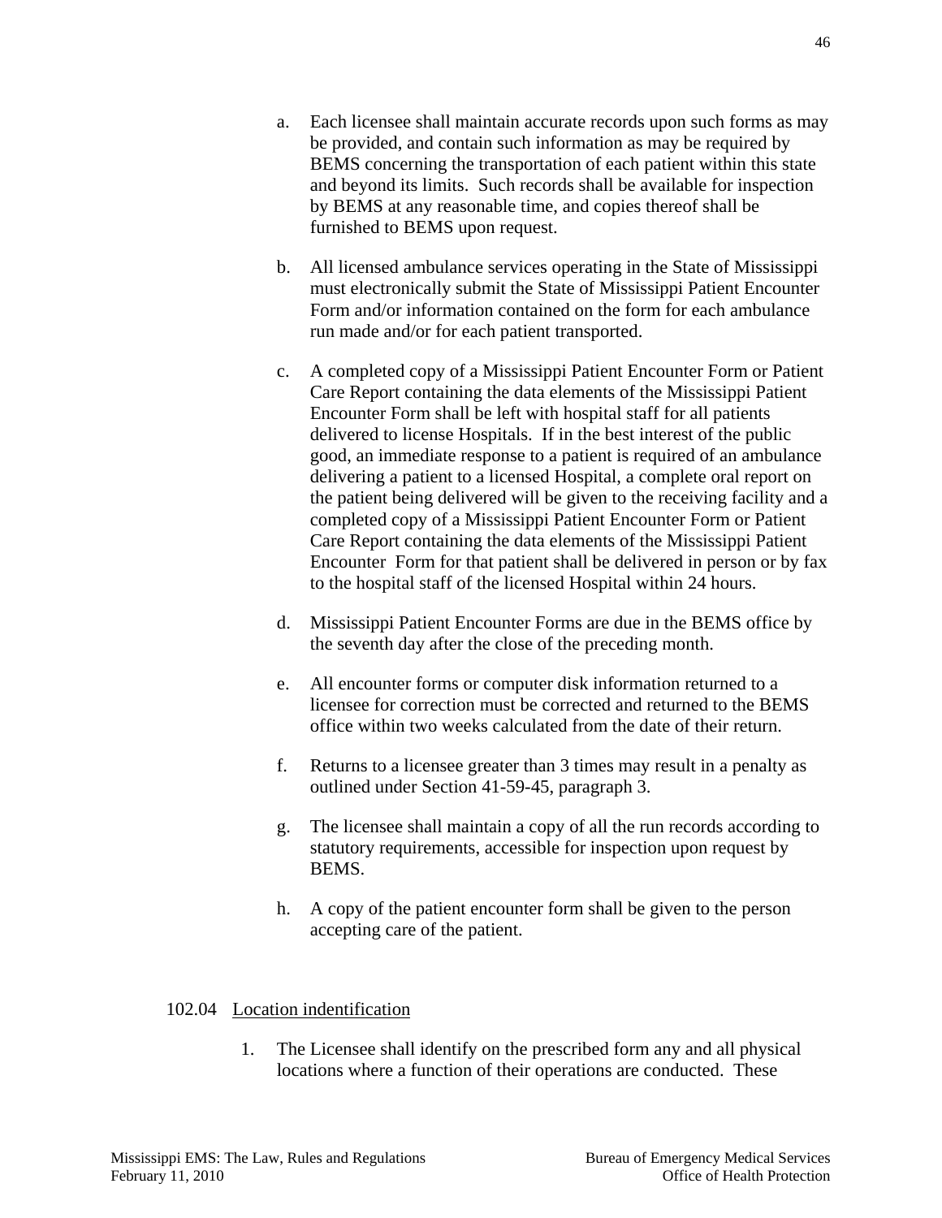a. Each licensee shall maintain accurate records upon such forms as may be provided, and contain such information as may be required by BEMS concerning the transportation of each patient within this state and beyond its limits. Such records shall be available for inspection by BEMS at any reasonable time, and copies thereof shall be furnished to BEMS upon request.

b. All licensed ambulance services operating in the State of Mississippi must electronically submit the State of Mississippi Patient Encounter Form and/or information contained on the form for each ambulance run made and/or for each patient transported.

c. A completed copy of a Mississippi Patient Encounter Form or Patient Care Report containing the data elements of the Mississippi Patient Encounter Form shall be left with hospital staff for all patients delivered to license Hospitals. If in the best interest of the public good, an immediate response to a patient is required of an ambulance delivering a patient to a licensed Hospital, a complete oral report on the patient being delivered will be given to the receiving facility and a completed copy of a Mississippi Patient Encounter Form or Patient Care Report containing the data elements of the Mississippi Patient Encounter Form for that patient shall be delivered in person or by fax to the hospital staff of the licensed Hospital within 24 hours.

d. Mississippi Patient Encounter Forms are due in the BEMS office by the seventh day after the close of the preceding month.

e. All encounter forms or computer disk information returned to a licensee for correction must be corrected and returned to the BEMS office within two weeks calculated from the date of their return.

f. Returns to a licensee greater than 3 times may result in a penalty as outlined under Section 41-59-45, paragraph 3.

g. The licensee shall maintain a copy of all the run records according to statutory requirements, accessible for inspection upon request by BEMS.

h. A copy of the patient encounter form shall be given to the person accepting care of the patient.

102.04 Location indentification

1. The Licensee shall identify on the prescribed form any and all physical locations where a function of their operations are conducted. These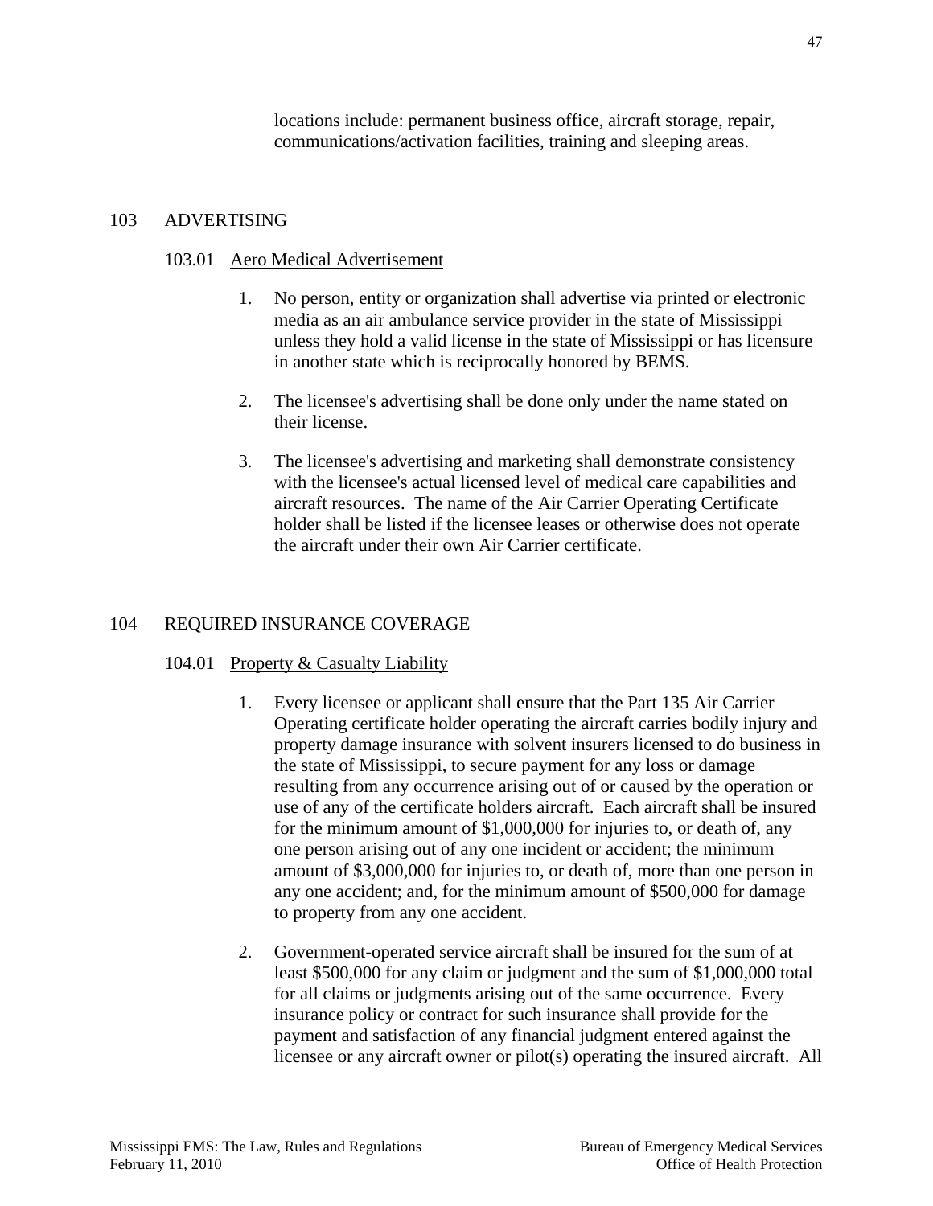locations include: permanent business office, aircraft storage, repair, communications/activation facilities, training and sleeping areas.

## 103 ADVERTISING

### 103.01 Aero Medical Advertisement

1. No person, entity or organization shall advertise via printed or electronic media as an air ambulance service provider in the state of Mississippi unless they hold a valid license in the state of Mississippi or has licensure in another state which is reciprocally honored by BEMS.

2. The licensee's advertising shall be done only under the name stated on their license.

3. The licensee's advertising and marketing shall demonstrate consistency with the licensee's actual licensed level of medical care capabilities and aircraft resources. The name of the Air Carrier Operating Certificate holder shall be listed if the licensee leases or otherwise does not operate the aircraft under their own Air Carrier certificate.

## 104 REQUIRED INSURANCE COVERAGE

### 104.01 Property & Casualty Liability

1. Every licensee or applicant shall ensure that the Part 135 Air Carrier Operating certificate holder operating the aircraft carries bodily injury and property damage insurance with solvent insurers licensed to do business in the state of Mississippi, to secure payment for any loss or damage resulting from any occurrence arising out of or caused by the operation or use of any of the certificate holders aircraft. Each aircraft shall be insured for the minimum amount of $1,000,000 for injuries to, or death of, any one person arising out of any one incident or accident; the minimum amount of $3,000,000 for injuries to, or death of, more than one person in any one accident; and, for the minimum amount of $500,000 for damage to property from any one accident.

2. Government-operated service aircraft shall be insured for the sum of at least $500,000 for any claim or judgment and the sum of $1,000,000 total for all claims or judgments arising out of the same occurrence. Every insurance policy or contract for such insurance shall provide for the payment and satisfaction of any financial judgment entered against the licensee or any aircraft owner or pilot(s) operating the insured aircraft. All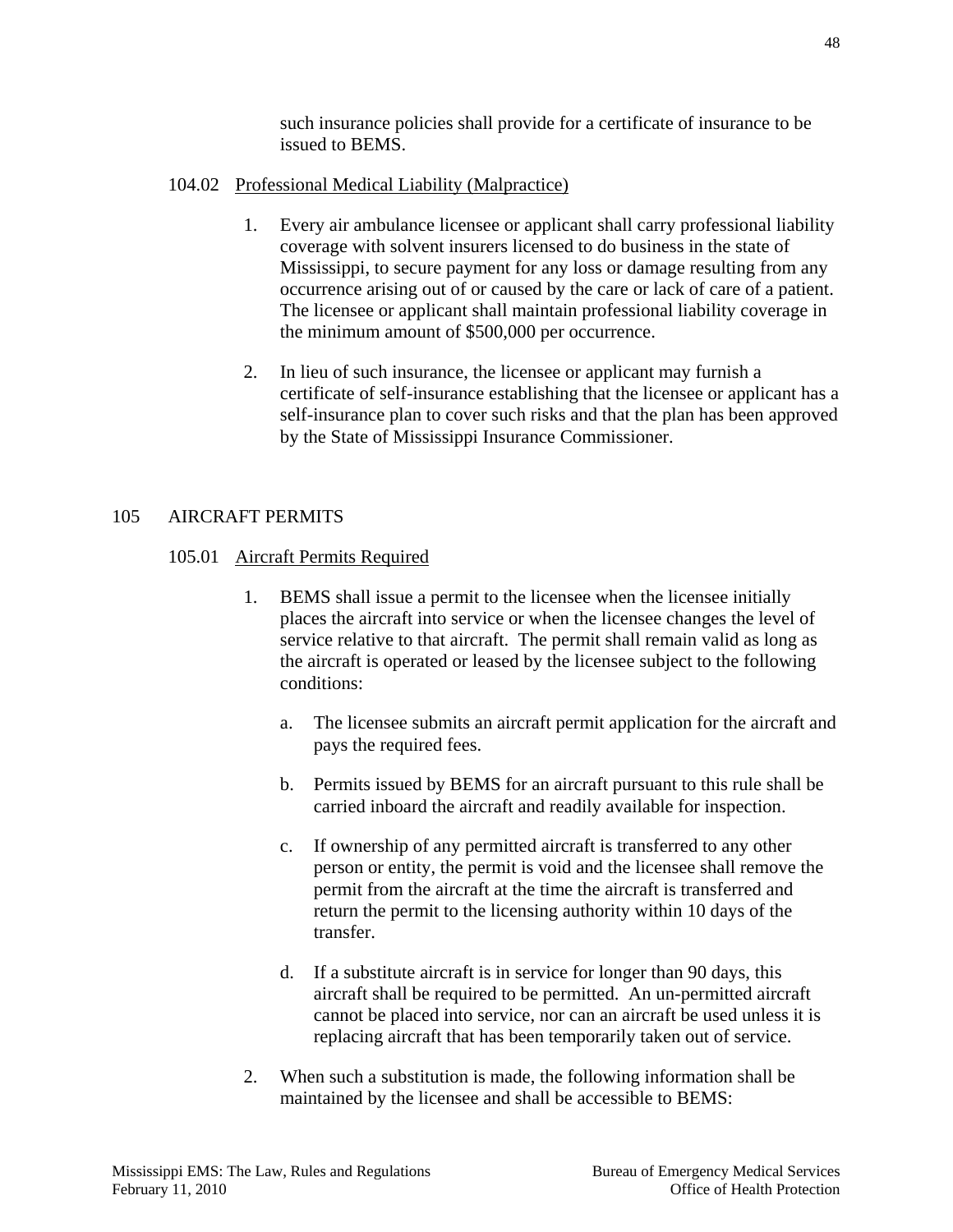such insurance policies shall provide for a certificate of insurance to be issued to BEMS.

104.02 Professional Medical Liability (Malpractice)

1. Every air ambulance licensee or applicant shall carry professional liability coverage with solvent insurers licensed to do business in the state of Mississippi, to secure payment for any loss or damage resulting from any occurrence arising out of or caused by the care or lack of care of a patient. The licensee or applicant shall maintain professional liability coverage in the minimum amount of $500,000 per occurrence.

2. In lieu of such insurance, the licensee or applicant may furnish a certificate of self-insurance establishing that the licensee or applicant has a self-insurance plan to cover such risks and that the plan has been approved by the State of Mississippi Insurance Commissioner.

## 105 AIRCRAFT PERMITS

105.01 Aircraft Permits Required

1. BEMS shall issue a permit to the licensee when the licensee initially places the aircraft into service or when the licensee changes the level of service relative to that aircraft. The permit shall remain valid as long as the aircraft is operated or leased by the licensee subject to the following conditions:

   a. The licensee submits an aircraft permit application for the aircraft and pays the required fees.

   b. Permits issued by BEMS for an aircraft pursuant to this rule shall be carried inboard the aircraft and readily available for inspection.

   c. If ownership of any permitted aircraft is transferred to any other person or entity, the permit is void and the licensee shall remove the permit from the aircraft at the time the aircraft is transferred and return the permit to the licensing authority within 10 days of the transfer.

   d. If a substitute aircraft is in service for longer than 90 days, this aircraft shall be required to be permitted. An un-permitted aircraft cannot be placed into service, nor can an aircraft be used unless it is replacing aircraft that has been temporarily taken out of service.

2. When such a substitution is made, the following information shall be maintained by the licensee and shall be accessible to BEMS: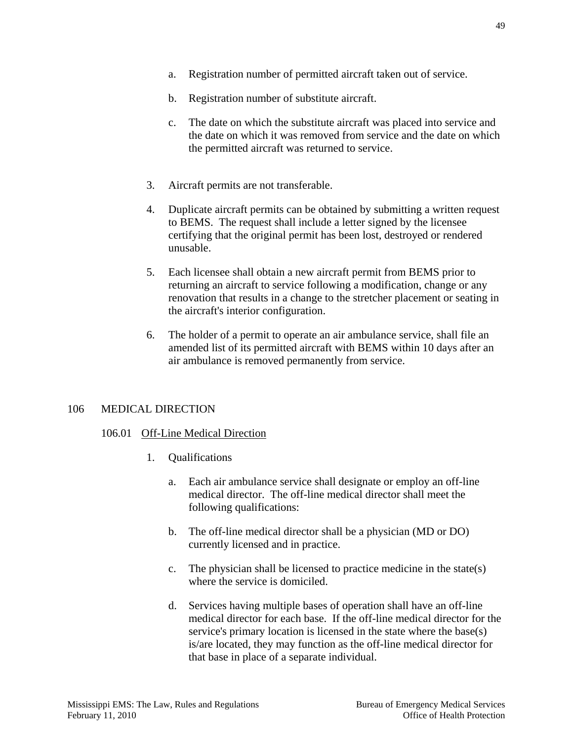a. Registration number of permitted aircraft taken out of service.

b. Registration number of substitute aircraft.

c. The date on which the substitute aircraft was placed into service and the date on which it was removed from service and the date on which the permitted aircraft was returned to service.

3. Aircraft permits are not transferable.

4. Duplicate aircraft permits can be obtained by submitting a written request to BEMS. The request shall include a letter signed by the licensee certifying that the original permit has been lost, destroyed or rendered unusable.

5. Each licensee shall obtain a new aircraft permit from BEMS prior to returning an aircraft to service following a modification, change or any renovation that results in a change to the stretcher placement or seating in the aircraft's interior configuration.

6. The holder of a permit to operate an air ambulance service, shall file an amended list of its permitted aircraft with BEMS within 10 days after an air ambulance is removed permanently from service.

## 106 MEDICAL DIRECTION

### 106.01 Off-Line Medical Direction

1. Qualifications

   a. Each air ambulance service shall designate or employ an off-line medical director. The off-line medical director shall meet the following qualifications:

   b. The off-line medical director shall be a physician (MD or DO) currently licensed and in practice.

   c. The physician shall be licensed to practice medicine in the state(s) where the service is domiciled.

   d. Services having multiple bases of operation shall have an off-line medical director for each base. If the off-line medical director for the service's primary location is licensed in the state where the base(s) is/are located, they may function as the off-line medical director for that base in place of a separate individual.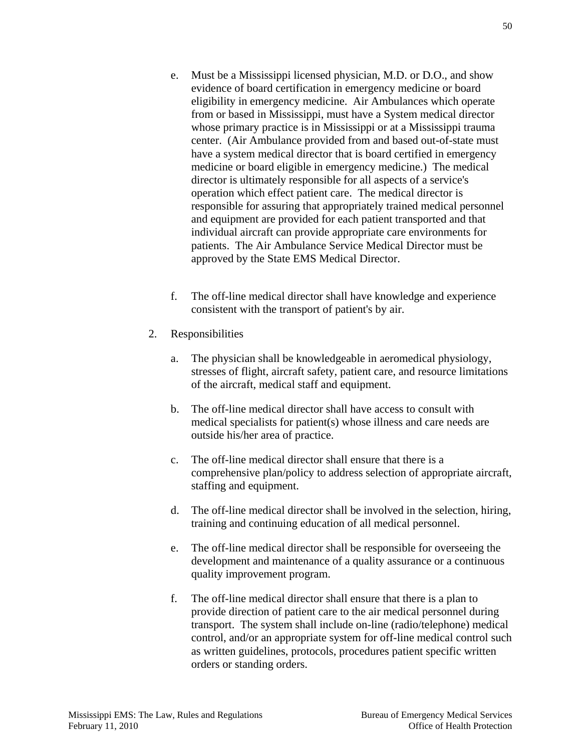e. Must be a Mississippi licensed physician, M.D. or D.O., and show evidence of board certification in emergency medicine or board eligibility in emergency medicine. Air Ambulances which operate from or based in Mississippi, must have a System medical director whose primary practice is in Mississippi or at a Mississippi trauma center. (Air Ambulance provided from and based out-of-state must have a system medical director that is board certified in emergency medicine or board eligible in emergency medicine.) The medical director is ultimately responsible for all aspects of a service's operation which effect patient care. The medical director is responsible for assuring that appropriately trained medical personnel and equipment are provided for each patient transported and that individual aircraft can provide appropriate care environments for patients. The Air Ambulance Service Medical Director must be approved by the State EMS Medical Director.

f. The off-line medical director shall have knowledge and experience consistent with the transport of patient's by air.

2. Responsibilities

   a. The physician shall be knowledgeable in aeromedical physiology, stresses of flight, aircraft safety, patient care, and resource limitations of the aircraft, medical staff and equipment.

   b. The off-line medical director shall have access to consult with medical specialists for patient(s) whose illness and care needs are outside his/her area of practice.

   c. The off-line medical director shall ensure that there is a comprehensive plan/policy to address selection of appropriate aircraft, staffing and equipment.

   d. The off-line medical director shall be involved in the selection, hiring, training and continuing education of all medical personnel.

   e. The off-line medical director shall be responsible for overseeing the development and maintenance of a quality assurance or a continuous quality improvement program.

   f. The off-line medical director shall ensure that there is a plan to provide direction of patient care to the air medical personnel during transport. The system shall include on-line (radio/telephone) medical control, and/or an appropriate system for off-line medical control such as written guidelines, protocols, procedures patient specific written orders or standing orders.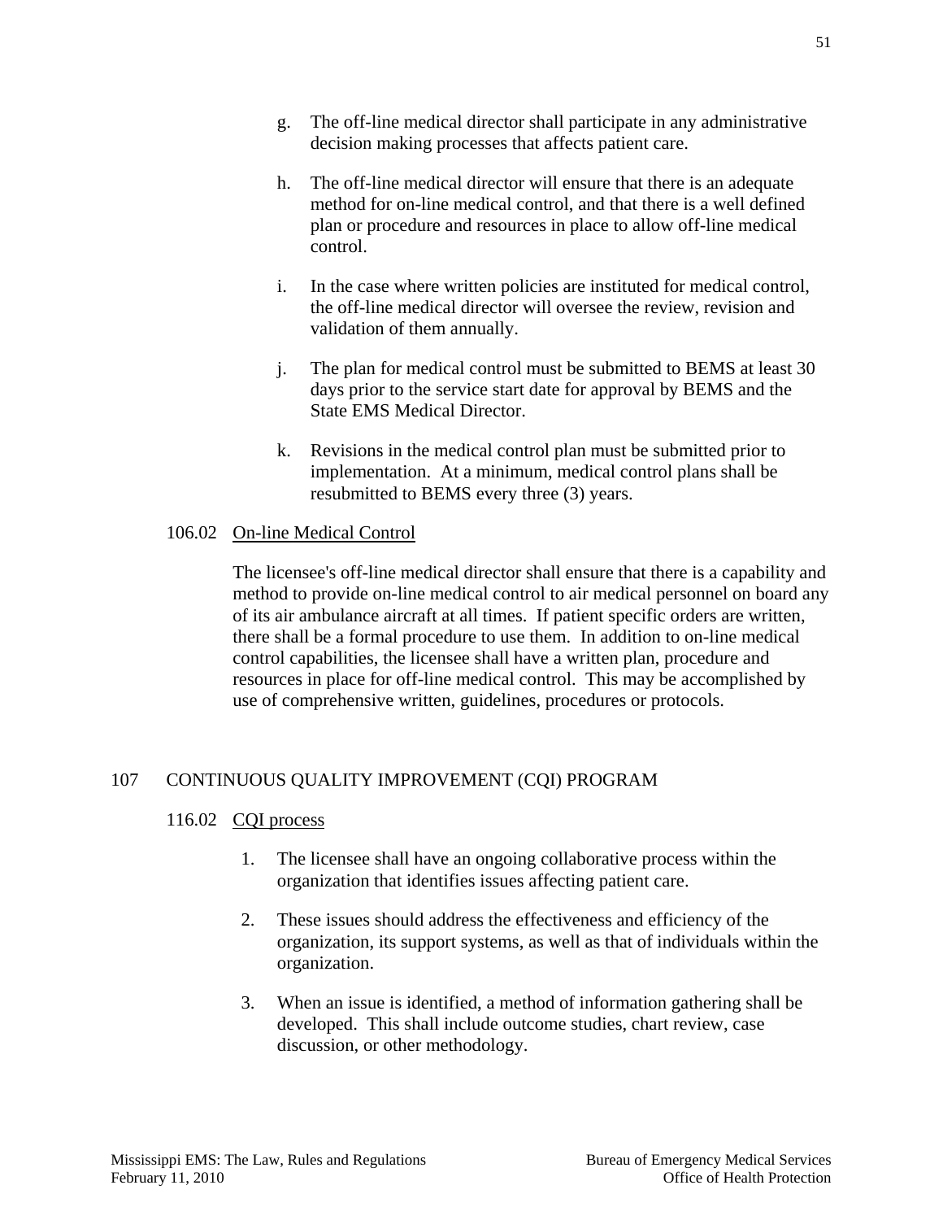g. The off-line medical director shall participate in any administrative decision making processes that affects patient care.

h. The off-line medical director will ensure that there is an adequate method for on-line medical control, and that there is a well defined plan or procedure and resources in place to allow off-line medical control.

i. In the case where written policies are instituted for medical control, the off-line medical director will oversee the review, revision and validation of them annually.

j. The plan for medical control must be submitted to BEMS at least 30 days prior to the service start date for approval by BEMS and the State EMS Medical Director.

k. Revisions in the medical control plan must be submitted prior to implementation. At a minimum, medical control plans shall be resubmitted to BEMS every three (3) years.

106.02 On-line Medical Control

The licensee's off-line medical director shall ensure that there is a capability and method to provide on-line medical control to air medical personnel on board any of its air ambulance aircraft at all times. If patient specific orders are written, there shall be a formal procedure to use them. In addition to on-line medical control capabilities, the licensee shall have a written plan, procedure and resources in place for off-line medical control. This may be accomplished by use of comprehensive written, guidelines, procedures or protocols.

## 107 CONTINUOUS QUALITY IMPROVEMENT (CQI) PROGRAM

116.02 CQI process

1. The licensee shall have an ongoing collaborative process within the organization that identifies issues affecting patient care.

2. These issues should address the effectiveness and efficiency of the organization, its support systems, as well as that of individuals within the organization.

3. When an issue is identified, a method of information gathering shall be developed. This shall include outcome studies, chart review, case discussion, or other methodology.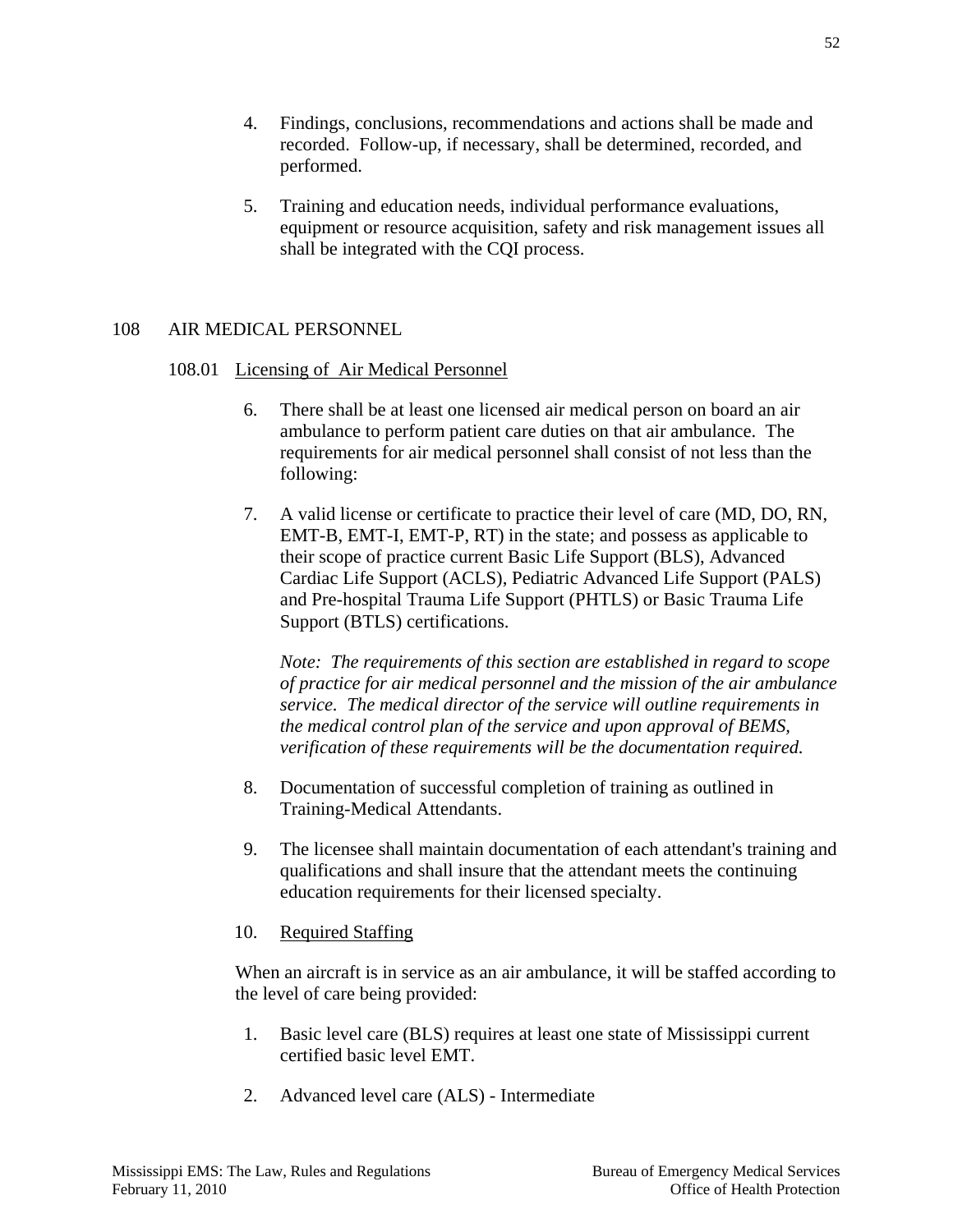4. Findings, conclusions, recommendations and actions shall be made and recorded. Follow-up, if necessary, shall be determined, recorded, and performed.

5. Training and education needs, individual performance evaluations, equipment or resource acquisition, safety and risk management issues all shall be integrated with the CQI process.

## 108 AIR MEDICAL PERSONNEL

### 108.01 Licensing of Air Medical Personnel

6. There shall be at least one licensed air medical person on board an air ambulance to perform patient care duties on that air ambulance. The requirements for air medical personnel shall consist of not less than the following:

7. A valid license or certificate to practice their level of care (MD, DO, RN, EMT-B, EMT-I, EMT-P, RT) in the state; and possess as applicable to their scope of practice current Basic Life Support (BLS), Advanced Cardiac Life Support (ACLS), Pediatric Advanced Life Support (PALS) and Pre-hospital Trauma Life Support (PHTLS) or Basic Trauma Life Support (BTLS) certifications.

   *Note: The requirements of this section are established in regard to scope of practice for air medical personnel and the mission of the air ambulance service. The medical director of the service will outline requirements in the medical control plan of the service and upon approval of BEMS, verification of these requirements will be the documentation required.*

8. Documentation of successful completion of training as outlined in Training-Medical Attendants.

9. The licensee shall maintain documentation of each attendant's training and qualifications and shall insure that the attendant meets the continuing education requirements for their licensed specialty.

10. Required Staffing

When an aircraft is in service as an air ambulance, it will be staffed according to the level of care being provided:

1. Basic level care (BLS) requires at least one state of Mississippi current certified basic level EMT.

2. Advanced level care (ALS) - Intermediate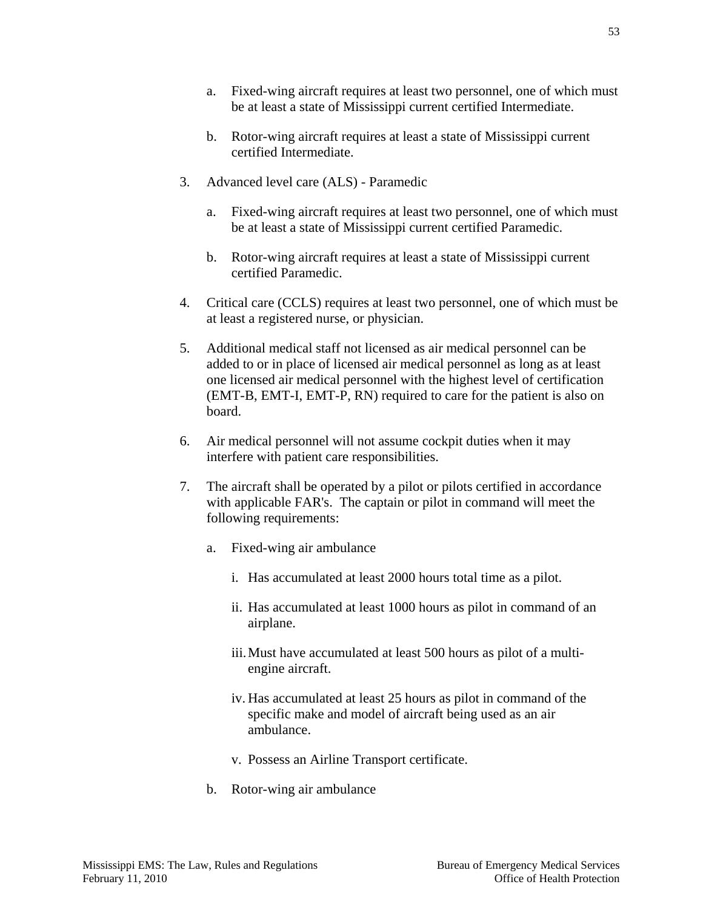a. Fixed-wing aircraft requires at least two personnel, one of which must be at least a state of Mississippi current certified Intermediate.

b. Rotor-wing aircraft requires at least a state of Mississippi current certified Intermediate.

3. Advanced level care (ALS) - Paramedic

   a. Fixed-wing aircraft requires at least two personnel, one of which must be at least a state of Mississippi current certified Paramedic.

   b. Rotor-wing aircraft requires at least a state of Mississippi current certified Paramedic.

4. Critical care (CCLS) requires at least two personnel, one of which must be at least a registered nurse, or physician.

5. Additional medical staff not licensed as air medical personnel can be added to or in place of licensed air medical personnel as long as at least one licensed air medical personnel with the highest level of certification (EMT-B, EMT-I, EMT-P, RN) required to care for the patient is also on board.

6. Air medical personnel will not assume cockpit duties when it may interfere with patient care responsibilities.

7. The aircraft shall be operated by a pilot or pilots certified in accordance with applicable FAR's. The captain or pilot in command will meet the following requirements:

   a. Fixed-wing air ambulance

      i. Has accumulated at least 2000 hours total time as a pilot.

      ii. Has accumulated at least 1000 hours as pilot in command of an airplane.

      iii. Must have accumulated at least 500 hours as pilot of a multi-engine aircraft.

      iv. Has accumulated at least 25 hours as pilot in command of the specific make and model of aircraft being used as an air ambulance.

      v. Possess an Airline Transport certificate.

   b. Rotor-wing air ambulance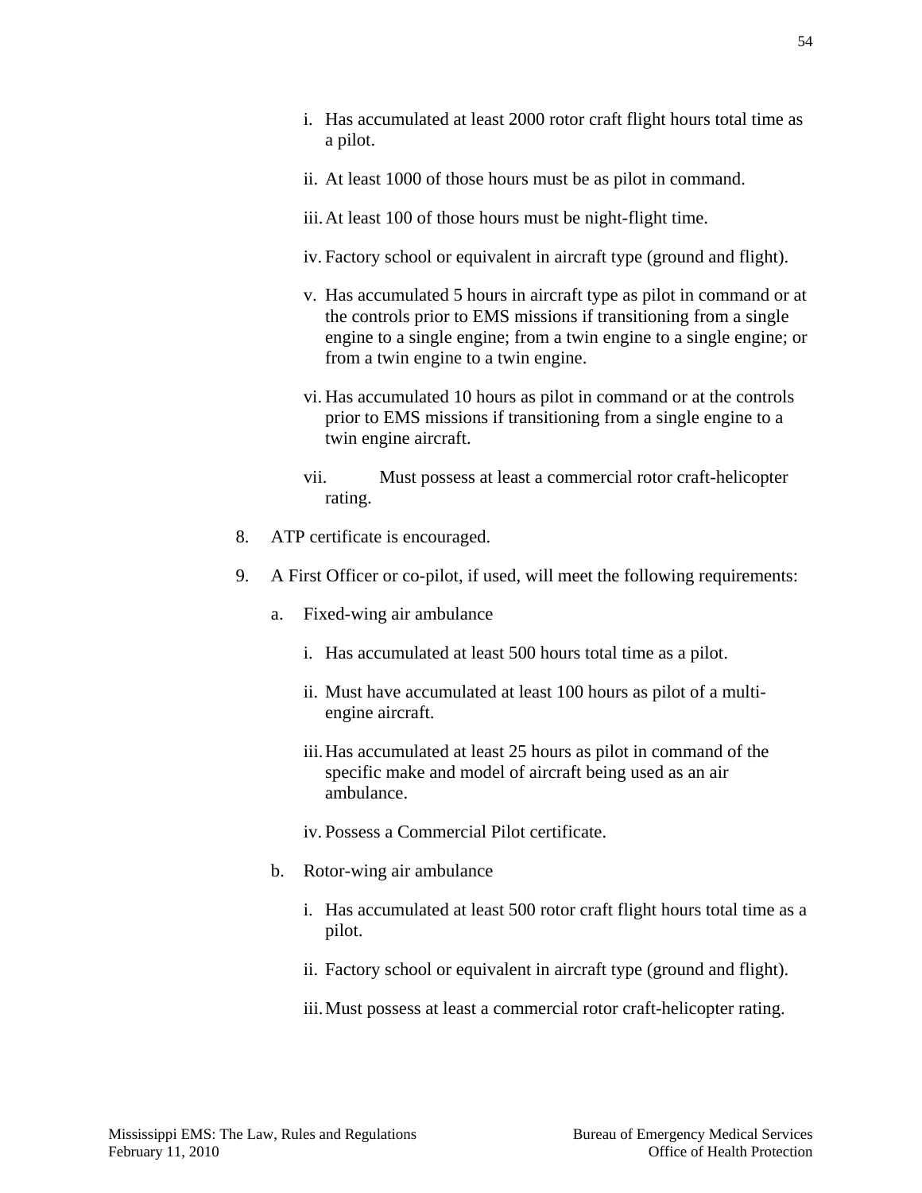i. Has accumulated at least 2000 rotor craft flight hours total time as a pilot.

ii. At least 1000 of those hours must be as pilot in command.

iii. At least 100 of those hours must be night-flight time.

iv. Factory school or equivalent in aircraft type (ground and flight).

v. Has accumulated 5 hours in aircraft type as pilot in command or at the controls prior to EMS missions if transitioning from a single engine to a single engine; from a twin engine to a single engine; or from a twin engine to a twin engine.

vi. Has accumulated 10 hours as pilot in command or at the controls prior to EMS missions if transitioning from a single engine to a twin engine aircraft.

vii. Must possess at least a commercial rotor craft-helicopter rating.

8. ATP certificate is encouraged.

9. A First Officer or co-pilot, if used, will meet the following requirements:

   a. Fixed-wing air ambulance

      i. Has accumulated at least 500 hours total time as a pilot.

      ii. Must have accumulated at least 100 hours as pilot of a multi-engine aircraft.

      iii. Has accumulated at least 25 hours as pilot in command of the specific make and model of aircraft being used as an air ambulance.

      iv. Possess a Commercial Pilot certificate.

   b. Rotor-wing air ambulance

      i. Has accumulated at least 500 rotor craft flight hours total time as a pilot.

      ii. Factory school or equivalent in aircraft type (ground and flight).

      iii. Must possess at least a commercial rotor craft-helicopter rating.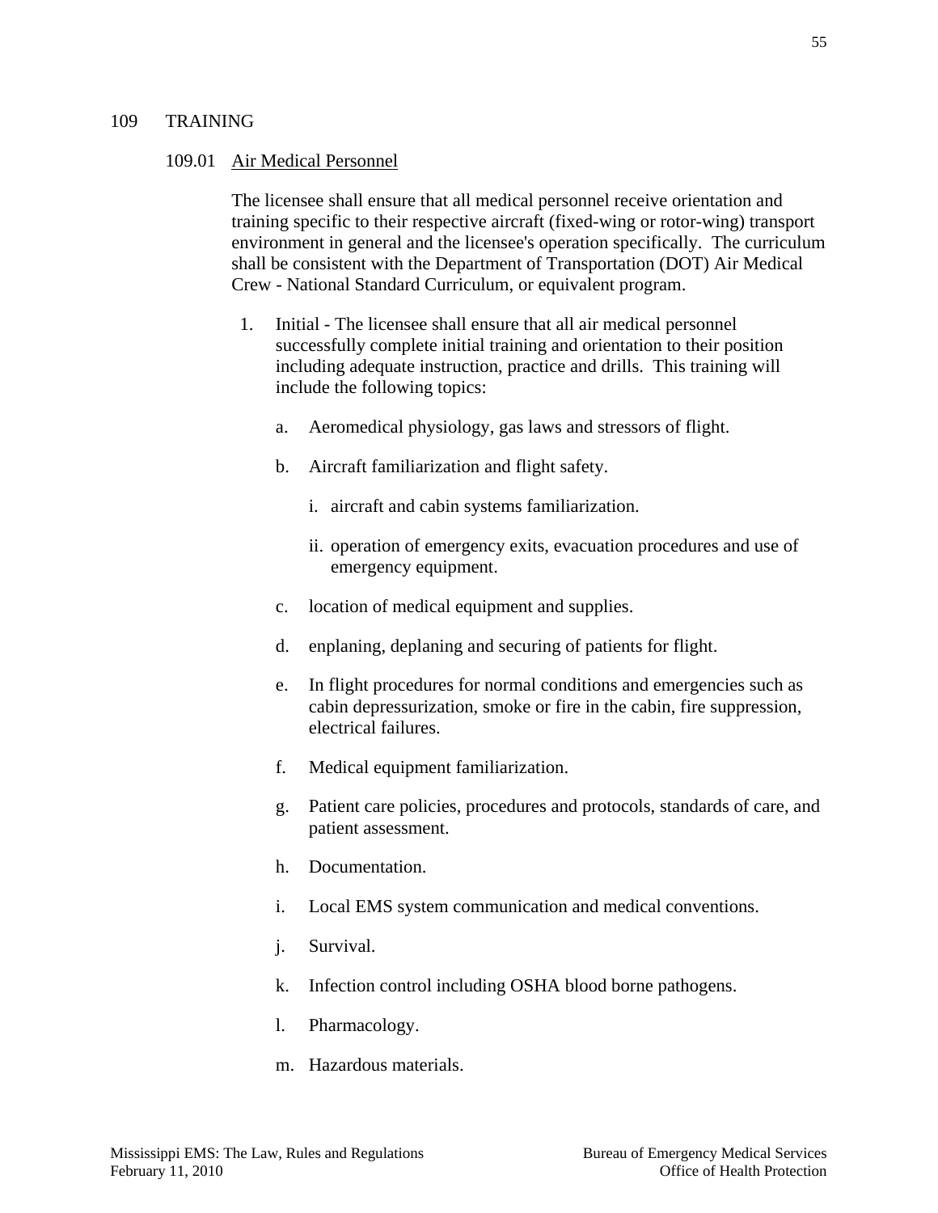## 109 TRAINING

### 109.01 Air Medical Personnel

The licensee shall ensure that all medical personnel receive orientation and training specific to their respective aircraft (fixed-wing or rotor-wing) transport environment in general and the licensee's operation specifically. The curriculum shall be consistent with the Department of Transportation (DOT) Air Medical Crew - National Standard Curriculum, or equivalent program.

1. Initial - The licensee shall ensure that all air medical personnel successfully complete initial training and orientation to their position including adequate instruction, practice and drills. This training will include the following topics:

   a. Aeromedical physiology, gas laws and stressors of flight.

   b. Aircraft familiarization and flight safety.

      i. aircraft and cabin systems familiarization.

      ii. operation of emergency exits, evacuation procedures and use of emergency equipment.

   c. location of medical equipment and supplies.

   d. enplaning, deplaning and securing of patients for flight.

   e. In flight procedures for normal conditions and emergencies such as cabin depressurization, smoke or fire in the cabin, fire suppression, electrical failures.

   f. Medical equipment familiarization.

   g. Patient care policies, procedures and protocols, standards of care, and patient assessment.

   h. Documentation.

   i. Local EMS system communication and medical conventions.

   j. Survival.

   k. Infection control including OSHA blood borne pathogens.

   l. Pharmacology.

   m. Hazardous materials.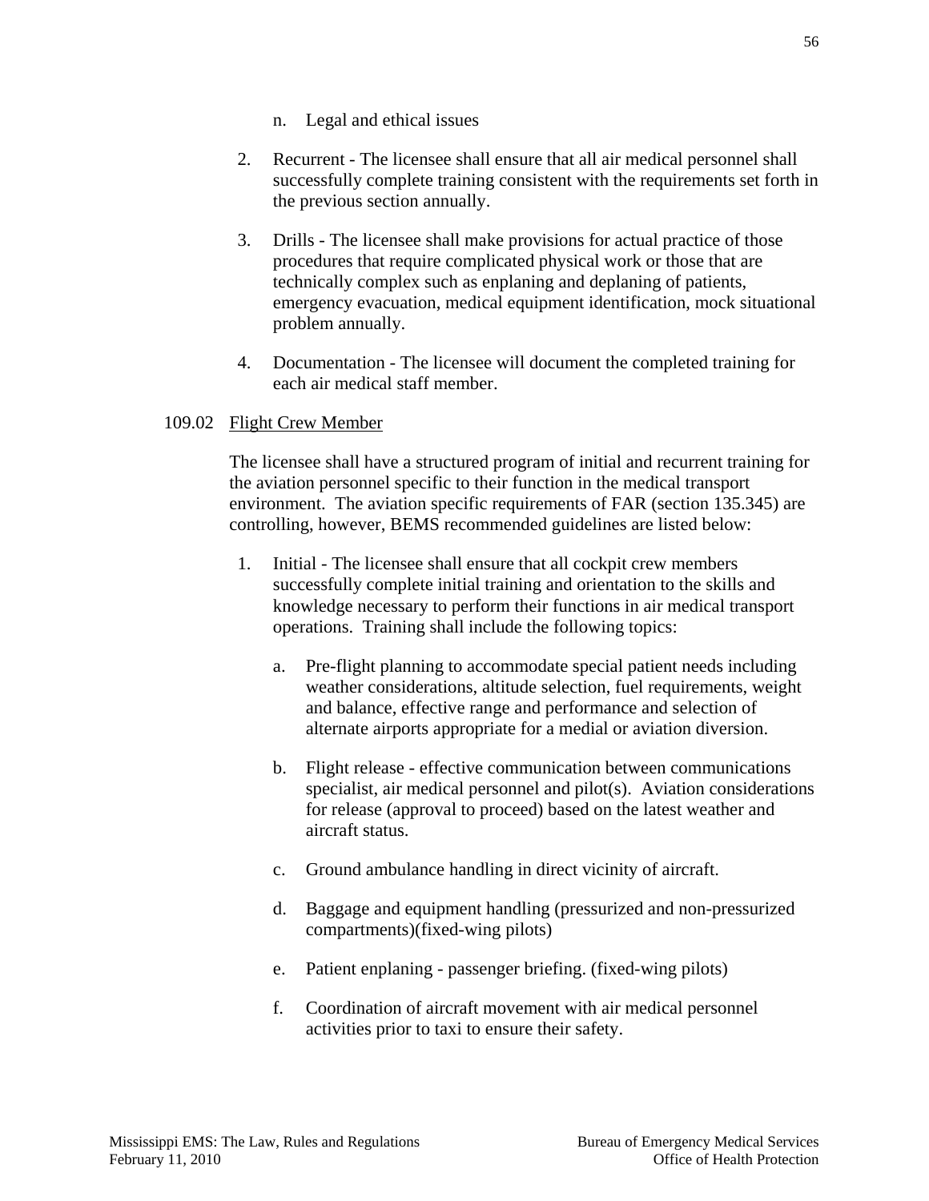n. Legal and ethical issues

2. Recurrent - The licensee shall ensure that all air medical personnel shall successfully complete training consistent with the requirements set forth in the previous section annually.

3. Drills - The licensee shall make provisions for actual practice of those procedures that require complicated physical work or those that are technically complex such as enplaning and deplaning of patients, emergency evacuation, medical equipment identification, mock situational problem annually.

4. Documentation - The licensee will document the completed training for each air medical staff member.

109.02 Flight Crew Member

The licensee shall have a structured program of initial and recurrent training for the aviation personnel specific to their function in the medical transport environment. The aviation specific requirements of FAR (section 135.345) are controlling, however, BEMS recommended guidelines are listed below:

1. Initial - The licensee shall ensure that all cockpit crew members successfully complete initial training and orientation to the skills and knowledge necessary to perform their functions in air medical transport operations. Training shall include the following topics:

    a. Pre-flight planning to accommodate special patient needs including weather considerations, altitude selection, fuel requirements, weight and balance, effective range and performance and selection of alternate airports appropriate for a medial or aviation diversion.

    b. Flight release - effective communication between communications specialist, air medical personnel and pilot(s). Aviation considerations for release (approval to proceed) based on the latest weather and aircraft status.

    c. Ground ambulance handling in direct vicinity of aircraft.

    d. Baggage and equipment handling (pressurized and non-pressurized compartments)(fixed-wing pilots)

    e. Patient enplaning - passenger briefing. (fixed-wing pilots)

    f. Coordination of aircraft movement with air medical personnel activities prior to taxi to ensure their safety.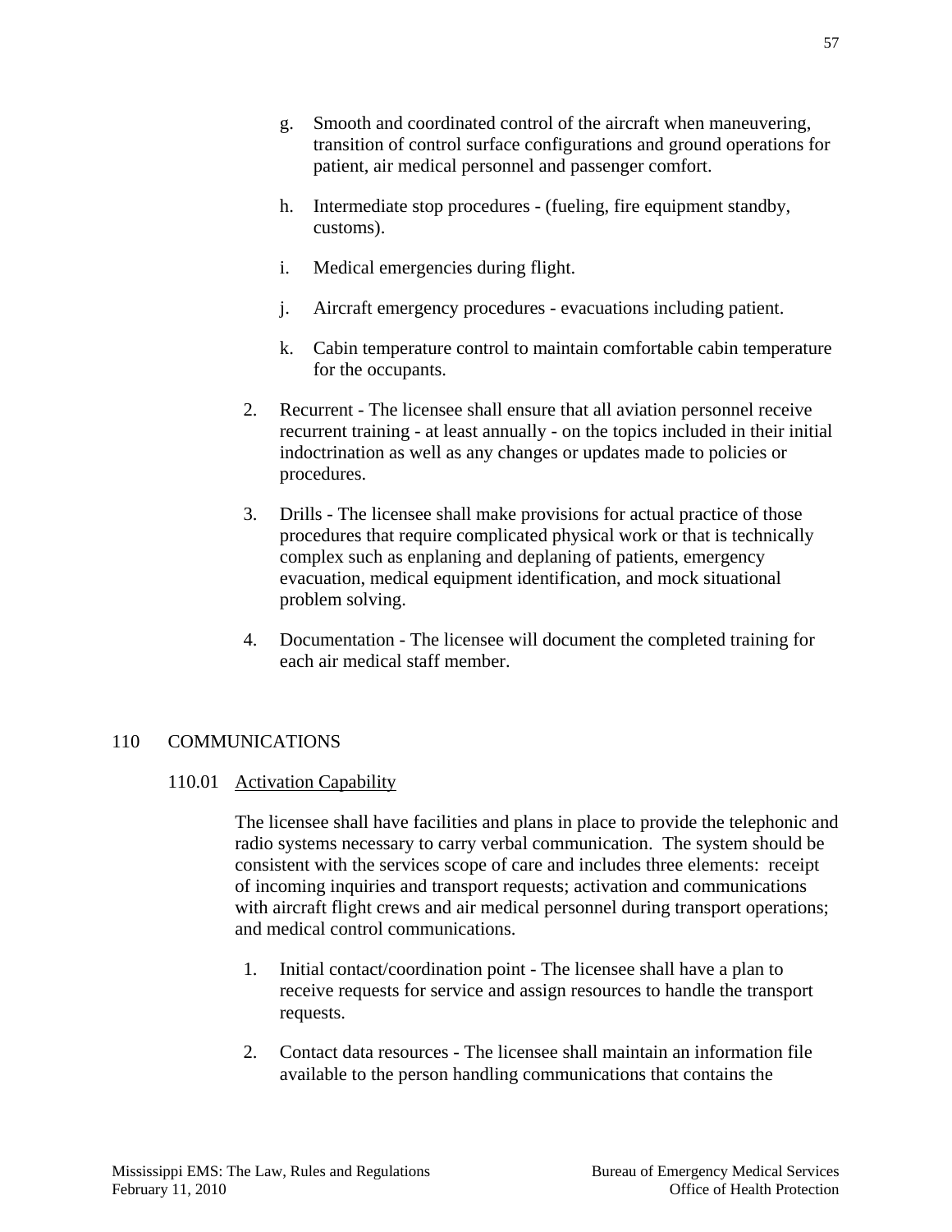g. Smooth and coordinated control of the aircraft when maneuvering, transition of control surface configurations and ground operations for patient, air medical personnel and passenger comfort.

h. Intermediate stop procedures - (fueling, fire equipment standby, customs).

i. Medical emergencies during flight.

j. Aircraft emergency procedures - evacuations including patient.

k. Cabin temperature control to maintain comfortable cabin temperature for the occupants.

2. Recurrent - The licensee shall ensure that all aviation personnel receive recurrent training - at least annually - on the topics included in their initial indoctrination as well as any changes or updates made to policies or procedures.

3. Drills - The licensee shall make provisions for actual practice of those procedures that require complicated physical work or that is technically complex such as enplaning and deplaning of patients, emergency evacuation, medical equipment identification, and mock situational problem solving.

4. Documentation - The licensee will document the completed training for each air medical staff member.

## 110 COMMUNICATIONS

### 110.01 Activation Capability

The licensee shall have facilities and plans in place to provide the telephonic and radio systems necessary to carry verbal communication. The system should be consistent with the services scope of care and includes three elements: receipt of incoming inquiries and transport requests; activation and communications with aircraft flight crews and air medical personnel during transport operations; and medical control communications.

1. Initial contact/coordination point - The licensee shall have a plan to receive requests for service and assign resources to handle the transport requests.

2. Contact data resources - The licensee shall maintain an information file available to the person handling communications that contains the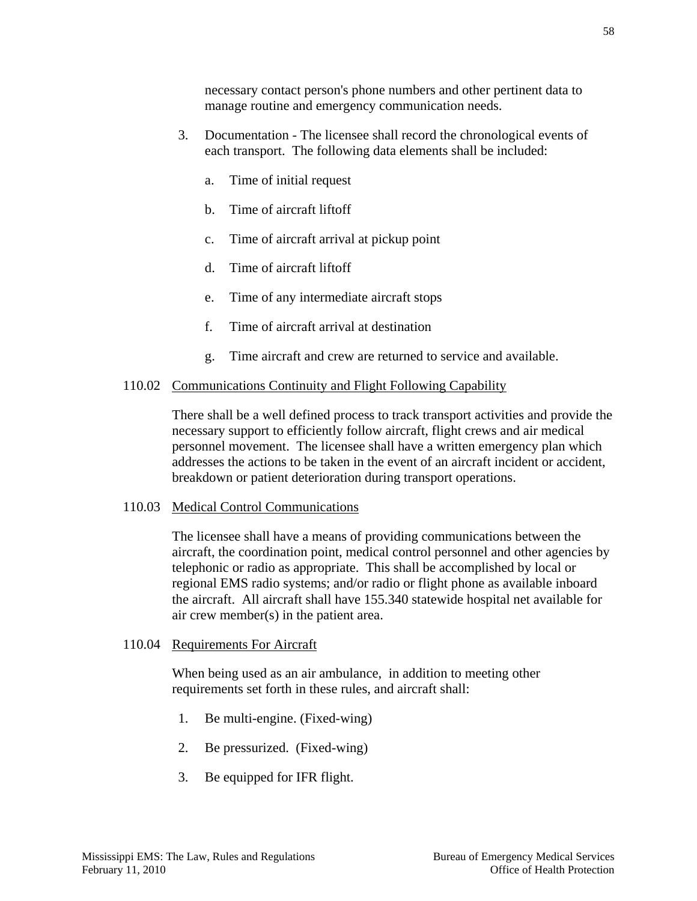necessary contact person's phone numbers and other pertinent data to manage routine and emergency communication needs.

3. Documentation - The licensee shall record the chronological events of each transport. The following data elements shall be included:

   a. Time of initial request

   b. Time of aircraft liftoff

   c. Time of aircraft arrival at pickup point

   d. Time of aircraft liftoff

   e. Time of any intermediate aircraft stops

   f. Time of aircraft arrival at destination

   g. Time aircraft and crew are returned to service and available.

110.02 Communications Continuity and Flight Following Capability

There shall be a well defined process to track transport activities and provide the necessary support to efficiently follow aircraft, flight crews and air medical personnel movement. The licensee shall have a written emergency plan which addresses the actions to be taken in the event of an aircraft incident or accident, breakdown or patient deterioration during transport operations.

110.03 Medical Control Communications

The licensee shall have a means of providing communications between the aircraft, the coordination point, medical control personnel and other agencies by telephonic or radio as appropriate. This shall be accomplished by local or regional EMS radio systems; and/or radio or flight phone as available inboard the aircraft. All aircraft shall have 155.340 statewide hospital net available for air crew member(s) in the patient area.

110.04 Requirements For Aircraft

When being used as an air ambulance, in addition to meeting other requirements set forth in these rules, and aircraft shall:

1. Be multi-engine. (Fixed-wing)

2. Be pressurized. (Fixed-wing)

3. Be equipped for IFR flight.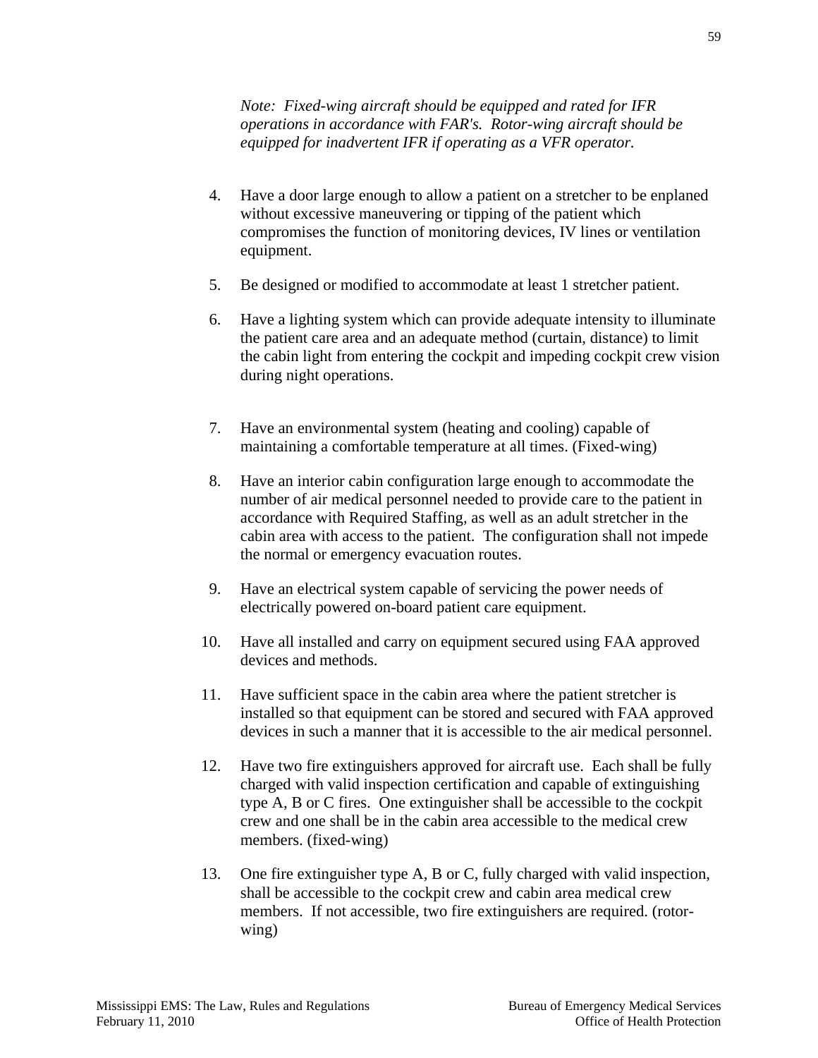*Note: Fixed-wing aircraft should be equipped and rated for IFR operations in accordance with FAR's. Rotor-wing aircraft should be equipped for inadvertent IFR if operating as a VFR operator.*

4. Have a door large enough to allow a patient on a stretcher to be enplaned without excessive maneuvering or tipping of the patient which compromises the function of monitoring devices, IV lines or ventilation equipment.

5. Be designed or modified to accommodate at least 1 stretcher patient.

6. Have a lighting system which can provide adequate intensity to illuminate the patient care area and an adequate method (curtain, distance) to limit the cabin light from entering the cockpit and impeding cockpit crew vision during night operations.

7. Have an environmental system (heating and cooling) capable of maintaining a comfortable temperature at all times. (Fixed-wing)

8. Have an interior cabin configuration large enough to accommodate the number of air medical personnel needed to provide care to the patient in accordance with Required Staffing, as well as an adult stretcher in the cabin area with access to the patient. The configuration shall not impede the normal or emergency evacuation routes.

9. Have an electrical system capable of servicing the power needs of electrically powered on-board patient care equipment.

10. Have all installed and carry on equipment secured using FAA approved devices and methods.

11. Have sufficient space in the cabin area where the patient stretcher is installed so that equipment can be stored and secured with FAA approved devices in such a manner that it is accessible to the air medical personnel.

12. Have two fire extinguishers approved for aircraft use. Each shall be fully charged with valid inspection certification and capable of extinguishing type A, B or C fires. One extinguisher shall be accessible to the cockpit crew and one shall be in the cabin area accessible to the medical crew members. (fixed-wing)

13. One fire extinguisher type A, B or C, fully charged with valid inspection, shall be accessible to the cockpit crew and cabin area medical crew members. If not accessible, two fire extinguishers are required. (rotor-wing)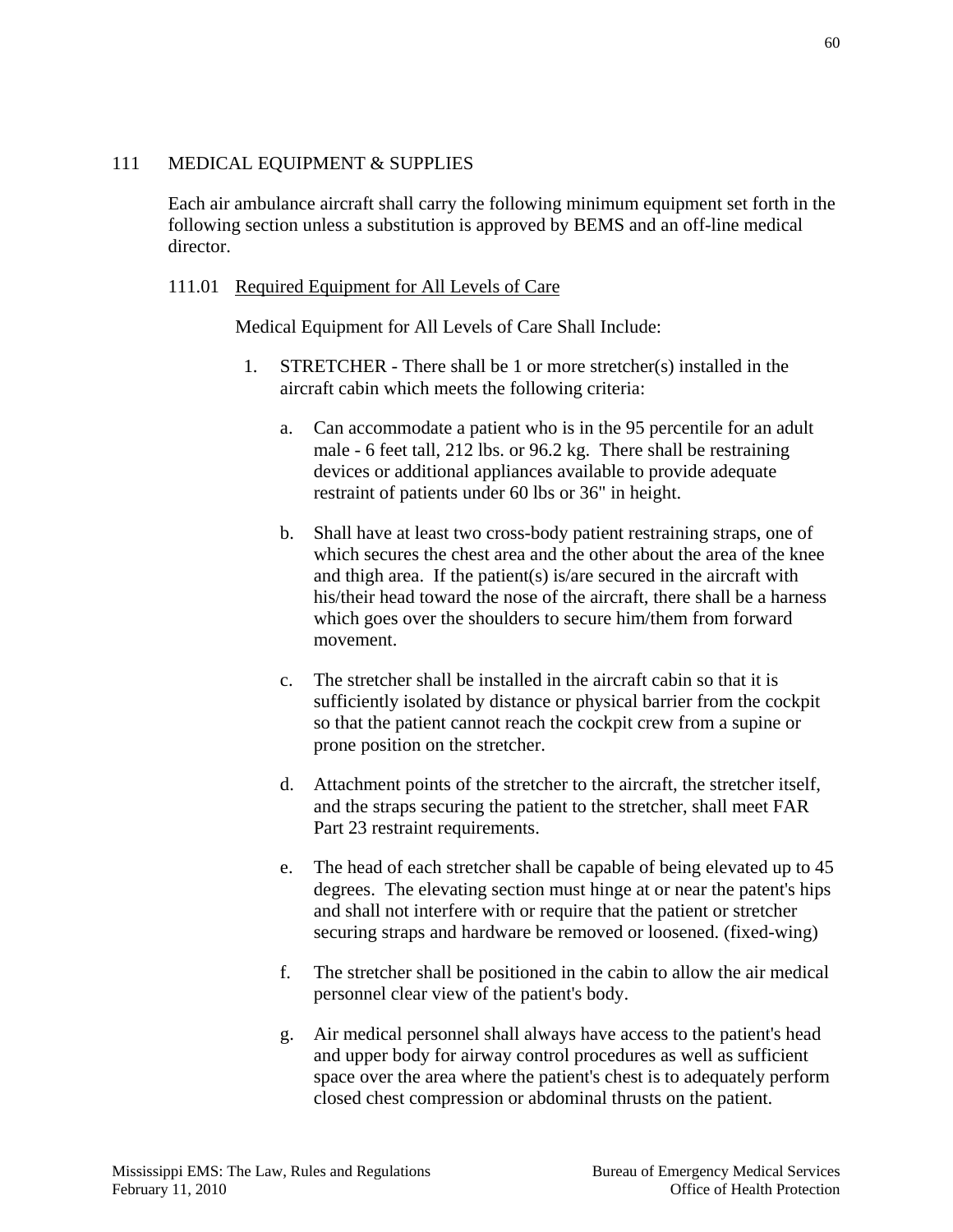## 111 MEDICAL EQUIPMENT & SUPPLIES

Each air ambulance aircraft shall carry the following minimum equipment set forth in the following section unless a substitution is approved by BEMS and an off-line medical director.

### 111.01 Required Equipment for All Levels of Care

Medical Equipment for All Levels of Care Shall Include:

1. STRETCHER - There shall be 1 or more stretcher(s) installed in the aircraft cabin which meets the following criteria:

    a. Can accommodate a patient who is in the 95 percentile for an adult male - 6 feet tall, 212 lbs. or 96.2 kg. There shall be restraining devices or additional appliances available to provide adequate restraint of patients under 60 lbs or 36" in height.

    b. Shall have at least two cross-body patient restraining straps, one of which secures the chest area and the other about the area of the knee and thigh area. If the patient(s) is/are secured in the aircraft with his/their head toward the nose of the aircraft, there shall be a harness which goes over the shoulders to secure him/them from forward movement.

    c. The stretcher shall be installed in the aircraft cabin so that it is sufficiently isolated by distance or physical barrier from the cockpit so that the patient cannot reach the cockpit crew from a supine or prone position on the stretcher.

    d. Attachment points of the stretcher to the aircraft, the stretcher itself, and the straps securing the patient to the stretcher, shall meet FAR Part 23 restraint requirements.

    e. The head of each stretcher shall be capable of being elevated up to 45 degrees. The elevating section must hinge at or near the patent's hips and shall not interfere with or require that the patient or stretcher securing straps and hardware be removed or loosened. (fixed-wing)

    f. The stretcher shall be positioned in the cabin to allow the air medical personnel clear view of the patient's body.

    g. Air medical personnel shall always have access to the patient's head and upper body for airway control procedures as well as sufficient space over the area where the patient's chest is to adequately perform closed chest compression or abdominal thrusts on the patient.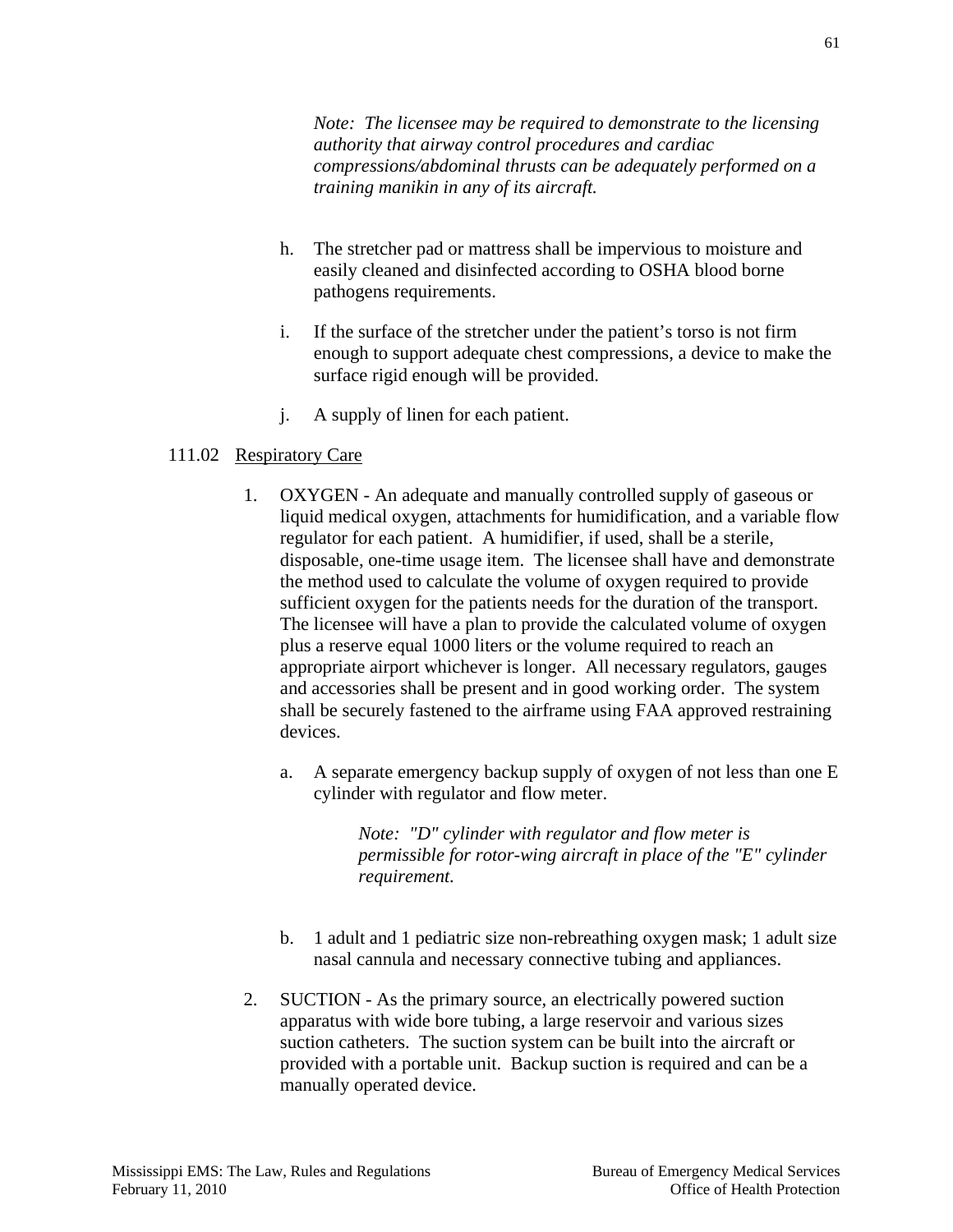*Note: The licensee may be required to demonstrate to the licensing authority that airway control procedures and cardiac compressions/abdominal thrusts can be adequately performed on a training manikin in any of its aircraft.*

h. The stretcher pad or mattress shall be impervious to moisture and easily cleaned and disinfected according to OSHA blood borne pathogens requirements.

i. If the surface of the stretcher under the patient's torso is not firm enough to support adequate chest compressions, a device to make the surface rigid enough will be provided.

j. A supply of linen for each patient.

111.02 Respiratory Care

1. OXYGEN - An adequate and manually controlled supply of gaseous or liquid medical oxygen, attachments for humidification, and a variable flow regulator for each patient. A humidifier, if used, shall be a sterile, disposable, one-time usage item. The licensee shall have and demonstrate the method used to calculate the volume of oxygen required to provide sufficient oxygen for the patients needs for the duration of the transport. The licensee will have a plan to provide the calculated volume of oxygen plus a reserve equal 1000 liters or the volume required to reach an appropriate airport whichever is longer. All necessary regulators, gauges and accessories shall be present and in good working order. The system shall be securely fastened to the airframe using FAA approved restraining devices.

   a. A separate emergency backup supply of oxygen of not less than one E cylinder with regulator and flow meter.

      *Note: "D" cylinder with regulator and flow meter is permissible for rotor-wing aircraft in place of the "E" cylinder requirement.*

   b. 1 adult and 1 pediatric size non-rebreathing oxygen mask; 1 adult size nasal cannula and necessary connective tubing and appliances.

2. SUCTION - As the primary source, an electrically powered suction apparatus with wide bore tubing, a large reservoir and various sizes suction catheters. The suction system can be built into the aircraft or provided with a portable unit. Backup suction is required and can be a manually operated device.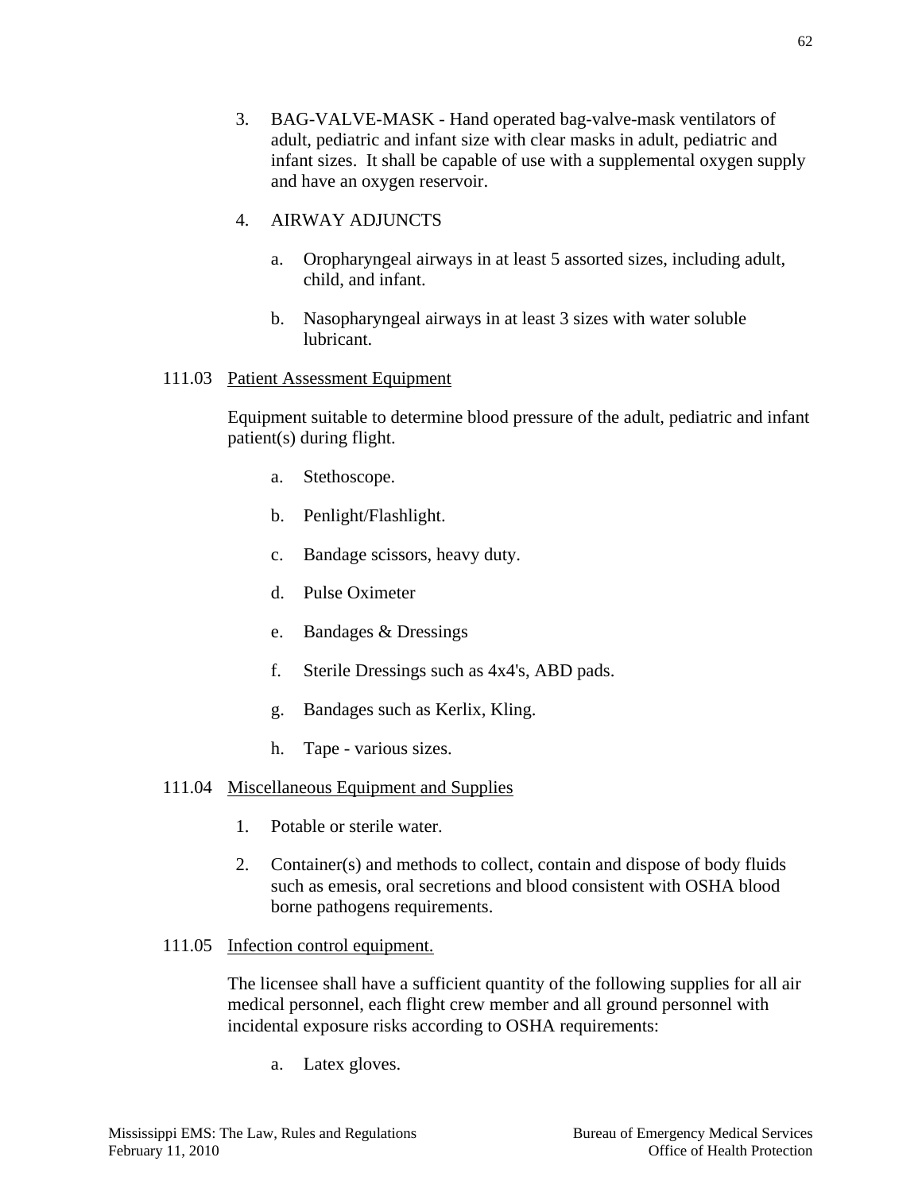3. BAG-VALVE-MASK - Hand operated bag-valve-mask ventilators of adult, pediatric and infant size with clear masks in adult, pediatric and infant sizes. It shall be capable of use with a supplemental oxygen supply and have an oxygen reservoir.

4. AIRWAY ADJUNCTS

   a. Oropharyngeal airways in at least 5 assorted sizes, including adult, child, and infant.

   b. Nasopharyngeal airways in at least 3 sizes with water soluble lubricant.

111.03 Patient Assessment Equipment

Equipment suitable to determine blood pressure of the adult, pediatric and infant patient(s) during flight.

a. Stethoscope.

b. Penlight/Flashlight.

c. Bandage scissors, heavy duty.

d. Pulse Oximeter

e. Bandages & Dressings

f. Sterile Dressings such as 4x4's, ABD pads.

g. Bandages such as Kerlix, Kling.

h. Tape - various sizes.

111.04 Miscellaneous Equipment and Supplies

1. Potable or sterile water.

2. Container(s) and methods to collect, contain and dispose of body fluids such as emesis, oral secretions and blood consistent with OSHA blood borne pathogens requirements.

111.05 Infection control equipment.

The licensee shall have a sufficient quantity of the following supplies for all air medical personnel, each flight crew member and all ground personnel with incidental exposure risks according to OSHA requirements:

a. Latex gloves.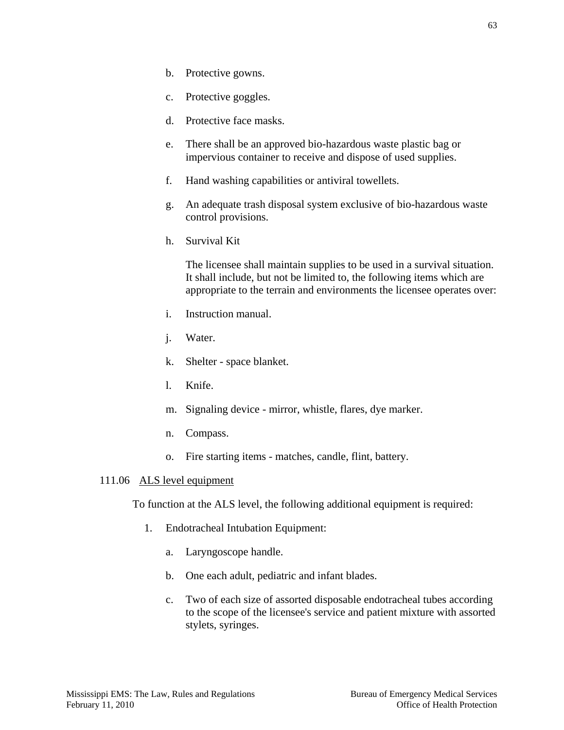b. Protective gowns.

c. Protective goggles.

d. Protective face masks.

e. There shall be an approved bio-hazardous waste plastic bag or impervious container to receive and dispose of used supplies.

f. Hand washing capabilities or antiviral towellets.

g. An adequate trash disposal system exclusive of bio-hazardous waste control provisions.

h. Survival Kit

   The licensee shall maintain supplies to be used in a survival situation. It shall include, but not be limited to, the following items which are appropriate to the terrain and environments the licensee operates over:

i. Instruction manual.

j. Water.

k. Shelter - space blanket.

l. Knife.

m. Signaling device - mirror, whistle, flares, dye marker.

n. Compass.

o. Fire starting items - matches, candle, flint, battery.

111.06 <u>ALS level equipment</u>

To function at the ALS level, the following additional equipment is required:

1. Endotracheal Intubation Equipment:

   a. Laryngoscope handle.

   b. One each adult, pediatric and infant blades.

   c. Two of each size of assorted disposable endotracheal tubes according to the scope of the licensee's service and patient mixture with assorted stylets, syringes.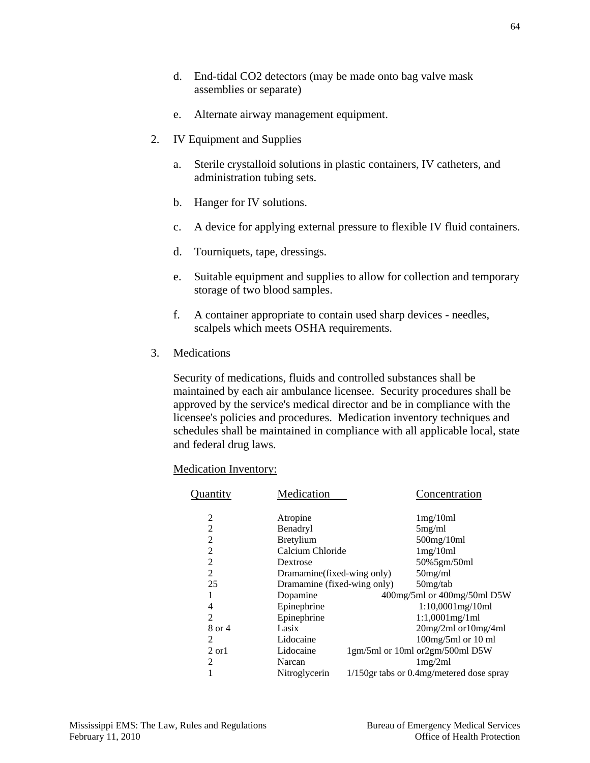d. End-tidal $CO_2$ detectors (may be made onto bag valve mask assemblies or separate)

e. Alternate airway management equipment.

2. IV Equipment and Supplies

   a. Sterile crystalloid solutions in plastic containers, IV catheters, and administration tubing sets.

   b. Hanger for IV solutions.

   c. A device for applying external pressure to flexible IV fluid containers.

   d. Tourniquets, tape, dressings.

   e. Suitable equipment and supplies to allow for collection and temporary storage of two blood samples.

   f. A container appropriate to contain used sharp devices - needles, scalpels which meets OSHA requirements.

3. Medications

   Security of medications, fluids and controlled substances shall be maintained by each air ambulance licensee. Security procedures shall be approved by the service's medical director and be in compliance with the licensee's policies and procedures. Medication inventory techniques and schedules shall be maintained in compliance with all applicable local, state and federal drug laws.

   Medication Inventory:

| Quantity | Medication | Concentration |
|---|---|---|
| 2 | Atropine | 1mg/10ml |
| 2 | Benadryl | 5mg/ml |
| 2 | Bretylium | 500mg/10ml |
| 2 | Calcium Chloride | 1mg/10ml |
| 2 | Dextrose | 50%5gm/50ml |
| 2 | Dramamine(fixed-wing only) | 50mg/ml |
| 25 | Dramamine (fixed-wing only) | 50mg/tab |
| 1 | Dopamine | 400mg/5ml or 400mg/50ml D5W |
| 4 | Epinephrine | 1:10,0001mg/10ml |
| 2 | Epinephrine | 1:1,0001mg/1ml |
| 8 or 4 | Lasix | 20mg/2ml or10mg/4ml |
| 2 | Lidocaine | 100mg/5ml or 10 ml |
| 2 or1 | Lidocaine | 1gm/5ml or 10ml or2gm/500ml D5W |
| 2 | Narcan | 1mg/2ml |
| 1 | Nitroglycerin | 1/150gr tabs or 0.4mg/metered dose spray |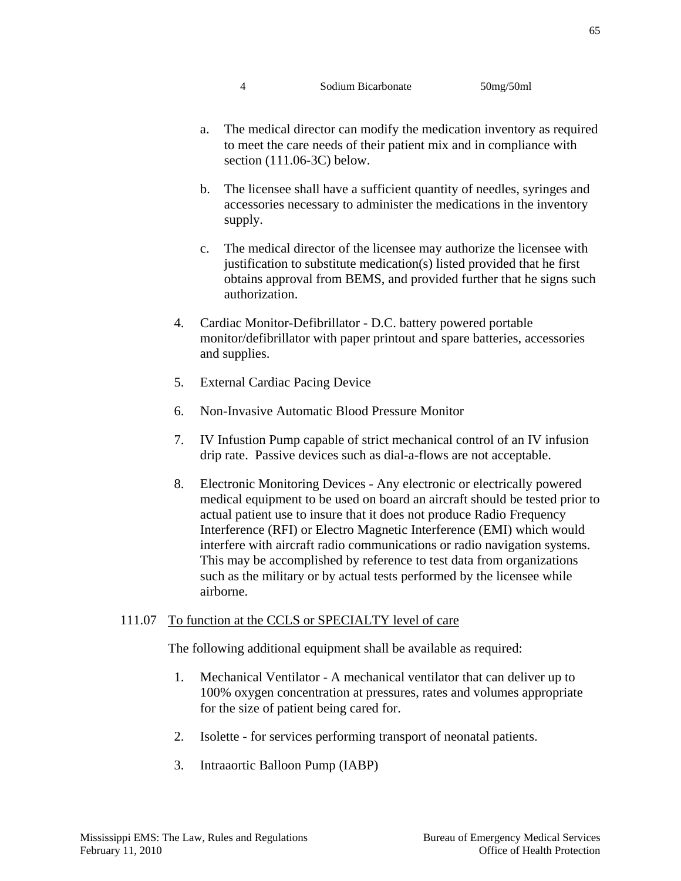| 4 | Sodium Bicarbonate | 50mg/50ml |
|---|---|---|

a. The medical director can modify the medication inventory as required to meet the care needs of their patient mix and in compliance with section (111.06-3C) below.

b. The licensee shall have a sufficient quantity of needles, syringes and accessories necessary to administer the medications in the inventory supply.

c. The medical director of the licensee may authorize the licensee with justification to substitute medication(s) listed provided that he first obtains approval from BEMS, and provided further that he signs such authorization.

4. Cardiac Monitor-Defibrillator - D.C. battery powered portable monitor/defibrillator with paper printout and spare batteries, accessories and supplies.

5. External Cardiac Pacing Device

6. Non-Invasive Automatic Blood Pressure Monitor

7. IV Infustion Pump capable of strict mechanical control of an IV infusion drip rate. Passive devices such as dial-a-flows are not acceptable.

8. Electronic Monitoring Devices - Any electronic or electrically powered medical equipment to be used on board an aircraft should be tested prior to actual patient use to insure that it does not produce Radio Frequency Interference (RFI) or Electro Magnetic Interference (EMI) which would interfere with aircraft radio communications or radio navigation systems. This may be accomplished by reference to test data from organizations such as the military or by actual tests performed by the licensee while airborne.

111.07 <u>To function at the CCLS or SPECIALTY level of care</u>

The following additional equipment shall be available as required:

1. Mechanical Ventilator - A mechanical ventilator that can deliver up to 100% oxygen concentration at pressures, rates and volumes appropriate for the size of patient being cared for.

2. Isolette - for services performing transport of neonatal patients.

3. Intraaortic Balloon Pump (IABP)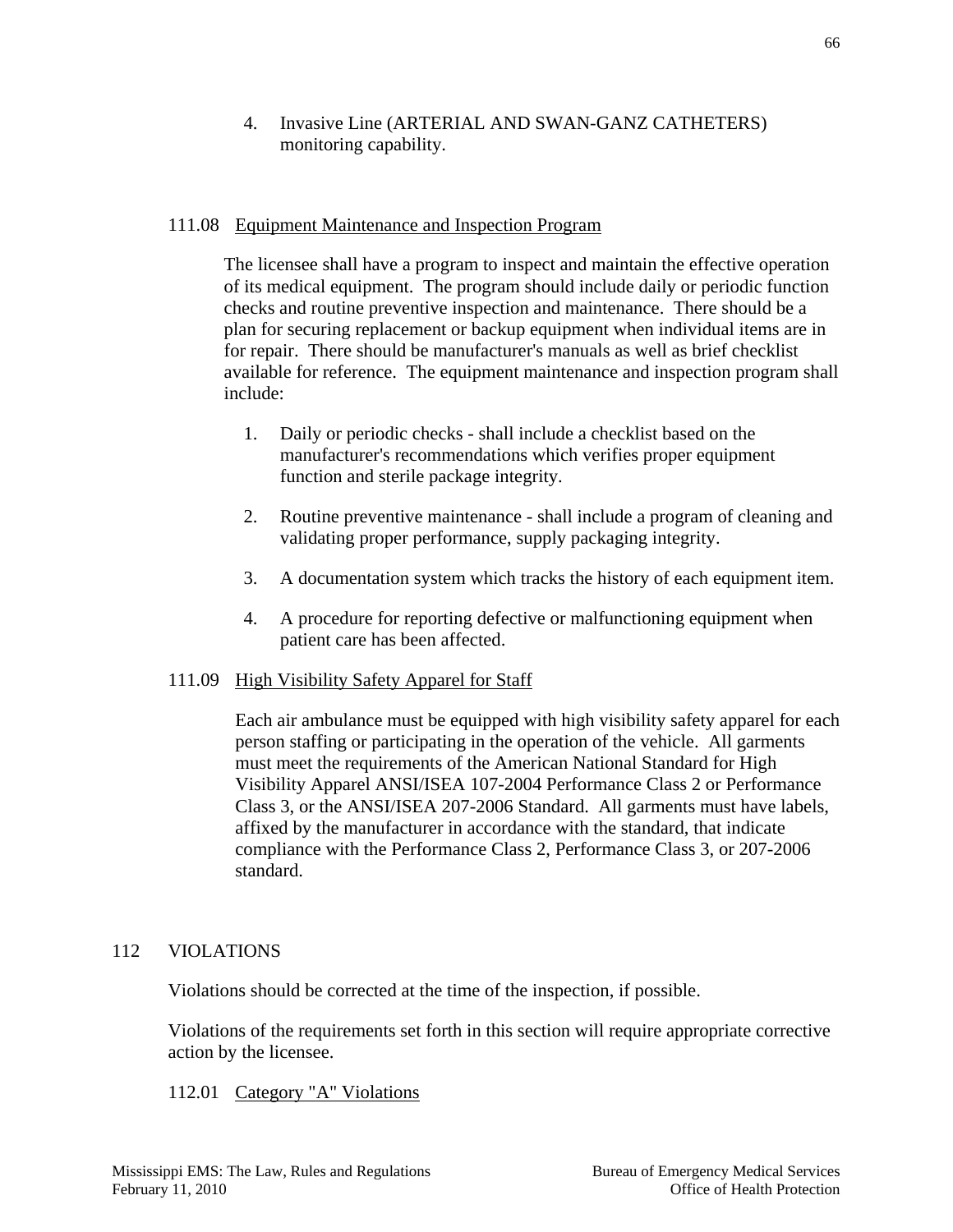4. Invasive Line (ARTERIAL AND SWAN-GANZ CATHETERS) monitoring capability.

### 111.08 Equipment Maintenance and Inspection Program

The licensee shall have a program to inspect and maintain the effective operation of its medical equipment. The program should include daily or periodic function checks and routine preventive inspection and maintenance. There should be a plan for securing replacement or backup equipment when individual items are in for repair. There should be manufacturer's manuals as well as brief checklist available for reference. The equipment maintenance and inspection program shall include:

1. Daily or periodic checks - shall include a checklist based on the manufacturer's recommendations which verifies proper equipment function and sterile package integrity.

2. Routine preventive maintenance - shall include a program of cleaning and validating proper performance, supply packaging integrity.

3. A documentation system which tracks the history of each equipment item.

4. A procedure for reporting defective or malfunctioning equipment when patient care has been affected.

### 111.09 High Visibility Safety Apparel for Staff

Each air ambulance must be equipped with high visibility safety apparel for each person staffing or participating in the operation of the vehicle. All garments must meet the requirements of the American National Standard for High Visibility Apparel ANSI/ISEA 107-2004 Performance Class 2 or Performance Class 3, or the ANSI/ISEA 207-2006 Standard. All garments must have labels, affixed by the manufacturer in accordance with the standard, that indicate compliance with the Performance Class 2, Performance Class 3, or 207-2006 standard.

## 112 VIOLATIONS

Violations should be corrected at the time of the inspection, if possible.

Violations of the requirements set forth in this section will require appropriate corrective action by the licensee.

### 112.01 Category "A" Violations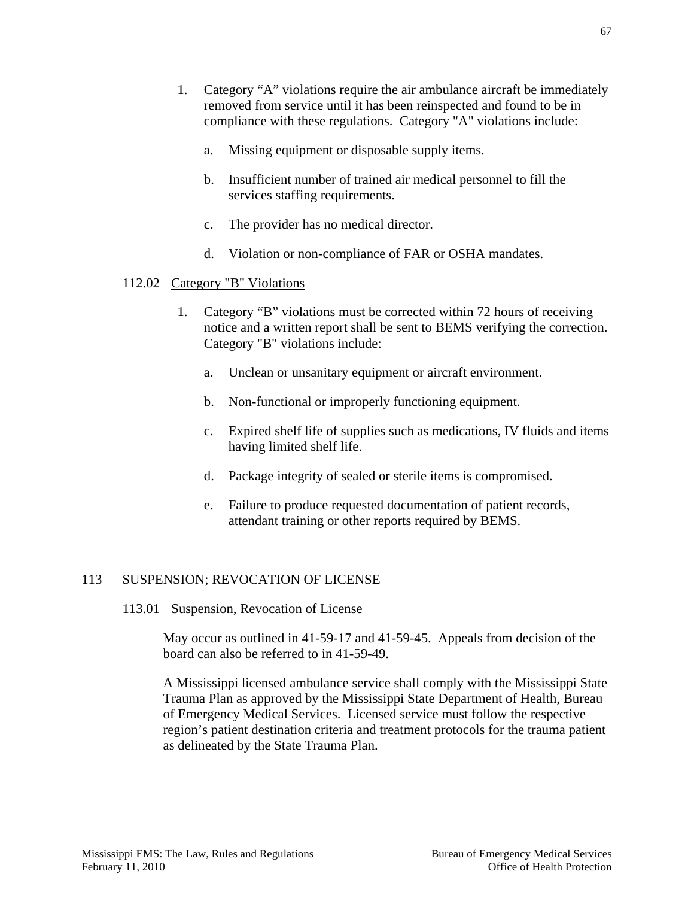1. Category “A” violations require the air ambulance aircraft be immediately removed from service until it has been reinspected and found to be in compliance with these regulations. Category "A" violations include:

   a. Missing equipment or disposable supply items.

   b. Insufficient number of trained air medical personnel to fill the services staffing requirements.

   c. The provider has no medical director.

   d. Violation or non-compliance of FAR or OSHA mandates.

112.02 Category "B" Violations

1. Category “B” violations must be corrected within 72 hours of receiving notice and a written report shall be sent to BEMS verifying the correction. Category "B" violations include:

   a. Unclean or unsanitary equipment or aircraft environment.

   b. Non-functional or improperly functioning equipment.

   c. Expired shelf life of supplies such as medications, IV fluids and items having limited shelf life.

   d. Package integrity of sealed or sterile items is compromised.

   e. Failure to produce requested documentation of patient records, attendant training or other reports required by BEMS.

## 113 SUSPENSION; REVOCATION OF LICENSE

113.01 Suspension, Revocation of License

May occur as outlined in 41-59-17 and 41-59-45. Appeals from decision of the board can also be referred to in 41-59-49.

A Mississippi licensed ambulance service shall comply with the Mississippi State Trauma Plan as approved by the Mississippi State Department of Health, Bureau of Emergency Medical Services. Licensed service must follow the respective region’s patient destination criteria and treatment protocols for the trauma patient as delineated by the State Trauma Plan.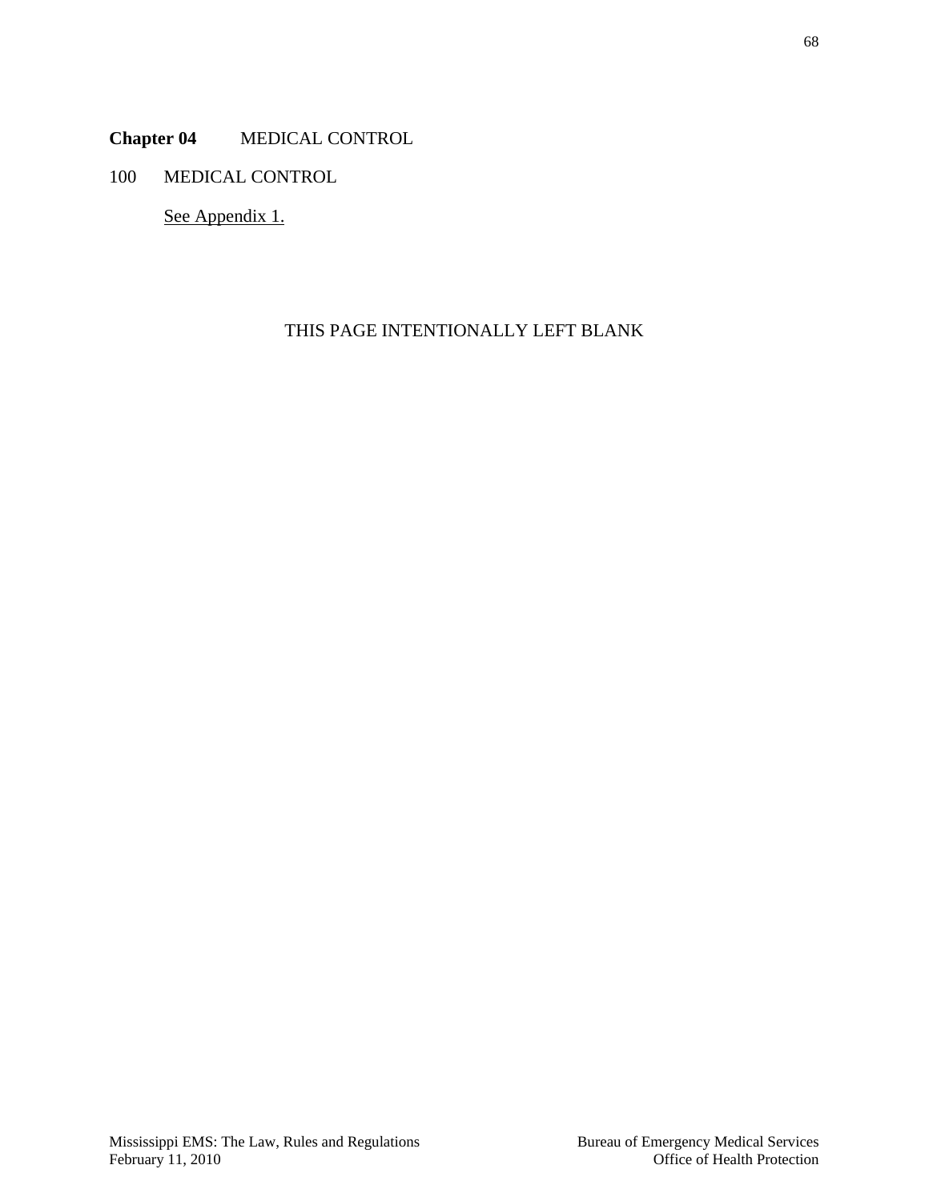## **Chapter 04** MEDICAL CONTROL

### 100 MEDICAL CONTROL

See Appendix 1.

THIS PAGE INTENTIONALLY LEFT BLANK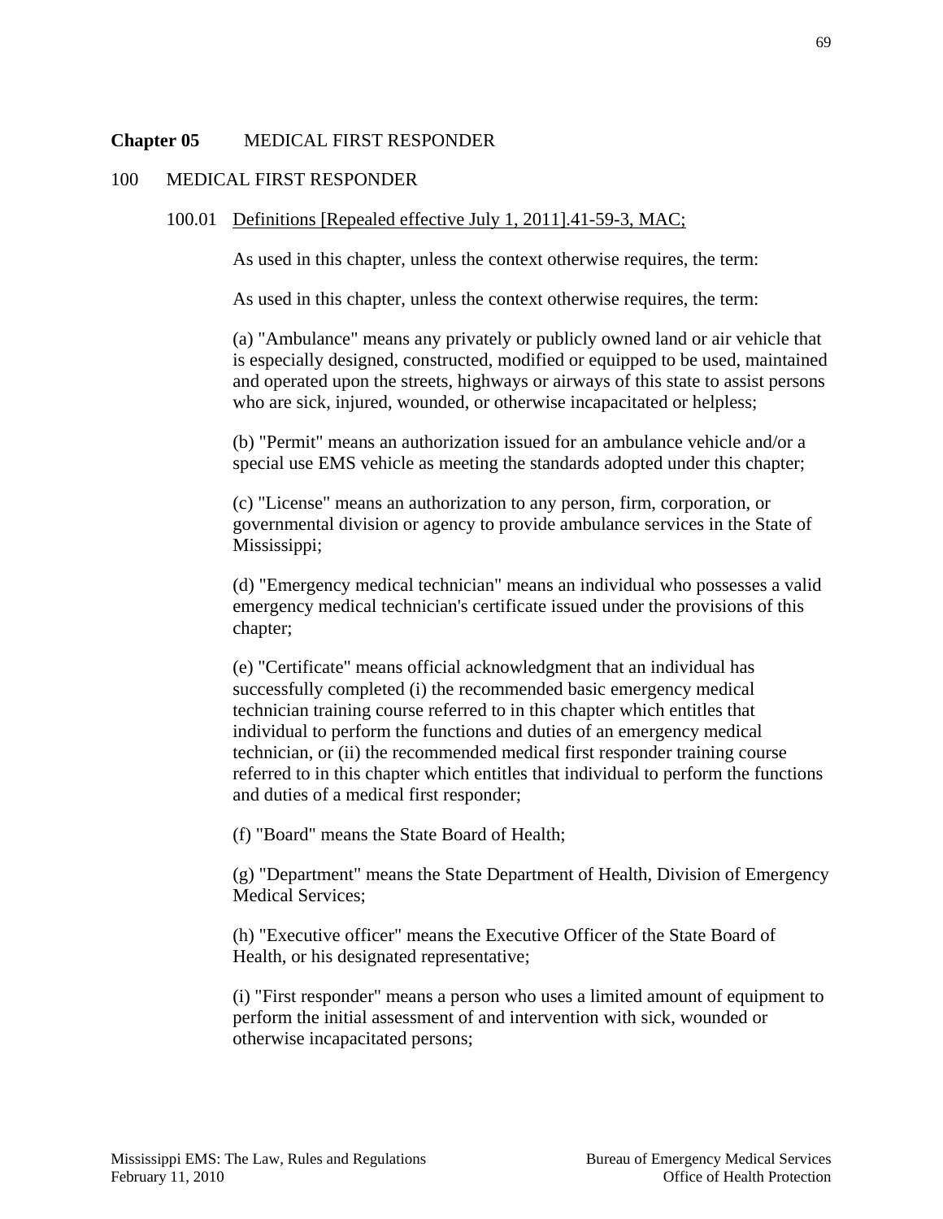**Chapter 05** MEDICAL FIRST RESPONDER

100 MEDICAL FIRST RESPONDER

100.01 <u>Definitions [Repealed effective July 1, 2011].41-59-3, MAC;</u>

As used in this chapter, unless the context otherwise requires, the term:

As used in this chapter, unless the context otherwise requires, the term:

(a) "Ambulance" means any privately or publicly owned land or air vehicle that is especially designed, constructed, modified or equipped to be used, maintained and operated upon the streets, highways or airways of this state to assist persons who are sick, injured, wounded, or otherwise incapacitated or helpless;

(b) "Permit" means an authorization issued for an ambulance vehicle and/or a special use EMS vehicle as meeting the standards adopted under this chapter;

(c) "License" means an authorization to any person, firm, corporation, or governmental division or agency to provide ambulance services in the State of Mississippi;

(d) "Emergency medical technician" means an individual who possesses a valid emergency medical technician's certificate issued under the provisions of this chapter;

(e) "Certificate" means official acknowledgment that an individual has successfully completed (i) the recommended basic emergency medical technician training course referred to in this chapter which entitles that individual to perform the functions and duties of an emergency medical technician, or (ii) the recommended medical first responder training course referred to in this chapter which entitles that individual to perform the functions and duties of a medical first responder;

(f) "Board" means the State Board of Health;

(g) "Department" means the State Department of Health, Division of Emergency Medical Services;

(h) "Executive officer" means the Executive Officer of the State Board of Health, or his designated representative;

(i) "First responder" means a person who uses a limited amount of equipment to perform the initial assessment of and intervention with sick, wounded or otherwise incapacitated persons;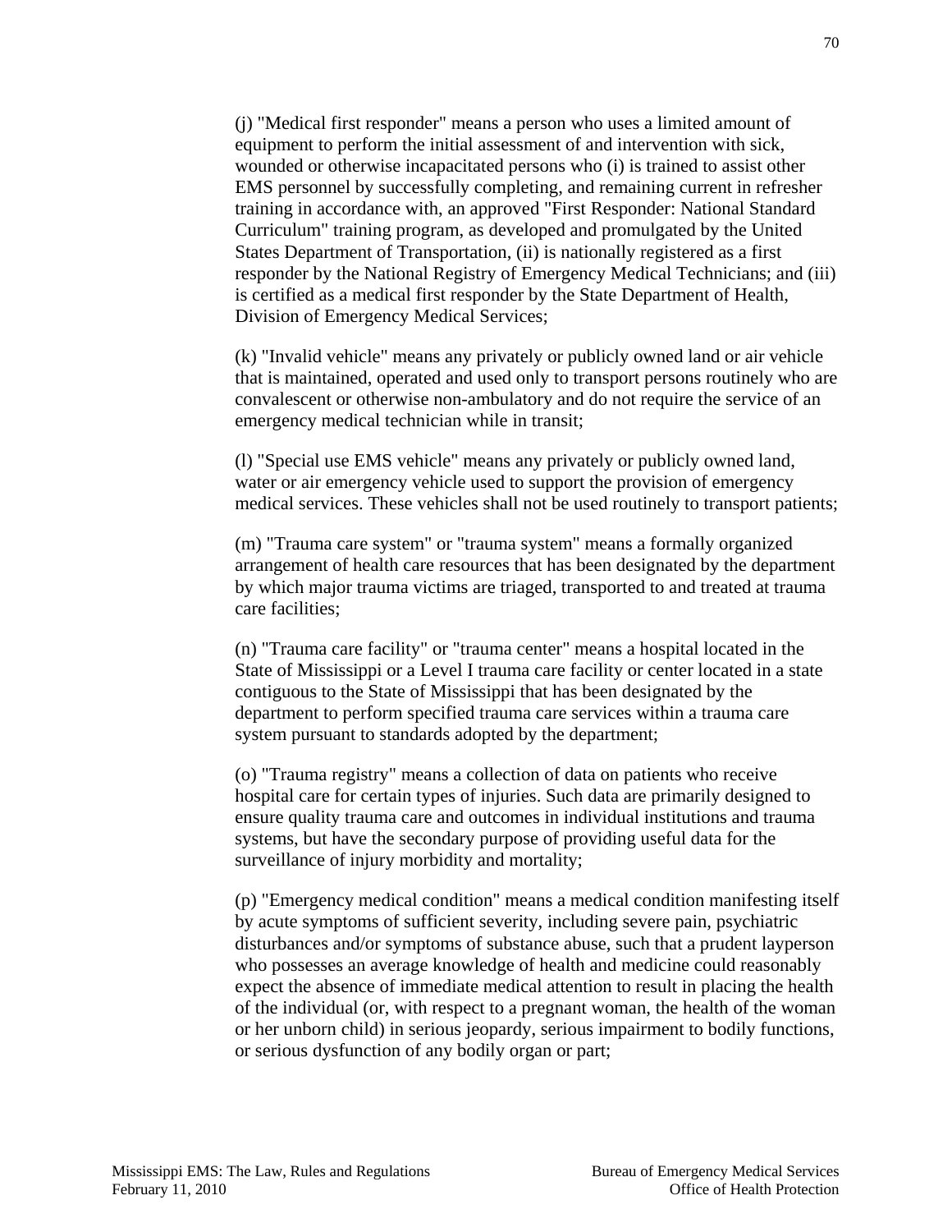(j) "Medical first responder" means a person who uses a limited amount of equipment to perform the initial assessment of and intervention with sick, wounded or otherwise incapacitated persons who (i) is trained to assist other EMS personnel by successfully completing, and remaining current in refresher training in accordance with, an approved "First Responder: National Standard Curriculum" training program, as developed and promulgated by the United States Department of Transportation, (ii) is nationally registered as a first responder by the National Registry of Emergency Medical Technicians; and (iii) is certified as a medical first responder by the State Department of Health, Division of Emergency Medical Services;

(k) "Invalid vehicle" means any privately or publicly owned land or air vehicle that is maintained, operated and used only to transport persons routinely who are convalescent or otherwise non-ambulatory and do not require the service of an emergency medical technician while in transit;

(l) "Special use EMS vehicle" means any privately or publicly owned land, water or air emergency vehicle used to support the provision of emergency medical services. These vehicles shall not be used routinely to transport patients;

(m) "Trauma care system" or "trauma system" means a formally organized arrangement of health care resources that has been designated by the department by which major trauma victims are triaged, transported to and treated at trauma care facilities;

(n) "Trauma care facility" or "trauma center" means a hospital located in the State of Mississippi or a Level I trauma care facility or center located in a state contiguous to the State of Mississippi that has been designated by the department to perform specified trauma care services within a trauma care system pursuant to standards adopted by the department;

(o) "Trauma registry" means a collection of data on patients who receive hospital care for certain types of injuries. Such data are primarily designed to ensure quality trauma care and outcomes in individual institutions and trauma systems, but have the secondary purpose of providing useful data for the surveillance of injury morbidity and mortality;

(p) "Emergency medical condition" means a medical condition manifesting itself by acute symptoms of sufficient severity, including severe pain, psychiatric disturbances and/or symptoms of substance abuse, such that a prudent layperson who possesses an average knowledge of health and medicine could reasonably expect the absence of immediate medical attention to result in placing the health of the individual (or, with respect to a pregnant woman, the health of the woman or her unborn child) in serious jeopardy, serious impairment to bodily functions, or serious dysfunction of any bodily organ or part;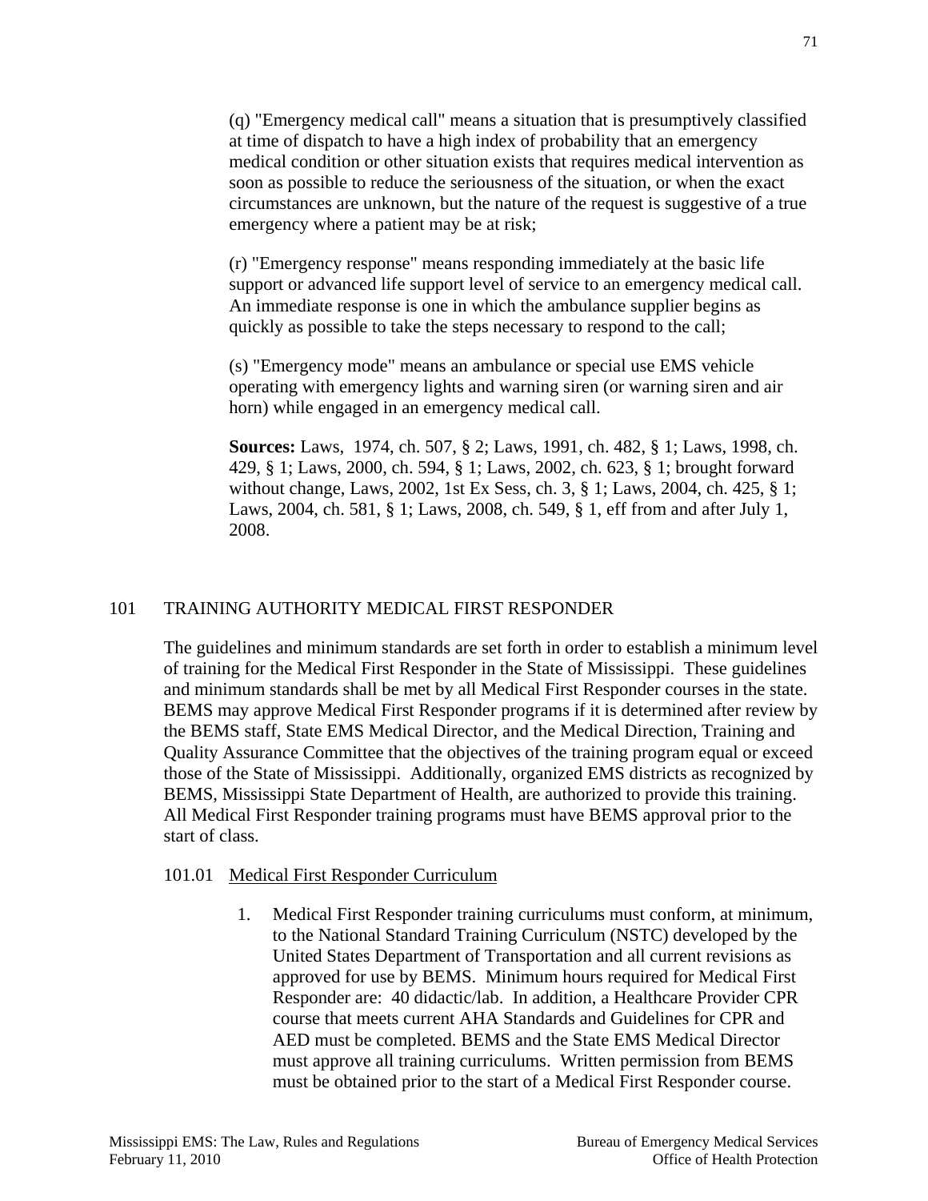(q) "Emergency medical call" means a situation that is presumptively classified at time of dispatch to have a high index of probability that an emergency medical condition or other situation exists that requires medical intervention as soon as possible to reduce the seriousness of the situation, or when the exact circumstances are unknown, but the nature of the request is suggestive of a true emergency where a patient may be at risk;

(r) "Emergency response" means responding immediately at the basic life support or advanced life support level of service to an emergency medical call. An immediate response is one in which the ambulance supplier begins as quickly as possible to take the steps necessary to respond to the call;

(s) "Emergency mode" means an ambulance or special use EMS vehicle operating with emergency lights and warning siren (or warning siren and air horn) while engaged in an emergency medical call.

**Sources:** Laws, 1974, ch. 507, § 2; Laws, 1991, ch. 482, § 1; Laws, 1998, ch. 429, § 1; Laws, 2000, ch. 594, § 1; Laws, 2002, ch. 623, § 1; brought forward without change, Laws, 2002, 1st Ex Sess, ch. 3, § 1; Laws, 2004, ch. 425, § 1; Laws, 2004, ch. 581, § 1; Laws, 2008, ch. 549, § 1, eff from and after July 1, 2008.

## 101 TRAINING AUTHORITY MEDICAL FIRST RESPONDER

The guidelines and minimum standards are set forth in order to establish a minimum level of training for the Medical First Responder in the State of Mississippi. These guidelines and minimum standards shall be met by all Medical First Responder courses in the state. BEMS may approve Medical First Responder programs if it is determined after review by the BEMS staff, State EMS Medical Director, and the Medical Direction, Training and Quality Assurance Committee that the objectives of the training program equal or exceed those of the State of Mississippi. Additionally, organized EMS districts as recognized by BEMS, Mississippi State Department of Health, are authorized to provide this training. All Medical First Responder training programs must have BEMS approval prior to the start of class.

### 101.01 Medical First Responder Curriculum

1. Medical First Responder training curriculums must conform, at minimum, to the National Standard Training Curriculum (NSTC) developed by the United States Department of Transportation and all current revisions as approved for use by BEMS. Minimum hours required for Medical First Responder are: 40 didactic/lab. In addition, a Healthcare Provider CPR course that meets current AHA Standards and Guidelines for CPR and AED must be completed. BEMS and the State EMS Medical Director must approve all training curriculums. Written permission from BEMS must be obtained prior to the start of a Medical First Responder course.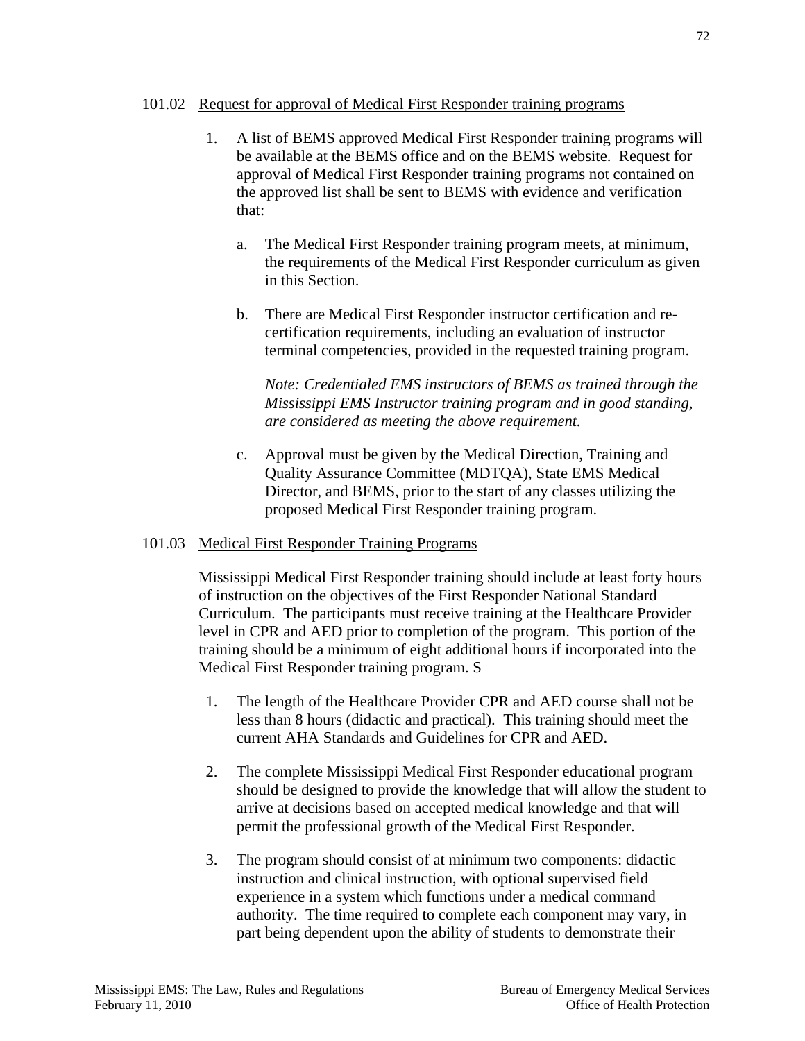101.02 Request for approval of Medical First Responder training programs

1. A list of BEMS approved Medical First Responder training programs will be available at the BEMS office and on the BEMS website. Request for approval of Medical First Responder training programs not contained on the approved list shall be sent to BEMS with evidence and verification that:

   a. The Medical First Responder training program meets, at minimum, the requirements of the Medical First Responder curriculum as given in this Section.

   b. There are Medical First Responder instructor certification and re-certification requirements, including an evaluation of instructor terminal competencies, provided in the requested training program.

      *Note: Credentialed EMS instructors of BEMS as trained through the Mississippi EMS Instructor training program and in good standing, are considered as meeting the above requirement.*

   c. Approval must be given by the Medical Direction, Training and Quality Assurance Committee (MDTQA), State EMS Medical Director, and BEMS, prior to the start of any classes utilizing the proposed Medical First Responder training program.

101.03 Medical First Responder Training Programs

Mississippi Medical First Responder training should include at least forty hours of instruction on the objectives of the First Responder National Standard Curriculum. The participants must receive training at the Healthcare Provider level in CPR and AED prior to completion of the program. This portion of the training should be a minimum of eight additional hours if incorporated into the Medical First Responder training program. S

1. The length of the Healthcare Provider CPR and AED course shall not be less than 8 hours (didactic and practical). This training should meet the current AHA Standards and Guidelines for CPR and AED.

2. The complete Mississippi Medical First Responder educational program should be designed to provide the knowledge that will allow the student to arrive at decisions based on accepted medical knowledge and that will permit the professional growth of the Medical First Responder.

3. The program should consist of at minimum two components: didactic instruction and clinical instruction, with optional supervised field experience in a system which functions under a medical command authority. The time required to complete each component may vary, in part being dependent upon the ability of students to demonstrate their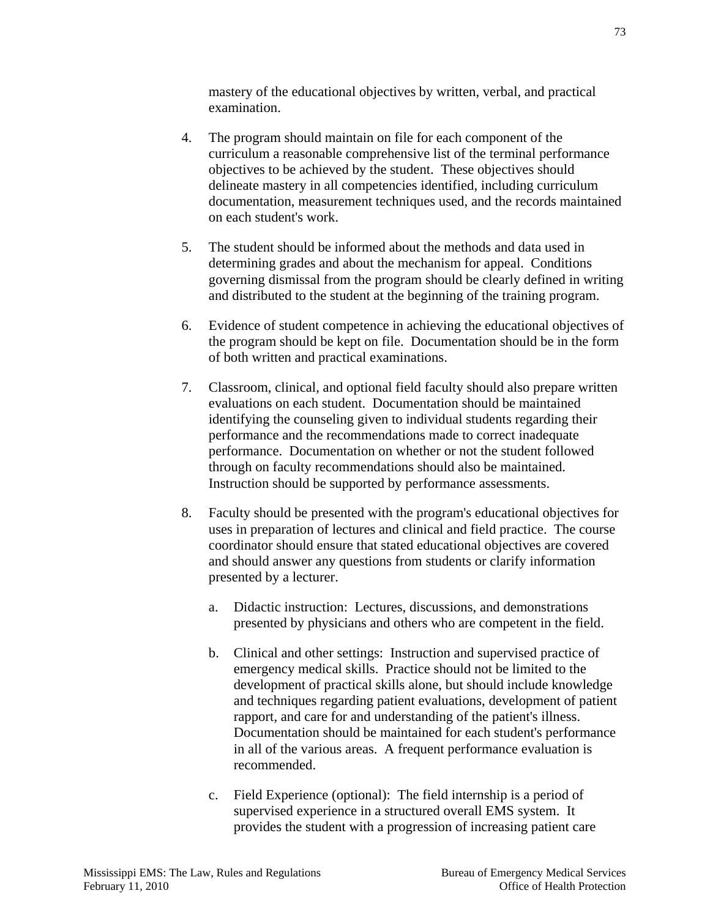mastery of the educational objectives by written, verbal, and practical examination.

4. The program should maintain on file for each component of the curriculum a reasonable comprehensive list of the terminal performance objectives to be achieved by the student. These objectives should delineate mastery in all competencies identified, including curriculum documentation, measurement techniques used, and the records maintained on each student's work.

5. The student should be informed about the methods and data used in determining grades and about the mechanism for appeal. Conditions governing dismissal from the program should be clearly defined in writing and distributed to the student at the beginning of the training program.

6. Evidence of student competence in achieving the educational objectives of the program should be kept on file. Documentation should be in the form of both written and practical examinations.

7. Classroom, clinical, and optional field faculty should also prepare written evaluations on each student. Documentation should be maintained identifying the counseling given to individual students regarding their performance and the recommendations made to correct inadequate performance. Documentation on whether or not the student followed through on faculty recommendations should also be maintained. Instruction should be supported by performance assessments.

8. Faculty should be presented with the program's educational objectives for uses in preparation of lectures and clinical and field practice. The course coordinator should ensure that stated educational objectives are covered and should answer any questions from students or clarify information presented by a lecturer.

   a. Didactic instruction: Lectures, discussions, and demonstrations presented by physicians and others who are competent in the field.

   b. Clinical and other settings: Instruction and supervised practice of emergency medical skills. Practice should not be limited to the development of practical skills alone, but should include knowledge and techniques regarding patient evaluations, development of patient rapport, and care for and understanding of the patient's illness. Documentation should be maintained for each student's performance in all of the various areas. A frequent performance evaluation is recommended.

   c. Field Experience (optional): The field internship is a period of supervised experience in a structured overall EMS system. It provides the student with a progression of increasing patient care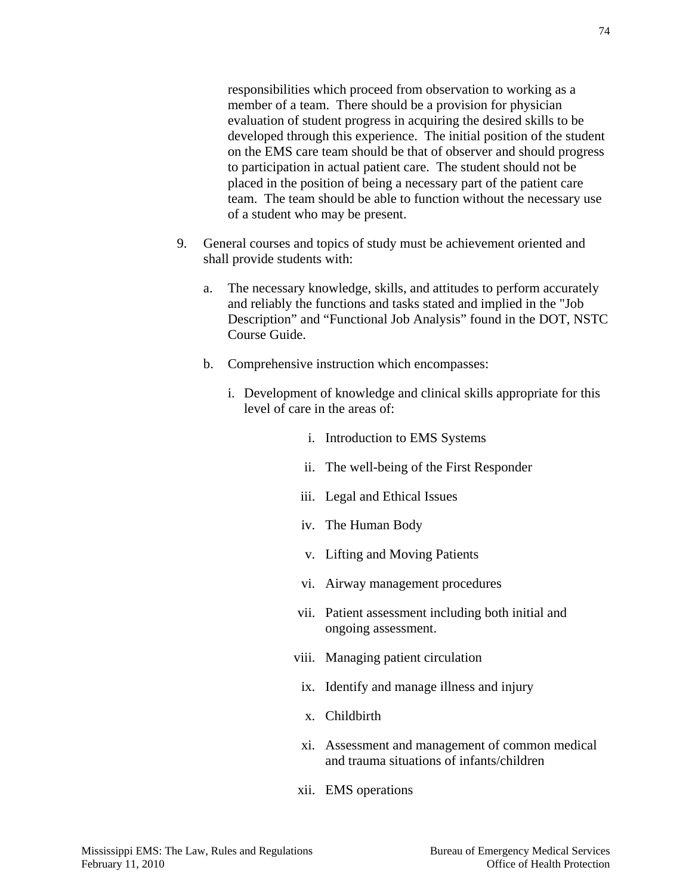responsibilities which proceed from observation to working as a member of a team. There should be a provision for physician evaluation of student progress in acquiring the desired skills to be developed through this experience. The initial position of the student on the EMS care team should be that of observer and should progress to participation in actual patient care. The student should not be placed in the position of being a necessary part of the patient care team. The team should be able to function without the necessary use of a student who may be present.

9. General courses and topics of study must be achievement oriented and shall provide students with:

   a. The necessary knowledge, skills, and attitudes to perform accurately and reliably the functions and tasks stated and implied in the "Job Description" and "Functional Job Analysis" found in the DOT, NSTC Course Guide.

   b. Comprehensive instruction which encompasses:

      i. Development of knowledge and clinical skills appropriate for this level of care in the areas of:

         i. Introduction to EMS Systems

         ii. The well-being of the First Responder

         iii. Legal and Ethical Issues

         iv. The Human Body

         v. Lifting and Moving Patients

         vi. Airway management procedures

         vii. Patient assessment including both initial and ongoing assessment.

         viii. Managing patient circulation

         ix. Identify and manage illness and injury

         x. Childbirth

         xi. Assessment and management of common medical and trauma situations of infants/children

         xii. EMS operations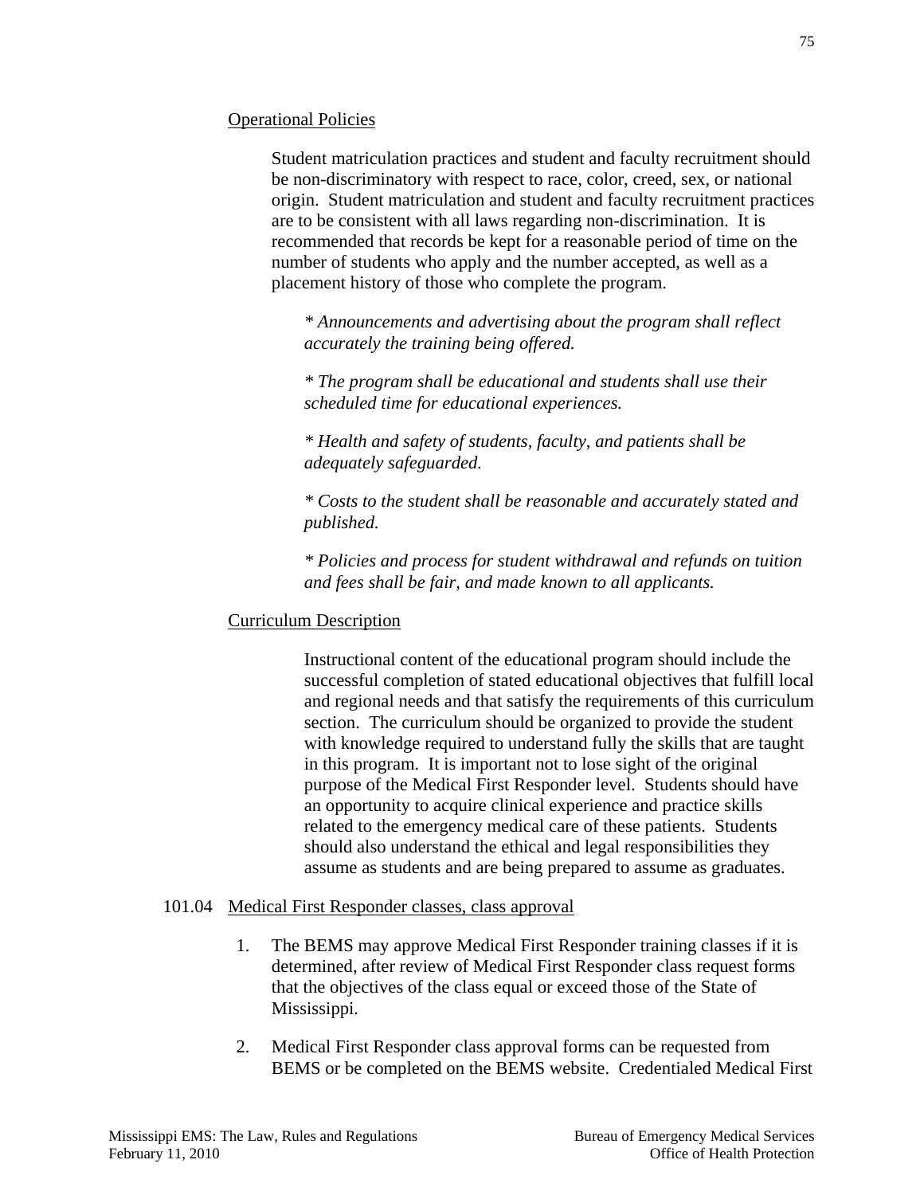Operational Policies

Student matriculation practices and student and faculty recruitment should be non-discriminatory with respect to race, color, creed, sex, or national origin. Student matriculation and student and faculty recruitment practices are to be consistent with all laws regarding non-discrimination. It is recommended that records be kept for a reasonable period of time on the number of students who apply and the number accepted, as well as a placement history of those who complete the program.

*\* Announcements and advertising about the program shall reflect accurately the training being offered.*

*\* The program shall be educational and students shall use their scheduled time for educational experiences.*

*\* Health and safety of students, faculty, and patients shall be adequately safeguarded.*

*\* Costs to the student shall be reasonable and accurately stated and published.*

*\* Policies and process for student withdrawal and refunds on tuition and fees shall be fair, and made known to all applicants.*

Curriculum Description

Instructional content of the educational program should include the successful completion of stated educational objectives that fulfill local and regional needs and that satisfy the requirements of this curriculum section. The curriculum should be organized to provide the student with knowledge required to understand fully the skills that are taught in this program. It is important not to lose sight of the original purpose of the Medical First Responder level. Students should have an opportunity to acquire clinical experience and practice skills related to the emergency medical care of these patients. Students should also understand the ethical and legal responsibilities they assume as students and are being prepared to assume as graduates.

101.04 Medical First Responder classes, class approval

1. The BEMS may approve Medical First Responder training classes if it is determined, after review of Medical First Responder class request forms that the objectives of the class equal or exceed those of the State of Mississippi.
2. Medical First Responder class approval forms can be requested from BEMS or be completed on the BEMS website. Credentialed Medical First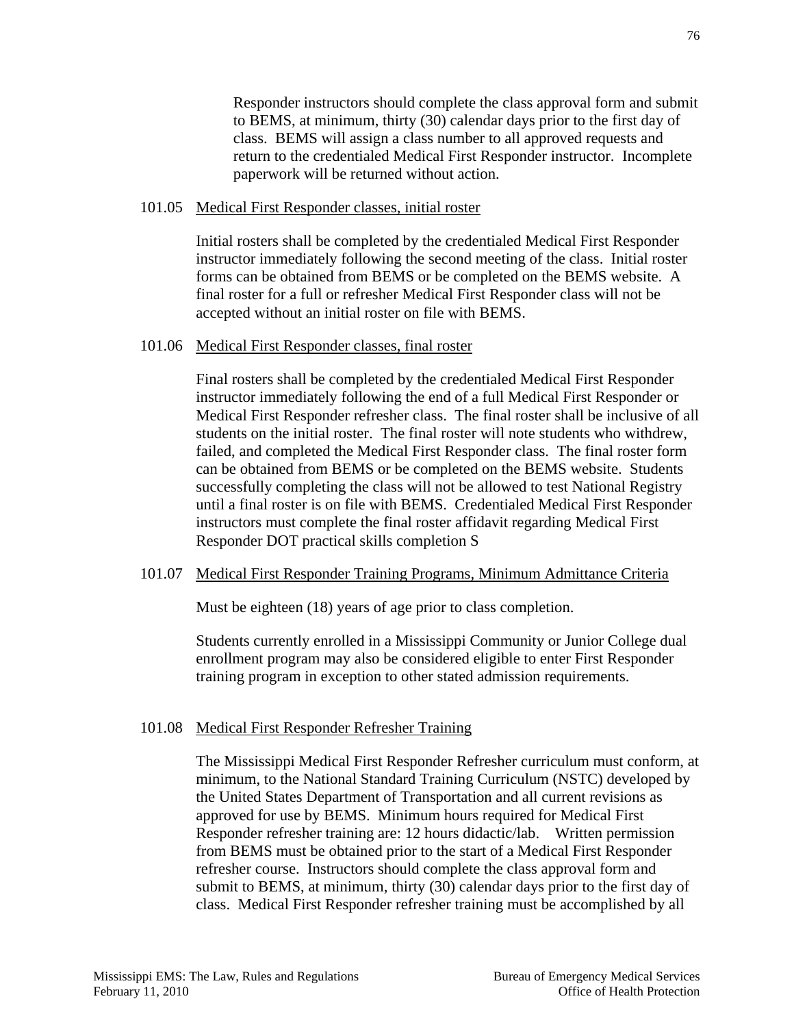Responder instructors should complete the class approval form and submit to BEMS, at minimum, thirty (30) calendar days prior to the first day of class. BEMS will assign a class number to all approved requests and return to the credentialed Medical First Responder instructor. Incomplete paperwork will be returned without action.

101.05 Medical First Responder classes, initial roster

Initial rosters shall be completed by the credentialed Medical First Responder instructor immediately following the second meeting of the class. Initial roster forms can be obtained from BEMS or be completed on the BEMS website. A final roster for a full or refresher Medical First Responder class will not be accepted without an initial roster on file with BEMS.

101.06 Medical First Responder classes, final roster

Final rosters shall be completed by the credentialed Medical First Responder instructor immediately following the end of a full Medical First Responder or Medical First Responder refresher class. The final roster shall be inclusive of all students on the initial roster. The final roster will note students who withdrew, failed, and completed the Medical First Responder class. The final roster form can be obtained from BEMS or be completed on the BEMS website. Students successfully completing the class will not be allowed to test National Registry until a final roster is on file with BEMS. Credentialed Medical First Responder instructors must complete the final roster affidavit regarding Medical First Responder DOT practical skills completion S

101.07 Medical First Responder Training Programs, Minimum Admittance Criteria

Must be eighteen (18) years of age prior to class completion.

Students currently enrolled in a Mississippi Community or Junior College dual enrollment program may also be considered eligible to enter First Responder training program in exception to other stated admission requirements.

101.08 Medical First Responder Refresher Training

The Mississippi Medical First Responder Refresher curriculum must conform, at minimum, to the National Standard Training Curriculum (NSTC) developed by the United States Department of Transportation and all current revisions as approved for use by BEMS. Minimum hours required for Medical First Responder refresher training are: 12 hours didactic/lab. Written permission from BEMS must be obtained prior to the start of a Medical First Responder refresher course. Instructors should complete the class approval form and submit to BEMS, at minimum, thirty (30) calendar days prior to the first day of class. Medical First Responder refresher training must be accomplished by all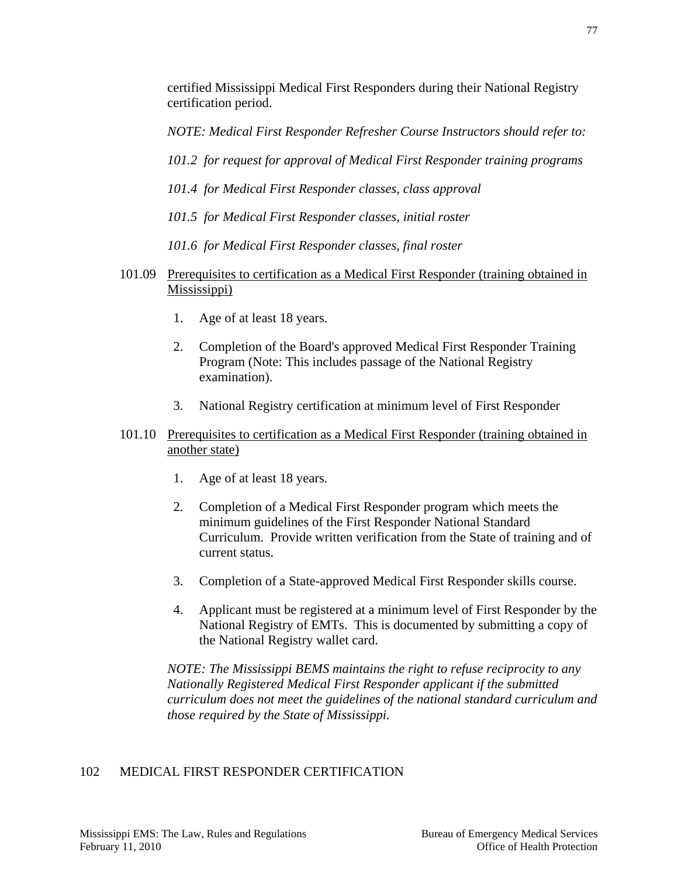certified Mississippi Medical First Responders during their National Registry certification period.

*NOTE: Medical First Responder Refresher Course Instructors should refer to:*

*101.2 for request for approval of Medical First Responder training programs*

*101.4 for Medical First Responder classes, class approval*

*101.5 for Medical First Responder classes, initial roster*

*101.6 for Medical First Responder classes, final roster*

101.09 <u>Prerequisites to certification as a Medical First Responder (training obtained in Mississippi)</u>

1. Age of at least 18 years.

2. Completion of the Board's approved Medical First Responder Training Program (Note: This includes passage of the National Registry examination).

3. National Registry certification at minimum level of First Responder

101.10 <u>Prerequisites to certification as a Medical First Responder (training obtained in another state)</u>

1. Age of at least 18 years.

2. Completion of a Medical First Responder program which meets the minimum guidelines of the First Responder National Standard Curriculum. Provide written verification from the State of training and of current status.

3. Completion of a State-approved Medical First Responder skills course.

4. Applicant must be registered at a minimum level of First Responder by the National Registry of EMTs. This is documented by submitting a copy of the National Registry wallet card.

*NOTE: The Mississippi BEMS maintains the right to refuse reciprocity to any Nationally Registered Medical First Responder applicant if the submitted curriculum does not meet the guidelines of the national standard curriculum and those required by the State of Mississippi.*

## 102 MEDICAL FIRST RESPONDER CERTIFICATION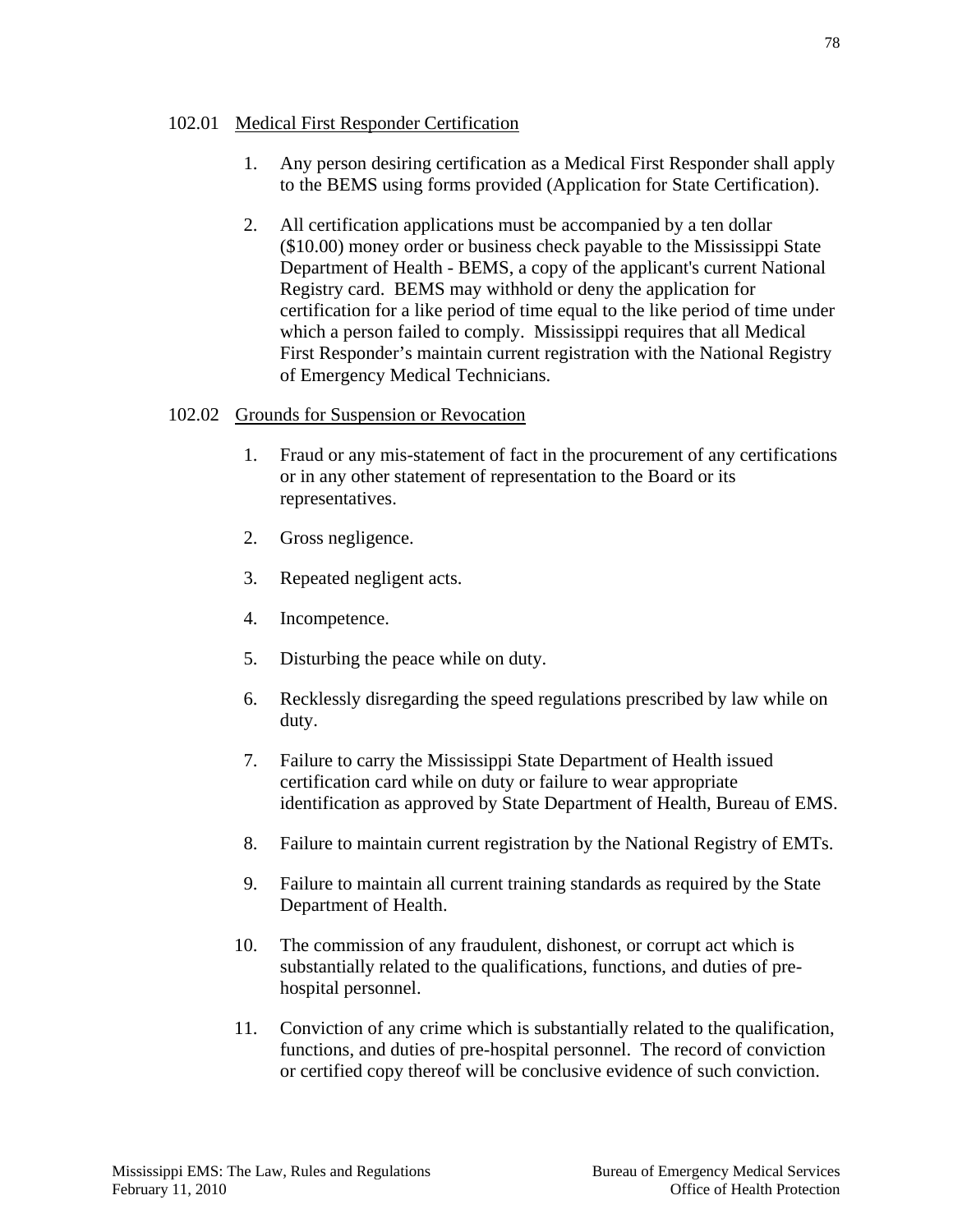102.01 Medical First Responder Certification

1. Any person desiring certification as a Medical First Responder shall apply to the BEMS using forms provided (Application for State Certification).

2. All certification applications must be accompanied by a ten dollar ($10.00) money order or business check payable to the Mississippi State Department of Health - BEMS, a copy of the applicant's current National Registry card. BEMS may withhold or deny the application for certification for a like period of time equal to the like period of time under which a person failed to comply. Mississippi requires that all Medical First Responder's maintain current registration with the National Registry of Emergency Medical Technicians.

102.02 Grounds for Suspension or Revocation

1. Fraud or any mis-statement of fact in the procurement of any certifications or in any other statement of representation to the Board or its representatives.

2. Gross negligence.

3. Repeated negligent acts.

4. Incompetence.

5. Disturbing the peace while on duty.

6. Recklessly disregarding the speed regulations prescribed by law while on duty.

7. Failure to carry the Mississippi State Department of Health issued certification card while on duty or failure to wear appropriate identification as approved by State Department of Health, Bureau of EMS.

8. Failure to maintain current registration by the National Registry of EMTs.

9. Failure to maintain all current training standards as required by the State Department of Health.

10. The commission of any fraudulent, dishonest, or corrupt act which is substantially related to the qualifications, functions, and duties of pre-hospital personnel.

11. Conviction of any crime which is substantially related to the qualification, functions, and duties of pre-hospital personnel. The record of conviction or certified copy thereof will be conclusive evidence of such conviction.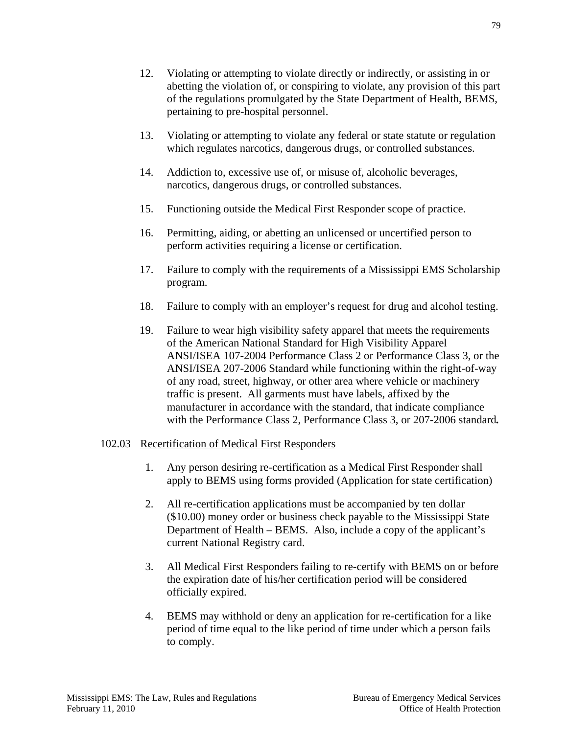12. Violating or attempting to violate directly or indirectly, or assisting in or abetting the violation of, or conspiring to violate, any provision of this part of the regulations promulgated by the State Department of Health, BEMS, pertaining to pre-hospital personnel.

13. Violating or attempting to violate any federal or state statute or regulation which regulates narcotics, dangerous drugs, or controlled substances.

14. Addiction to, excessive use of, or misuse of, alcoholic beverages, narcotics, dangerous drugs, or controlled substances.

15. Functioning outside the Medical First Responder scope of practice.

16. Permitting, aiding, or abetting an unlicensed or uncertified person to perform activities requiring a license or certification.

17. Failure to comply with the requirements of a Mississippi EMS Scholarship program.

18. Failure to comply with an employer's request for drug and alcohol testing.

19. Failure to wear high visibility safety apparel that meets the requirements of the American National Standard for High Visibility Apparel ANSI/ISEA 107-2004 Performance Class 2 or Performance Class 3, or the ANSI/ISEA 207-2006 Standard while functioning within the right-of-way of any road, street, highway, or other area where vehicle or machinery traffic is present. All garments must have labels, affixed by the manufacturer in accordance with the standard, that indicate compliance with the Performance Class 2, Performance Class 3, or 207-2006 standard**.**

102.03 <u>Recertification of Medical First Responders</u>

1. Any person desiring re-certification as a Medical First Responder shall apply to BEMS using forms provided (Application for state certification)

2. All re-certification applications must be accompanied by ten dollar ($10.00) money order or business check payable to the Mississippi State Department of Health – BEMS. Also, include a copy of the applicant's current National Registry card.

3. All Medical First Responders failing to re-certify with BEMS on or before the expiration date of his/her certification period will be considered officially expired.

4. BEMS may withhold or deny an application for re-certification for a like period of time equal to the like period of time under which a person fails to comply.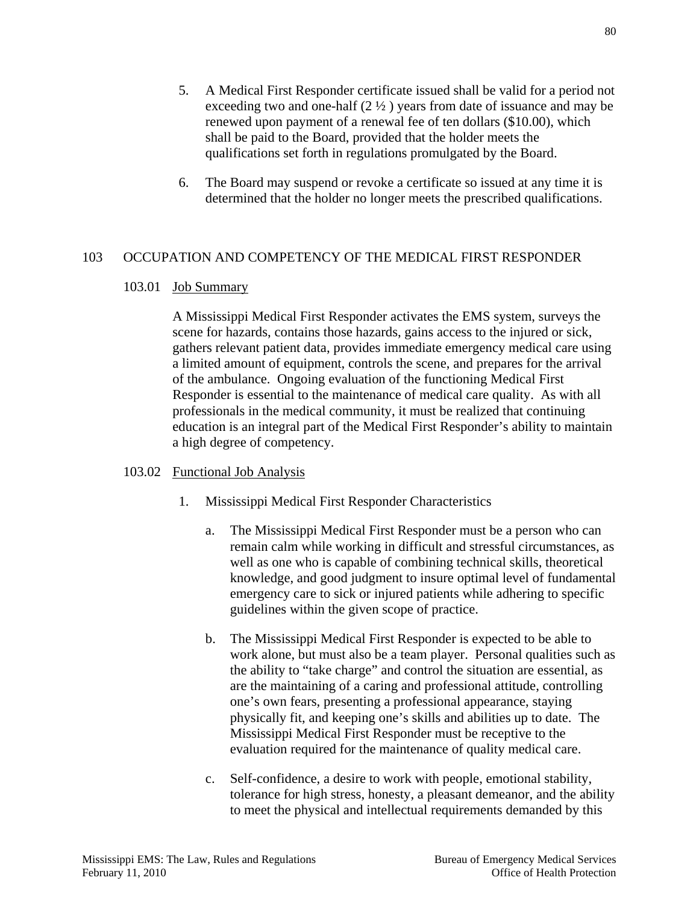5. A Medical First Responder certificate issued shall be valid for a period not exceeding two and one-half (2 ½ ) years from date of issuance and may be renewed upon payment of a renewal fee of ten dollars ($10.00), which shall be paid to the Board, provided that the holder meets the qualifications set forth in regulations promulgated by the Board.

6. The Board may suspend or revoke a certificate so issued at any time it is determined that the holder no longer meets the prescribed qualifications.

## 103 OCCUPATION AND COMPETENCY OF THE MEDICAL FIRST RESPONDER

### 103.01 Job Summary

A Mississippi Medical First Responder activates the EMS system, surveys the scene for hazards, contains those hazards, gains access to the injured or sick, gathers relevant patient data, provides immediate emergency medical care using a limited amount of equipment, controls the scene, and prepares for the arrival of the ambulance. Ongoing evaluation of the functioning Medical First Responder is essential to the maintenance of medical care quality. As with all professionals in the medical community, it must be realized that continuing education is an integral part of the Medical First Responder's ability to maintain a high degree of competency.

### 103.02 Functional Job Analysis

1. Mississippi Medical First Responder Characteristics

   a. The Mississippi Medical First Responder must be a person who can remain calm while working in difficult and stressful circumstances, as well as one who is capable of combining technical skills, theoretical knowledge, and good judgment to insure optimal level of fundamental emergency care to sick or injured patients while adhering to specific guidelines within the given scope of practice.

   b. The Mississippi Medical First Responder is expected to be able to work alone, but must also be a team player. Personal qualities such as the ability to "take charge" and control the situation are essential, as are the maintaining of a caring and professional attitude, controlling one's own fears, presenting a professional appearance, staying physically fit, and keeping one's skills and abilities up to date. The Mississippi Medical First Responder must be receptive to the evaluation required for the maintenance of quality medical care.

   c. Self-confidence, a desire to work with people, emotional stability, tolerance for high stress, honesty, a pleasant demeanor, and the ability to meet the physical and intellectual requirements demanded by this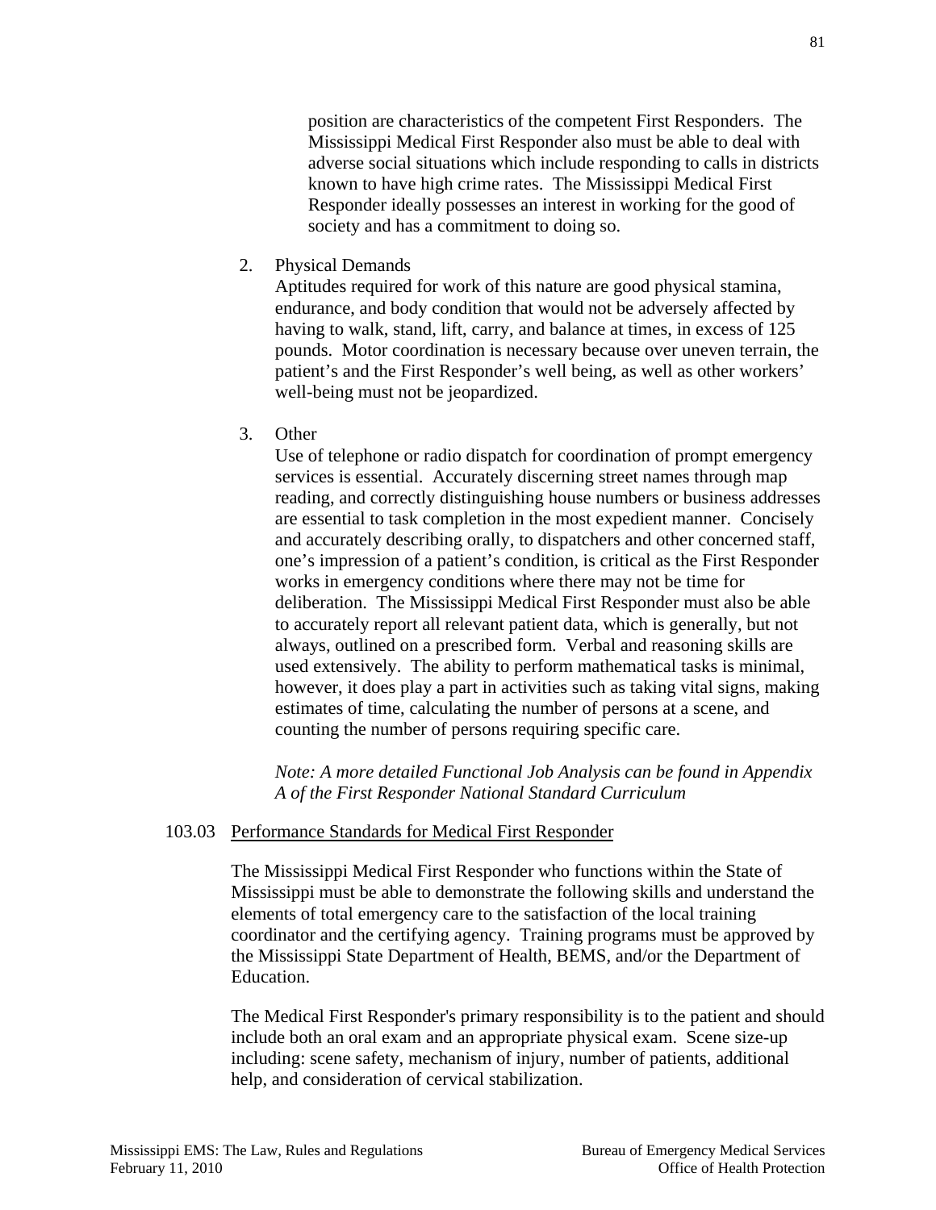position are characteristics of the competent First Responders. The Mississippi Medical First Responder also must be able to deal with adverse social situations which include responding to calls in districts known to have high crime rates. The Mississippi Medical First Responder ideally possesses an interest in working for the good of society and has a commitment to doing so.

2. Physical Demands

   Aptitudes required for work of this nature are good physical stamina, endurance, and body condition that would not be adversely affected by having to walk, stand, lift, carry, and balance at times, in excess of 125 pounds. Motor coordination is necessary because over uneven terrain, the patient's and the First Responder's well being, as well as other workers' well-being must not be jeopardized.

3. Other

   Use of telephone or radio dispatch for coordination of prompt emergency services is essential. Accurately discerning street names through map reading, and correctly distinguishing house numbers or business addresses are essential to task completion in the most expedient manner. Concisely and accurately describing orally, to dispatchers and other concerned staff, one's impression of a patient's condition, is critical as the First Responder works in emergency conditions where there may not be time for deliberation. The Mississippi Medical First Responder must also be able to accurately report all relevant patient data, which is generally, but not always, outlined on a prescribed form. Verbal and reasoning skills are used extensively. The ability to perform mathematical tasks is minimal, however, it does play a part in activities such as taking vital signs, making estimates of time, calculating the number of persons at a scene, and counting the number of persons requiring specific care.

   *Note: A more detailed Functional Job Analysis can be found in Appendix A of the First Responder National Standard Curriculum*

103.03 <u>Performance Standards for Medical First Responder</u>

The Mississippi Medical First Responder who functions within the State of Mississippi must be able to demonstrate the following skills and understand the elements of total emergency care to the satisfaction of the local training coordinator and the certifying agency. Training programs must be approved by the Mississippi State Department of Health, BEMS, and/or the Department of Education.

The Medical First Responder's primary responsibility is to the patient and should include both an oral exam and an appropriate physical exam. Scene size-up including: scene safety, mechanism of injury, number of patients, additional help, and consideration of cervical stabilization.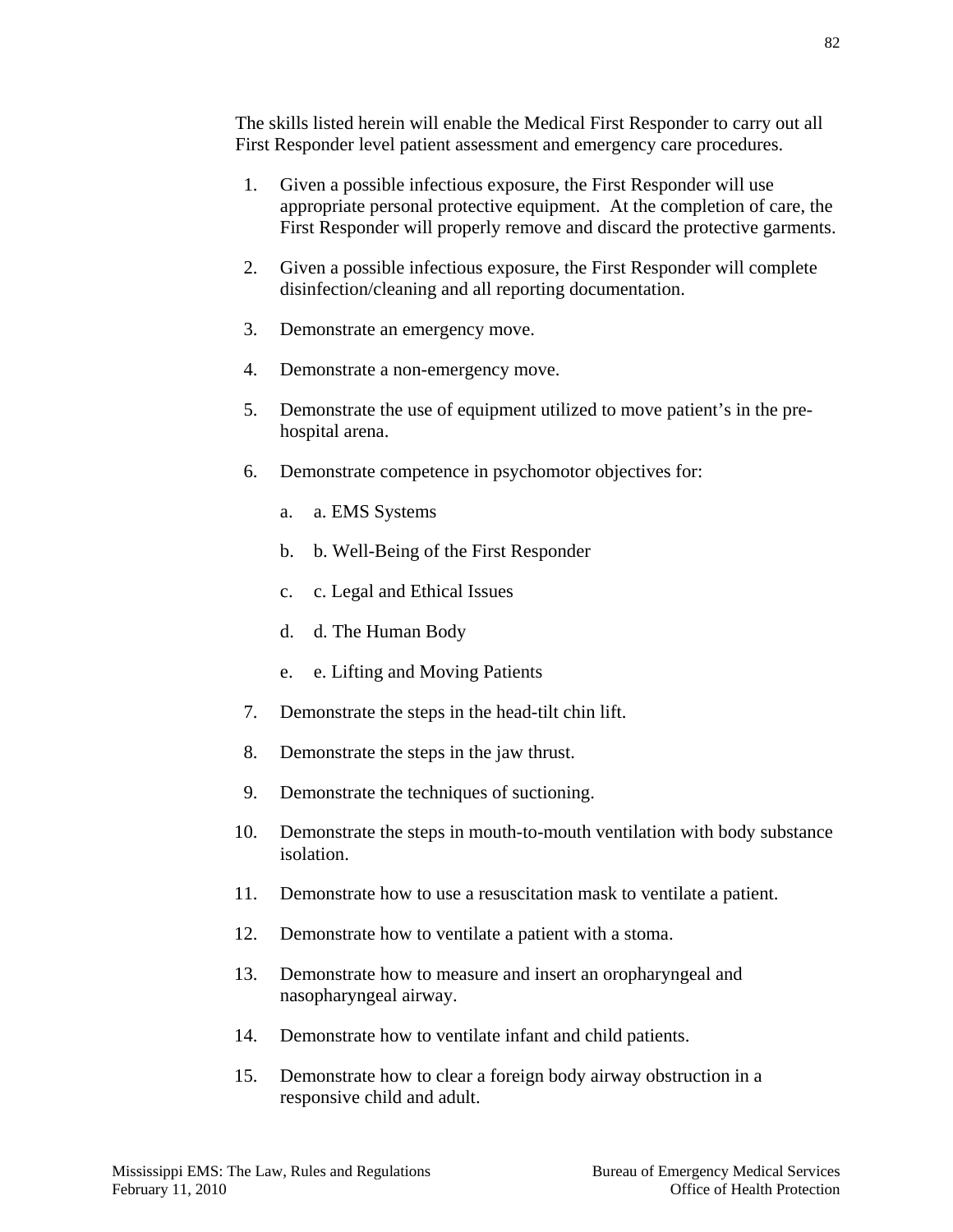The skills listed herein will enable the Medical First Responder to carry out all First Responder level patient assessment and emergency care procedures.

1. Given a possible infectious exposure, the First Responder will use appropriate personal protective equipment. At the completion of care, the First Responder will properly remove and discard the protective garments.
2. Given a possible infectious exposure, the First Responder will complete disinfection/cleaning and all reporting documentation.
3. Demonstrate an emergency move.
4. Demonstrate a non-emergency move.
5. Demonstrate the use of equipment utilized to move patient's in the pre-hospital arena.
6. Demonstrate competence in psychomotor objectives for:
    a. a. EMS Systems
    b. b. Well-Being of the First Responder
    c. c. Legal and Ethical Issues
    d. d. The Human Body
    e. e. Lifting and Moving Patients
7. Demonstrate the steps in the head-tilt chin lift.
8. Demonstrate the steps in the jaw thrust.
9. Demonstrate the techniques of suctioning.
10. Demonstrate the steps in mouth-to-mouth ventilation with body substance isolation.
11. Demonstrate how to use a resuscitation mask to ventilate a patient.
12. Demonstrate how to ventilate a patient with a stoma.
13. Demonstrate how to measure and insert an oropharyngeal and nasopharyngeal airway.
14. Demonstrate how to ventilate infant and child patients.
15. Demonstrate how to clear a foreign body airway obstruction in a responsive child and adult.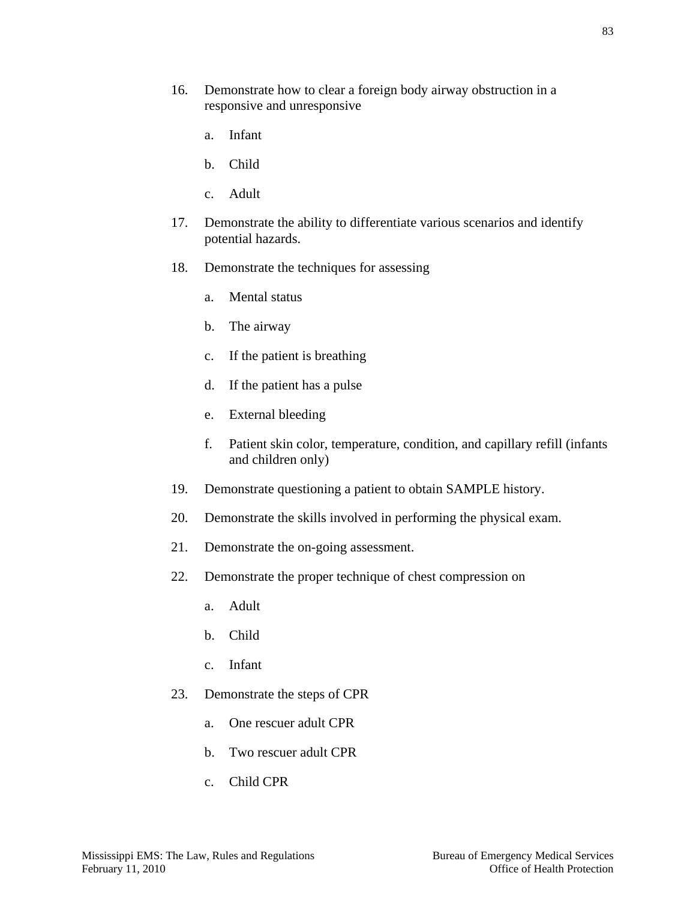16. Demonstrate how to clear a foreign body airway obstruction in a responsive and unresponsive

    a. Infant

    b. Child

    c. Adult

17. Demonstrate the ability to differentiate various scenarios and identify potential hazards.

18. Demonstrate the techniques for assessing

    a. Mental status

    b. The airway

    c. If the patient is breathing

    d. If the patient has a pulse

    e. External bleeding

    f. Patient skin color, temperature, condition, and capillary refill (infants and children only)

19. Demonstrate questioning a patient to obtain SAMPLE history.

20. Demonstrate the skills involved in performing the physical exam.

21. Demonstrate the on-going assessment.

22. Demonstrate the proper technique of chest compression on

    a. Adult

    b. Child

    c. Infant

23. Demonstrate the steps of CPR

    a. One rescuer adult CPR

    b. Two rescuer adult CPR

    c. Child CPR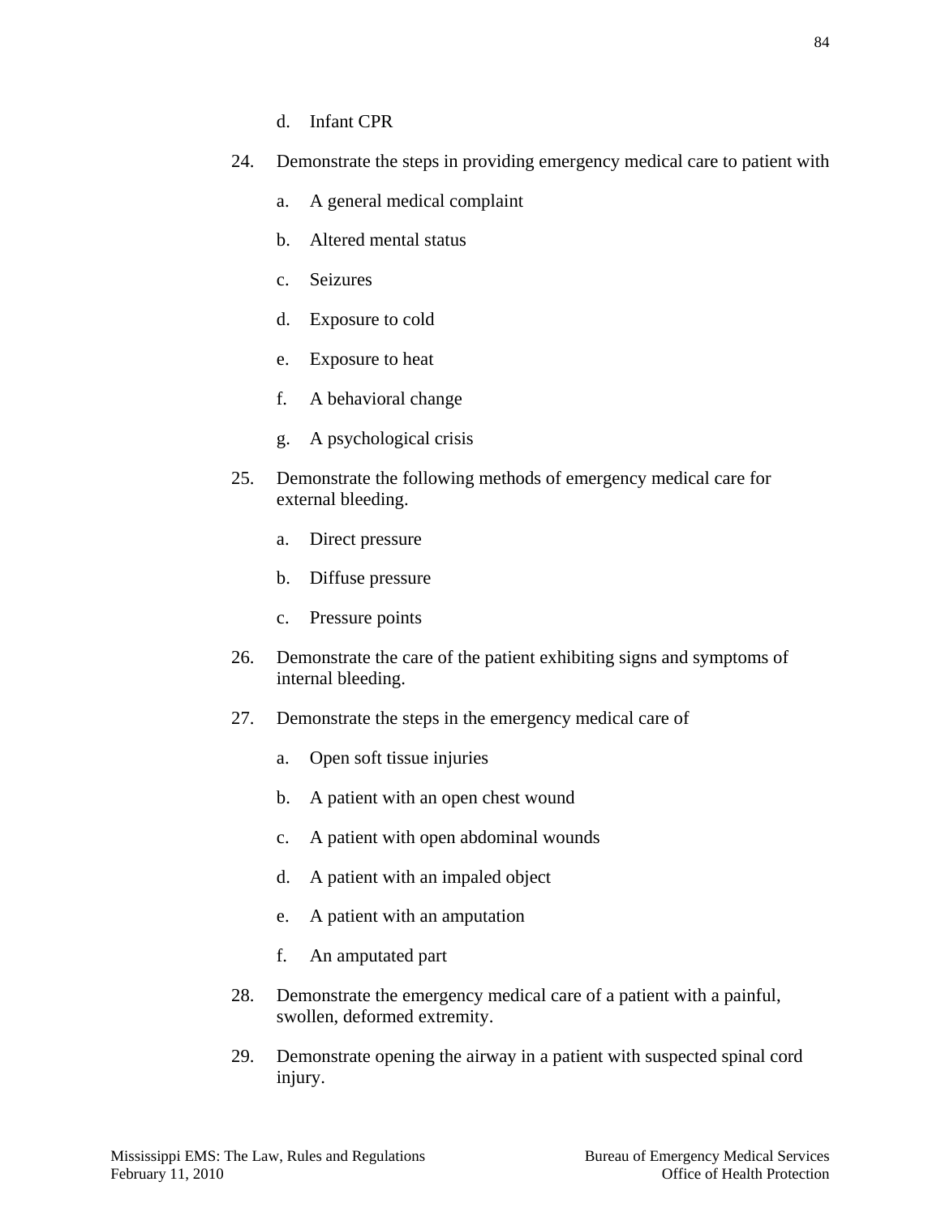d. Infant CPR

24. Demonstrate the steps in providing emergency medical care to patient with

    a. A general medical complaint

    b. Altered mental status

    c. Seizures

    d. Exposure to cold

    e. Exposure to heat

    f. A behavioral change

    g. A psychological crisis

25. Demonstrate the following methods of emergency medical care for external bleeding.

    a. Direct pressure

    b. Diffuse pressure

    c. Pressure points

26. Demonstrate the care of the patient exhibiting signs and symptoms of internal bleeding.

27. Demonstrate the steps in the emergency medical care of

    a. Open soft tissue injuries

    b. A patient with an open chest wound

    c. A patient with open abdominal wounds

    d. A patient with an impaled object

    e. A patient with an amputation

    f. An amputated part

28. Demonstrate the emergency medical care of a patient with a painful, swollen, deformed extremity.

29. Demonstrate opening the airway in a patient with suspected spinal cord injury.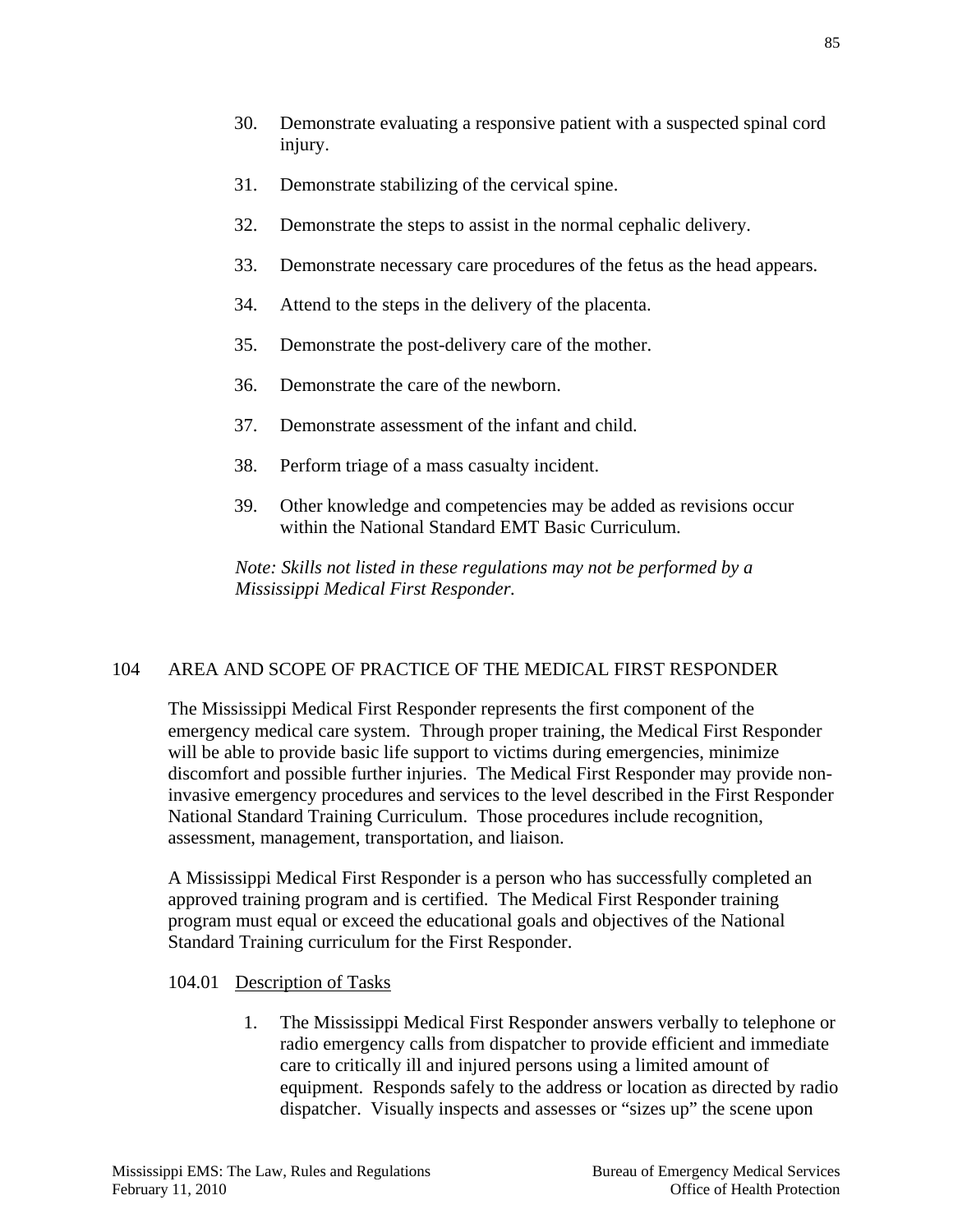30. Demonstrate evaluating a responsive patient with a suspected spinal cord injury.

31. Demonstrate stabilizing of the cervical spine.

32. Demonstrate the steps to assist in the normal cephalic delivery.

33. Demonstrate necessary care procedures of the fetus as the head appears.

34. Attend to the steps in the delivery of the placenta.

35. Demonstrate the post-delivery care of the mother.

36. Demonstrate the care of the newborn.

37. Demonstrate assessment of the infant and child.

38. Perform triage of a mass casualty incident.

39. Other knowledge and competencies may be added as revisions occur within the National Standard EMT Basic Curriculum.

*Note: Skills not listed in these regulations may not be performed by a Mississippi Medical First Responder.*

## 104 AREA AND SCOPE OF PRACTICE OF THE MEDICAL FIRST RESPONDER

The Mississippi Medical First Responder represents the first component of the emergency medical care system. Through proper training, the Medical First Responder will be able to provide basic life support to victims during emergencies, minimize discomfort and possible further injuries. The Medical First Responder may provide non-invasive emergency procedures and services to the level described in the First Responder National Standard Training Curriculum. Those procedures include recognition, assessment, management, transportation, and liaison.

A Mississippi Medical First Responder is a person who has successfully completed an approved training program and is certified. The Medical First Responder training program must equal or exceed the educational goals and objectives of the National Standard Training curriculum for the First Responder.

### 104.01 Description of Tasks

1. The Mississippi Medical First Responder answers verbally to telephone or radio emergency calls from dispatcher to provide efficient and immediate care to critically ill and injured persons using a limited amount of equipment. Responds safely to the address or location as directed by radio dispatcher. Visually inspects and assesses or "sizes up" the scene upon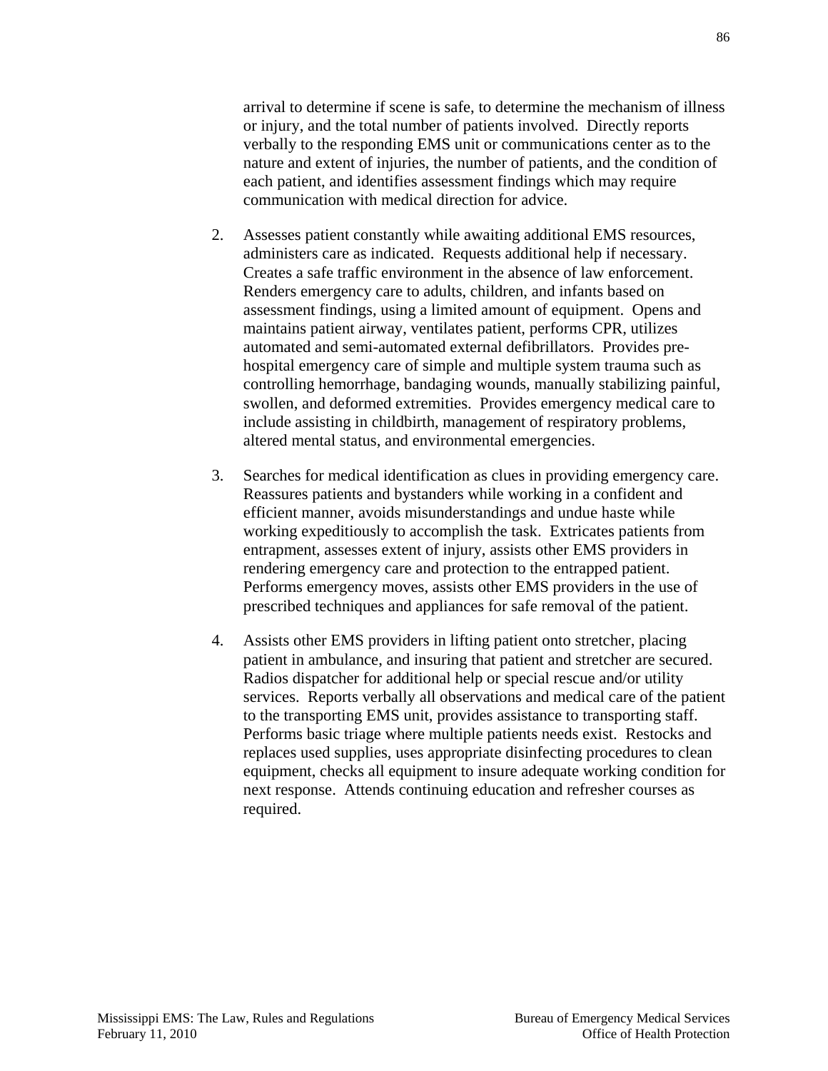arrival to determine if scene is safe, to determine the mechanism of illness or injury, and the total number of patients involved. Directly reports verbally to the responding EMS unit or communications center as to the nature and extent of injuries, the number of patients, and the condition of each patient, and identifies assessment findings which may require communication with medical direction for advice.

2. Assesses patient constantly while awaiting additional EMS resources, administers care as indicated. Requests additional help if necessary. Creates a safe traffic environment in the absence of law enforcement. Renders emergency care to adults, children, and infants based on assessment findings, using a limited amount of equipment. Opens and maintains patient airway, ventilates patient, performs CPR, utilizes automated and semi-automated external defibrillators. Provides pre-hospital emergency care of simple and multiple system trauma such as controlling hemorrhage, bandaging wounds, manually stabilizing painful, swollen, and deformed extremities. Provides emergency medical care to include assisting in childbirth, management of respiratory problems, altered mental status, and environmental emergencies.

3. Searches for medical identification as clues in providing emergency care. Reassures patients and bystanders while working in a confident and efficient manner, avoids misunderstandings and undue haste while working expeditiously to accomplish the task. Extricates patients from entrapment, assesses extent of injury, assists other EMS providers in rendering emergency care and protection to the entrapped patient. Performs emergency moves, assists other EMS providers in the use of prescribed techniques and appliances for safe removal of the patient.

4. Assists other EMS providers in lifting patient onto stretcher, placing patient in ambulance, and insuring that patient and stretcher are secured. Radios dispatcher for additional help or special rescue and/or utility services. Reports verbally all observations and medical care of the patient to the transporting EMS unit, provides assistance to transporting staff. Performs basic triage where multiple patients needs exist. Restocks and replaces used supplies, uses appropriate disinfecting procedures to clean equipment, checks all equipment to insure adequate working condition for next response. Attends continuing education and refresher courses as required.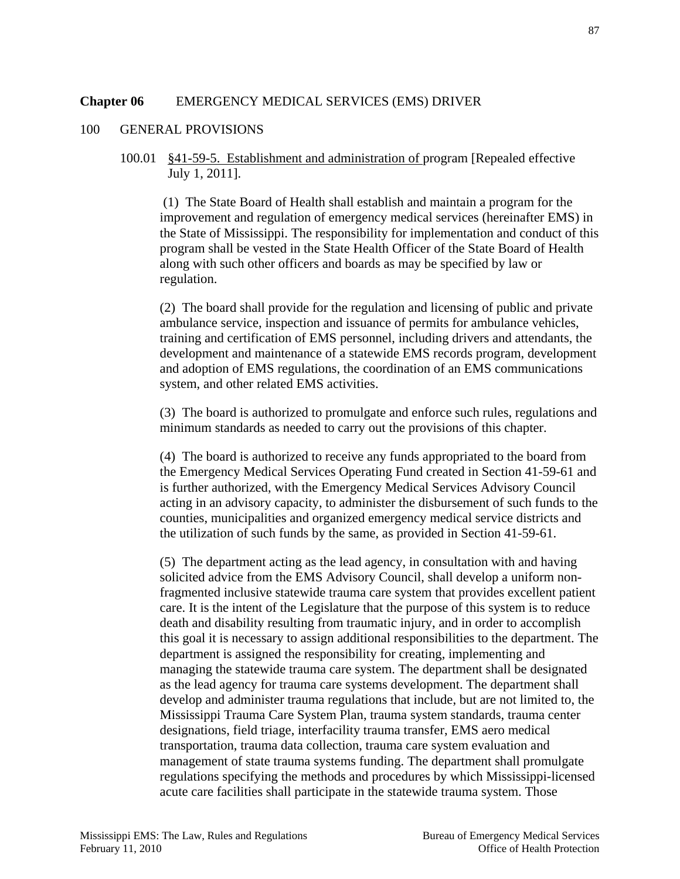**Chapter 06** EMERGENCY MEDICAL SERVICES (EMS) DRIVER

100 GENERAL PROVISIONS

100.01 <u>§41-59-5. Establishment and administration of</u> program [Repealed effective July 1, 2011].

(1) The State Board of Health shall establish and maintain a program for the improvement and regulation of emergency medical services (hereinafter EMS) in the State of Mississippi. The responsibility for implementation and conduct of this program shall be vested in the State Health Officer of the State Board of Health along with such other officers and boards as may be specified by law or regulation.

(2) The board shall provide for the regulation and licensing of public and private ambulance service, inspection and issuance of permits for ambulance vehicles, training and certification of EMS personnel, including drivers and attendants, the development and maintenance of a statewide EMS records program, development and adoption of EMS regulations, the coordination of an EMS communications system, and other related EMS activities.

(3) The board is authorized to promulgate and enforce such rules, regulations and minimum standards as needed to carry out the provisions of this chapter.

(4) The board is authorized to receive any funds appropriated to the board from the Emergency Medical Services Operating Fund created in Section 41-59-61 and is further authorized, with the Emergency Medical Services Advisory Council acting in an advisory capacity, to administer the disbursement of such funds to the counties, municipalities and organized emergency medical service districts and the utilization of such funds by the same, as provided in Section 41-59-61.

(5) The department acting as the lead agency, in consultation with and having solicited advice from the EMS Advisory Council, shall develop a uniform non-fragmented inclusive statewide trauma care system that provides excellent patient care. It is the intent of the Legislature that the purpose of this system is to reduce death and disability resulting from traumatic injury, and in order to accomplish this goal it is necessary to assign additional responsibilities to the department. The department is assigned the responsibility for creating, implementing and managing the statewide trauma care system. The department shall be designated as the lead agency for trauma care systems development. The department shall develop and administer trauma regulations that include, but are not limited to, the Mississippi Trauma Care System Plan, trauma system standards, trauma center designations, field triage, interfacility trauma transfer, EMS aero medical transportation, trauma data collection, trauma care system evaluation and management of state trauma systems funding. The department shall promulgate regulations specifying the methods and procedures by which Mississippi-licensed acute care facilities shall participate in the statewide trauma system. Those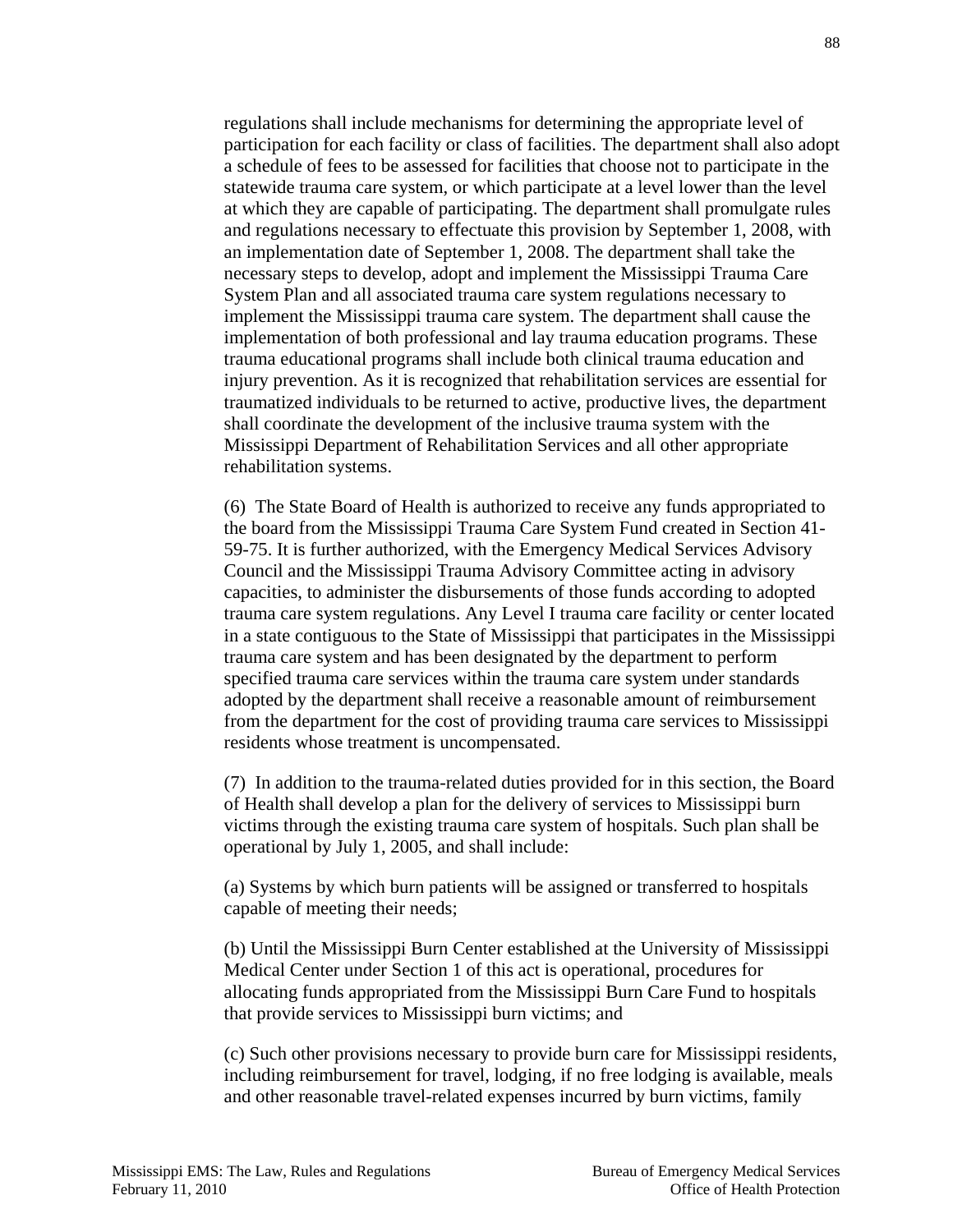regulations shall include mechanisms for determining the appropriate level of participation for each facility or class of facilities. The department shall also adopt a schedule of fees to be assessed for facilities that choose not to participate in the statewide trauma care system, or which participate at a level lower than the level at which they are capable of participating. The department shall promulgate rules and regulations necessary to effectuate this provision by September 1, 2008, with an implementation date of September 1, 2008. The department shall take the necessary steps to develop, adopt and implement the Mississippi Trauma Care System Plan and all associated trauma care system regulations necessary to implement the Mississippi trauma care system. The department shall cause the implementation of both professional and lay trauma education programs. These trauma educational programs shall include both clinical trauma education and injury prevention. As it is recognized that rehabilitation services are essential for traumatized individuals to be returned to active, productive lives, the department shall coordinate the development of the inclusive trauma system with the Mississippi Department of Rehabilitation Services and all other appropriate rehabilitation systems.

(6) The State Board of Health is authorized to receive any funds appropriated to the board from the Mississippi Trauma Care System Fund created in Section 41-59-75. It is further authorized, with the Emergency Medical Services Advisory Council and the Mississippi Trauma Advisory Committee acting in advisory capacities, to administer the disbursements of those funds according to adopted trauma care system regulations. Any Level I trauma care facility or center located in a state contiguous to the State of Mississippi that participates in the Mississippi trauma care system and has been designated by the department to perform specified trauma care services within the trauma care system under standards adopted by the department shall receive a reasonable amount of reimbursement from the department for the cost of providing trauma care services to Mississippi residents whose treatment is uncompensated.

(7) In addition to the trauma-related duties provided for in this section, the Board of Health shall develop a plan for the delivery of services to Mississippi burn victims through the existing trauma care system of hospitals. Such plan shall be operational by July 1, 2005, and shall include:

(a) Systems by which burn patients will be assigned or transferred to hospitals capable of meeting their needs;

(b) Until the Mississippi Burn Center established at the University of Mississippi Medical Center under Section 1 of this act is operational, procedures for allocating funds appropriated from the Mississippi Burn Care Fund to hospitals that provide services to Mississippi burn victims; and

(c) Such other provisions necessary to provide burn care for Mississippi residents, including reimbursement for travel, lodging, if no free lodging is available, meals and other reasonable travel-related expenses incurred by burn victims, family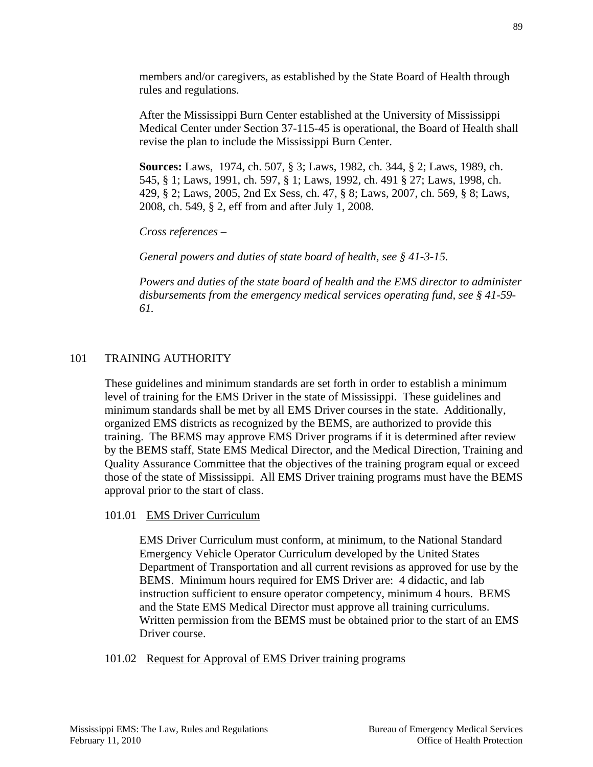members and/or caregivers, as established by the State Board of Health through rules and regulations.

After the Mississippi Burn Center established at the University of Mississippi Medical Center under Section 37-115-45 is operational, the Board of Health shall revise the plan to include the Mississippi Burn Center.

**Sources:** Laws, 1974, ch. 507, § 3; Laws, 1982, ch. 344, § 2; Laws, 1989, ch. 545, § 1; Laws, 1991, ch. 597, § 1; Laws, 1992, ch. 491 § 27; Laws, 1998, ch. 429, § 2; Laws, 2005, 2nd Ex Sess, ch. 47, § 8; Laws, 2007, ch. 569, § 8; Laws, 2008, ch. 549, § 2, eff from and after July 1, 2008.

*Cross references –*

*General powers and duties of state board of health, see § 41-3-15.*

*Powers and duties of the state board of health and the EMS director to administer disbursements from the emergency medical services operating fund, see § 41-59-61.*

## 101 TRAINING AUTHORITY

These guidelines and minimum standards are set forth in order to establish a minimum level of training for the EMS Driver in the state of Mississippi. These guidelines and minimum standards shall be met by all EMS Driver courses in the state. Additionally, organized EMS districts as recognized by the BEMS, are authorized to provide this training. The BEMS may approve EMS Driver programs if it is determined after review by the BEMS staff, State EMS Medical Director, and the Medical Direction, Training and Quality Assurance Committee that the objectives of the training program equal or exceed those of the state of Mississippi. All EMS Driver training programs must have the BEMS approval prior to the start of class.

### 101.01 EMS Driver Curriculum

EMS Driver Curriculum must conform, at minimum, to the National Standard Emergency Vehicle Operator Curriculum developed by the United States Department of Transportation and all current revisions as approved for use by the BEMS. Minimum hours required for EMS Driver are: 4 didactic, and lab instruction sufficient to ensure operator competency, minimum 4 hours. BEMS and the State EMS Medical Director must approve all training curriculums. Written permission from the BEMS must be obtained prior to the start of an EMS Driver course.

### 101.02 Request for Approval of EMS Driver training programs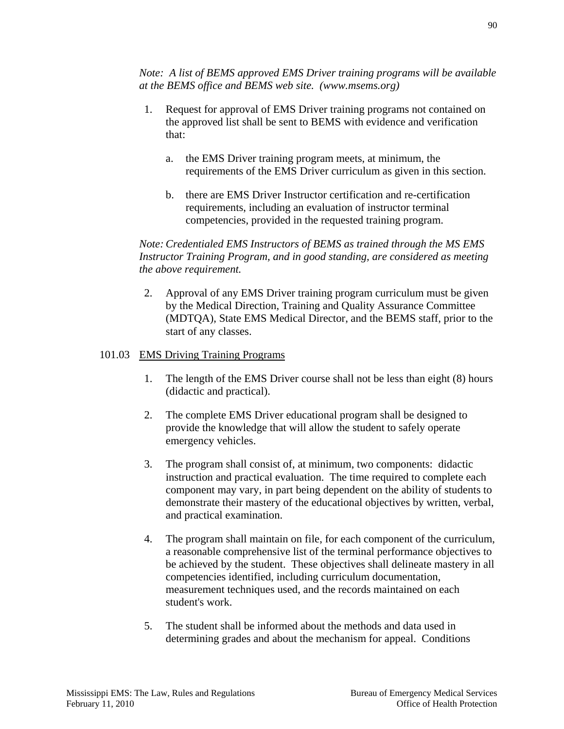*Note: A list of BEMS approved EMS Driver training programs will be available at the BEMS office and BEMS web site. (www.msems.org)*

1. Request for approval of EMS Driver training programs not contained on the approved list shall be sent to BEMS with evidence and verification that:

   a. the EMS Driver training program meets, at minimum, the requirements of the EMS Driver curriculum as given in this section.

   b. there are EMS Driver Instructor certification and re-certification requirements, including an evaluation of instructor terminal competencies, provided in the requested training program.

*Note: Credentialed EMS Instructors of BEMS as trained through the MS EMS Instructor Training Program, and in good standing, are considered as meeting the above requirement.*

2. Approval of any EMS Driver training program curriculum must be given by the Medical Direction, Training and Quality Assurance Committee (MDTQA), State EMS Medical Director, and the BEMS staff, prior to the start of any classes.

101.03 <u>EMS Driving Training Programs</u>

1. The length of the EMS Driver course shall not be less than eight (8) hours (didactic and practical).

2. The complete EMS Driver educational program shall be designed to provide the knowledge that will allow the student to safely operate emergency vehicles.

3. The program shall consist of, at minimum, two components: didactic instruction and practical evaluation. The time required to complete each component may vary, in part being dependent on the ability of students to demonstrate their mastery of the educational objectives by written, verbal, and practical examination.

4. The program shall maintain on file, for each component of the curriculum, a reasonable comprehensive list of the terminal performance objectives to be achieved by the student. These objectives shall delineate mastery in all competencies identified, including curriculum documentation, measurement techniques used, and the records maintained on each student's work.

5. The student shall be informed about the methods and data used in determining grades and about the mechanism for appeal. Conditions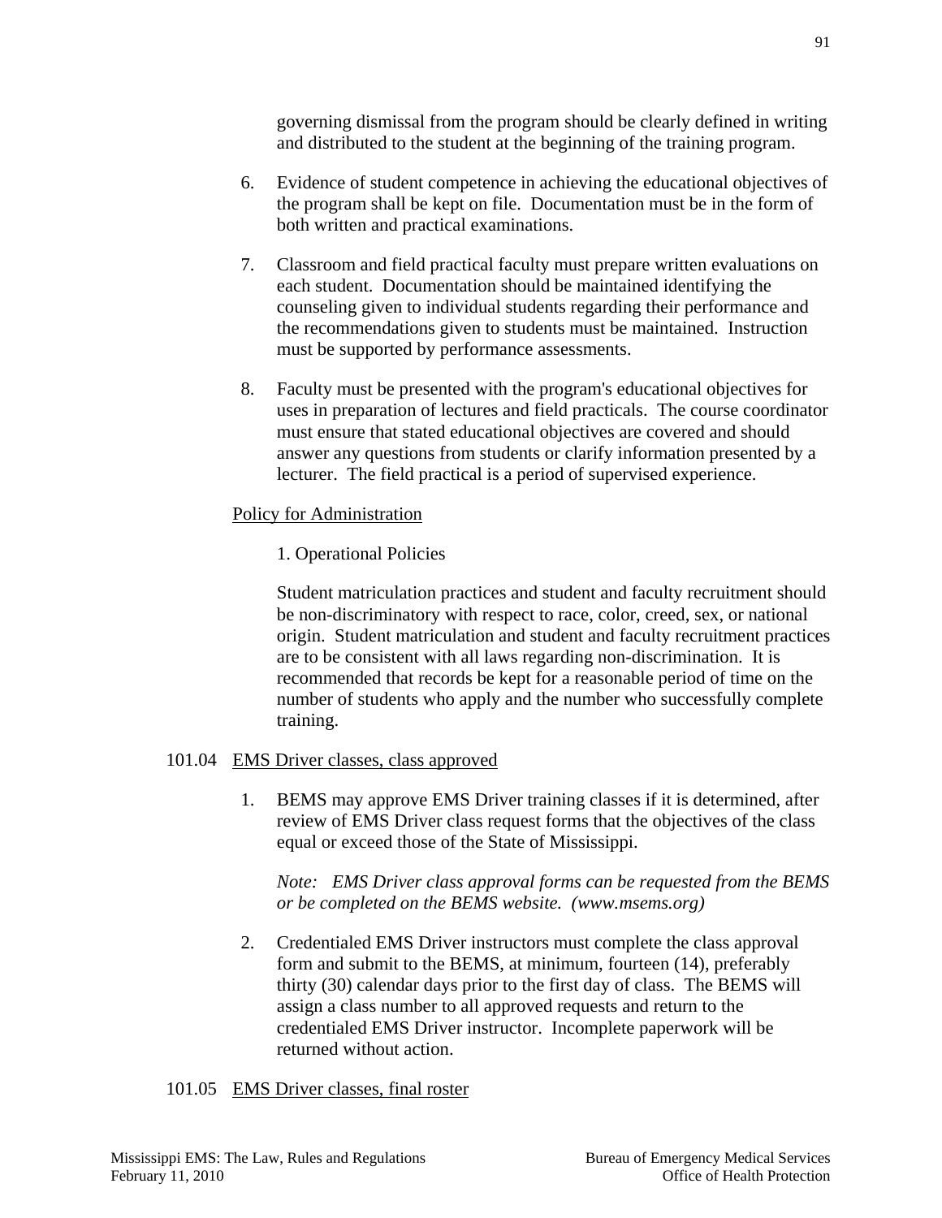governing dismissal from the program should be clearly defined in writing and distributed to the student at the beginning of the training program.

6. Evidence of student competence in achieving the educational objectives of the program shall be kept on file. Documentation must be in the form of both written and practical examinations.

7. Classroom and field practical faculty must prepare written evaluations on each student. Documentation should be maintained identifying the counseling given to individual students regarding their performance and the recommendations given to students must be maintained. Instruction must be supported by performance assessments.

8. Faculty must be presented with the program's educational objectives for uses in preparation of lectures and field practicals. The course coordinator must ensure that stated educational objectives are covered and should answer any questions from students or clarify information presented by a lecturer. The field practical is a period of supervised experience.

<u>Policy for Administration</u>

1. Operational Policies

Student matriculation practices and student and faculty recruitment should be non-discriminatory with respect to race, color, creed, sex, or national origin. Student matriculation and student and faculty recruitment practices are to be consistent with all laws regarding non-discrimination. It is recommended that records be kept for a reasonable period of time on the number of students who apply and the number who successfully complete training.

101.04 <u>EMS Driver classes, class approved</u>

1. BEMS may approve EMS Driver training classes if it is determined, after review of EMS Driver class request forms that the objectives of the class equal or exceed those of the State of Mississippi.

   *Note: EMS Driver class approval forms can be requested from the BEMS or be completed on the BEMS website. (www.msems.org)*

2. Credentialed EMS Driver instructors must complete the class approval form and submit to the BEMS, at minimum, fourteen (14), preferably thirty (30) calendar days prior to the first day of class. The BEMS will assign a class number to all approved requests and return to the credentialed EMS Driver instructor. Incomplete paperwork will be returned without action.

101.05 <u>EMS Driver classes, final roster</u>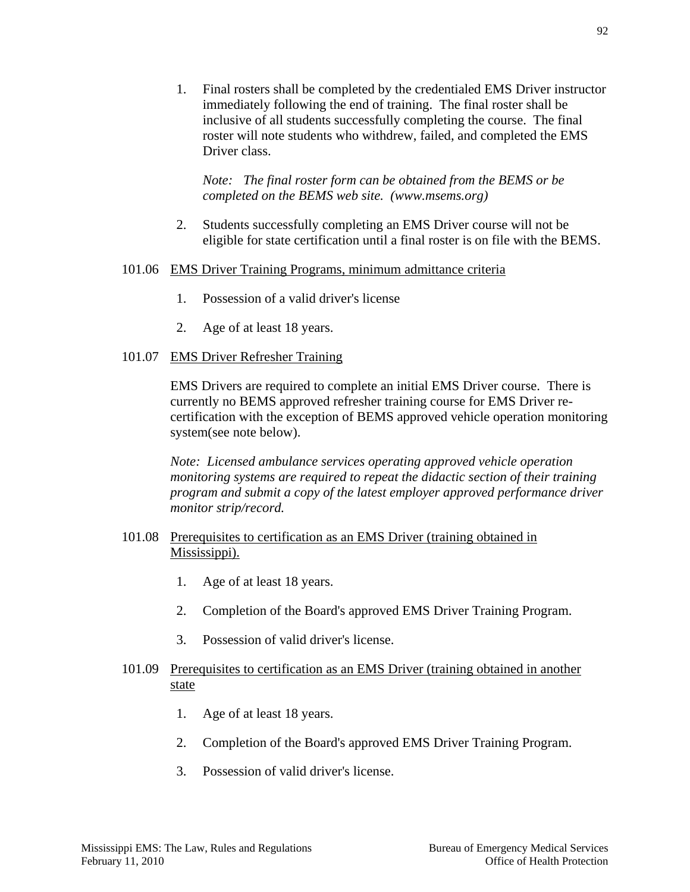1. Final rosters shall be completed by the credentialed EMS Driver instructor immediately following the end of training. The final roster shall be inclusive of all students successfully completing the course. The final roster will note students who withdrew, failed, and completed the EMS Driver class.

   *Note: The final roster form can be obtained from the BEMS or be completed on the BEMS web site. (www.msems.org)*

2. Students successfully completing an EMS Driver course will not be eligible for state certification until a final roster is on file with the BEMS.

101.06 <u>EMS Driver Training Programs, minimum admittance criteria</u>

1. Possession of a valid driver's license
2. Age of at least 18 years.

101.07 <u>EMS Driver Refresher Training</u>

EMS Drivers are required to complete an initial EMS Driver course. There is currently no BEMS approved refresher training course for EMS Driver re-certification with the exception of BEMS approved vehicle operation monitoring system(see note below).

*Note: Licensed ambulance services operating approved vehicle operation monitoring systems are required to repeat the didactic section of their training program and submit a copy of the latest employer approved performance driver monitor strip/record.*

101.08 <u>Prerequisites to certification as an EMS Driver (training obtained in Mississippi).</u>

1. Age of at least 18 years.
2. Completion of the Board's approved EMS Driver Training Program.
3. Possession of valid driver's license.

101.09 <u>Prerequisites to certification as an EMS Driver (training obtained in another state</u>

1. Age of at least 18 years.
2. Completion of the Board's approved EMS Driver Training Program.
3. Possession of valid driver's license.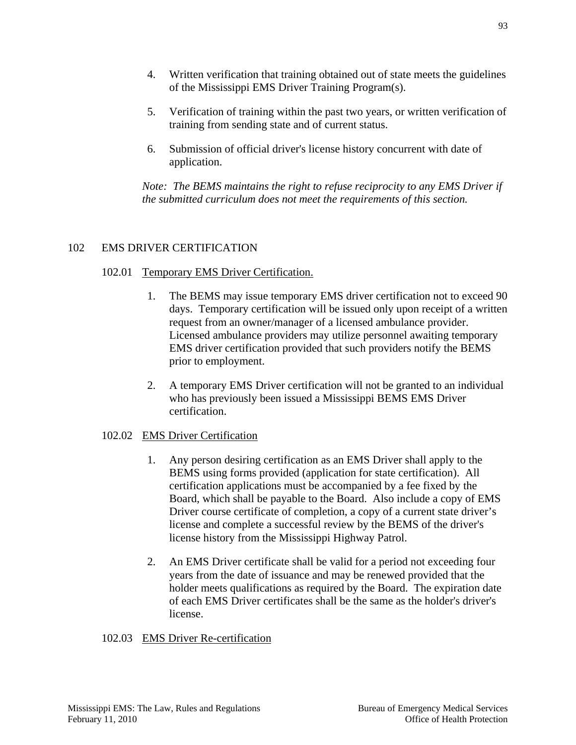4. Written verification that training obtained out of state meets the guidelines of the Mississippi EMS Driver Training Program(s).

5. Verification of training within the past two years, or written verification of training from sending state and of current status.

6. Submission of official driver's license history concurrent with date of application.

*Note: The BEMS maintains the right to refuse reciprocity to any EMS Driver if the submitted curriculum does not meet the requirements of this section.*

## 102 EMS DRIVER CERTIFICATION

### 102.01 Temporary EMS Driver Certification.

1. The BEMS may issue temporary EMS driver certification not to exceed 90 days. Temporary certification will be issued only upon receipt of a written request from an owner/manager of a licensed ambulance provider. Licensed ambulance providers may utilize personnel awaiting temporary EMS driver certification provided that such providers notify the BEMS prior to employment.

2. A temporary EMS Driver certification will not be granted to an individual who has previously been issued a Mississippi BEMS EMS Driver certification.

### 102.02 EMS Driver Certification

1. Any person desiring certification as an EMS Driver shall apply to the BEMS using forms provided (application for state certification). All certification applications must be accompanied by a fee fixed by the Board, which shall be payable to the Board. Also include a copy of EMS Driver course certificate of completion, a copy of a current state driver's license and complete a successful review by the BEMS of the driver's license history from the Mississippi Highway Patrol.

2. An EMS Driver certificate shall be valid for a period not exceeding four years from the date of issuance and may be renewed provided that the holder meets qualifications as required by the Board. The expiration date of each EMS Driver certificates shall be the same as the holder's driver's license.

### 102.03 EMS Driver Re-certification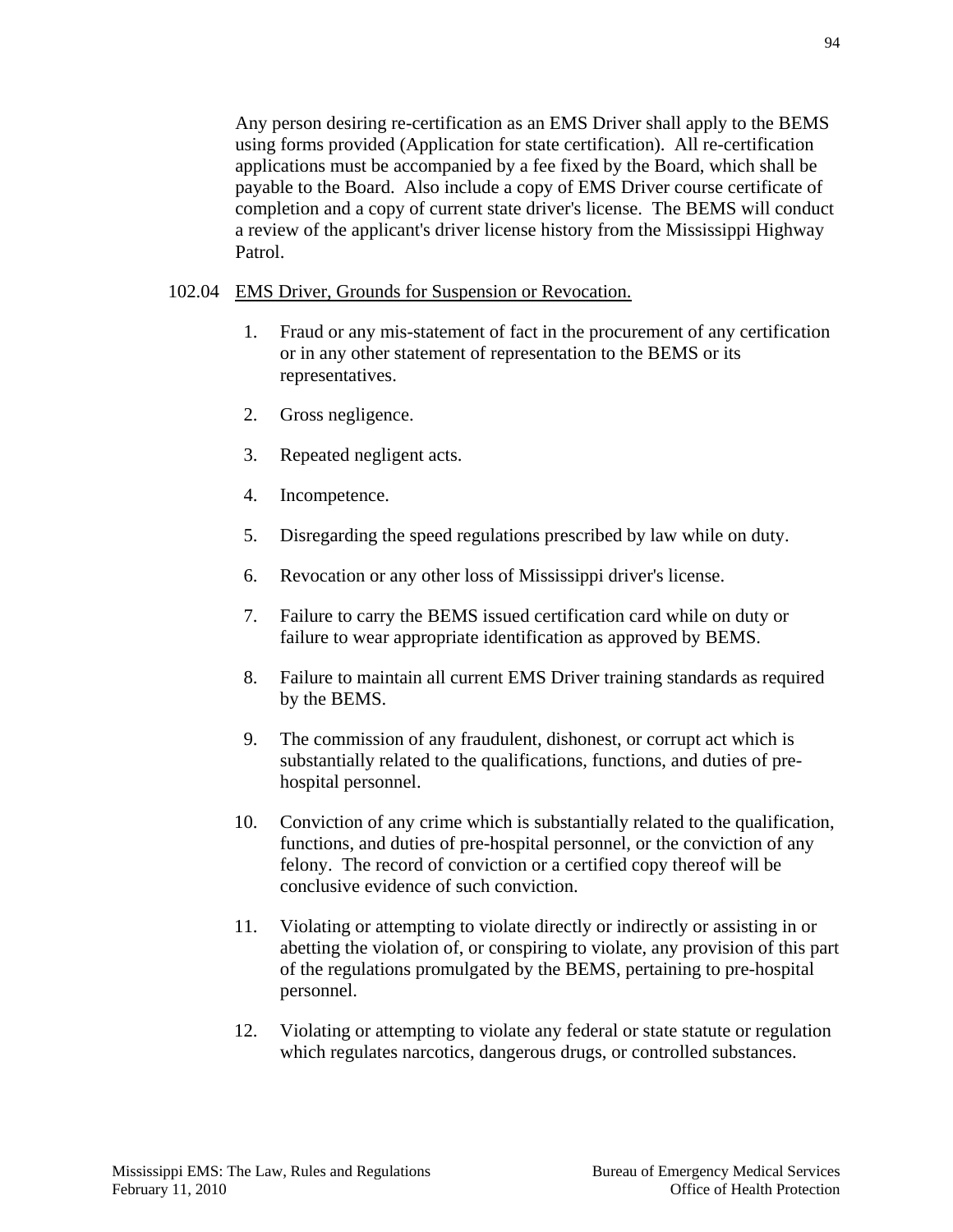Any person desiring re-certification as an EMS Driver shall apply to the BEMS using forms provided (Application for state certification). All re-certification applications must be accompanied by a fee fixed by the Board, which shall be payable to the Board. Also include a copy of EMS Driver course certificate of completion and a copy of current state driver's license. The BEMS will conduct a review of the applicant's driver license history from the Mississippi Highway Patrol.

102.04 EMS Driver, Grounds for Suspension or Revocation.

1. Fraud or any mis-statement of fact in the procurement of any certification or in any other statement of representation to the BEMS or its representatives.
2. Gross negligence.
3. Repeated negligent acts.
4. Incompetence.
5. Disregarding the speed regulations prescribed by law while on duty.
6. Revocation or any other loss of Mississippi driver's license.
7. Failure to carry the BEMS issued certification card while on duty or failure to wear appropriate identification as approved by BEMS.
8. Failure to maintain all current EMS Driver training standards as required by the BEMS.
9. The commission of any fraudulent, dishonest, or corrupt act which is substantially related to the qualifications, functions, and duties of pre-hospital personnel.
10. Conviction of any crime which is substantially related to the qualification, functions, and duties of pre-hospital personnel, or the conviction of any felony. The record of conviction or a certified copy thereof will be conclusive evidence of such conviction.
11. Violating or attempting to violate directly or indirectly or assisting in or abetting the violation of, or conspiring to violate, any provision of this part of the regulations promulgated by the BEMS, pertaining to pre-hospital personnel.
12. Violating or attempting to violate any federal or state statute or regulation which regulates narcotics, dangerous drugs, or controlled substances.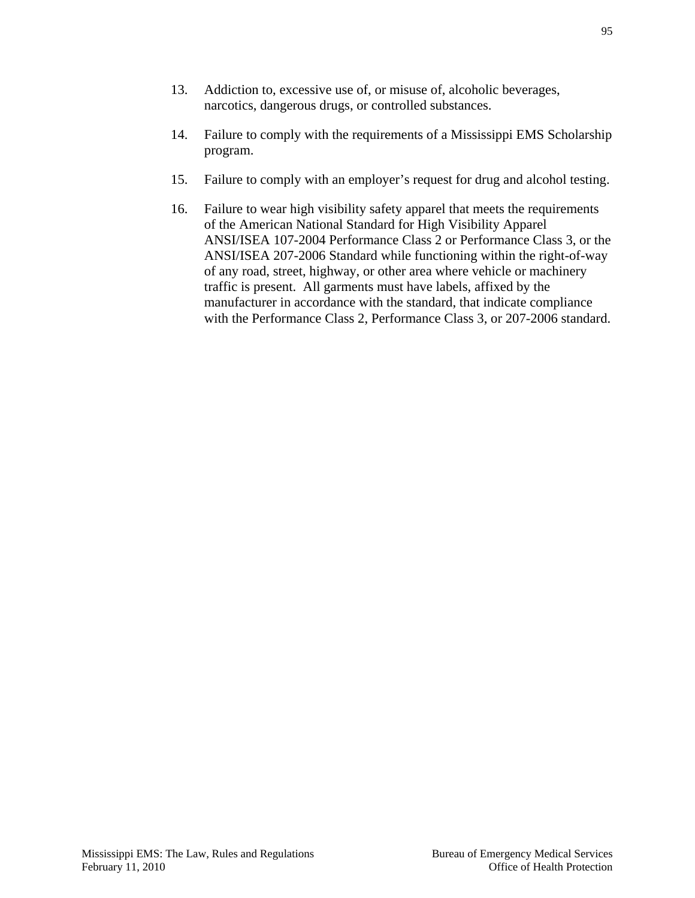13. Addiction to, excessive use of, or misuse of, alcoholic beverages, narcotics, dangerous drugs, or controlled substances.

14. Failure to comply with the requirements of a Mississippi EMS Scholarship program.

15. Failure to comply with an employer's request for drug and alcohol testing.

16. Failure to wear high visibility safety apparel that meets the requirements of the American National Standard for High Visibility Apparel ANSI/ISEA 107-2004 Performance Class 2 or Performance Class 3, or the ANSI/ISEA 207-2006 Standard while functioning within the right-of-way of any road, street, highway, or other area where vehicle or machinery traffic is present. All garments must have labels, affixed by the manufacturer in accordance with the standard, that indicate compliance with the Performance Class 2, Performance Class 3, or 207-2006 standard.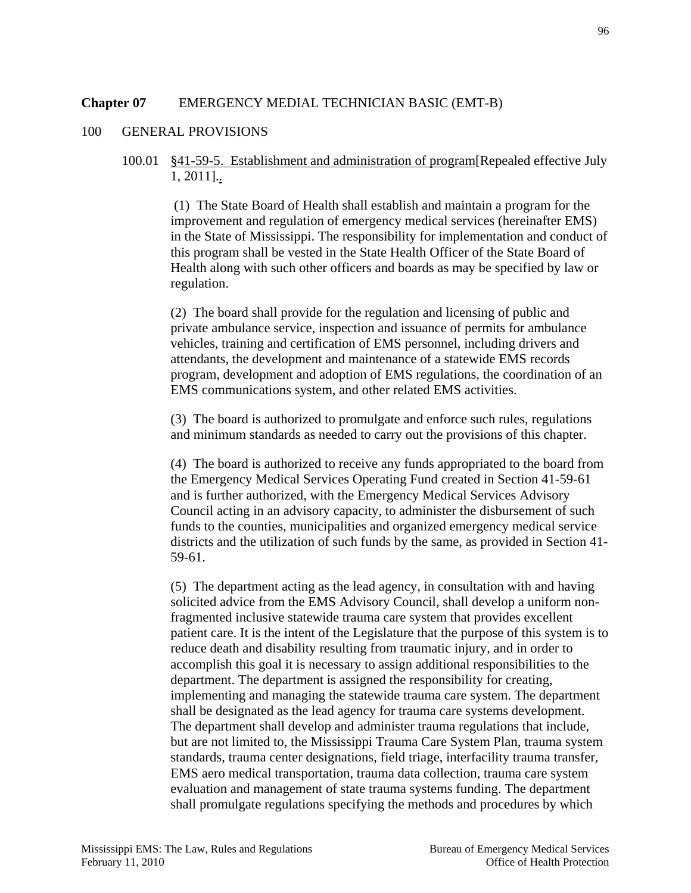**Chapter 07** EMERGENCY MEDIAL TECHNICIAN BASIC (EMT-B)

100 GENERAL PROVISIONS

100.01 §41-59-5. Establishment and administration of program[Repealed effective July 1, 2011]..

(1) The State Board of Health shall establish and maintain a program for the improvement and regulation of emergency medical services (hereinafter EMS) in the State of Mississippi. The responsibility for implementation and conduct of this program shall be vested in the State Health Officer of the State Board of Health along with such other officers and boards as may be specified by law or regulation.

(2) The board shall provide for the regulation and licensing of public and private ambulance service, inspection and issuance of permits for ambulance vehicles, training and certification of EMS personnel, including drivers and attendants, the development and maintenance of a statewide EMS records program, development and adoption of EMS regulations, the coordination of an EMS communications system, and other related EMS activities.

(3) The board is authorized to promulgate and enforce such rules, regulations and minimum standards as needed to carry out the provisions of this chapter.

(4) The board is authorized to receive any funds appropriated to the board from the Emergency Medical Services Operating Fund created in Section 41-59-61 and is further authorized, with the Emergency Medical Services Advisory Council acting in an advisory capacity, to administer the disbursement of such funds to the counties, municipalities and organized emergency medical service districts and the utilization of such funds by the same, as provided in Section 41-59-61.

(5) The department acting as the lead agency, in consultation with and having solicited advice from the EMS Advisory Council, shall develop a uniform non-fragmented inclusive statewide trauma care system that provides excellent patient care. It is the intent of the Legislature that the purpose of this system is to reduce death and disability resulting from traumatic injury, and in order to accomplish this goal it is necessary to assign additional responsibilities to the department. The department is assigned the responsibility for creating, implementing and managing the statewide trauma care system. The department shall be designated as the lead agency for trauma care systems development. The department shall develop and administer trauma regulations that include, but are not limited to, the Mississippi Trauma Care System Plan, trauma system standards, trauma center designations, field triage, interfacility trauma transfer, EMS aero medical transportation, trauma data collection, trauma care system evaluation and management of state trauma systems funding. The department shall promulgate regulations specifying the methods and procedures by which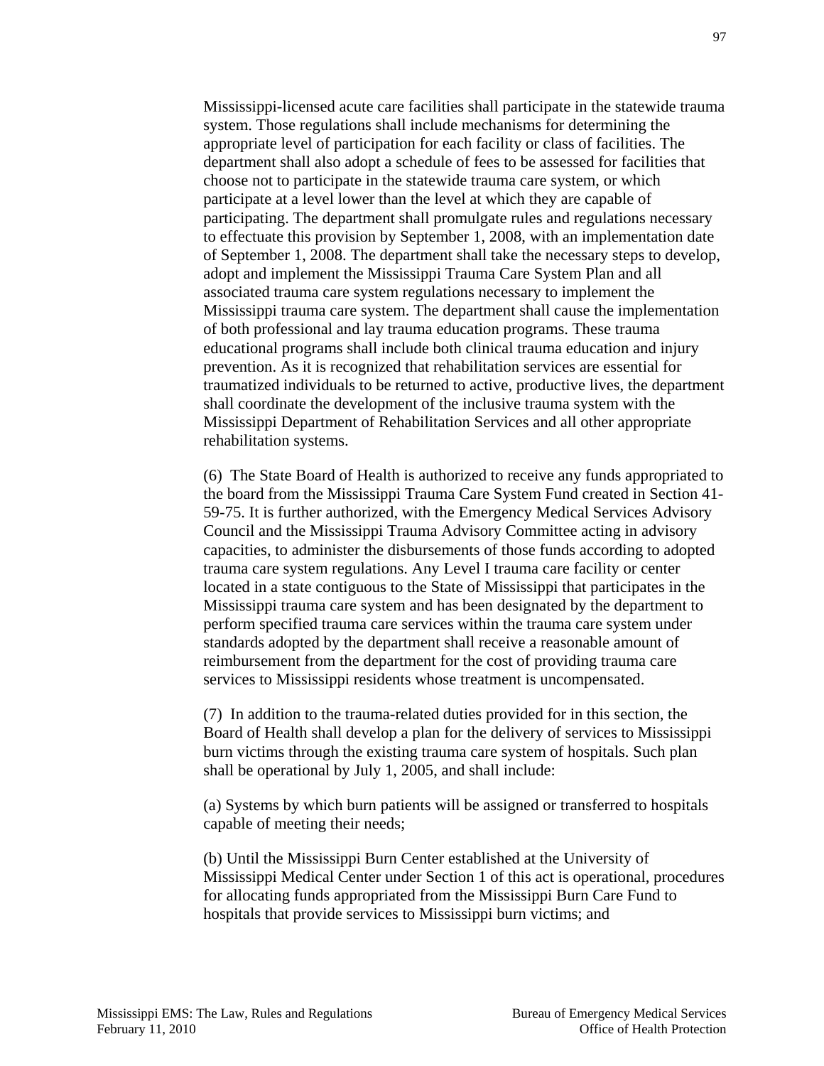Mississippi-licensed acute care facilities shall participate in the statewide trauma system. Those regulations shall include mechanisms for determining the appropriate level of participation for each facility or class of facilities. The department shall also adopt a schedule of fees to be assessed for facilities that choose not to participate in the statewide trauma care system, or which participate at a level lower than the level at which they are capable of participating. The department shall promulgate rules and regulations necessary to effectuate this provision by September 1, 2008, with an implementation date of September 1, 2008. The department shall take the necessary steps to develop, adopt and implement the Mississippi Trauma Care System Plan and all associated trauma care system regulations necessary to implement the Mississippi trauma care system. The department shall cause the implementation of both professional and lay trauma education programs. These trauma educational programs shall include both clinical trauma education and injury prevention. As it is recognized that rehabilitation services are essential for traumatized individuals to be returned to active, productive lives, the department shall coordinate the development of the inclusive trauma system with the Mississippi Department of Rehabilitation Services and all other appropriate rehabilitation systems.

(6) The State Board of Health is authorized to receive any funds appropriated to the board from the Mississippi Trauma Care System Fund created in Section 41-59-75. It is further authorized, with the Emergency Medical Services Advisory Council and the Mississippi Trauma Advisory Committee acting in advisory capacities, to administer the disbursements of those funds according to adopted trauma care system regulations. Any Level I trauma care facility or center located in a state contiguous to the State of Mississippi that participates in the Mississippi trauma care system and has been designated by the department to perform specified trauma care services within the trauma care system under standards adopted by the department shall receive a reasonable amount of reimbursement from the department for the cost of providing trauma care services to Mississippi residents whose treatment is uncompensated.

(7) In addition to the trauma-related duties provided for in this section, the Board of Health shall develop a plan for the delivery of services to Mississippi burn victims through the existing trauma care system of hospitals. Such plan shall be operational by July 1, 2005, and shall include:

(a) Systems by which burn patients will be assigned or transferred to hospitals capable of meeting their needs;

(b) Until the Mississippi Burn Center established at the University of Mississippi Medical Center under Section 1 of this act is operational, procedures for allocating funds appropriated from the Mississippi Burn Care Fund to hospitals that provide services to Mississippi burn victims; and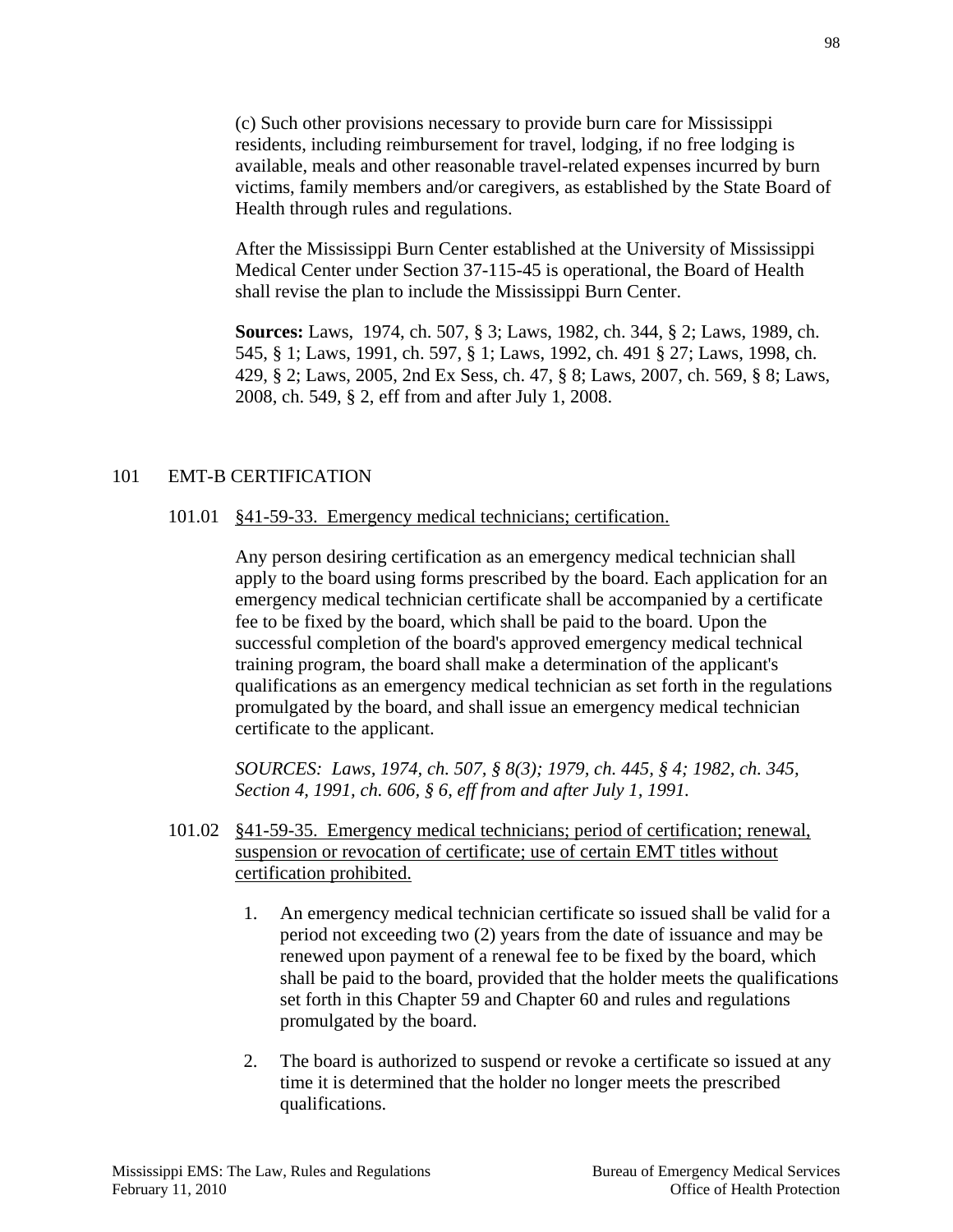(c) Such other provisions necessary to provide burn care for Mississippi residents, including reimbursement for travel, lodging, if no free lodging is available, meals and other reasonable travel-related expenses incurred by burn victims, family members and/or caregivers, as established by the State Board of Health through rules and regulations.

After the Mississippi Burn Center established at the University of Mississippi Medical Center under Section 37-115-45 is operational, the Board of Health shall revise the plan to include the Mississippi Burn Center.

**Sources:** Laws, 1974, ch. 507, § 3; Laws, 1982, ch. 344, § 2; Laws, 1989, ch. 545, § 1; Laws, 1991, ch. 597, § 1; Laws, 1992, ch. 491 § 27; Laws, 1998, ch. 429, § 2; Laws, 2005, 2nd Ex Sess, ch. 47, § 8; Laws, 2007, ch. 569, § 8; Laws, 2008, ch. 549, § 2, eff from and after July 1, 2008.

## 101 EMT-B CERTIFICATION

### 101.01 <u>§41-59-33. Emergency medical technicians; certification.</u>

Any person desiring certification as an emergency medical technician shall apply to the board using forms prescribed by the board. Each application for an emergency medical technician certificate shall be accompanied by a certificate fee to be fixed by the board, which shall be paid to the board. Upon the successful completion of the board's approved emergency medical technical training program, the board shall make a determination of the applicant's qualifications as an emergency medical technician as set forth in the regulations promulgated by the board, and shall issue an emergency medical technician certificate to the applicant.

*SOURCES: Laws, 1974, ch. 507, § 8(3); 1979, ch. 445, § 4; 1982, ch. 345, Section 4, 1991, ch. 606, § 6, eff from and after July 1, 1991.*

### 101.02 <u>§41-59-35. Emergency medical technicians; period of certification; renewal, suspension or revocation of certificate; use of certain EMT titles without certification prohibited.</u>

1. An emergency medical technician certificate so issued shall be valid for a period not exceeding two (2) years from the date of issuance and may be renewed upon payment of a renewal fee to be fixed by the board, which shall be paid to the board, provided that the holder meets the qualifications set forth in this Chapter 59 and Chapter 60 and rules and regulations promulgated by the board.

2. The board is authorized to suspend or revoke a certificate so issued at any time it is determined that the holder no longer meets the prescribed qualifications.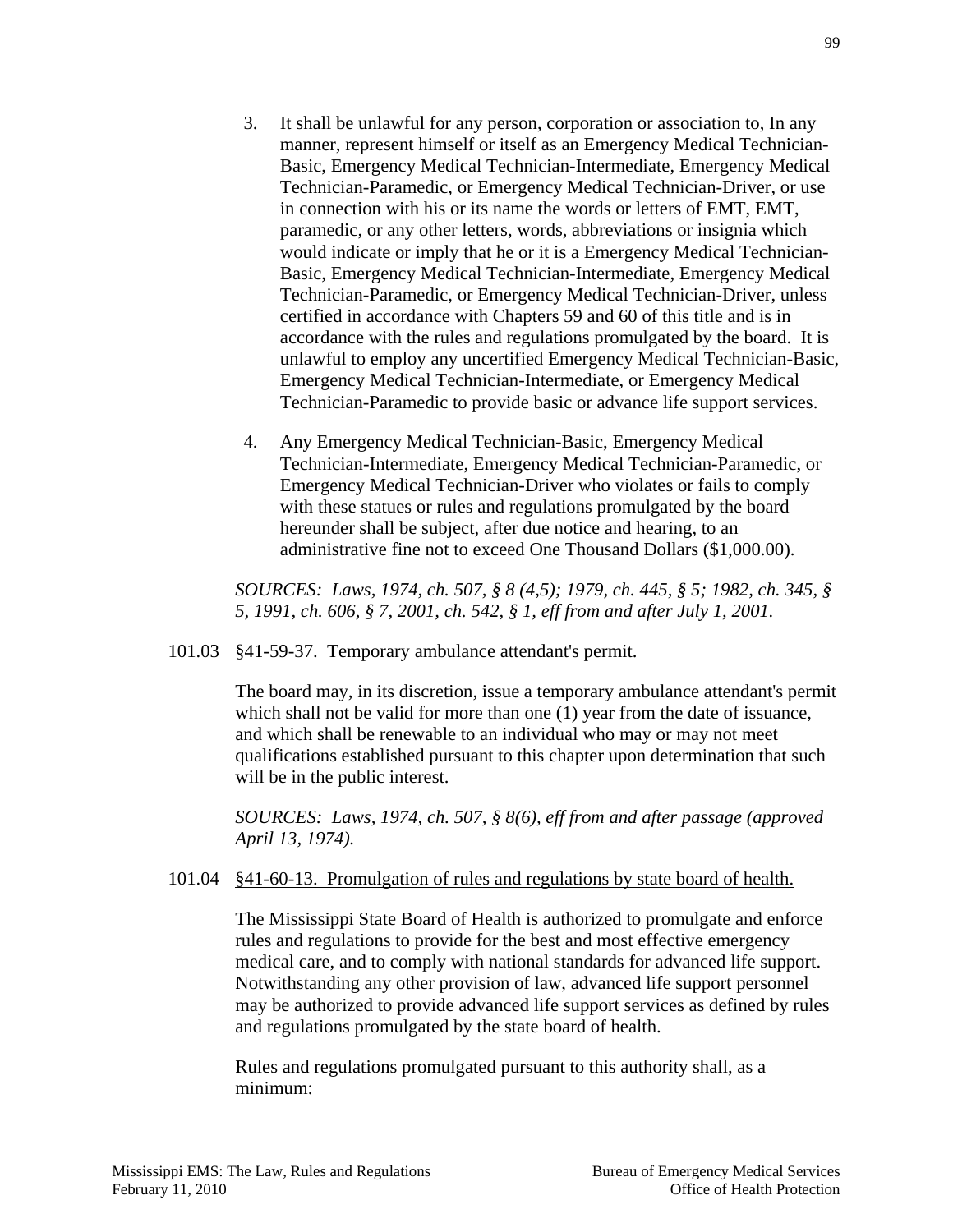3. It shall be unlawful for any person, corporation or association to, In any manner, represent himself or itself as an Emergency Medical Technician-Basic, Emergency Medical Technician-Intermediate, Emergency Medical Technician-Paramedic, or Emergency Medical Technician-Driver, or use in connection with his or its name the words or letters of EMT, EMT, paramedic, or any other letters, words, abbreviations or insignia which would indicate or imply that he or it is a Emergency Medical Technician-Basic, Emergency Medical Technician-Intermediate, Emergency Medical Technician-Paramedic, or Emergency Medical Technician-Driver, unless certified in accordance with Chapters 59 and 60 of this title and is in accordance with the rules and regulations promulgated by the board. It is unlawful to employ any uncertified Emergency Medical Technician-Basic, Emergency Medical Technician-Intermediate, or Emergency Medical Technician-Paramedic to provide basic or advance life support services.

4. Any Emergency Medical Technician-Basic, Emergency Medical Technician-Intermediate, Emergency Medical Technician-Paramedic, or Emergency Medical Technician-Driver who violates or fails to comply with these statues or rules and regulations promulgated by the board hereunder shall be subject, after due notice and hearing, to an administrative fine not to exceed One Thousand Dollars ($1,000.00).

*SOURCES: Laws, 1974, ch. 507, § 8 (4,5); 1979, ch. 445, § 5; 1982, ch. 345, § 5, 1991, ch. 606, § 7, 2001, ch. 542, § 1, eff from and after July 1, 2001.*

101.03 <u>§41-59-37. Temporary ambulance attendant's permit.</u>

The board may, in its discretion, issue a temporary ambulance attendant's permit which shall not be valid for more than one (1) year from the date of issuance, and which shall be renewable to an individual who may or may not meet qualifications established pursuant to this chapter upon determination that such will be in the public interest.

*SOURCES: Laws, 1974, ch. 507, § 8(6), eff from and after passage (approved April 13, 1974).*

101.04 <u>§41-60-13. Promulgation of rules and regulations by state board of health.</u>

The Mississippi State Board of Health is authorized to promulgate and enforce rules and regulations to provide for the best and most effective emergency medical care, and to comply with national standards for advanced life support. Notwithstanding any other provision of law, advanced life support personnel may be authorized to provide advanced life support services as defined by rules and regulations promulgated by the state board of health.

Rules and regulations promulgated pursuant to this authority shall, as a minimum: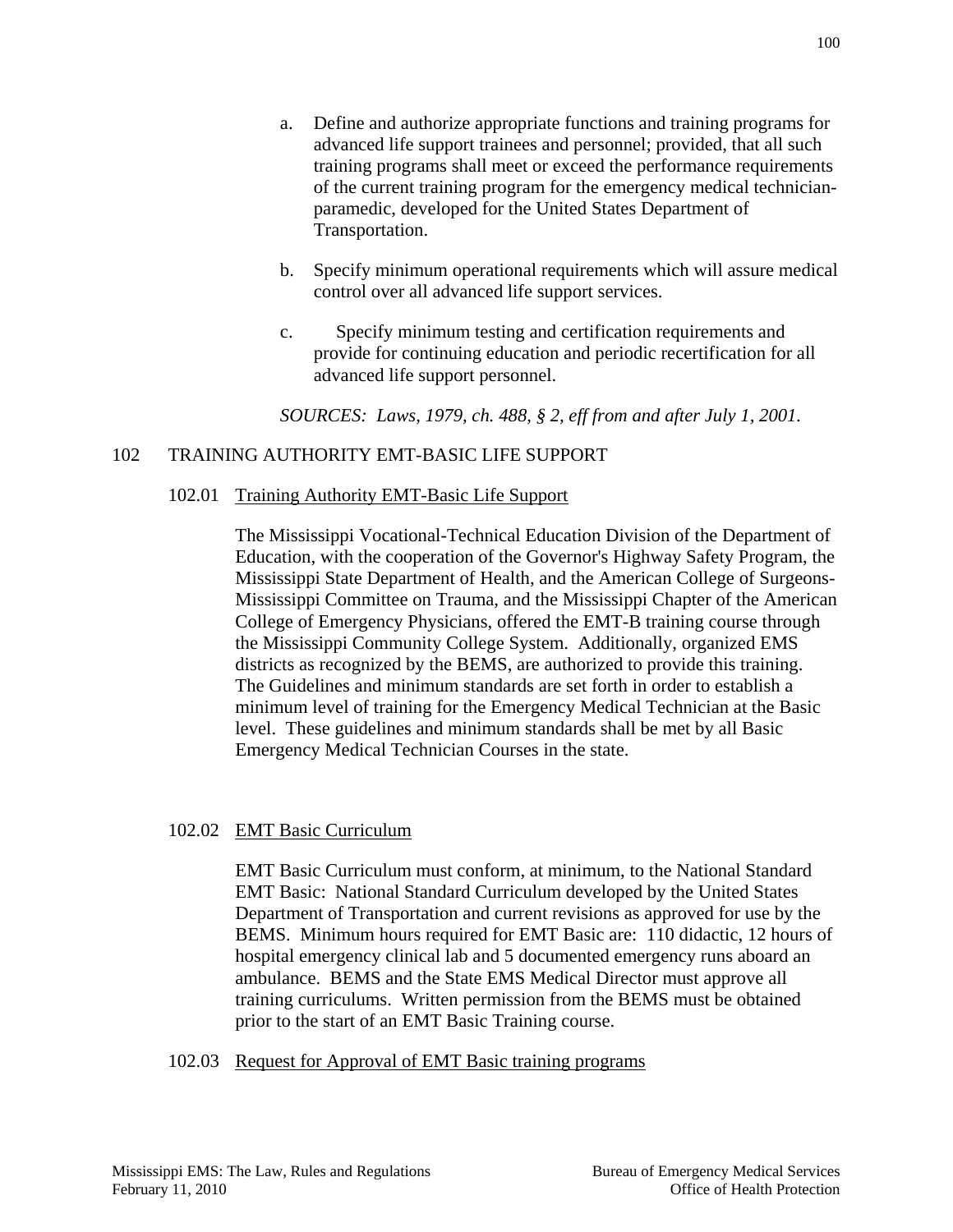a. Define and authorize appropriate functions and training programs for advanced life support trainees and personnel; provided, that all such training programs shall meet or exceed the performance requirements of the current training program for the emergency medical technician-paramedic, developed for the United States Department of Transportation.

b. Specify minimum operational requirements which will assure medical control over all advanced life support services.

c. Specify minimum testing and certification requirements and provide for continuing education and periodic recertification for all advanced life support personnel.

*SOURCES: Laws, 1979, ch. 488, § 2, eff from and after July 1, 2001.*

## 102 TRAINING AUTHORITY EMT-BASIC LIFE SUPPORT

### 102.01 Training Authority EMT-Basic Life Support

The Mississippi Vocational-Technical Education Division of the Department of Education, with the cooperation of the Governor's Highway Safety Program, the Mississippi State Department of Health, and the American College of Surgeons-Mississippi Committee on Trauma, and the Mississippi Chapter of the American College of Emergency Physicians, offered the EMT-B training course through the Mississippi Community College System. Additionally, organized EMS districts as recognized by the BEMS, are authorized to provide this training. The Guidelines and minimum standards are set forth in order to establish a minimum level of training for the Emergency Medical Technician at the Basic level. These guidelines and minimum standards shall be met by all Basic Emergency Medical Technician Courses in the state.

### 102.02 EMT Basic Curriculum

EMT Basic Curriculum must conform, at minimum, to the National Standard EMT Basic: National Standard Curriculum developed by the United States Department of Transportation and current revisions as approved for use by the BEMS. Minimum hours required for EMT Basic are: 110 didactic, 12 hours of hospital emergency clinical lab and 5 documented emergency runs aboard an ambulance. BEMS and the State EMS Medical Director must approve all training curriculums. Written permission from the BEMS must be obtained prior to the start of an EMT Basic Training course.

### 102.03 Request for Approval of EMT Basic training programs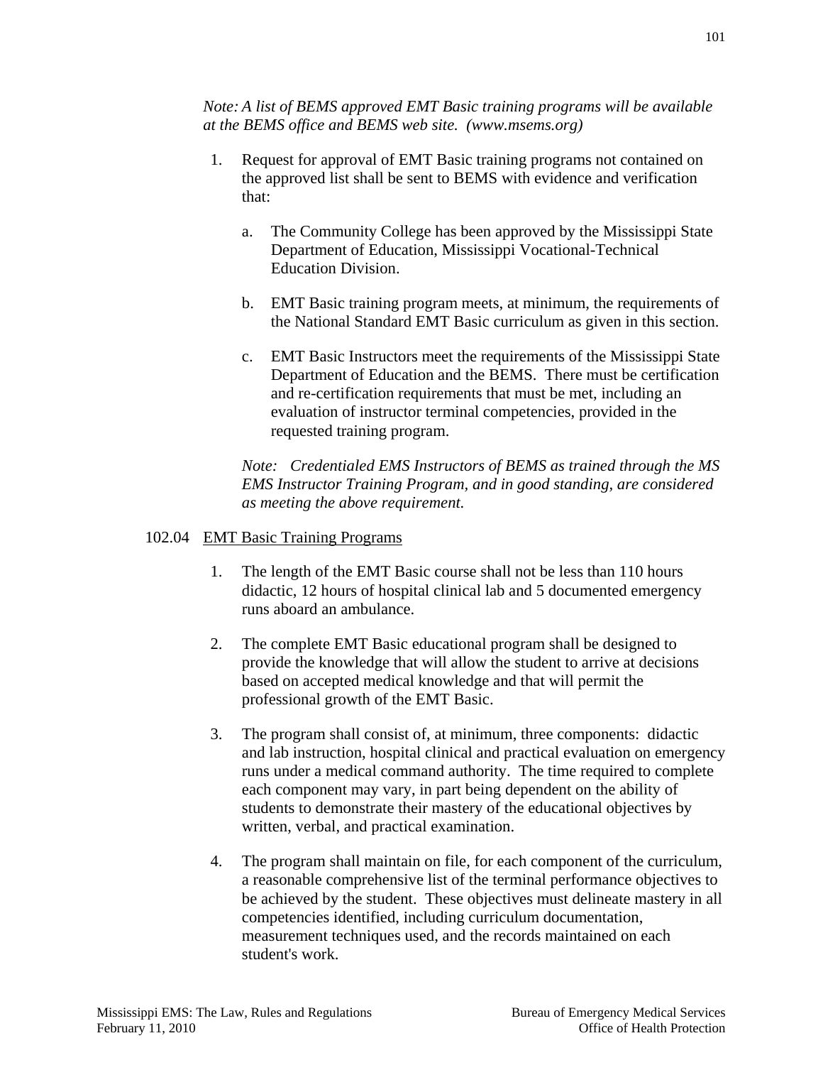*Note: A list of BEMS approved EMT Basic training programs will be available at the BEMS office and BEMS web site. (www.msems.org)*

1. Request for approval of EMT Basic training programs not contained on the approved list shall be sent to BEMS with evidence and verification that:

   a. The Community College has been approved by the Mississippi State Department of Education, Mississippi Vocational-Technical Education Division.

   b. EMT Basic training program meets, at minimum, the requirements of the National Standard EMT Basic curriculum as given in this section.

   c. EMT Basic Instructors meet the requirements of the Mississippi State Department of Education and the BEMS. There must be certification and re-certification requirements that must be met, including an evaluation of instructor terminal competencies, provided in the requested training program.

   *Note: Credentialed EMS Instructors of BEMS as trained through the MS EMS Instructor Training Program, and in good standing, are considered as meeting the above requirement.*

102.04 <u>EMT Basic Training Programs</u>

1. The length of the EMT Basic course shall not be less than 110 hours didactic, 12 hours of hospital clinical lab and 5 documented emergency runs aboard an ambulance.

2. The complete EMT Basic educational program shall be designed to provide the knowledge that will allow the student to arrive at decisions based on accepted medical knowledge and that will permit the professional growth of the EMT Basic.

3. The program shall consist of, at minimum, three components: didactic and lab instruction, hospital clinical and practical evaluation on emergency runs under a medical command authority. The time required to complete each component may vary, in part being dependent on the ability of students to demonstrate their mastery of the educational objectives by written, verbal, and practical examination.

4. The program shall maintain on file, for each component of the curriculum, a reasonable comprehensive list of the terminal performance objectives to be achieved by the student. These objectives must delineate mastery in all competencies identified, including curriculum documentation, measurement techniques used, and the records maintained on each student's work.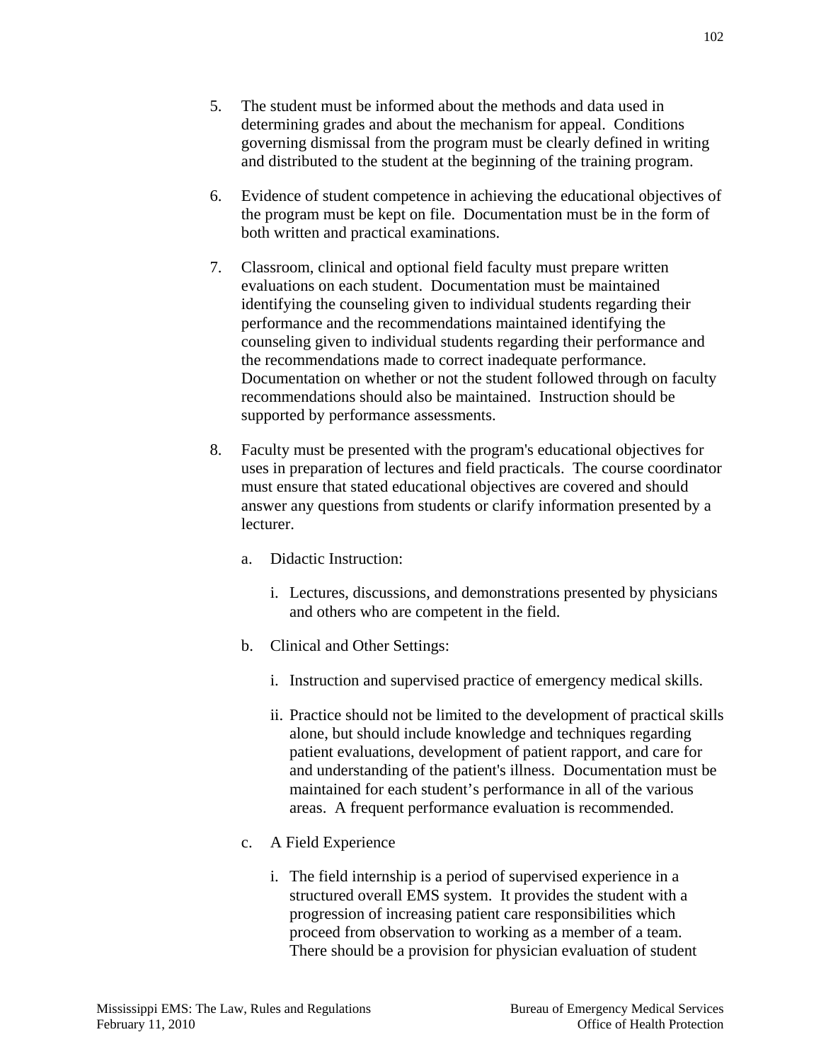5. The student must be informed about the methods and data used in determining grades and about the mechanism for appeal. Conditions governing dismissal from the program must be clearly defined in writing and distributed to the student at the beginning of the training program.

6. Evidence of student competence in achieving the educational objectives of the program must be kept on file. Documentation must be in the form of both written and practical examinations.

7. Classroom, clinical and optional field faculty must prepare written evaluations on each student. Documentation must be maintained identifying the counseling given to individual students regarding their performance and the recommendations maintained identifying the counseling given to individual students regarding their performance and the recommendations made to correct inadequate performance. Documentation on whether or not the student followed through on faculty recommendations should also be maintained. Instruction should be supported by performance assessments.

8. Faculty must be presented with the program's educational objectives for uses in preparation of lectures and field practicals. The course coordinator must ensure that stated educational objectives are covered and should answer any questions from students or clarify information presented by a lecturer.

   a. Didactic Instruction:

      i. Lectures, discussions, and demonstrations presented by physicians and others who are competent in the field.

   b. Clinical and Other Settings:

      i. Instruction and supervised practice of emergency medical skills.

      ii. Practice should not be limited to the development of practical skills alone, but should include knowledge and techniques regarding patient evaluations, development of patient rapport, and care for and understanding of the patient's illness. Documentation must be maintained for each student's performance in all of the various areas. A frequent performance evaluation is recommended.

   c. A Field Experience

      i. The field internship is a period of supervised experience in a structured overall EMS system. It provides the student with a progression of increasing patient care responsibilities which proceed from observation to working as a member of a team. There should be a provision for physician evaluation of student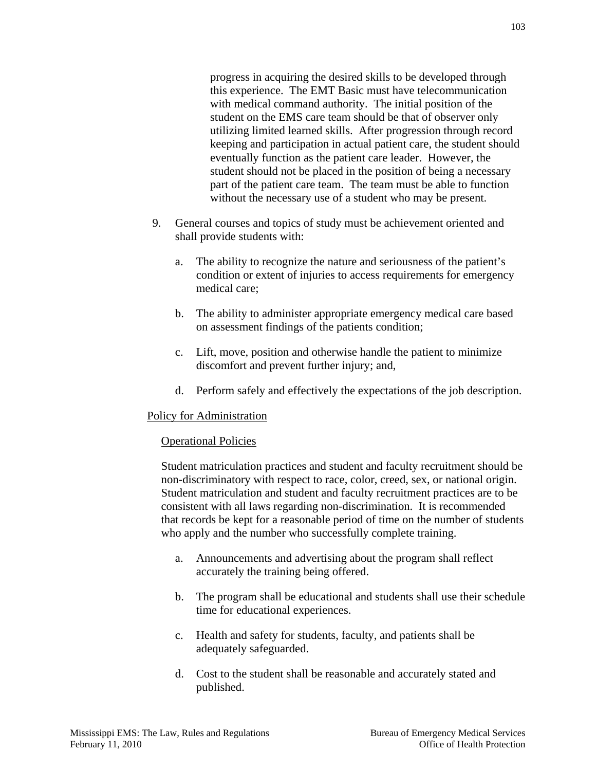progress in acquiring the desired skills to be developed through this experience. The EMT Basic must have telecommunication with medical command authority. The initial position of the student on the EMS care team should be that of observer only utilizing limited learned skills. After progression through record keeping and participation in actual patient care, the student should eventually function as the patient care leader. However, the student should not be placed in the position of being a necessary part of the patient care team. The team must be able to function without the necessary use of a student who may be present.

9. General courses and topics of study must be achievement oriented and shall provide students with:

    a. The ability to recognize the nature and seriousness of the patient's condition or extent of injuries to access requirements for emergency medical care;

    b. The ability to administer appropriate emergency medical care based on assessment findings of the patients condition;

    c. Lift, move, position and otherwise handle the patient to minimize discomfort and prevent further injury; and,

    d. Perform safely and effectively the expectations of the job description.

<u>Policy for Administration</u>

<u>Operational Policies</u>

Student matriculation practices and student and faculty recruitment should be non-discriminatory with respect to race, color, creed, sex, or national origin. Student matriculation and student and faculty recruitment practices are to be consistent with all laws regarding non-discrimination. It is recommended that records be kept for a reasonable period of time on the number of students who apply and the number who successfully complete training.

a. Announcements and advertising about the program shall reflect accurately the training being offered.

b. The program shall be educational and students shall use their schedule time for educational experiences.

c. Health and safety for students, faculty, and patients shall be adequately safeguarded.

d. Cost to the student shall be reasonable and accurately stated and published.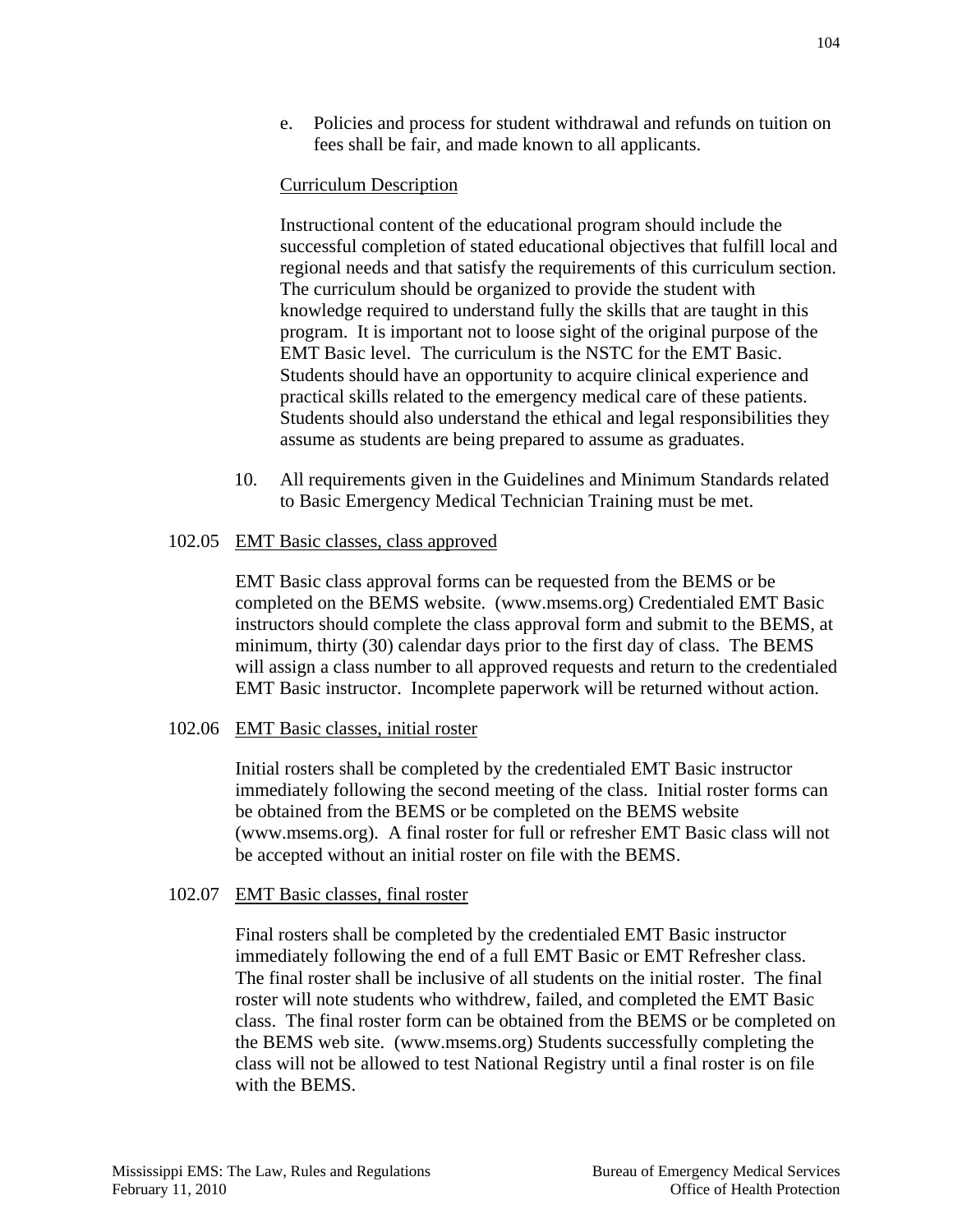e. Policies and process for student withdrawal and refunds on tuition on fees shall be fair, and made known to all applicants.

Curriculum Description

Instructional content of the educational program should include the successful completion of stated educational objectives that fulfill local and regional needs and that satisfy the requirements of this curriculum section. The curriculum should be organized to provide the student with knowledge required to understand fully the skills that are taught in this program. It is important not to loose sight of the original purpose of the EMT Basic level. The curriculum is the NSTC for the EMT Basic. Students should have an opportunity to acquire clinical experience and practical skills related to the emergency medical care of these patients. Students should also understand the ethical and legal responsibilities they assume as students are being prepared to assume as graduates.

10. All requirements given in the Guidelines and Minimum Standards related to Basic Emergency Medical Technician Training must be met.

102.05 EMT Basic classes, class approved

EMT Basic class approval forms can be requested from the BEMS or be completed on the BEMS website. (www.msems.org) Credentialed EMT Basic instructors should complete the class approval form and submit to the BEMS, at minimum, thirty (30) calendar days prior to the first day of class. The BEMS will assign a class number to all approved requests and return to the credentialed EMT Basic instructor. Incomplete paperwork will be returned without action.

102.06 EMT Basic classes, initial roster

Initial rosters shall be completed by the credentialed EMT Basic instructor immediately following the second meeting of the class. Initial roster forms can be obtained from the BEMS or be completed on the BEMS website (www.msems.org). A final roster for full or refresher EMT Basic class will not be accepted without an initial roster on file with the BEMS.

102.07 EMT Basic classes, final roster

Final rosters shall be completed by the credentialed EMT Basic instructor immediately following the end of a full EMT Basic or EMT Refresher class. The final roster shall be inclusive of all students on the initial roster. The final roster will note students who withdrew, failed, and completed the EMT Basic class. The final roster form can be obtained from the BEMS or be completed on the BEMS web site. (www.msems.org) Students successfully completing the class will not be allowed to test National Registry until a final roster is on file with the BEMS.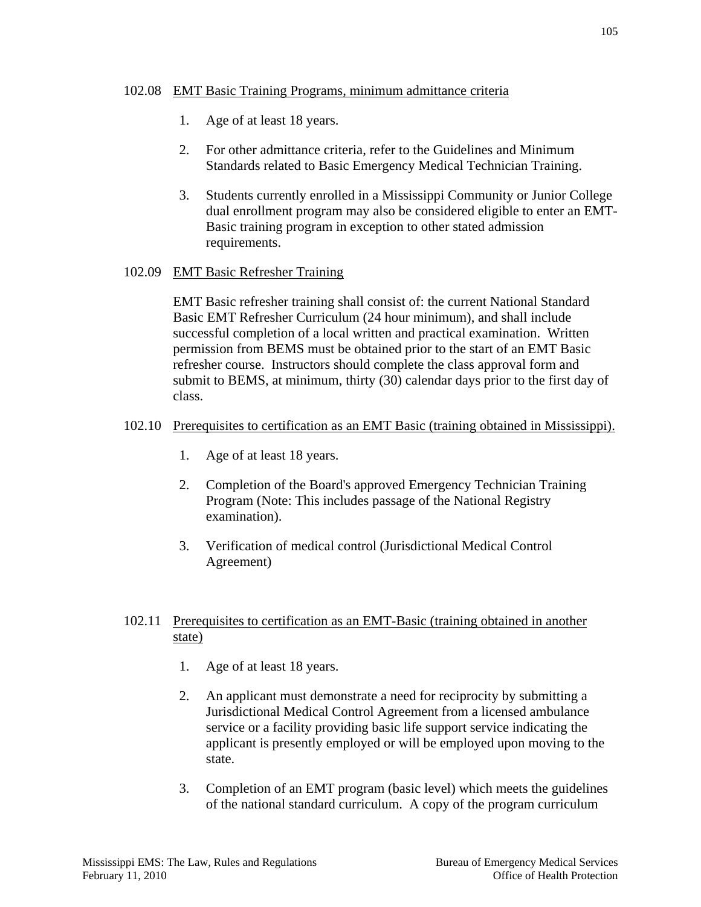102.08 <u>EMT Basic Training Programs, minimum admittance criteria</u>

1. Age of at least 18 years.

2. For other admittance criteria, refer to the Guidelines and Minimum Standards related to Basic Emergency Medical Technician Training.

3. Students currently enrolled in a Mississippi Community or Junior College dual enrollment program may also be considered eligible to enter an EMT-Basic training program in exception to other stated admission requirements.

102.09 <u>EMT Basic Refresher Training</u>

EMT Basic refresher training shall consist of: the current National Standard Basic EMT Refresher Curriculum (24 hour minimum), and shall include successful completion of a local written and practical examination. Written permission from BEMS must be obtained prior to the start of an EMT Basic refresher course. Instructors should complete the class approval form and submit to BEMS, at minimum, thirty (30) calendar days prior to the first day of class.

102.10 <u>Prerequisites to certification as an EMT Basic (training obtained in Mississippi).</u>

1. Age of at least 18 years.

2. Completion of the Board's approved Emergency Technician Training Program (Note: This includes passage of the National Registry examination).

3. Verification of medical control (Jurisdictional Medical Control Agreement)

102.11 <u>Prerequisites to certification as an EMT-Basic (training obtained in another state)</u>

1. Age of at least 18 years.

2. An applicant must demonstrate a need for reciprocity by submitting a Jurisdictional Medical Control Agreement from a licensed ambulance service or a facility providing basic life support service indicating the applicant is presently employed or will be employed upon moving to the state.

3. Completion of an EMT program (basic level) which meets the guidelines of the national standard curriculum. A copy of the program curriculum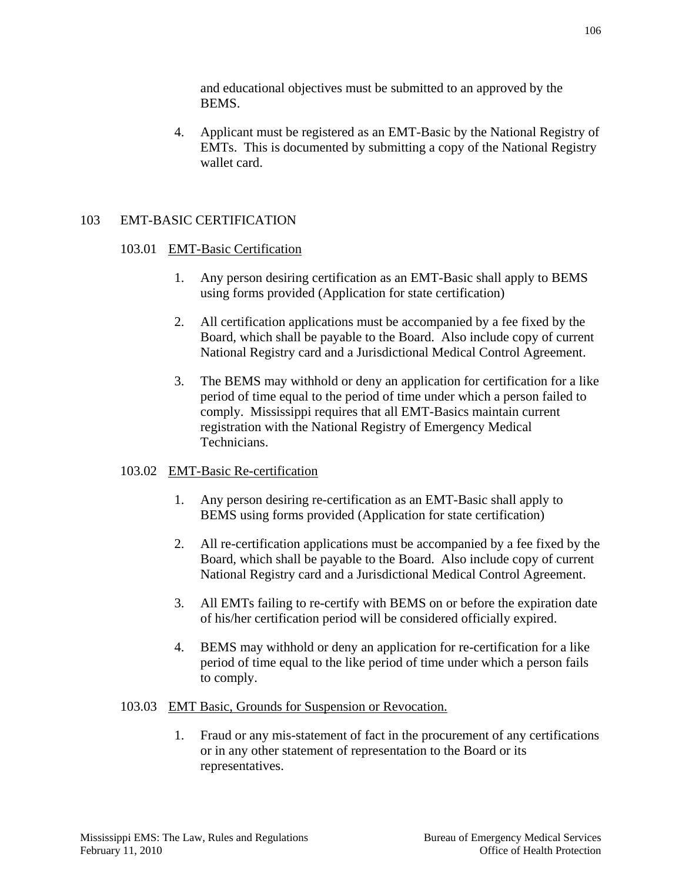and educational objectives must be submitted to an approved by the BEMS.

4. Applicant must be registered as an EMT-Basic by the National Registry of EMTs. This is documented by submitting a copy of the National Registry wallet card.

## 103 EMT-BASIC CERTIFICATION

### 103.01 EMT-Basic Certification

1. Any person desiring certification as an EMT-Basic shall apply to BEMS using forms provided (Application for state certification)

2. All certification applications must be accompanied by a fee fixed by the Board, which shall be payable to the Board. Also include copy of current National Registry card and a Jurisdictional Medical Control Agreement.

3. The BEMS may withhold or deny an application for certification for a like period of time equal to the period of time under which a person failed to comply. Mississippi requires that all EMT-Basics maintain current registration with the National Registry of Emergency Medical Technicians.

### 103.02 EMT-Basic Re-certification

1. Any person desiring re-certification as an EMT-Basic shall apply to BEMS using forms provided (Application for state certification)

2. All re-certification applications must be accompanied by a fee fixed by the Board, which shall be payable to the Board. Also include copy of current National Registry card and a Jurisdictional Medical Control Agreement.

3. All EMTs failing to re-certify with BEMS on or before the expiration date of his/her certification period will be considered officially expired.

4. BEMS may withhold or deny an application for re-certification for a like period of time equal to the like period of time under which a person fails to comply.

### 103.03 EMT Basic, Grounds for Suspension or Revocation.

1. Fraud or any mis-statement of fact in the procurement of any certifications or in any other statement of representation to the Board or its representatives.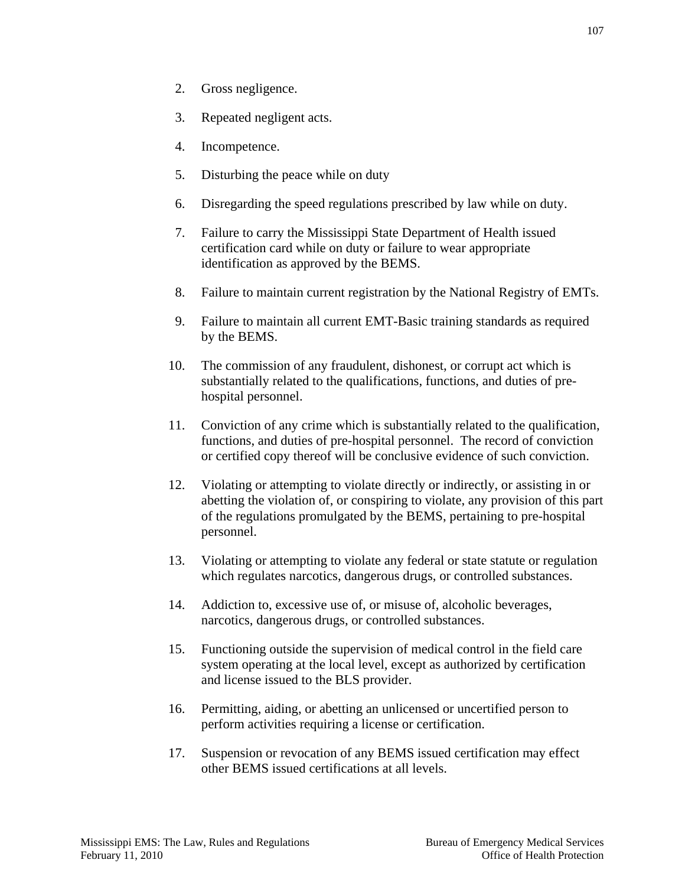2. Gross negligence.

3. Repeated negligent acts.

4. Incompetence.

5. Disturbing the peace while on duty

6. Disregarding the speed regulations prescribed by law while on duty.

7. Failure to carry the Mississippi State Department of Health issued certification card while on duty or failure to wear appropriate identification as approved by the BEMS.

8. Failure to maintain current registration by the National Registry of EMTs.

9. Failure to maintain all current EMT-Basic training standards as required by the BEMS.

10. The commission of any fraudulent, dishonest, or corrupt act which is substantially related to the qualifications, functions, and duties of pre-hospital personnel.

11. Conviction of any crime which is substantially related to the qualification, functions, and duties of pre-hospital personnel. The record of conviction or certified copy thereof will be conclusive evidence of such conviction.

12. Violating or attempting to violate directly or indirectly, or assisting in or abetting the violation of, or conspiring to violate, any provision of this part of the regulations promulgated by the BEMS, pertaining to pre-hospital personnel.

13. Violating or attempting to violate any federal or state statute or regulation which regulates narcotics, dangerous drugs, or controlled substances.

14. Addiction to, excessive use of, or misuse of, alcoholic beverages, narcotics, dangerous drugs, or controlled substances.

15. Functioning outside the supervision of medical control in the field care system operating at the local level, except as authorized by certification and license issued to the BLS provider.

16. Permitting, aiding, or abetting an unlicensed or uncertified person to perform activities requiring a license or certification.

17. Suspension or revocation of any BEMS issued certification may effect other BEMS issued certifications at all levels.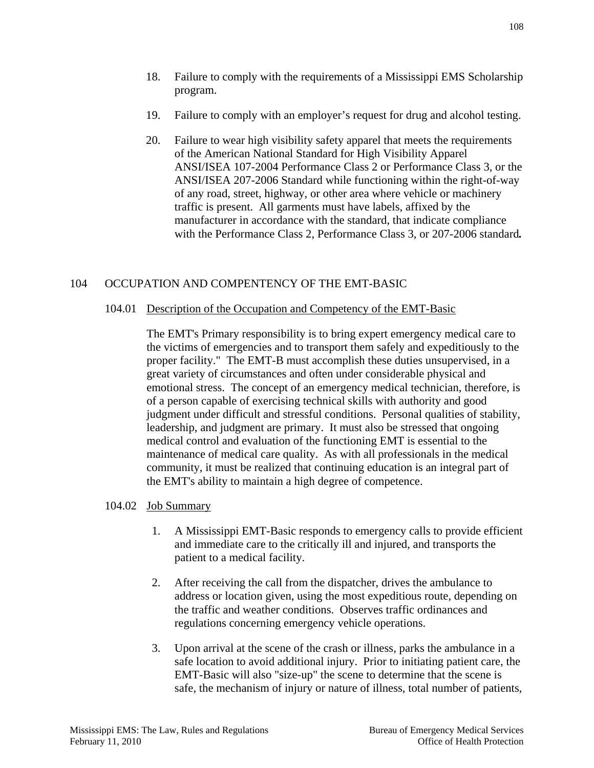18. Failure to comply with the requirements of a Mississippi EMS Scholarship program.

19. Failure to comply with an employer's request for drug and alcohol testing.

20. Failure to wear high visibility safety apparel that meets the requirements of the American National Standard for High Visibility Apparel ANSI/ISEA 107-2004 Performance Class 2 or Performance Class 3, or the ANSI/ISEA 207-2006 Standard while functioning within the right-of-way of any road, street, highway, or other area where vehicle or machinery traffic is present. All garments must have labels, affixed by the manufacturer in accordance with the standard, that indicate compliance with the Performance Class 2, Performance Class 3, or 207-2006 standard**.**

## 104 OCCUPATION AND COMPENTENCY OF THE EMT-BASIC

### 104.01 Description of the Occupation and Competency of the EMT-Basic

The EMT's Primary responsibility is to bring expert emergency medical care to the victims of emergencies and to transport them safely and expeditiously to the proper facility." The EMT-B must accomplish these duties unsupervised, in a great variety of circumstances and often under considerable physical and emotional stress. The concept of an emergency medical technician, therefore, is of a person capable of exercising technical skills with authority and good judgment under difficult and stressful conditions. Personal qualities of stability, leadership, and judgment are primary. It must also be stressed that ongoing medical control and evaluation of the functioning EMT is essential to the maintenance of medical care quality. As with all professionals in the medical community, it must be realized that continuing education is an integral part of the EMT's ability to maintain a high degree of competence.

### 104.02 Job Summary

1. A Mississippi EMT-Basic responds to emergency calls to provide efficient and immediate care to the critically ill and injured, and transports the patient to a medical facility.

2. After receiving the call from the dispatcher, drives the ambulance to address or location given, using the most expeditious route, depending on the traffic and weather conditions. Observes traffic ordinances and regulations concerning emergency vehicle operations.

3. Upon arrival at the scene of the crash or illness, parks the ambulance in a safe location to avoid additional injury. Prior to initiating patient care, the EMT-Basic will also "size-up" the scene to determine that the scene is safe, the mechanism of injury or nature of illness, total number of patients,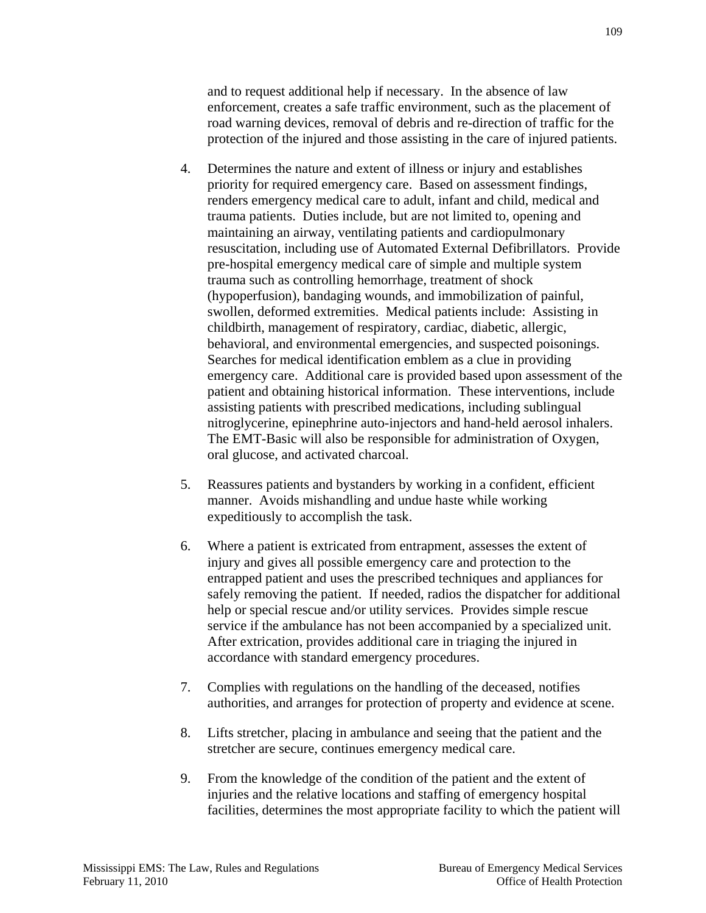and to request additional help if necessary. In the absence of law enforcement, creates a safe traffic environment, such as the placement of road warning devices, removal of debris and re-direction of traffic for the protection of the injured and those assisting in the care of injured patients.

4. Determines the nature and extent of illness or injury and establishes priority for required emergency care. Based on assessment findings, renders emergency medical care to adult, infant and child, medical and trauma patients. Duties include, but are not limited to, opening and maintaining an airway, ventilating patients and cardiopulmonary resuscitation, including use of Automated External Defibrillators. Provide pre-hospital emergency medical care of simple and multiple system trauma such as controlling hemorrhage, treatment of shock (hypoperfusion), bandaging wounds, and immobilization of painful, swollen, deformed extremities. Medical patients include: Assisting in childbirth, management of respiratory, cardiac, diabetic, allergic, behavioral, and environmental emergencies, and suspected poisonings. Searches for medical identification emblem as a clue in providing emergency care. Additional care is provided based upon assessment of the patient and obtaining historical information. These interventions, include assisting patients with prescribed medications, including sublingual nitroglycerine, epinephrine auto-injectors and hand-held aerosol inhalers. The EMT-Basic will also be responsible for administration of Oxygen, oral glucose, and activated charcoal.

5. Reassures patients and bystanders by working in a confident, efficient manner. Avoids mishandling and undue haste while working expeditiously to accomplish the task.

6. Where a patient is extricated from entrapment, assesses the extent of injury and gives all possible emergency care and protection to the entrapped patient and uses the prescribed techniques and appliances for safely removing the patient. If needed, radios the dispatcher for additional help or special rescue and/or utility services. Provides simple rescue service if the ambulance has not been accompanied by a specialized unit. After extrication, provides additional care in triaging the injured in accordance with standard emergency procedures.

7. Complies with regulations on the handling of the deceased, notifies authorities, and arranges for protection of property and evidence at scene.

8. Lifts stretcher, placing in ambulance and seeing that the patient and the stretcher are secure, continues emergency medical care.

9. From the knowledge of the condition of the patient and the extent of injuries and the relative locations and staffing of emergency hospital facilities, determines the most appropriate facility to which the patient will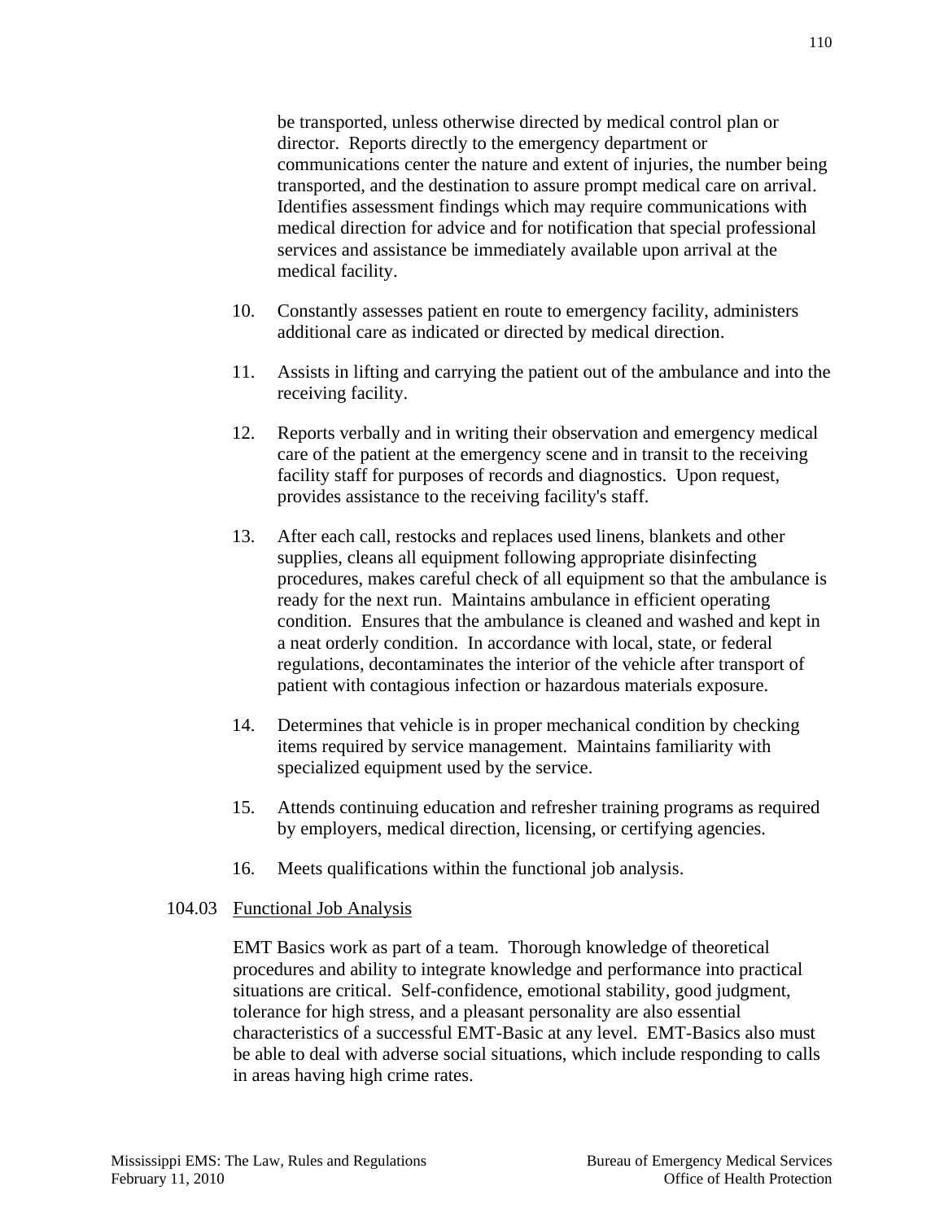be transported, unless otherwise directed by medical control plan or director. Reports directly to the emergency department or communications center the nature and extent of injuries, the number being transported, and the destination to assure prompt medical care on arrival. Identifies assessment findings which may require communications with medical direction for advice and for notification that special professional services and assistance be immediately available upon arrival at the medical facility.

10. Constantly assesses patient en route to emergency facility, administers additional care as indicated or directed by medical direction.

11. Assists in lifting and carrying the patient out of the ambulance and into the receiving facility.

12. Reports verbally and in writing their observation and emergency medical care of the patient at the emergency scene and in transit to the receiving facility staff for purposes of records and diagnostics. Upon request, provides assistance to the receiving facility's staff.

13. After each call, restocks and replaces used linens, blankets and other supplies, cleans all equipment following appropriate disinfecting procedures, makes careful check of all equipment so that the ambulance is ready for the next run. Maintains ambulance in efficient operating condition. Ensures that the ambulance is cleaned and washed and kept in a neat orderly condition. In accordance with local, state, or federal regulations, decontaminates the interior of the vehicle after transport of patient with contagious infection or hazardous materials exposure.

14. Determines that vehicle is in proper mechanical condition by checking items required by service management. Maintains familiarity with specialized equipment used by the service.

15. Attends continuing education and refresher training programs as required by employers, medical direction, licensing, or certifying agencies.

16. Meets qualifications within the functional job analysis.

104.03 Functional Job Analysis

EMT Basics work as part of a team. Thorough knowledge of theoretical procedures and ability to integrate knowledge and performance into practical situations are critical. Self-confidence, emotional stability, good judgment, tolerance for high stress, and a pleasant personality are also essential characteristics of a successful EMT-Basic at any level. EMT-Basics also must be able to deal with adverse social situations, which include responding to calls in areas having high crime rates.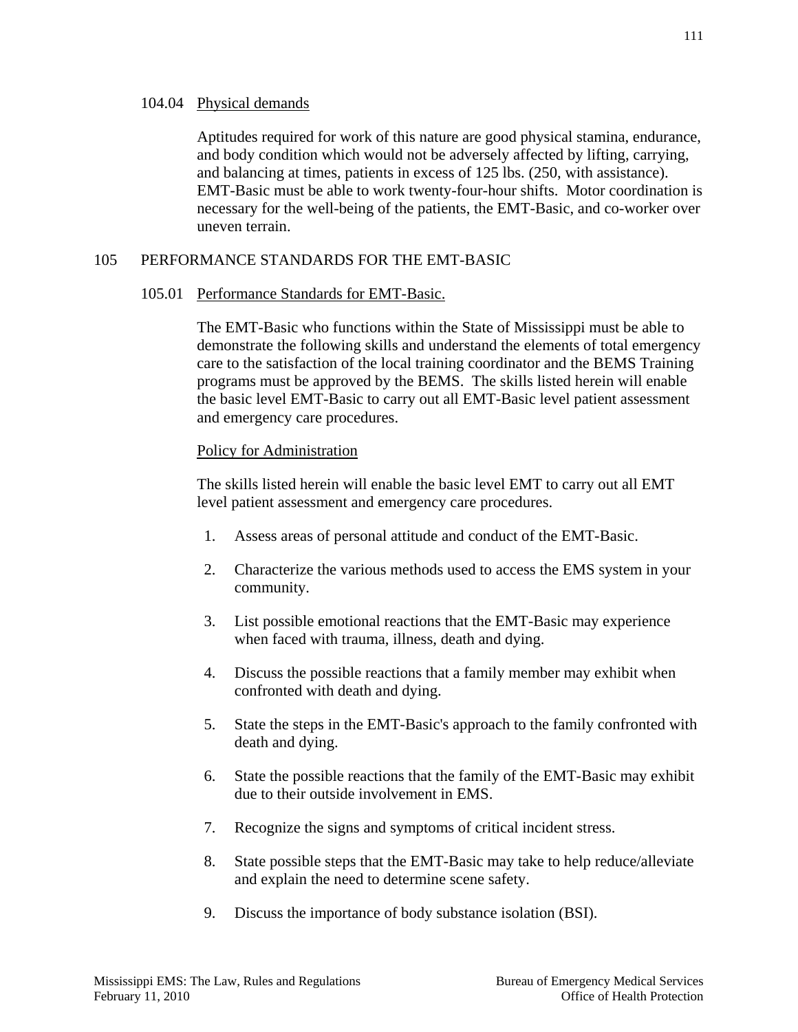104.04 Physical demands

Aptitudes required for work of this nature are good physical stamina, endurance, and body condition which would not be adversely affected by lifting, carrying, and balancing at times, patients in excess of 125 lbs. (250, with assistance). EMT-Basic must be able to work twenty-four-hour shifts. Motor coordination is necessary for the well-being of the patients, the EMT-Basic, and co-worker over uneven terrain.

## 105 PERFORMANCE STANDARDS FOR THE EMT-BASIC

105.01 Performance Standards for EMT-Basic.

The EMT-Basic who functions within the State of Mississippi must be able to demonstrate the following skills and understand the elements of total emergency care to the satisfaction of the local training coordinator and the BEMS Training programs must be approved by the BEMS. The skills listed herein will enable the basic level EMT-Basic to carry out all EMT-Basic level patient assessment and emergency care procedures.

Policy for Administration

The skills listed herein will enable the basic level EMT to carry out all EMT level patient assessment and emergency care procedures.

1. Assess areas of personal attitude and conduct of the EMT-Basic.
2. Characterize the various methods used to access the EMS system in your community.
3. List possible emotional reactions that the EMT-Basic may experience when faced with trauma, illness, death and dying.
4. Discuss the possible reactions that a family member may exhibit when confronted with death and dying.
5. State the steps in the EMT-Basic's approach to the family confronted with death and dying.
6. State the possible reactions that the family of the EMT-Basic may exhibit due to their outside involvement in EMS.
7. Recognize the signs and symptoms of critical incident stress.
8. State possible steps that the EMT-Basic may take to help reduce/alleviate and explain the need to determine scene safety.
9. Discuss the importance of body substance isolation (BSI).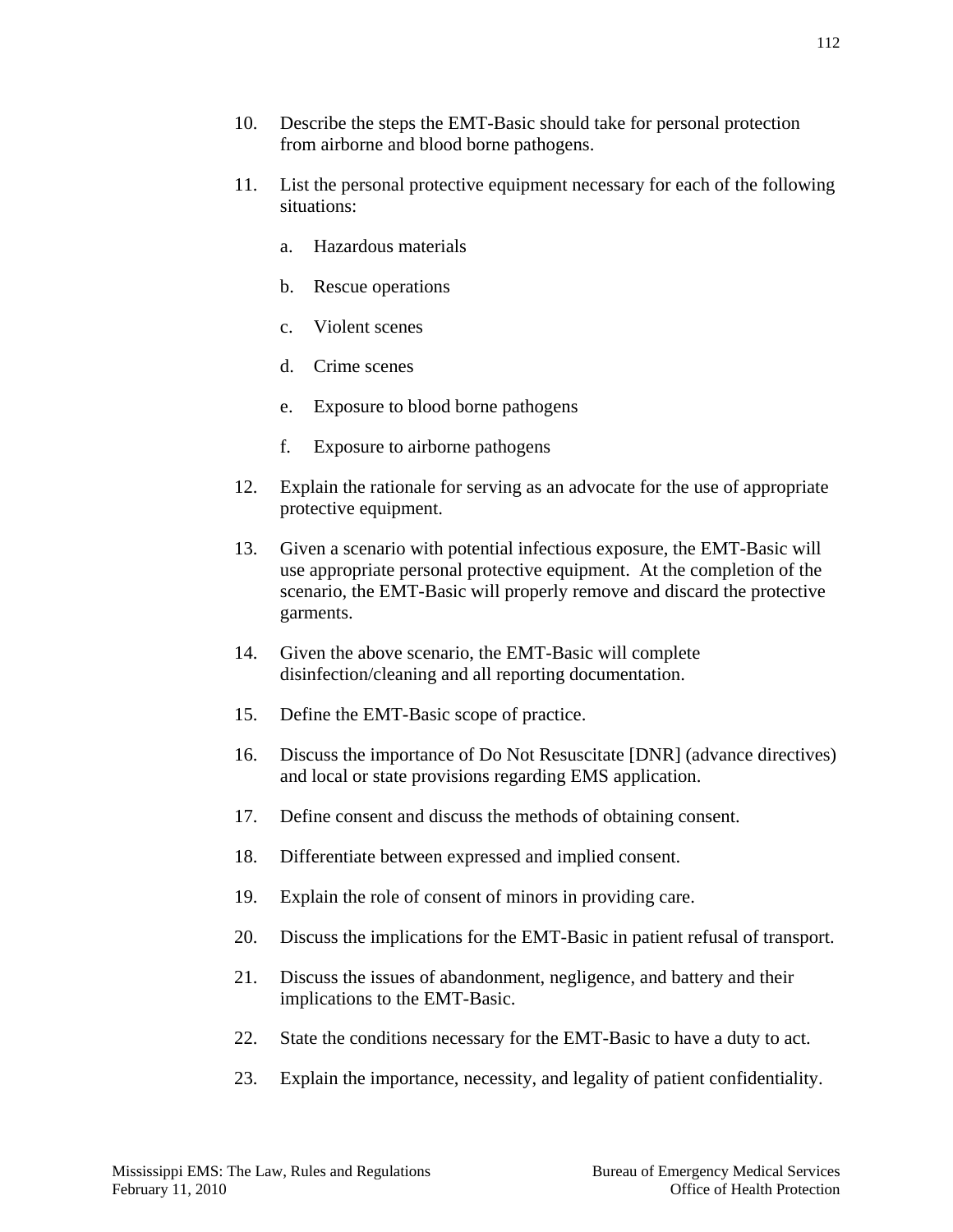10. Describe the steps the EMT-Basic should take for personal protection from airborne and blood borne pathogens.

11. List the personal protective equipment necessary for each of the following situations:

    a. Hazardous materials

    b. Rescue operations

    c. Violent scenes

    d. Crime scenes

    e. Exposure to blood borne pathogens

    f. Exposure to airborne pathogens

12. Explain the rationale for serving as an advocate for the use of appropriate protective equipment.

13. Given a scenario with potential infectious exposure, the EMT-Basic will use appropriate personal protective equipment. At the completion of the scenario, the EMT-Basic will properly remove and discard the protective garments.

14. Given the above scenario, the EMT-Basic will complete disinfection/cleaning and all reporting documentation.

15. Define the EMT-Basic scope of practice.

16. Discuss the importance of Do Not Resuscitate [DNR] (advance directives) and local or state provisions regarding EMS application.

17. Define consent and discuss the methods of obtaining consent.

18. Differentiate between expressed and implied consent.

19. Explain the role of consent of minors in providing care.

20. Discuss the implications for the EMT-Basic in patient refusal of transport.

21. Discuss the issues of abandonment, negligence, and battery and their implications to the EMT-Basic.

22. State the conditions necessary for the EMT-Basic to have a duty to act.

23. Explain the importance, necessity, and legality of patient confidentiality.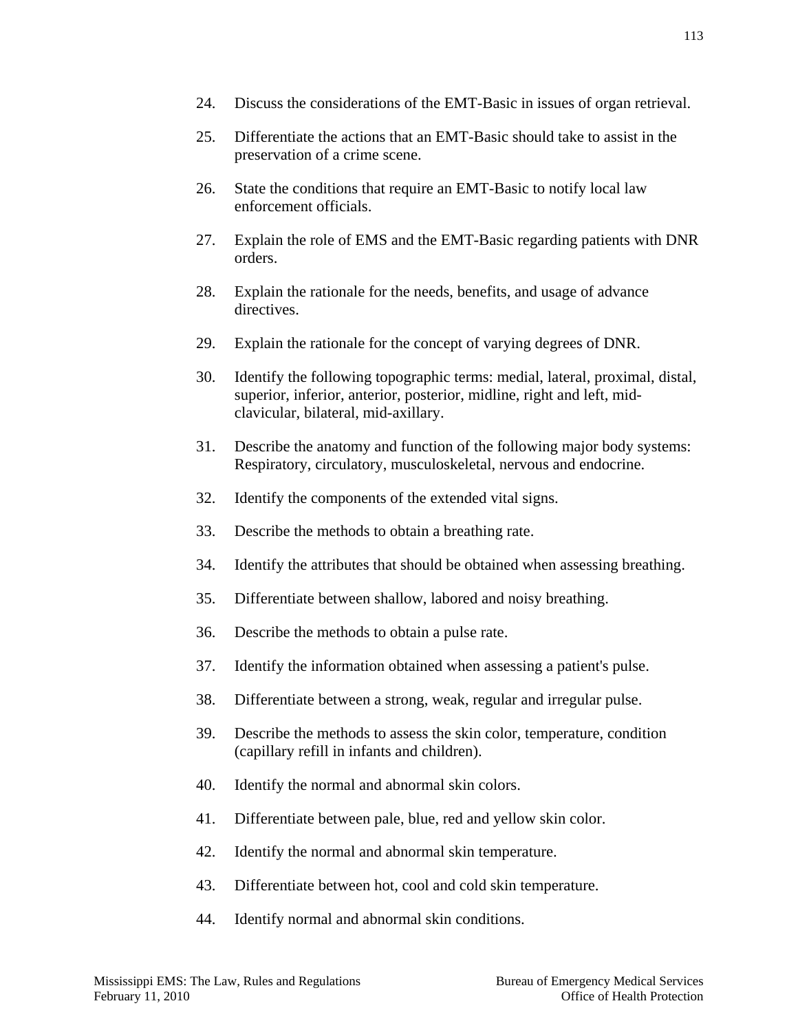24. Discuss the considerations of the EMT-Basic in issues of organ retrieval.

25. Differentiate the actions that an EMT-Basic should take to assist in the preservation of a crime scene.

26. State the conditions that require an EMT-Basic to notify local law enforcement officials.

27. Explain the role of EMS and the EMT-Basic regarding patients with DNR orders.

28. Explain the rationale for the needs, benefits, and usage of advance directives.

29. Explain the rationale for the concept of varying degrees of DNR.

30. Identify the following topographic terms: medial, lateral, proximal, distal, superior, inferior, anterior, posterior, midline, right and left, mid-clavicular, bilateral, mid-axillary.

31. Describe the anatomy and function of the following major body systems: Respiratory, circulatory, musculoskeletal, nervous and endocrine.

32. Identify the components of the extended vital signs.

33. Describe the methods to obtain a breathing rate.

34. Identify the attributes that should be obtained when assessing breathing.

35. Differentiate between shallow, labored and noisy breathing.

36. Describe the methods to obtain a pulse rate.

37. Identify the information obtained when assessing a patient's pulse.

38. Differentiate between a strong, weak, regular and irregular pulse.

39. Describe the methods to assess the skin color, temperature, condition (capillary refill in infants and children).

40. Identify the normal and abnormal skin colors.

41. Differentiate between pale, blue, red and yellow skin color.

42. Identify the normal and abnormal skin temperature.

43. Differentiate between hot, cool and cold skin temperature.

44. Identify normal and abnormal skin conditions.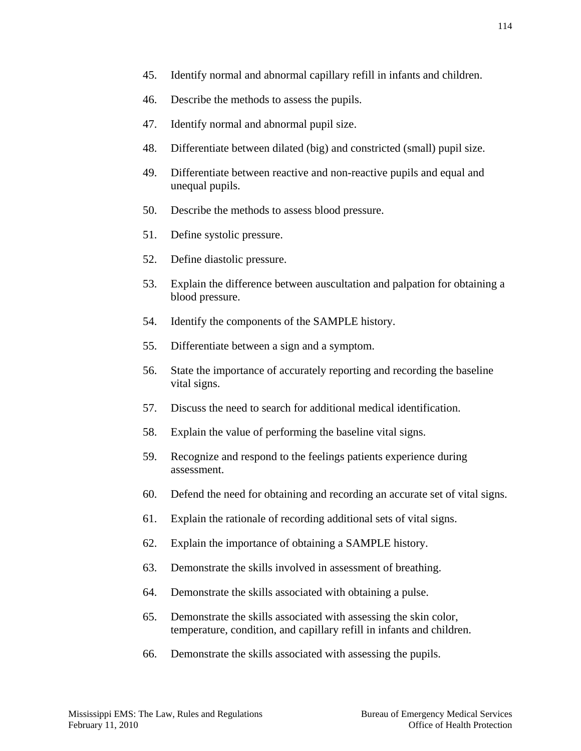45. Identify normal and abnormal capillary refill in infants and children.
46. Describe the methods to assess the pupils.
47. Identify normal and abnormal pupil size.
48. Differentiate between dilated (big) and constricted (small) pupil size.
49. Differentiate between reactive and non-reactive pupils and equal and unequal pupils.
50. Describe the methods to assess blood pressure.
51. Define systolic pressure.
52. Define diastolic pressure.
53. Explain the difference between auscultation and palpation for obtaining a blood pressure.
54. Identify the components of the SAMPLE history.
55. Differentiate between a sign and a symptom.
56. State the importance of accurately reporting and recording the baseline vital signs.
57. Discuss the need to search for additional medical identification.
58. Explain the value of performing the baseline vital signs.
59. Recognize and respond to the feelings patients experience during assessment.
60. Defend the need for obtaining and recording an accurate set of vital signs.
61. Explain the rationale of recording additional sets of vital signs.
62. Explain the importance of obtaining a SAMPLE history.
63. Demonstrate the skills involved in assessment of breathing.
64. Demonstrate the skills associated with obtaining a pulse.
65. Demonstrate the skills associated with assessing the skin color, temperature, condition, and capillary refill in infants and children.
66. Demonstrate the skills associated with assessing the pupils.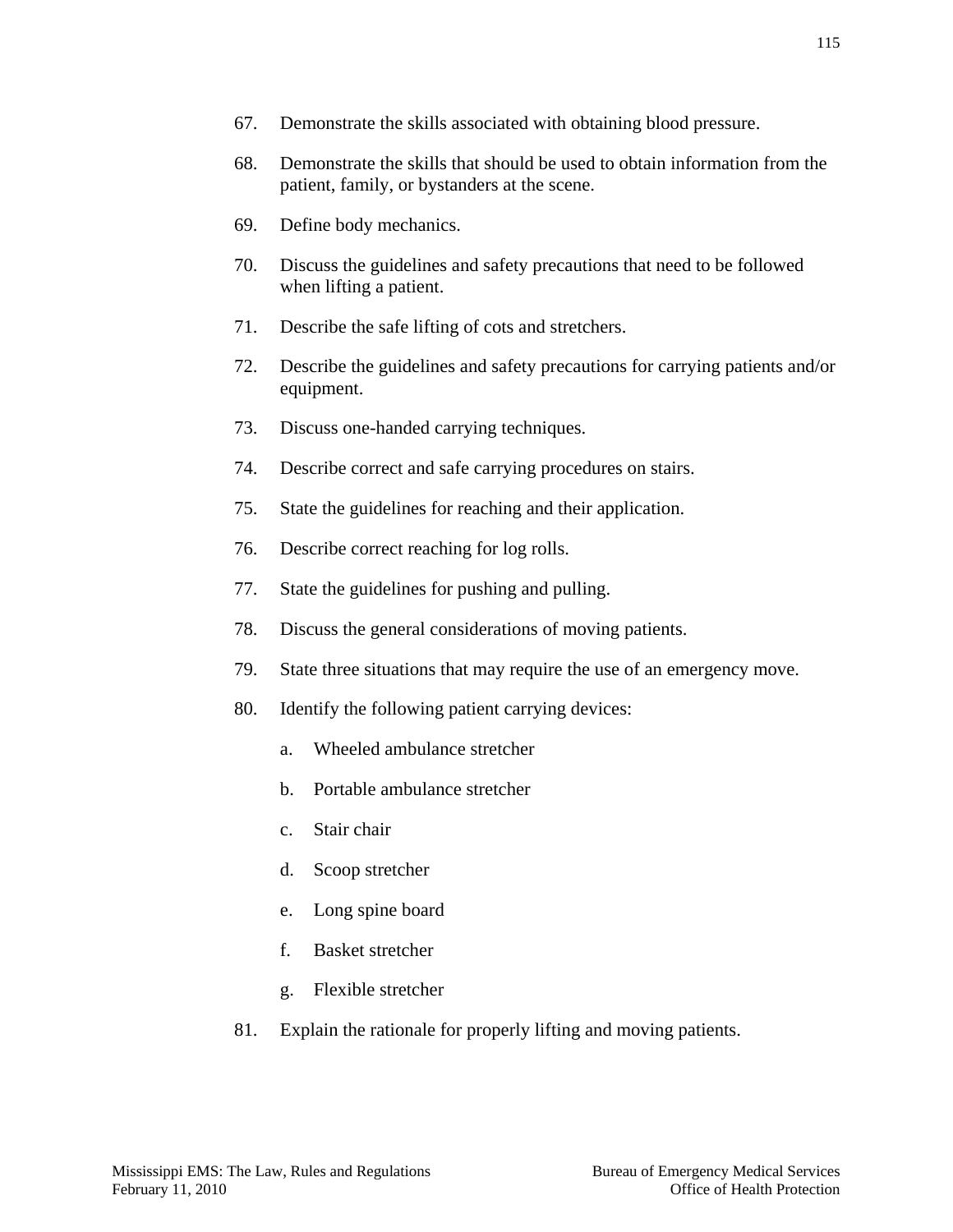67. Demonstrate the skills associated with obtaining blood pressure.

68. Demonstrate the skills that should be used to obtain information from the patient, family, or bystanders at the scene.

69. Define body mechanics.

70. Discuss the guidelines and safety precautions that need to be followed when lifting a patient.

71. Describe the safe lifting of cots and stretchers.

72. Describe the guidelines and safety precautions for carrying patients and/or equipment.

73. Discuss one-handed carrying techniques.

74. Describe correct and safe carrying procedures on stairs.

75. State the guidelines for reaching and their application.

76. Describe correct reaching for log rolls.

77. State the guidelines for pushing and pulling.

78. Discuss the general considerations of moving patients.

79. State three situations that may require the use of an emergency move.

80. Identify the following patient carrying devices:

    a. Wheeled ambulance stretcher

    b. Portable ambulance stretcher

    c. Stair chair

    d. Scoop stretcher

    e. Long spine board

    f. Basket stretcher

    g. Flexible stretcher

81. Explain the rationale for properly lifting and moving patients.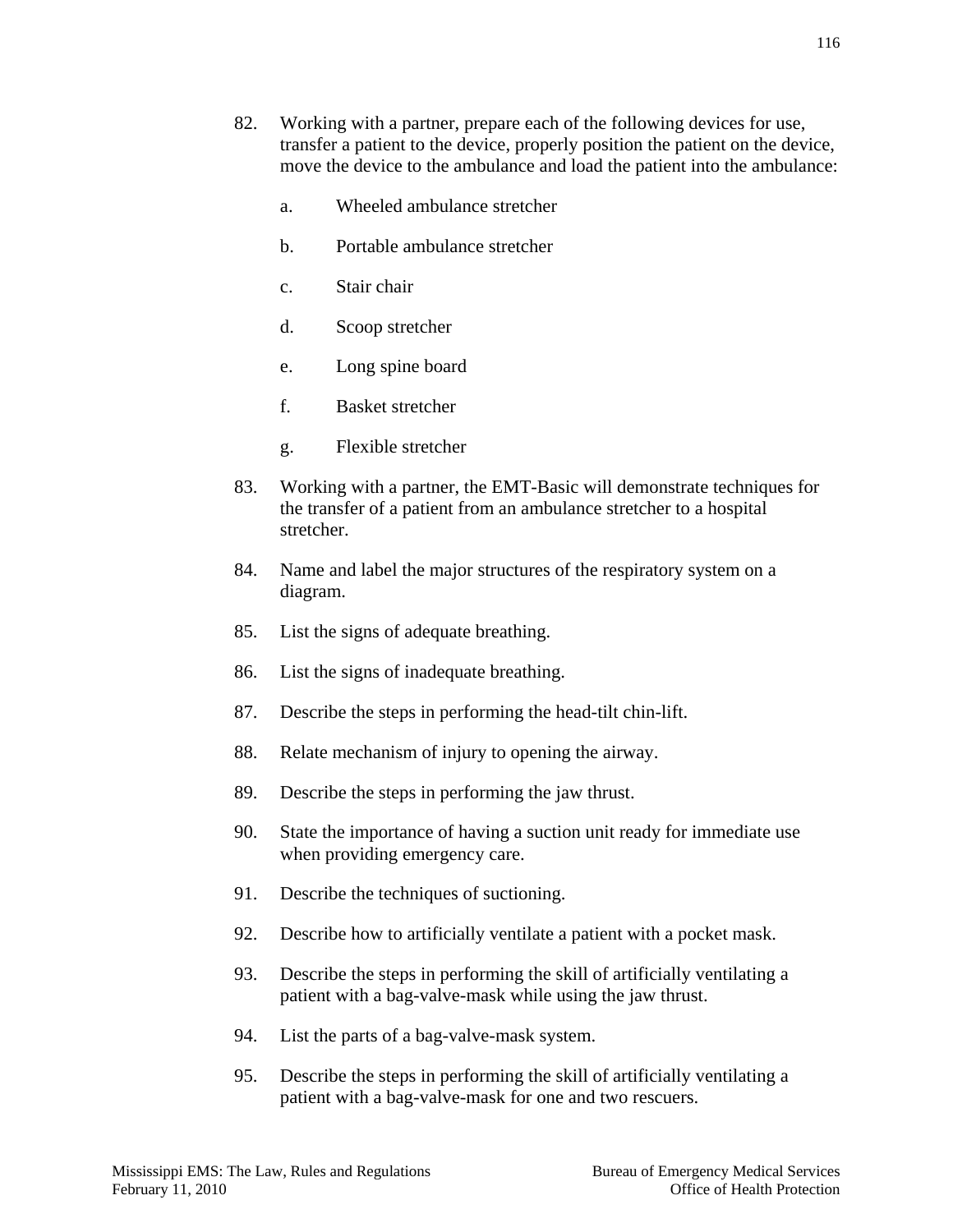82. Working with a partner, prepare each of the following devices for use, transfer a patient to the device, properly position the patient on the device, move the device to the ambulance and load the patient into the ambulance:

    a. Wheeled ambulance stretcher

    b. Portable ambulance stretcher

    c. Stair chair

    d. Scoop stretcher

    e. Long spine board

    f. Basket stretcher

    g. Flexible stretcher

83. Working with a partner, the EMT-Basic will demonstrate techniques for the transfer of a patient from an ambulance stretcher to a hospital stretcher.

84. Name and label the major structures of the respiratory system on a diagram.

85. List the signs of adequate breathing.

86. List the signs of inadequate breathing.

87. Describe the steps in performing the head-tilt chin-lift.

88. Relate mechanism of injury to opening the airway.

89. Describe the steps in performing the jaw thrust.

90. State the importance of having a suction unit ready for immediate use when providing emergency care.

91. Describe the techniques of suctioning.

92. Describe how to artificially ventilate a patient with a pocket mask.

93. Describe the steps in performing the skill of artificially ventilating a patient with a bag-valve-mask while using the jaw thrust.

94. List the parts of a bag-valve-mask system.

95. Describe the steps in performing the skill of artificially ventilating a patient with a bag-valve-mask for one and two rescuers.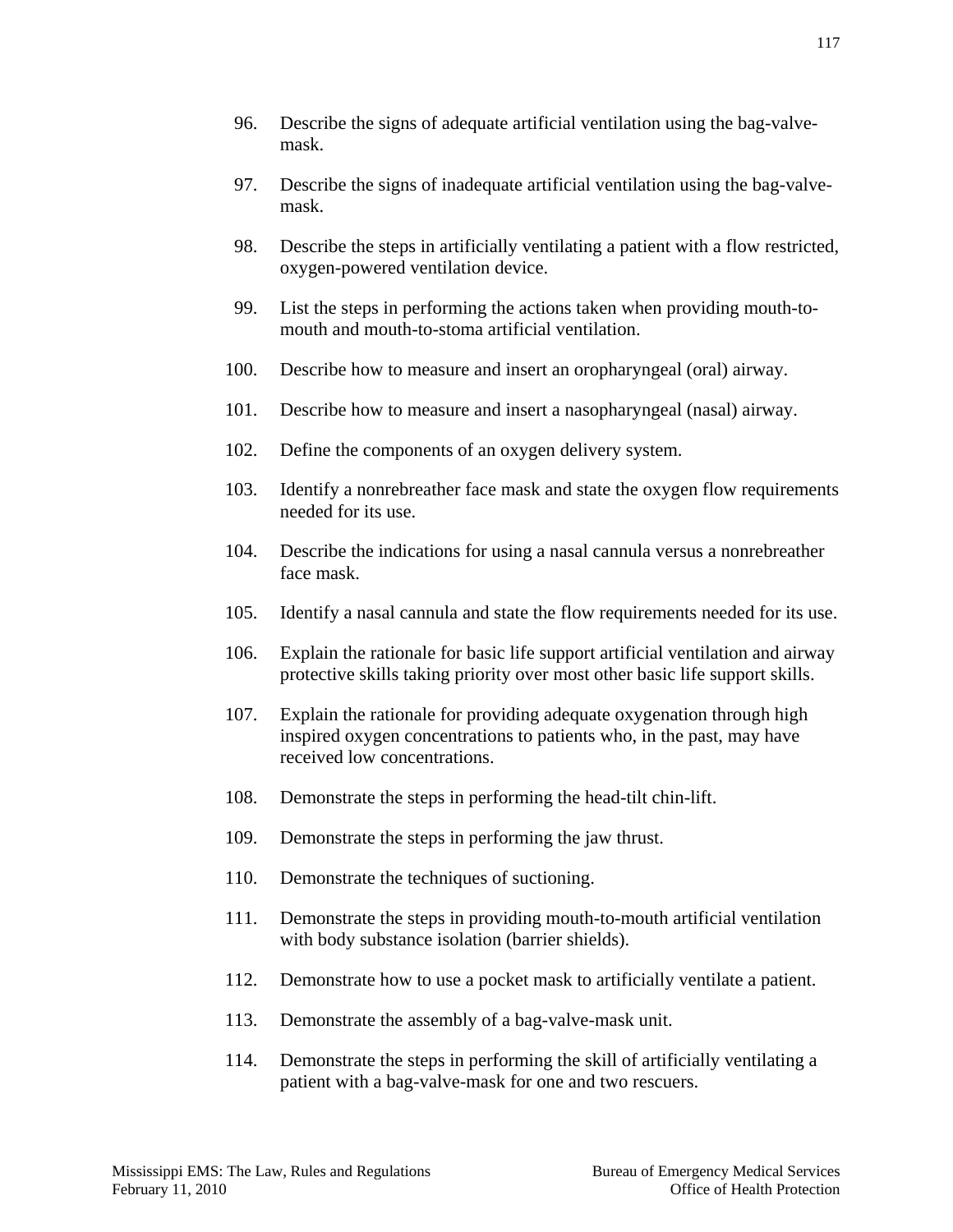96. Describe the signs of adequate artificial ventilation using the bag-valve-mask.

97. Describe the signs of inadequate artificial ventilation using the bag-valve-mask.

98. Describe the steps in artificially ventilating a patient with a flow restricted, oxygen-powered ventilation device.

99. List the steps in performing the actions taken when providing mouth-to-mouth and mouth-to-stoma artificial ventilation.

100. Describe how to measure and insert an oropharyngeal (oral) airway.

101. Describe how to measure and insert a nasopharyngeal (nasal) airway.

102. Define the components of an oxygen delivery system.

103. Identify a nonrebreather face mask and state the oxygen flow requirements needed for its use.

104. Describe the indications for using a nasal cannula versus a nonrebreather face mask.

105. Identify a nasal cannula and state the flow requirements needed for its use.

106. Explain the rationale for basic life support artificial ventilation and airway protective skills taking priority over most other basic life support skills.

107. Explain the rationale for providing adequate oxygenation through high inspired oxygen concentrations to patients who, in the past, may have received low concentrations.

108. Demonstrate the steps in performing the head-tilt chin-lift.

109. Demonstrate the steps in performing the jaw thrust.

110. Demonstrate the techniques of suctioning.

111. Demonstrate the steps in providing mouth-to-mouth artificial ventilation with body substance isolation (barrier shields).

112. Demonstrate how to use a pocket mask to artificially ventilate a patient.

113. Demonstrate the assembly of a bag-valve-mask unit.

114. Demonstrate the steps in performing the skill of artificially ventilating a patient with a bag-valve-mask for one and two rescuers.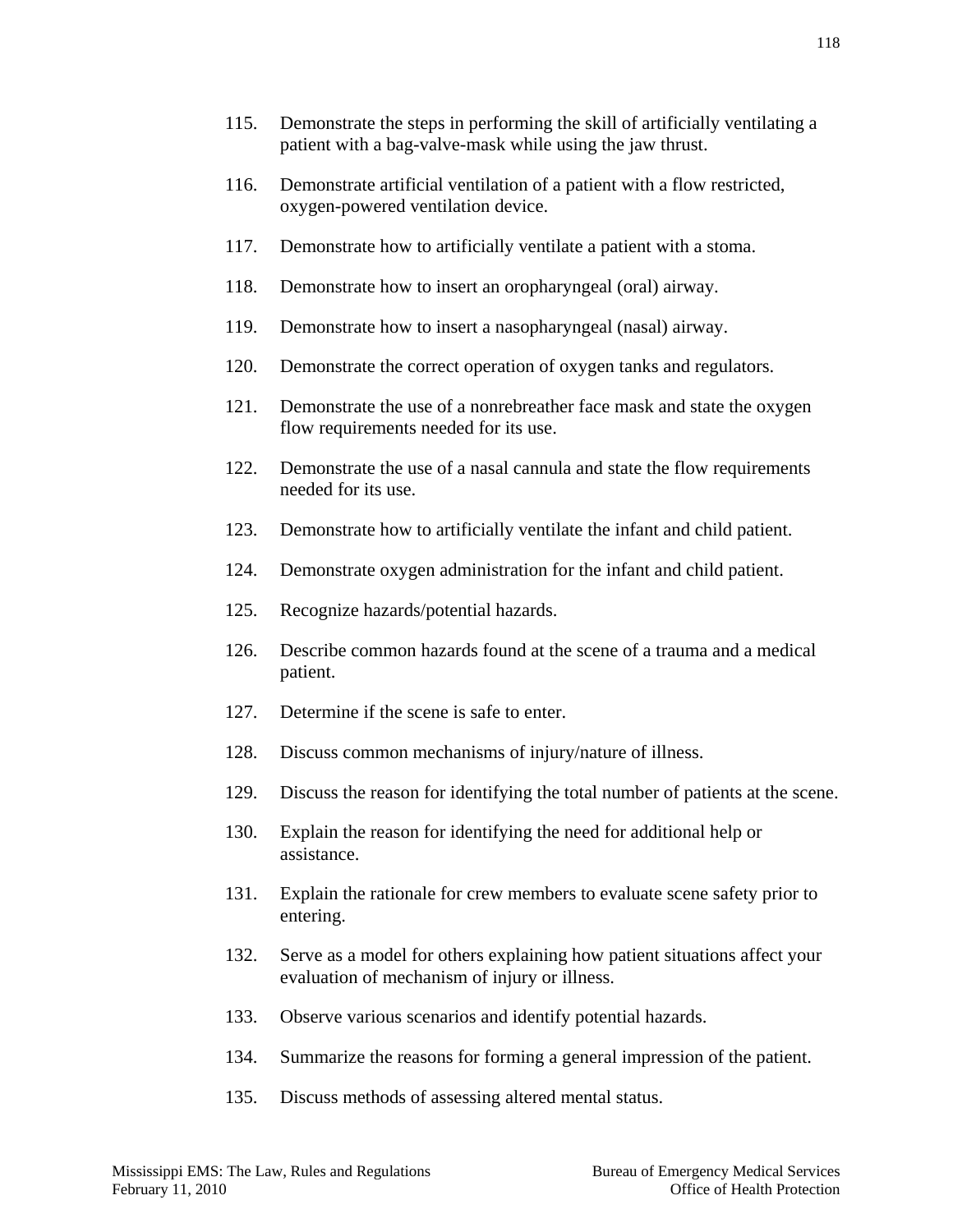115. Demonstrate the steps in performing the skill of artificially ventilating a patient with a bag-valve-mask while using the jaw thrust.

116. Demonstrate artificial ventilation of a patient with a flow restricted, oxygen-powered ventilation device.

117. Demonstrate how to artificially ventilate a patient with a stoma.

118. Demonstrate how to insert an oropharyngeal (oral) airway.

119. Demonstrate how to insert a nasopharyngeal (nasal) airway.

120. Demonstrate the correct operation of oxygen tanks and regulators.

121. Demonstrate the use of a nonrebreather face mask and state the oxygen flow requirements needed for its use.

122. Demonstrate the use of a nasal cannula and state the flow requirements needed for its use.

123. Demonstrate how to artificially ventilate the infant and child patient.

124. Demonstrate oxygen administration for the infant and child patient.

125. Recognize hazards/potential hazards.

126. Describe common hazards found at the scene of a trauma and a medical patient.

127. Determine if the scene is safe to enter.

128. Discuss common mechanisms of injury/nature of illness.

129. Discuss the reason for identifying the total number of patients at the scene.

130. Explain the reason for identifying the need for additional help or assistance.

131. Explain the rationale for crew members to evaluate scene safety prior to entering.

132. Serve as a model for others explaining how patient situations affect your evaluation of mechanism of injury or illness.

133. Observe various scenarios and identify potential hazards.

134. Summarize the reasons for forming a general impression of the patient.

135. Discuss methods of assessing altered mental status.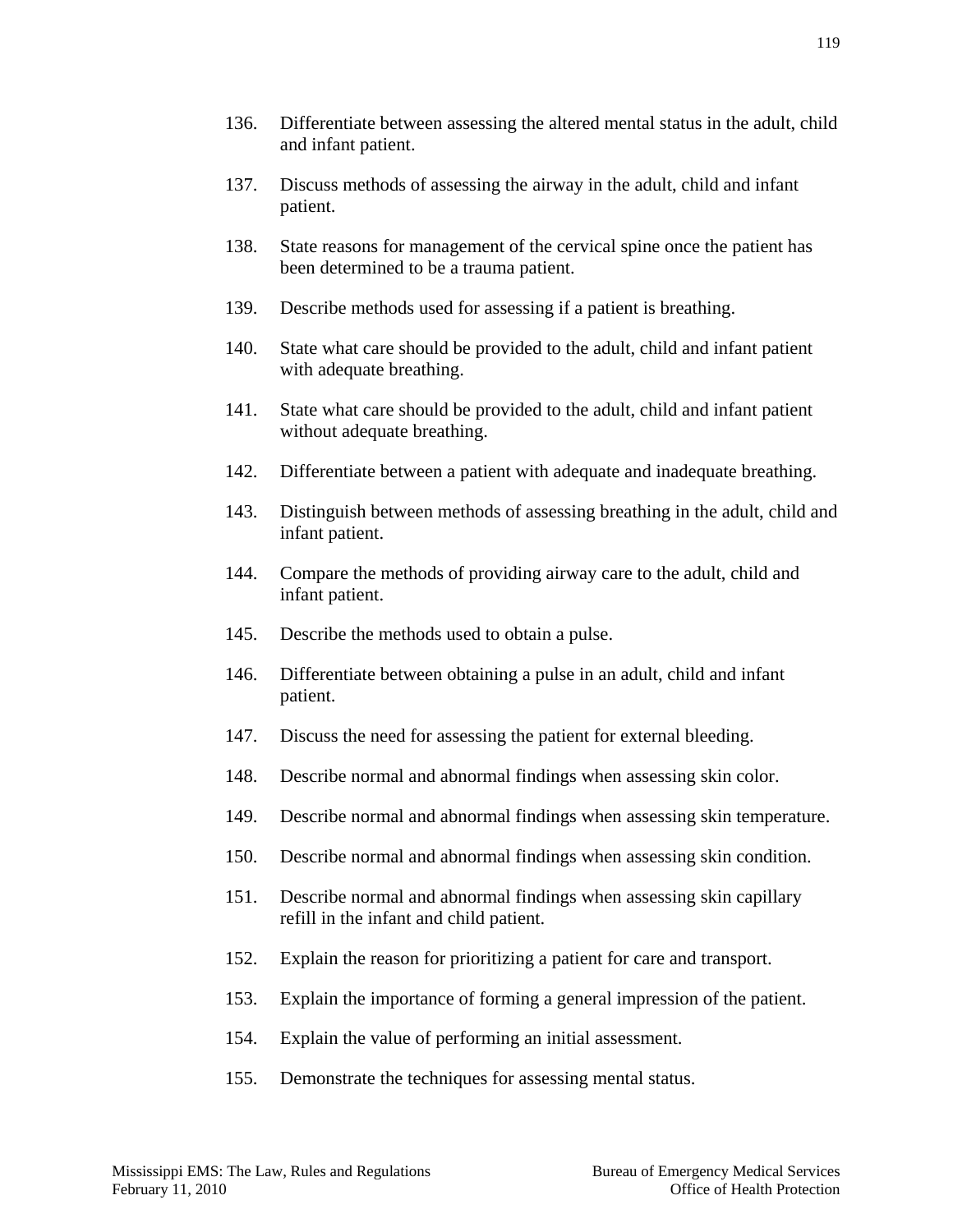136. Differentiate between assessing the altered mental status in the adult, child and infant patient.

137. Discuss methods of assessing the airway in the adult, child and infant patient.

138. State reasons for management of the cervical spine once the patient has been determined to be a trauma patient.

139. Describe methods used for assessing if a patient is breathing.

140. State what care should be provided to the adult, child and infant patient with adequate breathing.

141. State what care should be provided to the adult, child and infant patient without adequate breathing.

142. Differentiate between a patient with adequate and inadequate breathing.

143. Distinguish between methods of assessing breathing in the adult, child and infant patient.

144. Compare the methods of providing airway care to the adult, child and infant patient.

145. Describe the methods used to obtain a pulse.

146. Differentiate between obtaining a pulse in an adult, child and infant patient.

147. Discuss the need for assessing the patient for external bleeding.

148. Describe normal and abnormal findings when assessing skin color.

149. Describe normal and abnormal findings when assessing skin temperature.

150. Describe normal and abnormal findings when assessing skin condition.

151. Describe normal and abnormal findings when assessing skin capillary refill in the infant and child patient.

152. Explain the reason for prioritizing a patient for care and transport.

153. Explain the importance of forming a general impression of the patient.

154. Explain the value of performing an initial assessment.

155. Demonstrate the techniques for assessing mental status.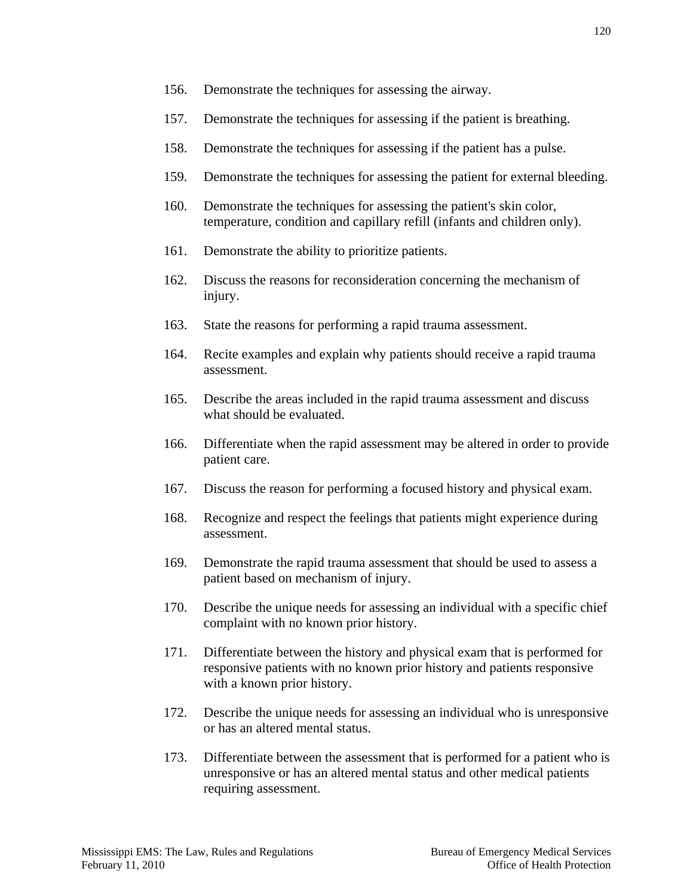156. Demonstrate the techniques for assessing the airway.

157. Demonstrate the techniques for assessing if the patient is breathing.

158. Demonstrate the techniques for assessing if the patient has a pulse.

159. Demonstrate the techniques for assessing the patient for external bleeding.

160. Demonstrate the techniques for assessing the patient's skin color, temperature, condition and capillary refill (infants and children only).

161. Demonstrate the ability to prioritize patients.

162. Discuss the reasons for reconsideration concerning the mechanism of injury.

163. State the reasons for performing a rapid trauma assessment.

164. Recite examples and explain why patients should receive a rapid trauma assessment.

165. Describe the areas included in the rapid trauma assessment and discuss what should be evaluated.

166. Differentiate when the rapid assessment may be altered in order to provide patient care.

167. Discuss the reason for performing a focused history and physical exam.

168. Recognize and respect the feelings that patients might experience during assessment.

169. Demonstrate the rapid trauma assessment that should be used to assess a patient based on mechanism of injury.

170. Describe the unique needs for assessing an individual with a specific chief complaint with no known prior history.

171. Differentiate between the history and physical exam that is performed for responsive patients with no known prior history and patients responsive with a known prior history.

172. Describe the unique needs for assessing an individual who is unresponsive or has an altered mental status.

173. Differentiate between the assessment that is performed for a patient who is unresponsive or has an altered mental status and other medical patients requiring assessment.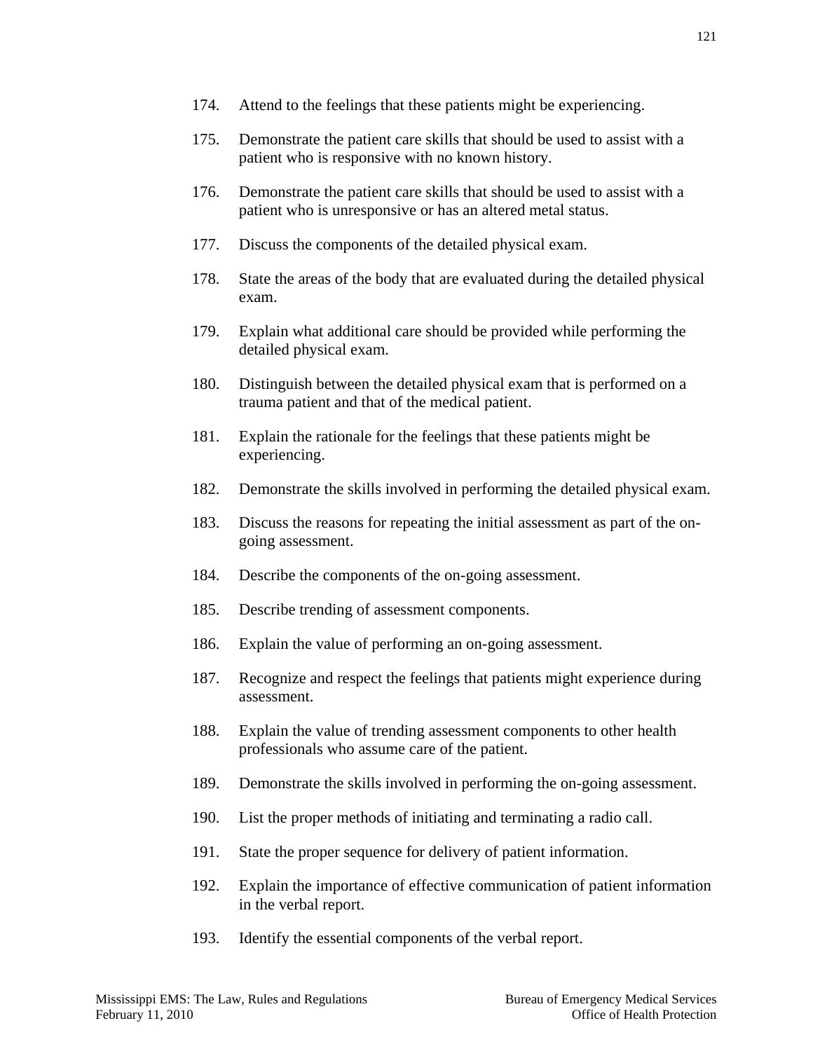174. Attend to the feelings that these patients might be experiencing.

175. Demonstrate the patient care skills that should be used to assist with a patient who is responsive with no known history.

176. Demonstrate the patient care skills that should be used to assist with a patient who is unresponsive or has an altered metal status.

177. Discuss the components of the detailed physical exam.

178. State the areas of the body that are evaluated during the detailed physical exam.

179. Explain what additional care should be provided while performing the detailed physical exam.

180. Distinguish between the detailed physical exam that is performed on a trauma patient and that of the medical patient.

181. Explain the rationale for the feelings that these patients might be experiencing.

182. Demonstrate the skills involved in performing the detailed physical exam.

183. Discuss the reasons for repeating the initial assessment as part of the on-going assessment.

184. Describe the components of the on-going assessment.

185. Describe trending of assessment components.

186. Explain the value of performing an on-going assessment.

187. Recognize and respect the feelings that patients might experience during assessment.

188. Explain the value of trending assessment components to other health professionals who assume care of the patient.

189. Demonstrate the skills involved in performing the on-going assessment.

190. List the proper methods of initiating and terminating a radio call.

191. State the proper sequence for delivery of patient information.

192. Explain the importance of effective communication of patient information in the verbal report.

193. Identify the essential components of the verbal report.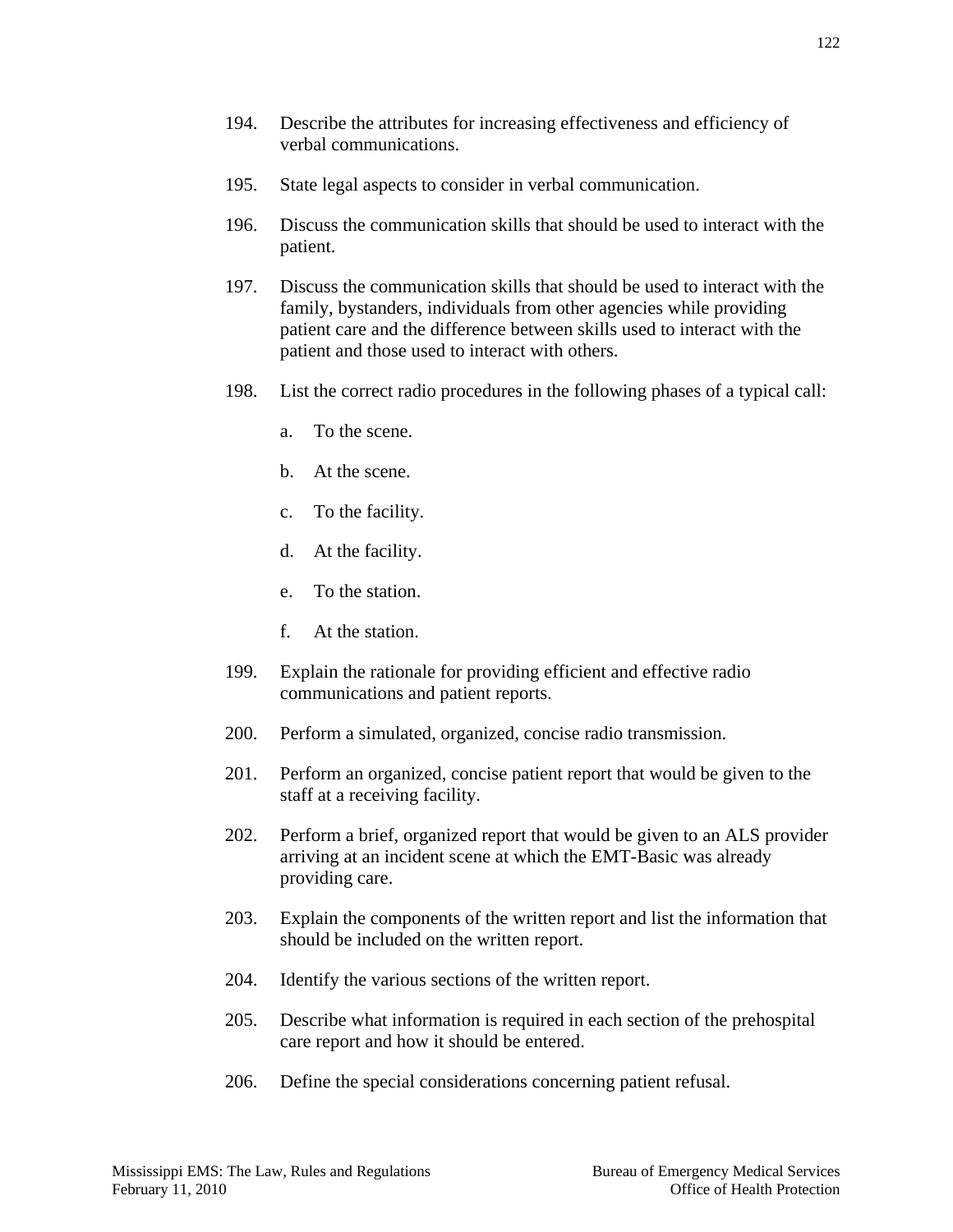194. Describe the attributes for increasing effectiveness and efficiency of verbal communications.

195. State legal aspects to consider in verbal communication.

196. Discuss the communication skills that should be used to interact with the patient.

197. Discuss the communication skills that should be used to interact with the family, bystanders, individuals from other agencies while providing patient care and the difference between skills used to interact with the patient and those used to interact with others.

198. List the correct radio procedures in the following phases of a typical call:

    a. To the scene.

    b. At the scene.

    c. To the facility.

    d. At the facility.

    e. To the station.

    f. At the station.

199. Explain the rationale for providing efficient and effective radio communications and patient reports.

200. Perform a simulated, organized, concise radio transmission.

201. Perform an organized, concise patient report that would be given to the staff at a receiving facility.

202. Perform a brief, organized report that would be given to an ALS provider arriving at an incident scene at which the EMT-Basic was already providing care.

203. Explain the components of the written report and list the information that should be included on the written report.

204. Identify the various sections of the written report.

205. Describe what information is required in each section of the prehospital care report and how it should be entered.

206. Define the special considerations concerning patient refusal.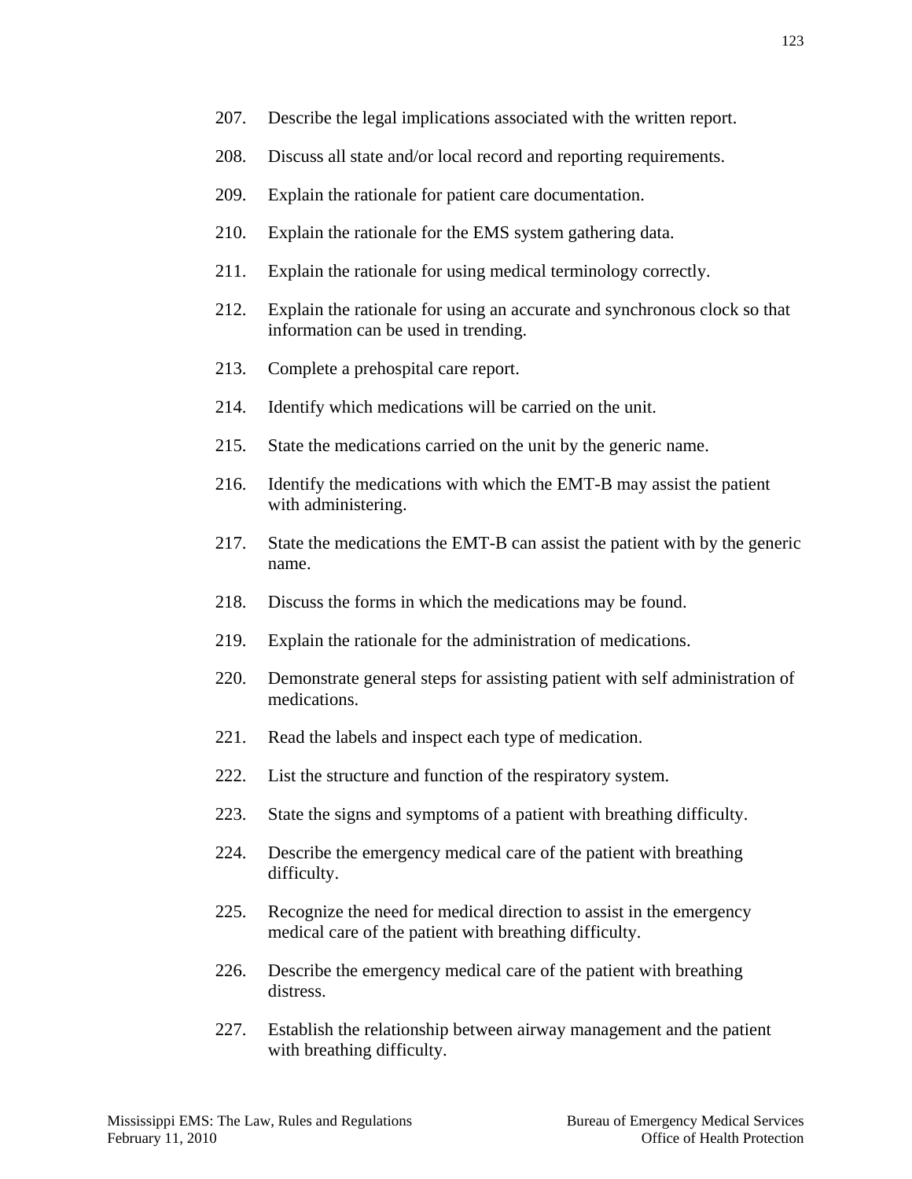207. Describe the legal implications associated with the written report.

208. Discuss all state and/or local record and reporting requirements.

209. Explain the rationale for patient care documentation.

210. Explain the rationale for the EMS system gathering data.

211. Explain the rationale for using medical terminology correctly.

212. Explain the rationale for using an accurate and synchronous clock so that information can be used in trending.

213. Complete a prehospital care report.

214. Identify which medications will be carried on the unit.

215. State the medications carried on the unit by the generic name.

216. Identify the medications with which the EMT-B may assist the patient with administering.

217. State the medications the EMT-B can assist the patient with by the generic name.

218. Discuss the forms in which the medications may be found.

219. Explain the rationale for the administration of medications.

220. Demonstrate general steps for assisting patient with self administration of medications.

221. Read the labels and inspect each type of medication.

222. List the structure and function of the respiratory system.

223. State the signs and symptoms of a patient with breathing difficulty.

224. Describe the emergency medical care of the patient with breathing difficulty.

225. Recognize the need for medical direction to assist in the emergency medical care of the patient with breathing difficulty.

226. Describe the emergency medical care of the patient with breathing distress.

227. Establish the relationship between airway management and the patient with breathing difficulty.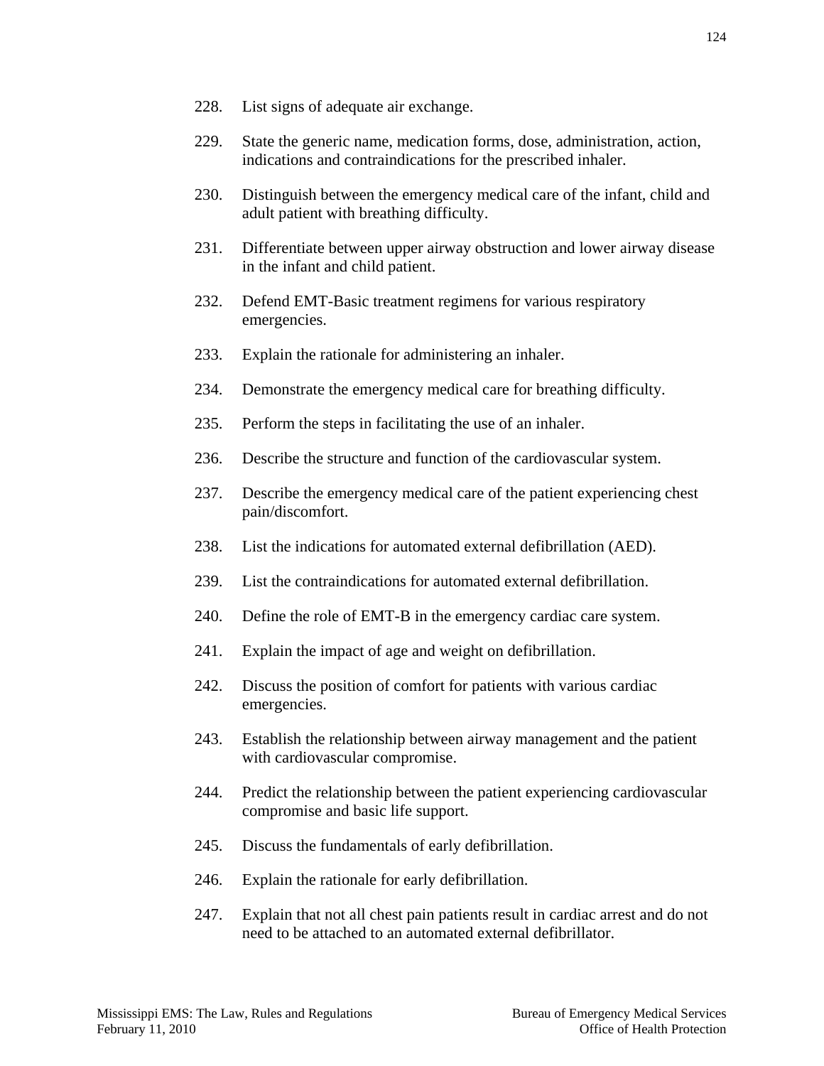228. List signs of adequate air exchange.

229. State the generic name, medication forms, dose, administration, action, indications and contraindications for the prescribed inhaler.

230. Distinguish between the emergency medical care of the infant, child and adult patient with breathing difficulty.

231. Differentiate between upper airway obstruction and lower airway disease in the infant and child patient.

232. Defend EMT-Basic treatment regimens for various respiratory emergencies.

233. Explain the rationale for administering an inhaler.

234. Demonstrate the emergency medical care for breathing difficulty.

235. Perform the steps in facilitating the use of an inhaler.

236. Describe the structure and function of the cardiovascular system.

237. Describe the emergency medical care of the patient experiencing chest pain/discomfort.

238. List the indications for automated external defibrillation (AED).

239. List the contraindications for automated external defibrillation.

240. Define the role of EMT-B in the emergency cardiac care system.

241. Explain the impact of age and weight on defibrillation.

242. Discuss the position of comfort for patients with various cardiac emergencies.

243. Establish the relationship between airway management and the patient with cardiovascular compromise.

244. Predict the relationship between the patient experiencing cardiovascular compromise and basic life support.

245. Discuss the fundamentals of early defibrillation.

246. Explain the rationale for early defibrillation.

247. Explain that not all chest pain patients result in cardiac arrest and do not need to be attached to an automated external defibrillator.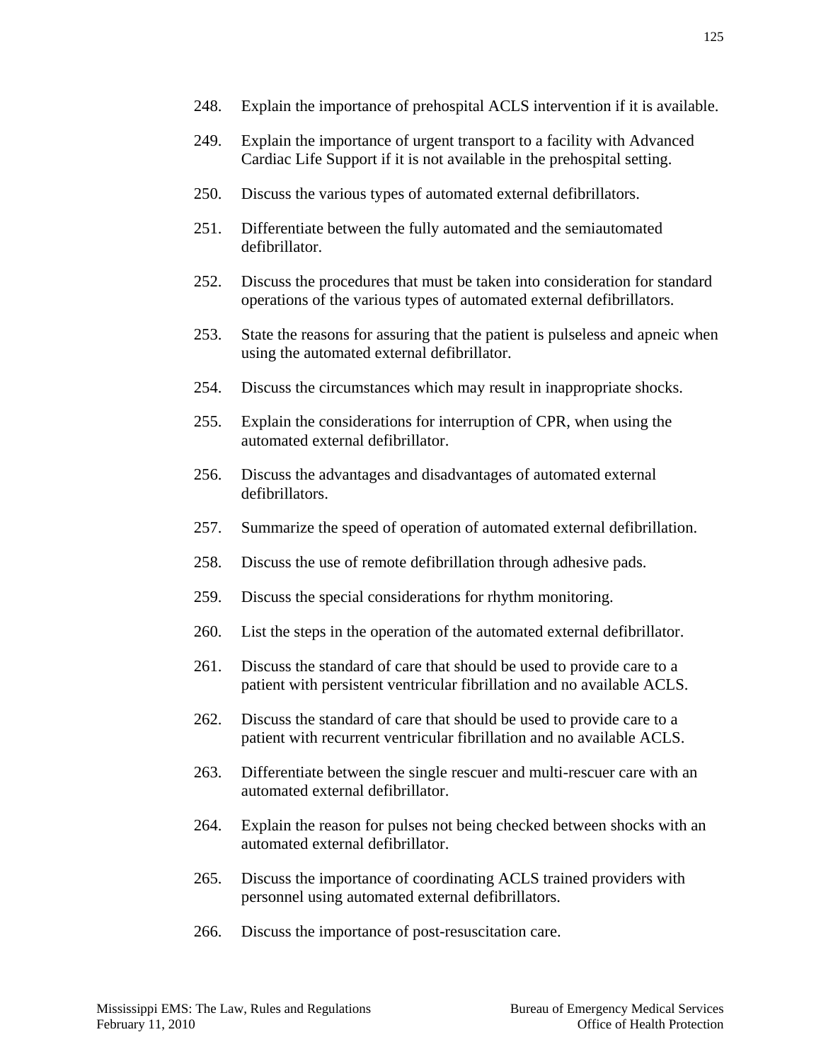248. Explain the importance of prehospital ACLS intervention if it is available.

249. Explain the importance of urgent transport to a facility with Advanced Cardiac Life Support if it is not available in the prehospital setting.

250. Discuss the various types of automated external defibrillators.

251. Differentiate between the fully automated and the semiautomated defibrillator.

252. Discuss the procedures that must be taken into consideration for standard operations of the various types of automated external defibrillators.

253. State the reasons for assuring that the patient is pulseless and apneic when using the automated external defibrillator.

254. Discuss the circumstances which may result in inappropriate shocks.

255. Explain the considerations for interruption of CPR, when using the automated external defibrillator.

256. Discuss the advantages and disadvantages of automated external defibrillators.

257. Summarize the speed of operation of automated external defibrillation.

258. Discuss the use of remote defibrillation through adhesive pads.

259. Discuss the special considerations for rhythm monitoring.

260. List the steps in the operation of the automated external defibrillator.

261. Discuss the standard of care that should be used to provide care to a patient with persistent ventricular fibrillation and no available ACLS.

262. Discuss the standard of care that should be used to provide care to a patient with recurrent ventricular fibrillation and no available ACLS.

263. Differentiate between the single rescuer and multi-rescuer care with an automated external defibrillator.

264. Explain the reason for pulses not being checked between shocks with an automated external defibrillator.

265. Discuss the importance of coordinating ACLS trained providers with personnel using automated external defibrillators.

266. Discuss the importance of post-resuscitation care.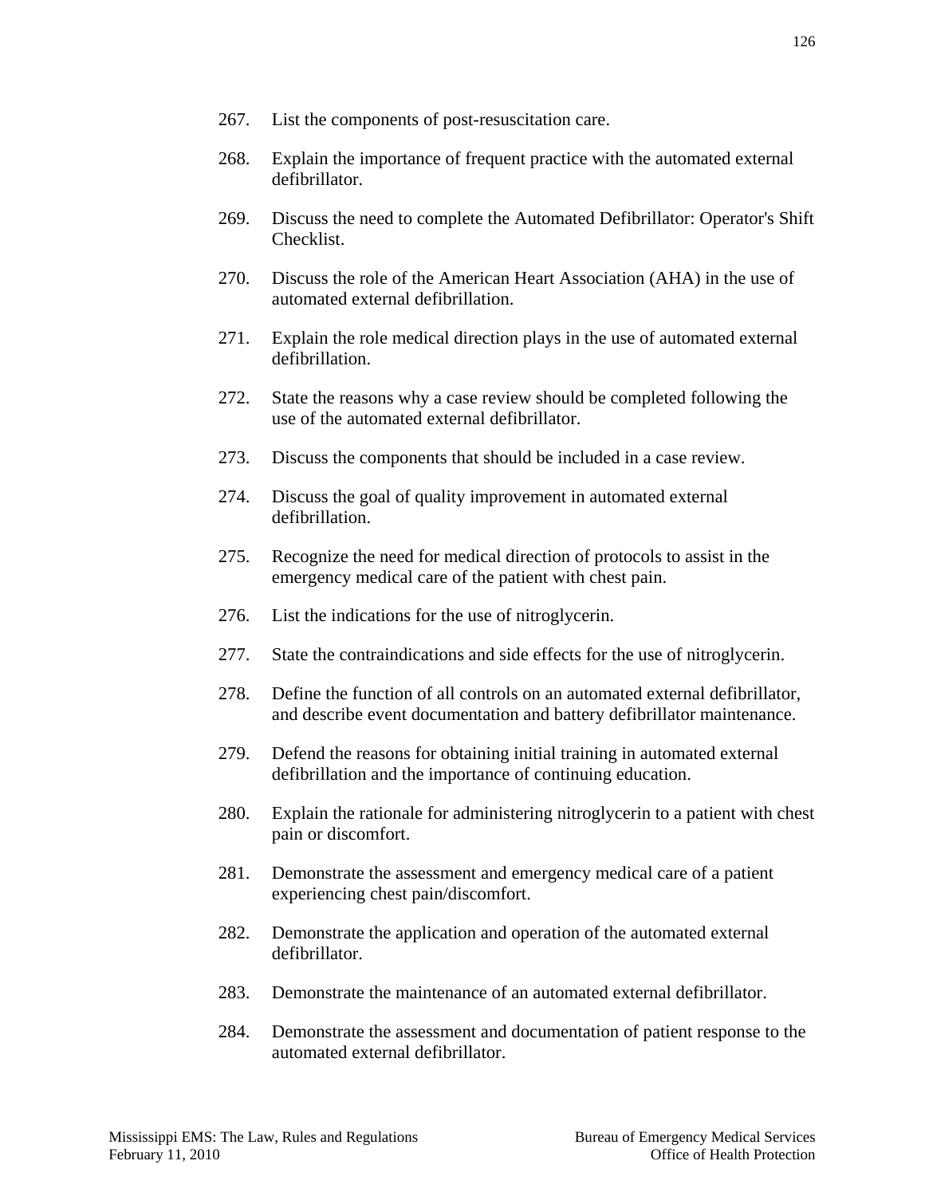267. List the components of post-resuscitation care.

268. Explain the importance of frequent practice with the automated external defibrillator.

269. Discuss the need to complete the Automated Defibrillator: Operator's Shift Checklist.

270. Discuss the role of the American Heart Association (AHA) in the use of automated external defibrillation.

271. Explain the role medical direction plays in the use of automated external defibrillation.

272. State the reasons why a case review should be completed following the use of the automated external defibrillator.

273. Discuss the components that should be included in a case review.

274. Discuss the goal of quality improvement in automated external defibrillation.

275. Recognize the need for medical direction of protocols to assist in the emergency medical care of the patient with chest pain.

276. List the indications for the use of nitroglycerin.

277. State the contraindications and side effects for the use of nitroglycerin.

278. Define the function of all controls on an automated external defibrillator, and describe event documentation and battery defibrillator maintenance.

279. Defend the reasons for obtaining initial training in automated external defibrillation and the importance of continuing education.

280. Explain the rationale for administering nitroglycerin to a patient with chest pain or discomfort.

281. Demonstrate the assessment and emergency medical care of a patient experiencing chest pain/discomfort.

282. Demonstrate the application and operation of the automated external defibrillator.

283. Demonstrate the maintenance of an automated external defibrillator.

284. Demonstrate the assessment and documentation of patient response to the automated external defibrillator.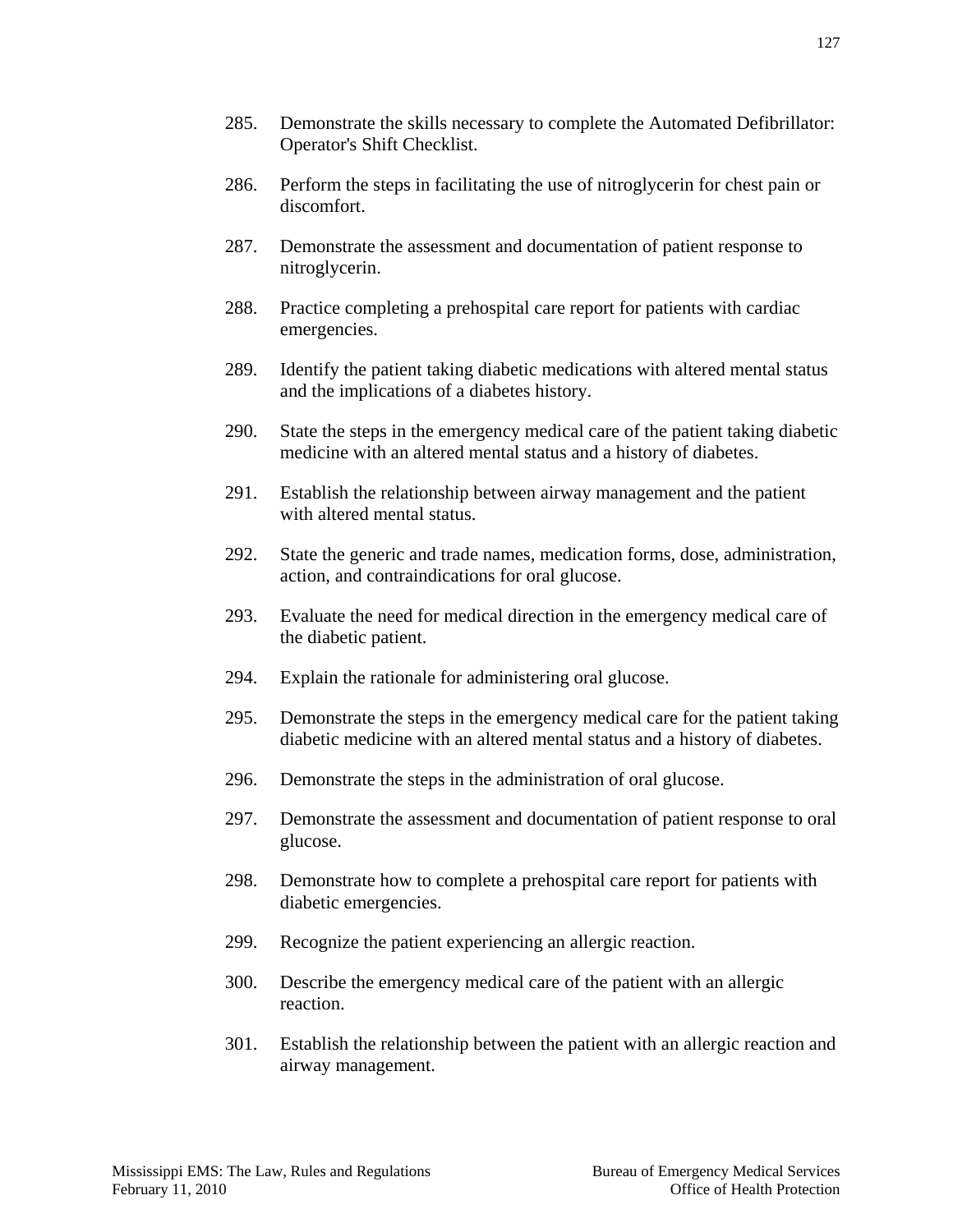285. Demonstrate the skills necessary to complete the Automated Defibrillator: Operator's Shift Checklist.

286. Perform the steps in facilitating the use of nitroglycerin for chest pain or discomfort.

287. Demonstrate the assessment and documentation of patient response to nitroglycerin.

288. Practice completing a prehospital care report for patients with cardiac emergencies.

289. Identify the patient taking diabetic medications with altered mental status and the implications of a diabetes history.

290. State the steps in the emergency medical care of the patient taking diabetic medicine with an altered mental status and a history of diabetes.

291. Establish the relationship between airway management and the patient with altered mental status.

292. State the generic and trade names, medication forms, dose, administration, action, and contraindications for oral glucose.

293. Evaluate the need for medical direction in the emergency medical care of the diabetic patient.

294. Explain the rationale for administering oral glucose.

295. Demonstrate the steps in the emergency medical care for the patient taking diabetic medicine with an altered mental status and a history of diabetes.

296. Demonstrate the steps in the administration of oral glucose.

297. Demonstrate the assessment and documentation of patient response to oral glucose.

298. Demonstrate how to complete a prehospital care report for patients with diabetic emergencies.

299. Recognize the patient experiencing an allergic reaction.

300. Describe the emergency medical care of the patient with an allergic reaction.

301. Establish the relationship between the patient with an allergic reaction and airway management.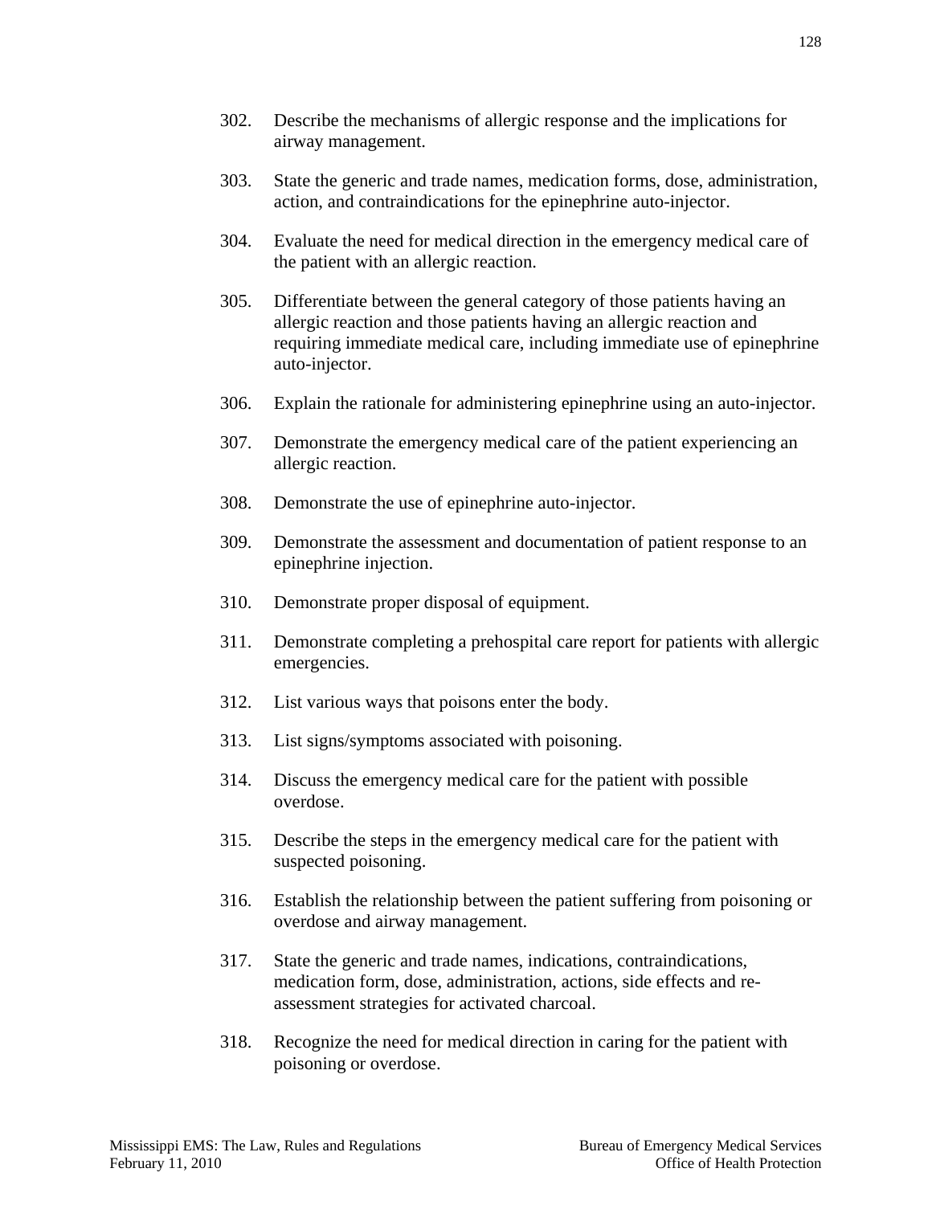302. Describe the mechanisms of allergic response and the implications for airway management.

303. State the generic and trade names, medication forms, dose, administration, action, and contraindications for the epinephrine auto-injector.

304. Evaluate the need for medical direction in the emergency medical care of the patient with an allergic reaction.

305. Differentiate between the general category of those patients having an allergic reaction and those patients having an allergic reaction and requiring immediate medical care, including immediate use of epinephrine auto-injector.

306. Explain the rationale for administering epinephrine using an auto-injector.

307. Demonstrate the emergency medical care of the patient experiencing an allergic reaction.

308. Demonstrate the use of epinephrine auto-injector.

309. Demonstrate the assessment and documentation of patient response to an epinephrine injection.

310. Demonstrate proper disposal of equipment.

311. Demonstrate completing a prehospital care report for patients with allergic emergencies.

312. List various ways that poisons enter the body.

313. List signs/symptoms associated with poisoning.

314. Discuss the emergency medical care for the patient with possible overdose.

315. Describe the steps in the emergency medical care for the patient with suspected poisoning.

316. Establish the relationship between the patient suffering from poisoning or overdose and airway management.

317. State the generic and trade names, indications, contraindications, medication form, dose, administration, actions, side effects and re-assessment strategies for activated charcoal.

318. Recognize the need for medical direction in caring for the patient with poisoning or overdose.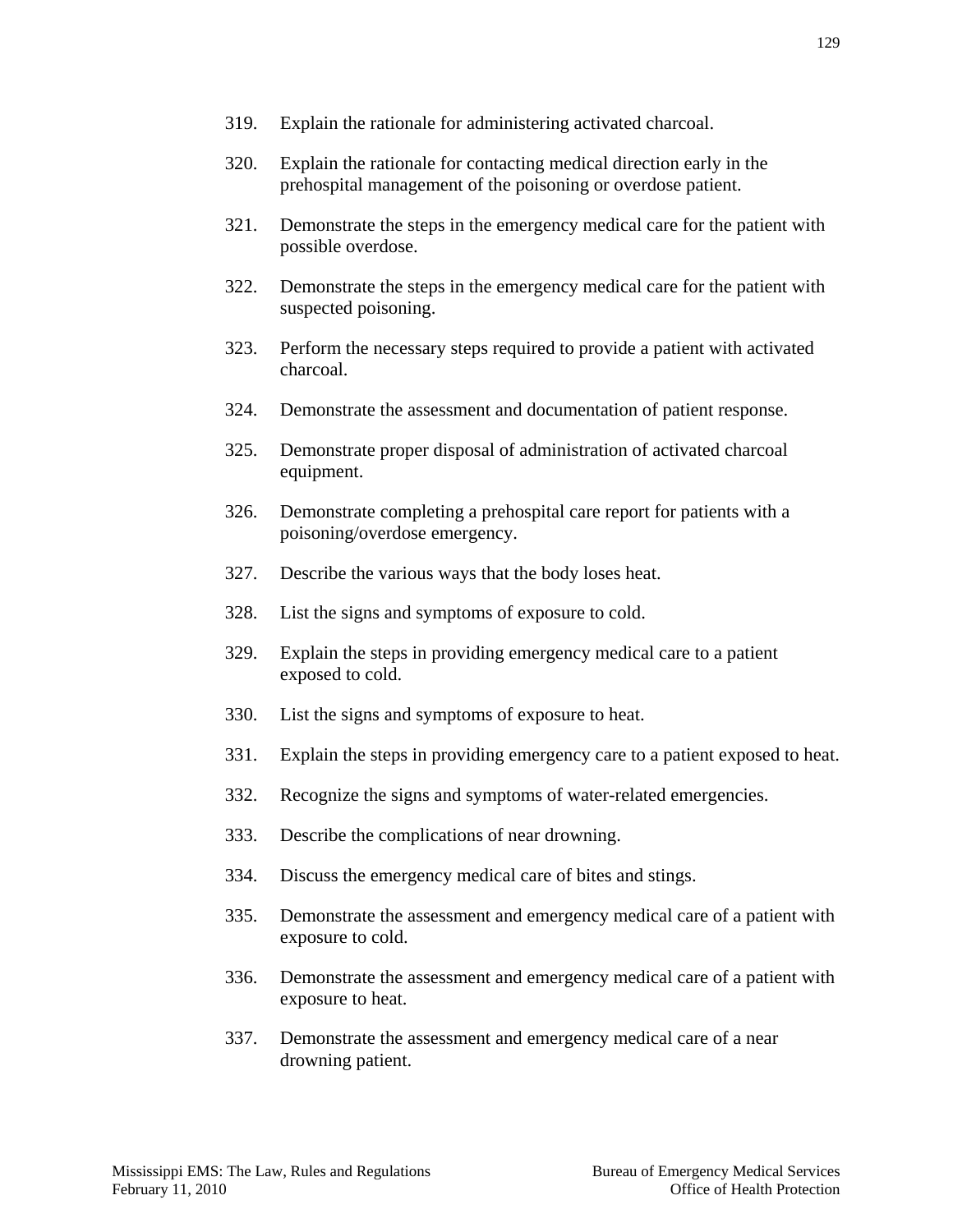319. Explain the rationale for administering activated charcoal.

320. Explain the rationale for contacting medical direction early in the prehospital management of the poisoning or overdose patient.

321. Demonstrate the steps in the emergency medical care for the patient with possible overdose.

322. Demonstrate the steps in the emergency medical care for the patient with suspected poisoning.

323. Perform the necessary steps required to provide a patient with activated charcoal.

324. Demonstrate the assessment and documentation of patient response.

325. Demonstrate proper disposal of administration of activated charcoal equipment.

326. Demonstrate completing a prehospital care report for patients with a poisoning/overdose emergency.

327. Describe the various ways that the body loses heat.

328. List the signs and symptoms of exposure to cold.

329. Explain the steps in providing emergency medical care to a patient exposed to cold.

330. List the signs and symptoms of exposure to heat.

331. Explain the steps in providing emergency care to a patient exposed to heat.

332. Recognize the signs and symptoms of water-related emergencies.

333. Describe the complications of near drowning.

334. Discuss the emergency medical care of bites and stings.

335. Demonstrate the assessment and emergency medical care of a patient with exposure to cold.

336. Demonstrate the assessment and emergency medical care of a patient with exposure to heat.

337. Demonstrate the assessment and emergency medical care of a near drowning patient.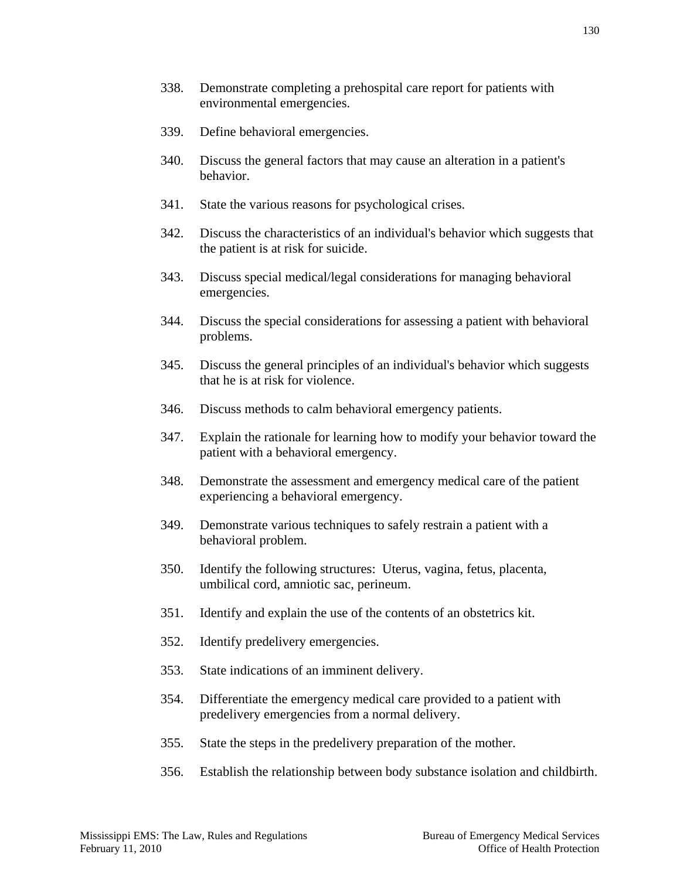338. Demonstrate completing a prehospital care report for patients with environmental emergencies.

339. Define behavioral emergencies.

340. Discuss the general factors that may cause an alteration in a patient's behavior.

341. State the various reasons for psychological crises.

342. Discuss the characteristics of an individual's behavior which suggests that the patient is at risk for suicide.

343. Discuss special medical/legal considerations for managing behavioral emergencies.

344. Discuss the special considerations for assessing a patient with behavioral problems.

345. Discuss the general principles of an individual's behavior which suggests that he is at risk for violence.

346. Discuss methods to calm behavioral emergency patients.

347. Explain the rationale for learning how to modify your behavior toward the patient with a behavioral emergency.

348. Demonstrate the assessment and emergency medical care of the patient experiencing a behavioral emergency.

349. Demonstrate various techniques to safely restrain a patient with a behavioral problem.

350. Identify the following structures: Uterus, vagina, fetus, placenta, umbilical cord, amniotic sac, perineum.

351. Identify and explain the use of the contents of an obstetrics kit.

352. Identify predelivery emergencies.

353. State indications of an imminent delivery.

354. Differentiate the emergency medical care provided to a patient with predelivery emergencies from a normal delivery.

355. State the steps in the predelivery preparation of the mother.

356. Establish the relationship between body substance isolation and childbirth.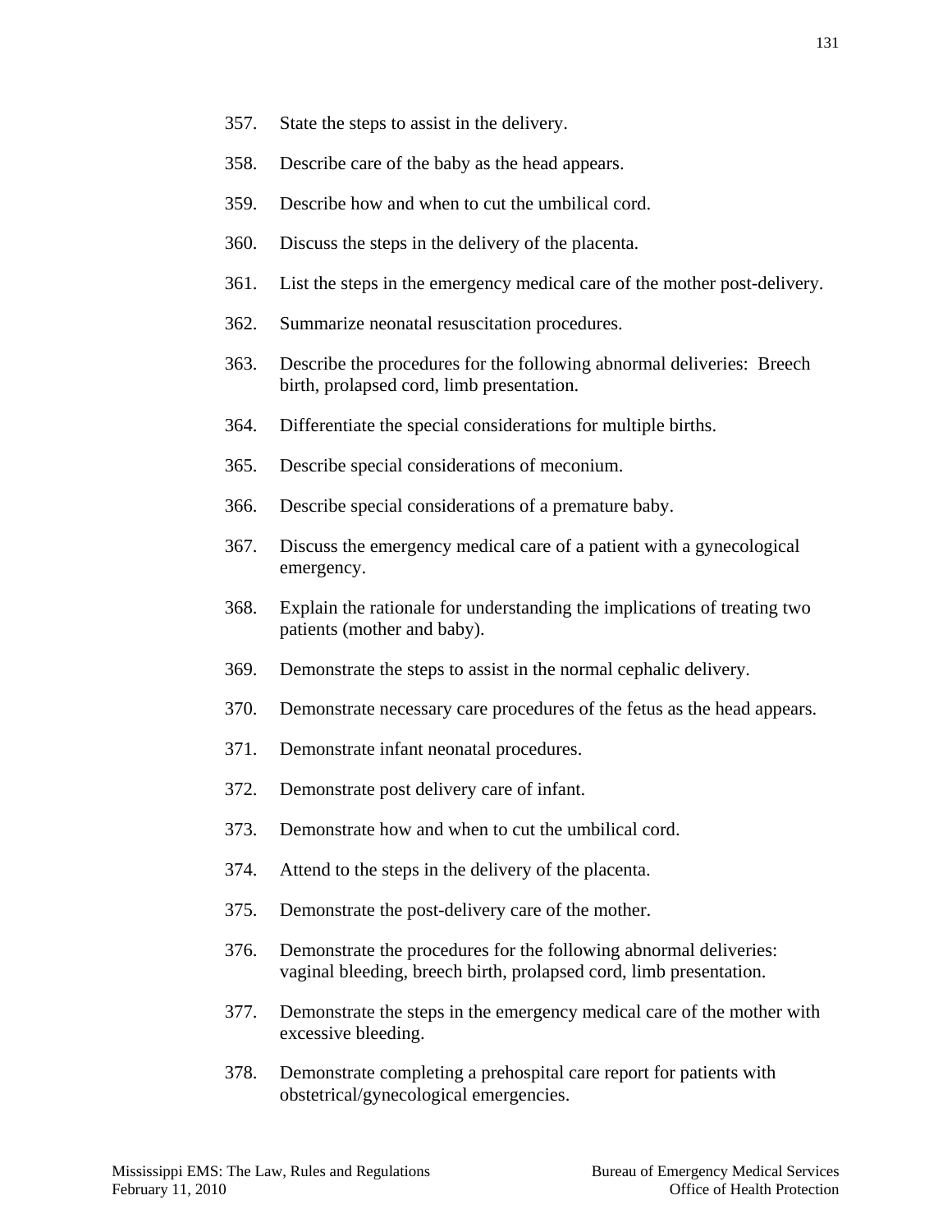357. State the steps to assist in the delivery.

358. Describe care of the baby as the head appears.

359. Describe how and when to cut the umbilical cord.

360. Discuss the steps in the delivery of the placenta.

361. List the steps in the emergency medical care of the mother post-delivery.

362. Summarize neonatal resuscitation procedures.

363. Describe the procedures for the following abnormal deliveries: Breech birth, prolapsed cord, limb presentation.

364. Differentiate the special considerations for multiple births.

365. Describe special considerations of meconium.

366. Describe special considerations of a premature baby.

367. Discuss the emergency medical care of a patient with a gynecological emergency.

368. Explain the rationale for understanding the implications of treating two patients (mother and baby).

369. Demonstrate the steps to assist in the normal cephalic delivery.

370. Demonstrate necessary care procedures of the fetus as the head appears.

371. Demonstrate infant neonatal procedures.

372. Demonstrate post delivery care of infant.

373. Demonstrate how and when to cut the umbilical cord.

374. Attend to the steps in the delivery of the placenta.

375. Demonstrate the post-delivery care of the mother.

376. Demonstrate the procedures for the following abnormal deliveries: vaginal bleeding, breech birth, prolapsed cord, limb presentation.

377. Demonstrate the steps in the emergency medical care of the mother with excessive bleeding.

378. Demonstrate completing a prehospital care report for patients with obstetrical/gynecological emergencies.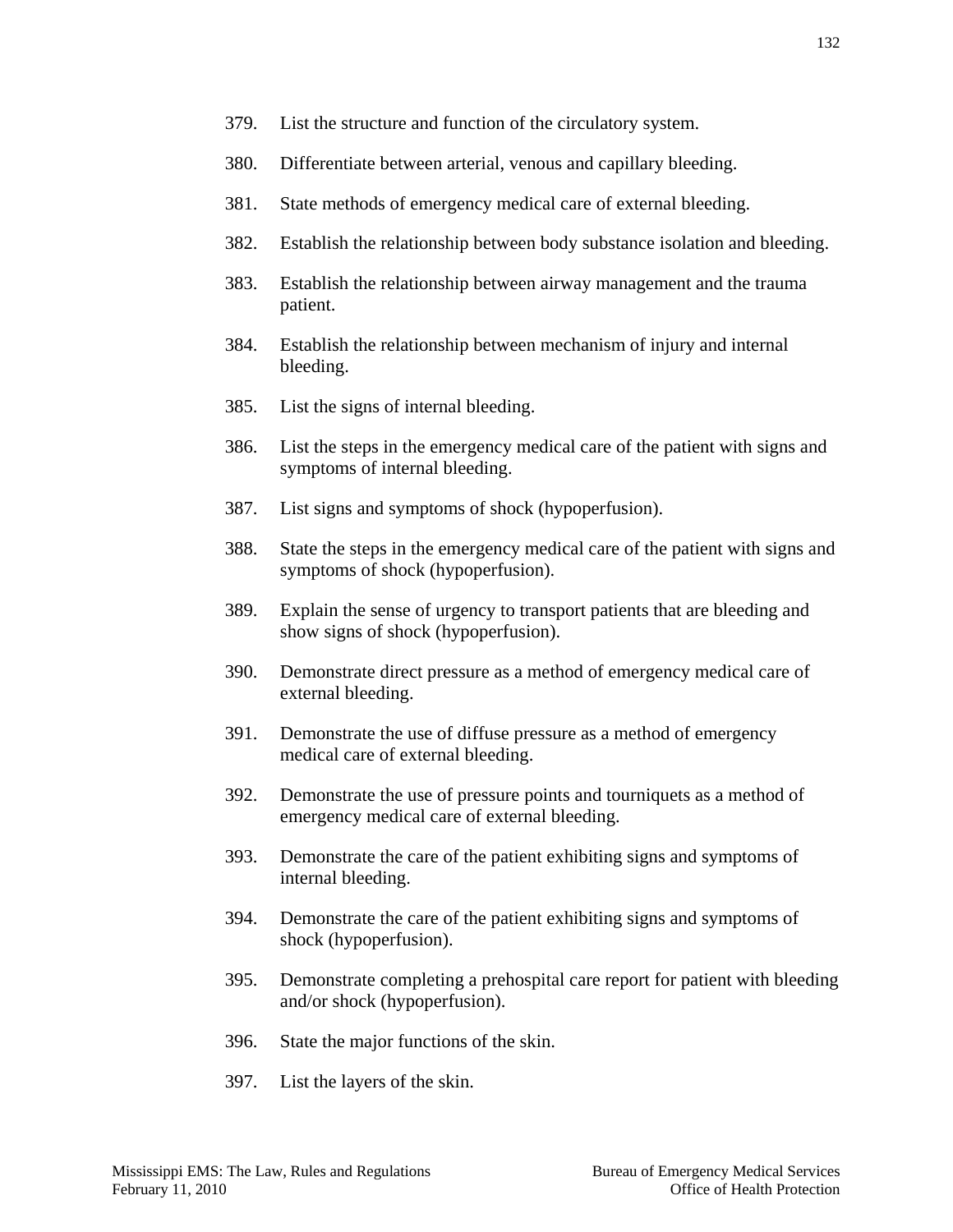379. List the structure and function of the circulatory system.

380. Differentiate between arterial, venous and capillary bleeding.

381. State methods of emergency medical care of external bleeding.

382. Establish the relationship between body substance isolation and bleeding.

383. Establish the relationship between airway management and the trauma patient.

384. Establish the relationship between mechanism of injury and internal bleeding.

385. List the signs of internal bleeding.

386. List the steps in the emergency medical care of the patient with signs and symptoms of internal bleeding.

387. List signs and symptoms of shock (hypoperfusion).

388. State the steps in the emergency medical care of the patient with signs and symptoms of shock (hypoperfusion).

389. Explain the sense of urgency to transport patients that are bleeding and show signs of shock (hypoperfusion).

390. Demonstrate direct pressure as a method of emergency medical care of external bleeding.

391. Demonstrate the use of diffuse pressure as a method of emergency medical care of external bleeding.

392. Demonstrate the use of pressure points and tourniquets as a method of emergency medical care of external bleeding.

393. Demonstrate the care of the patient exhibiting signs and symptoms of internal bleeding.

394. Demonstrate the care of the patient exhibiting signs and symptoms of shock (hypoperfusion).

395. Demonstrate completing a prehospital care report for patient with bleeding and/or shock (hypoperfusion).

396. State the major functions of the skin.

397. List the layers of the skin.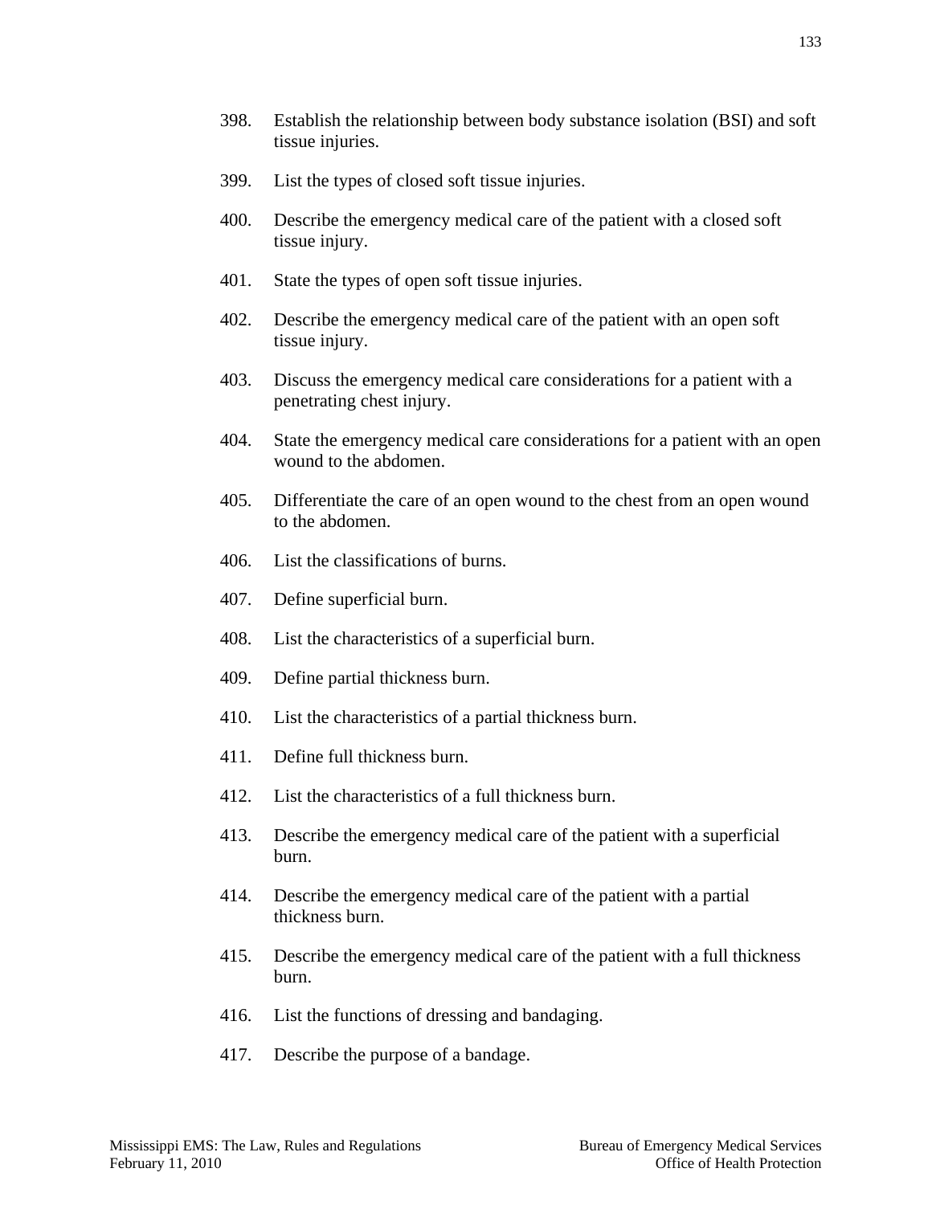398. Establish the relationship between body substance isolation (BSI) and soft tissue injuries.

399. List the types of closed soft tissue injuries.

400. Describe the emergency medical care of the patient with a closed soft tissue injury.

401. State the types of open soft tissue injuries.

402. Describe the emergency medical care of the patient with an open soft tissue injury.

403. Discuss the emergency medical care considerations for a patient with a penetrating chest injury.

404. State the emergency medical care considerations for a patient with an open wound to the abdomen.

405. Differentiate the care of an open wound to the chest from an open wound to the abdomen.

406. List the classifications of burns.

407. Define superficial burn.

408. List the characteristics of a superficial burn.

409. Define partial thickness burn.

410. List the characteristics of a partial thickness burn.

411. Define full thickness burn.

412. List the characteristics of a full thickness burn.

413. Describe the emergency medical care of the patient with a superficial burn.

414. Describe the emergency medical care of the patient with a partial thickness burn.

415. Describe the emergency medical care of the patient with a full thickness burn.

416. List the functions of dressing and bandaging.

417. Describe the purpose of a bandage.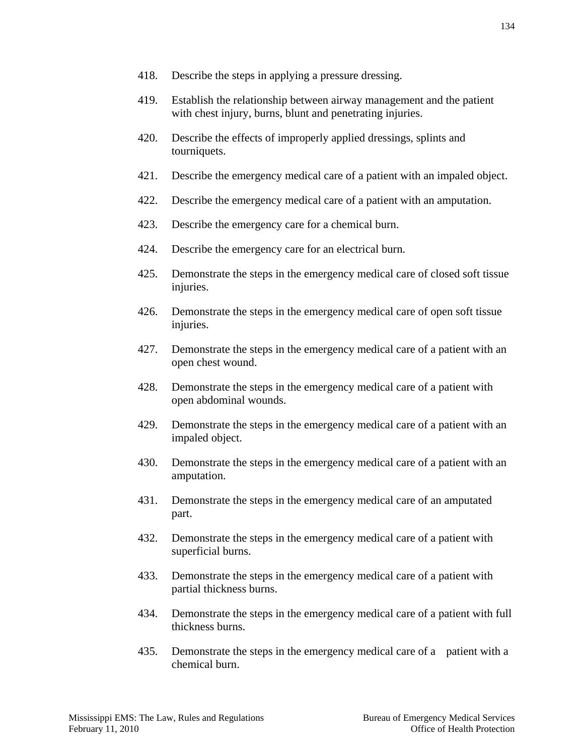418. Describe the steps in applying a pressure dressing.

419. Establish the relationship between airway management and the patient with chest injury, burns, blunt and penetrating injuries.

420. Describe the effects of improperly applied dressings, splints and tourniquets.

421. Describe the emergency medical care of a patient with an impaled object.

422. Describe the emergency medical care of a patient with an amputation.

423. Describe the emergency care for a chemical burn.

424. Describe the emergency care for an electrical burn.

425. Demonstrate the steps in the emergency medical care of closed soft tissue injuries.

426. Demonstrate the steps in the emergency medical care of open soft tissue injuries.

427. Demonstrate the steps in the emergency medical care of a patient with an open chest wound.

428. Demonstrate the steps in the emergency medical care of a patient with open abdominal wounds.

429. Demonstrate the steps in the emergency medical care of a patient with an impaled object.

430. Demonstrate the steps in the emergency medical care of a patient with an amputation.

431. Demonstrate the steps in the emergency medical care of an amputated part.

432. Demonstrate the steps in the emergency medical care of a patient with superficial burns.

433. Demonstrate the steps in the emergency medical care of a patient with partial thickness burns.

434. Demonstrate the steps in the emergency medical care of a patient with full thickness burns.

435. Demonstrate the steps in the emergency medical care of a patient with a chemical burn.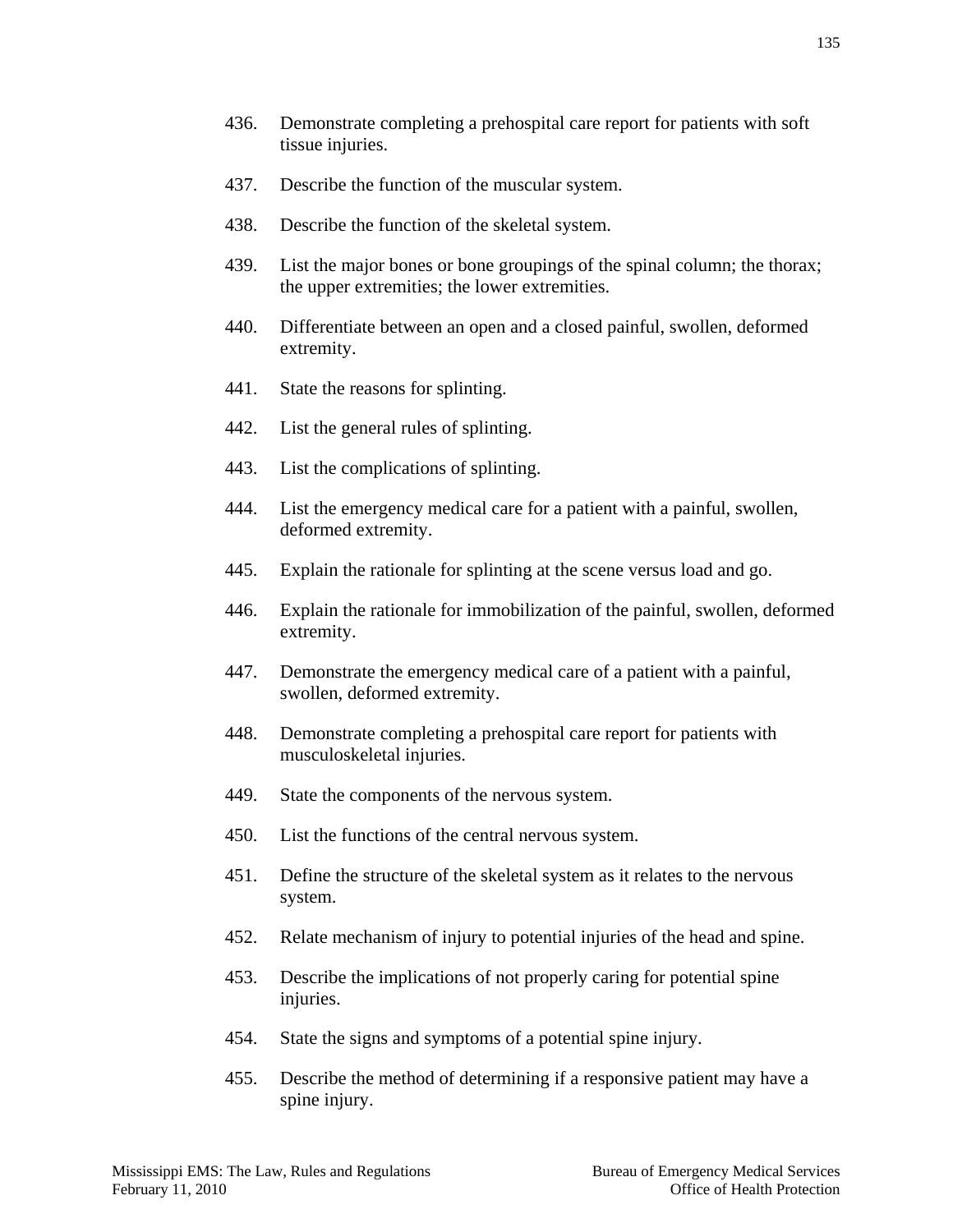436. Demonstrate completing a prehospital care report for patients with soft tissue injuries.

437. Describe the function of the muscular system.

438. Describe the function of the skeletal system.

439. List the major bones or bone groupings of the spinal column; the thorax; the upper extremities; the lower extremities.

440. Differentiate between an open and a closed painful, swollen, deformed extremity.

441. State the reasons for splinting.

442. List the general rules of splinting.

443. List the complications of splinting.

444. List the emergency medical care for a patient with a painful, swollen, deformed extremity.

445. Explain the rationale for splinting at the scene versus load and go.

446. Explain the rationale for immobilization of the painful, swollen, deformed extremity.

447. Demonstrate the emergency medical care of a patient with a painful, swollen, deformed extremity.

448. Demonstrate completing a prehospital care report for patients with musculoskeletal injuries.

449. State the components of the nervous system.

450. List the functions of the central nervous system.

451. Define the structure of the skeletal system as it relates to the nervous system.

452. Relate mechanism of injury to potential injuries of the head and spine.

453. Describe the implications of not properly caring for potential spine injuries.

454. State the signs and symptoms of a potential spine injury.

455. Describe the method of determining if a responsive patient may have a spine injury.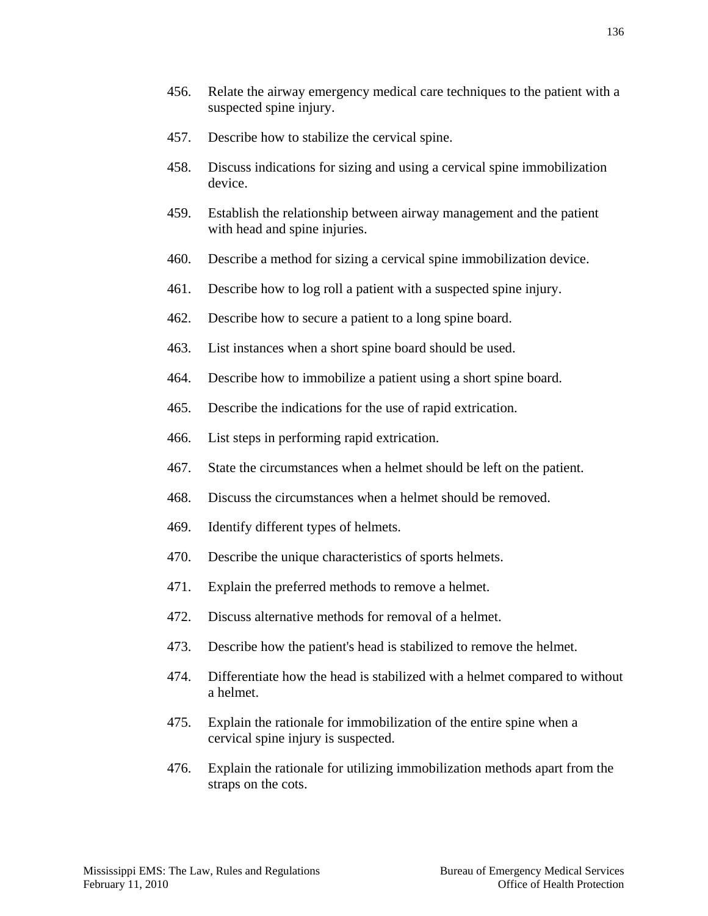456. Relate the airway emergency medical care techniques to the patient with a suspected spine injury.

457. Describe how to stabilize the cervical spine.

458. Discuss indications for sizing and using a cervical spine immobilization device.

459. Establish the relationship between airway management and the patient with head and spine injuries.

460. Describe a method for sizing a cervical spine immobilization device.

461. Describe how to log roll a patient with a suspected spine injury.

462. Describe how to secure a patient to a long spine board.

463. List instances when a short spine board should be used.

464. Describe how to immobilize a patient using a short spine board.

465. Describe the indications for the use of rapid extrication.

466. List steps in performing rapid extrication.

467. State the circumstances when a helmet should be left on the patient.

468. Discuss the circumstances when a helmet should be removed.

469. Identify different types of helmets.

470. Describe the unique characteristics of sports helmets.

471. Explain the preferred methods to remove a helmet.

472. Discuss alternative methods for removal of a helmet.

473. Describe how the patient's head is stabilized to remove the helmet.

474. Differentiate how the head is stabilized with a helmet compared to without a helmet.

475. Explain the rationale for immobilization of the entire spine when a cervical spine injury is suspected.

476. Explain the rationale for utilizing immobilization methods apart from the straps on the cots.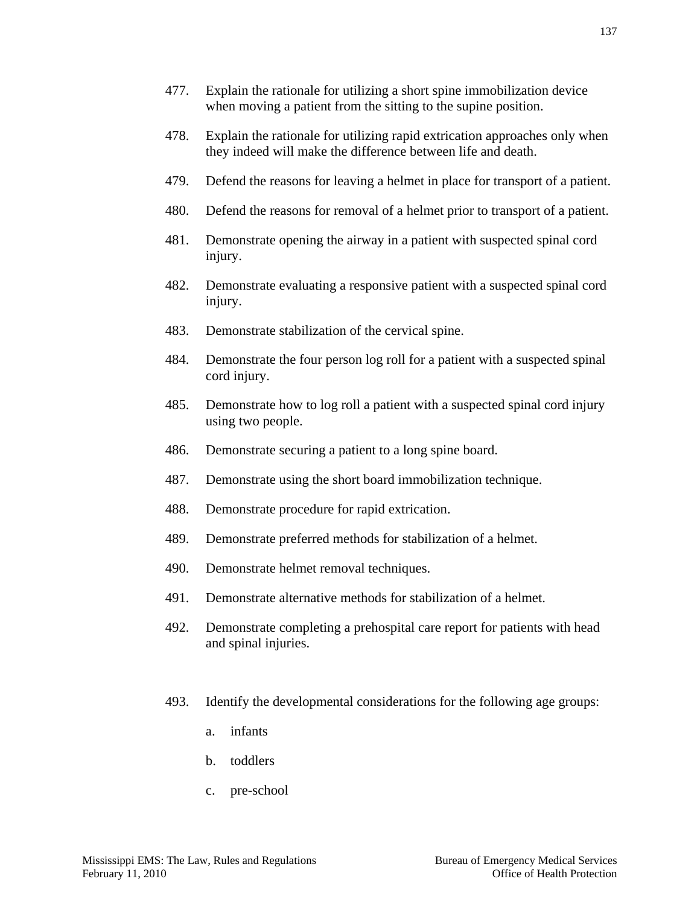477. Explain the rationale for utilizing a short spine immobilization device when moving a patient from the sitting to the supine position.

478. Explain the rationale for utilizing rapid extrication approaches only when they indeed will make the difference between life and death.

479. Defend the reasons for leaving a helmet in place for transport of a patient.

480. Defend the reasons for removal of a helmet prior to transport of a patient.

481. Demonstrate opening the airway in a patient with suspected spinal cord injury.

482. Demonstrate evaluating a responsive patient with a suspected spinal cord injury.

483. Demonstrate stabilization of the cervical spine.

484. Demonstrate the four person log roll for a patient with a suspected spinal cord injury.

485. Demonstrate how to log roll a patient with a suspected spinal cord injury using two people.

486. Demonstrate securing a patient to a long spine board.

487. Demonstrate using the short board immobilization technique.

488. Demonstrate procedure for rapid extrication.

489. Demonstrate preferred methods for stabilization of a helmet.

490. Demonstrate helmet removal techniques.

491. Demonstrate alternative methods for stabilization of a helmet.

492. Demonstrate completing a prehospital care report for patients with head and spinal injuries.

493. Identify the developmental considerations for the following age groups:

   a. infants

   b. toddlers

   c. pre-school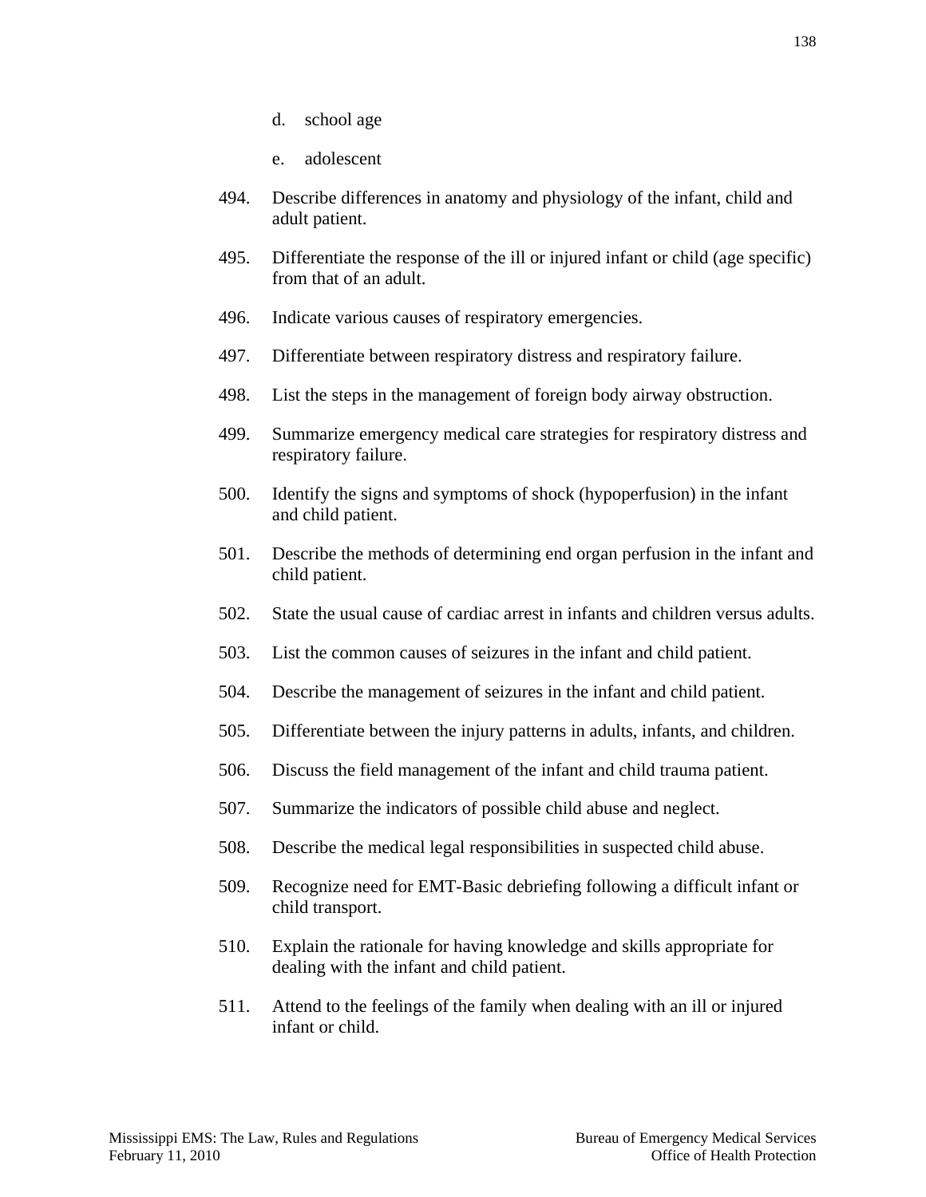d. school age

   e. adolescent

494. Describe differences in anatomy and physiology of the infant, child and adult patient.

495. Differentiate the response of the ill or injured infant or child (age specific) from that of an adult.

496. Indicate various causes of respiratory emergencies.

497. Differentiate between respiratory distress and respiratory failure.

498. List the steps in the management of foreign body airway obstruction.

499. Summarize emergency medical care strategies for respiratory distress and respiratory failure.

500. Identify the signs and symptoms of shock (hypoperfusion) in the infant and child patient.

501. Describe the methods of determining end organ perfusion in the infant and child patient.

502. State the usual cause of cardiac arrest in infants and children versus adults.

503. List the common causes of seizures in the infant and child patient.

504. Describe the management of seizures in the infant and child patient.

505. Differentiate between the injury patterns in adults, infants, and children.

506. Discuss the field management of the infant and child trauma patient.

507. Summarize the indicators of possible child abuse and neglect.

508. Describe the medical legal responsibilities in suspected child abuse.

509. Recognize need for EMT-Basic debriefing following a difficult infant or child transport.

510. Explain the rationale for having knowledge and skills appropriate for dealing with the infant and child patient.

511. Attend to the feelings of the family when dealing with an ill or injured infant or child.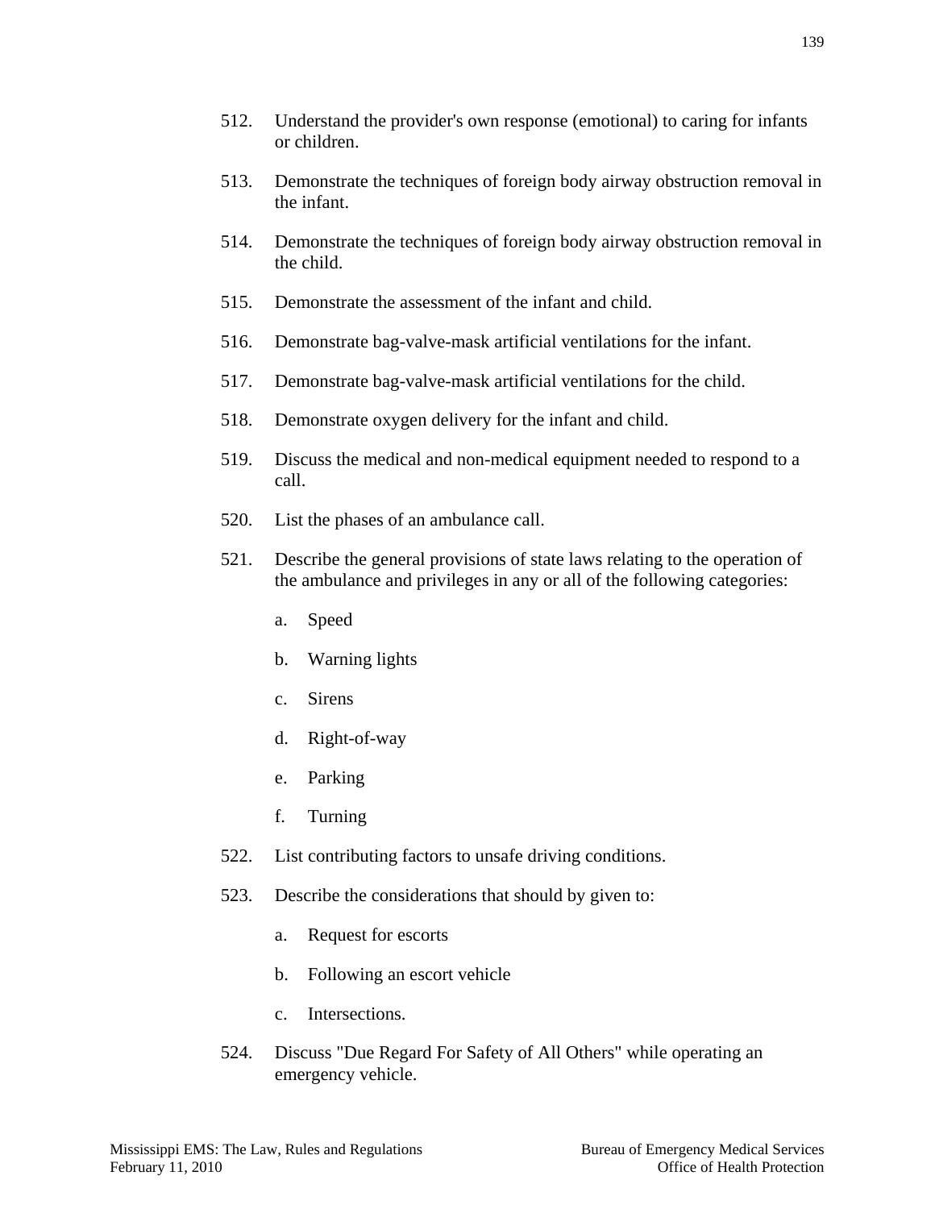512. Understand the provider's own response (emotional) to caring for infants or children.

513. Demonstrate the techniques of foreign body airway obstruction removal in the infant.

514. Demonstrate the techniques of foreign body airway obstruction removal in the child.

515. Demonstrate the assessment of the infant and child.

516. Demonstrate bag-valve-mask artificial ventilations for the infant.

517. Demonstrate bag-valve-mask artificial ventilations for the child.

518. Demonstrate oxygen delivery for the infant and child.

519. Discuss the medical and non-medical equipment needed to respond to a call.

520. List the phases of an ambulance call.

521. Describe the general provisions of state laws relating to the operation of the ambulance and privileges in any or all of the following categories:

    a. Speed

    b. Warning lights

    c. Sirens

    d. Right-of-way

    e. Parking

    f. Turning

522. List contributing factors to unsafe driving conditions.

523. Describe the considerations that should by given to:

    a. Request for escorts

    b. Following an escort vehicle

    c. Intersections.

524. Discuss "Due Regard For Safety of All Others" while operating an emergency vehicle.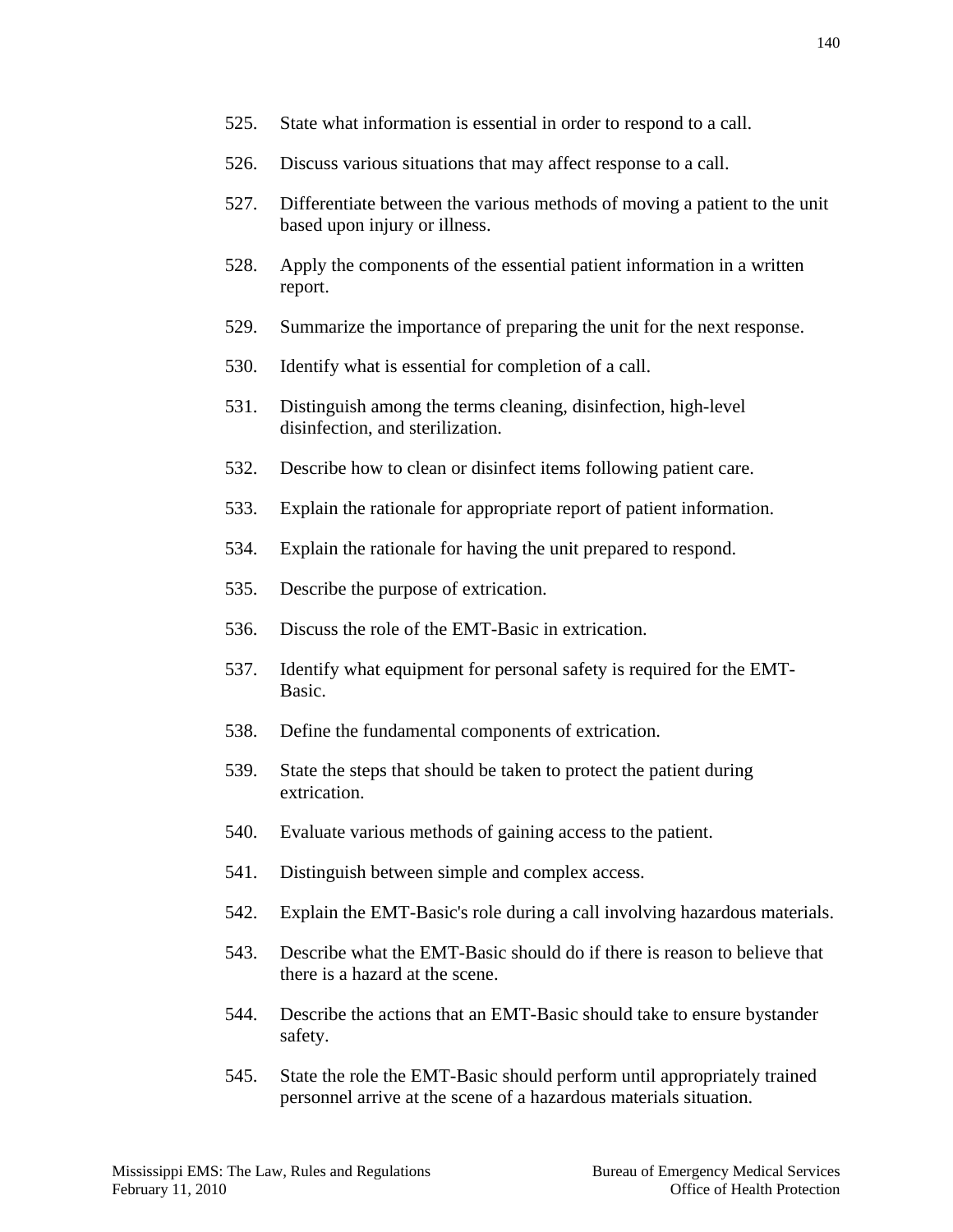525. State what information is essential in order to respond to a call.

526. Discuss various situations that may affect response to a call.

527. Differentiate between the various methods of moving a patient to the unit based upon injury or illness.

528. Apply the components of the essential patient information in a written report.

529. Summarize the importance of preparing the unit for the next response.

530. Identify what is essential for completion of a call.

531. Distinguish among the terms cleaning, disinfection, high-level disinfection, and sterilization.

532. Describe how to clean or disinfect items following patient care.

533. Explain the rationale for appropriate report of patient information.

534. Explain the rationale for having the unit prepared to respond.

535. Describe the purpose of extrication.

536. Discuss the role of the EMT-Basic in extrication.

537. Identify what equipment for personal safety is required for the EMT-Basic.

538. Define the fundamental components of extrication.

539. State the steps that should be taken to protect the patient during extrication.

540. Evaluate various methods of gaining access to the patient.

541. Distinguish between simple and complex access.

542. Explain the EMT-Basic's role during a call involving hazardous materials.

543. Describe what the EMT-Basic should do if there is reason to believe that there is a hazard at the scene.

544. Describe the actions that an EMT-Basic should take to ensure bystander safety.

545. State the role the EMT-Basic should perform until appropriately trained personnel arrive at the scene of a hazardous materials situation.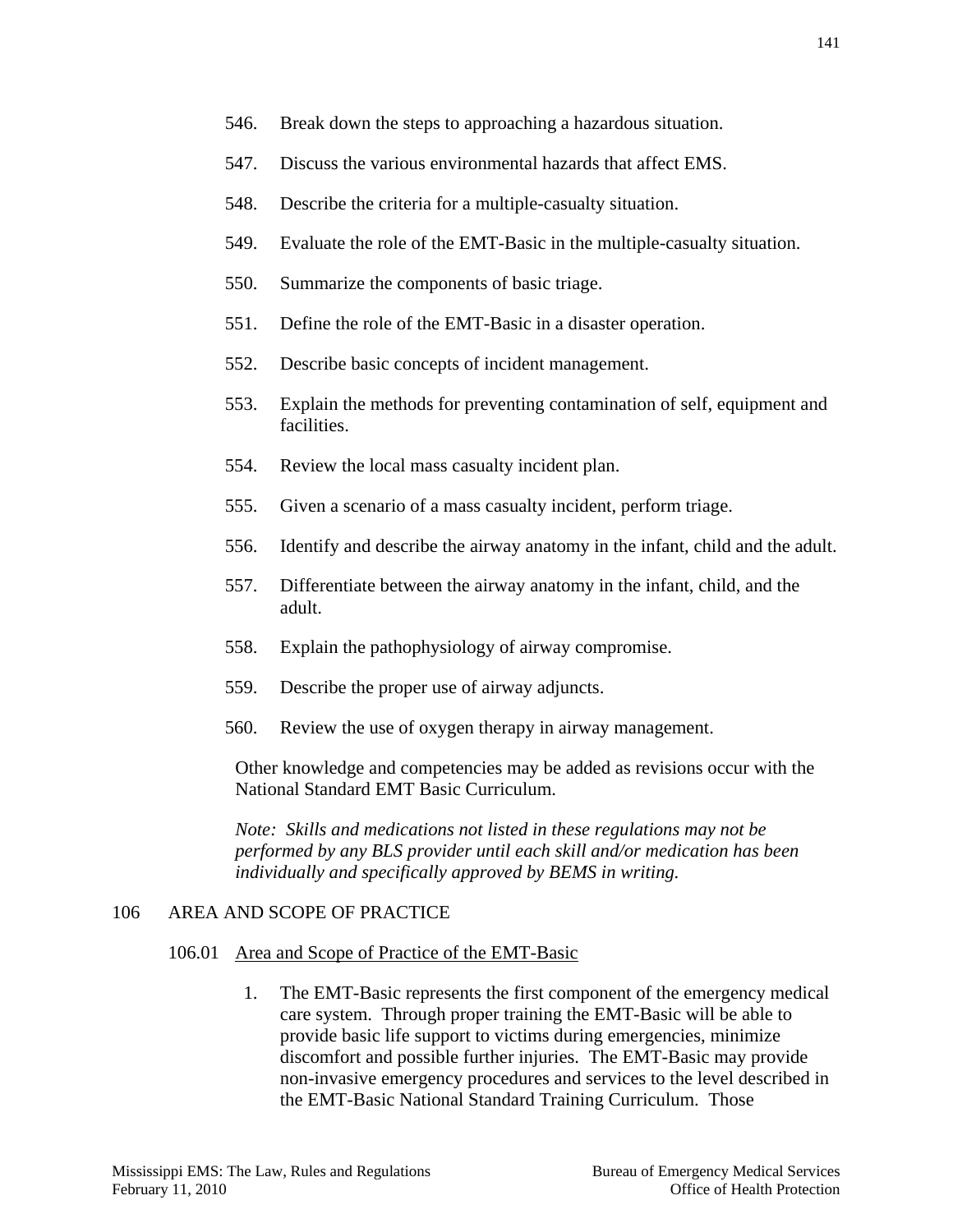546. Break down the steps to approaching a hazardous situation.

547. Discuss the various environmental hazards that affect EMS.

548. Describe the criteria for a multiple-casualty situation.

549. Evaluate the role of the EMT-Basic in the multiple-casualty situation.

550. Summarize the components of basic triage.

551. Define the role of the EMT-Basic in a disaster operation.

552. Describe basic concepts of incident management.

553. Explain the methods for preventing contamination of self, equipment and facilities.

554. Review the local mass casualty incident plan.

555. Given a scenario of a mass casualty incident, perform triage.

556. Identify and describe the airway anatomy in the infant, child and the adult.

557. Differentiate between the airway anatomy in the infant, child, and the adult.

558. Explain the pathophysiology of airway compromise.

559. Describe the proper use of airway adjuncts.

560. Review the use of oxygen therapy in airway management.

Other knowledge and competencies may be added as revisions occur with the National Standard EMT Basic Curriculum.

*Note: Skills and medications not listed in these regulations may not be performed by any BLS provider until each skill and/or medication has been individually and specifically approved by BEMS in writing.*

## 106 AREA AND SCOPE OF PRACTICE

### 106.01 Area and Scope of Practice of the EMT-Basic

1. The EMT-Basic represents the first component of the emergency medical care system. Through proper training the EMT-Basic will be able to provide basic life support to victims during emergencies, minimize discomfort and possible further injuries. The EMT-Basic may provide non-invasive emergency procedures and services to the level described in the EMT-Basic National Standard Training Curriculum. Those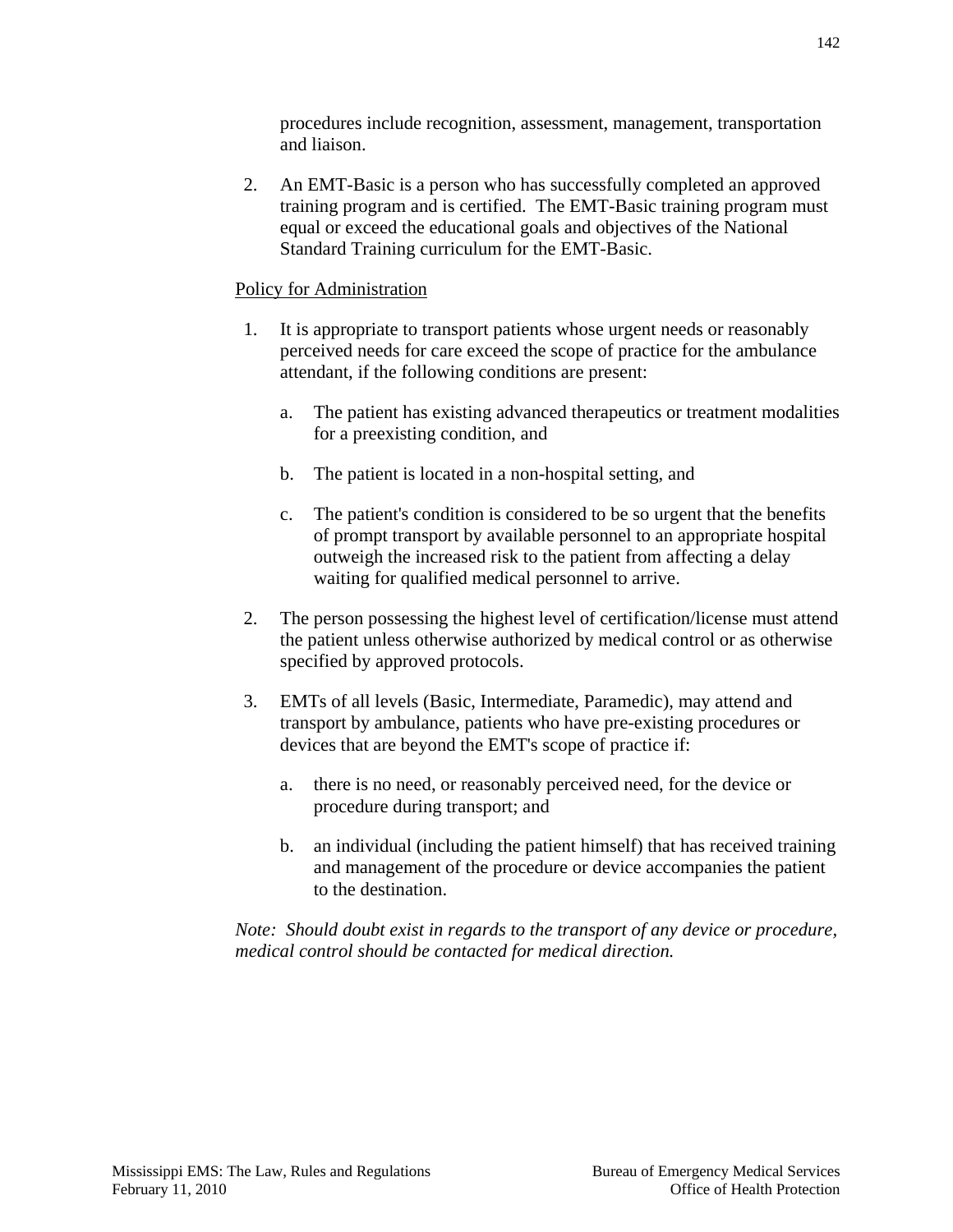procedures include recognition, assessment, management, transportation and liaison.

2. An EMT-Basic is a person who has successfully completed an approved training program and is certified. The EMT-Basic training program must equal or exceed the educational goals and objectives of the National Standard Training curriculum for the EMT-Basic.

<u>Policy for Administration</u>

1. It is appropriate to transport patients whose urgent needs or reasonably perceived needs for care exceed the scope of practice for the ambulance attendant, if the following conditions are present:

   a. The patient has existing advanced therapeutics or treatment modalities for a preexisting condition, and

   b. The patient is located in a non-hospital setting, and

   c. The patient's condition is considered to be so urgent that the benefits of prompt transport by available personnel to an appropriate hospital outweigh the increased risk to the patient from affecting a delay waiting for qualified medical personnel to arrive.

2. The person possessing the highest level of certification/license must attend the patient unless otherwise authorized by medical control or as otherwise specified by approved protocols.

3. EMTs of all levels (Basic, Intermediate, Paramedic), may attend and transport by ambulance, patients who have pre-existing procedures or devices that are beyond the EMT's scope of practice if:

   a. there is no need, or reasonably perceived need, for the device or procedure during transport; and

   b. an individual (including the patient himself) that has received training and management of the procedure or device accompanies the patient to the destination.

*Note: Should doubt exist in regards to the transport of any device or procedure, medical control should be contacted for medical direction.*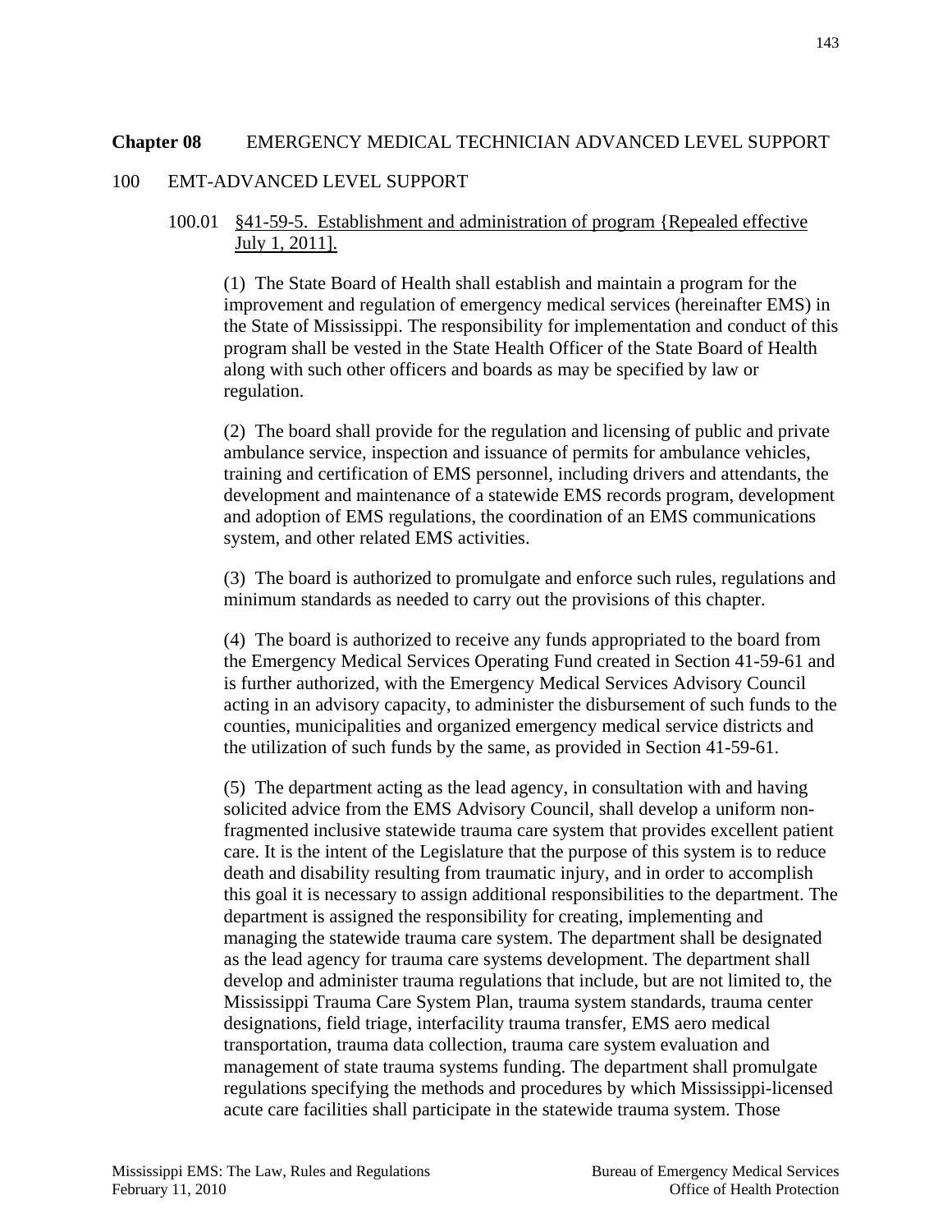## Chapter 08 EMERGENCY MEDICAL TECHNICIAN ADVANCED LEVEL SUPPORT

### 100 EMT-ADVANCED LEVEL SUPPORT

#### 100.01 §41-59-5. Establishment and administration of program {Repealed effective July 1, 2011].

(1) The State Board of Health shall establish and maintain a program for the improvement and regulation of emergency medical services (hereinafter EMS) in the State of Mississippi. The responsibility for implementation and conduct of this program shall be vested in the State Health Officer of the State Board of Health along with such other officers and boards as may be specified by law or regulation.

(2) The board shall provide for the regulation and licensing of public and private ambulance service, inspection and issuance of permits for ambulance vehicles, training and certification of EMS personnel, including drivers and attendants, the development and maintenance of a statewide EMS records program, development and adoption of EMS regulations, the coordination of an EMS communications system, and other related EMS activities.

(3) The board is authorized to promulgate and enforce such rules, regulations and minimum standards as needed to carry out the provisions of this chapter.

(4) The board is authorized to receive any funds appropriated to the board from the Emergency Medical Services Operating Fund created in Section 41-59-61 and is further authorized, with the Emergency Medical Services Advisory Council acting in an advisory capacity, to administer the disbursement of such funds to the counties, municipalities and organized emergency medical service districts and the utilization of such funds by the same, as provided in Section 41-59-61.

(5) The department acting as the lead agency, in consultation with and having solicited advice from the EMS Advisory Council, shall develop a uniform non-fragmented inclusive statewide trauma care system that provides excellent patient care. It is the intent of the Legislature that the purpose of this system is to reduce death and disability resulting from traumatic injury, and in order to accomplish this goal it is necessary to assign additional responsibilities to the department. The department is assigned the responsibility for creating, implementing and managing the statewide trauma care system. The department shall be designated as the lead agency for trauma care systems development. The department shall develop and administer trauma regulations that include, but are not limited to, the Mississippi Trauma Care System Plan, trauma system standards, trauma center designations, field triage, interfacility trauma transfer, EMS aero medical transportation, trauma data collection, trauma care system evaluation and management of state trauma systems funding. The department shall promulgate regulations specifying the methods and procedures by which Mississippi-licensed acute care facilities shall participate in the statewide trauma system. Those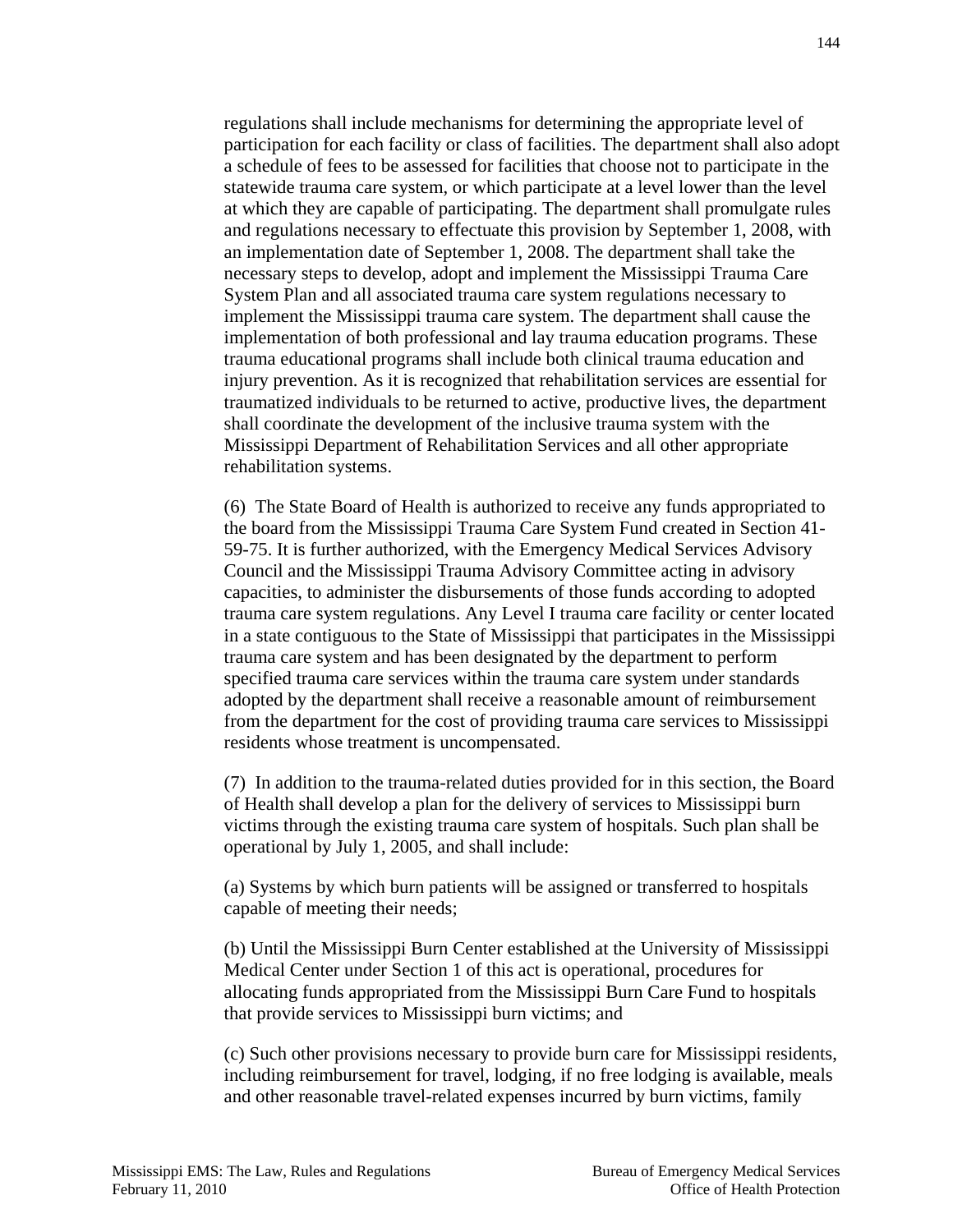regulations shall include mechanisms for determining the appropriate level of participation for each facility or class of facilities. The department shall also adopt a schedule of fees to be assessed for facilities that choose not to participate in the statewide trauma care system, or which participate at a level lower than the level at which they are capable of participating. The department shall promulgate rules and regulations necessary to effectuate this provision by September 1, 2008, with an implementation date of September 1, 2008. The department shall take the necessary steps to develop, adopt and implement the Mississippi Trauma Care System Plan and all associated trauma care system regulations necessary to implement the Mississippi trauma care system. The department shall cause the implementation of both professional and lay trauma education programs. These trauma educational programs shall include both clinical trauma education and injury prevention. As it is recognized that rehabilitation services are essential for traumatized individuals to be returned to active, productive lives, the department shall coordinate the development of the inclusive trauma system with the Mississippi Department of Rehabilitation Services and all other appropriate rehabilitation systems.

(6) The State Board of Health is authorized to receive any funds appropriated to the board from the Mississippi Trauma Care System Fund created in Section 41-59-75. It is further authorized, with the Emergency Medical Services Advisory Council and the Mississippi Trauma Advisory Committee acting in advisory capacities, to administer the disbursements of those funds according to adopted trauma care system regulations. Any Level I trauma care facility or center located in a state contiguous to the State of Mississippi that participates in the Mississippi trauma care system and has been designated by the department to perform specified trauma care services within the trauma care system under standards adopted by the department shall receive a reasonable amount of reimbursement from the department for the cost of providing trauma care services to Mississippi residents whose treatment is uncompensated.

(7) In addition to the trauma-related duties provided for in this section, the Board of Health shall develop a plan for the delivery of services to Mississippi burn victims through the existing trauma care system of hospitals. Such plan shall be operational by July 1, 2005, and shall include:

(a) Systems by which burn patients will be assigned or transferred to hospitals capable of meeting their needs;

(b) Until the Mississippi Burn Center established at the University of Mississippi Medical Center under Section 1 of this act is operational, procedures for allocating funds appropriated from the Mississippi Burn Care Fund to hospitals that provide services to Mississippi burn victims; and

(c) Such other provisions necessary to provide burn care for Mississippi residents, including reimbursement for travel, lodging, if no free lodging is available, meals and other reasonable travel-related expenses incurred by burn victims, family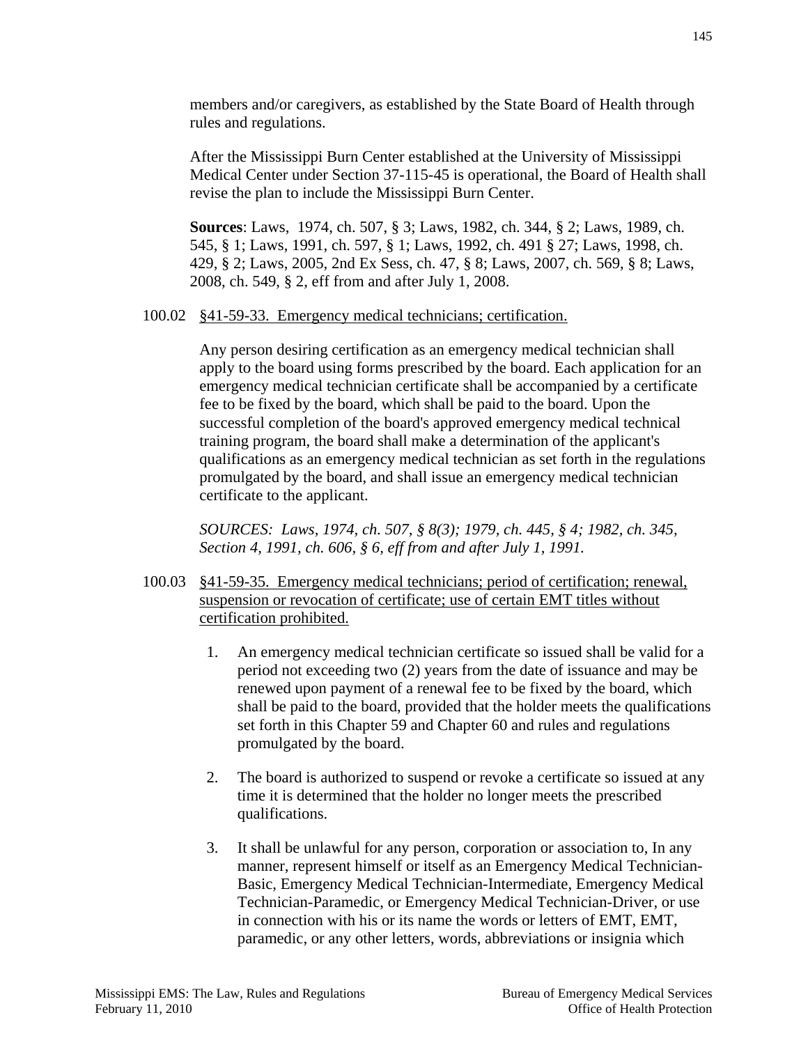members and/or caregivers, as established by the State Board of Health through rules and regulations.

After the Mississippi Burn Center established at the University of Mississippi Medical Center under Section 37-115-45 is operational, the Board of Health shall revise the plan to include the Mississippi Burn Center.

**Sources**: Laws, 1974, ch. 507, § 3; Laws, 1982, ch. 344, § 2; Laws, 1989, ch. 545, § 1; Laws, 1991, ch. 597, § 1; Laws, 1992, ch. 491 § 27; Laws, 1998, ch. 429, § 2; Laws, 2005, 2nd Ex Sess, ch. 47, § 8; Laws, 2007, ch. 569, § 8; Laws, 2008, ch. 549, § 2, eff from and after July 1, 2008.

100.02 §41-59-33. Emergency medical technicians; certification.

Any person desiring certification as an emergency medical technician shall apply to the board using forms prescribed by the board. Each application for an emergency medical technician certificate shall be accompanied by a certificate fee to be fixed by the board, which shall be paid to the board. Upon the successful completion of the board's approved emergency medical technical training program, the board shall make a determination of the applicant's qualifications as an emergency medical technician as set forth in the regulations promulgated by the board, and shall issue an emergency medical technician certificate to the applicant.

*SOURCES: Laws, 1974, ch. 507, § 8(3); 1979, ch. 445, § 4; 1982, ch. 345, Section 4, 1991, ch. 606, § 6, eff from and after July 1, 1991.*

100.03 §41-59-35. Emergency medical technicians; period of certification; renewal, suspension or revocation of certificate; use of certain EMT titles without certification prohibited.

1. An emergency medical technician certificate so issued shall be valid for a period not exceeding two (2) years from the date of issuance and may be renewed upon payment of a renewal fee to be fixed by the board, which shall be paid to the board, provided that the holder meets the qualifications set forth in this Chapter 59 and Chapter 60 and rules and regulations promulgated by the board.

2. The board is authorized to suspend or revoke a certificate so issued at any time it is determined that the holder no longer meets the prescribed qualifications.

3. It shall be unlawful for any person, corporation or association to, In any manner, represent himself or itself as an Emergency Medical Technician-Basic, Emergency Medical Technician-Intermediate, Emergency Medical Technician-Paramedic, or Emergency Medical Technician-Driver, or use in connection with his or its name the words or letters of EMT, EMT, paramedic, or any other letters, words, abbreviations or insignia which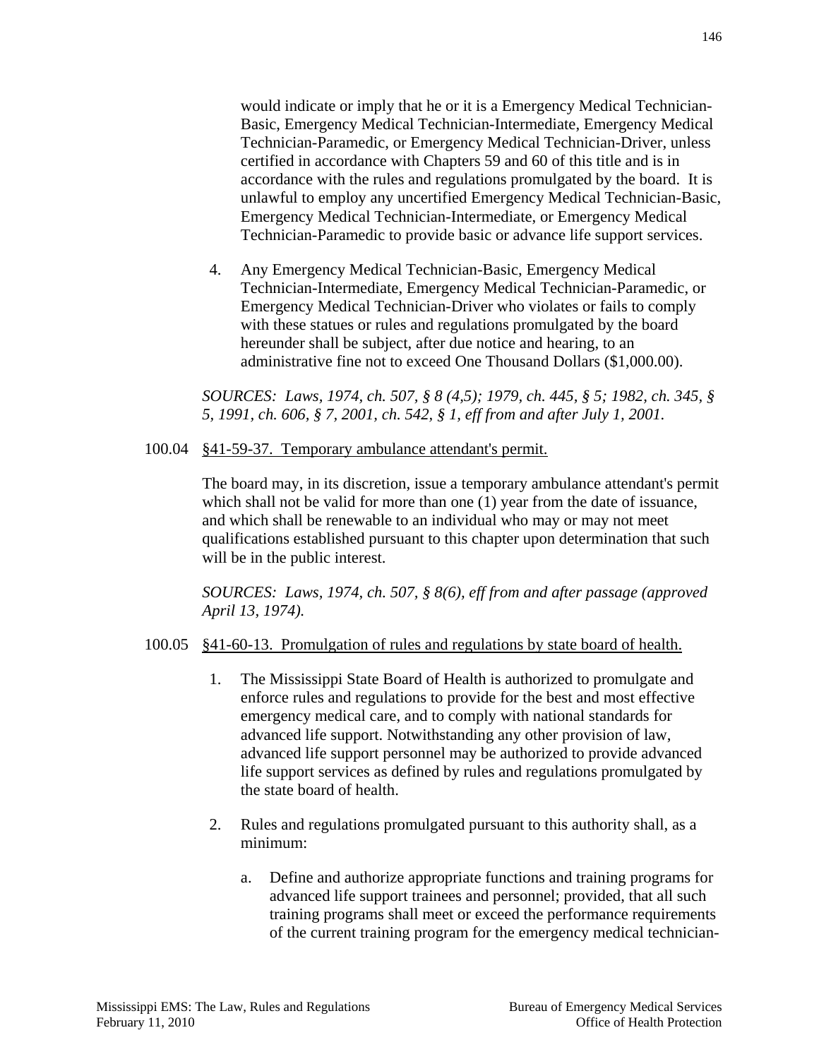would indicate or imply that he or it is a Emergency Medical Technician-Basic, Emergency Medical Technician-Intermediate, Emergency Medical Technician-Paramedic, or Emergency Medical Technician-Driver, unless certified in accordance with Chapters 59 and 60 of this title and is in accordance with the rules and regulations promulgated by the board. It is unlawful to employ any uncertified Emergency Medical Technician-Basic, Emergency Medical Technician-Intermediate, or Emergency Medical Technician-Paramedic to provide basic or advance life support services.

4. Any Emergency Medical Technician-Basic, Emergency Medical Technician-Intermediate, Emergency Medical Technician-Paramedic, or Emergency Medical Technician-Driver who violates or fails to comply with these statues or rules and regulations promulgated by the board hereunder shall be subject, after due notice and hearing, to an administrative fine not to exceed One Thousand Dollars ($1,000.00).

*SOURCES: Laws, 1974, ch. 507, § 8 (4,5); 1979, ch. 445, § 5; 1982, ch. 345, § 5, 1991, ch. 606, § 7, 2001, ch. 542, § 1, eff from and after July 1, 2001.*

100.04 <u>§41-59-37. Temporary ambulance attendant's permit.</u>

The board may, in its discretion, issue a temporary ambulance attendant's permit which shall not be valid for more than one (1) year from the date of issuance, and which shall be renewable to an individual who may or may not meet qualifications established pursuant to this chapter upon determination that such will be in the public interest.

*SOURCES: Laws, 1974, ch. 507, § 8(6), eff from and after passage (approved April 13, 1974).*

100.05 <u>§41-60-13. Promulgation of rules and regulations by state board of health.</u>

1. The Mississippi State Board of Health is authorized to promulgate and enforce rules and regulations to provide for the best and most effective emergency medical care, and to comply with national standards for advanced life support. Notwithstanding any other provision of law, advanced life support personnel may be authorized to provide advanced life support services as defined by rules and regulations promulgated by the state board of health.

2. Rules and regulations promulgated pursuant to this authority shall, as a minimum:

   a. Define and authorize appropriate functions and training programs for advanced life support trainees and personnel; provided, that all such training programs shall meet or exceed the performance requirements of the current training program for the emergency medical technician-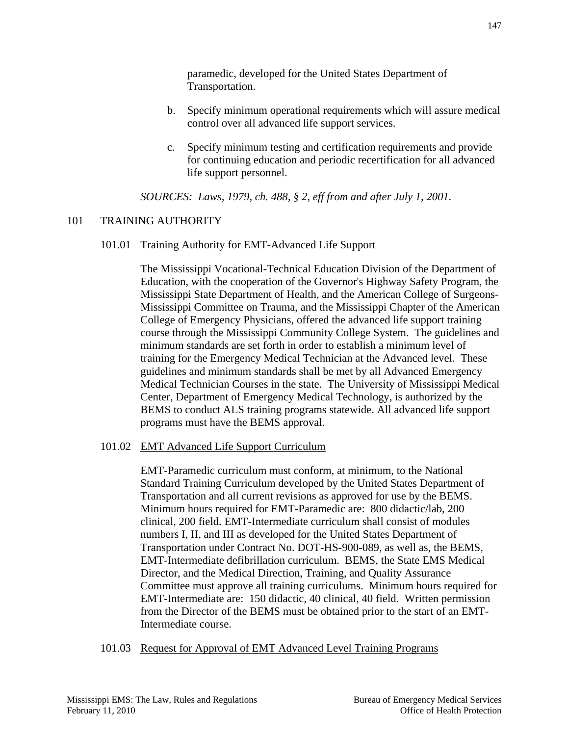paramedic, developed for the United States Department of Transportation.

b. Specify minimum operational requirements which will assure medical control over all advanced life support services.

c. Specify minimum testing and certification requirements and provide for continuing education and periodic recertification for all advanced life support personnel.

*SOURCES: Laws, 1979, ch. 488, § 2, eff from and after July 1, 2001.*

## 101 TRAINING AUTHORITY

### 101.01 Training Authority for EMT-Advanced Life Support

The Mississippi Vocational-Technical Education Division of the Department of Education, with the cooperation of the Governor's Highway Safety Program, the Mississippi State Department of Health, and the American College of Surgeons-Mississippi Committee on Trauma, and the Mississippi Chapter of the American College of Emergency Physicians, offered the advanced life support training course through the Mississippi Community College System. The guidelines and minimum standards are set forth in order to establish a minimum level of training for the Emergency Medical Technician at the Advanced level. These guidelines and minimum standards shall be met by all Advanced Emergency Medical Technician Courses in the state. The University of Mississippi Medical Center, Department of Emergency Medical Technology, is authorized by the BEMS to conduct ALS training programs statewide. All advanced life support programs must have the BEMS approval.

### 101.02 EMT Advanced Life Support Curriculum

EMT-Paramedic curriculum must conform, at minimum, to the National Standard Training Curriculum developed by the United States Department of Transportation and all current revisions as approved for use by the BEMS. Minimum hours required for EMT-Paramedic are: 800 didactic/lab, 200 clinical, 200 field. EMT-Intermediate curriculum shall consist of modules numbers I, II, and III as developed for the United States Department of Transportation under Contract No. DOT-HS-900-089, as well as, the BEMS, EMT-Intermediate defibrillation curriculum. BEMS, the State EMS Medical Director, and the Medical Direction, Training, and Quality Assurance Committee must approve all training curriculums. Minimum hours required for EMT-Intermediate are: 150 didactic, 40 clinical, 40 field. Written permission from the Director of the BEMS must be obtained prior to the start of an EMT-Intermediate course.

### 101.03 Request for Approval of EMT Advanced Level Training Programs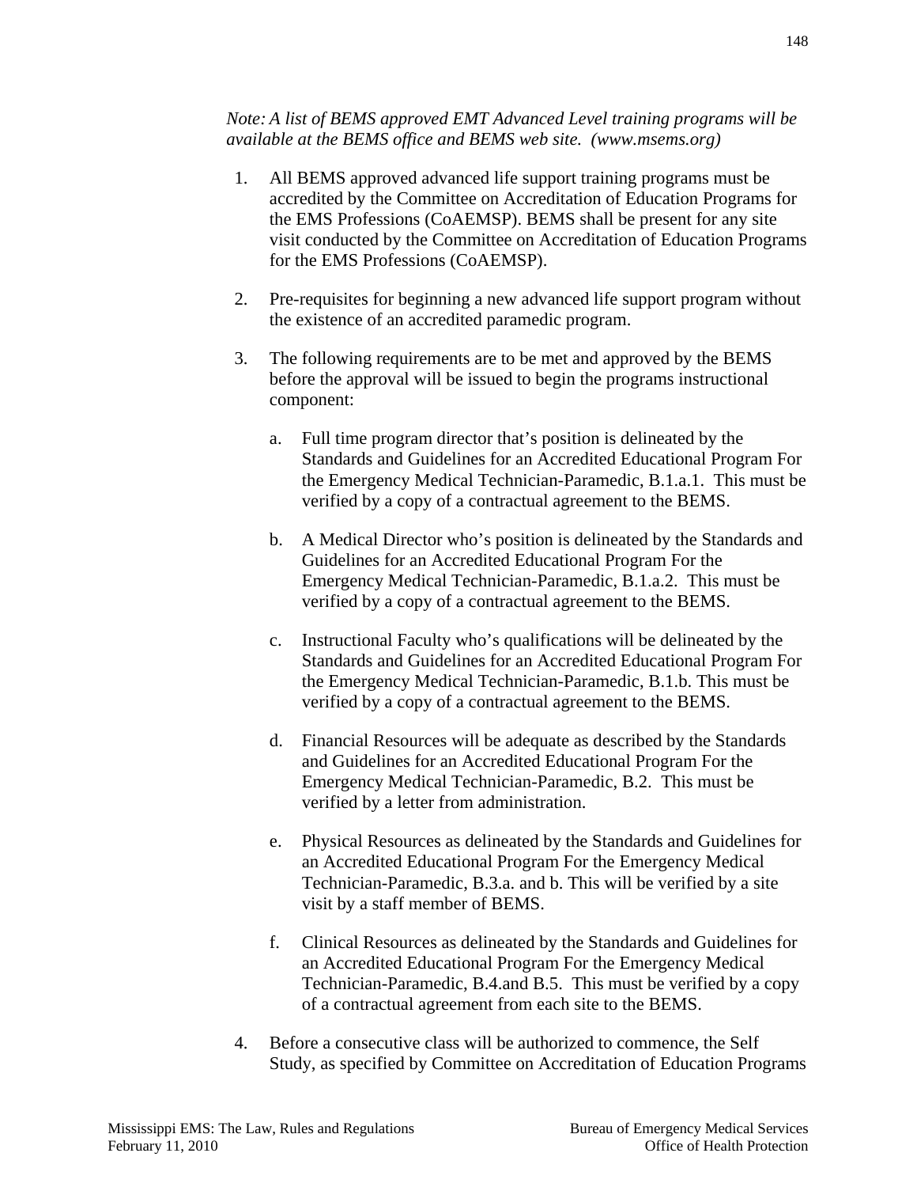*Note: A list of BEMS approved EMT Advanced Level training programs will be available at the BEMS office and BEMS web site. (www.msems.org)*

1. All BEMS approved advanced life support training programs must be accredited by the Committee on Accreditation of Education Programs for the EMS Professions (CoAEMSP). BEMS shall be present for any site visit conducted by the Committee on Accreditation of Education Programs for the EMS Professions (CoAEMSP).

2. Pre-requisites for beginning a new advanced life support program without the existence of an accredited paramedic program.

3. The following requirements are to be met and approved by the BEMS before the approval will be issued to begin the programs instructional component:

   a. Full time program director that's position is delineated by the Standards and Guidelines for an Accredited Educational Program For the Emergency Medical Technician-Paramedic, B.1.a.1. This must be verified by a copy of a contractual agreement to the BEMS.

   b. A Medical Director who's position is delineated by the Standards and Guidelines for an Accredited Educational Program For the Emergency Medical Technician-Paramedic, B.1.a.2. This must be verified by a copy of a contractual agreement to the BEMS.

   c. Instructional Faculty who's qualifications will be delineated by the Standards and Guidelines for an Accredited Educational Program For the Emergency Medical Technician-Paramedic, B.1.b. This must be verified by a copy of a contractual agreement to the BEMS.

   d. Financial Resources will be adequate as described by the Standards and Guidelines for an Accredited Educational Program For the Emergency Medical Technician-Paramedic, B.2. This must be verified by a letter from administration.

   e. Physical Resources as delineated by the Standards and Guidelines for an Accredited Educational Program For the Emergency Medical Technician-Paramedic, B.3.a. and b. This will be verified by a site visit by a staff member of BEMS.

   f. Clinical Resources as delineated by the Standards and Guidelines for an Accredited Educational Program For the Emergency Medical Technician-Paramedic, B.4.and B.5. This must be verified by a copy of a contractual agreement from each site to the BEMS.

4. Before a consecutive class will be authorized to commence, the Self Study, as specified by Committee on Accreditation of Education Programs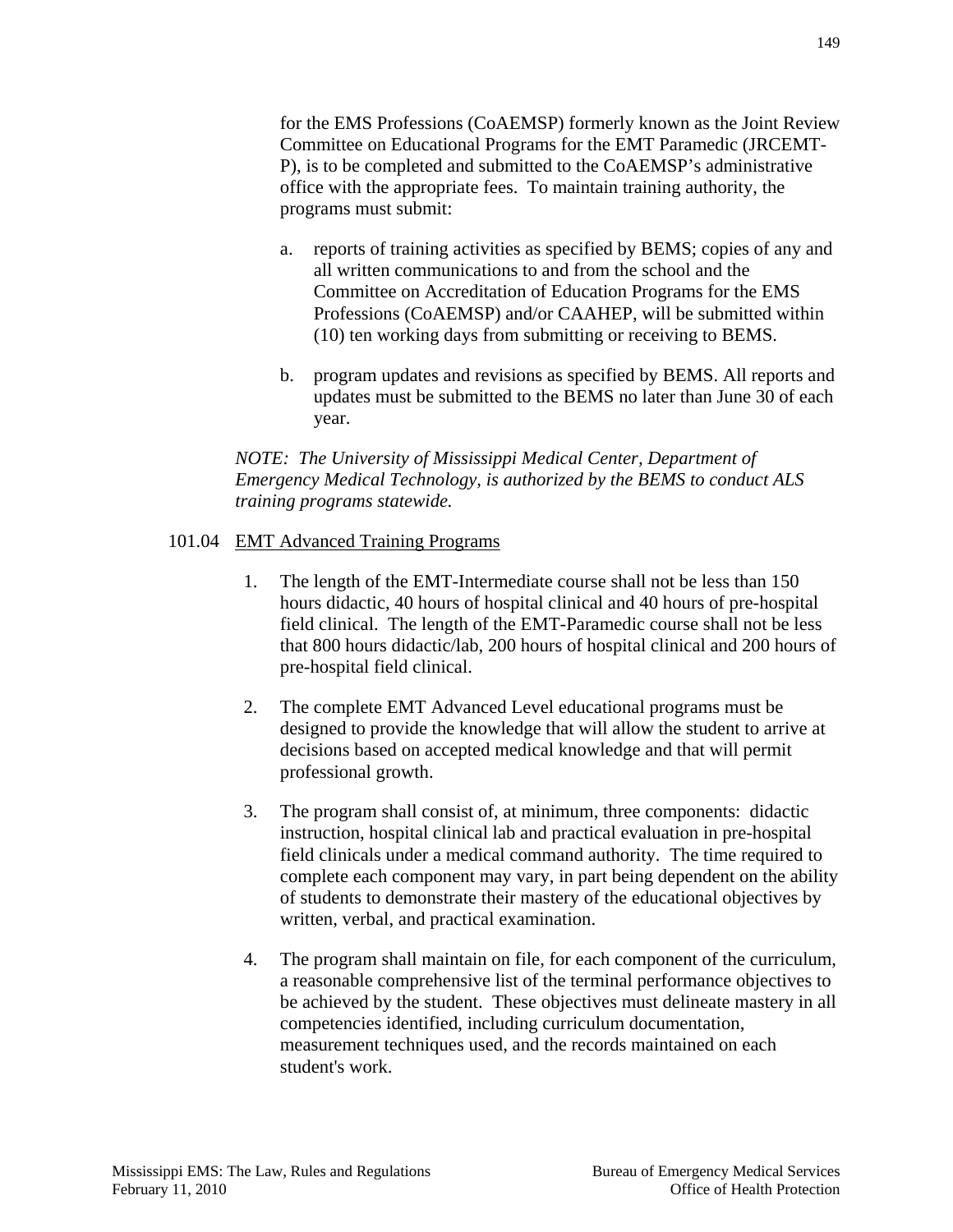for the EMS Professions (CoAEMSP) formerly known as the Joint Review Committee on Educational Programs for the EMT Paramedic (JRCEMT-P), is to be completed and submitted to the CoAEMSP's administrative office with the appropriate fees. To maintain training authority, the programs must submit:

a. reports of training activities as specified by BEMS; copies of any and all written communications to and from the school and the Committee on Accreditation of Education Programs for the EMS Professions (CoAEMSP) and/or CAAHEP, will be submitted within (10) ten working days from submitting or receiving to BEMS.

b. program updates and revisions as specified by BEMS. All reports and updates must be submitted to the BEMS no later than June 30 of each year.

*NOTE: The University of Mississippi Medical Center, Department of Emergency Medical Technology, is authorized by the BEMS to conduct ALS training programs statewide.*

101.04 EMT Advanced Training Programs

1. The length of the EMT-Intermediate course shall not be less than 150 hours didactic, 40 hours of hospital clinical and 40 hours of pre-hospital field clinical. The length of the EMT-Paramedic course shall not be less that 800 hours didactic/lab, 200 hours of hospital clinical and 200 hours of pre-hospital field clinical.

2. The complete EMT Advanced Level educational programs must be designed to provide the knowledge that will allow the student to arrive at decisions based on accepted medical knowledge and that will permit professional growth.

3. The program shall consist of, at minimum, three components: didactic instruction, hospital clinical lab and practical evaluation in pre-hospital field clinicals under a medical command authority. The time required to complete each component may vary, in part being dependent on the ability of students to demonstrate their mastery of the educational objectives by written, verbal, and practical examination.

4. The program shall maintain on file, for each component of the curriculum, a reasonable comprehensive list of the terminal performance objectives to be achieved by the student. These objectives must delineate mastery in all competencies identified, including curriculum documentation, measurement techniques used, and the records maintained on each student's work.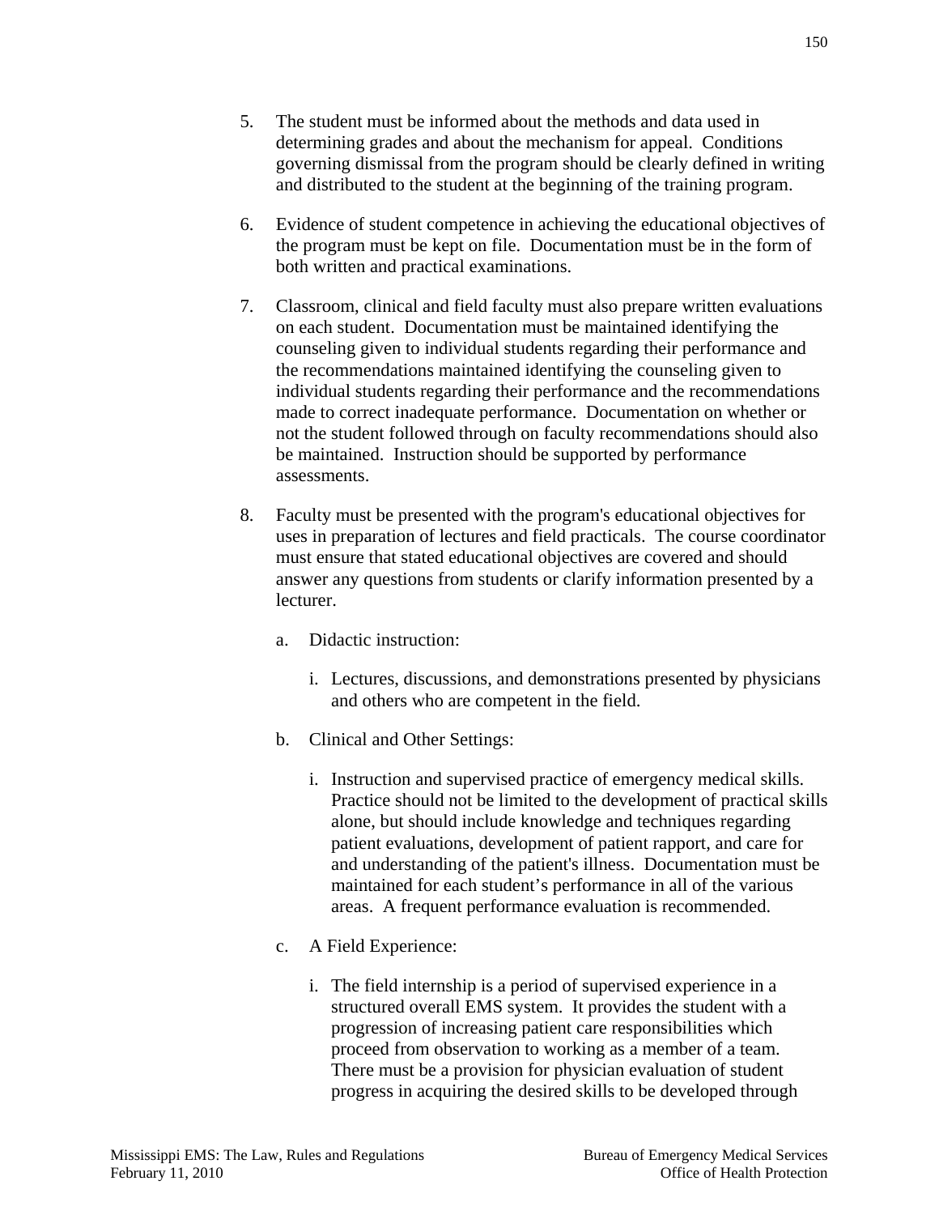5. The student must be informed about the methods and data used in determining grades and about the mechanism for appeal. Conditions governing dismissal from the program should be clearly defined in writing and distributed to the student at the beginning of the training program.

6. Evidence of student competence in achieving the educational objectives of the program must be kept on file. Documentation must be in the form of both written and practical examinations.

7. Classroom, clinical and field faculty must also prepare written evaluations on each student. Documentation must be maintained identifying the counseling given to individual students regarding their performance and the recommendations maintained identifying the counseling given to individual students regarding their performance and the recommendations made to correct inadequate performance. Documentation on whether or not the student followed through on faculty recommendations should also be maintained. Instruction should be supported by performance assessments.

8. Faculty must be presented with the program's educational objectives for uses in preparation of lectures and field practicals. The course coordinator must ensure that stated educational objectives are covered and should answer any questions from students or clarify information presented by a lecturer.

   a. Didactic instruction:

      i. Lectures, discussions, and demonstrations presented by physicians and others who are competent in the field.

   b. Clinical and Other Settings:

      i. Instruction and supervised practice of emergency medical skills. Practice should not be limited to the development of practical skills alone, but should include knowledge and techniques regarding patient evaluations, development of patient rapport, and care for and understanding of the patient's illness. Documentation must be maintained for each student's performance in all of the various areas. A frequent performance evaluation is recommended.

   c. A Field Experience:

      i. The field internship is a period of supervised experience in a structured overall EMS system. It provides the student with a progression of increasing patient care responsibilities which proceed from observation to working as a member of a team. There must be a provision for physician evaluation of student progress in acquiring the desired skills to be developed through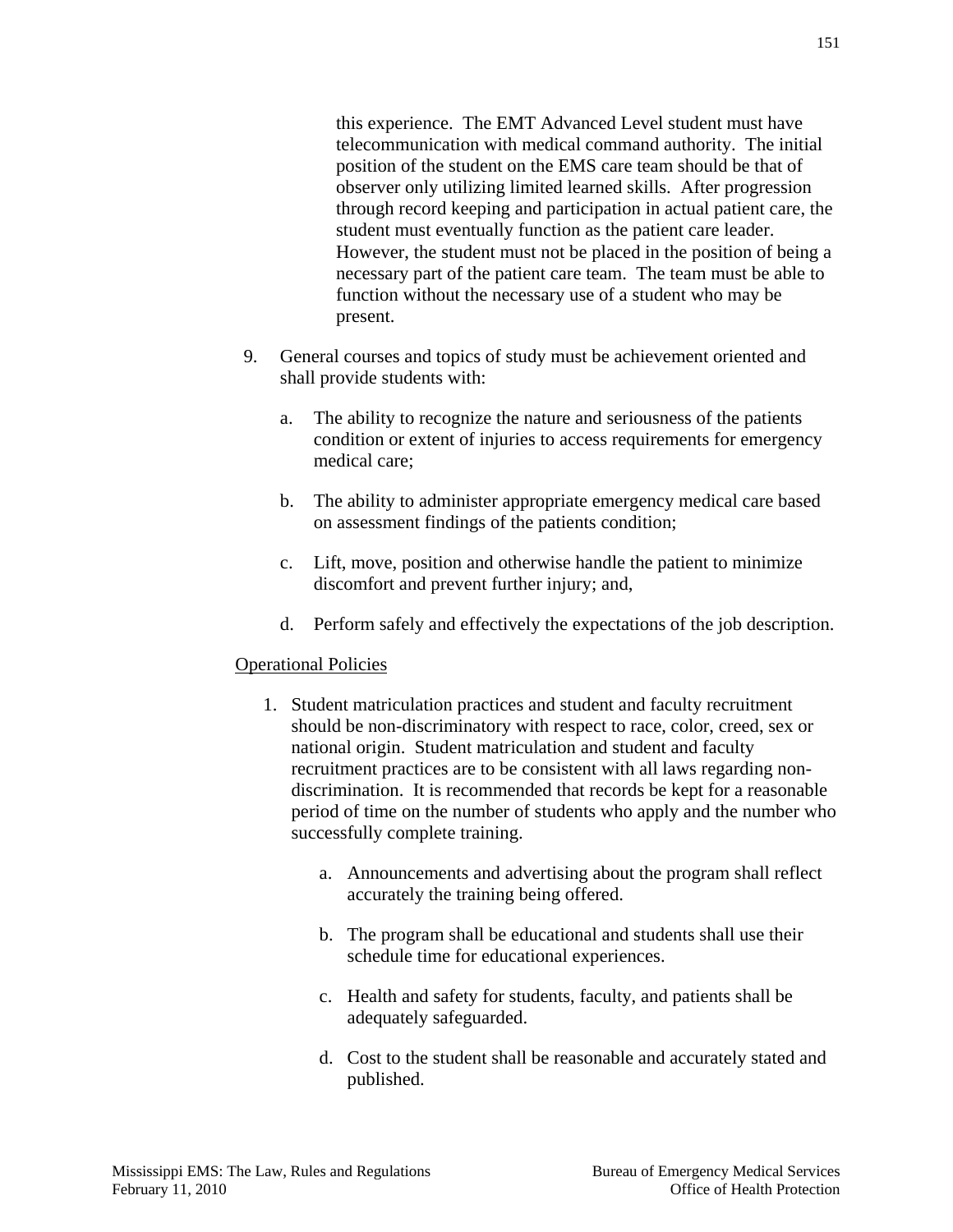this experience. The EMT Advanced Level student must have telecommunication with medical command authority. The initial position of the student on the EMS care team should be that of observer only utilizing limited learned skills. After progression through record keeping and participation in actual patient care, the student must eventually function as the patient care leader. However, the student must not be placed in the position of being a necessary part of the patient care team. The team must be able to function without the necessary use of a student who may be present.

9. General courses and topics of study must be achievement oriented and shall provide students with:

   a. The ability to recognize the nature and seriousness of the patients condition or extent of injuries to access requirements for emergency medical care;

   b. The ability to administer appropriate emergency medical care based on assessment findings of the patients condition;

   c. Lift, move, position and otherwise handle the patient to minimize discomfort and prevent further injury; and,

   d. Perform safely and effectively the expectations of the job description.

<u>Operational Policies</u>

1. Student matriculation practices and student and faculty recruitment should be non-discriminatory with respect to race, color, creed, sex or national origin. Student matriculation and student and faculty recruitment practices are to be consistent with all laws regarding non-discrimination. It is recommended that records be kept for a reasonable period of time on the number of students who apply and the number who successfully complete training.

   a. Announcements and advertising about the program shall reflect accurately the training being offered.

   b. The program shall be educational and students shall use their schedule time for educational experiences.

   c. Health and safety for students, faculty, and patients shall be adequately safeguarded.

   d. Cost to the student shall be reasonable and accurately stated and published.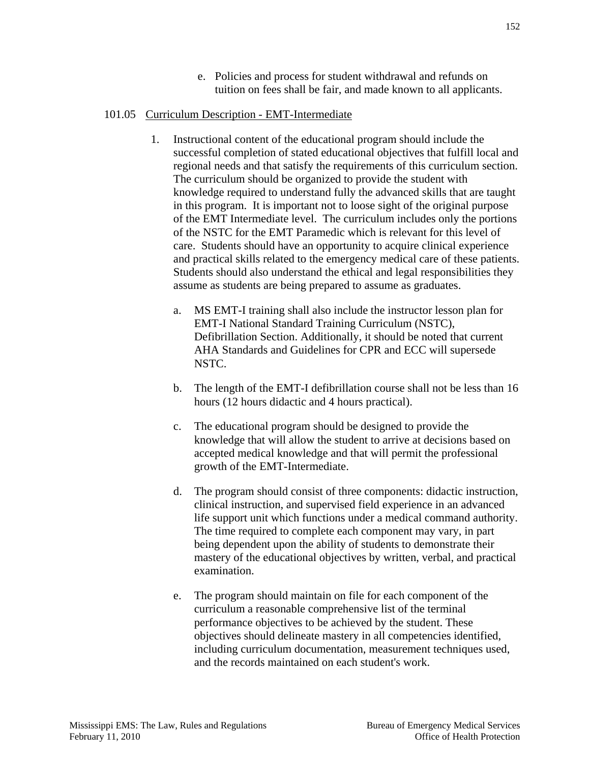e. Policies and process for student withdrawal and refunds on tuition on fees shall be fair, and made known to all applicants.

101.05 Curriculum Description - EMT-Intermediate

1. Instructional content of the educational program should include the successful completion of stated educational objectives that fulfill local and regional needs and that satisfy the requirements of this curriculum section. The curriculum should be organized to provide the student with knowledge required to understand fully the advanced skills that are taught in this program. It is important not to loose sight of the original purpose of the EMT Intermediate level. The curriculum includes only the portions of the NSTC for the EMT Paramedic which is relevant for this level of care. Students should have an opportunity to acquire clinical experience and practical skills related to the emergency medical care of these patients. Students should also understand the ethical and legal responsibilities they assume as students are being prepared to assume as graduates.

   a. MS EMT-I training shall also include the instructor lesson plan for EMT-I National Standard Training Curriculum (NSTC), Defibrillation Section. Additionally, it should be noted that current AHA Standards and Guidelines for CPR and ECC will supersede NSTC.

   b. The length of the EMT-I defibrillation course shall not be less than 16 hours (12 hours didactic and 4 hours practical).

   c. The educational program should be designed to provide the knowledge that will allow the student to arrive at decisions based on accepted medical knowledge and that will permit the professional growth of the EMT-Intermediate.

   d. The program should consist of three components: didactic instruction, clinical instruction, and supervised field experience in an advanced life support unit which functions under a medical command authority. The time required to complete each component may vary, in part being dependent upon the ability of students to demonstrate their mastery of the educational objectives by written, verbal, and practical examination.

   e. The program should maintain on file for each component of the curriculum a reasonable comprehensive list of the terminal performance objectives to be achieved by the student. These objectives should delineate mastery in all competencies identified, including curriculum documentation, measurement techniques used, and the records maintained on each student's work.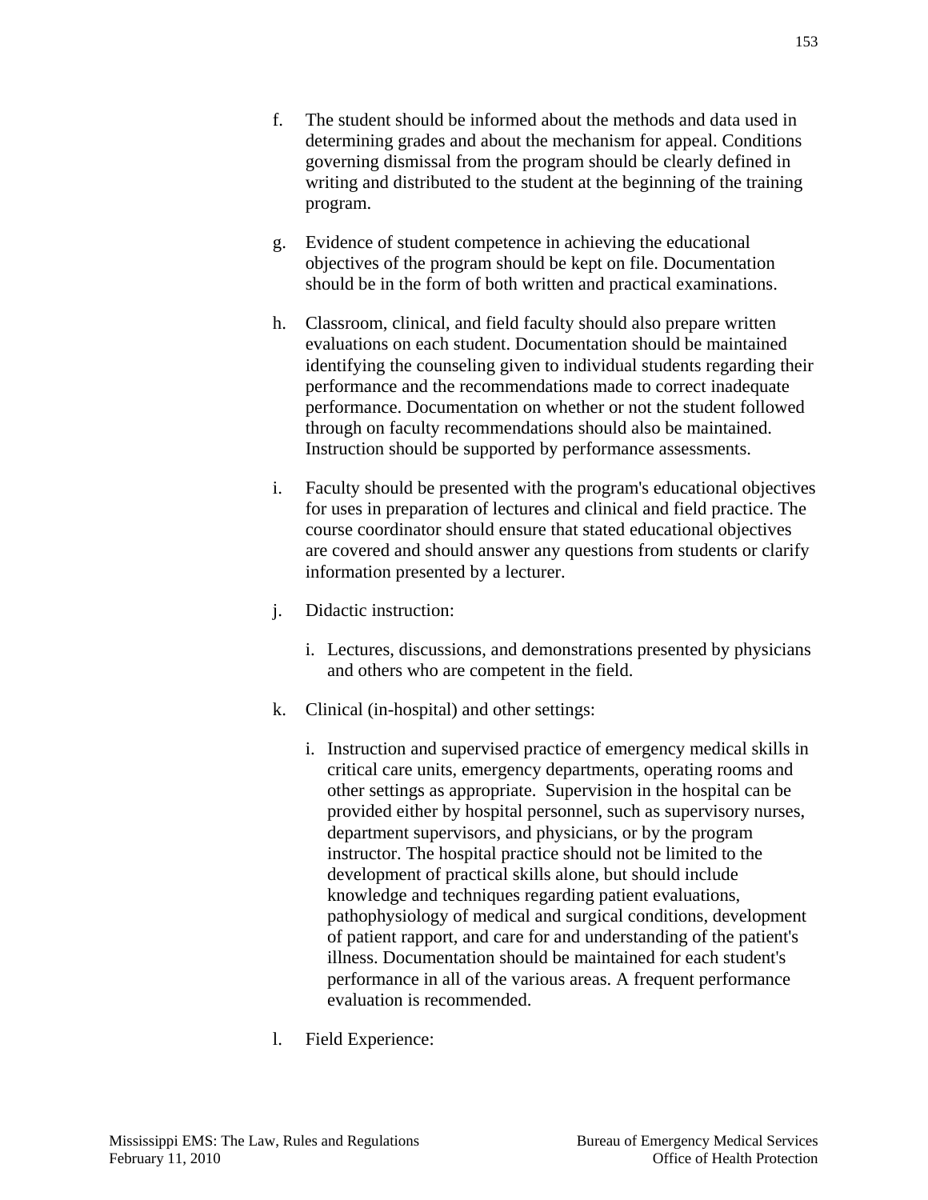f. The student should be informed about the methods and data used in determining grades and about the mechanism for appeal. Conditions governing dismissal from the program should be clearly defined in writing and distributed to the student at the beginning of the training program.

g. Evidence of student competence in achieving the educational objectives of the program should be kept on file. Documentation should be in the form of both written and practical examinations.

h. Classroom, clinical, and field faculty should also prepare written evaluations on each student. Documentation should be maintained identifying the counseling given to individual students regarding their performance and the recommendations made to correct inadequate performance. Documentation on whether or not the student followed through on faculty recommendations should also be maintained. Instruction should be supported by performance assessments.

i. Faculty should be presented with the program's educational objectives for uses in preparation of lectures and clinical and field practice. The course coordinator should ensure that stated educational objectives are covered and should answer any questions from students or clarify information presented by a lecturer.

j. Didactic instruction:

   i. Lectures, discussions, and demonstrations presented by physicians and others who are competent in the field.

k. Clinical (in-hospital) and other settings:

   i. Instruction and supervised practice of emergency medical skills in critical care units, emergency departments, operating rooms and other settings as appropriate. Supervision in the hospital can be provided either by hospital personnel, such as supervisory nurses, department supervisors, and physicians, or by the program instructor. The hospital practice should not be limited to the development of practical skills alone, but should include knowledge and techniques regarding patient evaluations, pathophysiology of medical and surgical conditions, development of patient rapport, and care for and understanding of the patient's illness. Documentation should be maintained for each student's performance in all of the various areas. A frequent performance evaluation is recommended.

l. Field Experience: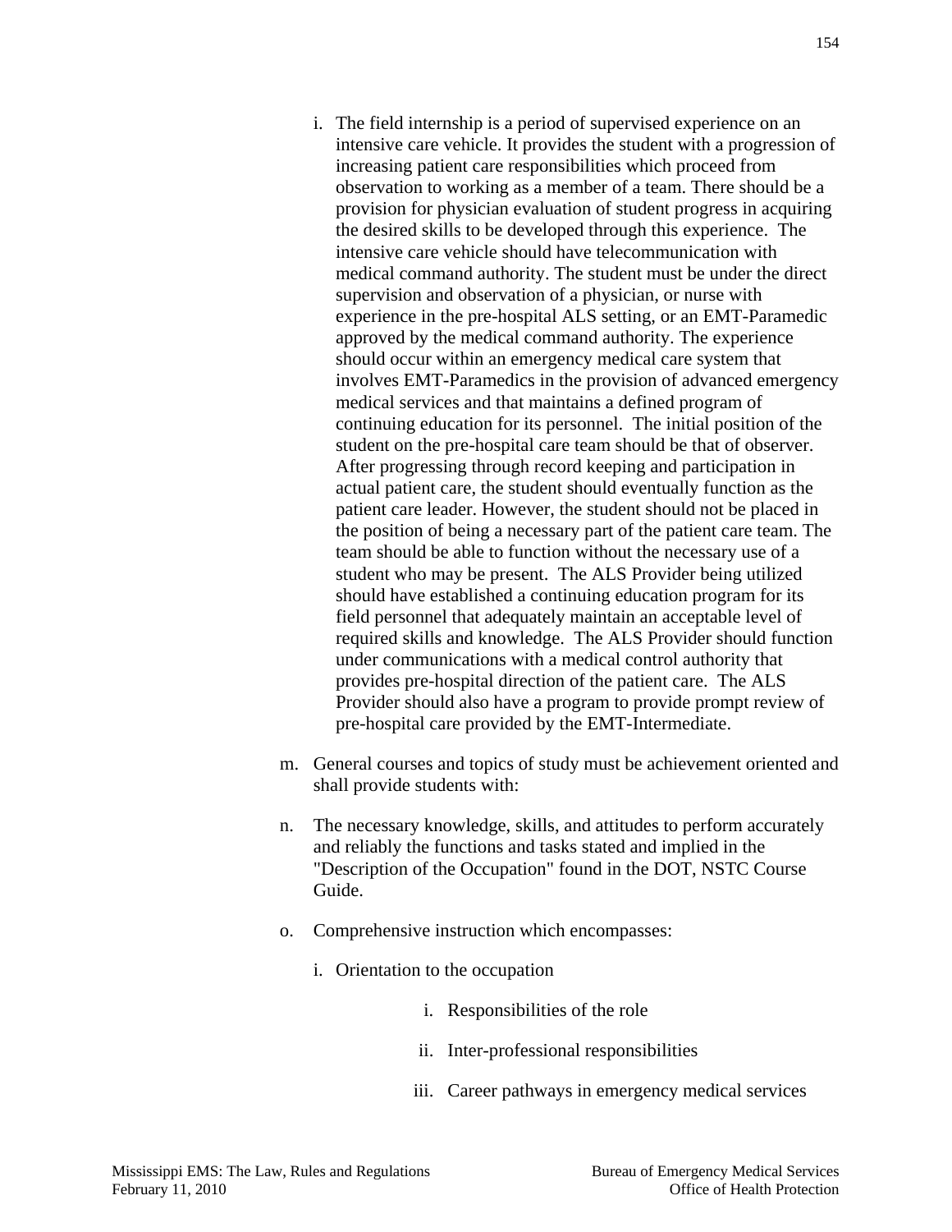i. The field internship is a period of supervised experience on an intensive care vehicle. It provides the student with a progression of increasing patient care responsibilities which proceed from observation to working as a member of a team. There should be a provision for physician evaluation of student progress in acquiring the desired skills to be developed through this experience. The intensive care vehicle should have telecommunication with medical command authority. The student must be under the direct supervision and observation of a physician, or nurse with experience in the pre-hospital ALS setting, or an EMT-Paramedic approved by the medical command authority. The experience should occur within an emergency medical care system that involves EMT-Paramedics in the provision of advanced emergency medical services and that maintains a defined program of continuing education for its personnel. The initial position of the student on the pre-hospital care team should be that of observer. After progressing through record keeping and participation in actual patient care, the student should eventually function as the patient care leader. However, the student should not be placed in the position of being a necessary part of the patient care team. The team should be able to function without the necessary use of a student who may be present. The ALS Provider being utilized should have established a continuing education program for its field personnel that adequately maintain an acceptable level of required skills and knowledge. The ALS Provider should function under communications with a medical control authority that provides pre-hospital direction of the patient care. The ALS Provider should also have a program to provide prompt review of pre-hospital care provided by the EMT-Intermediate.

m. General courses and topics of study must be achievement oriented and shall provide students with:

n. The necessary knowledge, skills, and attitudes to perform accurately and reliably the functions and tasks stated and implied in the "Description of the Occupation" found in the DOT, NSTC Course Guide.

o. Comprehensive instruction which encompasses:

   i. Orientation to the occupation

      i. Responsibilities of the role

      ii. Inter-professional responsibilities

      iii. Career pathways in emergency medical services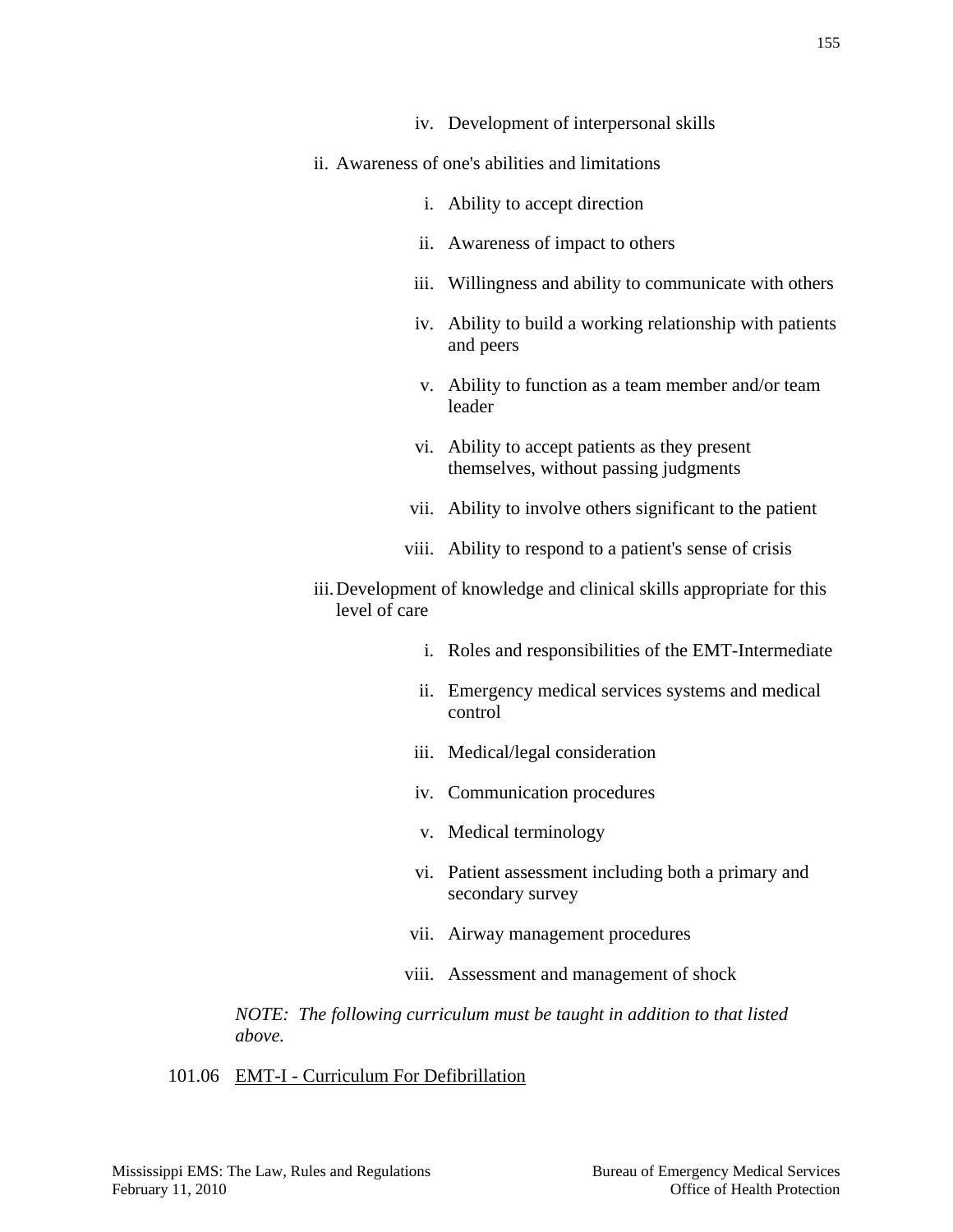iv. Development of interpersonal skills

ii. Awareness of one's abilities and limitations

    i. Ability to accept direction

    ii. Awareness of impact to others

    iii. Willingness and ability to communicate with others

    iv. Ability to build a working relationship with patients and peers

    v. Ability to function as a team member and/or team leader

    vi. Ability to accept patients as they present themselves, without passing judgments

    vii. Ability to involve others significant to the patient

    viii. Ability to respond to a patient's sense of crisis

iii. Development of knowledge and clinical skills appropriate for this level of care

    i. Roles and responsibilities of the EMT-Intermediate

    ii. Emergency medical services systems and medical control

    iii. Medical/legal consideration

    iv. Communication procedures

    v. Medical terminology

    vi. Patient assessment including both a primary and secondary survey

    vii. Airway management procedures

    viii. Assessment and management of shock

*NOTE: The following curriculum must be taught in addition to that listed above.*

101.06 EMT-I - Curriculum For Defibrillation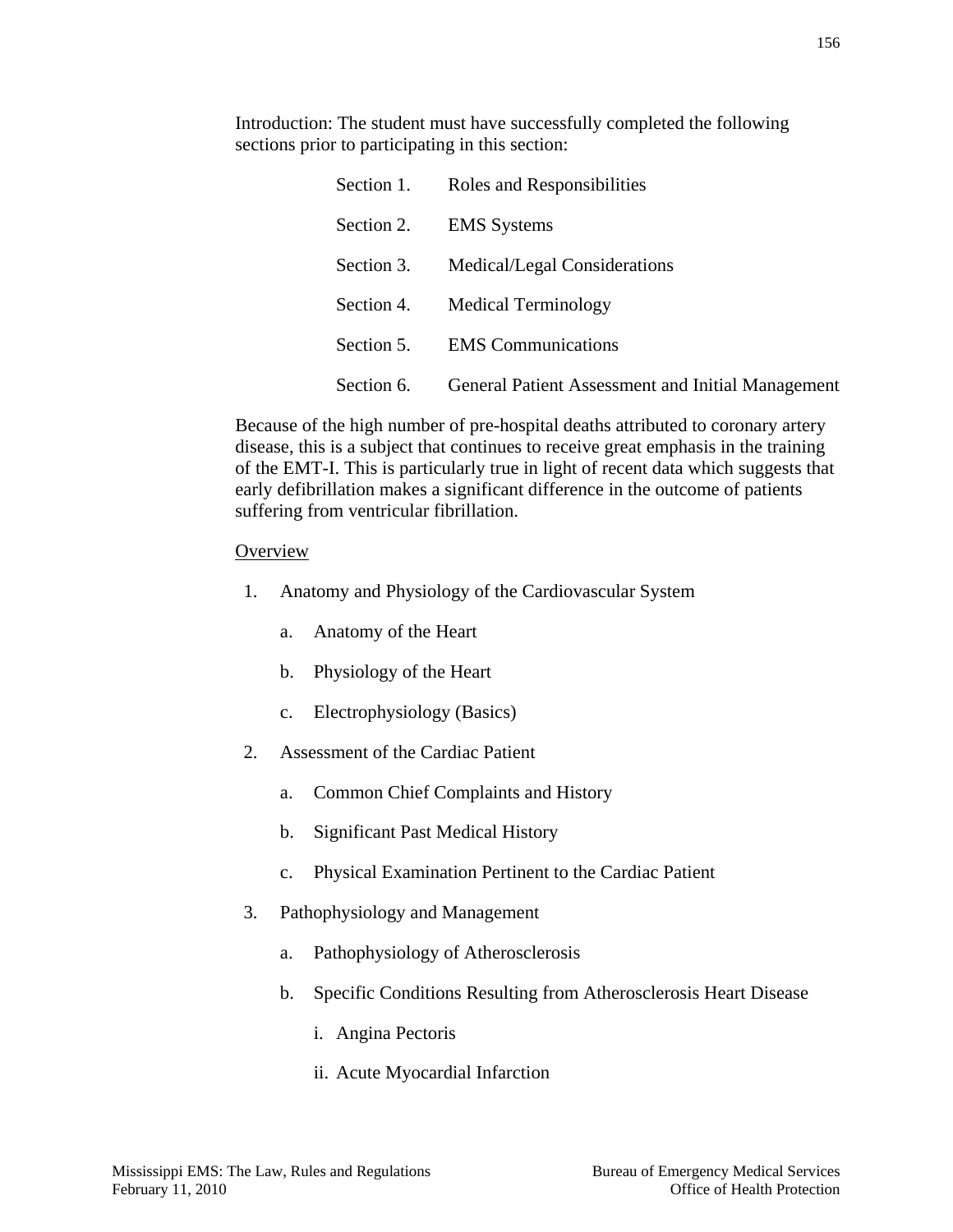Introduction: The student must have successfully completed the following sections prior to participating in this section:

| | |
|---|---|
| Section 1. | Roles and Responsibilities |
| Section 2. | EMS Systems |
| Section 3. | Medical/Legal Considerations |
| Section 4. | Medical Terminology |
| Section 5. | EMS Communications |
| Section 6. | General Patient Assessment and Initial Management |

Because of the high number of pre-hospital deaths attributed to coronary artery disease, this is a subject that continues to receive great emphasis in the training of the EMT-I. This is particularly true in light of recent data which suggests that early defibrillation makes a significant difference in the outcome of patients suffering from ventricular fibrillation.

<u>Overview</u>

1. Anatomy and Physiology of the Cardiovascular System
   a. Anatomy of the Heart
   b. Physiology of the Heart
   c. Electrophysiology (Basics)
2. Assessment of the Cardiac Patient
   a. Common Chief Complaints and History
   b. Significant Past Medical History
   c. Physical Examination Pertinent to the Cardiac Patient
3. Pathophysiology and Management
   a. Pathophysiology of Atherosclerosis
   b. Specific Conditions Resulting from Atherosclerosis Heart Disease
      i. Angina Pectoris
      ii. Acute Myocardial Infarction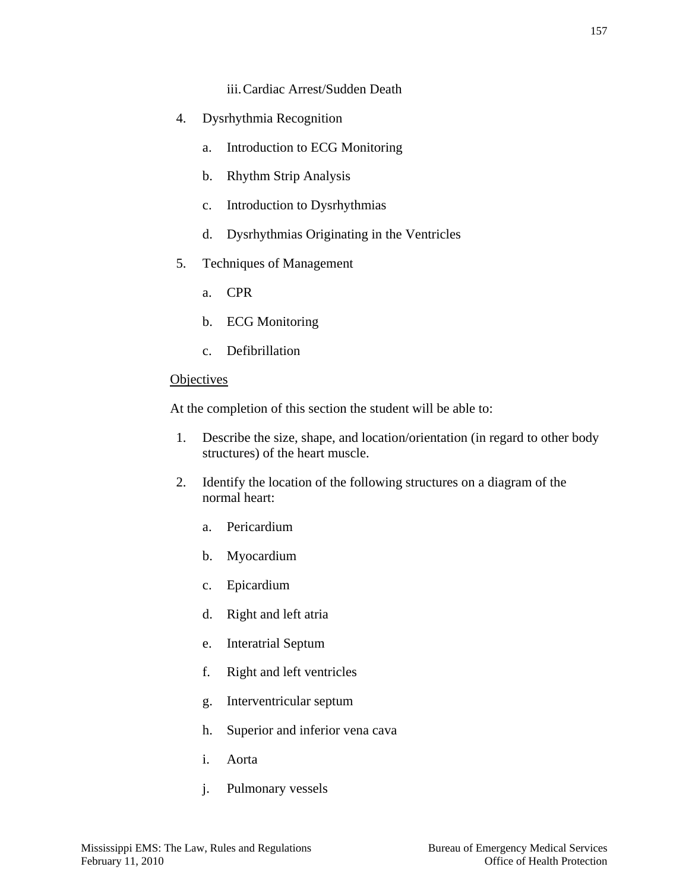iii. Cardiac Arrest/Sudden Death

4. Dysrhythmia Recognition

   a. Introduction to ECG Monitoring

   b. Rhythm Strip Analysis

   c. Introduction to Dysrhythmias

   d. Dysrhythmias Originating in the Ventricles

5. Techniques of Management

   a. CPR

   b. ECG Monitoring

   c. Defibrillation

<u>Objectives</u>

At the completion of this section the student will be able to:

1. Describe the size, shape, and location/orientation (in regard to other body structures) of the heart muscle.

2. Identify the location of the following structures on a diagram of the normal heart:

   a. Pericardium

   b. Myocardium

   c. Epicardium

   d. Right and left atria

   e. Interatrial Septum

   f. Right and left ventricles

   g. Interventricular septum

   h. Superior and inferior vena cava

   i. Aorta

   j. Pulmonary vessels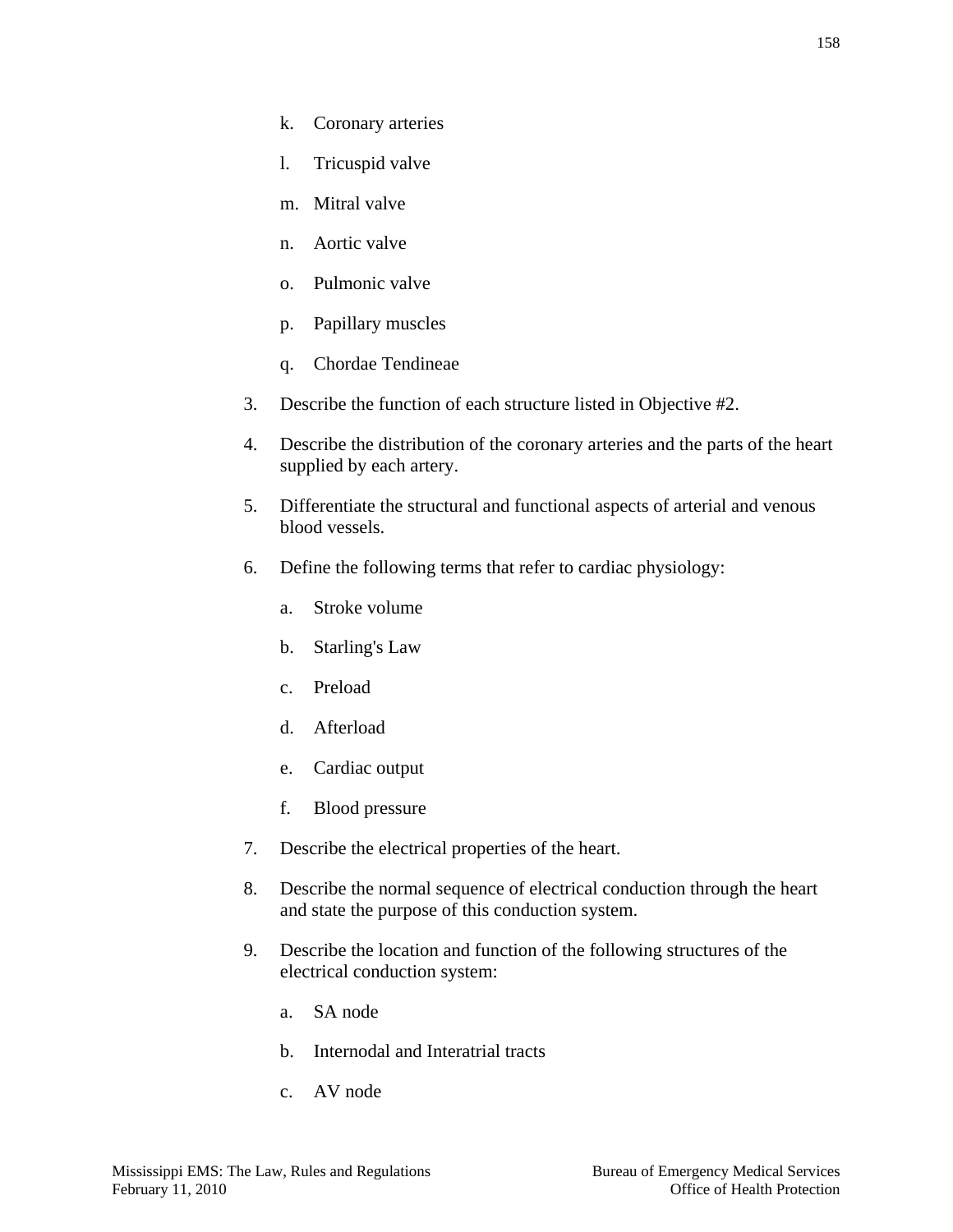k. Coronary arteries

l. Tricuspid valve

m. Mitral valve

n. Aortic valve

o. Pulmonic valve

p. Papillary muscles

q. Chordae Tendineae

3. Describe the function of each structure listed in Objective #2.

4. Describe the distribution of the coronary arteries and the parts of the heart supplied by each artery.

5. Differentiate the structural and functional aspects of arterial and venous blood vessels.

6. Define the following terms that refer to cardiac physiology:

   a. Stroke volume

   b. Starling's Law

   c. Preload

   d. Afterload

   e. Cardiac output

   f. Blood pressure

7. Describe the electrical properties of the heart.

8. Describe the normal sequence of electrical conduction through the heart and state the purpose of this conduction system.

9. Describe the location and function of the following structures of the electrical conduction system:

   a. SA node

   b. Internodal and Interatrial tracts

   c. AV node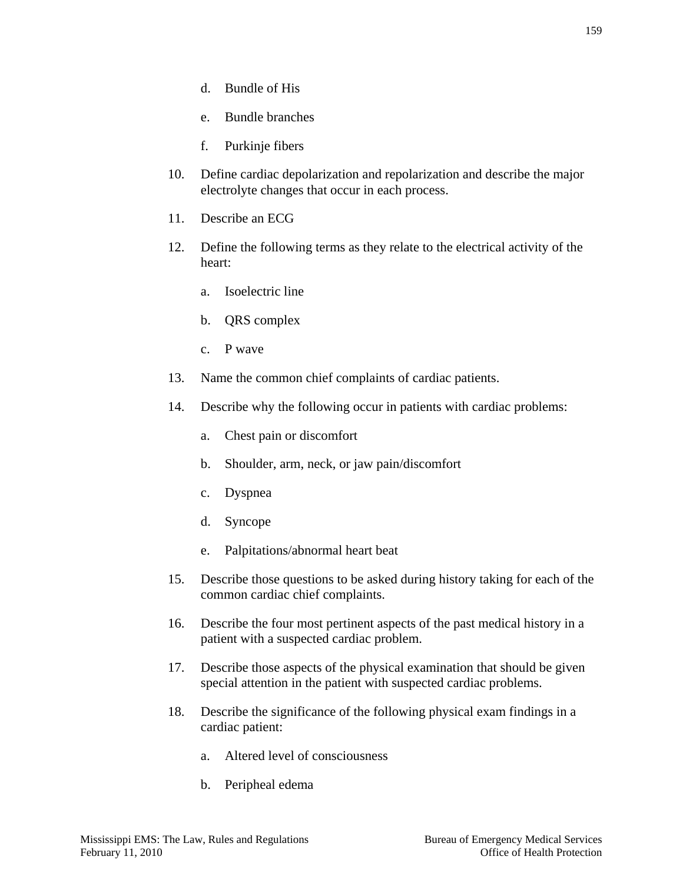d. Bundle of His

   e. Bundle branches

   f. Purkinje fibers

10. Define cardiac depolarization and repolarization and describe the major electrolyte changes that occur in each process.

11. Describe an ECG

12. Define the following terms as they relate to the electrical activity of the heart:

    a. Isoelectric line

    b. QRS complex

    c. P wave

13. Name the common chief complaints of cardiac patients.

14. Describe why the following occur in patients with cardiac problems:

    a. Chest pain or discomfort

    b. Shoulder, arm, neck, or jaw pain/discomfort

    c. Dyspnea

    d. Syncope

    e. Palpitations/abnormal heart beat

15. Describe those questions to be asked during history taking for each of the common cardiac chief complaints.

16. Describe the four most pertinent aspects of the past medical history in a patient with a suspected cardiac problem.

17. Describe those aspects of the physical examination that should be given special attention in the patient with suspected cardiac problems.

18. Describe the significance of the following physical exam findings in a cardiac patient:

    a. Altered level of consciousness

    b. Peripheal edema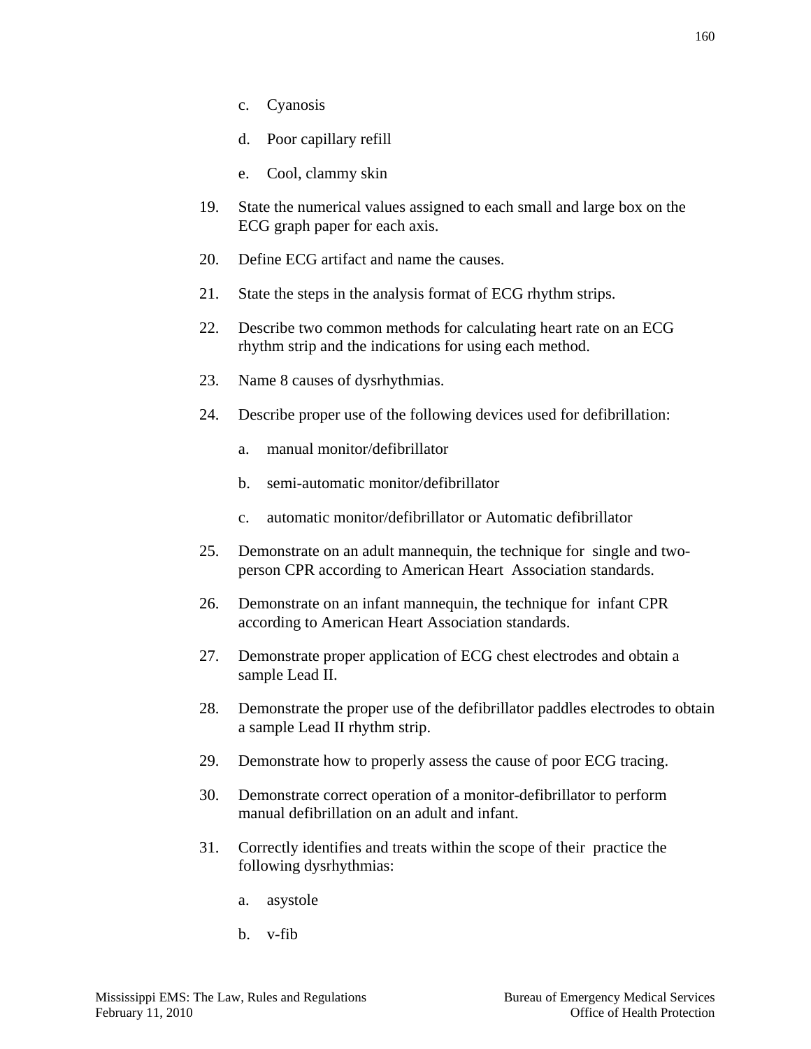c. Cyanosis

  d. Poor capillary refill

  e. Cool, clammy skin

19. State the numerical values assigned to each small and large box on the ECG graph paper for each axis.

20. Define ECG artifact and name the causes.

21. State the steps in the analysis format of ECG rhythm strips.

22. Describe two common methods for calculating heart rate on an ECG rhythm strip and the indications for using each method.

23. Name 8 causes of dysrhythmias.

24. Describe proper use of the following devices used for defibrillation:

  a. manual monitor/defibrillator

  b. semi-automatic monitor/defibrillator

  c. automatic monitor/defibrillator or Automatic defibrillator

25. Demonstrate on an adult mannequin, the technique for single and two-person CPR according to American Heart Association standards.

26. Demonstrate on an infant mannequin, the technique for infant CPR according to American Heart Association standards.

27. Demonstrate proper application of ECG chest electrodes and obtain a sample Lead II.

28. Demonstrate the proper use of the defibrillator paddles electrodes to obtain a sample Lead II rhythm strip.

29. Demonstrate how to properly assess the cause of poor ECG tracing.

30. Demonstrate correct operation of a monitor-defibrillator to perform manual defibrillation on an adult and infant.

31. Correctly identifies and treats within the scope of their practice the following dysrhythmias:

  a. asystole

  b. v-fib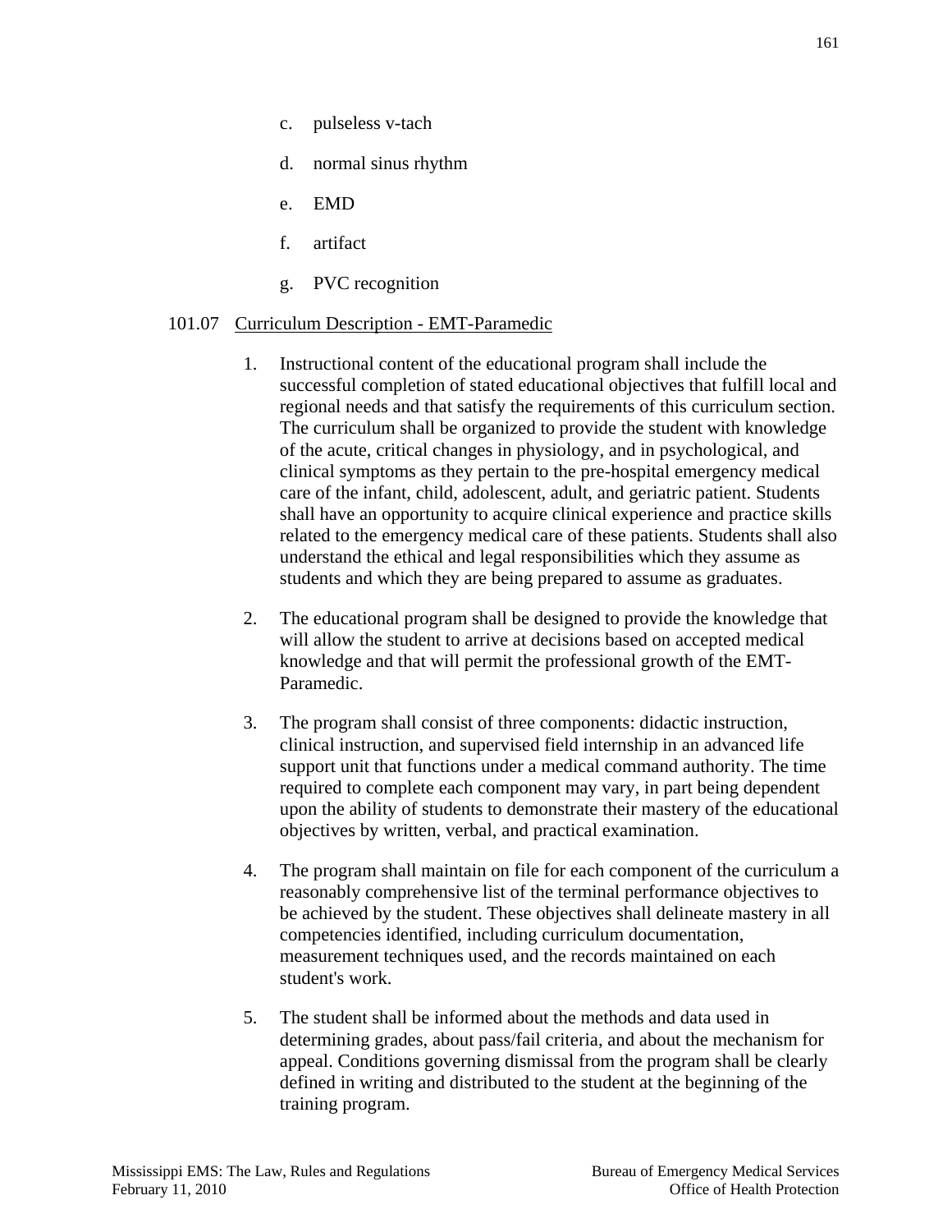c. pulseless v-tach

d. normal sinus rhythm

e. EMD

f. artifact

g. PVC recognition

101.07 Curriculum Description - EMT-Paramedic

1. Instructional content of the educational program shall include the successful completion of stated educational objectives that fulfill local and regional needs and that satisfy the requirements of this curriculum section. The curriculum shall be organized to provide the student with knowledge of the acute, critical changes in physiology, and in psychological, and clinical symptoms as they pertain to the pre-hospital emergency medical care of the infant, child, adolescent, adult, and geriatric patient. Students shall have an opportunity to acquire clinical experience and practice skills related to the emergency medical care of these patients. Students shall also understand the ethical and legal responsibilities which they assume as students and which they are being prepared to assume as graduates.

2. The educational program shall be designed to provide the knowledge that will allow the student to arrive at decisions based on accepted medical knowledge and that will permit the professional growth of the EMT-Paramedic.

3. The program shall consist of three components: didactic instruction, clinical instruction, and supervised field internship in an advanced life support unit that functions under a medical command authority. The time required to complete each component may vary, in part being dependent upon the ability of students to demonstrate their mastery of the educational objectives by written, verbal, and practical examination.

4. The program shall maintain on file for each component of the curriculum a reasonably comprehensive list of the terminal performance objectives to be achieved by the student. These objectives shall delineate mastery in all competencies identified, including curriculum documentation, measurement techniques used, and the records maintained on each student's work.

5. The student shall be informed about the methods and data used in determining grades, about pass/fail criteria, and about the mechanism for appeal. Conditions governing dismissal from the program shall be clearly defined in writing and distributed to the student at the beginning of the training program.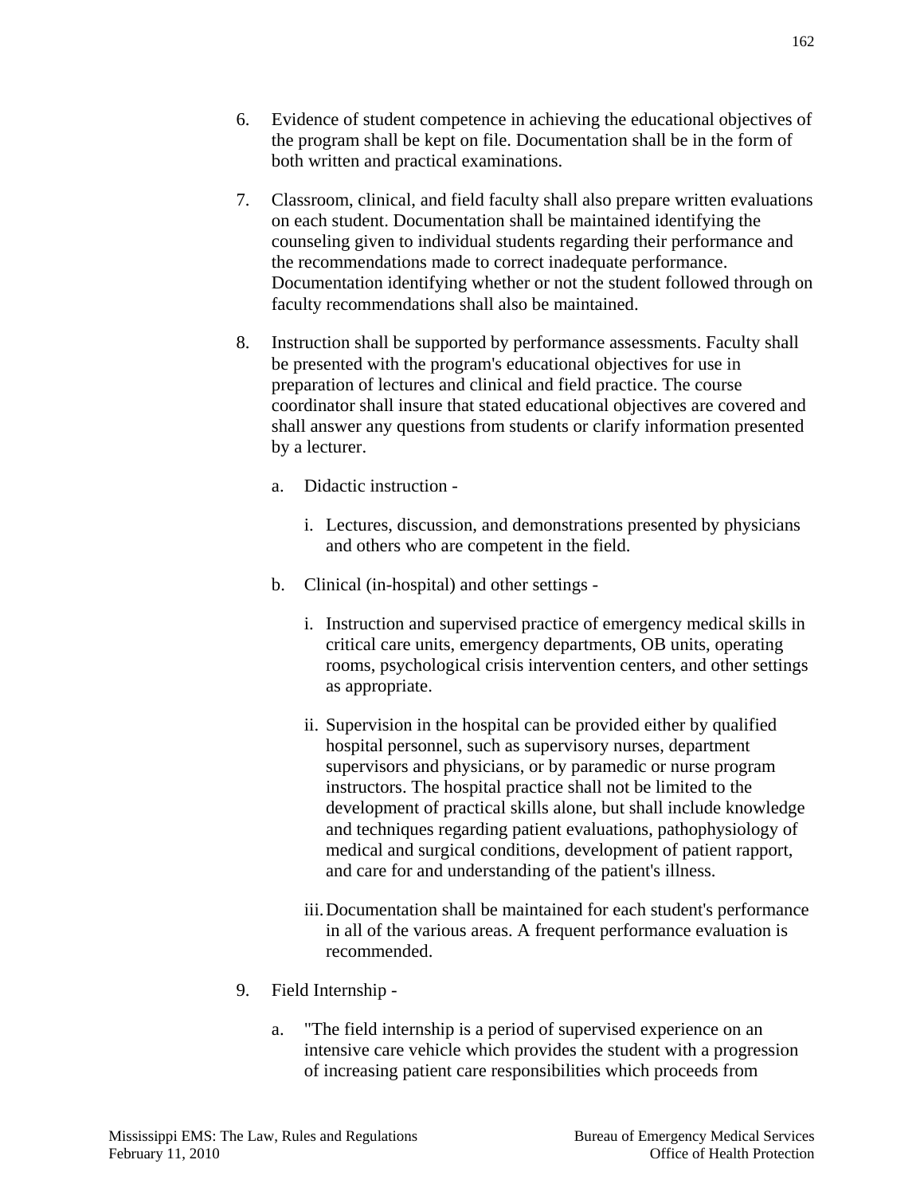6. Evidence of student competence in achieving the educational objectives of the program shall be kept on file. Documentation shall be in the form of both written and practical examinations.

7. Classroom, clinical, and field faculty shall also prepare written evaluations on each student. Documentation shall be maintained identifying the counseling given to individual students regarding their performance and the recommendations made to correct inadequate performance. Documentation identifying whether or not the student followed through on faculty recommendations shall also be maintained.

8. Instruction shall be supported by performance assessments. Faculty shall be presented with the program's educational objectives for use in preparation of lectures and clinical and field practice. The course coordinator shall insure that stated educational objectives are covered and shall answer any questions from students or clarify information presented by a lecturer.

   a. Didactic instruction -

      i. Lectures, discussion, and demonstrations presented by physicians and others who are competent in the field.

   b. Clinical (in-hospital) and other settings -

      i. Instruction and supervised practice of emergency medical skills in critical care units, emergency departments, OB units, operating rooms, psychological crisis intervention centers, and other settings as appropriate.

      ii. Supervision in the hospital can be provided either by qualified hospital personnel, such as supervisory nurses, department supervisors and physicians, or by paramedic or nurse program instructors. The hospital practice shall not be limited to the development of practical skills alone, but shall include knowledge and techniques regarding patient evaluations, pathophysiology of medical and surgical conditions, development of patient rapport, and care for and understanding of the patient's illness.

      iii. Documentation shall be maintained for each student's performance in all of the various areas. A frequent performance evaluation is recommended.

9. Field Internship -

   a. "The field internship is a period of supervised experience on an intensive care vehicle which provides the student with a progression of increasing patient care responsibilities which proceeds from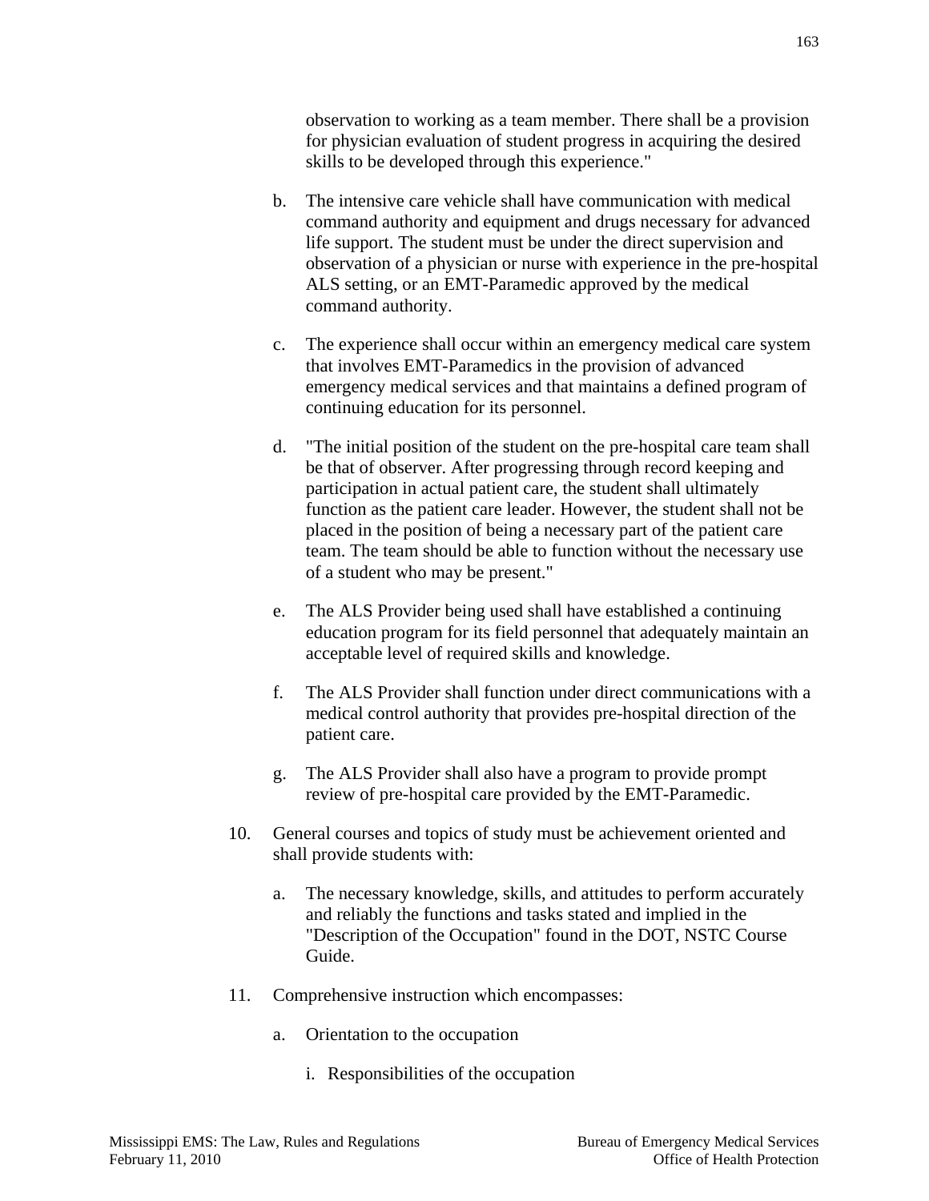observation to working as a team member. There shall be a provision for physician evaluation of student progress in acquiring the desired skills to be developed through this experience."

b. The intensive care vehicle shall have communication with medical command authority and equipment and drugs necessary for advanced life support. The student must be under the direct supervision and observation of a physician or nurse with experience in the pre-hospital ALS setting, or an EMT-Paramedic approved by the medical command authority.

c. The experience shall occur within an emergency medical care system that involves EMT-Paramedics in the provision of advanced emergency medical services and that maintains a defined program of continuing education for its personnel.

d. "The initial position of the student on the pre-hospital care team shall be that of observer. After progressing through record keeping and participation in actual patient care, the student shall ultimately function as the patient care leader. However, the student shall not be placed in the position of being a necessary part of the patient care team. The team should be able to function without the necessary use of a student who may be present."

e. The ALS Provider being used shall have established a continuing education program for its field personnel that adequately maintain an acceptable level of required skills and knowledge.

f. The ALS Provider shall function under direct communications with a medical control authority that provides pre-hospital direction of the patient care.

g. The ALS Provider shall also have a program to provide prompt review of pre-hospital care provided by the EMT-Paramedic.

10. General courses and topics of study must be achievement oriented and shall provide students with:

    a. The necessary knowledge, skills, and attitudes to perform accurately and reliably the functions and tasks stated and implied in the "Description of the Occupation" found in the DOT, NSTC Course Guide.

11. Comprehensive instruction which encompasses:

    a. Orientation to the occupation

        i. Responsibilities of the occupation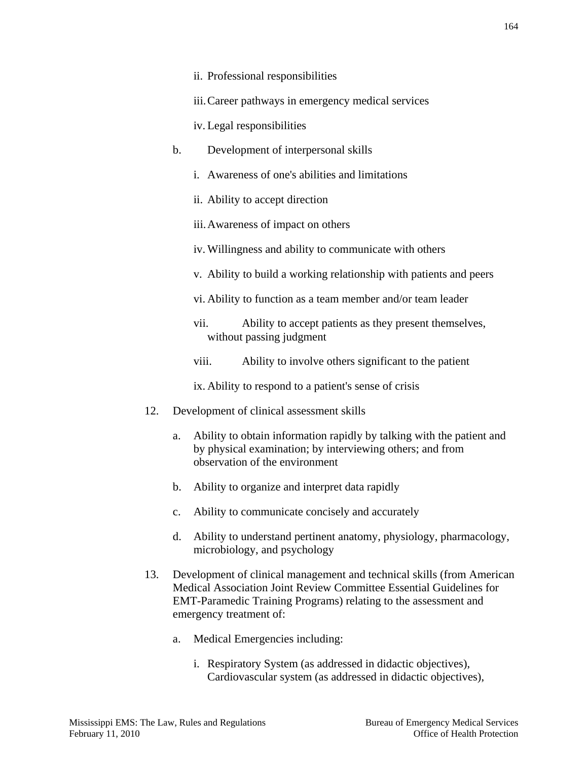- ii. Professional responsibilities
   - iii. Career pathways in emergency medical services
   - iv. Legal responsibilities

- b. Development of interpersonal skills
   - i. Awareness of one's abilities and limitations
   - ii. Ability to accept direction
   - iii. Awareness of impact on others
   - iv. Willingness and ability to communicate with others
   - v. Ability to build a working relationship with patients and peers
   - vi. Ability to function as a team member and/or team leader
   - vii. Ability to accept patients as they present themselves, without passing judgment
   - viii. Ability to involve others significant to the patient
   - ix. Ability to respond to a patient's sense of crisis

12. Development of clinical assessment skills
    - a. Ability to obtain information rapidly by talking with the patient and by physical examination; by interviewing others; and from observation of the environment
    - b. Ability to organize and interpret data rapidly
    - c. Ability to communicate concisely and accurately
    - d. Ability to understand pertinent anatomy, physiology, pharmacology, microbiology, and psychology

13. Development of clinical management and technical skills (from American Medical Association Joint Review Committee Essential Guidelines for EMT-Paramedic Training Programs) relating to the assessment and emergency treatment of:
    - a. Medical Emergencies including:
       - i. Respiratory System (as addressed in didactic objectives), Cardiovascular system (as addressed in didactic objectives),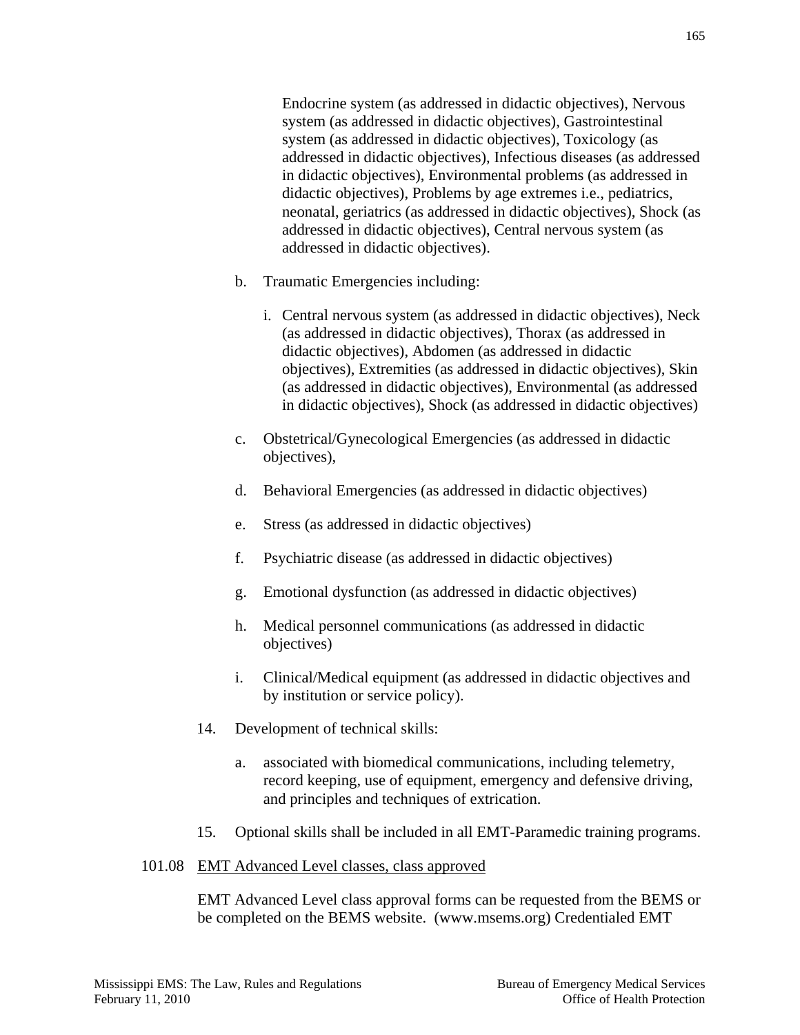Endocrine system (as addressed in didactic objectives), Nervous system (as addressed in didactic objectives), Gastrointestinal system (as addressed in didactic objectives), Toxicology (as addressed in didactic objectives), Infectious diseases (as addressed in didactic objectives), Environmental problems (as addressed in didactic objectives), Problems by age extremes i.e., pediatrics, neonatal, geriatrics (as addressed in didactic objectives), Shock (as addressed in didactic objectives), Central nervous system (as addressed in didactic objectives).

b. Traumatic Emergencies including:

   i. Central nervous system (as addressed in didactic objectives), Neck (as addressed in didactic objectives), Thorax (as addressed in didactic objectives), Abdomen (as addressed in didactic objectives), Extremities (as addressed in didactic objectives), Skin (as addressed in didactic objectives), Environmental (as addressed in didactic objectives), Shock (as addressed in didactic objectives)

c. Obstetrical/Gynecological Emergencies (as addressed in didactic objectives),

d. Behavioral Emergencies (as addressed in didactic objectives)

e. Stress (as addressed in didactic objectives)

f. Psychiatric disease (as addressed in didactic objectives)

g. Emotional dysfunction (as addressed in didactic objectives)

h. Medical personnel communications (as addressed in didactic objectives)

i. Clinical/Medical equipment (as addressed in didactic objectives and by institution or service policy).

14. Development of technical skills:

    a. associated with biomedical communications, including telemetry, record keeping, use of equipment, emergency and defensive driving, and principles and techniques of extrication.

15. Optional skills shall be included in all EMT-Paramedic training programs.

101.08 <u>EMT Advanced Level classes, class approved</u>

EMT Advanced Level class approval forms can be requested from the BEMS or be completed on the BEMS website. (www.msems.org) Credentialed EMT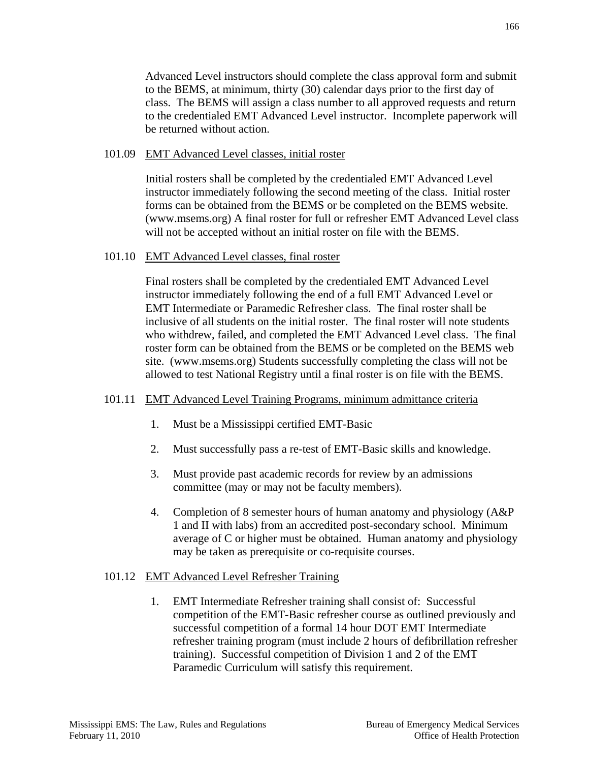Advanced Level instructors should complete the class approval form and submit to the BEMS, at minimum, thirty (30) calendar days prior to the first day of class. The BEMS will assign a class number to all approved requests and return to the credentialed EMT Advanced Level instructor. Incomplete paperwork will be returned without action.

101.09 <u>EMT Advanced Level classes, initial roster</u>

Initial rosters shall be completed by the credentialed EMT Advanced Level instructor immediately following the second meeting of the class. Initial roster forms can be obtained from the BEMS or be completed on the BEMS website. (www.msems.org) A final roster for full or refresher EMT Advanced Level class will not be accepted without an initial roster on file with the BEMS.

101.10 <u>EMT Advanced Level classes, final roster</u>

Final rosters shall be completed by the credentialed EMT Advanced Level instructor immediately following the end of a full EMT Advanced Level or EMT Intermediate or Paramedic Refresher class. The final roster shall be inclusive of all students on the initial roster. The final roster will note students who withdrew, failed, and completed the EMT Advanced Level class. The final roster form can be obtained from the BEMS or be completed on the BEMS web site. (www.msems.org) Students successfully completing the class will not be allowed to test National Registry until a final roster is on file with the BEMS.

101.11 <u>EMT Advanced Level Training Programs, minimum admittance criteria</u>

1. Must be a Mississippi certified EMT-Basic
2. Must successfully pass a re-test of EMT-Basic skills and knowledge.
3. Must provide past academic records for review by an admissions committee (may or may not be faculty members).
4. Completion of 8 semester hours of human anatomy and physiology (A&P 1 and II with labs) from an accredited post-secondary school. Minimum average of C or higher must be obtained. Human anatomy and physiology may be taken as prerequisite or co-requisite courses.

101.12 <u>EMT Advanced Level Refresher Training</u>

1. EMT Intermediate Refresher training shall consist of: Successful competition of the EMT-Basic refresher course as outlined previously and successful competition of a formal 14 hour DOT EMT Intermediate refresher training program (must include 2 hours of defibrillation refresher training). Successful competition of Division 1 and 2 of the EMT Paramedic Curriculum will satisfy this requirement.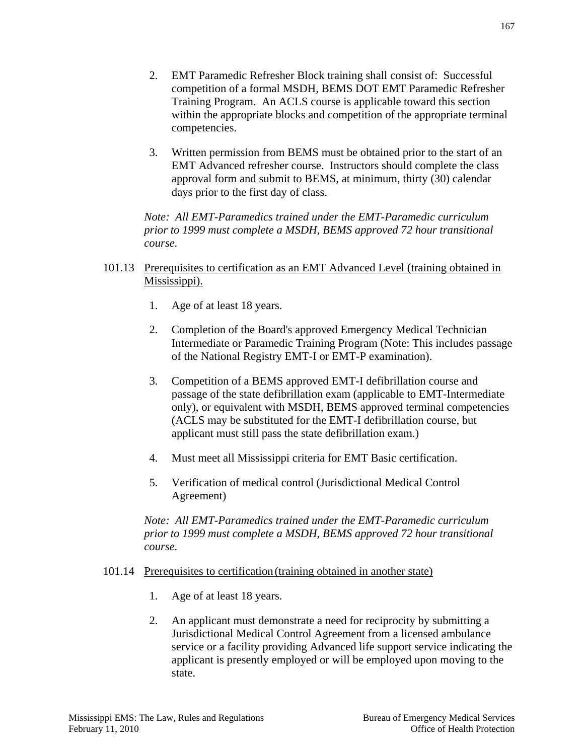2. EMT Paramedic Refresher Block training shall consist of: Successful competition of a formal MSDH, BEMS DOT EMT Paramedic Refresher Training Program. An ACLS course is applicable toward this section within the appropriate blocks and competition of the appropriate terminal competencies.

3. Written permission from BEMS must be obtained prior to the start of an EMT Advanced refresher course. Instructors should complete the class approval form and submit to BEMS, at minimum, thirty (30) calendar days prior to the first day of class.

*Note: All EMT-Paramedics trained under the EMT-Paramedic curriculum prior to 1999 must complete a MSDH, BEMS approved 72 hour transitional course.*

101.13 Prerequisites to certification as an EMT Advanced Level (training obtained in Mississippi).

1. Age of at least 18 years.

2. Completion of the Board's approved Emergency Medical Technician Intermediate or Paramedic Training Program (Note: This includes passage of the National Registry EMT-I or EMT-P examination).

3. Competition of a BEMS approved EMT-I defibrillation course and passage of the state defibrillation exam (applicable to EMT-Intermediate only), or equivalent with MSDH, BEMS approved terminal competencies (ACLS may be substituted for the EMT-I defibrillation course, but applicant must still pass the state defibrillation exam.)

4. Must meet all Mississippi criteria for EMT Basic certification.

5. Verification of medical control (Jurisdictional Medical Control Agreement)

*Note: All EMT-Paramedics trained under the EMT-Paramedic curriculum prior to 1999 must complete a MSDH, BEMS approved 72 hour transitional course.*

101.14 Prerequisites to certification (training obtained in another state)

1. Age of at least 18 years.

2. An applicant must demonstrate a need for reciprocity by submitting a Jurisdictional Medical Control Agreement from a licensed ambulance service or a facility providing Advanced life support service indicating the applicant is presently employed or will be employed upon moving to the state.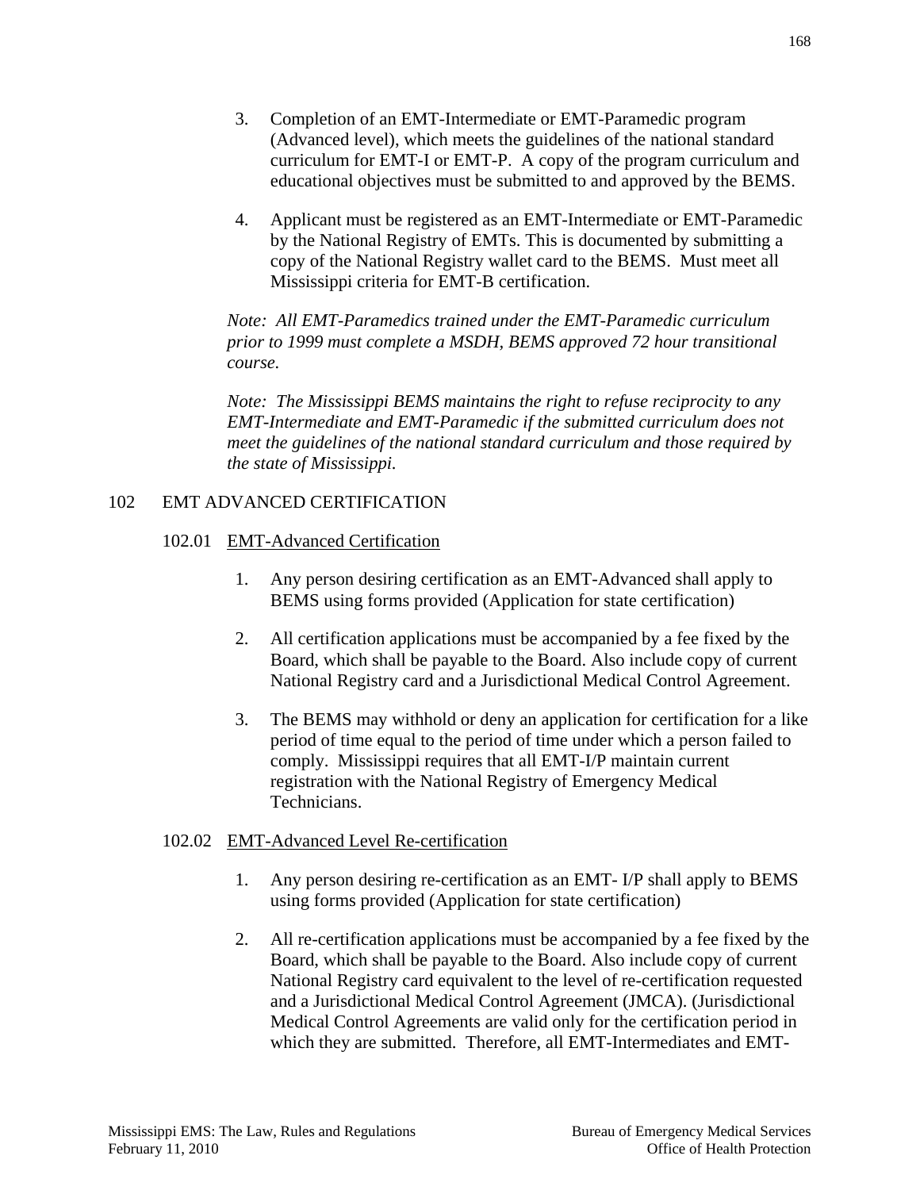3. Completion of an EMT-Intermediate or EMT-Paramedic program (Advanced level), which meets the guidelines of the national standard curriculum for EMT-I or EMT-P. A copy of the program curriculum and educational objectives must be submitted to and approved by the BEMS.

4. Applicant must be registered as an EMT-Intermediate or EMT-Paramedic by the National Registry of EMTs. This is documented by submitting a copy of the National Registry wallet card to the BEMS. Must meet all Mississippi criteria for EMT-B certification.

*Note: All EMT-Paramedics trained under the EMT-Paramedic curriculum prior to 1999 must complete a MSDH, BEMS approved 72 hour transitional course.*

*Note: The Mississippi BEMS maintains the right to refuse reciprocity to any EMT-Intermediate and EMT-Paramedic if the submitted curriculum does not meet the guidelines of the national standard curriculum and those required by the state of Mississippi.*

## 102 EMT ADVANCED CERTIFICATION

### 102.01 EMT-Advanced Certification

1. Any person desiring certification as an EMT-Advanced shall apply to BEMS using forms provided (Application for state certification)

2. All certification applications must be accompanied by a fee fixed by the Board, which shall be payable to the Board. Also include copy of current National Registry card and a Jurisdictional Medical Control Agreement.

3. The BEMS may withhold or deny an application for certification for a like period of time equal to the period of time under which a person failed to comply. Mississippi requires that all EMT-I/P maintain current registration with the National Registry of Emergency Medical Technicians.

### 102.02 EMT-Advanced Level Re-certification

1. Any person desiring re-certification as an EMT- I/P shall apply to BEMS using forms provided (Application for state certification)

2. All re-certification applications must be accompanied by a fee fixed by the Board, which shall be payable to the Board. Also include copy of current National Registry card equivalent to the level of re-certification requested and a Jurisdictional Medical Control Agreement (JMCA). (Jurisdictional Medical Control Agreements are valid only for the certification period in which they are submitted. Therefore, all EMT-Intermediates and EMT-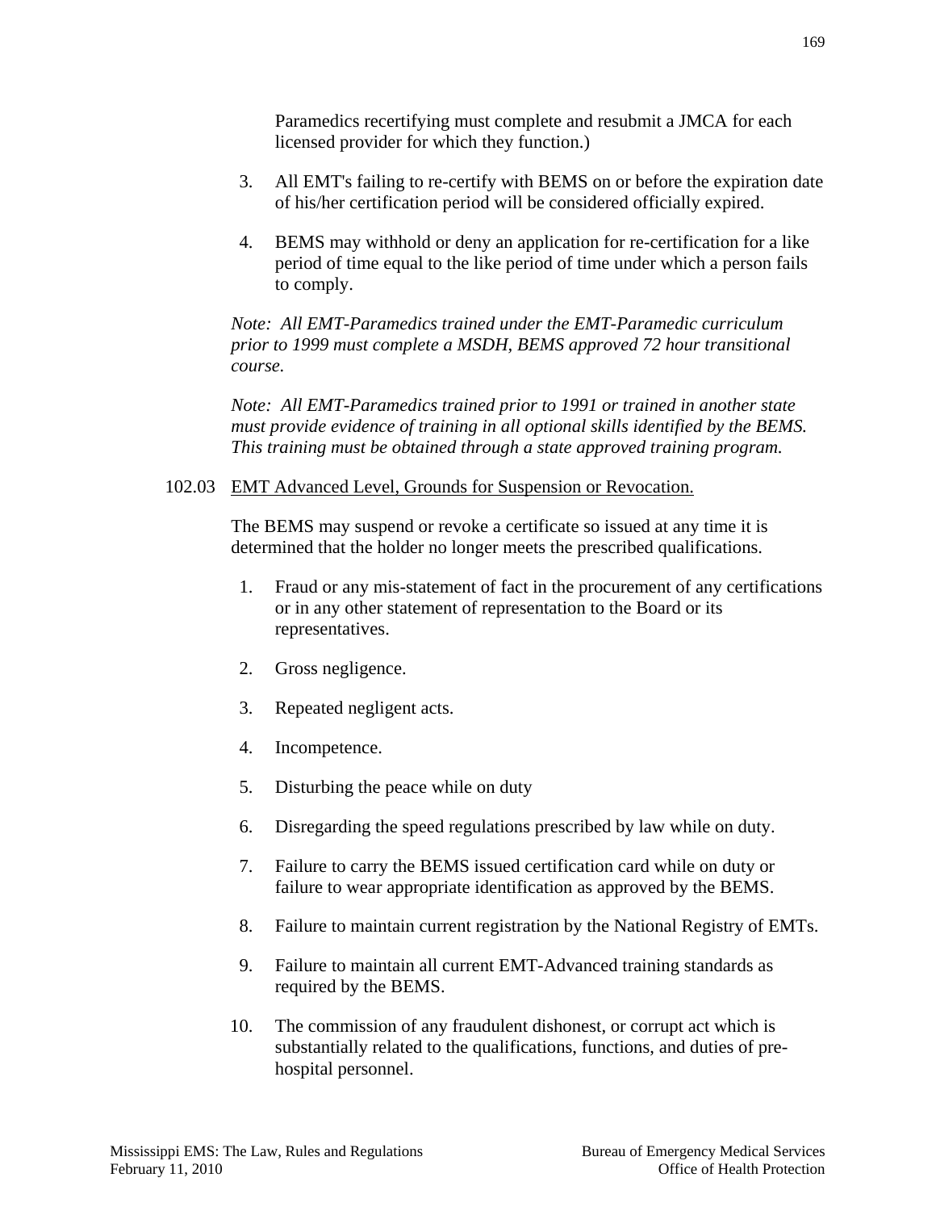Paramedics recertifying must complete and resubmit a JMCA for each licensed provider for which they function.)

3. All EMT's failing to re-certify with BEMS on or before the expiration date of his/her certification period will be considered officially expired.

4. BEMS may withhold or deny an application for re-certification for a like period of time equal to the like period of time under which a person fails to comply.

*Note: All EMT-Paramedics trained under the EMT-Paramedic curriculum prior to 1999 must complete a MSDH, BEMS approved 72 hour transitional course.*

*Note: All EMT-Paramedics trained prior to 1991 or trained in another state must provide evidence of training in all optional skills identified by the BEMS. This training must be obtained through a state approved training program.*

102.03 <u>EMT Advanced Level, Grounds for Suspension or Revocation.</u>

The BEMS may suspend or revoke a certificate so issued at any time it is determined that the holder no longer meets the prescribed qualifications.

1. Fraud or any mis-statement of fact in the procurement of any certifications or in any other statement of representation to the Board or its representatives.

2. Gross negligence.

3. Repeated negligent acts.

4. Incompetence.

5. Disturbing the peace while on duty

6. Disregarding the speed regulations prescribed by law while on duty.

7. Failure to carry the BEMS issued certification card while on duty or failure to wear appropriate identification as approved by the BEMS.

8. Failure to maintain current registration by the National Registry of EMTs.

9. Failure to maintain all current EMT-Advanced training standards as required by the BEMS.

10. The commission of any fraudulent dishonest, or corrupt act which is substantially related to the qualifications, functions, and duties of pre-hospital personnel.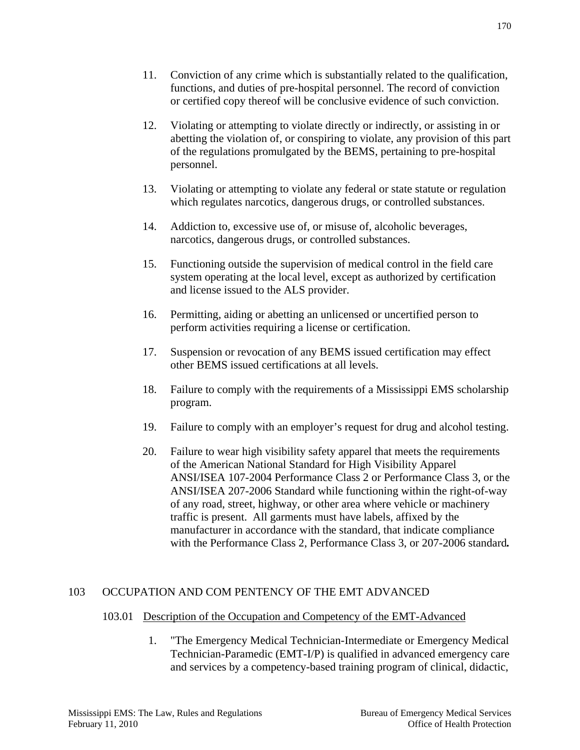11. Conviction of any crime which is substantially related to the qualification, functions, and duties of pre-hospital personnel. The record of conviction or certified copy thereof will be conclusive evidence of such conviction.

12. Violating or attempting to violate directly or indirectly, or assisting in or abetting the violation of, or conspiring to violate, any provision of this part of the regulations promulgated by the BEMS, pertaining to pre-hospital personnel.

13. Violating or attempting to violate any federal or state statute or regulation which regulates narcotics, dangerous drugs, or controlled substances.

14. Addiction to, excessive use of, or misuse of, alcoholic beverages, narcotics, dangerous drugs, or controlled substances.

15. Functioning outside the supervision of medical control in the field care system operating at the local level, except as authorized by certification and license issued to the ALS provider.

16. Permitting, aiding or abetting an unlicensed or uncertified person to perform activities requiring a license or certification.

17. Suspension or revocation of any BEMS issued certification may effect other BEMS issued certifications at all levels.

18. Failure to comply with the requirements of a Mississippi EMS scholarship program.

19. Failure to comply with an employer's request for drug and alcohol testing.

20. Failure to wear high visibility safety apparel that meets the requirements of the American National Standard for High Visibility Apparel ANSI/ISEA 107-2004 Performance Class 2 or Performance Class 3, or the ANSI/ISEA 207-2006 Standard while functioning within the right-of-way of any road, street, highway, or other area where vehicle or machinery traffic is present. All garments must have labels, affixed by the manufacturer in accordance with the standard, that indicate compliance with the Performance Class 2, Performance Class 3, or 207-2006 standard**.**

## 103 OCCUPATION AND COM PENTENCY OF THE EMT ADVANCED

### 103.01 Description of the Occupation and Competency of the EMT-Advanced

1. "The Emergency Medical Technician-Intermediate or Emergency Medical Technician-Paramedic (EMT-I/P) is qualified in advanced emergency care and services by a competency-based training program of clinical, didactic,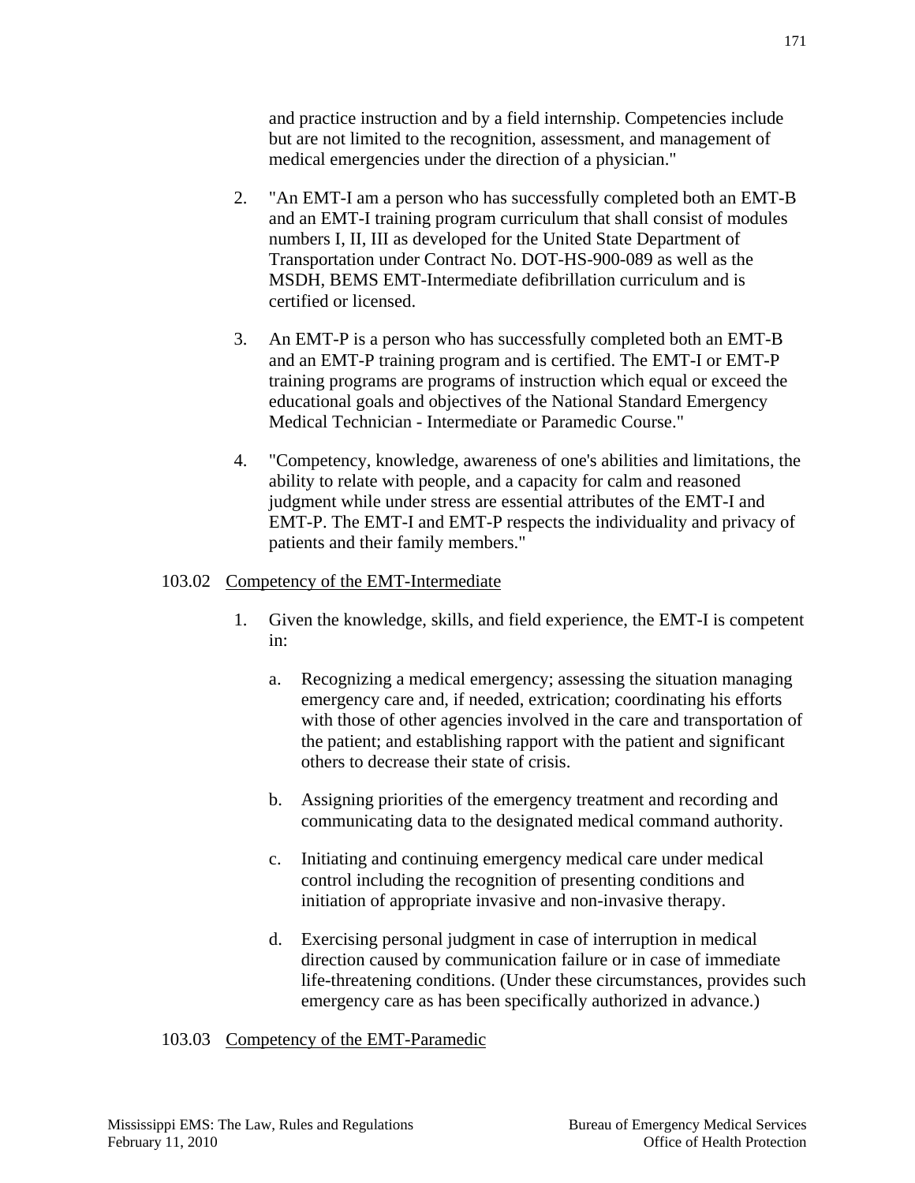and practice instruction and by a field internship. Competencies include but are not limited to the recognition, assessment, and management of medical emergencies under the direction of a physician."

2. "An EMT-I am a person who has successfully completed both an EMT-B and an EMT-I training program curriculum that shall consist of modules numbers I, II, III as developed for the United State Department of Transportation under Contract No. DOT-HS-900-089 as well as the MSDH, BEMS EMT-Intermediate defibrillation curriculum and is certified or licensed.

3. An EMT-P is a person who has successfully completed both an EMT-B and an EMT-P training program and is certified. The EMT-I or EMT-P training programs are programs of instruction which equal or exceed the educational goals and objectives of the National Standard Emergency Medical Technician - Intermediate or Paramedic Course."

4. "Competency, knowledge, awareness of one's abilities and limitations, the ability to relate with people, and a capacity for calm and reasoned judgment while under stress are essential attributes of the EMT-I and EMT-P. The EMT-I and EMT-P respects the individuality and privacy of patients and their family members."

103.02 Competency of the EMT-Intermediate

1. Given the knowledge, skills, and field experience, the EMT-I is competent in:

   a. Recognizing a medical emergency; assessing the situation managing emergency care and, if needed, extrication; coordinating his efforts with those of other agencies involved in the care and transportation of the patient; and establishing rapport with the patient and significant others to decrease their state of crisis.

   b. Assigning priorities of the emergency treatment and recording and communicating data to the designated medical command authority.

   c. Initiating and continuing emergency medical care under medical control including the recognition of presenting conditions and initiation of appropriate invasive and non-invasive therapy.

   d. Exercising personal judgment in case of interruption in medical direction caused by communication failure or in case of immediate life-threatening conditions. (Under these circumstances, provides such emergency care as has been specifically authorized in advance.)

103.03 Competency of the EMT-Paramedic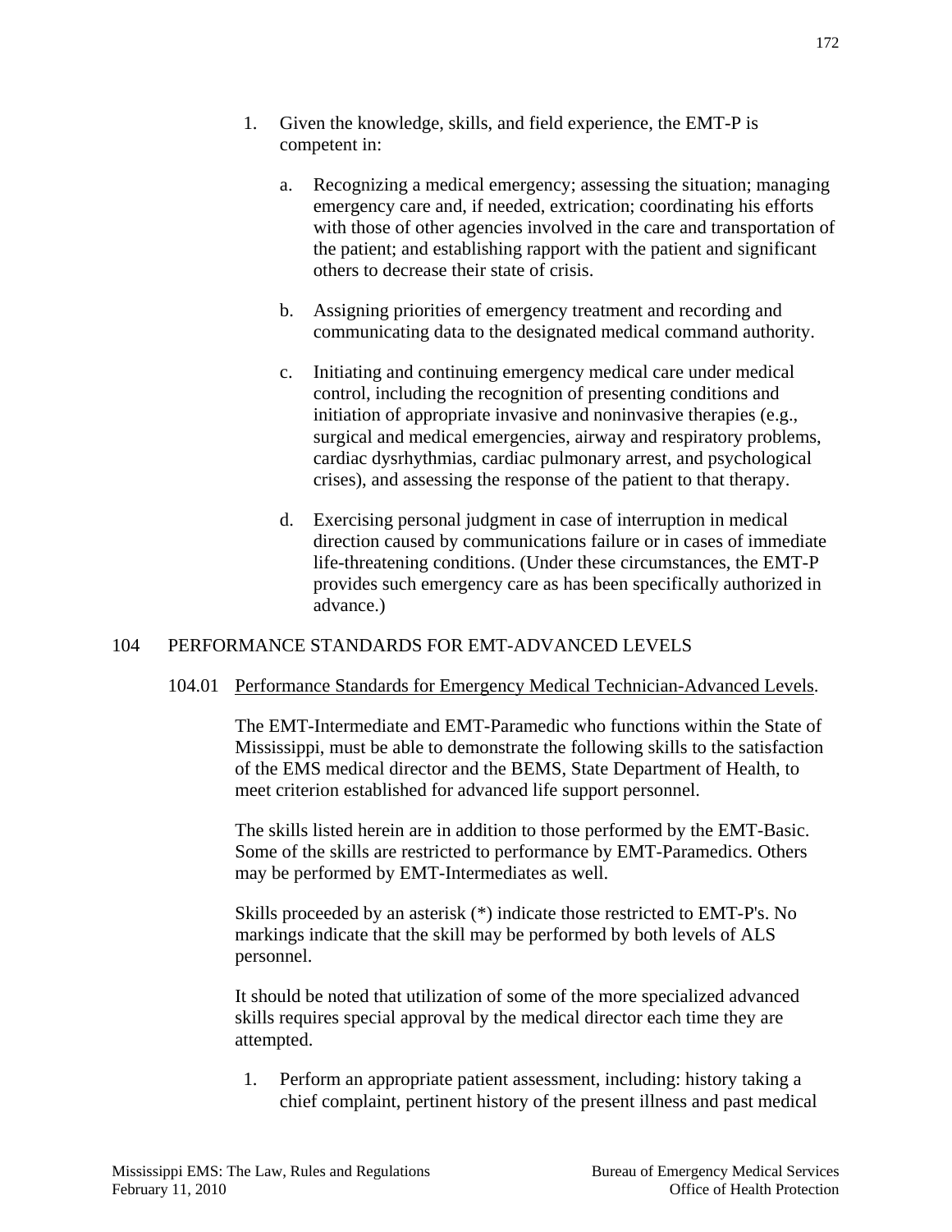1. Given the knowledge, skills, and field experience, the EMT-P is competent in:

    a. Recognizing a medical emergency; assessing the situation; managing emergency care and, if needed, extrication; coordinating his efforts with those of other agencies involved in the care and transportation of the patient; and establishing rapport with the patient and significant others to decrease their state of crisis.

    b. Assigning priorities of emergency treatment and recording and communicating data to the designated medical command authority.

    c. Initiating and continuing emergency medical care under medical control, including the recognition of presenting conditions and initiation of appropriate invasive and noninvasive therapies (e.g., surgical and medical emergencies, airway and respiratory problems, cardiac dysrhythmias, cardiac pulmonary arrest, and psychological crises), and assessing the response of the patient to that therapy.

    d. Exercising personal judgment in case of interruption in medical direction caused by communications failure or in cases of immediate life-threatening conditions. (Under these circumstances, the EMT-P provides such emergency care as has been specifically authorized in advance.)

## 104 PERFORMANCE STANDARDS FOR EMT-ADVANCED LEVELS

104.01 <u>Performance Standards for Emergency Medical Technician-Advanced Levels</u>.

The EMT-Intermediate and EMT-Paramedic who functions within the State of Mississippi, must be able to demonstrate the following skills to the satisfaction of the EMS medical director and the BEMS, State Department of Health, to meet criterion established for advanced life support personnel.

The skills listed herein are in addition to those performed by the EMT-Basic. Some of the skills are restricted to performance by EMT-Paramedics. Others may be performed by EMT-Intermediates as well.

Skills proceeded by an asterisk (*) indicate those restricted to EMT-P's. No markings indicate that the skill may be performed by both levels of ALS personnel.

It should be noted that utilization of some of the more specialized advanced skills requires special approval by the medical director each time they are attempted.

1. Perform an appropriate patient assessment, including: history taking a chief complaint, pertinent history of the present illness and past medical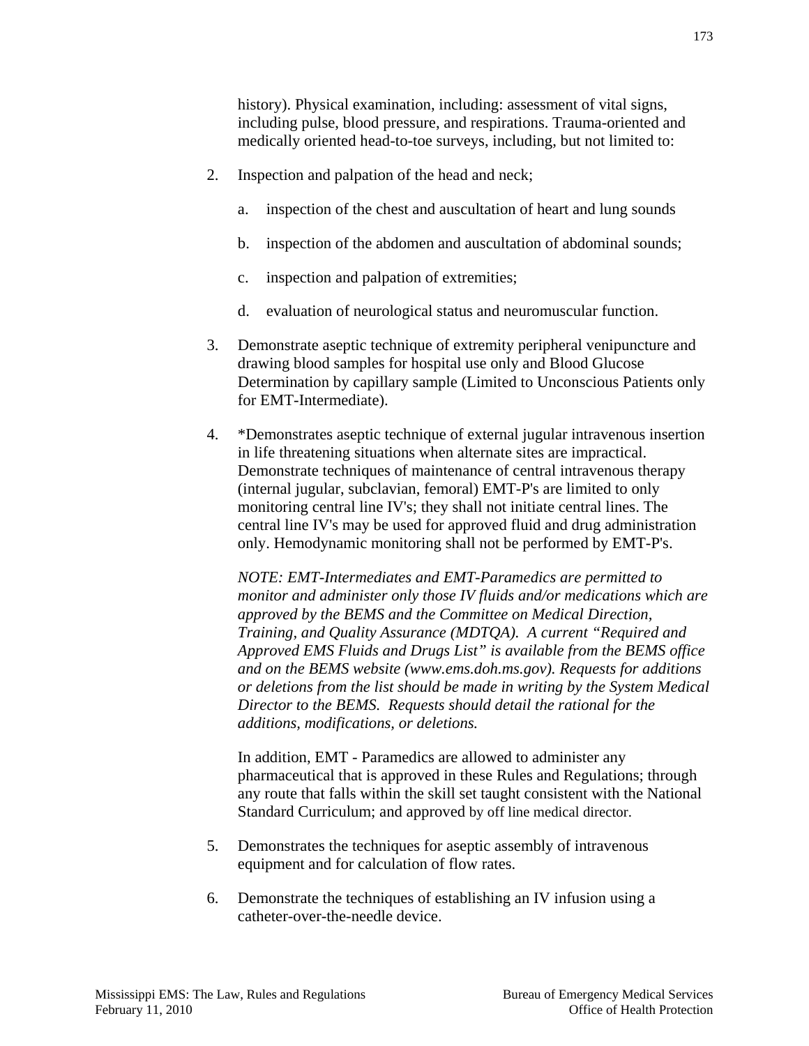history). Physical examination, including: assessment of vital signs, including pulse, blood pressure, and respirations. Trauma-oriented and medically oriented head-to-toe surveys, including, but not limited to:

2. Inspection and palpation of the head and neck;

   a. inspection of the chest and auscultation of heart and lung sounds

   b. inspection of the abdomen and auscultation of abdominal sounds;

   c. inspection and palpation of extremities;

   d. evaluation of neurological status and neuromuscular function.

3. Demonstrate aseptic technique of extremity peripheral venipuncture and drawing blood samples for hospital use only and Blood Glucose Determination by capillary sample (Limited to Unconscious Patients only for EMT-Intermediate).

4. *Demonstrates aseptic technique of external jugular intravenous insertion in life threatening situations when alternate sites are impractical. Demonstrate techniques of maintenance of central intravenous therapy (internal jugular, subclavian, femoral) EMT-P's are limited to only monitoring central line IV's; they shall not initiate central lines. The central line IV's may be used for approved fluid and drug administration only. Hemodynamic monitoring shall not be performed by EMT-P's.

   *NOTE: EMT-Intermediates and EMT-Paramedics are permitted to monitor and administer only those IV fluids and/or medications which are approved by the BEMS and the Committee on Medical Direction, Training, and Quality Assurance (MDTQA). A current "Required and Approved EMS Fluids and Drugs List" is available from the BEMS office and on the BEMS website (www.ems.doh.ms.gov). Requests for additions or deletions from the list should be made in writing by the System Medical Director to the BEMS. Requests should detail the rational for the additions, modifications, or deletions.*

   In addition, EMT - Paramedics are allowed to administer any pharmaceutical that is approved in these Rules and Regulations; through any route that falls within the skill set taught consistent with the National Standard Curriculum; and approved by off line medical director.

5. Demonstrates the techniques for aseptic assembly of intravenous equipment and for calculation of flow rates.

6. Demonstrate the techniques of establishing an IV infusion using a catheter-over-the-needle device.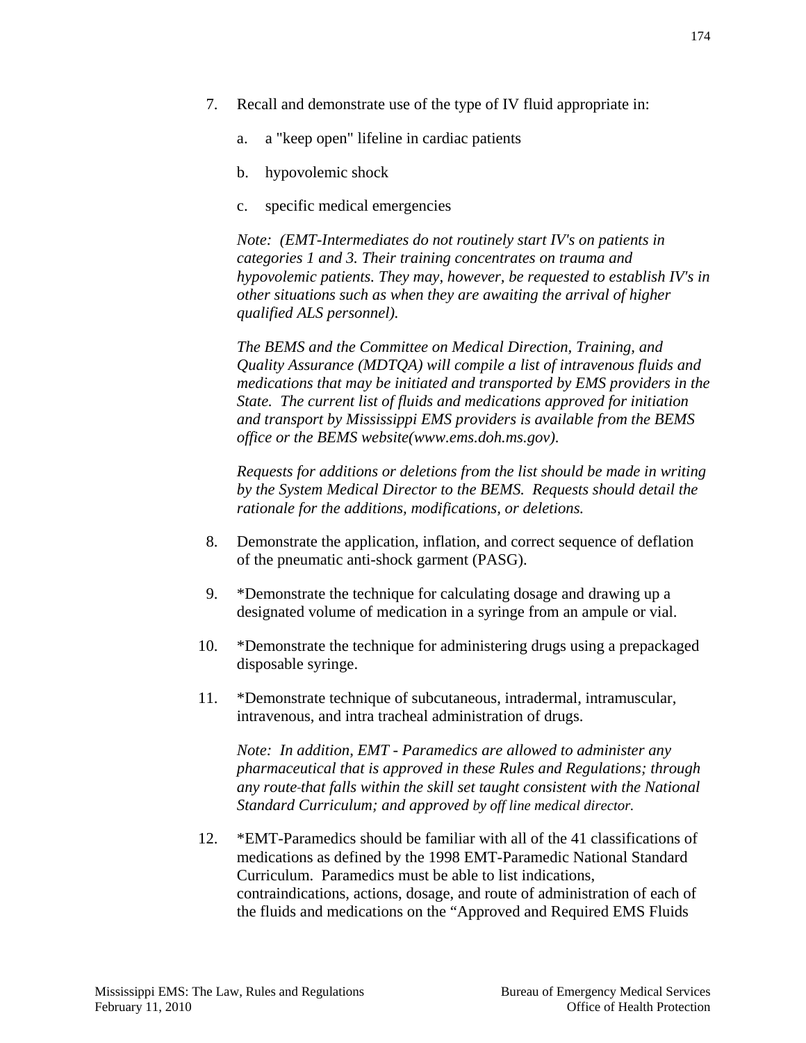7. Recall and demonstrate use of the type of IV fluid appropriate in:

    a. a "keep open" lifeline in cardiac patients

    b. hypovolemic shock

    c. specific medical emergencies

    *Note: (EMT-Intermediates do not routinely start IV's on patients in categories 1 and 3. Their training concentrates on trauma and hypovolemic patients. They may, however, be requested to establish IV's in other situations such as when they are awaiting the arrival of higher qualified ALS personnel).*

    *The BEMS and the Committee on Medical Direction, Training, and Quality Assurance (MDTQA) will compile a list of intravenous fluids and medications that may be initiated and transported by EMS providers in the State. The current list of fluids and medications approved for initiation and transport by Mississippi EMS providers is available from the BEMS office or the BEMS website(www.ems.doh.ms.gov).*

    *Requests for additions or deletions from the list should be made in writing by the System Medical Director to the BEMS. Requests should detail the rationale for the additions, modifications, or deletions.*

8. Demonstrate the application, inflation, and correct sequence of deflation of the pneumatic anti-shock garment (PASG).

9. *Demonstrate the technique for calculating dosage and drawing up a designated volume of medication in a syringe from an ampule or vial.

10. *Demonstrate the technique for administering drugs using a prepackaged disposable syringe.

11. *Demonstrate technique of subcutaneous, intradermal, intramuscular, intravenous, and intra tracheal administration of drugs.

    *Note: In addition, EMT - Paramedics are allowed to administer any pharmaceutical that is approved in these Rules and Regulations; through any route that falls within the skill set taught consistent with the National Standard Curriculum; and approved by off line medical director.*

12. *EMT-Paramedics should be familiar with all of the 41 classifications of medications as defined by the 1998 EMT-Paramedic National Standard Curriculum. Paramedics must be able to list indications, contraindications, actions, dosage, and route of administration of each of the fluids and medications on the "Approved and Required EMS Fluids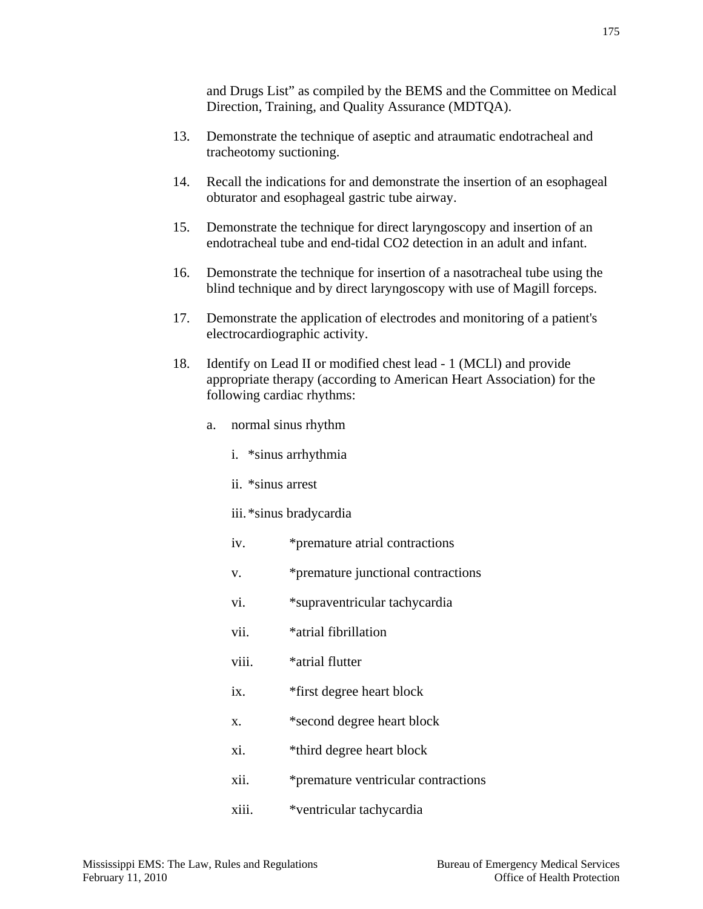and Drugs List" as compiled by the BEMS and the Committee on Medical Direction, Training, and Quality Assurance (MDTQA).

13. Demonstrate the technique of aseptic and atraumatic endotracheal and tracheotomy suctioning.

14. Recall the indications for and demonstrate the insertion of an esophageal obturator and esophageal gastric tube airway.

15. Demonstrate the technique for direct laryngoscopy and insertion of an endotracheal tube and end-tidal $CO_2$ detection in an adult and infant.

16. Demonstrate the technique for insertion of a nasotracheal tube using the blind technique and by direct laryngoscopy with use of Magill forceps.

17. Demonstrate the application of electrodes and monitoring of a patient's electrocardiographic activity.

18. Identify on Lead II or modified chest lead - 1 (MCLl) and provide appropriate therapy (according to American Heart Association) for the following cardiac rhythms:

    a. normal sinus rhythm

        i. *sinus arrhythmia

        ii. *sinus arrest

        iii. *sinus bradycardia

        iv. *premature atrial contractions

        v. *premature junctional contractions

        vi. *supraventricular tachycardia

        vii. *atrial fibrillation

        viii. *atrial flutter

        ix. *first degree heart block

        x. *second degree heart block

        xi. *third degree heart block

        xii. *premature ventricular contractions

        xiii. *ventricular tachycardia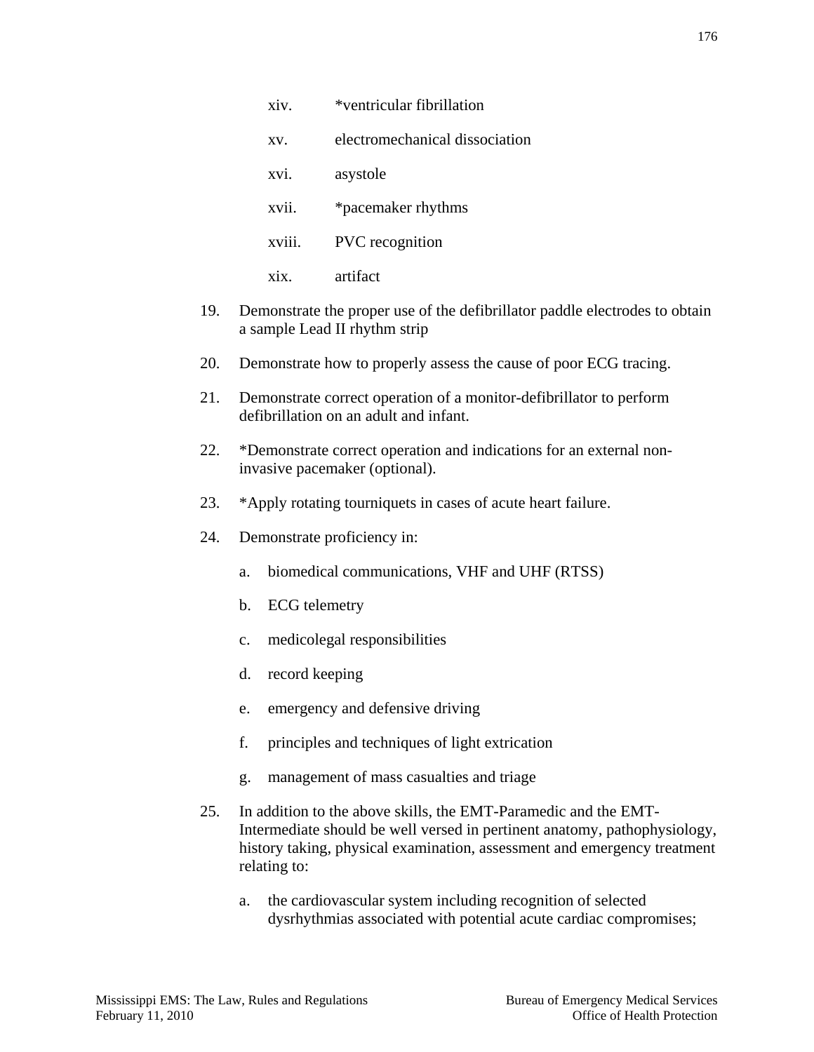xiv. *ventricular fibrillation

xv. electromechanical dissociation

xvi. asystole

xvii. *pacemaker rhythms

xviii. PVC recognition

xix. artifact

19. Demonstrate the proper use of the defibrillator paddle electrodes to obtain a sample Lead II rhythm strip

20. Demonstrate how to properly assess the cause of poor ECG tracing.

21. Demonstrate correct operation of a monitor-defibrillator to perform defibrillation on an adult and infant.

22. *Demonstrate correct operation and indications for an external non-invasive pacemaker (optional).

23. *Apply rotating tourniquets in cases of acute heart failure.

24. Demonstrate proficiency in:

    a. biomedical communications, VHF and UHF (RTSS)

    b. ECG telemetry

    c. medicolegal responsibilities

    d. record keeping

    e. emergency and defensive driving

    f. principles and techniques of light extrication

    g. management of mass casualties and triage

25. In addition to the above skills, the EMT-Paramedic and the EMT-Intermediate should be well versed in pertinent anatomy, pathophysiology, history taking, physical examination, assessment and emergency treatment relating to:

    a. the cardiovascular system including recognition of selected dysrhythmias associated with potential acute cardiac compromises;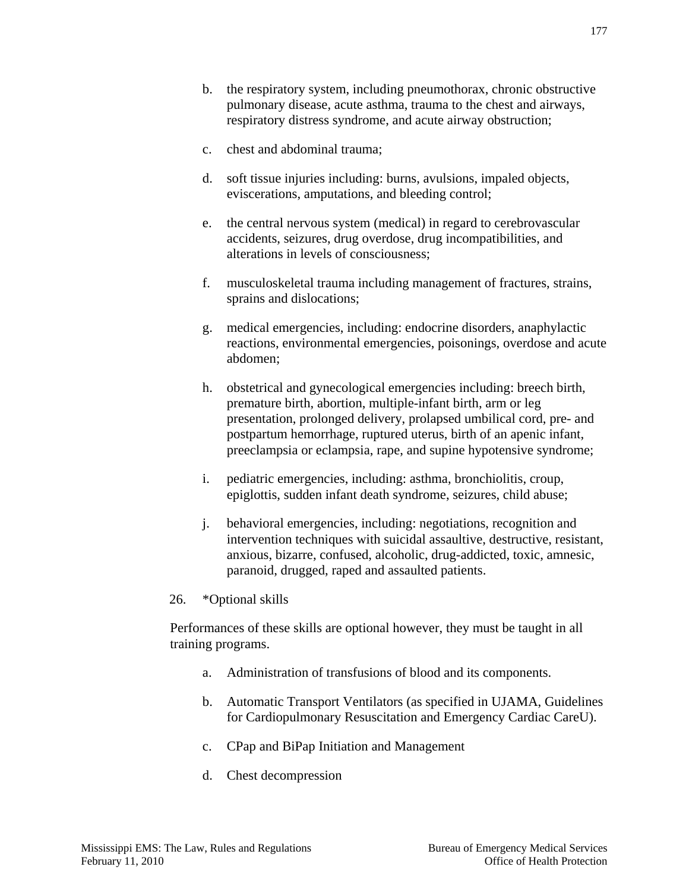b. the respiratory system, including pneumothorax, chronic obstructive pulmonary disease, acute asthma, trauma to the chest and airways, respiratory distress syndrome, and acute airway obstruction;

c. chest and abdominal trauma;

d. soft tissue injuries including: burns, avulsions, impaled objects, eviscerations, amputations, and bleeding control;

e. the central nervous system (medical) in regard to cerebrovascular accidents, seizures, drug overdose, drug incompatibilities, and alterations in levels of consciousness;

f. musculoskeletal trauma including management of fractures, strains, sprains and dislocations;

g. medical emergencies, including: endocrine disorders, anaphylactic reactions, environmental emergencies, poisonings, overdose and acute abdomen;

h. obstetrical and gynecological emergencies including: breech birth, premature birth, abortion, multiple-infant birth, arm or leg presentation, prolonged delivery, prolapsed umbilical cord, pre- and postpartum hemorrhage, ruptured uterus, birth of an apenic infant, preeclampsia or eclampsia, rape, and supine hypotensive syndrome;

i. pediatric emergencies, including: asthma, bronchiolitis, croup, epiglottis, sudden infant death syndrome, seizures, child abuse;

j. behavioral emergencies, including: negotiations, recognition and intervention techniques with suicidal assaultive, destructive, resistant, anxious, bizarre, confused, alcoholic, drug-addicted, toxic, amnesic, paranoid, drugged, raped and assaulted patients.

26. *Optional skills

Performances of these skills are optional however, they must be taught in all training programs.

a. Administration of transfusions of blood and its components.

b. Automatic Transport Ventilators (as specified in UJAMA, Guidelines for Cardiopulmonary Resuscitation and Emergency Cardiac CareU).

c. CPap and BiPap Initiation and Management

d. Chest decompression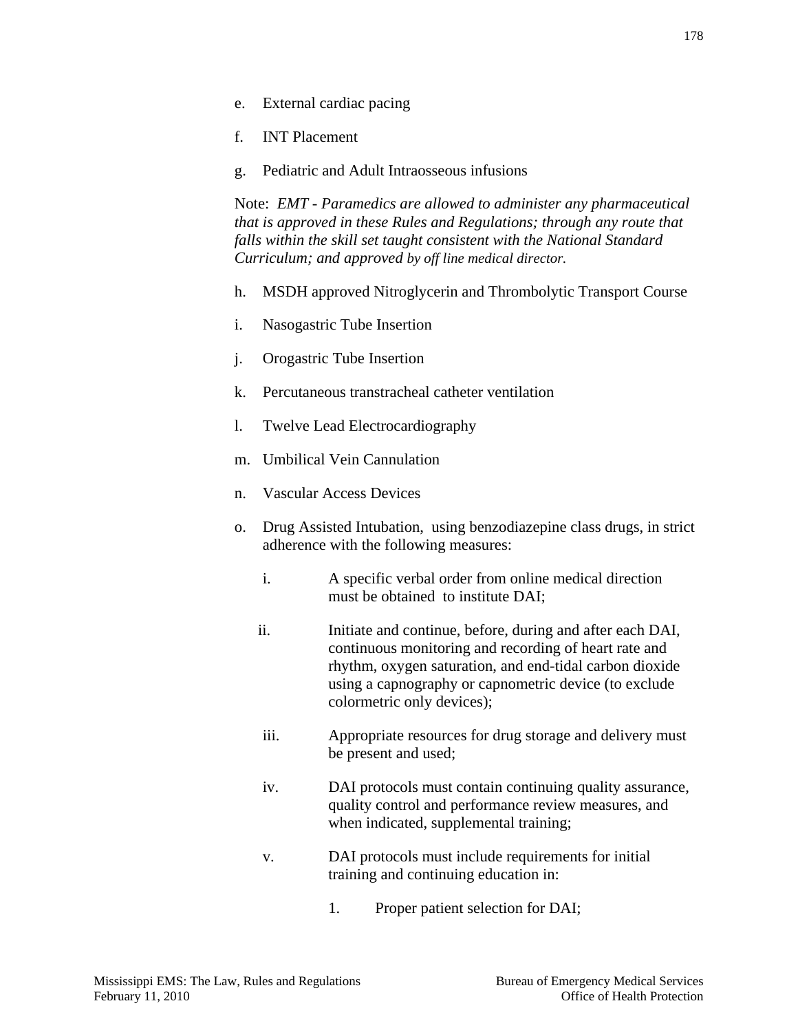e. External cardiac pacing

f. INT Placement

g. Pediatric and Adult Intraosseous infusions

Note: *EMT - Paramedics are allowed to administer any pharmaceutical that is approved in these Rules and Regulations; through any route that falls within the skill set taught consistent with the National Standard Curriculum; and approved by off line medical director.*

h. MSDH approved Nitroglycerin and Thrombolytic Transport Course

i. Nasogastric Tube Insertion

j. Orogastric Tube Insertion

k. Percutaneous transtracheal catheter ventilation

l. Twelve Lead Electrocardiography

m. Umbilical Vein Cannulation

n. Vascular Access Devices

o. Drug Assisted Intubation, using benzodiazepine class drugs, in strict adherence with the following measures:

   i. A specific verbal order from online medical direction must be obtained to institute DAI;

   ii. Initiate and continue, before, during and after each DAI, continuous monitoring and recording of heart rate and rhythm, oxygen saturation, and end-tidal carbon dioxide using a capnography or capnometric device (to exclude colormetric only devices);

   iii. Appropriate resources for drug storage and delivery must be present and used;

   iv. DAI protocols must contain continuing quality assurance, quality control and performance review measures, and when indicated, supplemental training;

   v. DAI protocols must include requirements for initial training and continuing education in:

      1. Proper patient selection for DAI;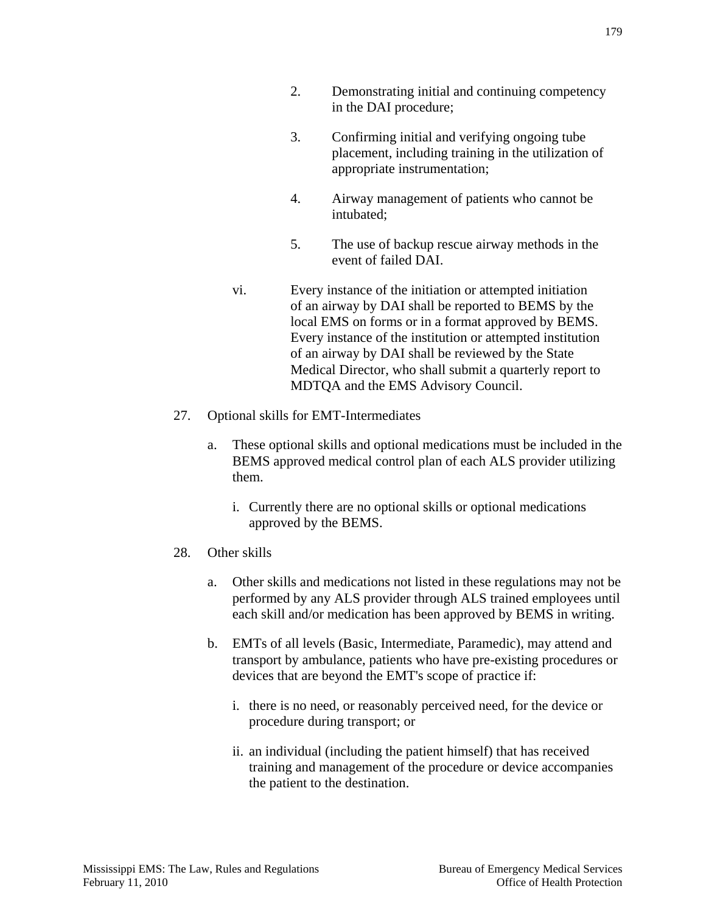2. Demonstrating initial and continuing competency in the DAI procedure;

3. Confirming initial and verifying ongoing tube placement, including training in the utilization of appropriate instrumentation;

4. Airway management of patients who cannot be intubated;

5. The use of backup rescue airway methods in the event of failed DAI.

vi. Every instance of the initiation or attempted initiation of an airway by DAI shall be reported to BEMS by the local EMS on forms or in a format approved by BEMS. Every instance of the institution or attempted institution of an airway by DAI shall be reviewed by the State Medical Director, who shall submit a quarterly report to MDTQA and the EMS Advisory Council.

27. Optional skills for EMT-Intermediates

   a. These optional skills and optional medications must be included in the BEMS approved medical control plan of each ALS provider utilizing them.

      i. Currently there are no optional skills or optional medications approved by the BEMS.

28. Other skills

   a. Other skills and medications not listed in these regulations may not be performed by any ALS provider through ALS trained employees until each skill and/or medication has been approved by BEMS in writing.

   b. EMTs of all levels (Basic, Intermediate, Paramedic), may attend and transport by ambulance, patients who have pre-existing procedures or devices that are beyond the EMT's scope of practice if:

      i. there is no need, or reasonably perceived need, for the device or procedure during transport; or

      ii. an individual (including the patient himself) that has received training and management of the procedure or device accompanies the patient to the destination.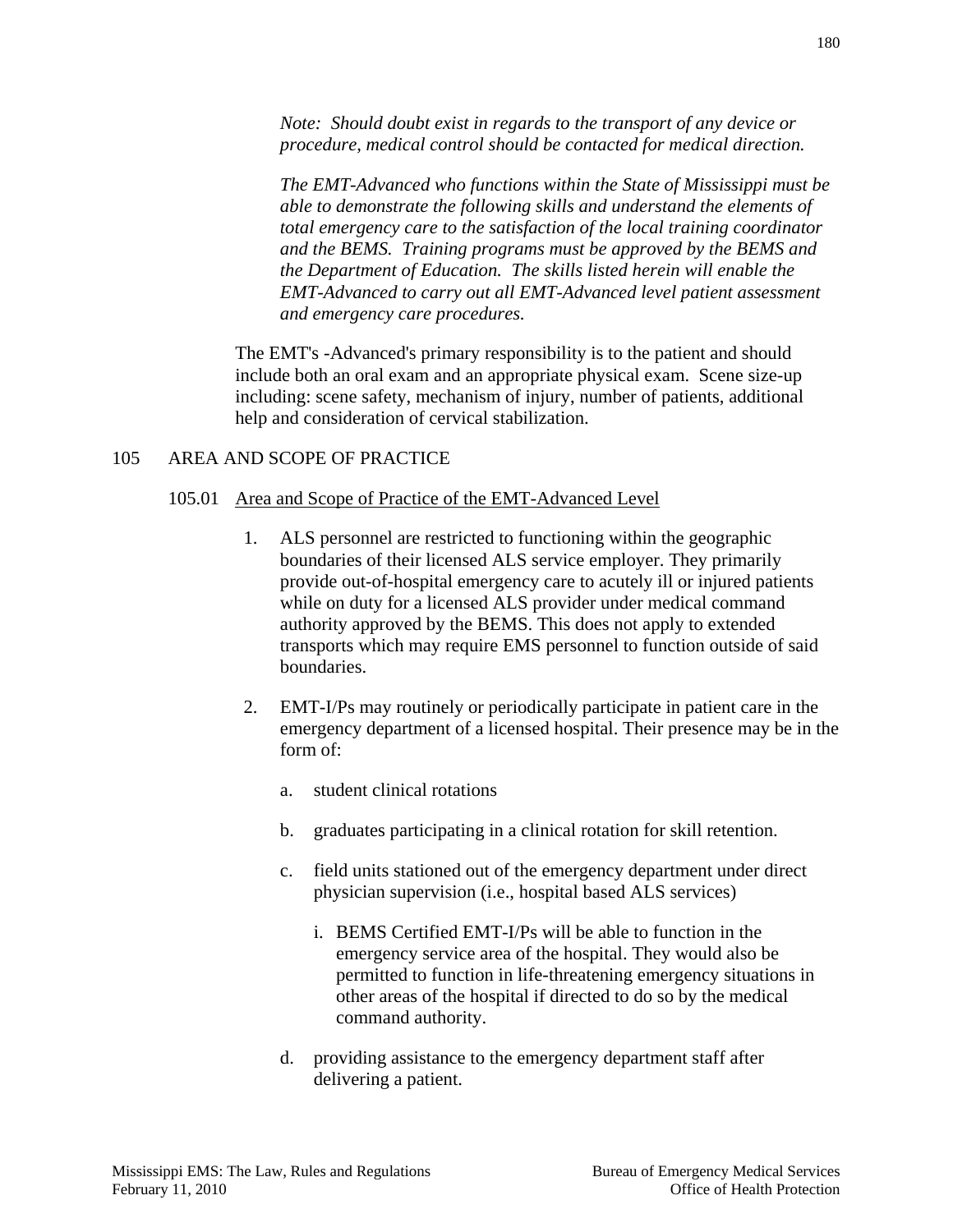*Note: Should doubt exist in regards to the transport of any device or procedure, medical control should be contacted for medical direction.*

*The EMT-Advanced who functions within the State of Mississippi must be able to demonstrate the following skills and understand the elements of total emergency care to the satisfaction of the local training coordinator and the BEMS. Training programs must be approved by the BEMS and the Department of Education. The skills listed herein will enable the EMT-Advanced to carry out all EMT-Advanced level patient assessment and emergency care procedures.*

The EMT's -Advanced's primary responsibility is to the patient and should include both an oral exam and an appropriate physical exam. Scene size-up including: scene safety, mechanism of injury, number of patients, additional help and consideration of cervical stabilization.

## 105 AREA AND SCOPE OF PRACTICE

### 105.01 <u>Area and Scope of Practice of the EMT-Advanced Level</u>

1. ALS personnel are restricted to functioning within the geographic boundaries of their licensed ALS service employer. They primarily provide out-of-hospital emergency care to acutely ill or injured patients while on duty for a licensed ALS provider under medical command authority approved by the BEMS. This does not apply to extended transports which may require EMS personnel to function outside of said boundaries.

2. EMT-I/Ps may routinely or periodically participate in patient care in the emergency department of a licensed hospital. Their presence may be in the form of:

   a. student clinical rotations

   b. graduates participating in a clinical rotation for skill retention.

   c. field units stationed out of the emergency department under direct physician supervision (i.e., hospital based ALS services)

      i. BEMS Certified EMT-I/Ps will be able to function in the emergency service area of the hospital. They would also be permitted to function in life-threatening emergency situations in other areas of the hospital if directed to do so by the medical command authority.

   d. providing assistance to the emergency department staff after delivering a patient.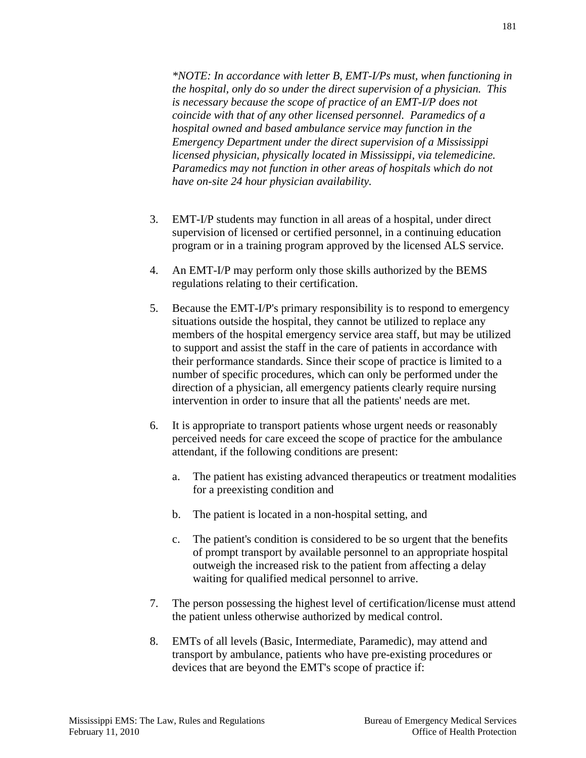*\*NOTE: In accordance with letter B, EMT-I/Ps must, when functioning in the hospital, only do so under the direct supervision of a physician. This is necessary because the scope of practice of an EMT-I/P does not coincide with that of any other licensed personnel. Paramedics of a hospital owned and based ambulance service may function in the Emergency Department under the direct supervision of a Mississippi licensed physician, physically located in Mississippi, via telemedicine. Paramedics may not function in other areas of hospitals which do not have on-site 24 hour physician availability.*

3. EMT-I/P students may function in all areas of a hospital, under direct supervision of licensed or certified personnel, in a continuing education program or in a training program approved by the licensed ALS service.

4. An EMT-I/P may perform only those skills authorized by the BEMS regulations relating to their certification.

5. Because the EMT-I/P's primary responsibility is to respond to emergency situations outside the hospital, they cannot be utilized to replace any members of the hospital emergency service area staff, but may be utilized to support and assist the staff in the care of patients in accordance with their performance standards. Since their scope of practice is limited to a number of specific procedures, which can only be performed under the direction of a physician, all emergency patients clearly require nursing intervention in order to insure that all the patients' needs are met.

6. It is appropriate to transport patients whose urgent needs or reasonably perceived needs for care exceed the scope of practice for the ambulance attendant, if the following conditions are present:

   a. The patient has existing advanced therapeutics or treatment modalities for a preexisting condition and

   b. The patient is located in a non-hospital setting, and

   c. The patient's condition is considered to be so urgent that the benefits of prompt transport by available personnel to an appropriate hospital outweigh the increased risk to the patient from affecting a delay waiting for qualified medical personnel to arrive.

7. The person possessing the highest level of certification/license must attend the patient unless otherwise authorized by medical control.

8. EMTs of all levels (Basic, Intermediate, Paramedic), may attend and transport by ambulance, patients who have pre-existing procedures or devices that are beyond the EMT's scope of practice if: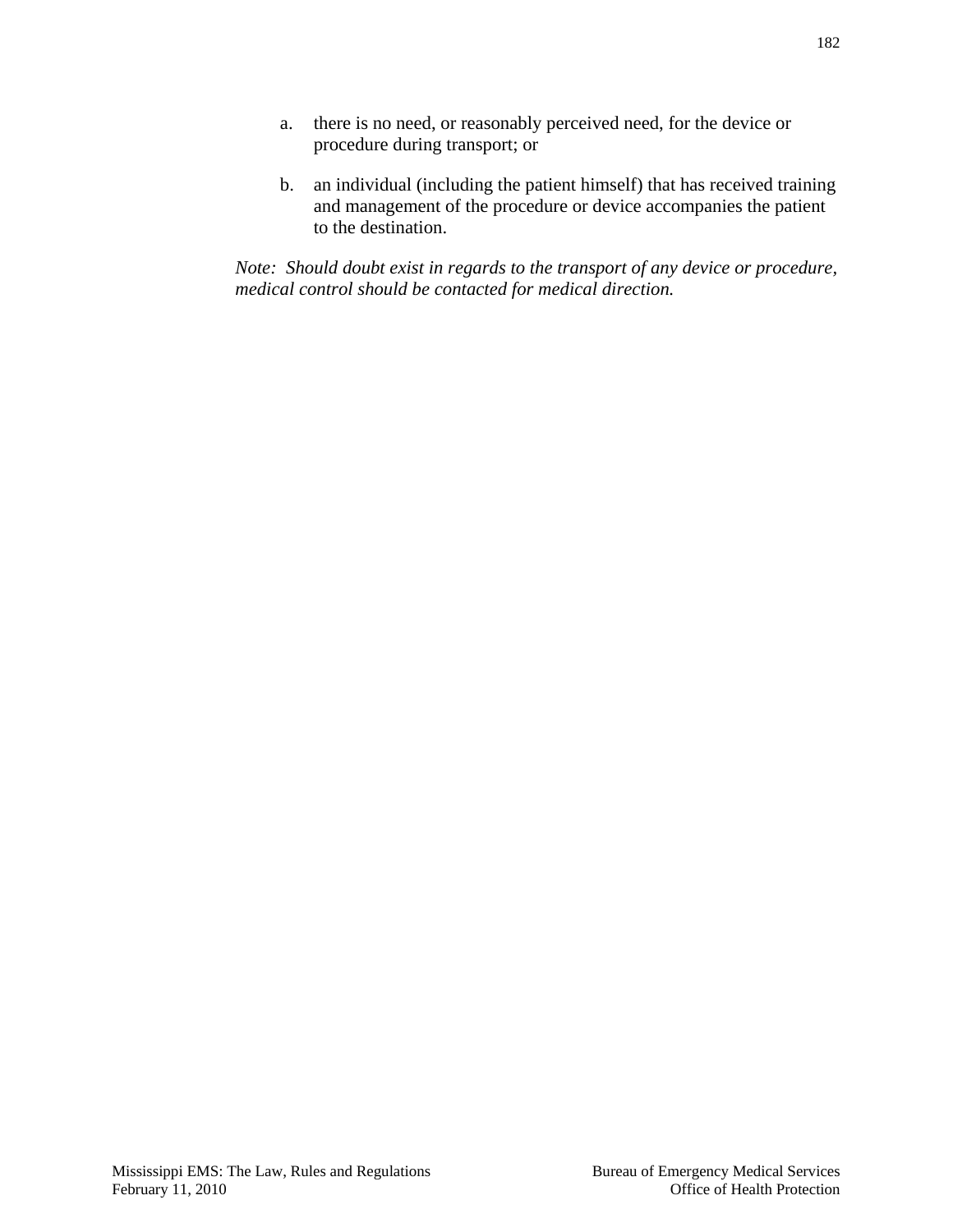a. there is no need, or reasonably perceived need, for the device or procedure during transport; or

b. an individual (including the patient himself) that has received training and management of the procedure or device accompanies the patient to the destination.

*Note: Should doubt exist in regards to the transport of any device or procedure, medical control should be contacted for medical direction.*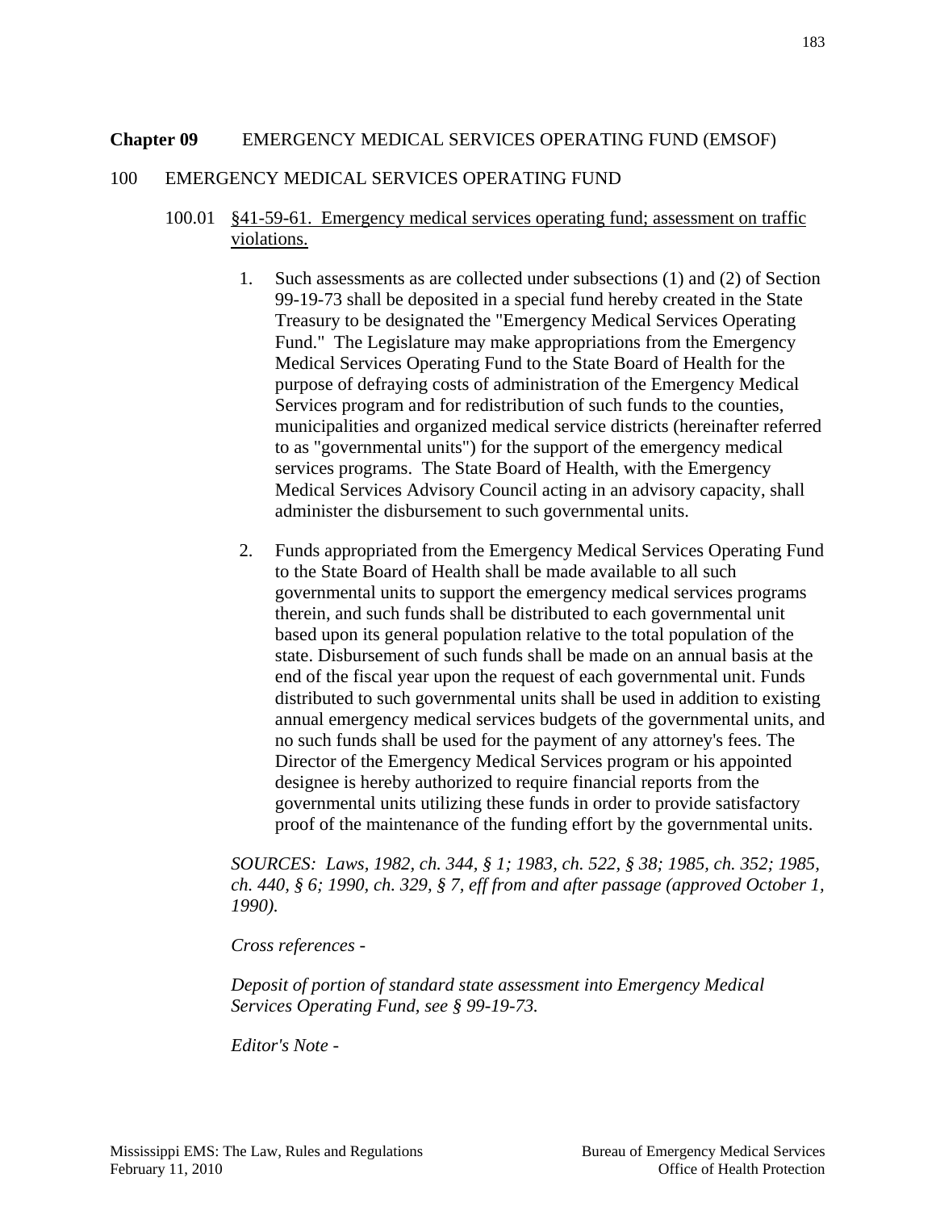**Chapter 09** EMERGENCY MEDICAL SERVICES OPERATING FUND (EMSOF)

100 EMERGENCY MEDICAL SERVICES OPERATING FUND

100.01 <u>§41-59-61. Emergency medical services operating fund; assessment on traffic violations.</u>

1. Such assessments as are collected under subsections (1) and (2) of Section 99-19-73 shall be deposited in a special fund hereby created in the State Treasury to be designated the "Emergency Medical Services Operating Fund." The Legislature may make appropriations from the Emergency Medical Services Operating Fund to the State Board of Health for the purpose of defraying costs of administration of the Emergency Medical Services program and for redistribution of such funds to the counties, municipalities and organized medical service districts (hereinafter referred to as "governmental units") for the support of the emergency medical services programs. The State Board of Health, with the Emergency Medical Services Advisory Council acting in an advisory capacity, shall administer the disbursement to such governmental units.

2. Funds appropriated from the Emergency Medical Services Operating Fund to the State Board of Health shall be made available to all such governmental units to support the emergency medical services programs therein, and such funds shall be distributed to each governmental unit based upon its general population relative to the total population of the state. Disbursement of such funds shall be made on an annual basis at the end of the fiscal year upon the request of each governmental unit. Funds distributed to such governmental units shall be used in addition to existing annual emergency medical services budgets of the governmental units, and no such funds shall be used for the payment of any attorney's fees. The Director of the Emergency Medical Services program or his appointed designee is hereby authorized to require financial reports from the governmental units utilizing these funds in order to provide satisfactory proof of the maintenance of the funding effort by the governmental units.

*SOURCES: Laws, 1982, ch. 344, § 1; 1983, ch. 522, § 38; 1985, ch. 352; 1985, ch. 440, § 6; 1990, ch. 329, § 7, eff from and after passage (approved October 1, 1990).*

*Cross references -*

*Deposit of portion of standard state assessment into Emergency Medical Services Operating Fund, see § 99-19-73.*

*Editor's Note -*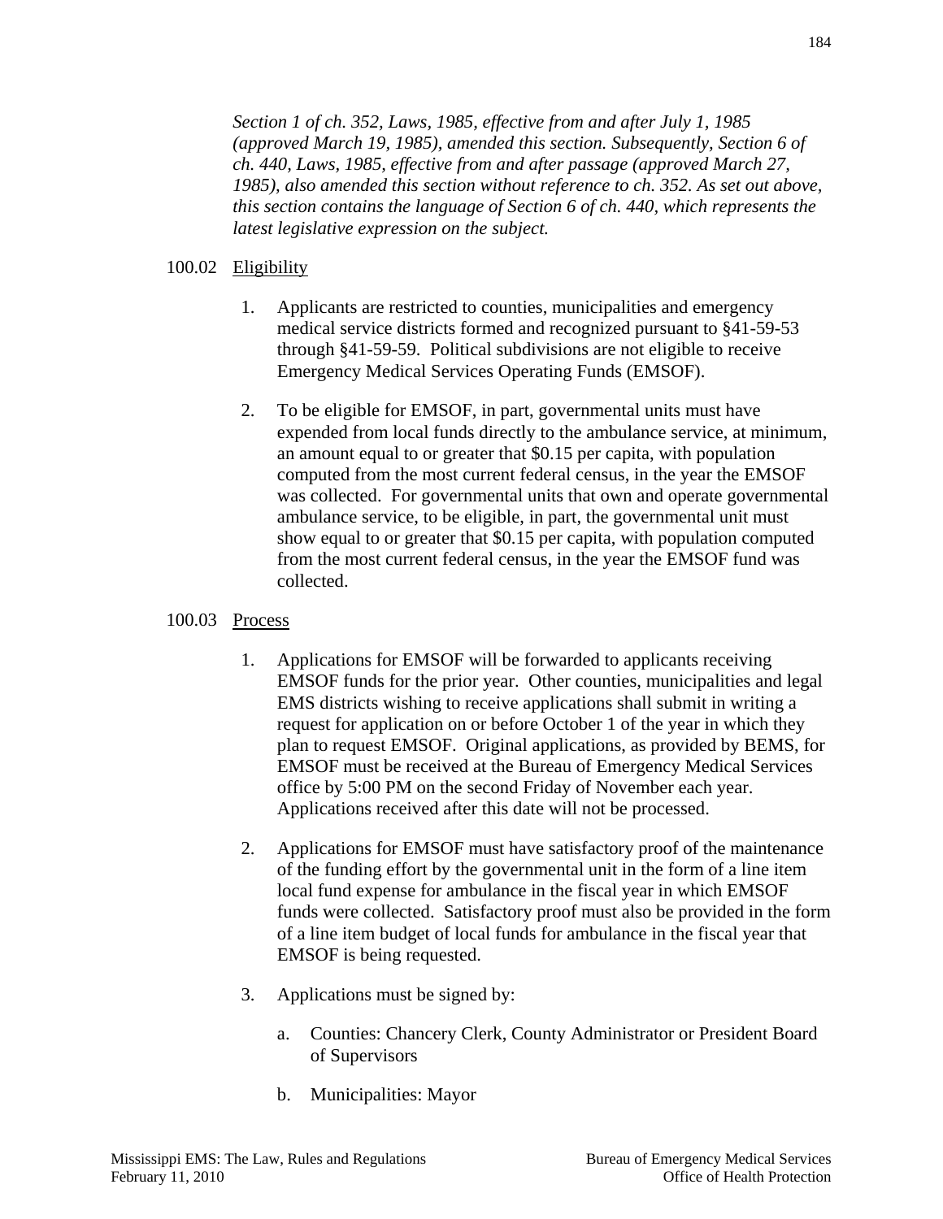*Section 1 of ch. 352, Laws, 1985, effective from and after July 1, 1985 (approved March 19, 1985), amended this section. Subsequently, Section 6 of ch. 440, Laws, 1985, effective from and after passage (approved March 27, 1985), also amended this section without reference to ch. 352. As set out above, this section contains the language of Section 6 of ch. 440, which represents the latest legislative expression on the subject.*

100.02 Eligibility

1. Applicants are restricted to counties, municipalities and emergency medical service districts formed and recognized pursuant to §41-59-53 through §41-59-59. Political subdivisions are not eligible to receive Emergency Medical Services Operating Funds (EMSOF).

2. To be eligible for EMSOF, in part, governmental units must have expended from local funds directly to the ambulance service, at minimum, an amount equal to or greater that $0.15 per capita, with population computed from the most current federal census, in the year the EMSOF was collected. For governmental units that own and operate governmental ambulance service, to be eligible, in part, the governmental unit must show equal to or greater that $0.15 per capita, with population computed from the most current federal census, in the year the EMSOF fund was collected.

100.03 Process

1. Applications for EMSOF will be forwarded to applicants receiving EMSOF funds for the prior year. Other counties, municipalities and legal EMS districts wishing to receive applications shall submit in writing a request for application on or before October 1 of the year in which they plan to request EMSOF. Original applications, as provided by BEMS, for EMSOF must be received at the Bureau of Emergency Medical Services office by 5:00 PM on the second Friday of November each year. Applications received after this date will not be processed.

2. Applications for EMSOF must have satisfactory proof of the maintenance of the funding effort by the governmental unit in the form of a line item local fund expense for ambulance in the fiscal year in which EMSOF funds were collected. Satisfactory proof must also be provided in the form of a line item budget of local funds for ambulance in the fiscal year that EMSOF is being requested.

3. Applications must be signed by:

   a. Counties: Chancery Clerk, County Administrator or President Board of Supervisors

   b. Municipalities: Mayor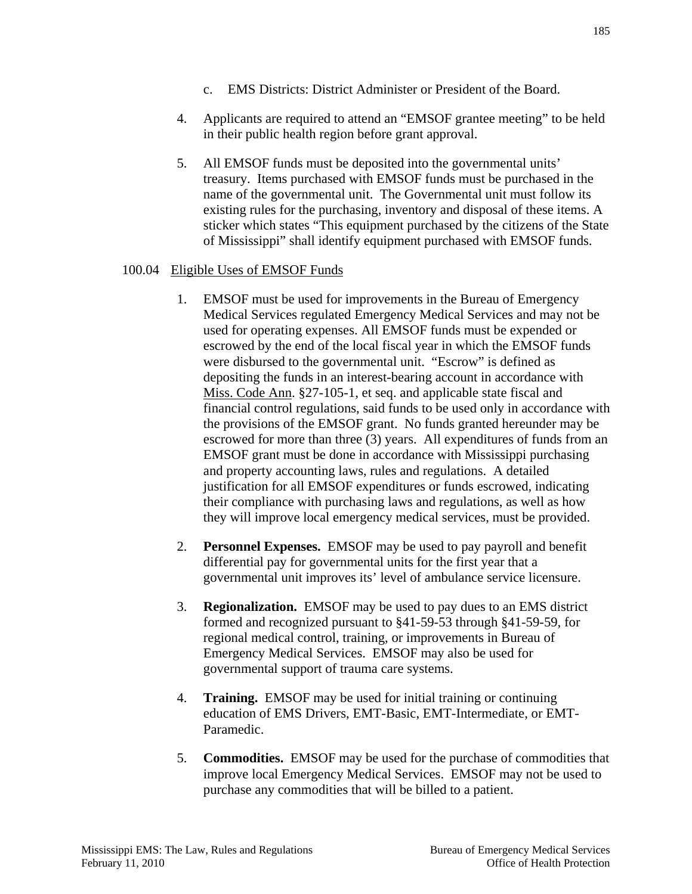c. EMS Districts: District Administer or President of the Board.

4. Applicants are required to attend an "EMSOF grantee meeting" to be held in their public health region before grant approval.

5. All EMSOF funds must be deposited into the governmental units' treasury. Items purchased with EMSOF funds must be purchased in the name of the governmental unit. The Governmental unit must follow its existing rules for the purchasing, inventory and disposal of these items. A sticker which states "This equipment purchased by the citizens of the State of Mississippi" shall identify equipment purchased with EMSOF funds.

100.04 Eligible Uses of EMSOF Funds

1. EMSOF must be used for improvements in the Bureau of Emergency Medical Services regulated Emergency Medical Services and may not be used for operating expenses. All EMSOF funds must be expended or escrowed by the end of the local fiscal year in which the EMSOF funds were disbursed to the governmental unit. "Escrow" is defined as depositing the funds in an interest-bearing account in accordance with Miss. Code Ann. §27-105-1, et seq. and applicable state fiscal and financial control regulations, said funds to be used only in accordance with the provisions of the EMSOF grant. No funds granted hereunder may be escrowed for more than three (3) years. All expenditures of funds from an EMSOF grant must be done in accordance with Mississippi purchasing and property accounting laws, rules and regulations. A detailed justification for all EMSOF expenditures or funds escrowed, indicating their compliance with purchasing laws and regulations, as well as how they will improve local emergency medical services, must be provided.

2. **Personnel Expenses.** EMSOF may be used to pay payroll and benefit differential pay for governmental units for the first year that a governmental unit improves its' level of ambulance service licensure.

3. **Regionalization.** EMSOF may be used to pay dues to an EMS district formed and recognized pursuant to §41-59-53 through §41-59-59, for regional medical control, training, or improvements in Bureau of Emergency Medical Services. EMSOF may also be used for governmental support of trauma care systems.

4. **Training.** EMSOF may be used for initial training or continuing education of EMS Drivers, EMT-Basic, EMT-Intermediate, or EMT-Paramedic.

5. **Commodities.** EMSOF may be used for the purchase of commodities that improve local Emergency Medical Services. EMSOF may not be used to purchase any commodities that will be billed to a patient.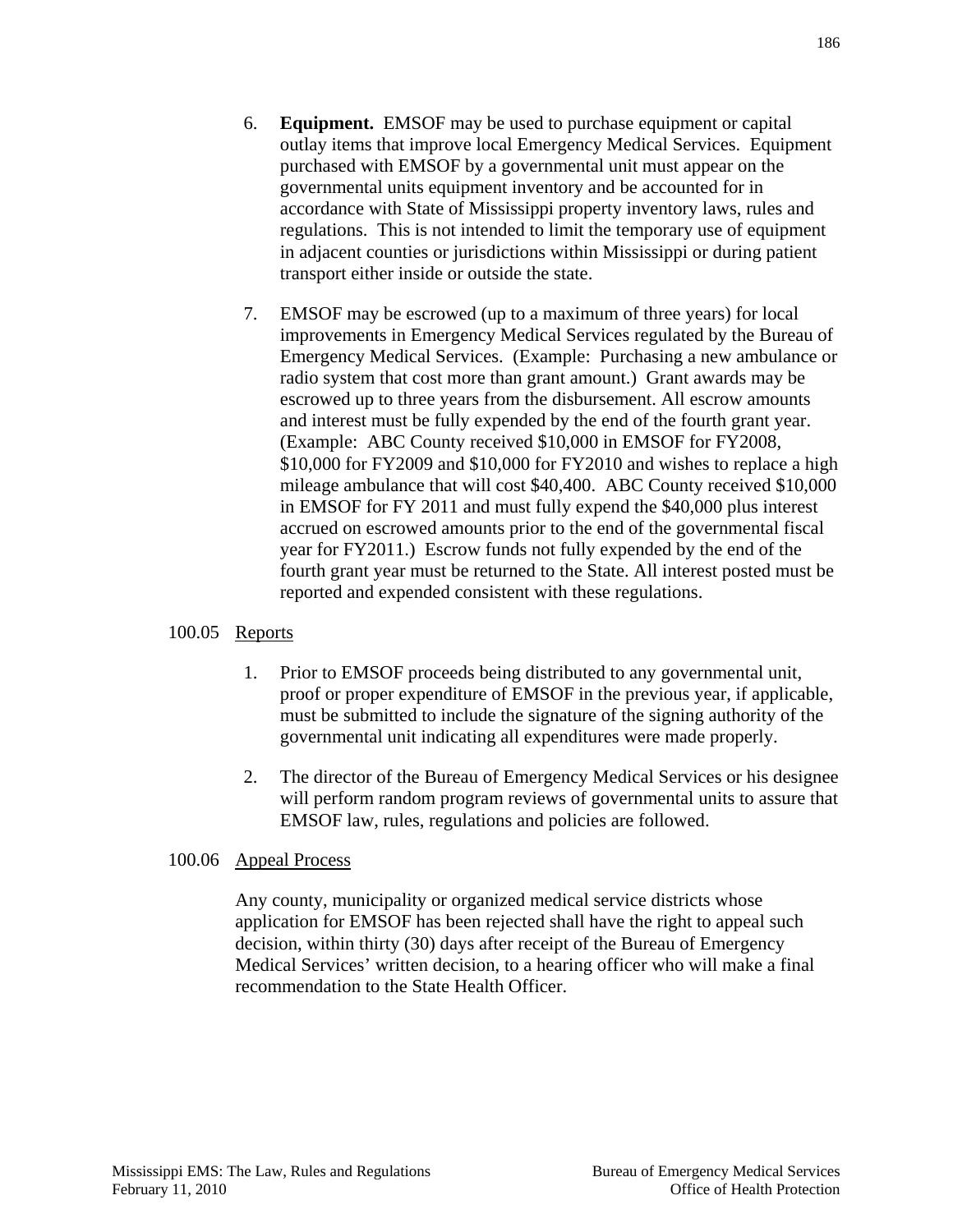6. **Equipment.** EMSOF may be used to purchase equipment or capital outlay items that improve local Emergency Medical Services. Equipment purchased with EMSOF by a governmental unit must appear on the governmental units equipment inventory and be accounted for in accordance with State of Mississippi property inventory laws, rules and regulations. This is not intended to limit the temporary use of equipment in adjacent counties or jurisdictions within Mississippi or during patient transport either inside or outside the state.

7. EMSOF may be escrowed (up to a maximum of three years) for local improvements in Emergency Medical Services regulated by the Bureau of Emergency Medical Services. (Example: Purchasing a new ambulance or radio system that cost more than grant amount.) Grant awards may be escrowed up to three years from the disbursement. All escrow amounts and interest must be fully expended by the end of the fourth grant year. (Example: ABC County received $10,000 in EMSOF for FY2008, $10,000 for FY2009 and $10,000 for FY2010 and wishes to replace a high mileage ambulance that will cost $40,400. ABC County received $10,000 in EMSOF for FY 2011 and must fully expend the $40,000 plus interest accrued on escrowed amounts prior to the end of the governmental fiscal year for FY2011.) Escrow funds not fully expended by the end of the fourth grant year must be returned to the State. All interest posted must be reported and expended consistent with these regulations.

100.05 Reports

1. Prior to EMSOF proceeds being distributed to any governmental unit, proof or proper expenditure of EMSOF in the previous year, if applicable, must be submitted to include the signature of the signing authority of the governmental unit indicating all expenditures were made properly.

2. The director of the Bureau of Emergency Medical Services or his designee will perform random program reviews of governmental units to assure that EMSOF law, rules, regulations and policies are followed.

100.06 Appeal Process

Any county, municipality or organized medical service districts whose application for EMSOF has been rejected shall have the right to appeal such decision, within thirty (30) days after receipt of the Bureau of Emergency Medical Services' written decision, to a hearing officer who will make a final recommendation to the State Health Officer.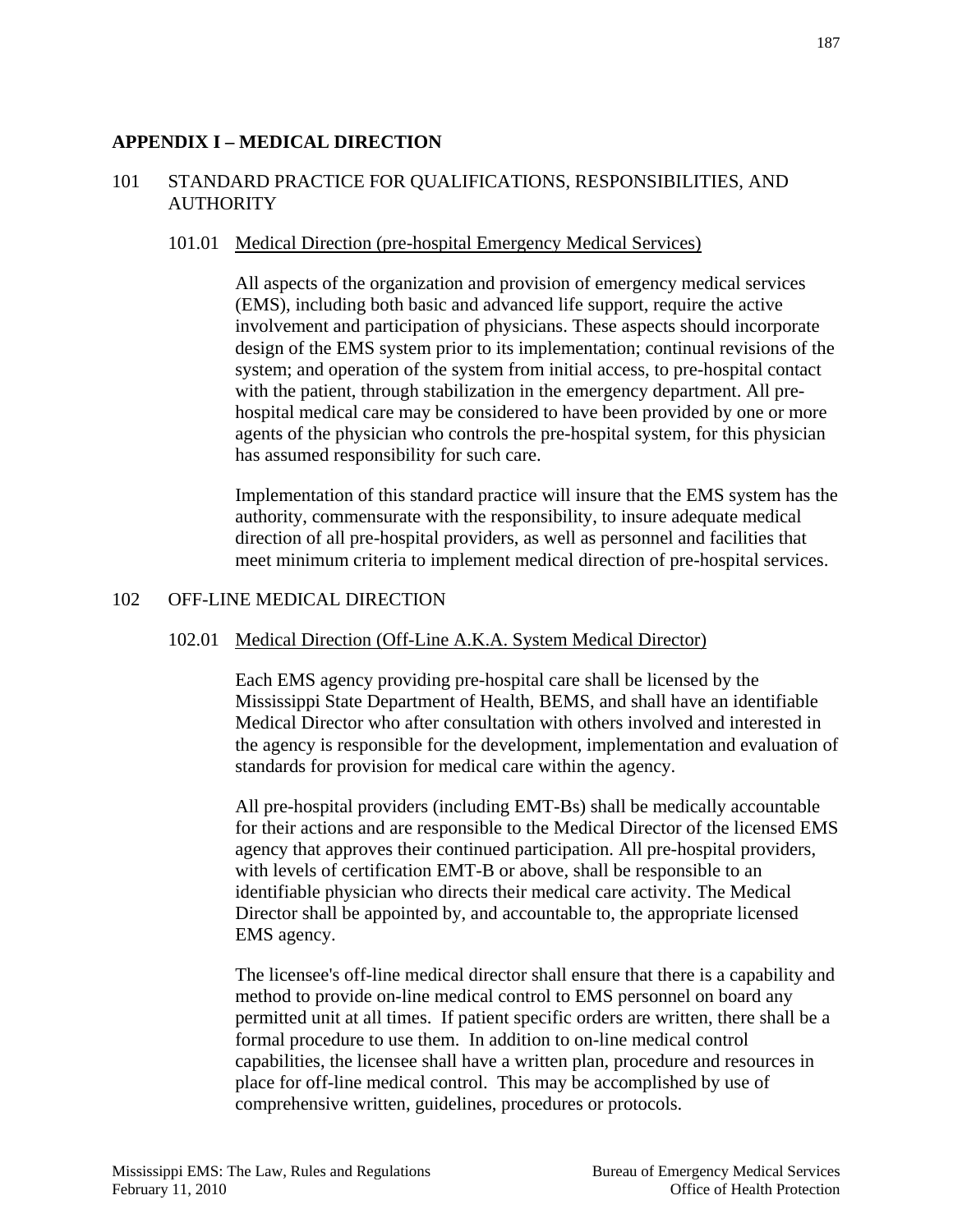# APPENDIX I – MEDICAL DIRECTION

## 101 STANDARD PRACTICE FOR QUALIFICATIONS, RESPONSIBILITIES, AND AUTHORITY

### 101.01 Medical Direction (pre-hospital Emergency Medical Services)

All aspects of the organization and provision of emergency medical services (EMS), including both basic and advanced life support, require the active involvement and participation of physicians. These aspects should incorporate design of the EMS system prior to its implementation; continual revisions of the system; and operation of the system from initial access, to pre-hospital contact with the patient, through stabilization in the emergency department. All pre-hospital medical care may be considered to have been provided by one or more agents of the physician who controls the pre-hospital system, for this physician has assumed responsibility for such care.

Implementation of this standard practice will insure that the EMS system has the authority, commensurate with the responsibility, to insure adequate medical direction of all pre-hospital providers, as well as personnel and facilities that meet minimum criteria to implement medical direction of pre-hospital services.

## 102 OFF-LINE MEDICAL DIRECTION

### 102.01 Medical Direction (Off-Line A.K.A. System Medical Director)

Each EMS agency providing pre-hospital care shall be licensed by the Mississippi State Department of Health, BEMS, and shall have an identifiable Medical Director who after consultation with others involved and interested in the agency is responsible for the development, implementation and evaluation of standards for provision for medical care within the agency.

All pre-hospital providers (including EMT-Bs) shall be medically accountable for their actions and are responsible to the Medical Director of the licensed EMS agency that approves their continued participation. All pre-hospital providers, with levels of certification EMT-B or above, shall be responsible to an identifiable physician who directs their medical care activity. The Medical Director shall be appointed by, and accountable to, the appropriate licensed EMS agency.

The licensee's off-line medical director shall ensure that there is a capability and method to provide on-line medical control to EMS personnel on board any permitted unit at all times. If patient specific orders are written, there shall be a formal procedure to use them. In addition to on-line medical control capabilities, the licensee shall have a written plan, procedure and resources in place for off-line medical control. This may be accomplished by use of comprehensive written, guidelines, procedures or protocols.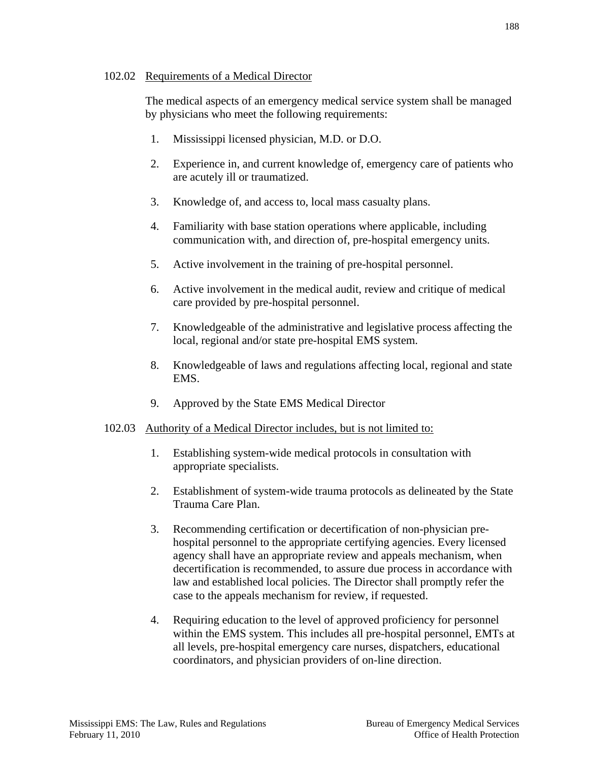102.02 Requirements of a Medical Director

The medical aspects of an emergency medical service system shall be managed by physicians who meet the following requirements:

1. Mississippi licensed physician, M.D. or D.O.

2. Experience in, and current knowledge of, emergency care of patients who are acutely ill or traumatized.

3. Knowledge of, and access to, local mass casualty plans.

4. Familiarity with base station operations where applicable, including communication with, and direction of, pre-hospital emergency units.

5. Active involvement in the training of pre-hospital personnel.

6. Active involvement in the medical audit, review and critique of medical care provided by pre-hospital personnel.

7. Knowledgeable of the administrative and legislative process affecting the local, regional and/or state pre-hospital EMS system.

8. Knowledgeable of laws and regulations affecting local, regional and state EMS.

9. Approved by the State EMS Medical Director

102.03 Authority of a Medical Director includes, but is not limited to:

1. Establishing system-wide medical protocols in consultation with appropriate specialists.

2. Establishment of system-wide trauma protocols as delineated by the State Trauma Care Plan.

3. Recommending certification or decertification of non-physician pre-hospital personnel to the appropriate certifying agencies. Every licensed agency shall have an appropriate review and appeals mechanism, when decertification is recommended, to assure due process in accordance with law and established local policies. The Director shall promptly refer the case to the appeals mechanism for review, if requested.

4. Requiring education to the level of approved proficiency for personnel within the EMS system. This includes all pre-hospital personnel, EMTs at all levels, pre-hospital emergency care nurses, dispatchers, educational coordinators, and physician providers of on-line direction.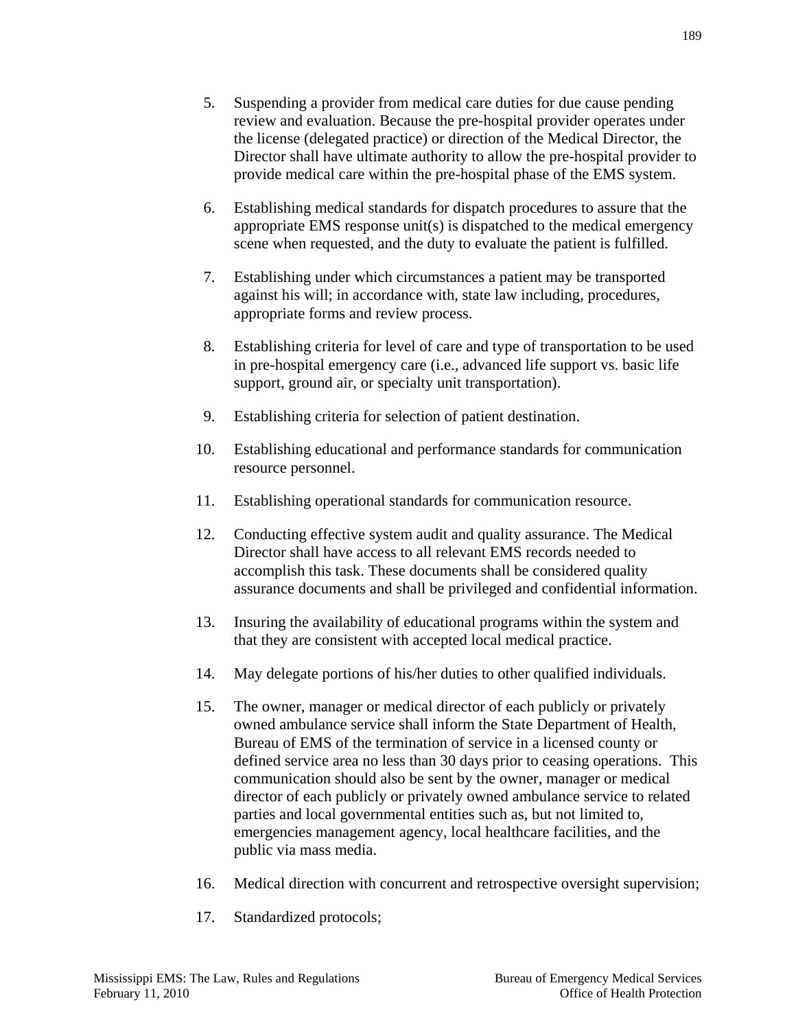5. Suspending a provider from medical care duties for due cause pending review and evaluation. Because the pre-hospital provider operates under the license (delegated practice) or direction of the Medical Director, the Director shall have ultimate authority to allow the pre-hospital provider to provide medical care within the pre-hospital phase of the EMS system.

6. Establishing medical standards for dispatch procedures to assure that the appropriate EMS response unit(s) is dispatched to the medical emergency scene when requested, and the duty to evaluate the patient is fulfilled.

7. Establishing under which circumstances a patient may be transported against his will; in accordance with, state law including, procedures, appropriate forms and review process.

8. Establishing criteria for level of care and type of transportation to be used in pre-hospital emergency care (i.e., advanced life support vs. basic life support, ground air, or specialty unit transportation).

9. Establishing criteria for selection of patient destination.

10. Establishing educational and performance standards for communication resource personnel.

11. Establishing operational standards for communication resource.

12. Conducting effective system audit and quality assurance. The Medical Director shall have access to all relevant EMS records needed to accomplish this task. These documents shall be considered quality assurance documents and shall be privileged and confidential information.

13. Insuring the availability of educational programs within the system and that they are consistent with accepted local medical practice.

14. May delegate portions of his/her duties to other qualified individuals.

15. The owner, manager or medical director of each publicly or privately owned ambulance service shall inform the State Department of Health, Bureau of EMS of the termination of service in a licensed county or defined service area no less than 30 days prior to ceasing operations. This communication should also be sent by the owner, manager or medical director of each publicly or privately owned ambulance service to related parties and local governmental entities such as, but not limited to, emergencies management agency, local healthcare facilities, and the public via mass media.

16. Medical direction with concurrent and retrospective oversight supervision;

17. Standardized protocols;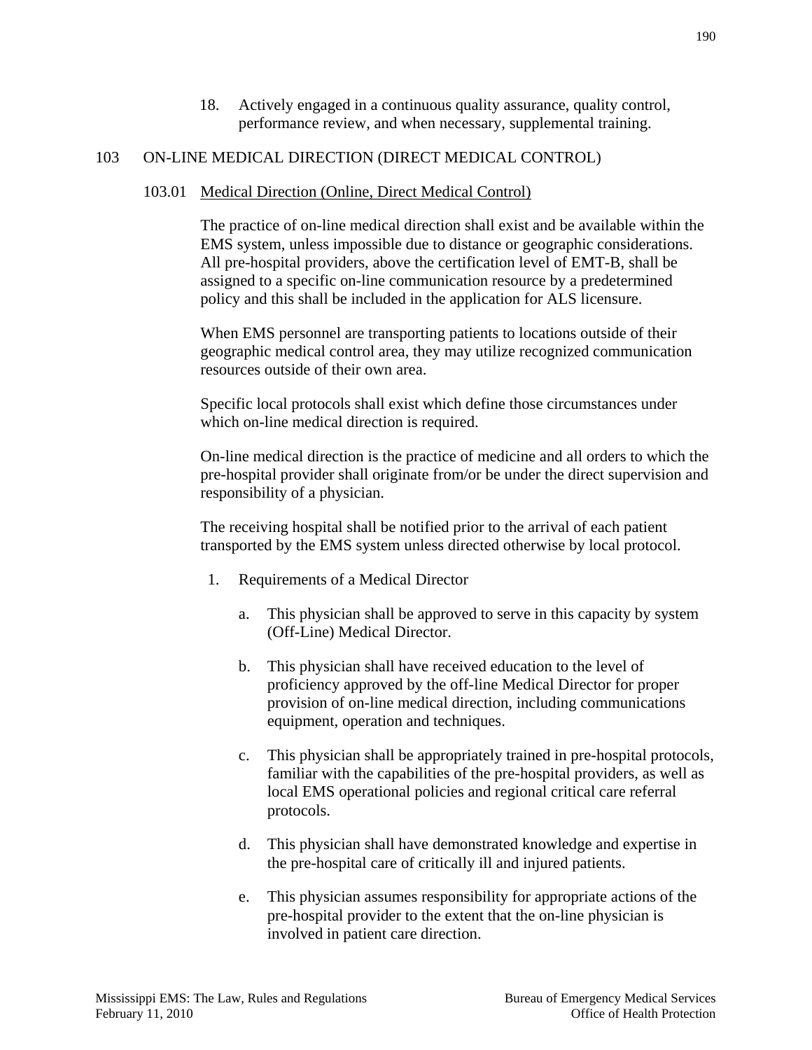18. Actively engaged in a continuous quality assurance, quality control, performance review, and when necessary, supplemental training.

## 103 ON-LINE MEDICAL DIRECTION (DIRECT MEDICAL CONTROL)

### 103.01 Medical Direction (Online, Direct Medical Control)

The practice of on-line medical direction shall exist and be available within the EMS system, unless impossible due to distance or geographic considerations. All pre-hospital providers, above the certification level of EMT-B, shall be assigned to a specific on-line communication resource by a predetermined policy and this shall be included in the application for ALS licensure.

When EMS personnel are transporting patients to locations outside of their geographic medical control area, they may utilize recognized communication resources outside of their own area.

Specific local protocols shall exist which define those circumstances under which on-line medical direction is required.

On-line medical direction is the practice of medicine and all orders to which the pre-hospital provider shall originate from/or be under the direct supervision and responsibility of a physician.

The receiving hospital shall be notified prior to the arrival of each patient transported by the EMS system unless directed otherwise by local protocol.

1. Requirements of a Medical Director

   a. This physician shall be approved to serve in this capacity by system (Off-Line) Medical Director.

   b. This physician shall have received education to the level of proficiency approved by the off-line Medical Director for proper provision of on-line medical direction, including communications equipment, operation and techniques.

   c. This physician shall be appropriately trained in pre-hospital protocols, familiar with the capabilities of the pre-hospital providers, as well as local EMS operational policies and regional critical care referral protocols.

   d. This physician shall have demonstrated knowledge and expertise in the pre-hospital care of critically ill and injured patients.

   e. This physician assumes responsibility for appropriate actions of the pre-hospital provider to the extent that the on-line physician is involved in patient care direction.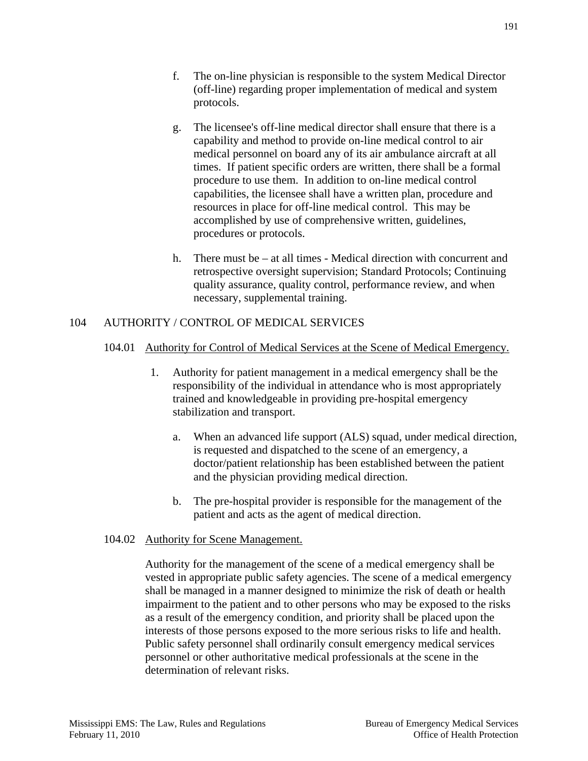f. The on-line physician is responsible to the system Medical Director (off-line) regarding proper implementation of medical and system protocols.

g. The licensee's off-line medical director shall ensure that there is a capability and method to provide on-line medical control to air medical personnel on board any of its air ambulance aircraft at all times. If patient specific orders are written, there shall be a formal procedure to use them. In addition to on-line medical control capabilities, the licensee shall have a written plan, procedure and resources in place for off-line medical control. This may be accomplished by use of comprehensive written, guidelines, procedures or protocols.

h. There must be – at all times - Medical direction with concurrent and retrospective oversight supervision; Standard Protocols; Continuing quality assurance, quality control, performance review, and when necessary, supplemental training.

## 104 AUTHORITY / CONTROL OF MEDICAL SERVICES

### 104.01 Authority for Control of Medical Services at the Scene of Medical Emergency.

1. Authority for patient management in a medical emergency shall be the responsibility of the individual in attendance who is most appropriately trained and knowledgeable in providing pre-hospital emergency stabilization and transport.

   a. When an advanced life support (ALS) squad, under medical direction, is requested and dispatched to the scene of an emergency, a doctor/patient relationship has been established between the patient and the physician providing medical direction.

   b. The pre-hospital provider is responsible for the management of the patient and acts as the agent of medical direction.

### 104.02 Authority for Scene Management.

Authority for the management of the scene of a medical emergency shall be vested in appropriate public safety agencies. The scene of a medical emergency shall be managed in a manner designed to minimize the risk of death or health impairment to the patient and to other persons who may be exposed to the risks as a result of the emergency condition, and priority shall be placed upon the interests of those persons exposed to the more serious risks to life and health. Public safety personnel shall ordinarily consult emergency medical services personnel or other authoritative medical professionals at the scene in the determination of relevant risks.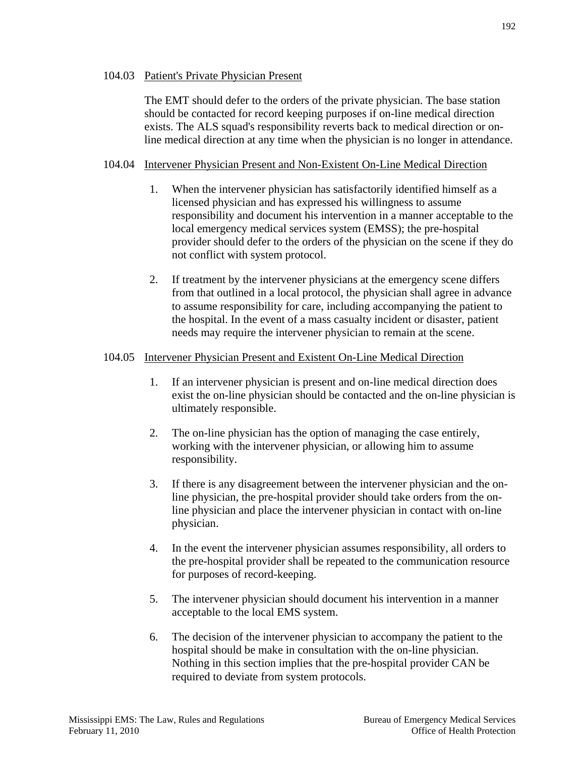### 104.03 Patient's Private Physician Present

The EMT should defer to the orders of the private physician. The base station should be contacted for record keeping purposes if on-line medical direction exists. The ALS squad's responsibility reverts back to medical direction or on-line medical direction at any time when the physician is no longer in attendance.

### 104.04 Intervener Physician Present and Non-Existent On-Line Medical Direction

1. When the intervener physician has satisfactorily identified himself as a licensed physician and has expressed his willingness to assume responsibility and document his intervention in a manner acceptable to the local emergency medical services system (EMSS); the pre-hospital provider should defer to the orders of the physician on the scene if they do not conflict with system protocol.

2. If treatment by the intervener physicians at the emergency scene differs from that outlined in a local protocol, the physician shall agree in advance to assume responsibility for care, including accompanying the patient to the hospital. In the event of a mass casualty incident or disaster, patient needs may require the intervener physician to remain at the scene.

### 104.05 Intervener Physician Present and Existent On-Line Medical Direction

1. If an intervener physician is present and on-line medical direction does exist the on-line physician should be contacted and the on-line physician is ultimately responsible.

2. The on-line physician has the option of managing the case entirely, working with the intervener physician, or allowing him to assume responsibility.

3. If there is any disagreement between the intervener physician and the on-line physician, the pre-hospital provider should take orders from the on-line physician and place the intervener physician in contact with on-line physician.

4. In the event the intervener physician assumes responsibility, all orders to the pre-hospital provider shall be repeated to the communication resource for purposes of record-keeping.

5. The intervener physician should document his intervention in a manner acceptable to the local EMS system.

6. The decision of the intervener physician to accompany the patient to the hospital should be make in consultation with the on-line physician. Nothing in this section implies that the pre-hospital provider CAN be required to deviate from system protocols.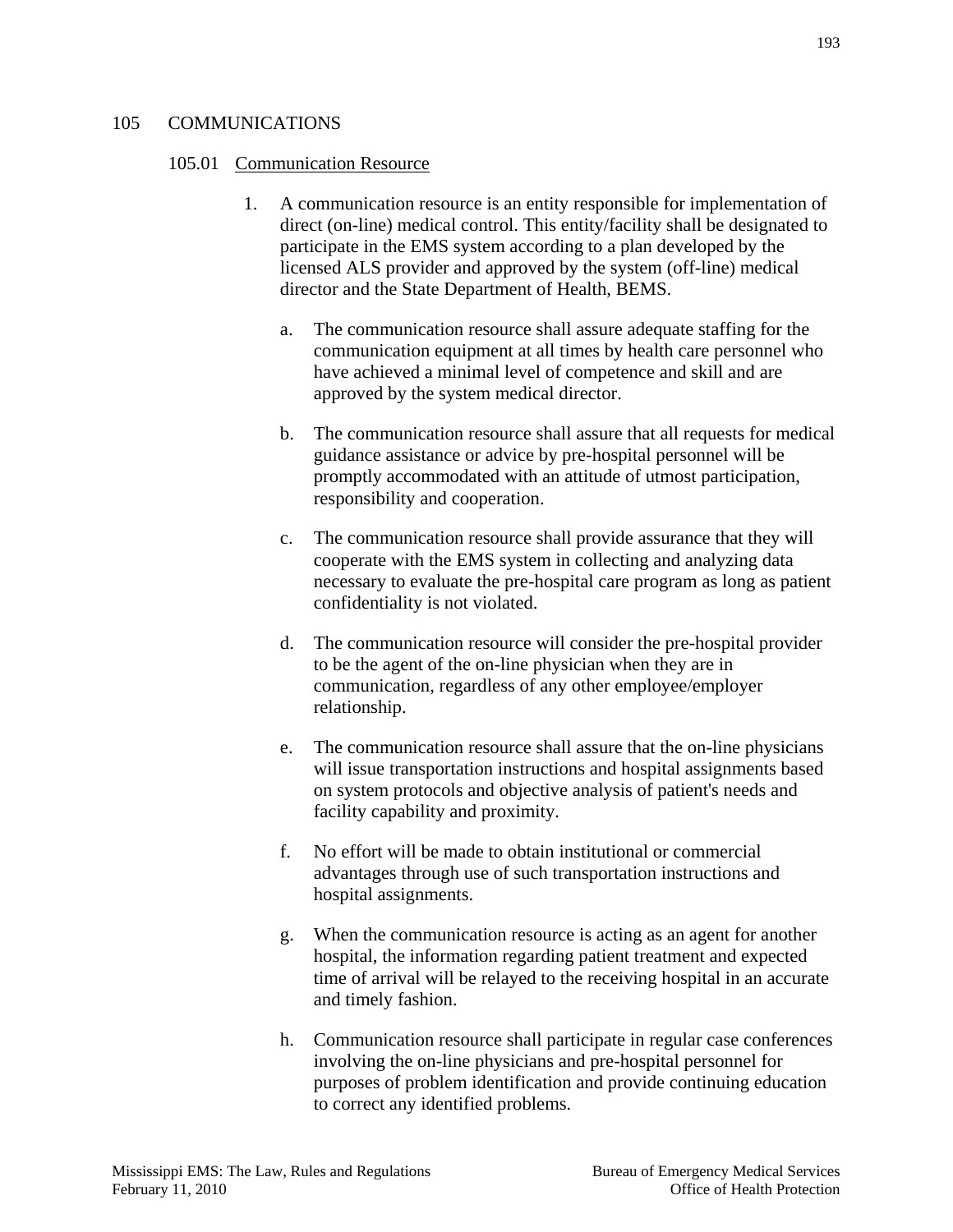## 105 COMMUNICATIONS

### 105.01 Communication Resource

1. A communication resource is an entity responsible for implementation of direct (on-line) medical control. This entity/facility shall be designated to participate in the EMS system according to a plan developed by the licensed ALS provider and approved by the system (off-line) medical director and the State Department of Health, BEMS.

   a. The communication resource shall assure adequate staffing for the communication equipment at all times by health care personnel who have achieved a minimal level of competence and skill and are approved by the system medical director.

   b. The communication resource shall assure that all requests for medical guidance assistance or advice by pre-hospital personnel will be promptly accommodated with an attitude of utmost participation, responsibility and cooperation.

   c. The communication resource shall provide assurance that they will cooperate with the EMS system in collecting and analyzing data necessary to evaluate the pre-hospital care program as long as patient confidentiality is not violated.

   d. The communication resource will consider the pre-hospital provider to be the agent of the on-line physician when they are in communication, regardless of any other employee/employer relationship.

   e. The communication resource shall assure that the on-line physicians will issue transportation instructions and hospital assignments based on system protocols and objective analysis of patient's needs and facility capability and proximity.

   f. No effort will be made to obtain institutional or commercial advantages through use of such transportation instructions and hospital assignments.

   g. When the communication resource is acting as an agent for another hospital, the information regarding patient treatment and expected time of arrival will be relayed to the receiving hospital in an accurate and timely fashion.

   h. Communication resource shall participate in regular case conferences involving the on-line physicians and pre-hospital personnel for purposes of problem identification and provide continuing education to correct any identified problems.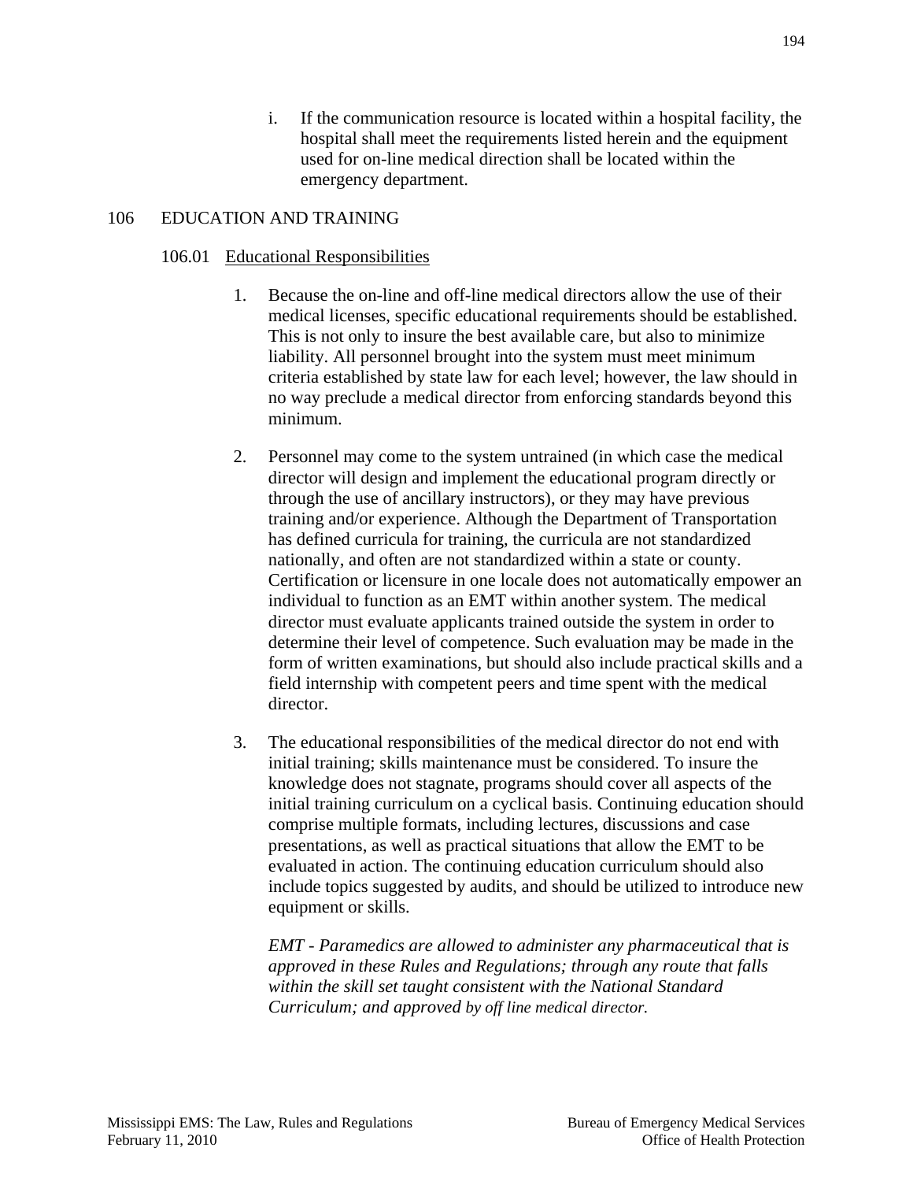i. If the communication resource is located within a hospital facility, the hospital shall meet the requirements listed herein and the equipment used for on-line medical direction shall be located within the emergency department.

## 106 EDUCATION AND TRAINING

### 106.01 Educational Responsibilities

1. Because the on-line and off-line medical directors allow the use of their medical licenses, specific educational requirements should be established. This is not only to insure the best available care, but also to minimize liability. All personnel brought into the system must meet minimum criteria established by state law for each level; however, the law should in no way preclude a medical director from enforcing standards beyond this minimum.

2. Personnel may come to the system untrained (in which case the medical director will design and implement the educational program directly or through the use of ancillary instructors), or they may have previous training and/or experience. Although the Department of Transportation has defined curricula for training, the curricula are not standardized nationally, and often are not standardized within a state or county. Certification or licensure in one locale does not automatically empower an individual to function as an EMT within another system. The medical director must evaluate applicants trained outside the system in order to determine their level of competence. Such evaluation may be made in the form of written examinations, but should also include practical skills and a field internship with competent peers and time spent with the medical director.

3. The educational responsibilities of the medical director do not end with initial training; skills maintenance must be considered. To insure the knowledge does not stagnate, programs should cover all aspects of the initial training curriculum on a cyclical basis. Continuing education should comprise multiple formats, including lectures, discussions and case presentations, as well as practical situations that allow the EMT to be evaluated in action. The continuing education curriculum should also include topics suggested by audits, and should be utilized to introduce new equipment or skills.

   *EMT - Paramedics are allowed to administer any pharmaceutical that is approved in these Rules and Regulations; through any route that falls within the skill set taught consistent with the National Standard Curriculum; and approved by off line medical director.*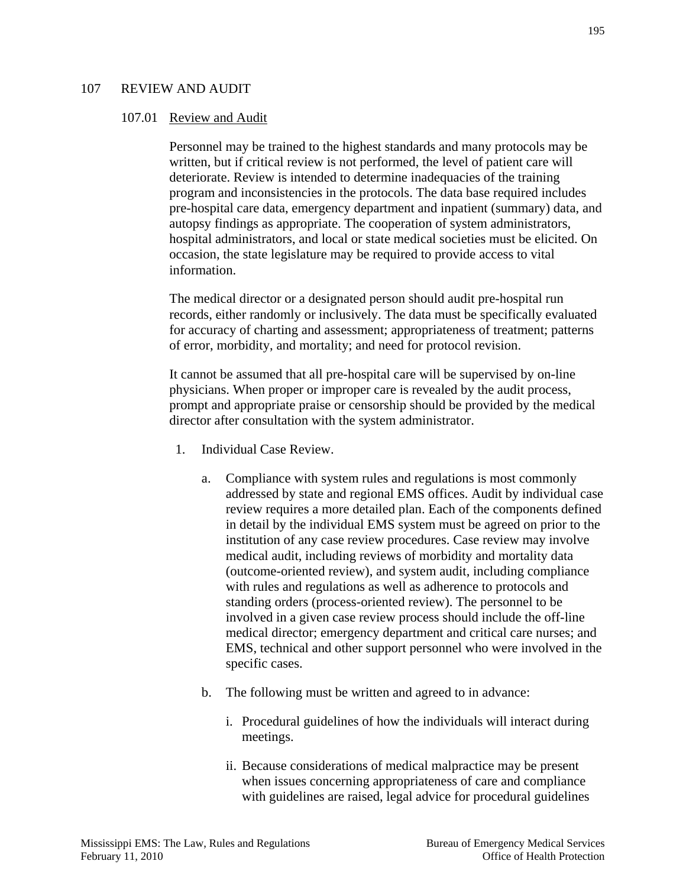# 107 REVIEW AND AUDIT

## 107.01 Review and Audit

Personnel may be trained to the highest standards and many protocols may be written, but if critical review is not performed, the level of patient care will deteriorate. Review is intended to determine inadequacies of the training program and inconsistencies in the protocols. The data base required includes pre-hospital care data, emergency department and inpatient (summary) data, and autopsy findings as appropriate. The cooperation of system administrators, hospital administrators, and local or state medical societies must be elicited. On occasion, the state legislature may be required to provide access to vital information.

The medical director or a designated person should audit pre-hospital run records, either randomly or inclusively. The data must be specifically evaluated for accuracy of charting and assessment; appropriateness of treatment; patterns of error, morbidity, and mortality; and need for protocol revision.

It cannot be assumed that all pre-hospital care will be supervised by on-line physicians. When proper or improper care is revealed by the audit process, prompt and appropriate praise or censorship should be provided by the medical director after consultation with the system administrator.

1. Individual Case Review.

   a. Compliance with system rules and regulations is most commonly addressed by state and regional EMS offices. Audit by individual case review requires a more detailed plan. Each of the components defined in detail by the individual EMS system must be agreed on prior to the institution of any case review procedures. Case review may involve medical audit, including reviews of morbidity and mortality data (outcome-oriented review), and system audit, including compliance with rules and regulations as well as adherence to protocols and standing orders (process-oriented review). The personnel to be involved in a given case review process should include the off-line medical director; emergency department and critical care nurses; and EMS, technical and other support personnel who were involved in the specific cases.

   b. The following must be written and agreed to in advance:

      i. Procedural guidelines of how the individuals will interact during meetings.

      ii. Because considerations of medical malpractice may be present when issues concerning appropriateness of care and compliance with guidelines are raised, legal advice for procedural guidelines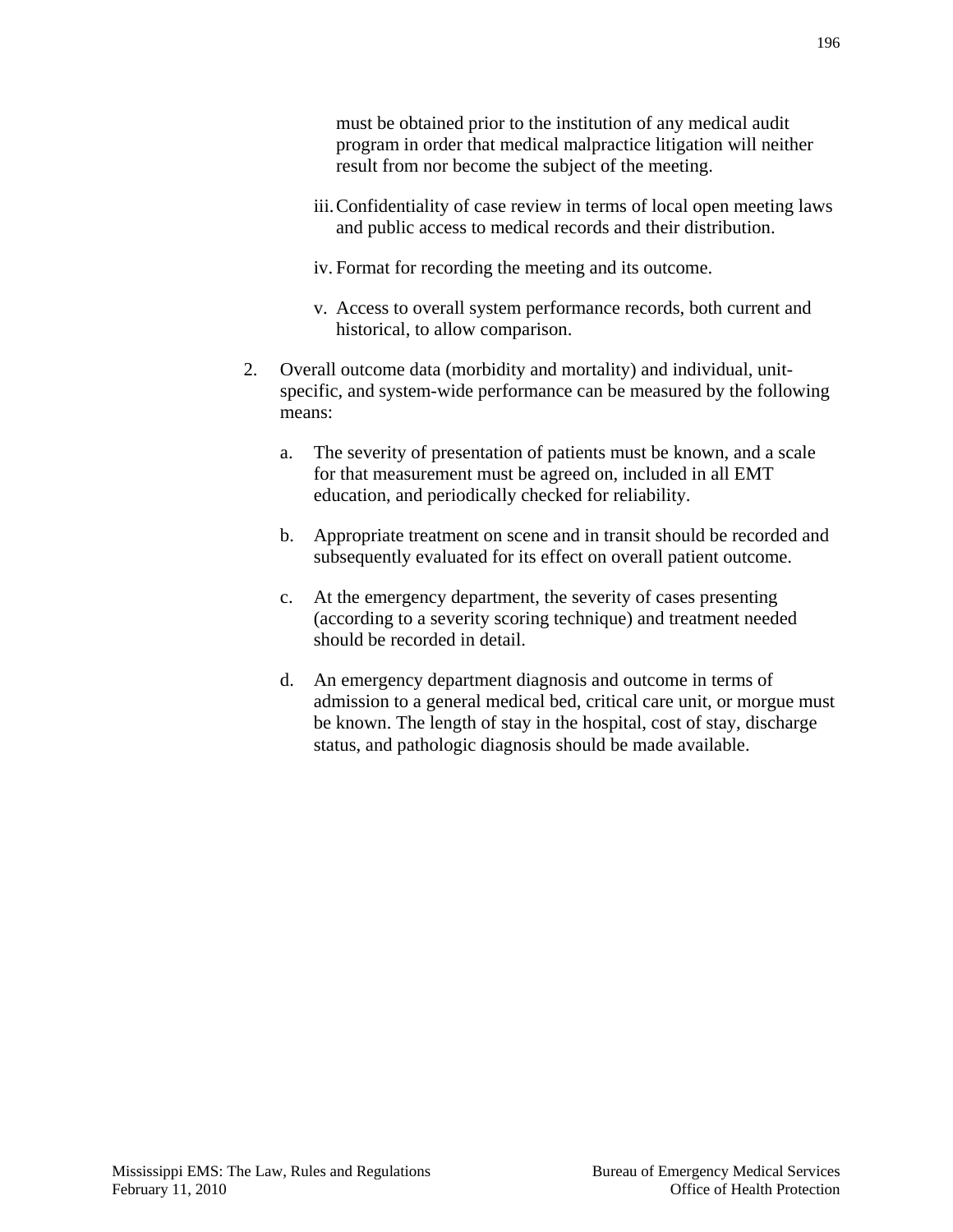must be obtained prior to the institution of any medical audit program in order that medical malpractice litigation will neither result from nor become the subject of the meeting.

iii. Confidentiality of case review in terms of local open meeting laws and public access to medical records and their distribution.

iv. Format for recording the meeting and its outcome.

v. Access to overall system performance records, both current and historical, to allow comparison.

2. Overall outcome data (morbidity and mortality) and individual, unit-specific, and system-wide performance can be measured by the following means:

   a. The severity of presentation of patients must be known, and a scale for that measurement must be agreed on, included in all EMT education, and periodically checked for reliability.

   b. Appropriate treatment on scene and in transit should be recorded and subsequently evaluated for its effect on overall patient outcome.

   c. At the emergency department, the severity of cases presenting (according to a severity scoring technique) and treatment needed should be recorded in detail.

   d. An emergency department diagnosis and outcome in terms of admission to a general medical bed, critical care unit, or morgue must be known. The length of stay in the hospital, cost of stay, discharge status, and pathologic diagnosis should be made available.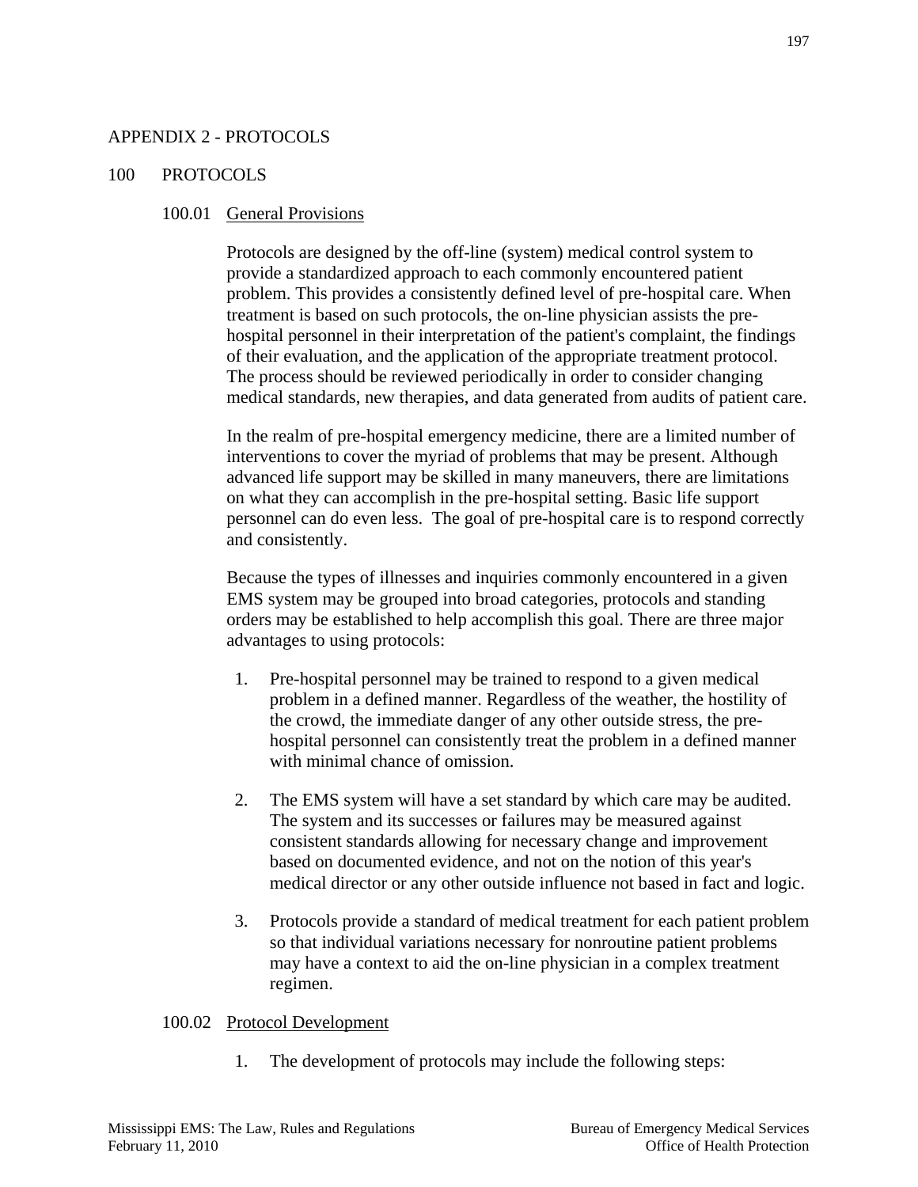# APPENDIX 2 - PROTOCOLS

## 100 PROTOCOLS

### 100.01 General Provisions

Protocols are designed by the off-line (system) medical control system to provide a standardized approach to each commonly encountered patient problem. This provides a consistently defined level of pre-hospital care. When treatment is based on such protocols, the on-line physician assists the pre-hospital personnel in their interpretation of the patient's complaint, the findings of their evaluation, and the application of the appropriate treatment protocol. The process should be reviewed periodically in order to consider changing medical standards, new therapies, and data generated from audits of patient care.

In the realm of pre-hospital emergency medicine, there are a limited number of interventions to cover the myriad of problems that may be present. Although advanced life support may be skilled in many maneuvers, there are limitations on what they can accomplish in the pre-hospital setting. Basic life support personnel can do even less. The goal of pre-hospital care is to respond correctly and consistently.

Because the types of illnesses and inquiries commonly encountered in a given EMS system may be grouped into broad categories, protocols and standing orders may be established to help accomplish this goal. There are three major advantages to using protocols:

1. Pre-hospital personnel may be trained to respond to a given medical problem in a defined manner. Regardless of the weather, the hostility of the crowd, the immediate danger of any other outside stress, the pre-hospital personnel can consistently treat the problem in a defined manner with minimal chance of omission.

2. The EMS system will have a set standard by which care may be audited. The system and its successes or failures may be measured against consistent standards allowing for necessary change and improvement based on documented evidence, and not on the notion of this year's medical director or any other outside influence not based in fact and logic.

3. Protocols provide a standard of medical treatment for each patient problem so that individual variations necessary for nonroutine patient problems may have a context to aid the on-line physician in a complex treatment regimen.

### 100.02 Protocol Development

1. The development of protocols may include the following steps: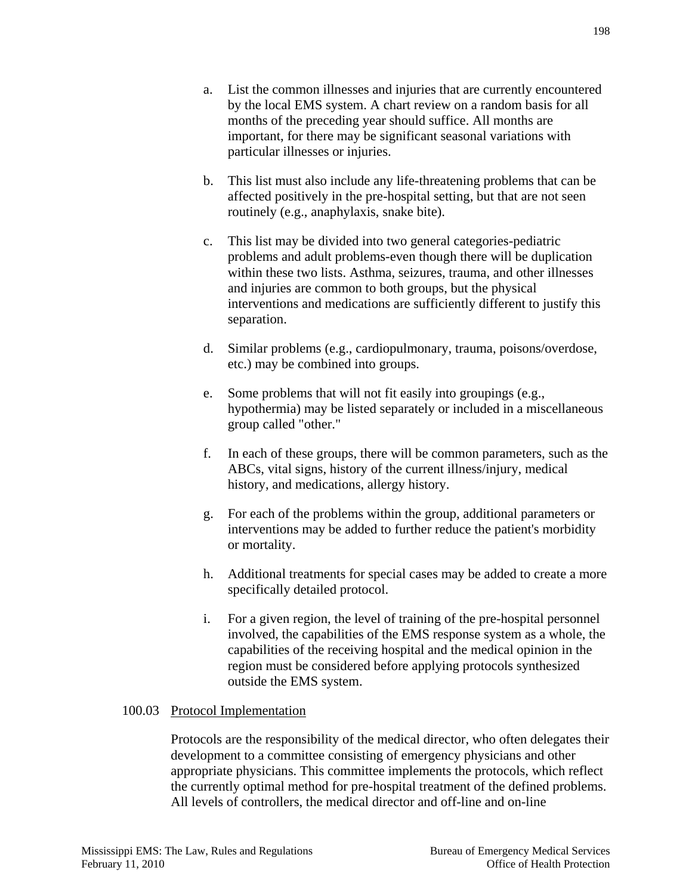a. List the common illnesses and injuries that are currently encountered by the local EMS system. A chart review on a random basis for all months of the preceding year should suffice. All months are important, for there may be significant seasonal variations with particular illnesses or injuries.

b. This list must also include any life-threatening problems that can be affected positively in the pre-hospital setting, but that are not seen routinely (e.g., anaphylaxis, snake bite).

c. This list may be divided into two general categories-pediatric problems and adult problems-even though there will be duplication within these two lists. Asthma, seizures, trauma, and other illnesses and injuries are common to both groups, but the physical interventions and medications are sufficiently different to justify this separation.

d. Similar problems (e.g., cardiopulmonary, trauma, poisons/overdose, etc.) may be combined into groups.

e. Some problems that will not fit easily into groupings (e.g., hypothermia) may be listed separately or included in a miscellaneous group called "other."

f. In each of these groups, there will be common parameters, such as the ABCs, vital signs, history of the current illness/injury, medical history, and medications, allergy history.

g. For each of the problems within the group, additional parameters or interventions may be added to further reduce the patient's morbidity or mortality.

h. Additional treatments for special cases may be added to create a more specifically detailed protocol.

i. For a given region, the level of training of the pre-hospital personnel involved, the capabilities of the EMS response system as a whole, the capabilities of the receiving hospital and the medical opinion in the region must be considered before applying protocols synthesized outside the EMS system.

100.03 Protocol Implementation

Protocols are the responsibility of the medical director, who often delegates their development to a committee consisting of emergency physicians and other appropriate physicians. This committee implements the protocols, which reflect the currently optimal method for pre-hospital treatment of the defined problems. All levels of controllers, the medical director and off-line and on-line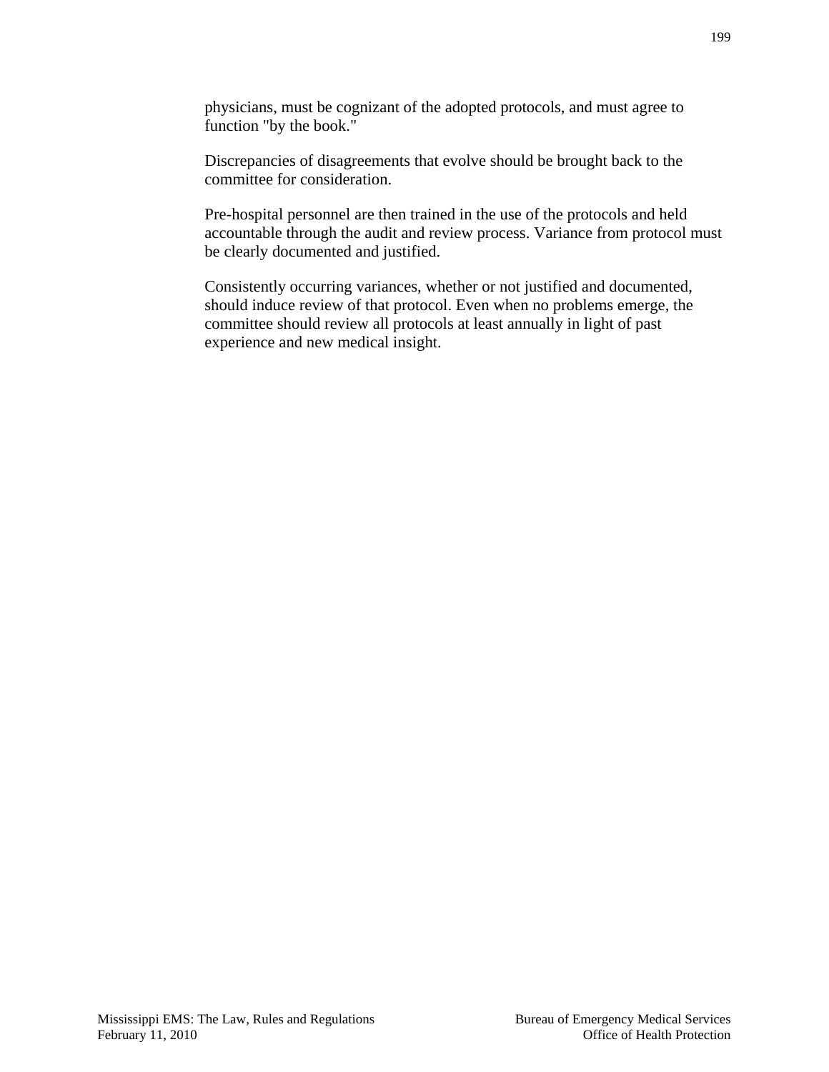physicians, must be cognizant of the adopted protocols, and must agree to function "by the book."

Discrepancies of disagreements that evolve should be brought back to the committee for consideration.

Pre-hospital personnel are then trained in the use of the protocols and held accountable through the audit and review process. Variance from protocol must be clearly documented and justified.

Consistently occurring variances, whether or not justified and documented, should induce review of that protocol. Even when no problems emerge, the committee should review all protocols at least annually in light of past experience and new medical insight.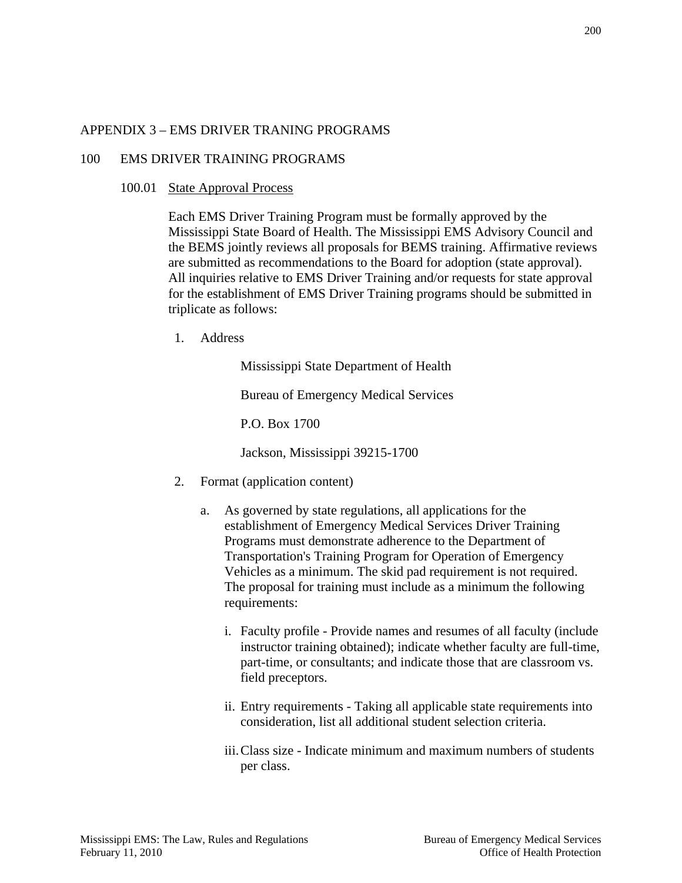# APPENDIX 3 – EMS DRIVER TRANING PROGRAMS

## 100 EMS DRIVER TRAINING PROGRAMS

### 100.01 State Approval Process

Each EMS Driver Training Program must be formally approved by the Mississippi State Board of Health. The Mississippi EMS Advisory Council and the BEMS jointly reviews all proposals for BEMS training. Affirmative reviews are submitted as recommendations to the Board for adoption (state approval). All inquiries relative to EMS Driver Training and/or requests for state approval for the establishment of EMS Driver Training programs should be submitted in triplicate as follows:

1. Address

   Mississippi State Department of Health

   Bureau of Emergency Medical Services

   P.O. Box 1700

   Jackson, Mississippi 39215-1700

2. Format (application content)

   a. As governed by state regulations, all applications for the establishment of Emergency Medical Services Driver Training Programs must demonstrate adherence to the Department of Transportation's Training Program for Operation of Emergency Vehicles as a minimum. The skid pad requirement is not required. The proposal for training must include as a minimum the following requirements:

      i. Faculty profile - Provide names and resumes of all faculty (include instructor training obtained); indicate whether faculty are full-time, part-time, or consultants; and indicate those that are classroom vs. field preceptors.

      ii. Entry requirements - Taking all applicable state requirements into consideration, list all additional student selection criteria.

      iii. Class size - Indicate minimum and maximum numbers of students per class.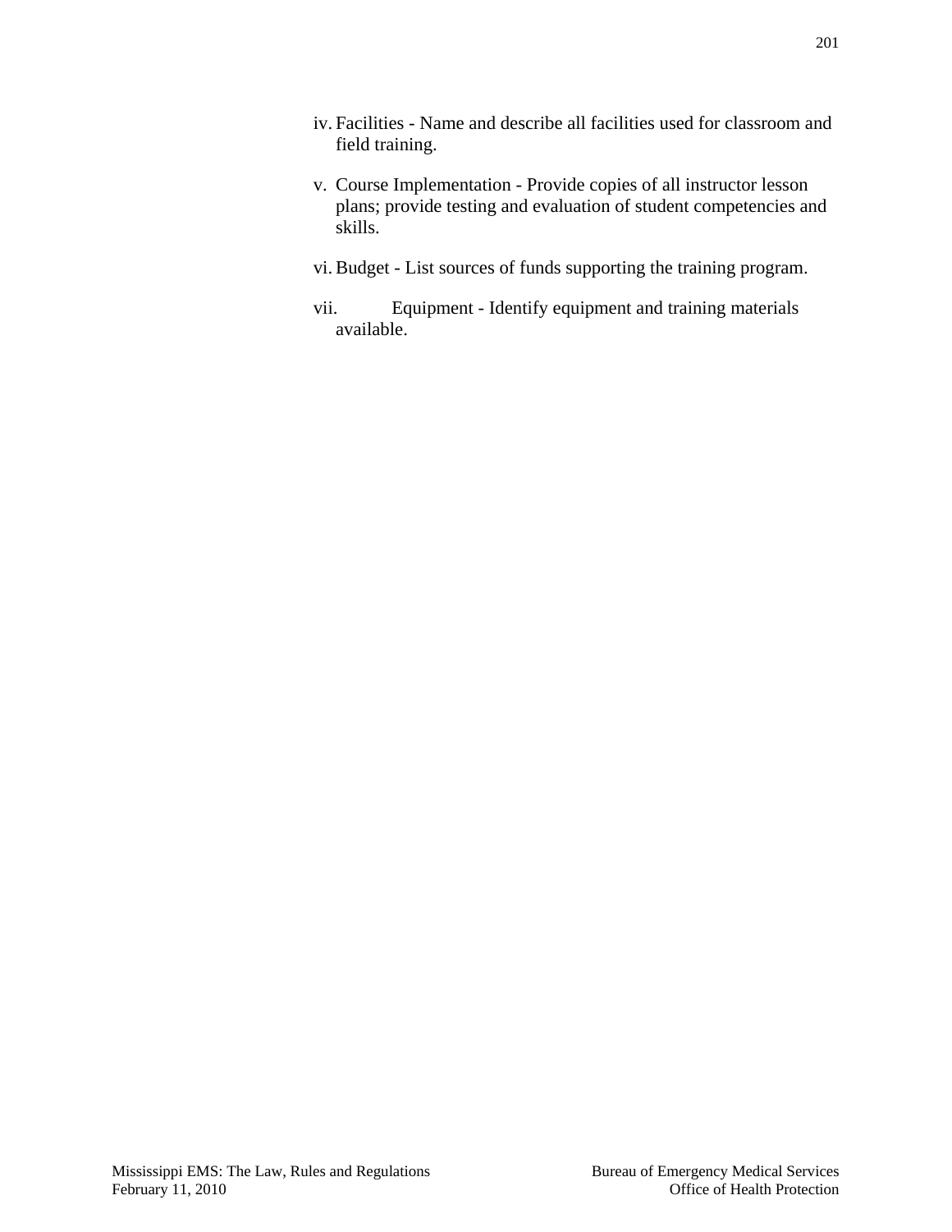iv. Facilities - Name and describe all facilities used for classroom and field training.

v. Course Implementation - Provide copies of all instructor lesson plans; provide testing and evaluation of student competencies and skills.

vi. Budget - List sources of funds supporting the training program.

vii. Equipment - Identify equipment and training materials available.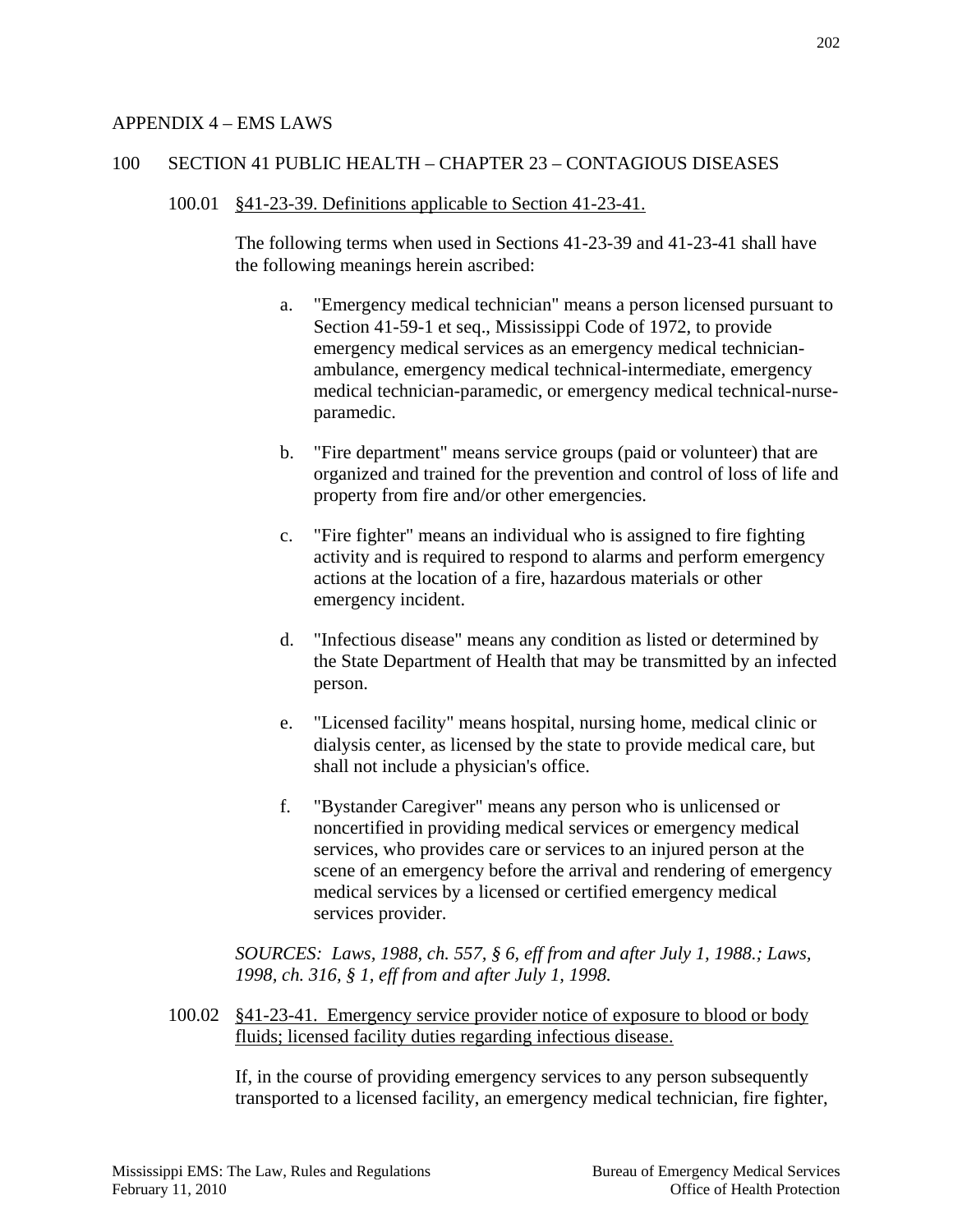# APPENDIX 4 – EMS LAWS

## 100 SECTION 41 PUBLIC HEALTH – CHAPTER 23 – CONTAGIOUS DISEASES

### 100.01 §41-23-39. Definitions applicable to Section 41-23-41.

The following terms when used in Sections 41-23-39 and 41-23-41 shall have the following meanings herein ascribed:

a. "Emergency medical technician" means a person licensed pursuant to Section 41-59-1 et seq., Mississippi Code of 1972, to provide emergency medical services as an emergency medical technician-ambulance, emergency medical technical-intermediate, emergency medical technician-paramedic, or emergency medical technical-nurse-paramedic.

b. "Fire department" means service groups (paid or volunteer) that are organized and trained for the prevention and control of loss of life and property from fire and/or other emergencies.

c. "Fire fighter" means an individual who is assigned to fire fighting activity and is required to respond to alarms and perform emergency actions at the location of a fire, hazardous materials or other emergency incident.

d. "Infectious disease" means any condition as listed or determined by the State Department of Health that may be transmitted by an infected person.

e. "Licensed facility" means hospital, nursing home, medical clinic or dialysis center, as licensed by the state to provide medical care, but shall not include a physician's office.

f. "Bystander Caregiver" means any person who is unlicensed or noncertified in providing medical services or emergency medical services, who provides care or services to an injured person at the scene of an emergency before the arrival and rendering of emergency medical services by a licensed or certified emergency medical services provider.

*SOURCES: Laws, 1988, ch. 557, § 6, eff from and after July 1, 1988.; Laws, 1998, ch. 316, § 1, eff from and after July 1, 1998.*

### 100.02 §41-23-41. Emergency service provider notice of exposure to blood or body fluids; licensed facility duties regarding infectious disease.

If, in the course of providing emergency services to any person subsequently transported to a licensed facility, an emergency medical technician, fire fighter,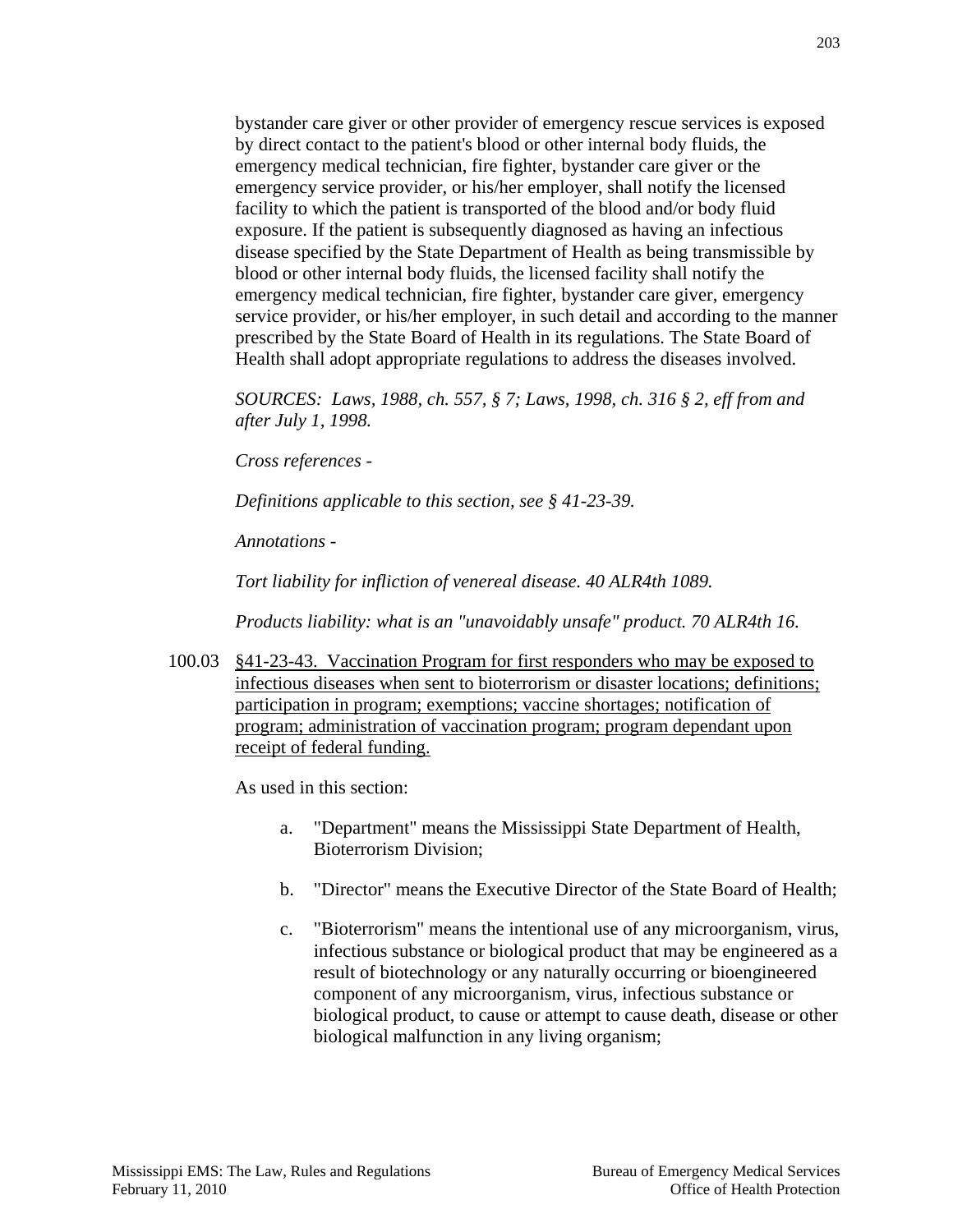bystander care giver or other provider of emergency rescue services is exposed by direct contact to the patient's blood or other internal body fluids, the emergency medical technician, fire fighter, bystander care giver or the emergency service provider, or his/her employer, shall notify the licensed facility to which the patient is transported of the blood and/or body fluid exposure. If the patient is subsequently diagnosed as having an infectious disease specified by the State Department of Health as being transmissible by blood or other internal body fluids, the licensed facility shall notify the emergency medical technician, fire fighter, bystander care giver, emergency service provider, or his/her employer, in such detail and according to the manner prescribed by the State Board of Health in its regulations. The State Board of Health shall adopt appropriate regulations to address the diseases involved.

*SOURCES: Laws, 1988, ch. 557, § 7; Laws, 1998, ch. 316 § 2, eff from and after July 1, 1998.*

*Cross references -*

*Definitions applicable to this section, see § 41-23-39.*

*Annotations -*

*Tort liability for infliction of venereal disease. 40 ALR4th 1089.*

*Products liability: what is an "unavoidably unsafe" product. 70 ALR4th 16.*

100.03 <u>§41-23-43. Vaccination Program for first responders who may be exposed to infectious diseases when sent to bioterrorism or disaster locations; definitions; participation in program; exemptions; vaccine shortages; notification of program; administration of vaccination program; program dependant upon receipt of federal funding.</u>

As used in this section:

a. "Department" means the Mississippi State Department of Health, Bioterrorism Division;

b. "Director" means the Executive Director of the State Board of Health;

c. "Bioterrorism" means the intentional use of any microorganism, virus, infectious substance or biological product that may be engineered as a result of biotechnology or any naturally occurring or bioengineered component of any microorganism, virus, infectious substance or biological product, to cause or attempt to cause death, disease or other biological malfunction in any living organism;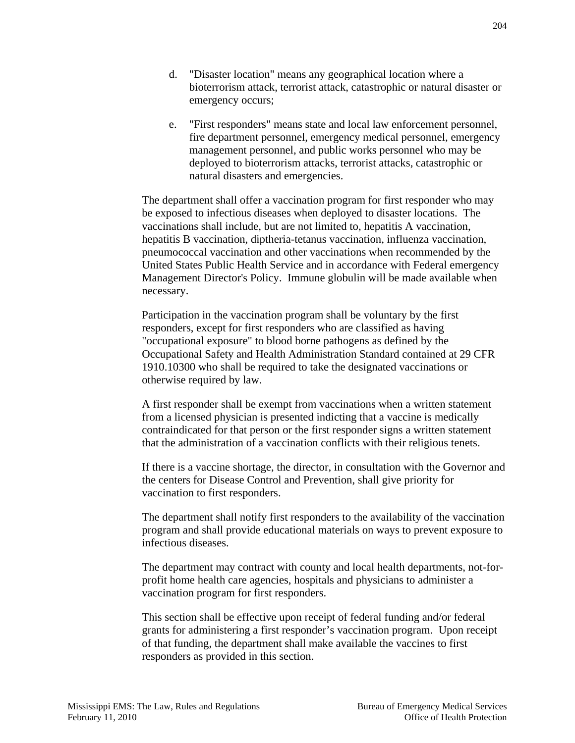d. "Disaster location" means any geographical location where a bioterrorism attack, terrorist attack, catastrophic or natural disaster or emergency occurs;

e. "First responders" means state and local law enforcement personnel, fire department personnel, emergency medical personnel, emergency management personnel, and public works personnel who may be deployed to bioterrorism attacks, terrorist attacks, catastrophic or natural disasters and emergencies.

The department shall offer a vaccination program for first responder who may be exposed to infectious diseases when deployed to disaster locations. The vaccinations shall include, but are not limited to, hepatitis A vaccination, hepatitis B vaccination, diptheria-tetanus vaccination, influenza vaccination, pneumococcal vaccination and other vaccinations when recommended by the United States Public Health Service and in accordance with Federal emergency Management Director's Policy. Immune globulin will be made available when necessary.

Participation in the vaccination program shall be voluntary by the first responders, except for first responders who are classified as having "occupational exposure" to blood borne pathogens as defined by the Occupational Safety and Health Administration Standard contained at 29 CFR 1910.10300 who shall be required to take the designated vaccinations or otherwise required by law.

A first responder shall be exempt from vaccinations when a written statement from a licensed physician is presented indicting that a vaccine is medically contraindicated for that person or the first responder signs a written statement that the administration of a vaccination conflicts with their religious tenets.

If there is a vaccine shortage, the director, in consultation with the Governor and the centers for Disease Control and Prevention, shall give priority for vaccination to first responders.

The department shall notify first responders to the availability of the vaccination program and shall provide educational materials on ways to prevent exposure to infectious diseases.

The department may contract with county and local health departments, not-for-profit home health care agencies, hospitals and physicians to administer a vaccination program for first responders.

This section shall be effective upon receipt of federal funding and/or federal grants for administering a first responder's vaccination program. Upon receipt of that funding, the department shall make available the vaccines to first responders as provided in this section.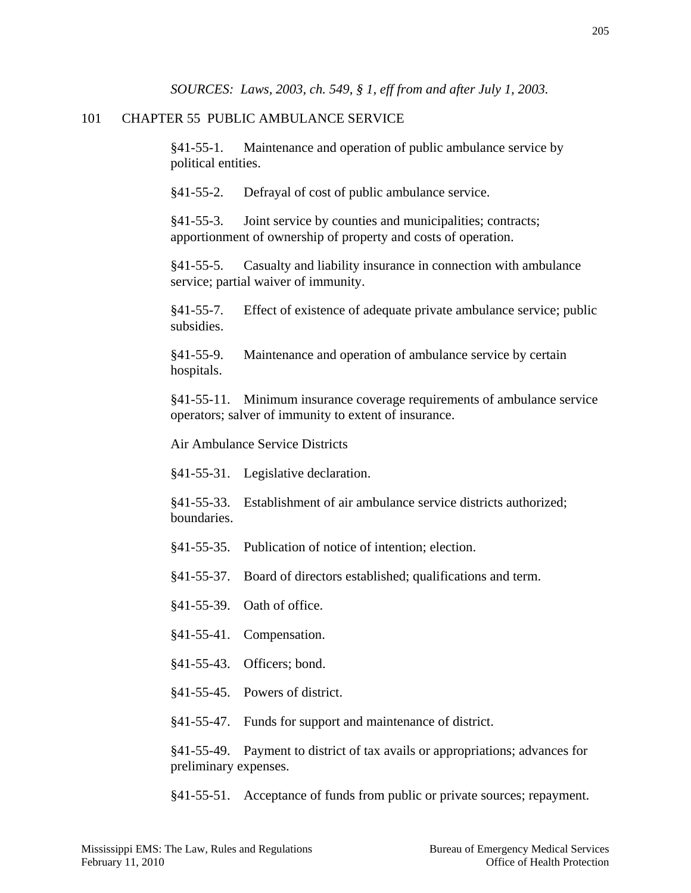*SOURCES: Laws, 2003, ch. 549, § 1, eff from and after July 1, 2003.*

## 101 CHAPTER 55 PUBLIC AMBULANCE SERVICE

§41-55-1. Maintenance and operation of public ambulance service by political entities.

§41-55-2. Defrayal of cost of public ambulance service.

§41-55-3. Joint service by counties and municipalities; contracts; apportionment of ownership of property and costs of operation.

§41-55-5. Casualty and liability insurance in connection with ambulance service; partial waiver of immunity.

§41-55-7. Effect of existence of adequate private ambulance service; public subsidies.

§41-55-9. Maintenance and operation of ambulance service by certain hospitals.

§41-55-11. Minimum insurance coverage requirements of ambulance service operators; salver of immunity to extent of insurance.

Air Ambulance Service Districts

§41-55-31. Legislative declaration.

§41-55-33. Establishment of air ambulance service districts authorized; boundaries.

§41-55-35. Publication of notice of intention; election.

§41-55-37. Board of directors established; qualifications and term.

§41-55-39. Oath of office.

§41-55-41. Compensation.

§41-55-43. Officers; bond.

§41-55-45. Powers of district.

§41-55-47. Funds for support and maintenance of district.

§41-55-49. Payment to district of tax avails or appropriations; advances for preliminary expenses.

§41-55-51. Acceptance of funds from public or private sources; repayment.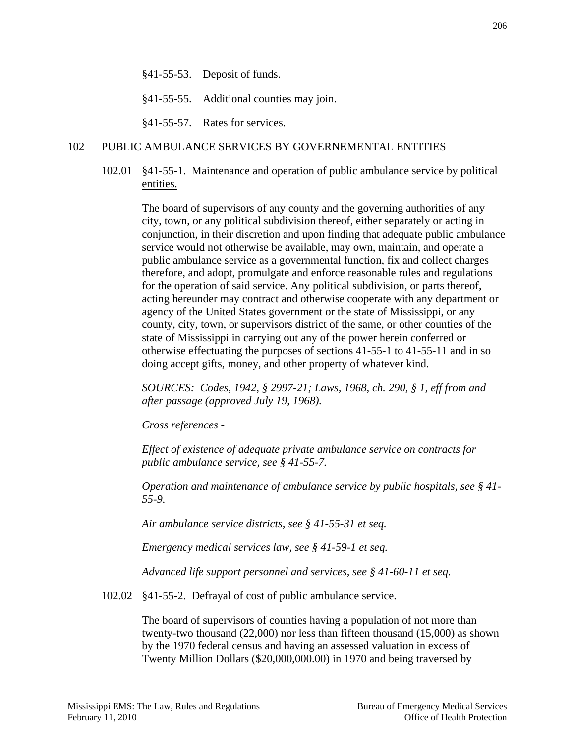§41-55-53. Deposit of funds.

§41-55-55. Additional counties may join.

§41-55-57. Rates for services.

## 102 PUBLIC AMBULANCE SERVICES BY GOVERENEMENTAL ENTITIES

### 102.01 §41-55-1. Maintenance and operation of public ambulance service by political entities.

The board of supervisors of any county and the governing authorities of any city, town, or any political subdivision thereof, either separately or acting in conjunction, in their discretion and upon finding that adequate public ambulance service would not otherwise be available, may own, maintain, and operate a public ambulance service as a governmental function, fix and collect charges therefore, and adopt, promulgate and enforce reasonable rules and regulations for the operation of said service. Any political subdivision, or parts thereof, acting hereunder may contract and otherwise cooperate with any department or agency of the United States government or the state of Mississippi, or any county, city, town, or supervisors district of the same, or other counties of the state of Mississippi in carrying out any of the power herein conferred or otherwise effectuating the purposes of sections 41-55-1 to 41-55-11 and in so doing accept gifts, money, and other property of whatever kind.

*SOURCES: Codes, 1942, § 2997-21; Laws, 1968, ch. 290, § 1, eff from and after passage (approved July 19, 1968).*

*Cross references -*

*Effect of existence of adequate private ambulance service on contracts for public ambulance service, see § 41-55-7.*

*Operation and maintenance of ambulance service by public hospitals, see § 41-55-9.*

*Air ambulance service districts, see § 41-55-31 et seq.*

*Emergency medical services law, see § 41-59-1 et seq.*

*Advanced life support personnel and services, see § 41-60-11 et seq.*

### 102.02 §41-55-2. Defrayal of cost of public ambulance service.

The board of supervisors of counties having a population of not more than twenty-two thousand (22,000) nor less than fifteen thousand (15,000) as shown by the 1970 federal census and having an assessed valuation in excess of Twenty Million Dollars ($20,000,000.00) in 1970 and being traversed by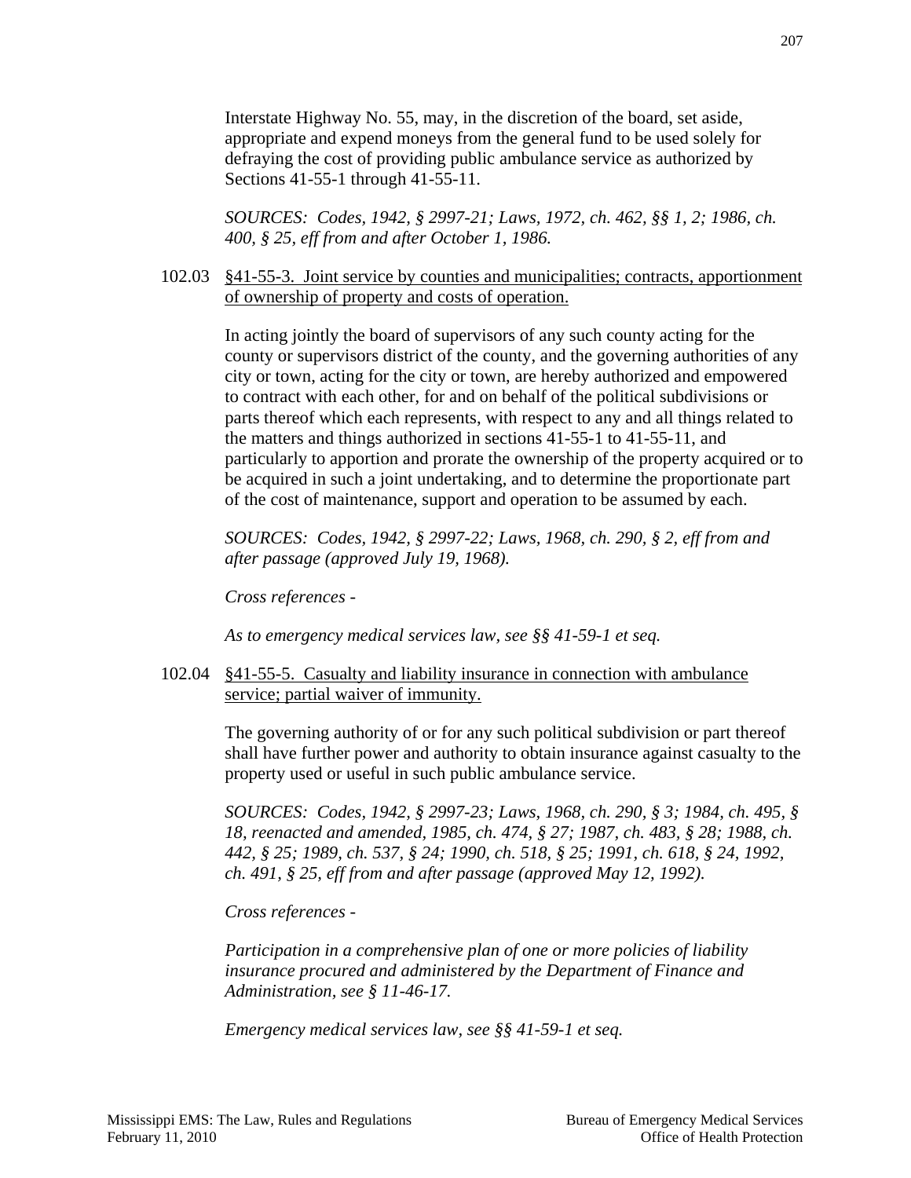Interstate Highway No. 55, may, in the discretion of the board, set aside, appropriate and expend moneys from the general fund to be used solely for defraying the cost of providing public ambulance service as authorized by Sections 41-55-1 through 41-55-11.

*SOURCES: Codes, 1942, § 2997-21; Laws, 1972, ch. 462, §§ 1, 2; 1986, ch. 400, § 25, eff from and after October 1, 1986.*

102.03 §41-55-3. Joint service by counties and municipalities; contracts, apportionment of ownership of property and costs of operation.

In acting jointly the board of supervisors of any such county acting for the county or supervisors district of the county, and the governing authorities of any city or town, acting for the city or town, are hereby authorized and empowered to contract with each other, for and on behalf of the political subdivisions or parts thereof which each represents, with respect to any and all things related to the matters and things authorized in sections 41-55-1 to 41-55-11, and particularly to apportion and prorate the ownership of the property acquired or to be acquired in such a joint undertaking, and to determine the proportionate part of the cost of maintenance, support and operation to be assumed by each.

*SOURCES: Codes, 1942, § 2997-22; Laws, 1968, ch. 290, § 2, eff from and after passage (approved July 19, 1968).*

*Cross references -*

*As to emergency medical services law, see §§ 41-59-1 et seq.*

102.04 §41-55-5. Casualty and liability insurance in connection with ambulance service; partial waiver of immunity.

The governing authority of or for any such political subdivision or part thereof shall have further power and authority to obtain insurance against casualty to the property used or useful in such public ambulance service.

*SOURCES: Codes, 1942, § 2997-23; Laws, 1968, ch. 290, § 3; 1984, ch. 495, § 18, reenacted and amended, 1985, ch. 474, § 27; 1987, ch. 483, § 28; 1988, ch. 442, § 25; 1989, ch. 537, § 24; 1990, ch. 518, § 25; 1991, ch. 618, § 24, 1992, ch. 491, § 25, eff from and after passage (approved May 12, 1992).*

*Cross references -*

*Participation in a comprehensive plan of one or more policies of liability insurance procured and administered by the Department of Finance and Administration, see § 11-46-17.*

*Emergency medical services law, see §§ 41-59-1 et seq.*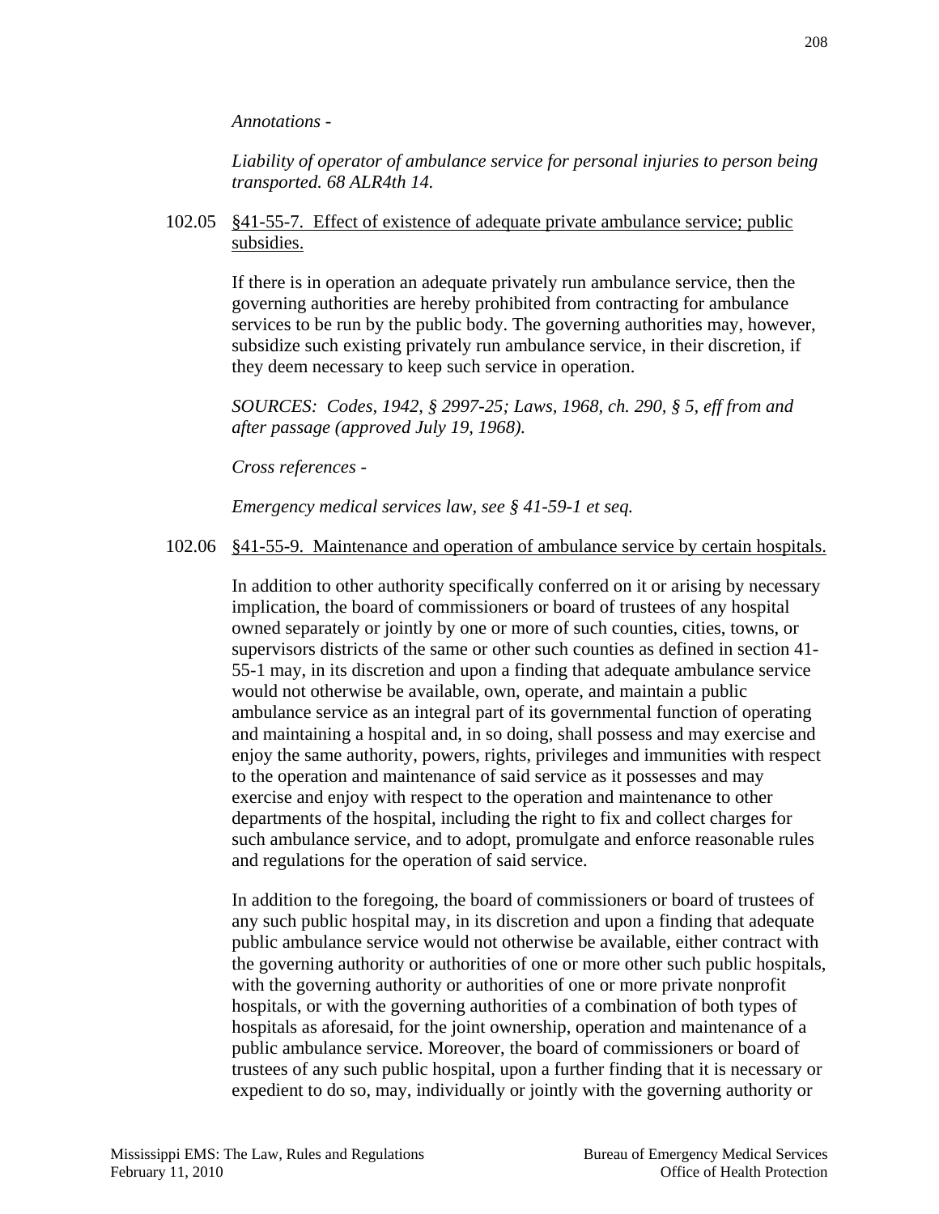*Annotations -*

*Liability of operator of ambulance service for personal injuries to person being transported. 68 ALR4th 14.*

102.05 §41-55-7. Effect of existence of adequate private ambulance service; public subsidies.

If there is in operation an adequate privately run ambulance service, then the governing authorities are hereby prohibited from contracting for ambulance services to be run by the public body. The governing authorities may, however, subsidize such existing privately run ambulance service, in their discretion, if they deem necessary to keep such service in operation.

*SOURCES: Codes, 1942, § 2997-25; Laws, 1968, ch. 290, § 5, eff from and after passage (approved July 19, 1968).*

*Cross references -*

*Emergency medical services law, see § 41-59-1 et seq.*

102.06 §41-55-9. Maintenance and operation of ambulance service by certain hospitals.

In addition to other authority specifically conferred on it or arising by necessary implication, the board of commissioners or board of trustees of any hospital owned separately or jointly by one or more of such counties, cities, towns, or supervisors districts of the same or other such counties as defined in section 41-55-1 may, in its discretion and upon a finding that adequate ambulance service would not otherwise be available, own, operate, and maintain a public ambulance service as an integral part of its governmental function of operating and maintaining a hospital and, in so doing, shall possess and may exercise and enjoy the same authority, powers, rights, privileges and immunities with respect to the operation and maintenance of said service as it possesses and may exercise and enjoy with respect to the operation and maintenance to other departments of the hospital, including the right to fix and collect charges for such ambulance service, and to adopt, promulgate and enforce reasonable rules and regulations for the operation of said service.

In addition to the foregoing, the board of commissioners or board of trustees of any such public hospital may, in its discretion and upon a finding that adequate public ambulance service would not otherwise be available, either contract with the governing authority or authorities of one or more other such public hospitals, with the governing authority or authorities of one or more private nonprofit hospitals, or with the governing authorities of a combination of both types of hospitals as aforesaid, for the joint ownership, operation and maintenance of a public ambulance service. Moreover, the board of commissioners or board of trustees of any such public hospital, upon a further finding that it is necessary or expedient to do so, may, individually or jointly with the governing authority or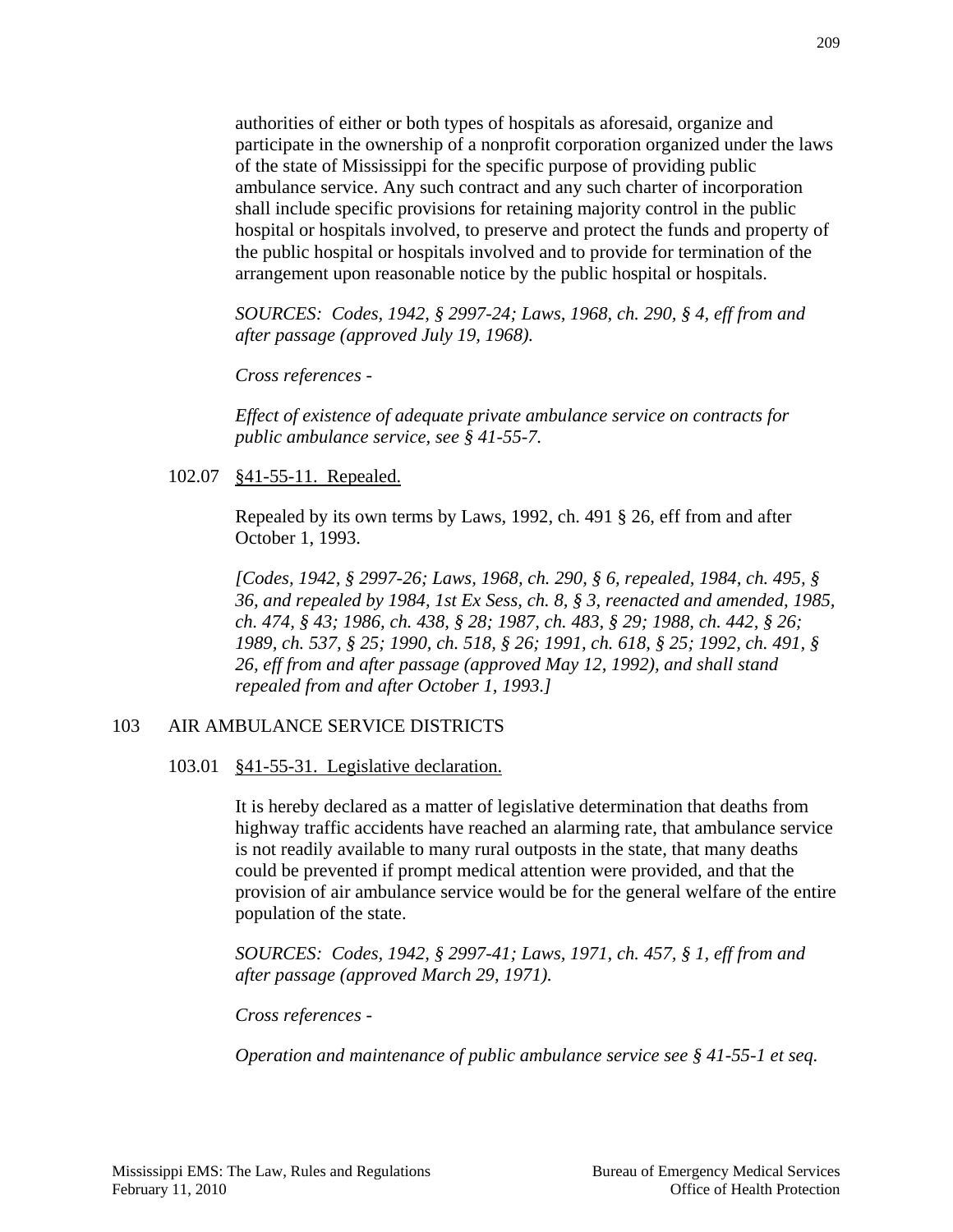authorities of either or both types of hospitals as aforesaid, organize and participate in the ownership of a nonprofit corporation organized under the laws of the state of Mississippi for the specific purpose of providing public ambulance service. Any such contract and any such charter of incorporation shall include specific provisions for retaining majority control in the public hospital or hospitals involved, to preserve and protect the funds and property of the public hospital or hospitals involved and to provide for termination of the arrangement upon reasonable notice by the public hospital or hospitals.

*SOURCES: Codes, 1942, § 2997-24; Laws, 1968, ch. 290, § 4, eff from and after passage (approved July 19, 1968).*

*Cross references -*

*Effect of existence of adequate private ambulance service on contracts for public ambulance service, see § 41-55-7.*

102.07 §41-55-11. Repealed.

Repealed by its own terms by Laws, 1992, ch. 491 § 26, eff from and after October 1, 1993.

*[Codes, 1942, § 2997-26; Laws, 1968, ch. 290, § 6, repealed, 1984, ch. 495, § 36, and repealed by 1984, 1st Ex Sess, ch. 8, § 3, reenacted and amended, 1985, ch. 474, § 43; 1986, ch. 438, § 28; 1987, ch. 483, § 29; 1988, ch. 442, § 26; 1989, ch. 537, § 25; 1990, ch. 518, § 26; 1991, ch. 618, § 25; 1992, ch. 491, § 26, eff from and after passage (approved May 12, 1992), and shall stand repealed from and after October 1, 1993.]*

## 103 AIR AMBULANCE SERVICE DISTRICTS

103.01 §41-55-31. Legislative declaration.

It is hereby declared as a matter of legislative determination that deaths from highway traffic accidents have reached an alarming rate, that ambulance service is not readily available to many rural outposts in the state, that many deaths could be prevented if prompt medical attention were provided, and that the provision of air ambulance service would be for the general welfare of the entire population of the state.

*SOURCES: Codes, 1942, § 2997-41; Laws, 1971, ch. 457, § 1, eff from and after passage (approved March 29, 1971).*

*Cross references -*

*Operation and maintenance of public ambulance service see § 41-55-1 et seq.*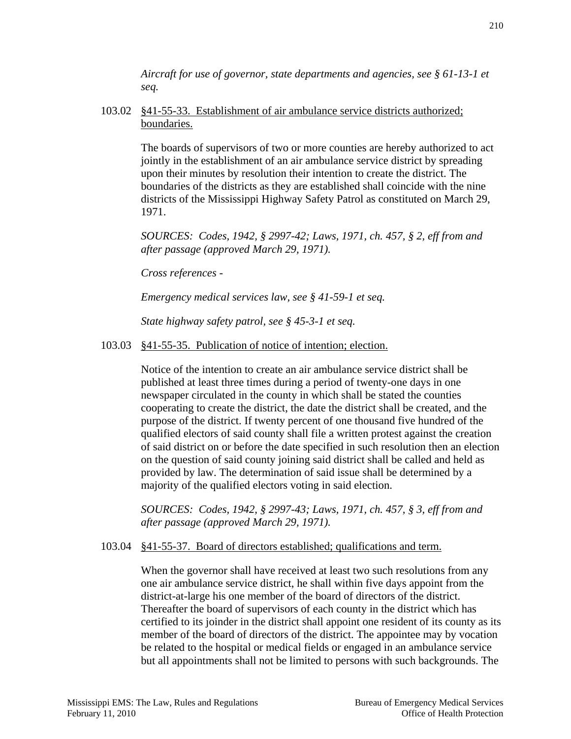*Aircraft for use of governor, state departments and agencies, see § 61-13-1 et seq.*

103.02 §41-55-33. Establishment of air ambulance service districts authorized; boundaries.

The boards of supervisors of two or more counties are hereby authorized to act jointly in the establishment of an air ambulance service district by spreading upon their minutes by resolution their intention to create the district. The boundaries of the districts as they are established shall coincide with the nine districts of the Mississippi Highway Safety Patrol as constituted on March 29, 1971.

*SOURCES: Codes, 1942, § 2997-42; Laws, 1971, ch. 457, § 2, eff from and after passage (approved March 29, 1971).*

*Cross references -*

*Emergency medical services law, see § 41-59-1 et seq.*

*State highway safety patrol, see § 45-3-1 et seq.*

103.03 §41-55-35. Publication of notice of intention; election.

Notice of the intention to create an air ambulance service district shall be published at least three times during a period of twenty-one days in one newspaper circulated in the county in which shall be stated the counties cooperating to create the district, the date the district shall be created, and the purpose of the district. If twenty percent of one thousand five hundred of the qualified electors of said county shall file a written protest against the creation of said district on or before the date specified in such resolution then an election on the question of said county joining said district shall be called and held as provided by law. The determination of said issue shall be determined by a majority of the qualified electors voting in said election.

*SOURCES: Codes, 1942, § 2997-43; Laws, 1971, ch. 457, § 3, eff from and after passage (approved March 29, 1971).*

103.04 §41-55-37. Board of directors established; qualifications and term.

When the governor shall have received at least two such resolutions from any one air ambulance service district, he shall within five days appoint from the district-at-large his one member of the board of directors of the district. Thereafter the board of supervisors of each county in the district which has certified to its joinder in the district shall appoint one resident of its county as its member of the board of directors of the district. The appointee may by vocation be related to the hospital or medical fields or engaged in an ambulance service but all appointments shall not be limited to persons with such backgrounds. The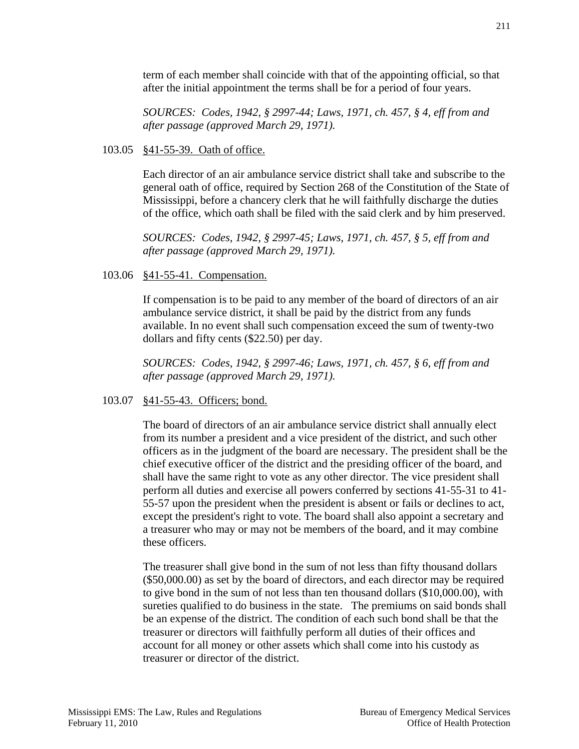term of each member shall coincide with that of the appointing official, so that after the initial appointment the terms shall be for a period of four years.

*SOURCES: Codes, 1942, § 2997-44; Laws, 1971, ch. 457, § 4, eff from and after passage (approved March 29, 1971).*

103.05 §41-55-39. Oath of office.

Each director of an air ambulance service district shall take and subscribe to the general oath of office, required by Section 268 of the Constitution of the State of Mississippi, before a chancery clerk that he will faithfully discharge the duties of the office, which oath shall be filed with the said clerk and by him preserved.

*SOURCES: Codes, 1942, § 2997-45; Laws, 1971, ch. 457, § 5, eff from and after passage (approved March 29, 1971).*

103.06 §41-55-41. Compensation.

If compensation is to be paid to any member of the board of directors of an air ambulance service district, it shall be paid by the district from any funds available. In no event shall such compensation exceed the sum of twenty-two dollars and fifty cents ($22.50) per day.

*SOURCES: Codes, 1942, § 2997-46; Laws, 1971, ch. 457, § 6, eff from and after passage (approved March 29, 1971).*

103.07 §41-55-43. Officers; bond.

The board of directors of an air ambulance service district shall annually elect from its number a president and a vice president of the district, and such other officers as in the judgment of the board are necessary. The president shall be the chief executive officer of the district and the presiding officer of the board, and shall have the same right to vote as any other director. The vice president shall perform all duties and exercise all powers conferred by sections 41-55-31 to 41-55-57 upon the president when the president is absent or fails or declines to act, except the president's right to vote. The board shall also appoint a secretary and a treasurer who may or may not be members of the board, and it may combine these officers.

The treasurer shall give bond in the sum of not less than fifty thousand dollars ($50,000.00) as set by the board of directors, and each director may be required to give bond in the sum of not less than ten thousand dollars ($10,000.00), with sureties qualified to do business in the state. The premiums on said bonds shall be an expense of the district. The condition of each such bond shall be that the treasurer or directors will faithfully perform all duties of their offices and account for all money or other assets which shall come into his custody as treasurer or director of the district.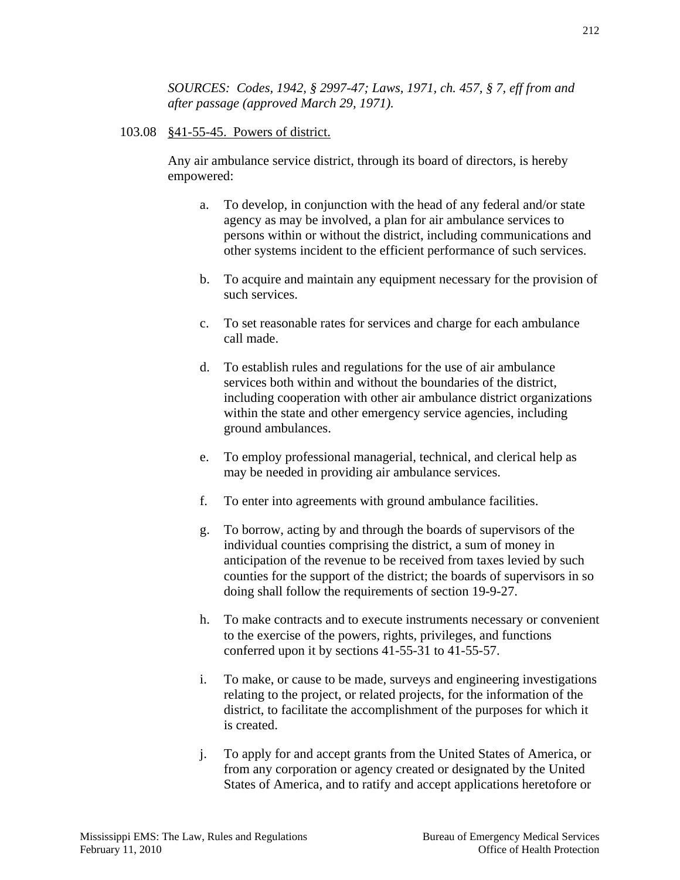*SOURCES: Codes, 1942, § 2997-47; Laws, 1971, ch. 457, § 7, eff from and after passage (approved March 29, 1971).*

103.08 §41-55-45. Powers of district.

Any air ambulance service district, through its board of directors, is hereby empowered:

a. To develop, in conjunction with the head of any federal and/or state agency as may be involved, a plan for air ambulance services to persons within or without the district, including communications and other systems incident to the efficient performance of such services.

b. To acquire and maintain any equipment necessary for the provision of such services.

c. To set reasonable rates for services and charge for each ambulance call made.

d. To establish rules and regulations for the use of air ambulance services both within and without the boundaries of the district, including cooperation with other air ambulance district organizations within the state and other emergency service agencies, including ground ambulances.

e. To employ professional managerial, technical, and clerical help as may be needed in providing air ambulance services.

f. To enter into agreements with ground ambulance facilities.

g. To borrow, acting by and through the boards of supervisors of the individual counties comprising the district, a sum of money in anticipation of the revenue to be received from taxes levied by such counties for the support of the district; the boards of supervisors in so doing shall follow the requirements of section 19-9-27.

h. To make contracts and to execute instruments necessary or convenient to the exercise of the powers, rights, privileges, and functions conferred upon it by sections 41-55-31 to 41-55-57.

i. To make, or cause to be made, surveys and engineering investigations relating to the project, or related projects, for the information of the district, to facilitate the accomplishment of the purposes for which it is created.

j. To apply for and accept grants from the United States of America, or from any corporation or agency created or designated by the United States of America, and to ratify and accept applications heretofore or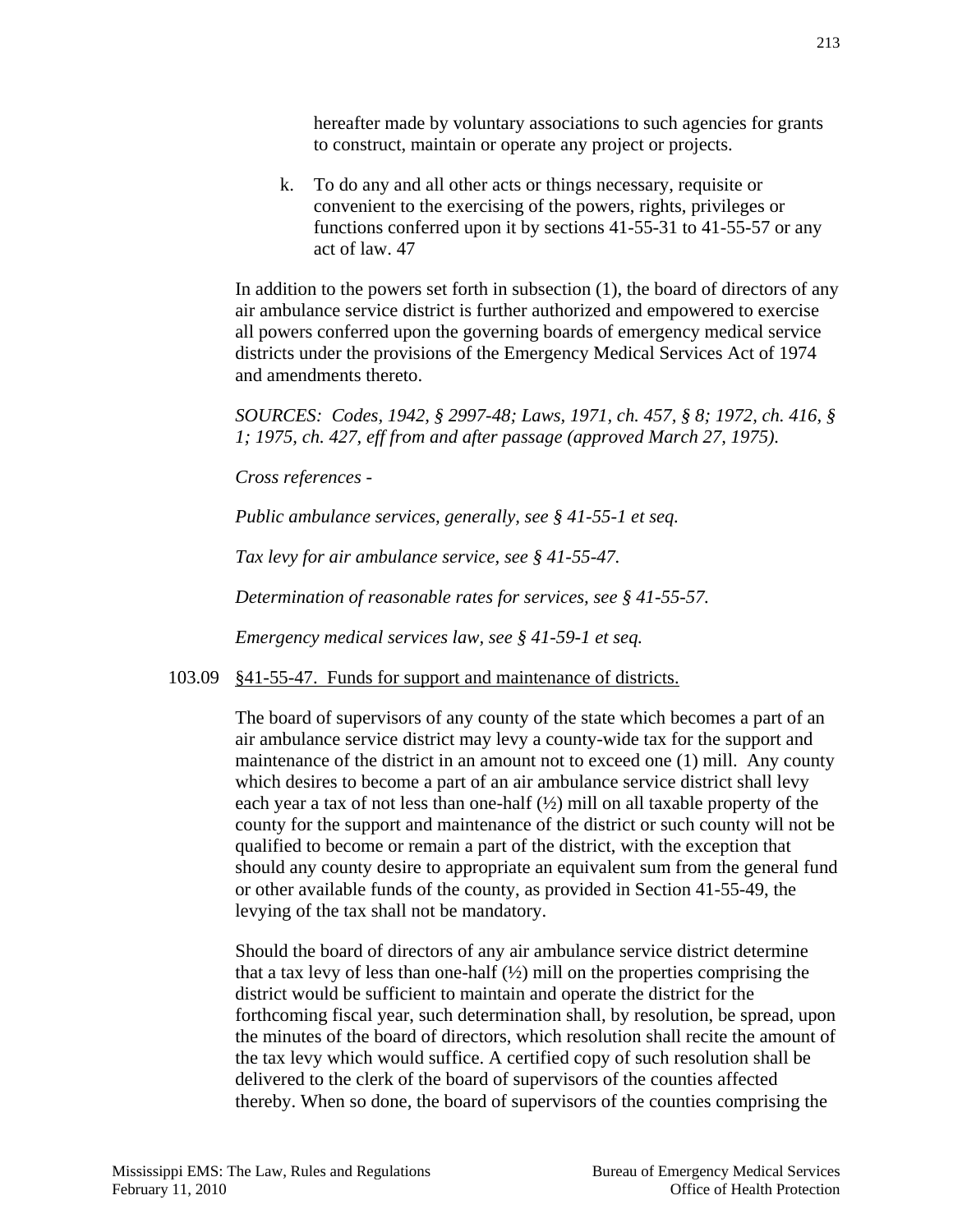hereafter made by voluntary associations to such agencies for grants to construct, maintain or operate any project or projects.

k. To do any and all other acts or things necessary, requisite or convenient to the exercising of the powers, rights, privileges or functions conferred upon it by sections 41-55-31 to 41-55-57 or any act of law. 47

In addition to the powers set forth in subsection (1), the board of directors of any air ambulance service district is further authorized and empowered to exercise all powers conferred upon the governing boards of emergency medical service districts under the provisions of the Emergency Medical Services Act of 1974 and amendments thereto.

*SOURCES: Codes, 1942, § 2997-48; Laws, 1971, ch. 457, § 8; 1972, ch. 416, § 1; 1975, ch. 427, eff from and after passage (approved March 27, 1975).*

*Cross references -*

*Public ambulance services, generally, see § 41-55-1 et seq.*

*Tax levy for air ambulance service, see § 41-55-47.*

*Determination of reasonable rates for services, see § 41-55-57.*

*Emergency medical services law, see § 41-59-1 et seq.*

103.09 <u>§41-55-47. Funds for support and maintenance of districts.</u>

The board of supervisors of any county of the state which becomes a part of an air ambulance service district may levy a county-wide tax for the support and maintenance of the district in an amount not to exceed one (1) mill. Any county which desires to become a part of an air ambulance service district shall levy each year a tax of not less than one-half (½) mill on all taxable property of the county for the support and maintenance of the district or such county will not be qualified to become or remain a part of the district, with the exception that should any county desire to appropriate an equivalent sum from the general fund or other available funds of the county, as provided in Section 41-55-49, the levying of the tax shall not be mandatory.

Should the board of directors of any air ambulance service district determine that a tax levy of less than one-half (½) mill on the properties comprising the district would be sufficient to maintain and operate the district for the forthcoming fiscal year, such determination shall, by resolution, be spread, upon the minutes of the board of directors, which resolution shall recite the amount of the tax levy which would suffice. A certified copy of such resolution shall be delivered to the clerk of the board of supervisors of the counties affected thereby. When so done, the board of supervisors of the counties comprising the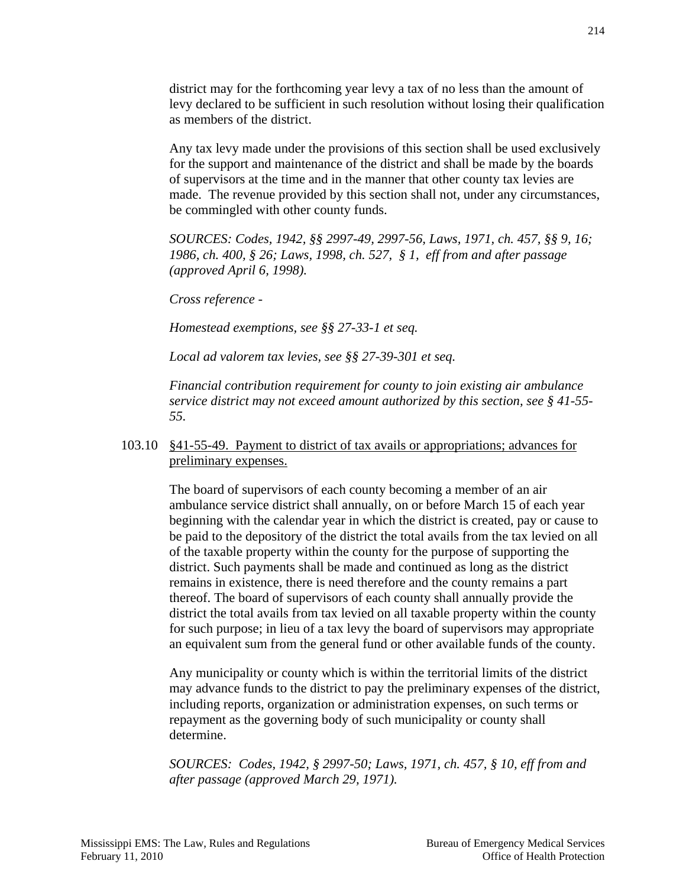district may for the forthcoming year levy a tax of no less than the amount of levy declared to be sufficient in such resolution without losing their qualification as members of the district.

Any tax levy made under the provisions of this section shall be used exclusively for the support and maintenance of the district and shall be made by the boards of supervisors at the time and in the manner that other county tax levies are made. The revenue provided by this section shall not, under any circumstances, be commingled with other county funds.

*SOURCES: Codes, 1942, §§ 2997-49, 2997-56, Laws, 1971, ch. 457, §§ 9, 16; 1986, ch. 400, § 26; Laws, 1998, ch. 527, § 1, eff from and after passage (approved April 6, 1998).*

*Cross reference -*

*Homestead exemptions, see §§ 27-33-1 et seq.*

*Local ad valorem tax levies, see §§ 27-39-301 et seq.*

*Financial contribution requirement for county to join existing air ambulance service district may not exceed amount authorized by this section, see § 41-55-55.*

103.10 §41-55-49. Payment to district of tax avails or appropriations; advances for preliminary expenses.

The board of supervisors of each county becoming a member of an air ambulance service district shall annually, on or before March 15 of each year beginning with the calendar year in which the district is created, pay or cause to be paid to the depository of the district the total avails from the tax levied on all of the taxable property within the county for the purpose of supporting the district. Such payments shall be made and continued as long as the district remains in existence, there is need therefore and the county remains a part thereof. The board of supervisors of each county shall annually provide the district the total avails from tax levied on all taxable property within the county for such purpose; in lieu of a tax levy the board of supervisors may appropriate an equivalent sum from the general fund or other available funds of the county.

Any municipality or county which is within the territorial limits of the district may advance funds to the district to pay the preliminary expenses of the district, including reports, organization or administration expenses, on such terms or repayment as the governing body of such municipality or county shall determine.

*SOURCES: Codes, 1942, § 2997-50; Laws, 1971, ch. 457, § 10, eff from and after passage (approved March 29, 1971).*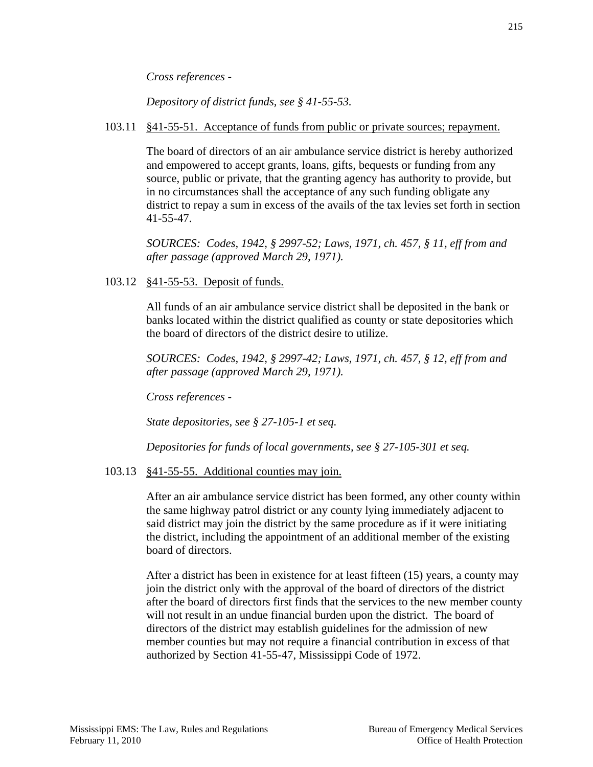*Cross references -*

*Depository of district funds, see § 41-55-53.*

103.11 <u>§41-55-51. Acceptance of funds from public or private sources; repayment.</u>

The board of directors of an air ambulance service district is hereby authorized and empowered to accept grants, loans, gifts, bequests or funding from any source, public or private, that the granting agency has authority to provide, but in no circumstances shall the acceptance of any such funding obligate any district to repay a sum in excess of the avails of the tax levies set forth in section 41-55-47.

*SOURCES: Codes, 1942, § 2997-52; Laws, 1971, ch. 457, § 11, eff from and after passage (approved March 29, 1971).*

103.12 <u>§41-55-53. Deposit of funds.</u>

All funds of an air ambulance service district shall be deposited in the bank or banks located within the district qualified as county or state depositories which the board of directors of the district desire to utilize.

*SOURCES: Codes, 1942, § 2997-42; Laws, 1971, ch. 457, § 12, eff from and after passage (approved March 29, 1971).*

*Cross references -*

*State depositories, see § 27-105-1 et seq.*

*Depositories for funds of local governments, see § 27-105-301 et seq.*

103.13 <u>§41-55-55. Additional counties may join.</u>

After an air ambulance service district has been formed, any other county within the same highway patrol district or any county lying immediately adjacent to said district may join the district by the same procedure as if it were initiating the district, including the appointment of an additional member of the existing board of directors.

After a district has been in existence for at least fifteen (15) years, a county may join the district only with the approval of the board of directors of the district after the board of directors first finds that the services to the new member county will not result in an undue financial burden upon the district. The board of directors of the district may establish guidelines for the admission of new member counties but may not require a financial contribution in excess of that authorized by Section 41-55-47, Mississippi Code of 1972.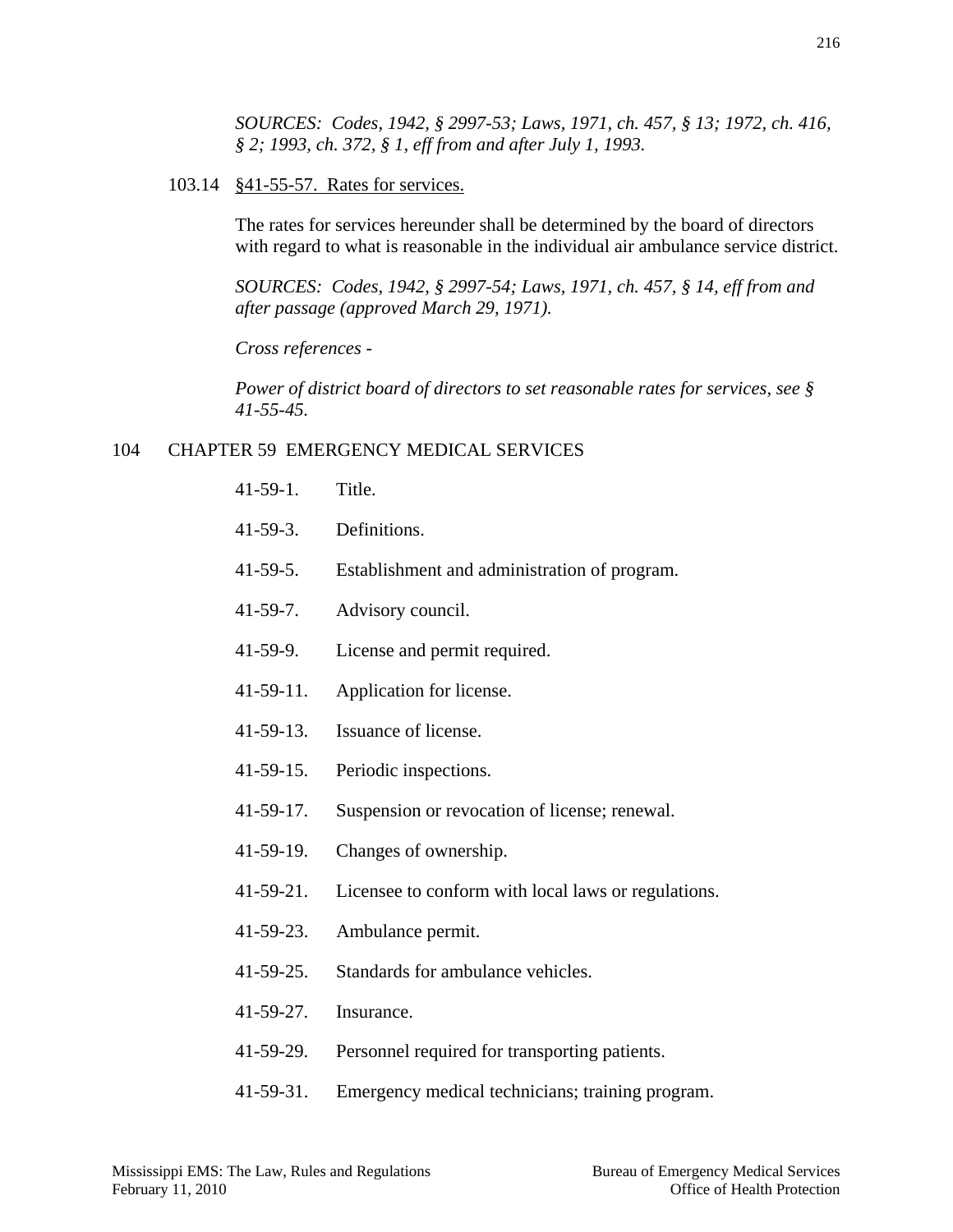*SOURCES: Codes, 1942, § 2997-53; Laws, 1971, ch. 457, § 13; 1972, ch. 416, § 2; 1993, ch. 372, § 1, eff from and after July 1, 1993.*

103.14 §41-55-57. Rates for services.

The rates for services hereunder shall be determined by the board of directors with regard to what is reasonable in the individual air ambulance service district.

*SOURCES: Codes, 1942, § 2997-54; Laws, 1971, ch. 457, § 14, eff from and after passage (approved March 29, 1971).*

*Cross references -*

*Power of district board of directors to set reasonable rates for services, see § 41-55-45.*

## 104 CHAPTER 59 EMERGENCY MEDICAL SERVICES

41-59-1. Title.

41-59-3. Definitions.

41-59-5. Establishment and administration of program.

41-59-7. Advisory council.

41-59-9. License and permit required.

41-59-11. Application for license.

41-59-13. Issuance of license.

41-59-15. Periodic inspections.

41-59-17. Suspension or revocation of license; renewal.

41-59-19. Changes of ownership.

41-59-21. Licensee to conform with local laws or regulations.

41-59-23. Ambulance permit.

41-59-25. Standards for ambulance vehicles.

41-59-27. Insurance.

41-59-29. Personnel required for transporting patients.

41-59-31. Emergency medical technicians; training program.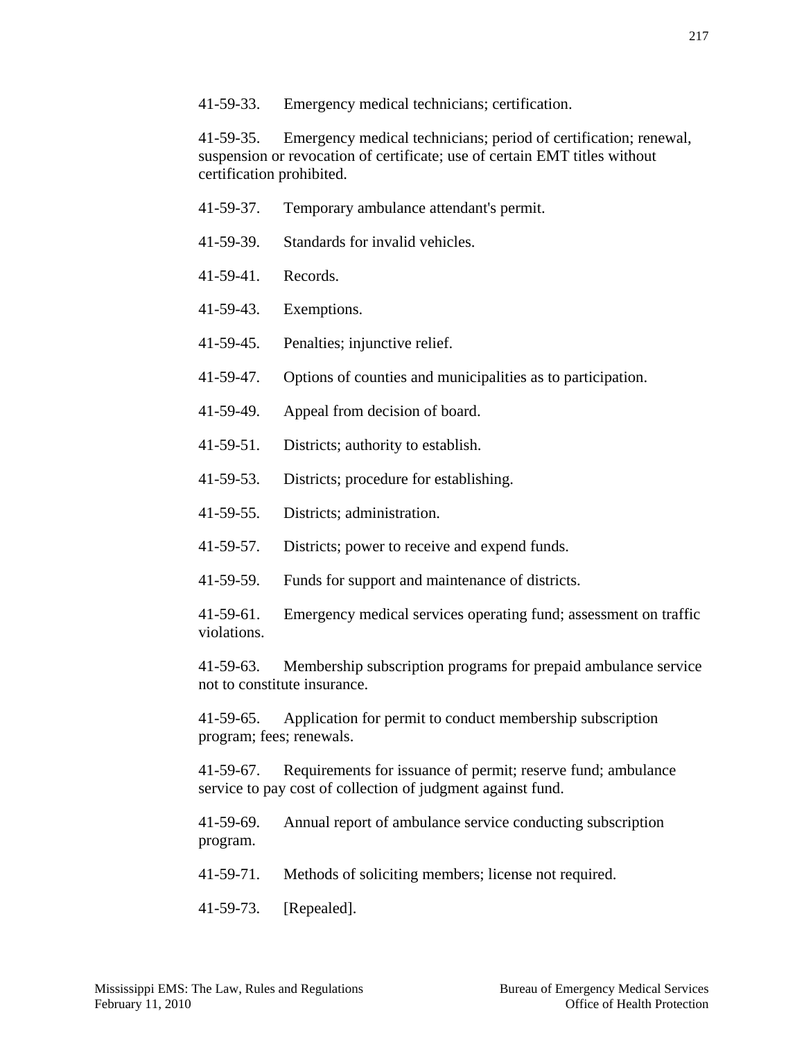41-59-33. Emergency medical technicians; certification.

41-59-35. Emergency medical technicians; period of certification; renewal, suspension or revocation of certificate; use of certain EMT titles without certification prohibited.

41-59-37. Temporary ambulance attendant's permit.

41-59-39. Standards for invalid vehicles.

41-59-41. Records.

41-59-43. Exemptions.

41-59-45. Penalties; injunctive relief.

41-59-47. Options of counties and municipalities as to participation.

41-59-49. Appeal from decision of board.

41-59-51. Districts; authority to establish.

41-59-53. Districts; procedure for establishing.

41-59-55. Districts; administration.

41-59-57. Districts; power to receive and expend funds.

41-59-59. Funds for support and maintenance of districts.

41-59-61. Emergency medical services operating fund; assessment on traffic violations.

41-59-63. Membership subscription programs for prepaid ambulance service not to constitute insurance.

41-59-65. Application for permit to conduct membership subscription program; fees; renewals.

41-59-67. Requirements for issuance of permit; reserve fund; ambulance service to pay cost of collection of judgment against fund.

41-59-69. Annual report of ambulance service conducting subscription program.

41-59-71. Methods of soliciting members; license not required.

41-59-73. [Repealed].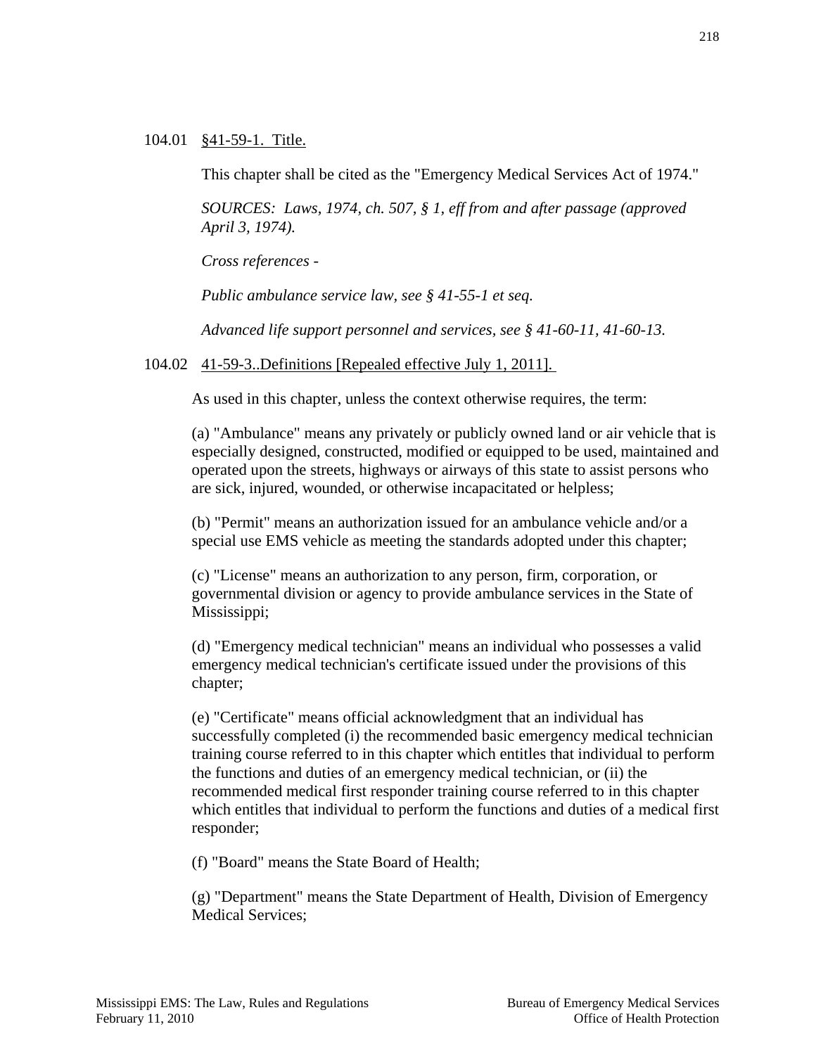104.01 <u>§41-59-1. Title.</u>

This chapter shall be cited as the "Emergency Medical Services Act of 1974."

*SOURCES: Laws, 1974, ch. 507, § 1, eff from and after passage (approved April 3, 1974).*

*Cross references -*

*Public ambulance service law, see § 41-55-1 et seq.*

*Advanced life support personnel and services, see § 41-60-11, 41-60-13.*

104.02 <u>41-59-3..Definitions [Repealed effective July 1, 2011].</u>

As used in this chapter, unless the context otherwise requires, the term:

(a) "Ambulance" means any privately or publicly owned land or air vehicle that is especially designed, constructed, modified or equipped to be used, maintained and operated upon the streets, highways or airways of this state to assist persons who are sick, injured, wounded, or otherwise incapacitated or helpless;

(b) "Permit" means an authorization issued for an ambulance vehicle and/or a special use EMS vehicle as meeting the standards adopted under this chapter;

(c) "License" means an authorization to any person, firm, corporation, or governmental division or agency to provide ambulance services in the State of Mississippi;

(d) "Emergency medical technician" means an individual who possesses a valid emergency medical technician's certificate issued under the provisions of this chapter;

(e) "Certificate" means official acknowledgment that an individual has successfully completed (i) the recommended basic emergency medical technician training course referred to in this chapter which entitles that individual to perform the functions and duties of an emergency medical technician, or (ii) the recommended medical first responder training course referred to in this chapter which entitles that individual to perform the functions and duties of a medical first responder;

(f) "Board" means the State Board of Health;

(g) "Department" means the State Department of Health, Division of Emergency Medical Services;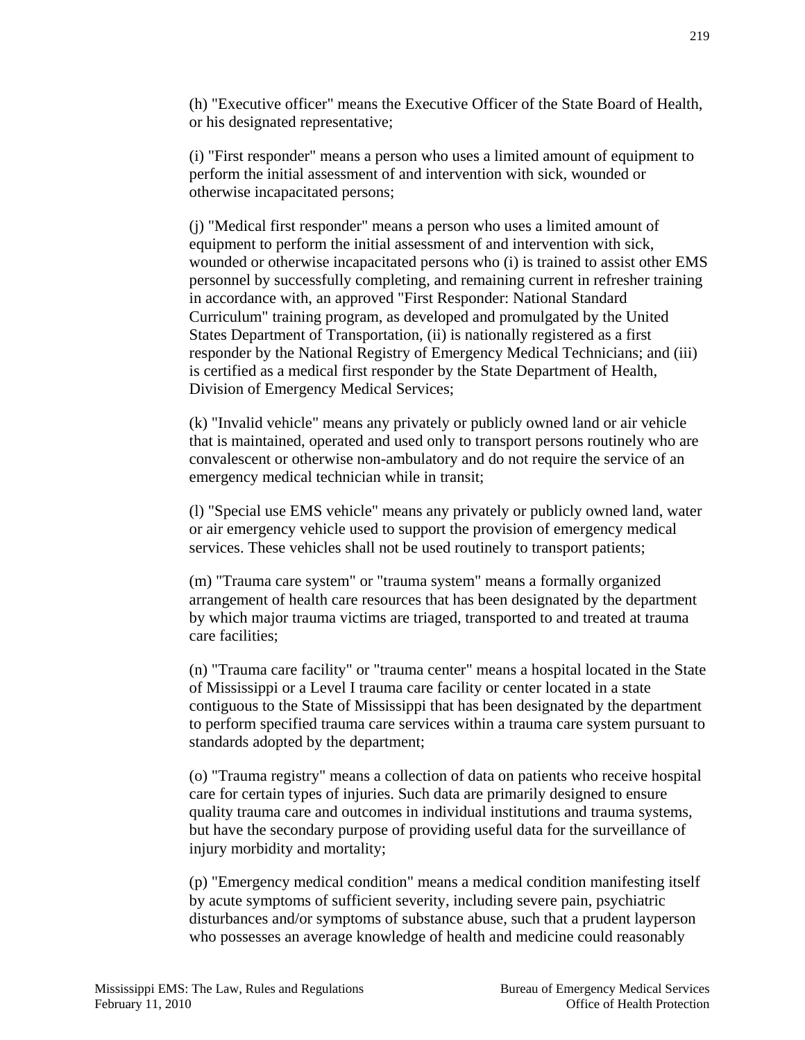(h) "Executive officer" means the Executive Officer of the State Board of Health, or his designated representative;

(i) "First responder" means a person who uses a limited amount of equipment to perform the initial assessment of and intervention with sick, wounded or otherwise incapacitated persons;

(j) "Medical first responder" means a person who uses a limited amount of equipment to perform the initial assessment of and intervention with sick, wounded or otherwise incapacitated persons who (i) is trained to assist other EMS personnel by successfully completing, and remaining current in refresher training in accordance with, an approved "First Responder: National Standard Curriculum" training program, as developed and promulgated by the United States Department of Transportation, (ii) is nationally registered as a first responder by the National Registry of Emergency Medical Technicians; and (iii) is certified as a medical first responder by the State Department of Health, Division of Emergency Medical Services;

(k) "Invalid vehicle" means any privately or publicly owned land or air vehicle that is maintained, operated and used only to transport persons routinely who are convalescent or otherwise non-ambulatory and do not require the service of an emergency medical technician while in transit;

(l) "Special use EMS vehicle" means any privately or publicly owned land, water or air emergency vehicle used to support the provision of emergency medical services. These vehicles shall not be used routinely to transport patients;

(m) "Trauma care system" or "trauma system" means a formally organized arrangement of health care resources that has been designated by the department by which major trauma victims are triaged, transported to and treated at trauma care facilities;

(n) "Trauma care facility" or "trauma center" means a hospital located in the State of Mississippi or a Level I trauma care facility or center located in a state contiguous to the State of Mississippi that has been designated by the department to perform specified trauma care services within a trauma care system pursuant to standards adopted by the department;

(o) "Trauma registry" means a collection of data on patients who receive hospital care for certain types of injuries. Such data are primarily designed to ensure quality trauma care and outcomes in individual institutions and trauma systems, but have the secondary purpose of providing useful data for the surveillance of injury morbidity and mortality;

(p) "Emergency medical condition" means a medical condition manifesting itself by acute symptoms of sufficient severity, including severe pain, psychiatric disturbances and/or symptoms of substance abuse, such that a prudent layperson who possesses an average knowledge of health and medicine could reasonably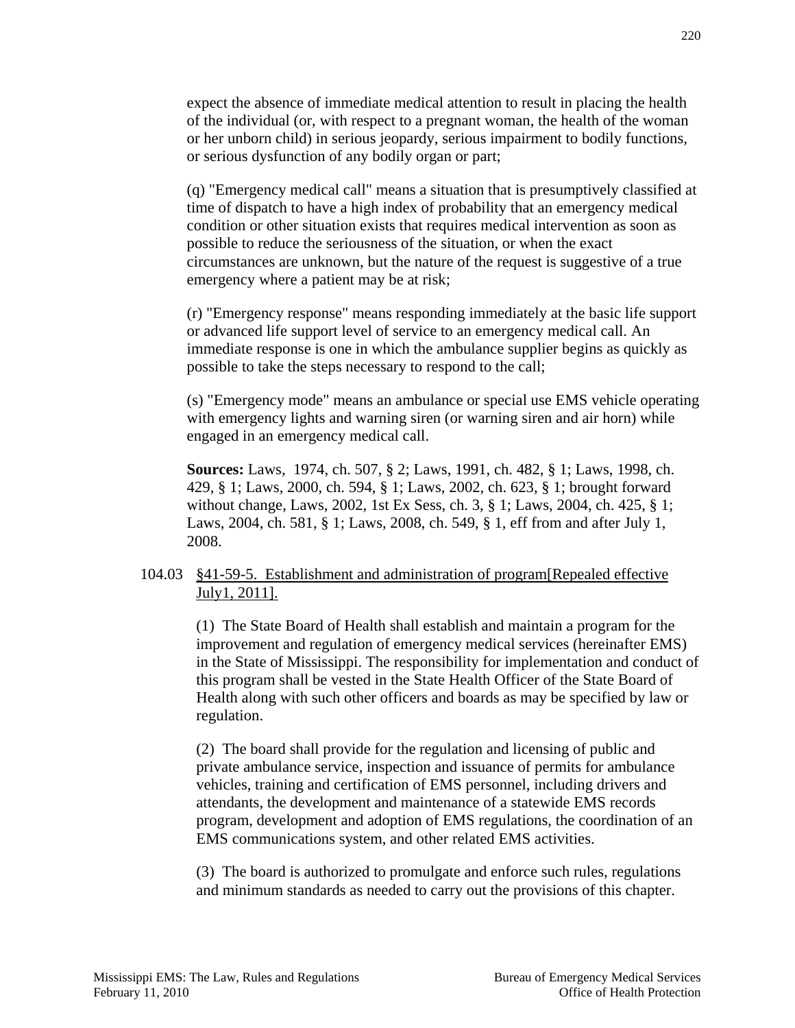expect the absence of immediate medical attention to result in placing the health of the individual (or, with respect to a pregnant woman, the health of the woman or her unborn child) in serious jeopardy, serious impairment to bodily functions, or serious dysfunction of any bodily organ or part;

(q) "Emergency medical call" means a situation that is presumptively classified at time of dispatch to have a high index of probability that an emergency medical condition or other situation exists that requires medical intervention as soon as possible to reduce the seriousness of the situation, or when the exact circumstances are unknown, but the nature of the request is suggestive of a true emergency where a patient may be at risk;

(r) "Emergency response" means responding immediately at the basic life support or advanced life support level of service to an emergency medical call. An immediate response is one in which the ambulance supplier begins as quickly as possible to take the steps necessary to respond to the call;

(s) "Emergency mode" means an ambulance or special use EMS vehicle operating with emergency lights and warning siren (or warning siren and air horn) while engaged in an emergency medical call.

**Sources:** Laws, 1974, ch. 507, § 2; Laws, 1991, ch. 482, § 1; Laws, 1998, ch. 429, § 1; Laws, 2000, ch. 594, § 1; Laws, 2002, ch. 623, § 1; brought forward without change, Laws, 2002, 1st Ex Sess, ch. 3, § 1; Laws, 2004, ch. 425, § 1; Laws, 2004, ch. 581, § 1; Laws, 2008, ch. 549, § 1, eff from and after July 1, 2008.

104.03 §41-59-5. Establishment and administration of program[Repealed effective July1, 2011].

(1) The State Board of Health shall establish and maintain a program for the improvement and regulation of emergency medical services (hereinafter EMS) in the State of Mississippi. The responsibility for implementation and conduct of this program shall be vested in the State Health Officer of the State Board of Health along with such other officers and boards as may be specified by law or regulation.

(2) The board shall provide for the regulation and licensing of public and private ambulance service, inspection and issuance of permits for ambulance vehicles, training and certification of EMS personnel, including drivers and attendants, the development and maintenance of a statewide EMS records program, development and adoption of EMS regulations, the coordination of an EMS communications system, and other related EMS activities.

(3) The board is authorized to promulgate and enforce such rules, regulations and minimum standards as needed to carry out the provisions of this chapter.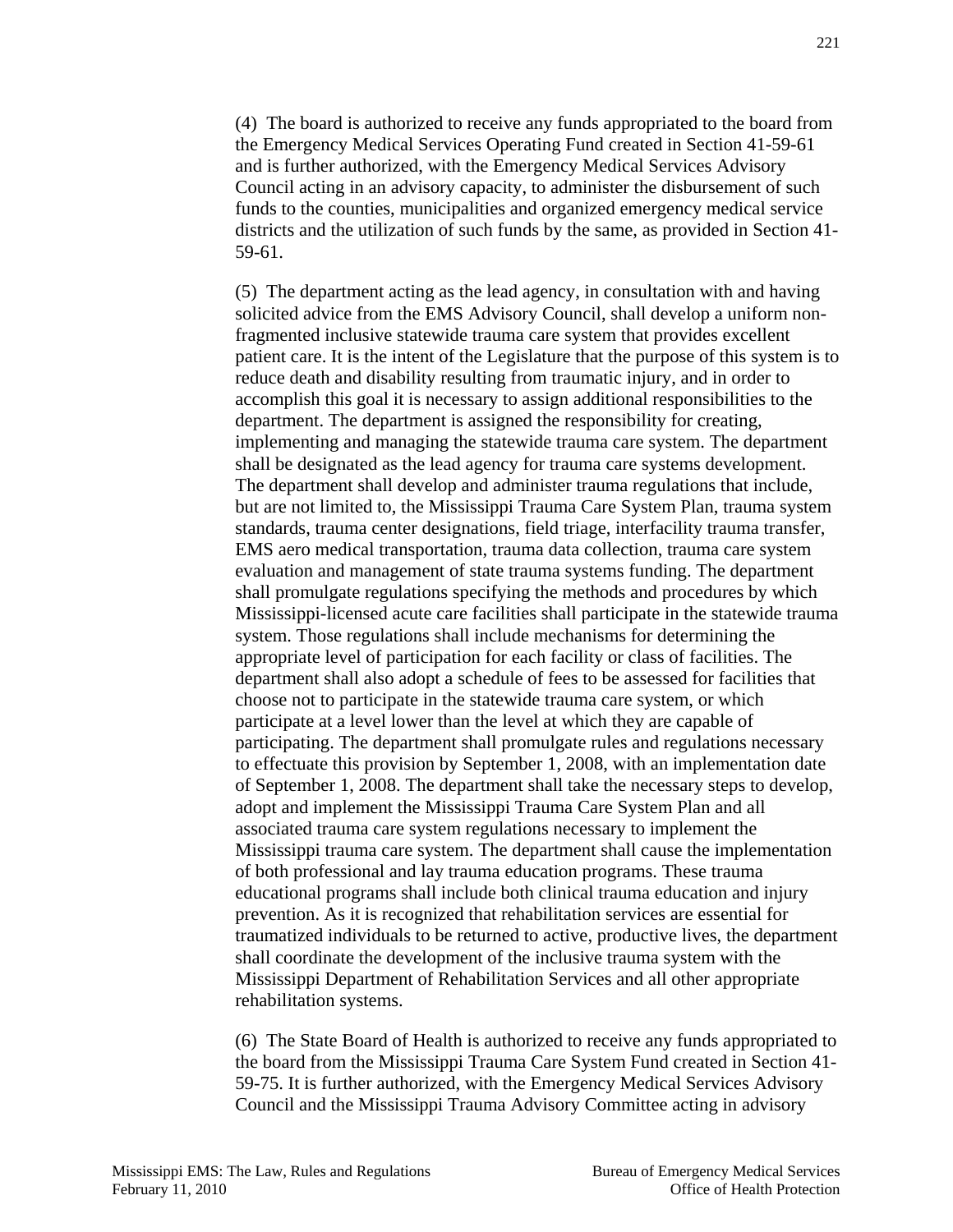(4) The board is authorized to receive any funds appropriated to the board from the Emergency Medical Services Operating Fund created in Section 41-59-61 and is further authorized, with the Emergency Medical Services Advisory Council acting in an advisory capacity, to administer the disbursement of such funds to the counties, municipalities and organized emergency medical service districts and the utilization of such funds by the same, as provided in Section 41-59-61.

(5) The department acting as the lead agency, in consultation with and having solicited advice from the EMS Advisory Council, shall develop a uniform non-fragmented inclusive statewide trauma care system that provides excellent patient care. It is the intent of the Legislature that the purpose of this system is to reduce death and disability resulting from traumatic injury, and in order to accomplish this goal it is necessary to assign additional responsibilities to the department. The department is assigned the responsibility for creating, implementing and managing the statewide trauma care system. The department shall be designated as the lead agency for trauma care systems development. The department shall develop and administer trauma regulations that include, but are not limited to, the Mississippi Trauma Care System Plan, trauma system standards, trauma center designations, field triage, interfacility trauma transfer, EMS aero medical transportation, trauma data collection, trauma care system evaluation and management of state trauma systems funding. The department shall promulgate regulations specifying the methods and procedures by which Mississippi-licensed acute care facilities shall participate in the statewide trauma system. Those regulations shall include mechanisms for determining the appropriate level of participation for each facility or class of facilities. The department shall also adopt a schedule of fees to be assessed for facilities that choose not to participate in the statewide trauma care system, or which participate at a level lower than the level at which they are capable of participating. The department shall promulgate rules and regulations necessary to effectuate this provision by September 1, 2008, with an implementation date of September 1, 2008. The department shall take the necessary steps to develop, adopt and implement the Mississippi Trauma Care System Plan and all associated trauma care system regulations necessary to implement the Mississippi trauma care system. The department shall cause the implementation of both professional and lay trauma education programs. These trauma educational programs shall include both clinical trauma education and injury prevention. As it is recognized that rehabilitation services are essential for traumatized individuals to be returned to active, productive lives, the department shall coordinate the development of the inclusive trauma system with the Mississippi Department of Rehabilitation Services and all other appropriate rehabilitation systems.

(6) The State Board of Health is authorized to receive any funds appropriated to the board from the Mississippi Trauma Care System Fund created in Section 41-59-75. It is further authorized, with the Emergency Medical Services Advisory Council and the Mississippi Trauma Advisory Committee acting in advisory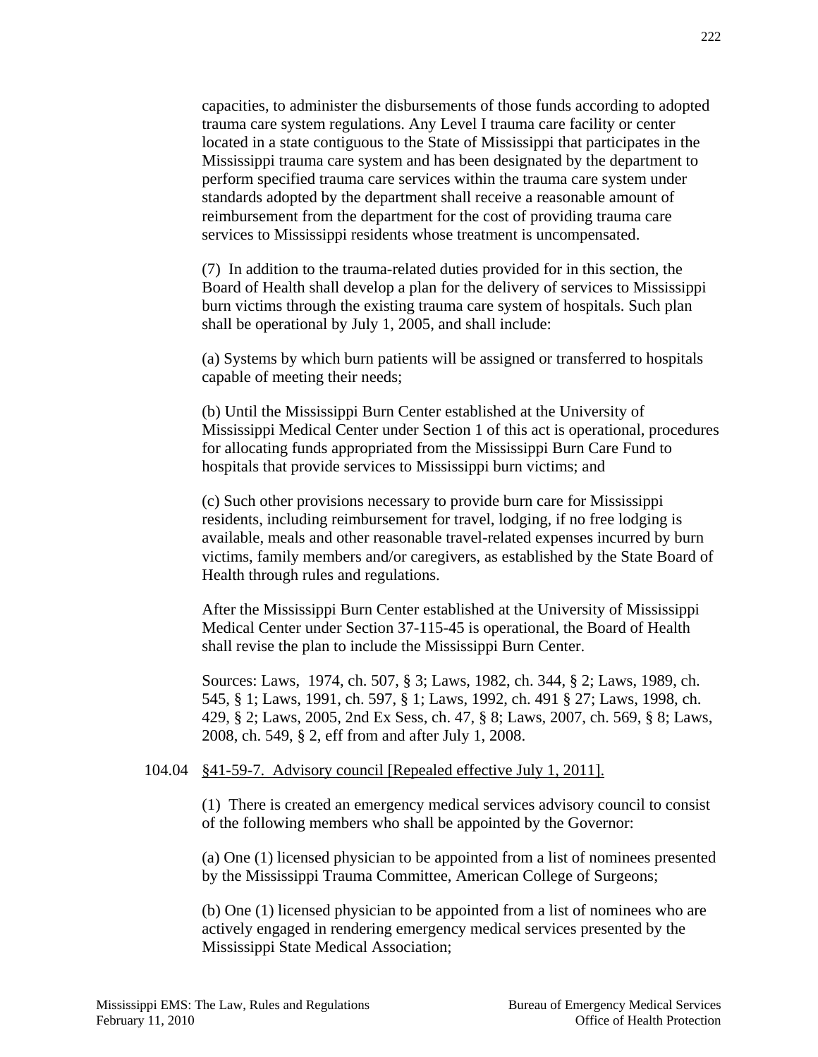capacities, to administer the disbursements of those funds according to adopted trauma care system regulations. Any Level I trauma care facility or center located in a state contiguous to the State of Mississippi that participates in the Mississippi trauma care system and has been designated by the department to perform specified trauma care services within the trauma care system under standards adopted by the department shall receive a reasonable amount of reimbursement from the department for the cost of providing trauma care services to Mississippi residents whose treatment is uncompensated.

(7) In addition to the trauma-related duties provided for in this section, the Board of Health shall develop a plan for the delivery of services to Mississippi burn victims through the existing trauma care system of hospitals. Such plan shall be operational by July 1, 2005, and shall include:

(a) Systems by which burn patients will be assigned or transferred to hospitals capable of meeting their needs;

(b) Until the Mississippi Burn Center established at the University of Mississippi Medical Center under Section 1 of this act is operational, procedures for allocating funds appropriated from the Mississippi Burn Care Fund to hospitals that provide services to Mississippi burn victims; and

(c) Such other provisions necessary to provide burn care for Mississippi residents, including reimbursement for travel, lodging, if no free lodging is available, meals and other reasonable travel-related expenses incurred by burn victims, family members and/or caregivers, as established by the State Board of Health through rules and regulations.

After the Mississippi Burn Center established at the University of Mississippi Medical Center under Section 37-115-45 is operational, the Board of Health shall revise the plan to include the Mississippi Burn Center.

Sources: Laws, 1974, ch. 507, § 3; Laws, 1982, ch. 344, § 2; Laws, 1989, ch. 545, § 1; Laws, 1991, ch. 597, § 1; Laws, 1992, ch. 491 § 27; Laws, 1998, ch. 429, § 2; Laws, 2005, 2nd Ex Sess, ch. 47, § 8; Laws, 2007, ch. 569, § 8; Laws, 2008, ch. 549, § 2, eff from and after July 1, 2008.

104.04 §41-59-7. Advisory council [Repealed effective July 1, 2011].

(1) There is created an emergency medical services advisory council to consist of the following members who shall be appointed by the Governor:

(a) One (1) licensed physician to be appointed from a list of nominees presented by the Mississippi Trauma Committee, American College of Surgeons;

(b) One (1) licensed physician to be appointed from a list of nominees who are actively engaged in rendering emergency medical services presented by the Mississippi State Medical Association;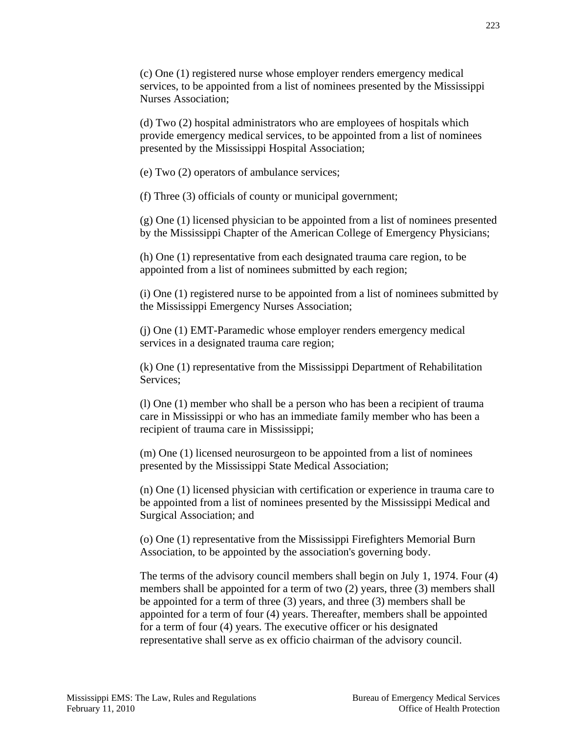(c) One (1) registered nurse whose employer renders emergency medical services, to be appointed from a list of nominees presented by the Mississippi Nurses Association;

(d) Two (2) hospital administrators who are employees of hospitals which provide emergency medical services, to be appointed from a list of nominees presented by the Mississippi Hospital Association;

(e) Two (2) operators of ambulance services;

(f) Three (3) officials of county or municipal government;

(g) One (1) licensed physician to be appointed from a list of nominees presented by the Mississippi Chapter of the American College of Emergency Physicians;

(h) One (1) representative from each designated trauma care region, to be appointed from a list of nominees submitted by each region;

(i) One (1) registered nurse to be appointed from a list of nominees submitted by the Mississippi Emergency Nurses Association;

(j) One (1) EMT-Paramedic whose employer renders emergency medical services in a designated trauma care region;

(k) One (1) representative from the Mississippi Department of Rehabilitation Services;

(l) One (1) member who shall be a person who has been a recipient of trauma care in Mississippi or who has an immediate family member who has been a recipient of trauma care in Mississippi;

(m) One (1) licensed neurosurgeon to be appointed from a list of nominees presented by the Mississippi State Medical Association;

(n) One (1) licensed physician with certification or experience in trauma care to be appointed from a list of nominees presented by the Mississippi Medical and Surgical Association; and

(o) One (1) representative from the Mississippi Firefighters Memorial Burn Association, to be appointed by the association's governing body.

The terms of the advisory council members shall begin on July 1, 1974. Four (4) members shall be appointed for a term of two (2) years, three (3) members shall be appointed for a term of three (3) years, and three (3) members shall be appointed for a term of four (4) years. Thereafter, members shall be appointed for a term of four (4) years. The executive officer or his designated representative shall serve as ex officio chairman of the advisory council.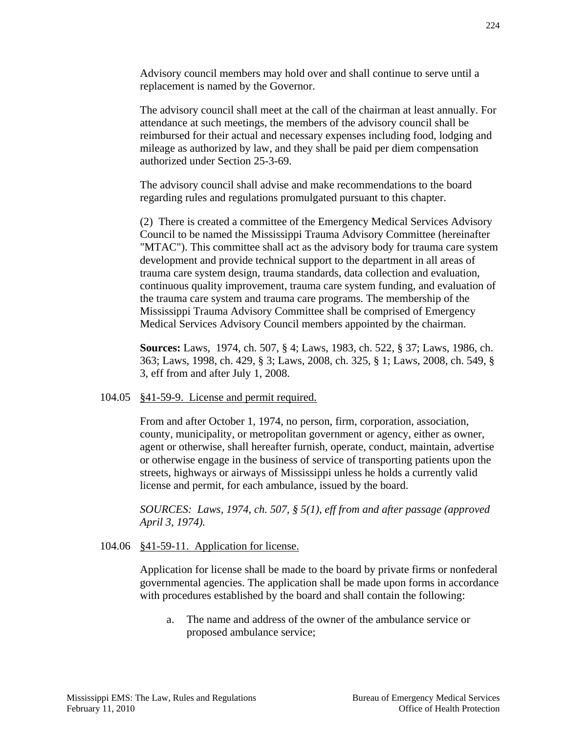Advisory council members may hold over and shall continue to serve until a replacement is named by the Governor.

The advisory council shall meet at the call of the chairman at least annually. For attendance at such meetings, the members of the advisory council shall be reimbursed for their actual and necessary expenses including food, lodging and mileage as authorized by law, and they shall be paid per diem compensation authorized under Section 25-3-69.

The advisory council shall advise and make recommendations to the board regarding rules and regulations promulgated pursuant to this chapter.

(2) There is created a committee of the Emergency Medical Services Advisory Council to be named the Mississippi Trauma Advisory Committee (hereinafter "MTAC"). This committee shall act as the advisory body for trauma care system development and provide technical support to the department in all areas of trauma care system design, trauma standards, data collection and evaluation, continuous quality improvement, trauma care system funding, and evaluation of the trauma care system and trauma care programs. The membership of the Mississippi Trauma Advisory Committee shall be comprised of Emergency Medical Services Advisory Council members appointed by the chairman.

**Sources:** Laws, 1974, ch. 507, § 4; Laws, 1983, ch. 522, § 37; Laws, 1986, ch. 363; Laws, 1998, ch. 429, § 3; Laws, 2008, ch. 325, § 1; Laws, 2008, ch. 549, § 3, eff from and after July 1, 2008.

104.05 <u>§41-59-9. License and permit required.</u>

From and after October 1, 1974, no person, firm, corporation, association, county, municipality, or metropolitan government or agency, either as owner, agent or otherwise, shall hereafter furnish, operate, conduct, maintain, advertise or otherwise engage in the business of service of transporting patients upon the streets, highways or airways of Mississippi unless he holds a currently valid license and permit, for each ambulance, issued by the board.

*SOURCES: Laws, 1974, ch. 507, § 5(1), eff from and after passage (approved April 3, 1974).*

104.06 <u>§41-59-11. Application for license.</u>

Application for license shall be made to the board by private firms or nonfederal governmental agencies. The application shall be made upon forms in accordance with procedures established by the board and shall contain the following:

a. The name and address of the owner of the ambulance service or proposed ambulance service;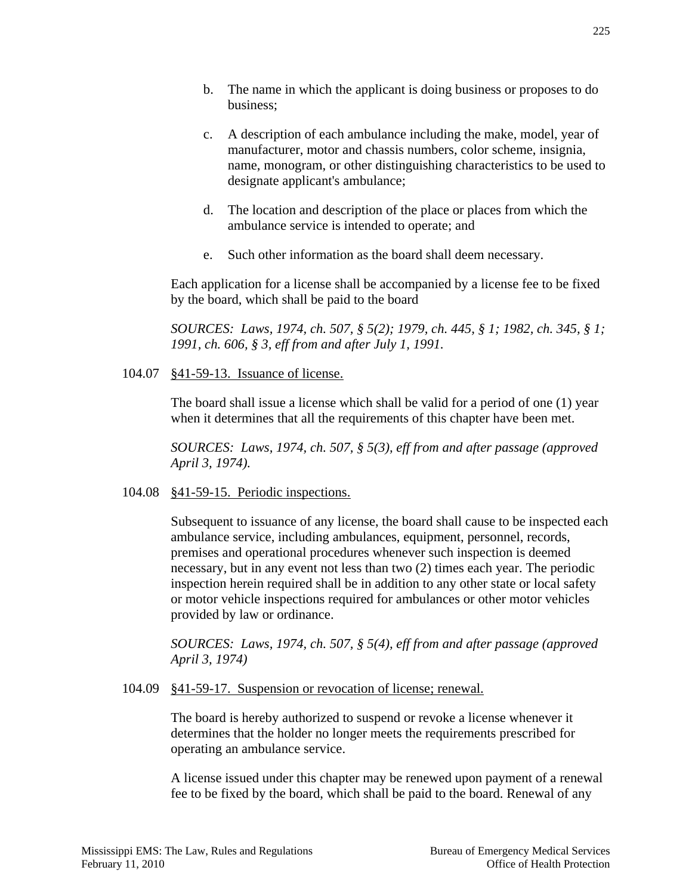b. The name in which the applicant is doing business or proposes to do business;

c. A description of each ambulance including the make, model, year of manufacturer, motor and chassis numbers, color scheme, insignia, name, monogram, or other distinguishing characteristics to be used to designate applicant's ambulance;

d. The location and description of the place or places from which the ambulance service is intended to operate; and

e. Such other information as the board shall deem necessary.

Each application for a license shall be accompanied by a license fee to be fixed by the board, which shall be paid to the board

*SOURCES: Laws, 1974, ch. 507, § 5(2); 1979, ch. 445, § 1; 1982, ch. 345, § 1; 1991, ch. 606, § 3, eff from and after July 1, 1991.*

104.07 <u>§41-59-13. Issuance of license.</u>

The board shall issue a license which shall be valid for a period of one (1) year when it determines that all the requirements of this chapter have been met.

*SOURCES: Laws, 1974, ch. 507, § 5(3), eff from and after passage (approved April 3, 1974).*

104.08 <u>§41-59-15. Periodic inspections.</u>

Subsequent to issuance of any license, the board shall cause to be inspected each ambulance service, including ambulances, equipment, personnel, records, premises and operational procedures whenever such inspection is deemed necessary, but in any event not less than two (2) times each year. The periodic inspection herein required shall be in addition to any other state or local safety or motor vehicle inspections required for ambulances or other motor vehicles provided by law or ordinance.

*SOURCES: Laws, 1974, ch. 507, § 5(4), eff from and after passage (approved April 3, 1974)*

104.09 <u>§41-59-17. Suspension or revocation of license; renewal.</u>

The board is hereby authorized to suspend or revoke a license whenever it determines that the holder no longer meets the requirements prescribed for operating an ambulance service.

A license issued under this chapter may be renewed upon payment of a renewal fee to be fixed by the board, which shall be paid to the board. Renewal of any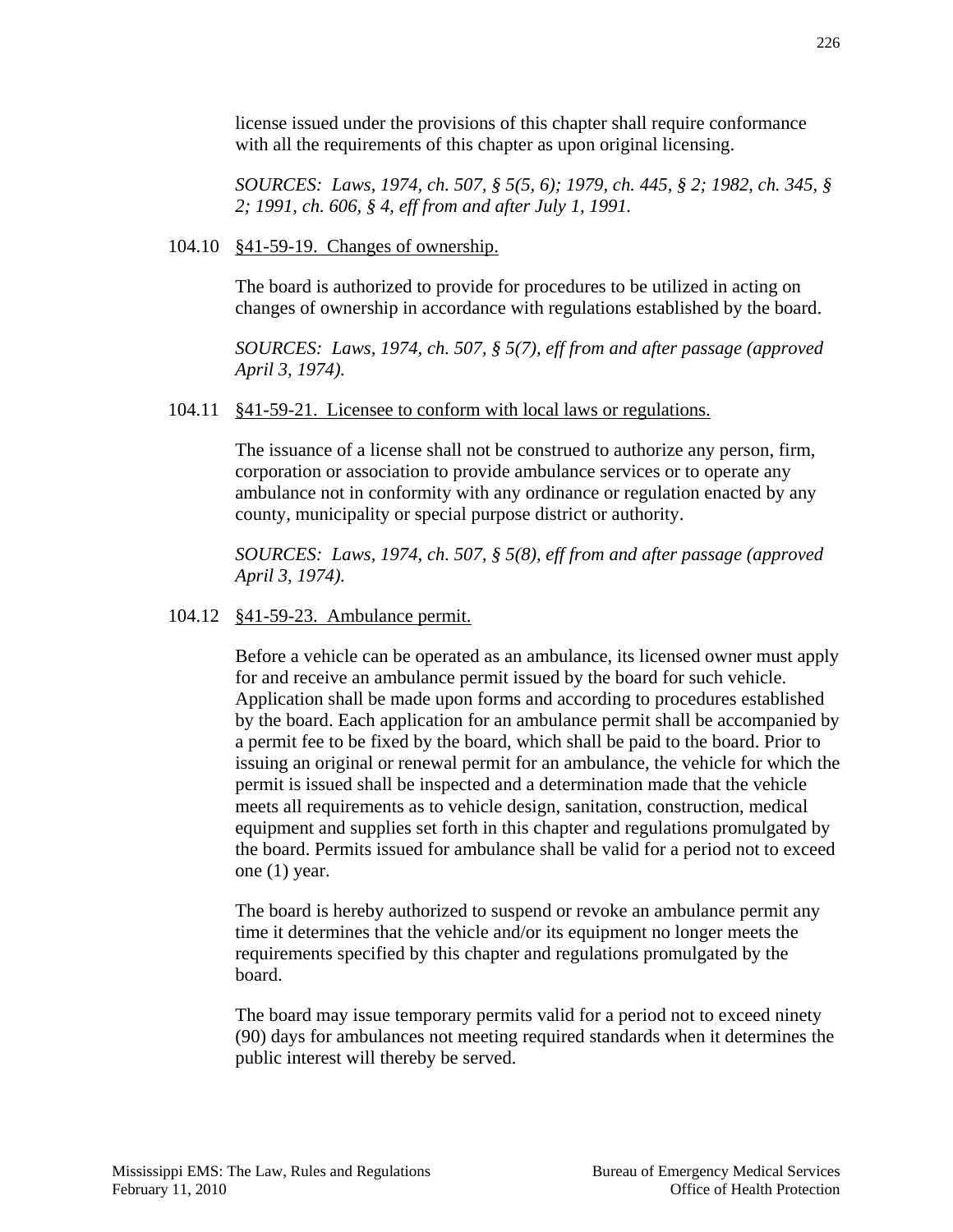license issued under the provisions of this chapter shall require conformance with all the requirements of this chapter as upon original licensing.

*SOURCES: Laws, 1974, ch. 507, § 5(5, 6); 1979, ch. 445, § 2; 1982, ch. 345, § 2; 1991, ch. 606, § 4, eff from and after July 1, 1991.*

104.10 §41-59-19. Changes of ownership.

The board is authorized to provide for procedures to be utilized in acting on changes of ownership in accordance with regulations established by the board.

*SOURCES: Laws, 1974, ch. 507, § 5(7), eff from and after passage (approved April 3, 1974).*

104.11 §41-59-21. Licensee to conform with local laws or regulations.

The issuance of a license shall not be construed to authorize any person, firm, corporation or association to provide ambulance services or to operate any ambulance not in conformity with any ordinance or regulation enacted by any county, municipality or special purpose district or authority.

*SOURCES: Laws, 1974, ch. 507, § 5(8), eff from and after passage (approved April 3, 1974).*

104.12 §41-59-23. Ambulance permit.

Before a vehicle can be operated as an ambulance, its licensed owner must apply for and receive an ambulance permit issued by the board for such vehicle. Application shall be made upon forms and according to procedures established by the board. Each application for an ambulance permit shall be accompanied by a permit fee to be fixed by the board, which shall be paid to the board. Prior to issuing an original or renewal permit for an ambulance, the vehicle for which the permit is issued shall be inspected and a determination made that the vehicle meets all requirements as to vehicle design, sanitation, construction, medical equipment and supplies set forth in this chapter and regulations promulgated by the board. Permits issued for ambulance shall be valid for a period not to exceed one (1) year.

The board is hereby authorized to suspend or revoke an ambulance permit any time it determines that the vehicle and/or its equipment no longer meets the requirements specified by this chapter and regulations promulgated by the board.

The board may issue temporary permits valid for a period not to exceed ninety (90) days for ambulances not meeting required standards when it determines the public interest will thereby be served.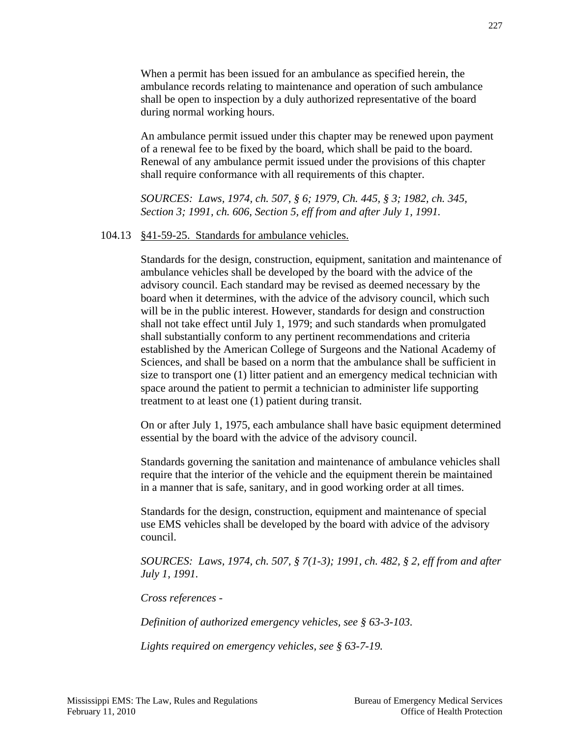When a permit has been issued for an ambulance as specified herein, the ambulance records relating to maintenance and operation of such ambulance shall be open to inspection by a duly authorized representative of the board during normal working hours.

An ambulance permit issued under this chapter may be renewed upon payment of a renewal fee to be fixed by the board, which shall be paid to the board. Renewal of any ambulance permit issued under the provisions of this chapter shall require conformance with all requirements of this chapter.

*SOURCES: Laws, 1974, ch. 507, § 6; 1979, Ch. 445, § 3; 1982, ch. 345, Section 3; 1991, ch. 606, Section 5, eff from and after July 1, 1991.*

104.13 §41-59-25. Standards for ambulance vehicles.

Standards for the design, construction, equipment, sanitation and maintenance of ambulance vehicles shall be developed by the board with the advice of the advisory council. Each standard may be revised as deemed necessary by the board when it determines, with the advice of the advisory council, which such will be in the public interest. However, standards for design and construction shall not take effect until July 1, 1979; and such standards when promulgated shall substantially conform to any pertinent recommendations and criteria established by the American College of Surgeons and the National Academy of Sciences, and shall be based on a norm that the ambulance shall be sufficient in size to transport one (1) litter patient and an emergency medical technician with space around the patient to permit a technician to administer life supporting treatment to at least one (1) patient during transit.

On or after July 1, 1975, each ambulance shall have basic equipment determined essential by the board with the advice of the advisory council.

Standards governing the sanitation and maintenance of ambulance vehicles shall require that the interior of the vehicle and the equipment therein be maintained in a manner that is safe, sanitary, and in good working order at all times.

Standards for the design, construction, equipment and maintenance of special use EMS vehicles shall be developed by the board with advice of the advisory council.

*SOURCES: Laws, 1974, ch. 507, § 7(1-3); 1991, ch. 482, § 2, eff from and after July 1, 1991.*

*Cross references -*

*Definition of authorized emergency vehicles, see § 63-3-103.*

*Lights required on emergency vehicles, see § 63-7-19.*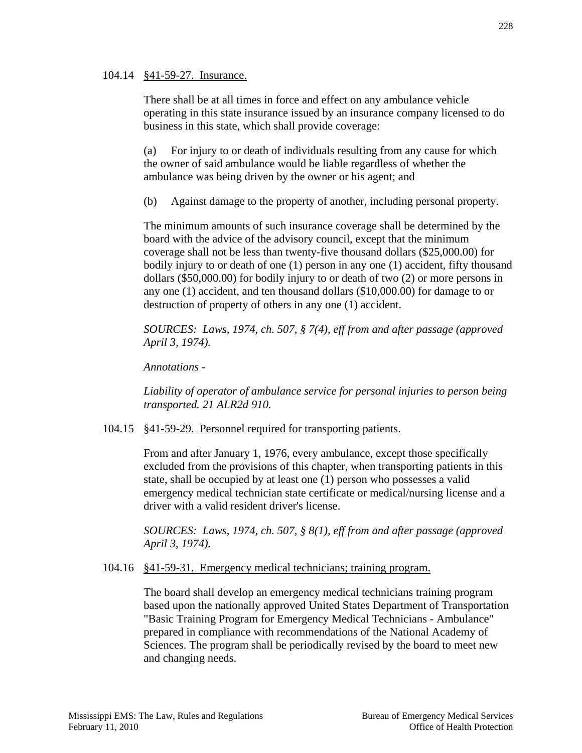104.14 <u>§41-59-27. Insurance.</u>

There shall be at all times in force and effect on any ambulance vehicle operating in this state insurance issued by an insurance company licensed to do business in this state, which shall provide coverage:

(a) For injury to or death of individuals resulting from any cause for which the owner of said ambulance would be liable regardless of whether the ambulance was being driven by the owner or his agent; and

(b) Against damage to the property of another, including personal property.

The minimum amounts of such insurance coverage shall be determined by the board with the advice of the advisory council, except that the minimum coverage shall not be less than twenty-five thousand dollars ($25,000.00) for bodily injury to or death of one (1) person in any one (1) accident, fifty thousand dollars ($50,000.00) for bodily injury to or death of two (2) or more persons in any one (1) accident, and ten thousand dollars ($10,000.00) for damage to or destruction of property of others in any one (1) accident.

*SOURCES: Laws, 1974, ch. 507, § 7(4), eff from and after passage (approved April 3, 1974).*

*Annotations -*

*Liability of operator of ambulance service for personal injuries to person being transported. 21 ALR2d 910.*

104.15 <u>§41-59-29. Personnel required for transporting patients.</u>

From and after January 1, 1976, every ambulance, except those specifically excluded from the provisions of this chapter, when transporting patients in this state, shall be occupied by at least one (1) person who possesses a valid emergency medical technician state certificate or medical/nursing license and a driver with a valid resident driver's license.

*SOURCES: Laws, 1974, ch. 507, § 8(1), eff from and after passage (approved April 3, 1974).*

104.16 <u>§41-59-31. Emergency medical technicians; training program.</u>

The board shall develop an emergency medical technicians training program based upon the nationally approved United States Department of Transportation "Basic Training Program for Emergency Medical Technicians - Ambulance" prepared in compliance with recommendations of the National Academy of Sciences. The program shall be periodically revised by the board to meet new and changing needs.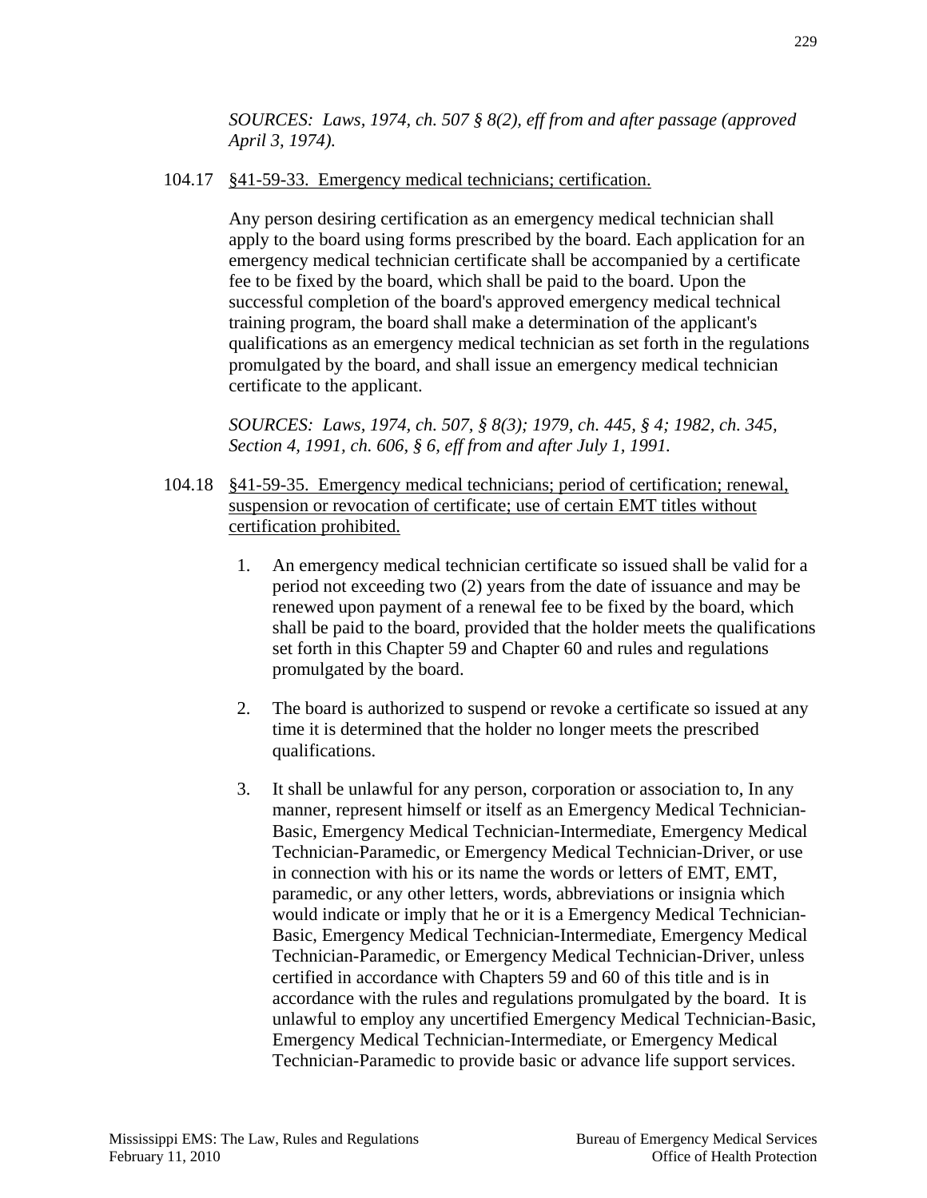*SOURCES: Laws, 1974, ch. 507 § 8(2), eff from and after passage (approved April 3, 1974).*

104.17 §41-59-33. Emergency medical technicians; certification.

Any person desiring certification as an emergency medical technician shall apply to the board using forms prescribed by the board. Each application for an emergency medical technician certificate shall be accompanied by a certificate fee to be fixed by the board, which shall be paid to the board. Upon the successful completion of the board's approved emergency medical technical training program, the board shall make a determination of the applicant's qualifications as an emergency medical technician as set forth in the regulations promulgated by the board, and shall issue an emergency medical technician certificate to the applicant.

*SOURCES: Laws, 1974, ch. 507, § 8(3); 1979, ch. 445, § 4; 1982, ch. 345, Section 4, 1991, ch. 606, § 6, eff from and after July 1, 1991.*

104.18 §41-59-35. Emergency medical technicians; period of certification; renewal, suspension or revocation of certificate; use of certain EMT titles without certification prohibited.

1. An emergency medical technician certificate so issued shall be valid for a period not exceeding two (2) years from the date of issuance and may be renewed upon payment of a renewal fee to be fixed by the board, which shall be paid to the board, provided that the holder meets the qualifications set forth in this Chapter 59 and Chapter 60 and rules and regulations promulgated by the board.

2. The board is authorized to suspend or revoke a certificate so issued at any time it is determined that the holder no longer meets the prescribed qualifications.

3. It shall be unlawful for any person, corporation or association to, In any manner, represent himself or itself as an Emergency Medical Technician-Basic, Emergency Medical Technician-Intermediate, Emergency Medical Technician-Paramedic, or Emergency Medical Technician-Driver, or use in connection with his or its name the words or letters of EMT, EMT, paramedic, or any other letters, words, abbreviations or insignia which would indicate or imply that he or it is a Emergency Medical Technician-Basic, Emergency Medical Technician-Intermediate, Emergency Medical Technician-Paramedic, or Emergency Medical Technician-Driver, unless certified in accordance with Chapters 59 and 60 of this title and is in accordance with the rules and regulations promulgated by the board. It is unlawful to employ any uncertified Emergency Medical Technician-Basic, Emergency Medical Technician-Intermediate, or Emergency Medical Technician-Paramedic to provide basic or advance life support services.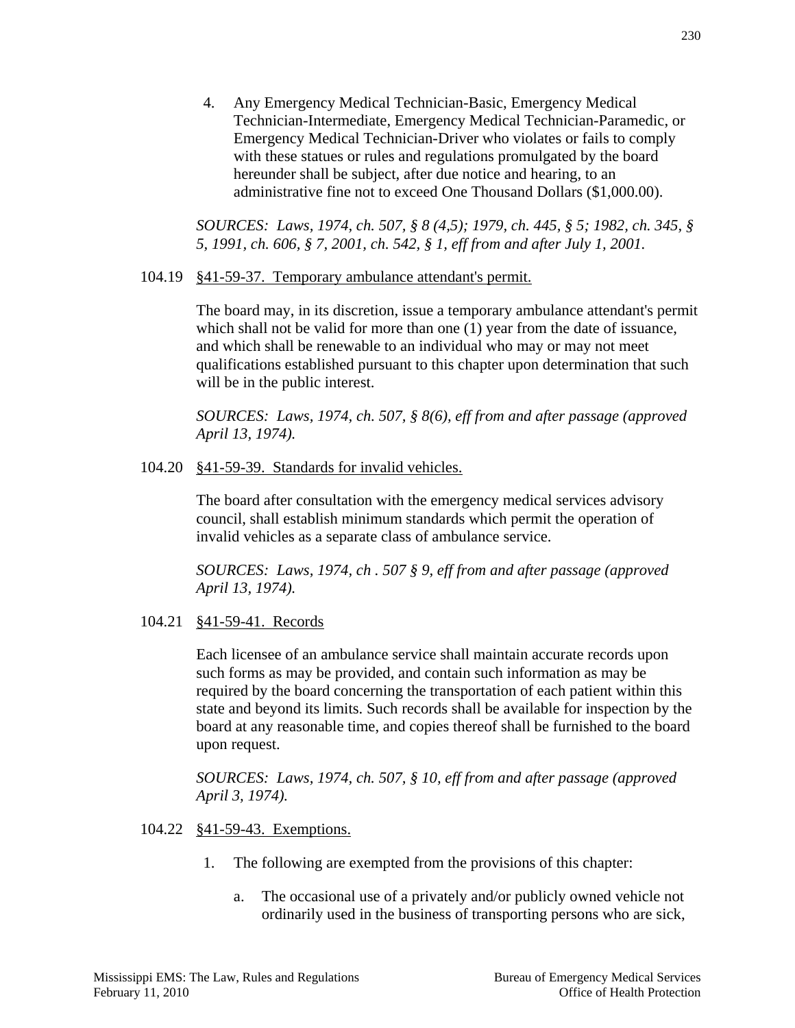4. Any Emergency Medical Technician-Basic, Emergency Medical Technician-Intermediate, Emergency Medical Technician-Paramedic, or Emergency Medical Technician-Driver who violates or fails to comply with these statues or rules and regulations promulgated by the board hereunder shall be subject, after due notice and hearing, to an administrative fine not to exceed One Thousand Dollars ($1,000.00).

*SOURCES: Laws, 1974, ch. 507, § 8 (4,5); 1979, ch. 445, § 5; 1982, ch. 345, § 5, 1991, ch. 606, § 7, 2001, ch. 542, § 1, eff from and after July 1, 2001.*

104.19 §41-59-37. Temporary ambulance attendant's permit.

The board may, in its discretion, issue a temporary ambulance attendant's permit which shall not be valid for more than one (1) year from the date of issuance, and which shall be renewable to an individual who may or may not meet qualifications established pursuant to this chapter upon determination that such will be in the public interest.

*SOURCES: Laws, 1974, ch. 507, § 8(6), eff from and after passage (approved April 13, 1974).*

104.20 §41-59-39. Standards for invalid vehicles.

The board after consultation with the emergency medical services advisory council, shall establish minimum standards which permit the operation of invalid vehicles as a separate class of ambulance service.

*SOURCES: Laws, 1974, ch . 507 § 9, eff from and after passage (approved April 13, 1974).*

104.21 §41-59-41. Records

Each licensee of an ambulance service shall maintain accurate records upon such forms as may be provided, and contain such information as may be required by the board concerning the transportation of each patient within this state and beyond its limits. Such records shall be available for inspection by the board at any reasonable time, and copies thereof shall be furnished to the board upon request.

*SOURCES: Laws, 1974, ch. 507, § 10, eff from and after passage (approved April 3, 1974).*

104.22 §41-59-43. Exemptions.

1. The following are exempted from the provisions of this chapter:

   a. The occasional use of a privately and/or publicly owned vehicle not ordinarily used in the business of transporting persons who are sick,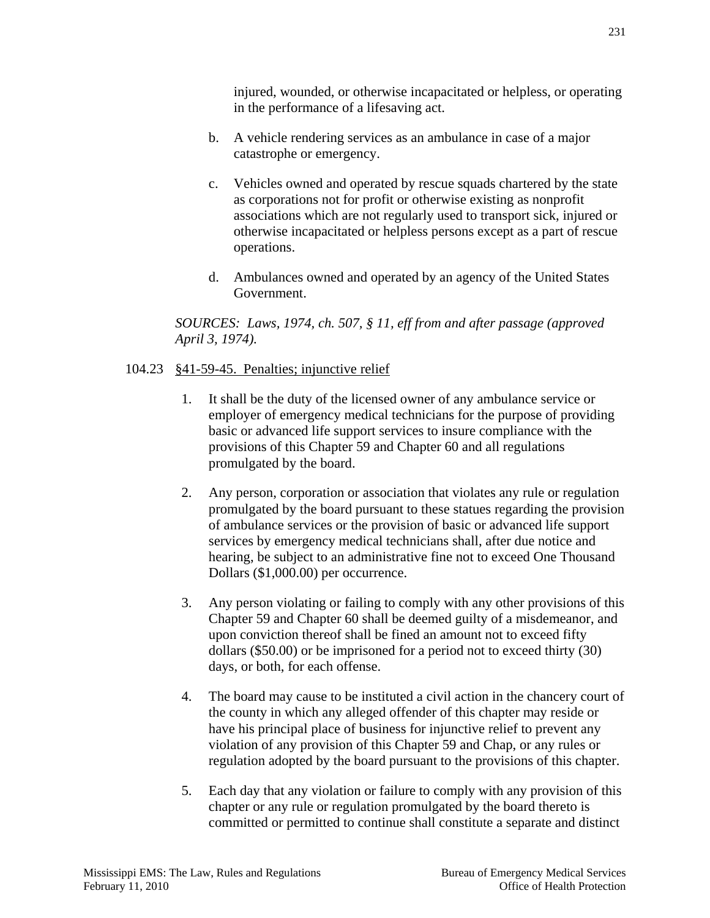injured, wounded, or otherwise incapacitated or helpless, or operating in the performance of a lifesaving act.

b. A vehicle rendering services as an ambulance in case of a major catastrophe or emergency.

c. Vehicles owned and operated by rescue squads chartered by the state as corporations not for profit or otherwise existing as nonprofit associations which are not regularly used to transport sick, injured or otherwise incapacitated or helpless persons except as a part of rescue operations.

d. Ambulances owned and operated by an agency of the United States Government.

*SOURCES: Laws, 1974, ch. 507, § 11, eff from and after passage (approved April 3, 1974).*

104.23 §41-59-45. Penalties; injunctive relief

1. It shall be the duty of the licensed owner of any ambulance service or employer of emergency medical technicians for the purpose of providing basic or advanced life support services to insure compliance with the provisions of this Chapter 59 and Chapter 60 and all regulations promulgated by the board.

2. Any person, corporation or association that violates any rule or regulation promulgated by the board pursuant to these statues regarding the provision of ambulance services or the provision of basic or advanced life support services by emergency medical technicians shall, after due notice and hearing, be subject to an administrative fine not to exceed One Thousand Dollars ($1,000.00) per occurrence.

3. Any person violating or failing to comply with any other provisions of this Chapter 59 and Chapter 60 shall be deemed guilty of a misdemeanor, and upon conviction thereof shall be fined an amount not to exceed fifty dollars ($50.00) or be imprisoned for a period not to exceed thirty (30) days, or both, for each offense.

4. The board may cause to be instituted a civil action in the chancery court of the county in which any alleged offender of this chapter may reside or have his principal place of business for injunctive relief to prevent any violation of any provision of this Chapter 59 and Chap, or any rules or regulation adopted by the board pursuant to the provisions of this chapter.

5. Each day that any violation or failure to comply with any provision of this chapter or any rule or regulation promulgated by the board thereto is committed or permitted to continue shall constitute a separate and distinct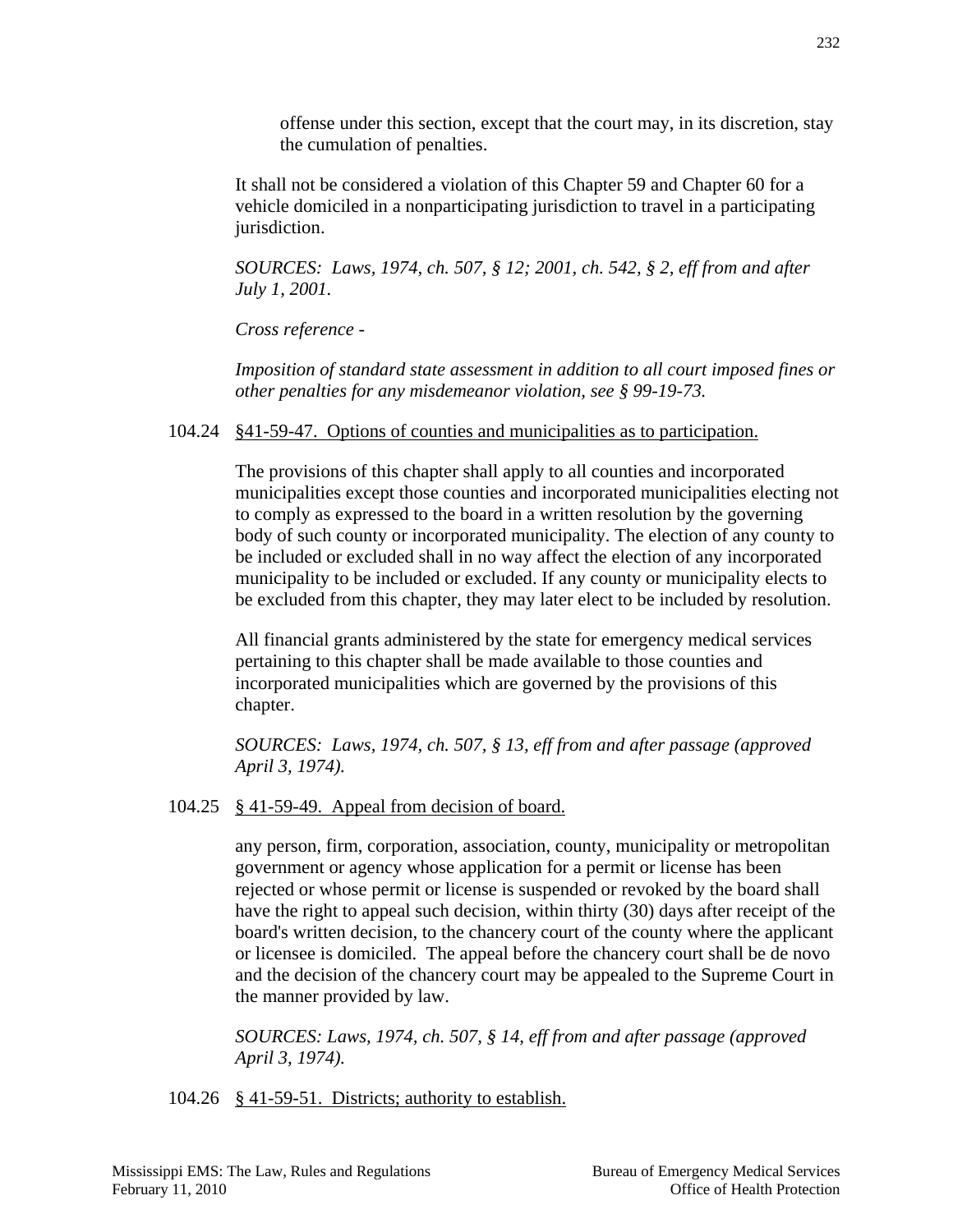offense under this section, except that the court may, in its discretion, stay the cumulation of penalties.

It shall not be considered a violation of this Chapter 59 and Chapter 60 for a vehicle domiciled in a nonparticipating jurisdiction to travel in a participating jurisdiction.

*SOURCES: Laws, 1974, ch. 507, § 12; 2001, ch. 542, § 2, eff from and after July 1, 2001.*

*Cross reference -*

*Imposition of standard state assessment in addition to all court imposed fines or other penalties for any misdemeanor violation, see § 99-19-73.*

104.24 §41-59-47. Options of counties and municipalities as to participation.

The provisions of this chapter shall apply to all counties and incorporated municipalities except those counties and incorporated municipalities electing not to comply as expressed to the board in a written resolution by the governing body of such county or incorporated municipality. The election of any county to be included or excluded shall in no way affect the election of any incorporated municipality to be included or excluded. If any county or municipality elects to be excluded from this chapter, they may later elect to be included by resolution.

All financial grants administered by the state for emergency medical services pertaining to this chapter shall be made available to those counties and incorporated municipalities which are governed by the provisions of this chapter.

*SOURCES: Laws, 1974, ch. 507, § 13, eff from and after passage (approved April 3, 1974).*

104.25 § 41-59-49. Appeal from decision of board.

any person, firm, corporation, association, county, municipality or metropolitan government or agency whose application for a permit or license has been rejected or whose permit or license is suspended or revoked by the board shall have the right to appeal such decision, within thirty (30) days after receipt of the board's written decision, to the chancery court of the county where the applicant or licensee is domiciled. The appeal before the chancery court shall be de novo and the decision of the chancery court may be appealed to the Supreme Court in the manner provided by law.

*SOURCES: Laws, 1974, ch. 507, § 14, eff from and after passage (approved April 3, 1974).*

104.26 § 41-59-51. Districts; authority to establish.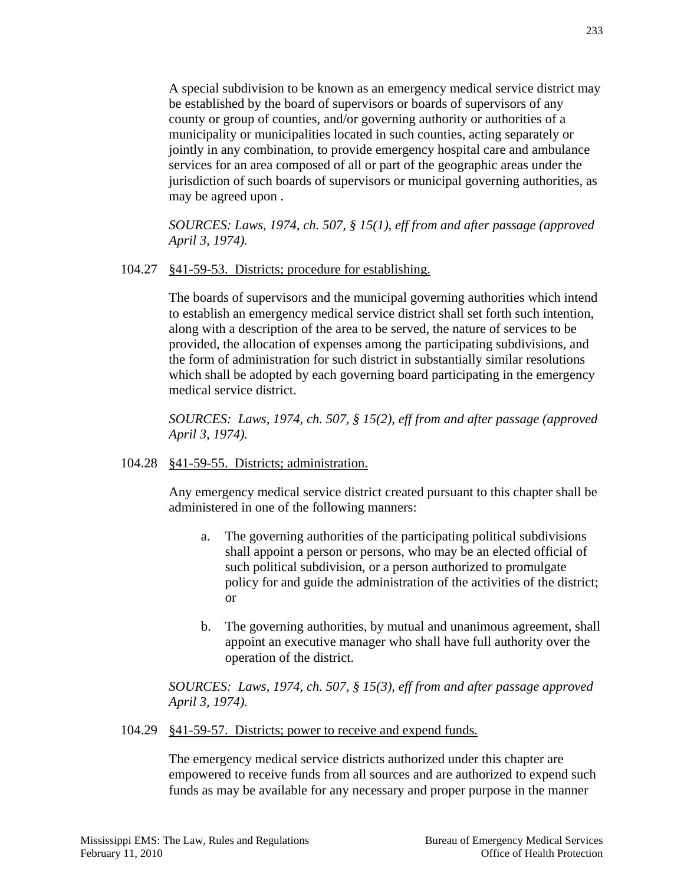A special subdivision to be known as an emergency medical service district may be established by the board of supervisors or boards of supervisors of any county or group of counties, and/or governing authority or authorities of a municipality or municipalities located in such counties, acting separately or jointly in any combination, to provide emergency hospital care and ambulance services for an area composed of all or part of the geographic areas under the jurisdiction of such boards of supervisors or municipal governing authorities, as may be agreed upon .

*SOURCES: Laws, 1974, ch. 507, § 15(1), eff from and after passage (approved April 3, 1974).*

104.27 §41-59-53. Districts; procedure for establishing.

The boards of supervisors and the municipal governing authorities which intend to establish an emergency medical service district shall set forth such intention, along with a description of the area to be served, the nature of services to be provided, the allocation of expenses among the participating subdivisions, and the form of administration for such district in substantially similar resolutions which shall be adopted by each governing board participating in the emergency medical service district.

*SOURCES: Laws, 1974, ch. 507, § 15(2), eff from and after passage (approved April 3, 1974).*

104.28 §41-59-55. Districts; administration.

Any emergency medical service district created pursuant to this chapter shall be administered in one of the following manners:

a. The governing authorities of the participating political subdivisions shall appoint a person or persons, who may be an elected official of such political subdivision, or a person authorized to promulgate policy for and guide the administration of the activities of the district; or

b. The governing authorities, by mutual and unanimous agreement, shall appoint an executive manager who shall have full authority over the operation of the district.

*SOURCES: Laws, 1974, ch. 507, § 15(3), eff from and after passage approved April 3, 1974).*

104.29 §41-59-57. Districts; power to receive and expend funds.

The emergency medical service districts authorized under this chapter are empowered to receive funds from all sources and are authorized to expend such funds as may be available for any necessary and proper purpose in the manner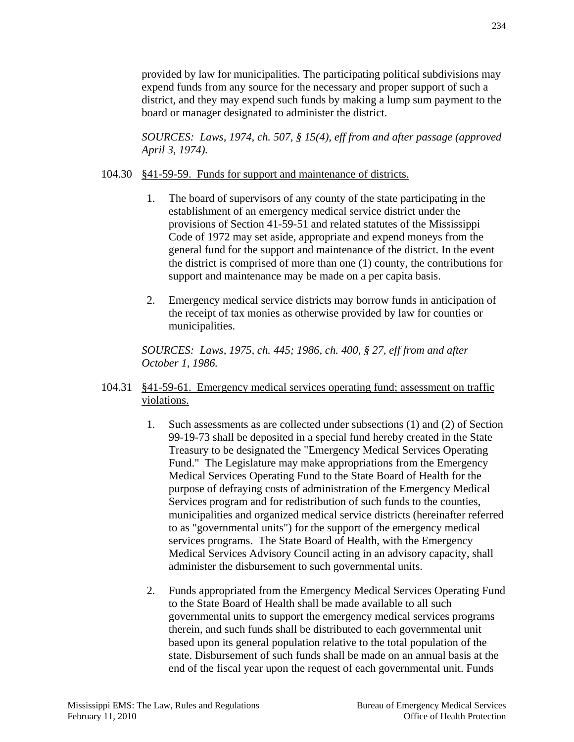provided by law for municipalities. The participating political subdivisions may expend funds from any source for the necessary and proper support of such a district, and they may expend such funds by making a lump sum payment to the board or manager designated to administer the district.

*SOURCES: Laws, 1974, ch. 507, § 15(4), eff from and after passage (approved April 3, 1974).*

104.30 <u>§41-59-59. Funds for support and maintenance of districts.</u>

1. The board of supervisors of any county of the state participating in the establishment of an emergency medical service district under the provisions of Section 41-59-51 and related statutes of the Mississippi Code of 1972 may set aside, appropriate and expend moneys from the general fund for the support and maintenance of the district. In the event the district is comprised of more than one (1) county, the contributions for support and maintenance may be made on a per capita basis.

2. Emergency medical service districts may borrow funds in anticipation of the receipt of tax monies as otherwise provided by law for counties or municipalities.

*SOURCES: Laws, 1975, ch. 445; 1986, ch. 400, § 27, eff from and after October 1, 1986.*

104.31 <u>§41-59-61. Emergency medical services operating fund; assessment on traffic violations.</u>

1. Such assessments as are collected under subsections (1) and (2) of Section 99-19-73 shall be deposited in a special fund hereby created in the State Treasury to be designated the "Emergency Medical Services Operating Fund." The Legislature may make appropriations from the Emergency Medical Services Operating Fund to the State Board of Health for the purpose of defraying costs of administration of the Emergency Medical Services program and for redistribution of such funds to the counties, municipalities and organized medical service districts (hereinafter referred to as "governmental units") for the support of the emergency medical services programs. The State Board of Health, with the Emergency Medical Services Advisory Council acting in an advisory capacity, shall administer the disbursement to such governmental units.

2. Funds appropriated from the Emergency Medical Services Operating Fund to the State Board of Health shall be made available to all such governmental units to support the emergency medical services programs therein, and such funds shall be distributed to each governmental unit based upon its general population relative to the total population of the state. Disbursement of such funds shall be made on an annual basis at the end of the fiscal year upon the request of each governmental unit. Funds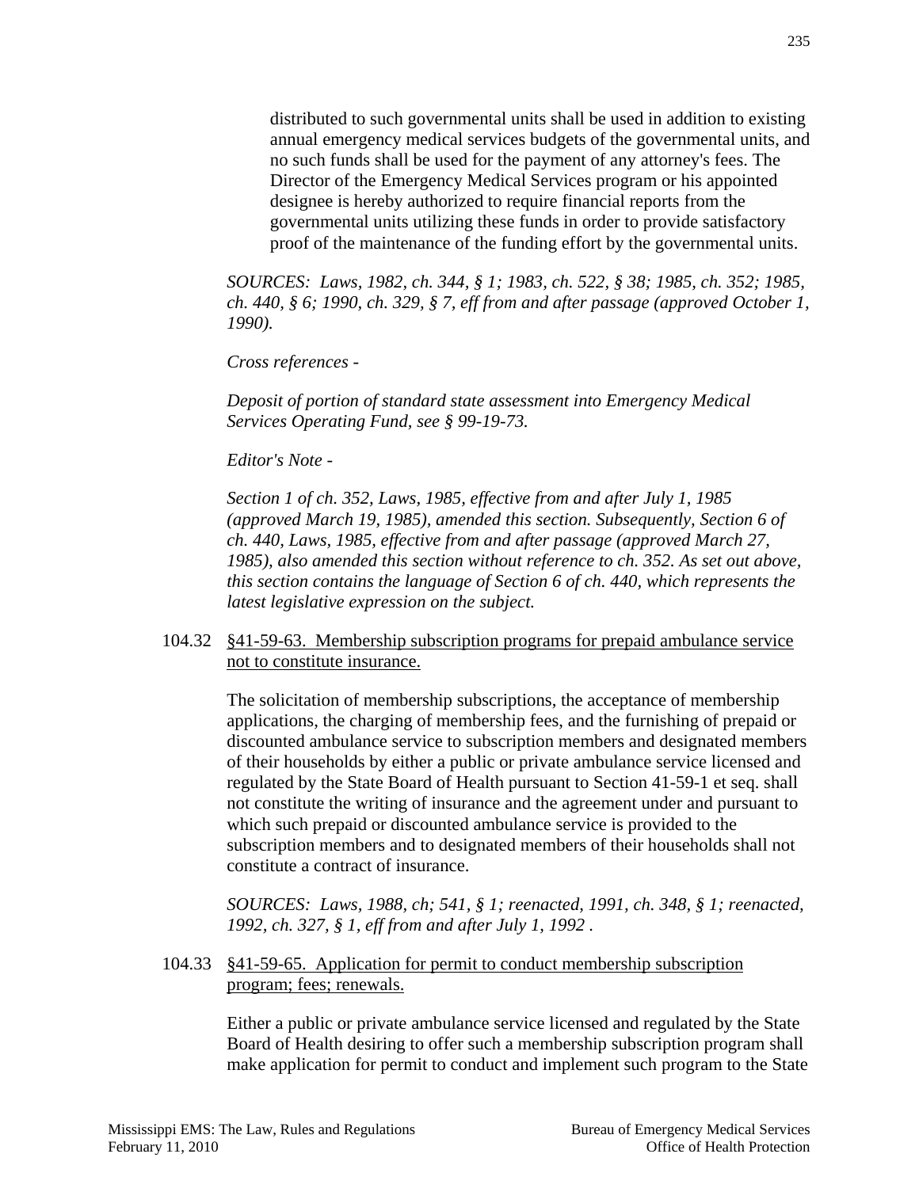distributed to such governmental units shall be used in addition to existing annual emergency medical services budgets of the governmental units, and no such funds shall be used for the payment of any attorney's fees. The Director of the Emergency Medical Services program or his appointed designee is hereby authorized to require financial reports from the governmental units utilizing these funds in order to provide satisfactory proof of the maintenance of the funding effort by the governmental units.

*SOURCES: Laws, 1982, ch. 344, § 1; 1983, ch. 522, § 38; 1985, ch. 352; 1985, ch. 440, § 6; 1990, ch. 329, § 7, eff from and after passage (approved October 1, 1990).*

*Cross references -*

*Deposit of portion of standard state assessment into Emergency Medical Services Operating Fund, see § 99-19-73.*

*Editor's Note -*

*Section 1 of ch. 352, Laws, 1985, effective from and after July 1, 1985 (approved March 19, 1985), amended this section. Subsequently, Section 6 of ch. 440, Laws, 1985, effective from and after passage (approved March 27, 1985), also amended this section without reference to ch. 352. As set out above, this section contains the language of Section 6 of ch. 440, which represents the latest legislative expression on the subject.*

104.32 <u>§41-59-63. Membership subscription programs for prepaid ambulance service not to constitute insurance.</u>

The solicitation of membership subscriptions, the acceptance of membership applications, the charging of membership fees, and the furnishing of prepaid or discounted ambulance service to subscription members and designated members of their households by either a public or private ambulance service licensed and regulated by the State Board of Health pursuant to Section 41-59-1 et seq. shall not constitute the writing of insurance and the agreement under and pursuant to which such prepaid or discounted ambulance service is provided to the subscription members and to designated members of their households shall not constitute a contract of insurance.

*SOURCES: Laws, 1988, ch; 541, § 1; reenacted, 1991, ch. 348, § 1; reenacted, 1992, ch. 327, § 1, eff from and after July 1, 1992 .*

104.33 <u>§41-59-65. Application for permit to conduct membership subscription program; fees; renewals.</u>

Either a public or private ambulance service licensed and regulated by the State Board of Health desiring to offer such a membership subscription program shall make application for permit to conduct and implement such program to the State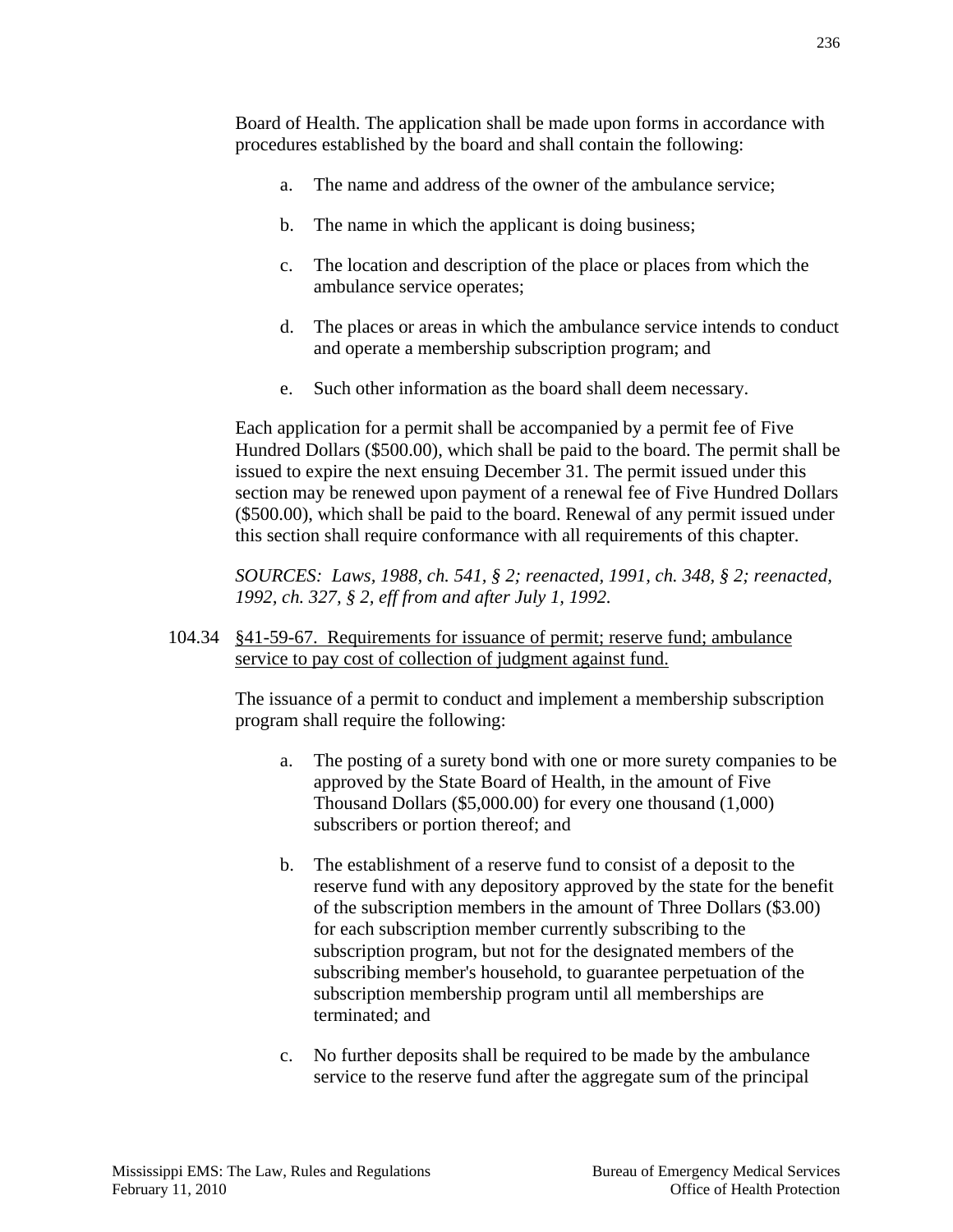Board of Health. The application shall be made upon forms in accordance with procedures established by the board and shall contain the following:

a. The name and address of the owner of the ambulance service;

b. The name in which the applicant is doing business;

c. The location and description of the place or places from which the ambulance service operates;

d. The places or areas in which the ambulance service intends to conduct and operate a membership subscription program; and

e. Such other information as the board shall deem necessary.

Each application for a permit shall be accompanied by a permit fee of Five Hundred Dollars ($500.00), which shall be paid to the board. The permit shall be issued to expire the next ensuing December 31. The permit issued under this section may be renewed upon payment of a renewal fee of Five Hundred Dollars ($500.00), which shall be paid to the board. Renewal of any permit issued under this section shall require conformance with all requirements of this chapter.

*SOURCES: Laws, 1988, ch. 541, § 2; reenacted, 1991, ch. 348, § 2; reenacted, 1992, ch. 327, § 2, eff from and after July 1, 1992.*

104.34 <u>§41-59-67. Requirements for issuance of permit; reserve fund; ambulance service to pay cost of collection of judgment against fund.</u>

The issuance of a permit to conduct and implement a membership subscription program shall require the following:

a. The posting of a surety bond with one or more surety companies to be approved by the State Board of Health, in the amount of Five Thousand Dollars ($5,000.00) for every one thousand (1,000) subscribers or portion thereof; and

b. The establishment of a reserve fund to consist of a deposit to the reserve fund with any depository approved by the state for the benefit of the subscription members in the amount of Three Dollars ($3.00) for each subscription member currently subscribing to the subscription program, but not for the designated members of the subscribing member's household, to guarantee perpetuation of the subscription membership program until all memberships are terminated; and

c. No further deposits shall be required to be made by the ambulance service to the reserve fund after the aggregate sum of the principal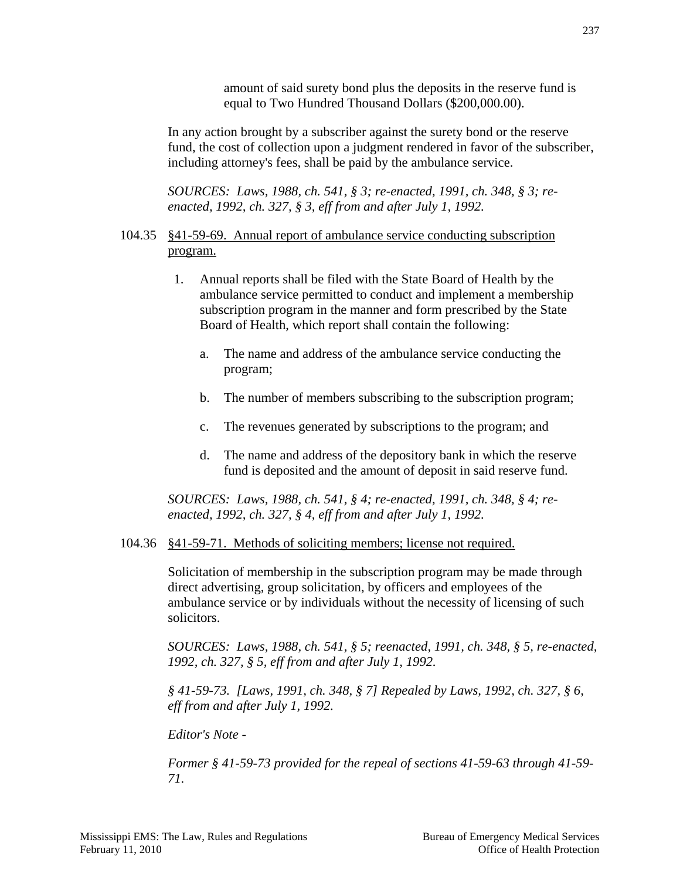amount of said surety bond plus the deposits in the reserve fund is equal to Two Hundred Thousand Dollars ($200,000.00).

In any action brought by a subscriber against the surety bond or the reserve fund, the cost of collection upon a judgment rendered in favor of the subscriber, including attorney's fees, shall be paid by the ambulance service.

*SOURCES: Laws, 1988, ch. 541, § 3; re-enacted, 1991, ch. 348, § 3; re-enacted, 1992, ch. 327, § 3, eff from and after July 1, 1992.*

104.35 <u>§41-59-69. Annual report of ambulance service conducting subscription program.</u>

1. Annual reports shall be filed with the State Board of Health by the ambulance service permitted to conduct and implement a membership subscription program in the manner and form prescribed by the State Board of Health, which report shall contain the following:

    a. The name and address of the ambulance service conducting the program;

    b. The number of members subscribing to the subscription program;

    c. The revenues generated by subscriptions to the program; and

    d. The name and address of the depository bank in which the reserve fund is deposited and the amount of deposit in said reserve fund.

*SOURCES: Laws, 1988, ch. 541, § 4; re-enacted, 1991, ch. 348, § 4; re-enacted, 1992, ch. 327, § 4, eff from and after July 1, 1992.*

104.36 <u>§41-59-71. Methods of soliciting members; license not required.</u>

Solicitation of membership in the subscription program may be made through direct advertising, group solicitation, by officers and employees of the ambulance service or by individuals without the necessity of licensing of such solicitors.

*SOURCES: Laws, 1988, ch. 541, § 5; reenacted, 1991, ch. 348, § 5, re-enacted, 1992, ch. 327, § 5, eff from and after July 1, 1992.*

*§ 41-59-73. [Laws, 1991, ch. 348, § 7] Repealed by Laws, 1992, ch. 327, § 6, eff from and after July 1, 1992.*

*Editor's Note -*

*Former § 41-59-73 provided for the repeal of sections 41-59-63 through 41-59-71.*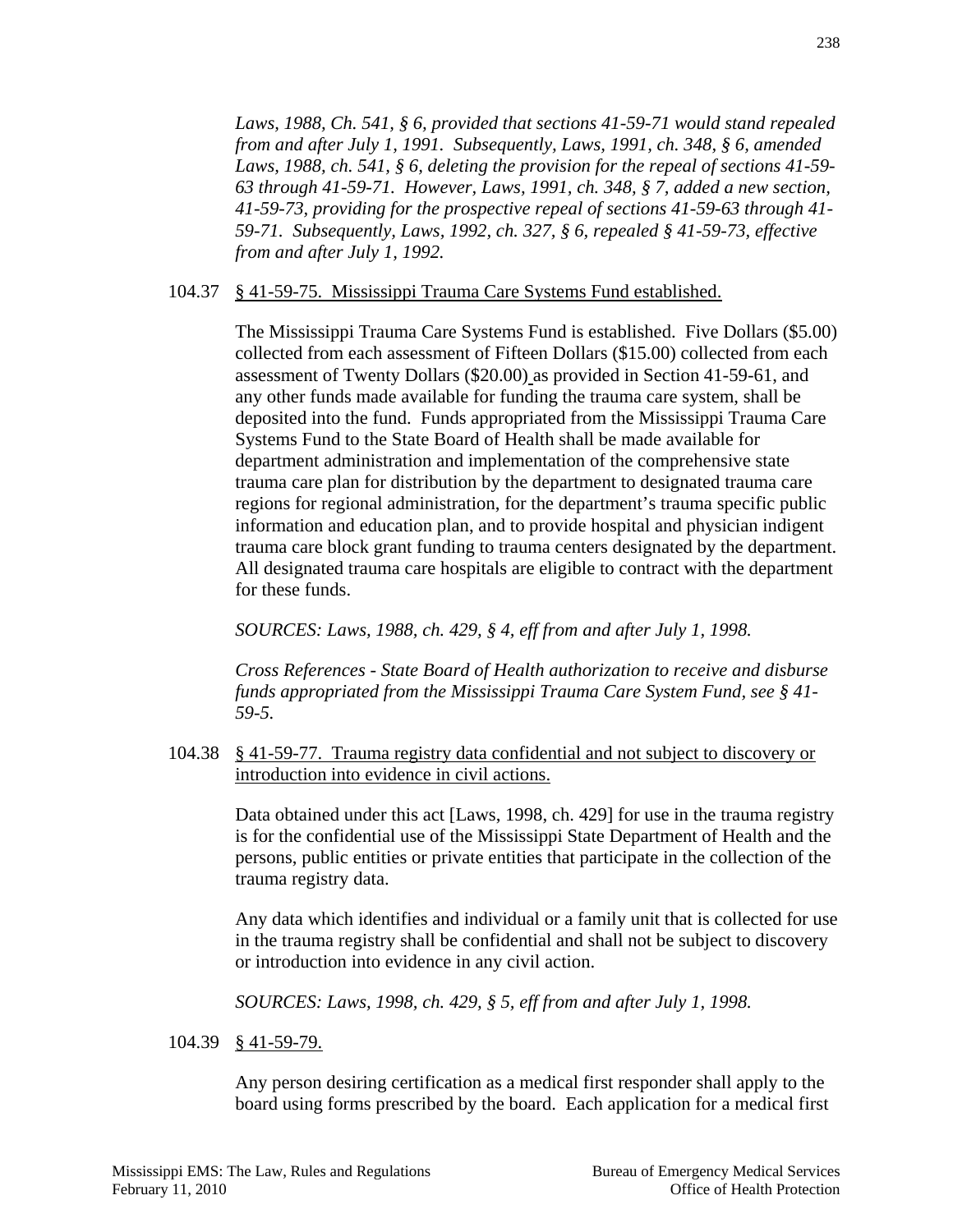*Laws, 1988, Ch. 541, § 6, provided that sections 41-59-71 would stand repealed from and after July 1, 1991. Subsequently, Laws, 1991, ch. 348, § 6, amended Laws, 1988, ch. 541, § 6, deleting the provision for the repeal of sections 41-59-63 through 41-59-71. However, Laws, 1991, ch. 348, § 7, added a new section, 41-59-73, providing for the prospective repeal of sections 41-59-63 through 41-59-71. Subsequently, Laws, 1992, ch. 327, § 6, repealed § 41-59-73, effective from and after July 1, 1992.*

104.37 <u>§ 41-59-75. Mississippi Trauma Care Systems Fund established.</u>

The Mississippi Trauma Care Systems Fund is established. Five Dollars ($5.00) collected from each assessment of Fifteen Dollars ($15.00) collected from each assessment of Twenty Dollars ($20.00) as provided in Section 41-59-61, and any other funds made available for funding the trauma care system, shall be deposited into the fund. Funds appropriated from the Mississippi Trauma Care Systems Fund to the State Board of Health shall be made available for department administration and implementation of the comprehensive state trauma care plan for distribution by the department to designated trauma care regions for regional administration, for the department's trauma specific public information and education plan, and to provide hospital and physician indigent trauma care block grant funding to trauma centers designated by the department. All designated trauma care hospitals are eligible to contract with the department for these funds.

*SOURCES: Laws, 1988, ch. 429, § 4, eff from and after July 1, 1998.*

*Cross References - State Board of Health authorization to receive and disburse funds appropriated from the Mississippi Trauma Care System Fund, see § 41-59-5.*

104.38 <u>§ 41-59-77. Trauma registry data confidential and not subject to discovery or introduction into evidence in civil actions.</u>

Data obtained under this act [Laws, 1998, ch. 429] for use in the trauma registry is for the confidential use of the Mississippi State Department of Health and the persons, public entities or private entities that participate in the collection of the trauma registry data.

Any data which identifies and individual or a family unit that is collected for use in the trauma registry shall be confidential and shall not be subject to discovery or introduction into evidence in any civil action.

*SOURCES: Laws, 1998, ch. 429, § 5, eff from and after July 1, 1998.*

104.39 <u>§ 41-59-79.</u>

Any person desiring certification as a medical first responder shall apply to the board using forms prescribed by the board. Each application for a medical first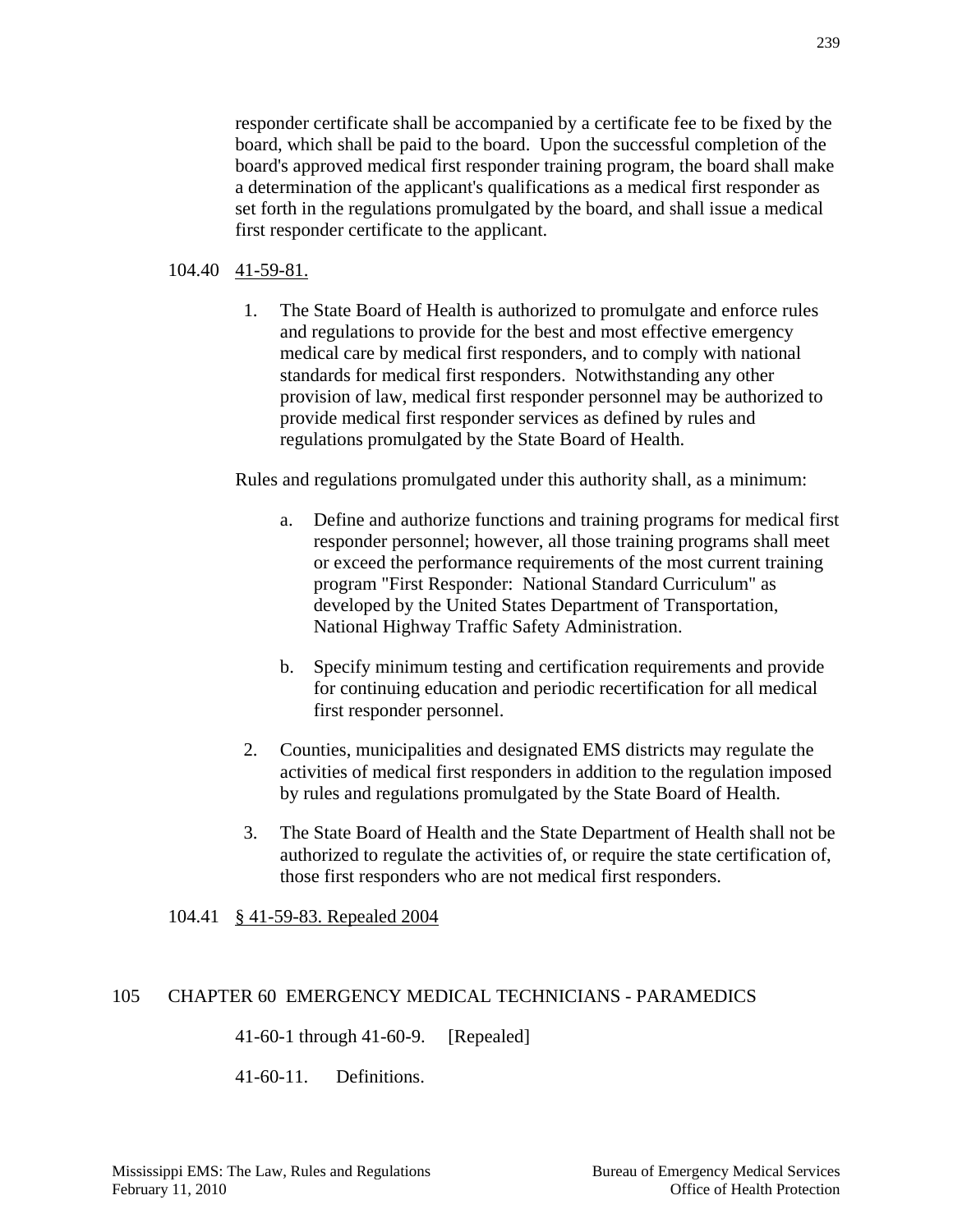responder certificate shall be accompanied by a certificate fee to be fixed by the board, which shall be paid to the board. Upon the successful completion of the board's approved medical first responder training program, the board shall make a determination of the applicant's qualifications as a medical first responder as set forth in the regulations promulgated by the board, and shall issue a medical first responder certificate to the applicant.

104.40 41-59-81.

1. The State Board of Health is authorized to promulgate and enforce rules and regulations to provide for the best and most effective emergency medical care by medical first responders, and to comply with national standards for medical first responders. Notwithstanding any other provision of law, medical first responder personnel may be authorized to provide medical first responder services as defined by rules and regulations promulgated by the State Board of Health.

Rules and regulations promulgated under this authority shall, as a minimum:

a. Define and authorize functions and training programs for medical first responder personnel; however, all those training programs shall meet or exceed the performance requirements of the most current training program "First Responder: National Standard Curriculum" as developed by the United States Department of Transportation, National Highway Traffic Safety Administration.

b. Specify minimum testing and certification requirements and provide for continuing education and periodic recertification for all medical first responder personnel.

2. Counties, municipalities and designated EMS districts may regulate the activities of medical first responders in addition to the regulation imposed by rules and regulations promulgated by the State Board of Health.

3. The State Board of Health and the State Department of Health shall not be authorized to regulate the activities of, or require the state certification of, those first responders who are not medical first responders.

104.41 § 41-59-83. Repealed 2004

## 105 CHAPTER 60 EMERGENCY MEDICAL TECHNICIANS - PARAMEDICS

41-60-1 through 41-60-9. [Repealed]

41-60-11. Definitions.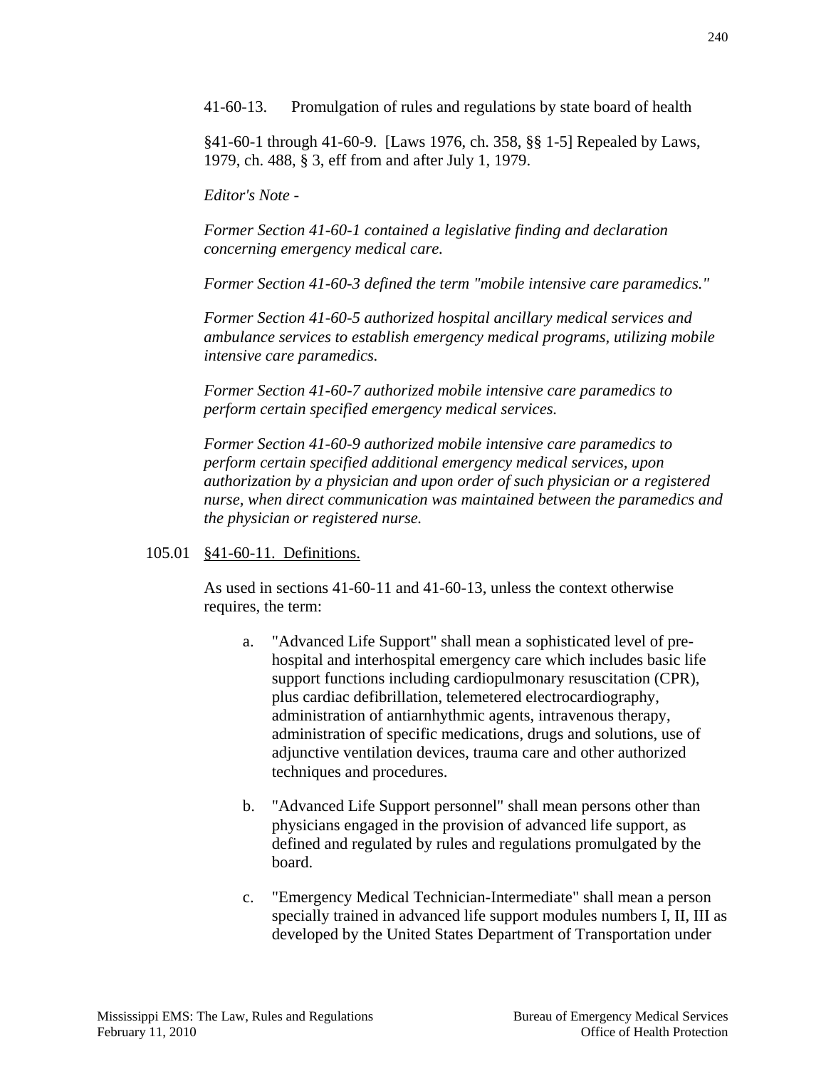41-60-13. Promulgation of rules and regulations by state board of health

§41-60-1 through 41-60-9. [Laws 1976, ch. 358, §§ 1-5] Repealed by Laws, 1979, ch. 488, § 3, eff from and after July 1, 1979.

*Editor's Note -*

*Former Section 41-60-1 contained a legislative finding and declaration concerning emergency medical care.*

*Former Section 41-60-3 defined the term "mobile intensive care paramedics."*

*Former Section 41-60-5 authorized hospital ancillary medical services and ambulance services to establish emergency medical programs, utilizing mobile intensive care paramedics.*

*Former Section 41-60-7 authorized mobile intensive care paramedics to perform certain specified emergency medical services.*

*Former Section 41-60-9 authorized mobile intensive care paramedics to perform certain specified additional emergency medical services, upon authorization by a physician and upon order of such physician or a registered nurse, when direct communication was maintained between the paramedics and the physician or registered nurse.*

105.01 <u>§41-60-11. Definitions.</u>

As used in sections 41-60-11 and 41-60-13, unless the context otherwise requires, the term:

a. "Advanced Life Support" shall mean a sophisticated level of pre-hospital and interhospital emergency care which includes basic life support functions including cardiopulmonary resuscitation (CPR), plus cardiac defibrillation, telemetered electrocardiography, administration of antiarnhythmic agents, intravenous therapy, administration of specific medications, drugs and solutions, use of adjunctive ventilation devices, trauma care and other authorized techniques and procedures.

b. "Advanced Life Support personnel" shall mean persons other than physicians engaged in the provision of advanced life support, as defined and regulated by rules and regulations promulgated by the board.

c. "Emergency Medical Technician-Intermediate" shall mean a person specially trained in advanced life support modules numbers I, II, III as developed by the United States Department of Transportation under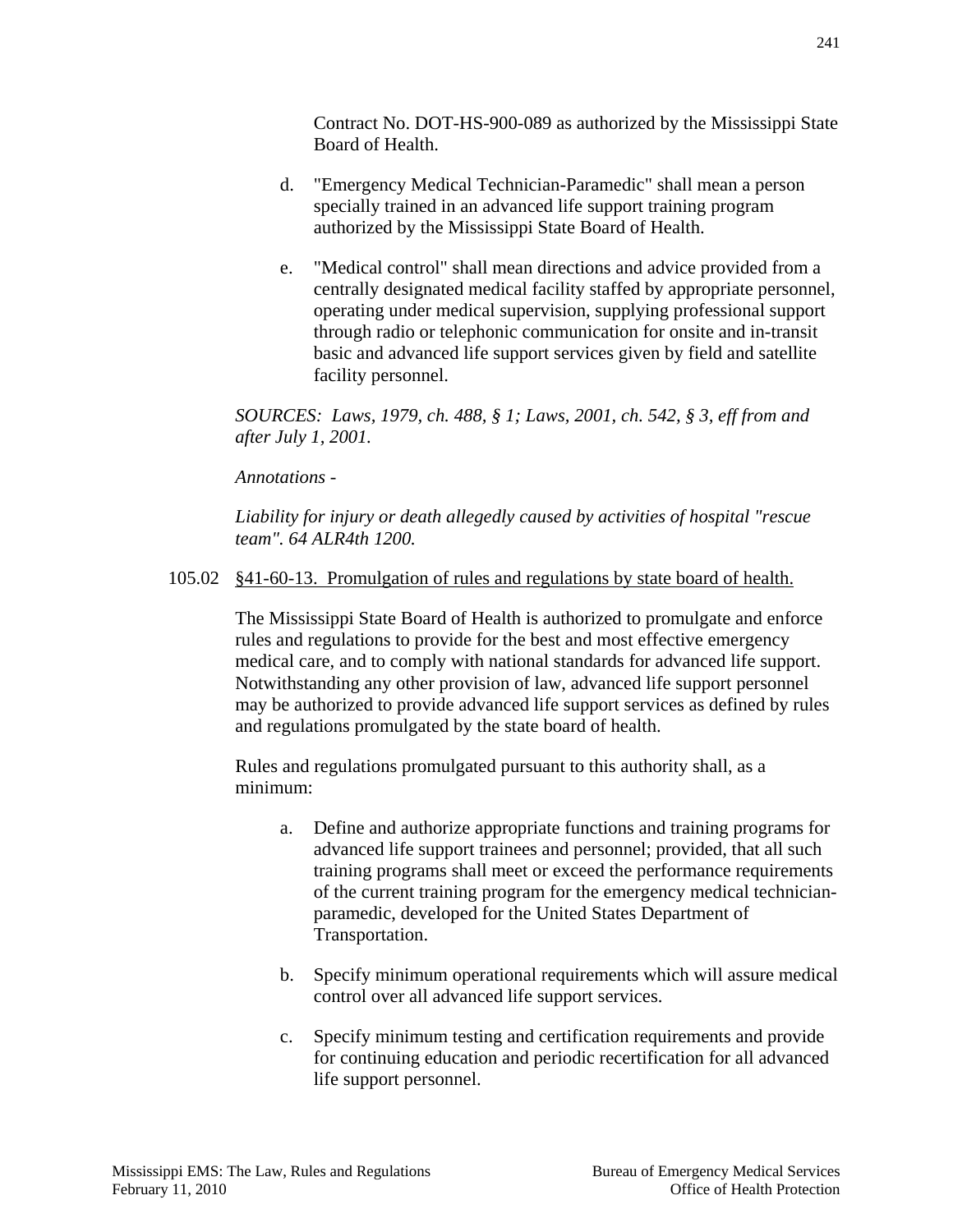Contract No. DOT-HS-900-089 as authorized by the Mississippi State Board of Health.

d. "Emergency Medical Technician-Paramedic" shall mean a person specially trained in an advanced life support training program authorized by the Mississippi State Board of Health.

e. "Medical control" shall mean directions and advice provided from a centrally designated medical facility staffed by appropriate personnel, operating under medical supervision, supplying professional support through radio or telephonic communication for onsite and in-transit basic and advanced life support services given by field and satellite facility personnel.

*SOURCES: Laws, 1979, ch. 488, § 1; Laws, 2001, ch. 542, § 3, eff from and after July 1, 2001.*

*Annotations -*

*Liability for injury or death allegedly caused by activities of hospital "rescue team". 64 ALR4th 1200.*

105.02 <u>§41-60-13. Promulgation of rules and regulations by state board of health.</u>

The Mississippi State Board of Health is authorized to promulgate and enforce rules and regulations to provide for the best and most effective emergency medical care, and to comply with national standards for advanced life support. Notwithstanding any other provision of law, advanced life support personnel may be authorized to provide advanced life support services as defined by rules and regulations promulgated by the state board of health.

Rules and regulations promulgated pursuant to this authority shall, as a minimum:

a. Define and authorize appropriate functions and training programs for advanced life support trainees and personnel; provided, that all such training programs shall meet or exceed the performance requirements of the current training program for the emergency medical technician-paramedic, developed for the United States Department of Transportation.

b. Specify minimum operational requirements which will assure medical control over all advanced life support services.

c. Specify minimum testing and certification requirements and provide for continuing education and periodic recertification for all advanced life support personnel.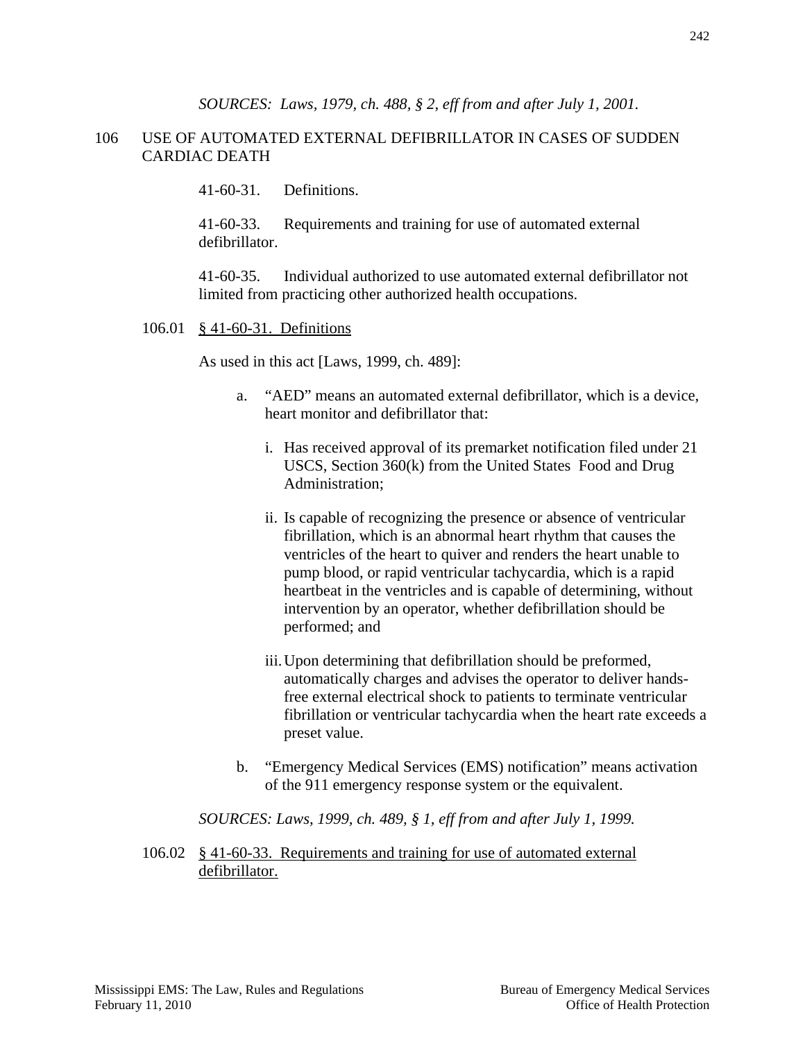*SOURCES: Laws, 1979, ch. 488, § 2, eff from and after July 1, 2001.*

## 106 USE OF AUTOMATED EXTERNAL DEFIBRILLATOR IN CASES OF SUDDEN CARDIAC DEATH

41-60-31. Definitions.

41-60-33. Requirements and training for use of automated external defibrillator.

41-60-35. Individual authorized to use automated external defibrillator not limited from practicing other authorized health occupations.

### 106.01 <u>§ 41-60-31. Definitions</u>

As used in this act [Laws, 1999, ch. 489]:

a. "AED" means an automated external defibrillator, which is a device, heart monitor and defibrillator that:

   i. Has received approval of its premarket notification filed under 21 USCS, Section 360(k) from the United States Food and Drug Administration;

   ii. Is capable of recognizing the presence or absence of ventricular fibrillation, which is an abnormal heart rhythm that causes the ventricles of the heart to quiver and renders the heart unable to pump blood, or rapid ventricular tachycardia, which is a rapid heartbeat in the ventricles and is capable of determining, without intervention by an operator, whether defibrillation should be performed; and

   iii. Upon determining that defibrillation should be preformed, automatically charges and advises the operator to deliver hands-free external electrical shock to patients to terminate ventricular fibrillation or ventricular tachycardia when the heart rate exceeds a preset value.

b. "Emergency Medical Services (EMS) notification" means activation of the 911 emergency response system or the equivalent.

*SOURCES: Laws, 1999, ch. 489, § 1, eff from and after July 1, 1999.*

### 106.02 <u>§ 41-60-33. Requirements and training for use of automated external defibrillator.</u>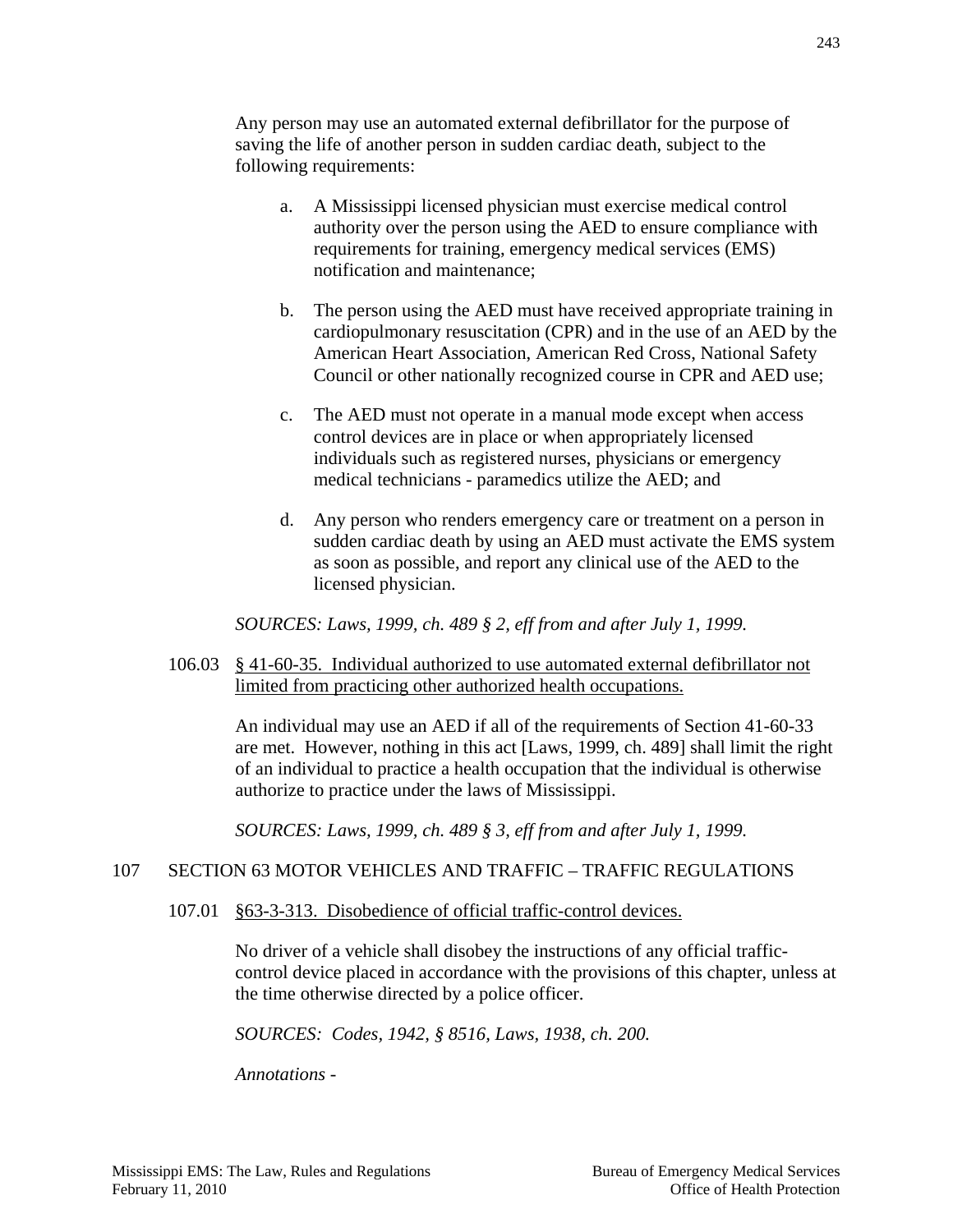Any person may use an automated external defibrillator for the purpose of saving the life of another person in sudden cardiac death, subject to the following requirements:

a. A Mississippi licensed physician must exercise medical control authority over the person using the AED to ensure compliance with requirements for training, emergency medical services (EMS) notification and maintenance;

b. The person using the AED must have received appropriate training in cardiopulmonary resuscitation (CPR) and in the use of an AED by the American Heart Association, American Red Cross, National Safety Council or other nationally recognized course in CPR and AED use;

c. The AED must not operate in a manual mode except when access control devices are in place or when appropriately licensed individuals such as registered nurses, physicians or emergency medical technicians - paramedics utilize the AED; and

d. Any person who renders emergency care or treatment on a person in sudden cardiac death by using an AED must activate the EMS system as soon as possible, and report any clinical use of the AED to the licensed physician.

*SOURCES: Laws, 1999, ch. 489 § 2, eff from and after July 1, 1999.*

106.03 <u>§ 41-60-35. Individual authorized to use automated external defibrillator not limited from practicing other authorized health occupations.</u>

An individual may use an AED if all of the requirements of Section 41-60-33 are met. However, nothing in this act [Laws, 1999, ch. 489] shall limit the right of an individual to practice a health occupation that the individual is otherwise authorize to practice under the laws of Mississippi.

*SOURCES: Laws, 1999, ch. 489 § 3, eff from and after July 1, 1999.*

## 107 SECTION 63 MOTOR VEHICLES AND TRAFFIC – TRAFFIC REGULATIONS

107.01 <u>§63-3-313. Disobedience of official traffic-control devices.</u>

No driver of a vehicle shall disobey the instructions of any official traffic-control device placed in accordance with the provisions of this chapter, unless at the time otherwise directed by a police officer.

*SOURCES: Codes, 1942, § 8516, Laws, 1938, ch. 200.*

*Annotations -*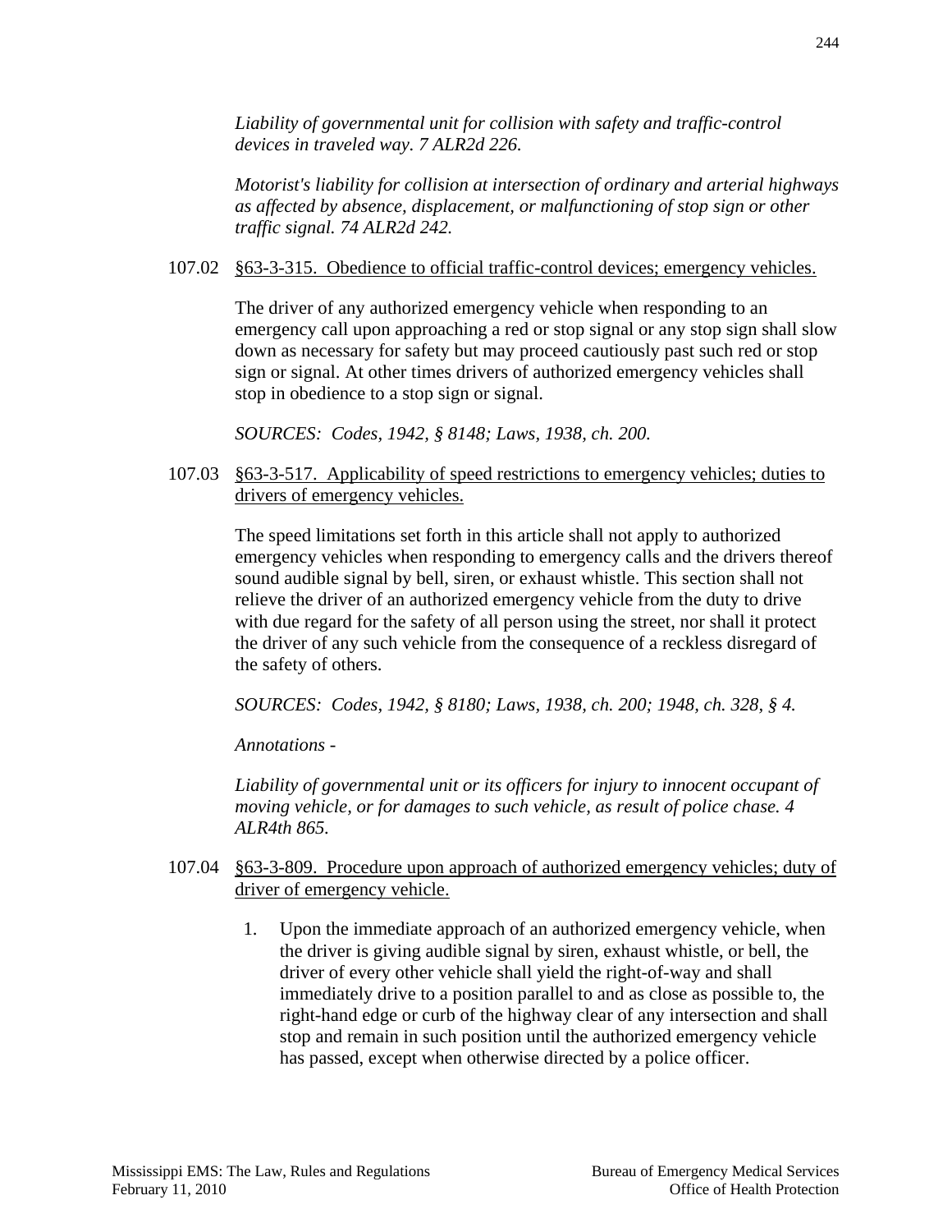*Liability of governmental unit for collision with safety and traffic-control devices in traveled way. 7 ALR2d 226.*

*Motorist's liability for collision at intersection of ordinary and arterial highways as affected by absence, displacement, or malfunctioning of stop sign or other traffic signal. 74 ALR2d 242.*

107.02 <u>§63-3-315. Obedience to official traffic-control devices; emergency vehicles.</u>

The driver of any authorized emergency vehicle when responding to an emergency call upon approaching a red or stop signal or any stop sign shall slow down as necessary for safety but may proceed cautiously past such red or stop sign or signal. At other times drivers of authorized emergency vehicles shall stop in obedience to a stop sign or signal.

*SOURCES: Codes, 1942, § 8148; Laws, 1938, ch. 200.*

107.03 <u>§63-3-517. Applicability of speed restrictions to emergency vehicles; duties to drivers of emergency vehicles.</u>

The speed limitations set forth in this article shall not apply to authorized emergency vehicles when responding to emergency calls and the drivers thereof sound audible signal by bell, siren, or exhaust whistle. This section shall not relieve the driver of an authorized emergency vehicle from the duty to drive with due regard for the safety of all person using the street, nor shall it protect the driver of any such vehicle from the consequence of a reckless disregard of the safety of others.

*SOURCES: Codes, 1942, § 8180; Laws, 1938, ch. 200; 1948, ch. 328, § 4.*

*Annotations -*

*Liability of governmental unit or its officers for injury to innocent occupant of moving vehicle, or for damages to such vehicle, as result of police chase. 4 ALR4th 865.*

107.04 <u>§63-3-809. Procedure upon approach of authorized emergency vehicles; duty of driver of emergency vehicle.</u>

1. Upon the immediate approach of an authorized emergency vehicle, when the driver is giving audible signal by siren, exhaust whistle, or bell, the driver of every other vehicle shall yield the right-of-way and shall immediately drive to a position parallel to and as close as possible to, the right-hand edge or curb of the highway clear of any intersection and shall stop and remain in such position until the authorized emergency vehicle has passed, except when otherwise directed by a police officer.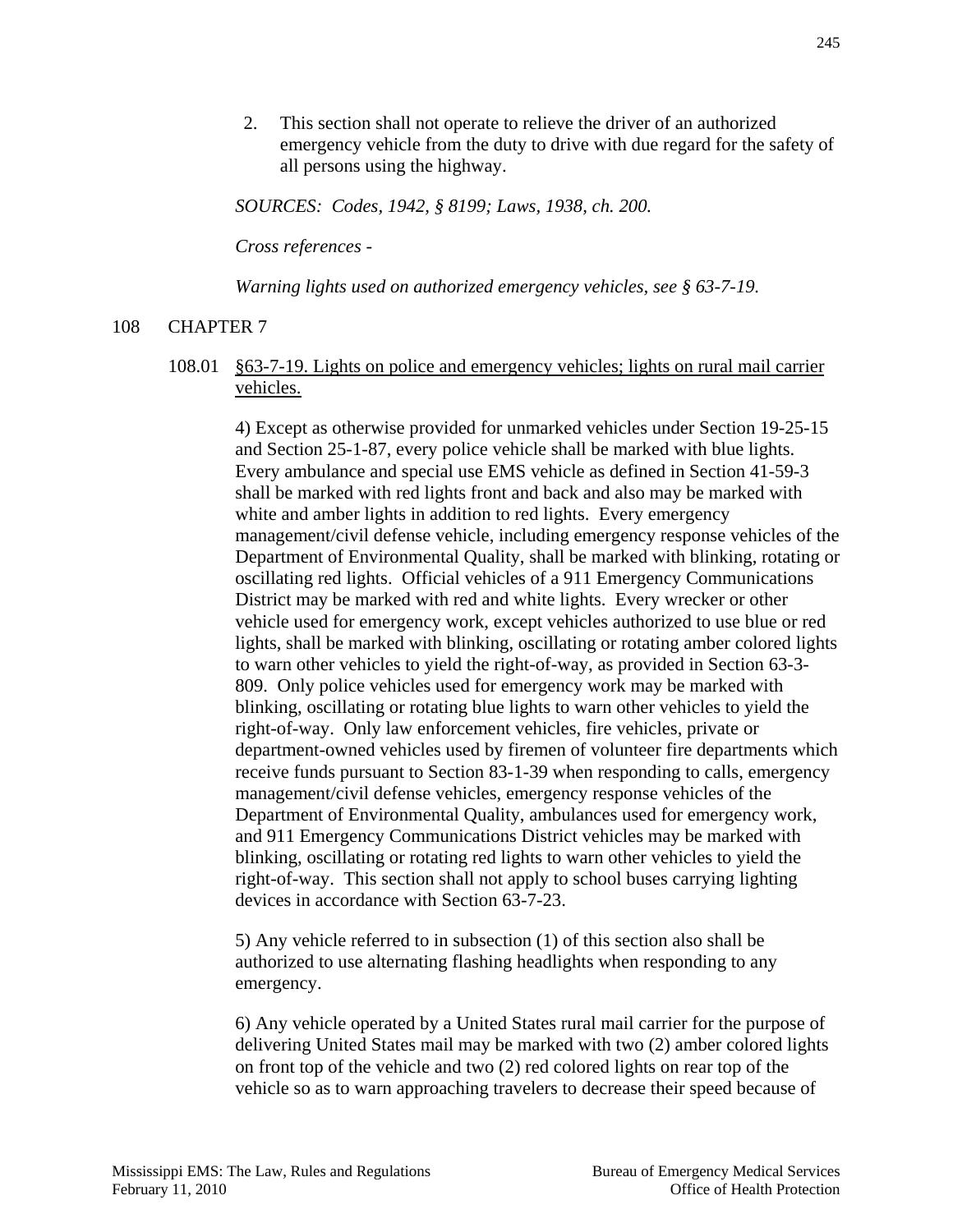2. This section shall not operate to relieve the driver of an authorized emergency vehicle from the duty to drive with due regard for the safety of all persons using the highway.

*SOURCES: Codes, 1942, § 8199; Laws, 1938, ch. 200.*

*Cross references -*

*Warning lights used on authorized emergency vehicles, see § 63-7-19.*

## 108 CHAPTER 7

### 108.01 §63-7-19. Lights on police and emergency vehicles; lights on rural mail carrier vehicles.

4) Except as otherwise provided for unmarked vehicles under Section 19-25-15 and Section 25-1-87, every police vehicle shall be marked with blue lights. Every ambulance and special use EMS vehicle as defined in Section 41-59-3 shall be marked with red lights front and back and also may be marked with white and amber lights in addition to red lights. Every emergency management/civil defense vehicle, including emergency response vehicles of the Department of Environmental Quality, shall be marked with blinking, rotating or oscillating red lights. Official vehicles of a 911 Emergency Communications District may be marked with red and white lights. Every wrecker or other vehicle used for emergency work, except vehicles authorized to use blue or red lights, shall be marked with blinking, oscillating or rotating amber colored lights to warn other vehicles to yield the right-of-way, as provided in Section 63-3-809. Only police vehicles used for emergency work may be marked with blinking, oscillating or rotating blue lights to warn other vehicles to yield the right-of-way. Only law enforcement vehicles, fire vehicles, private or department-owned vehicles used by firemen of volunteer fire departments which receive funds pursuant to Section 83-1-39 when responding to calls, emergency management/civil defense vehicles, emergency response vehicles of the Department of Environmental Quality, ambulances used for emergency work, and 911 Emergency Communications District vehicles may be marked with blinking, oscillating or rotating red lights to warn other vehicles to yield the right-of-way. This section shall not apply to school buses carrying lighting devices in accordance with Section 63-7-23.

5) Any vehicle referred to in subsection (1) of this section also shall be authorized to use alternating flashing headlights when responding to any emergency.

6) Any vehicle operated by a United States rural mail carrier for the purpose of delivering United States mail may be marked with two (2) amber colored lights on front top of the vehicle and two (2) red colored lights on rear top of the vehicle so as to warn approaching travelers to decrease their speed because of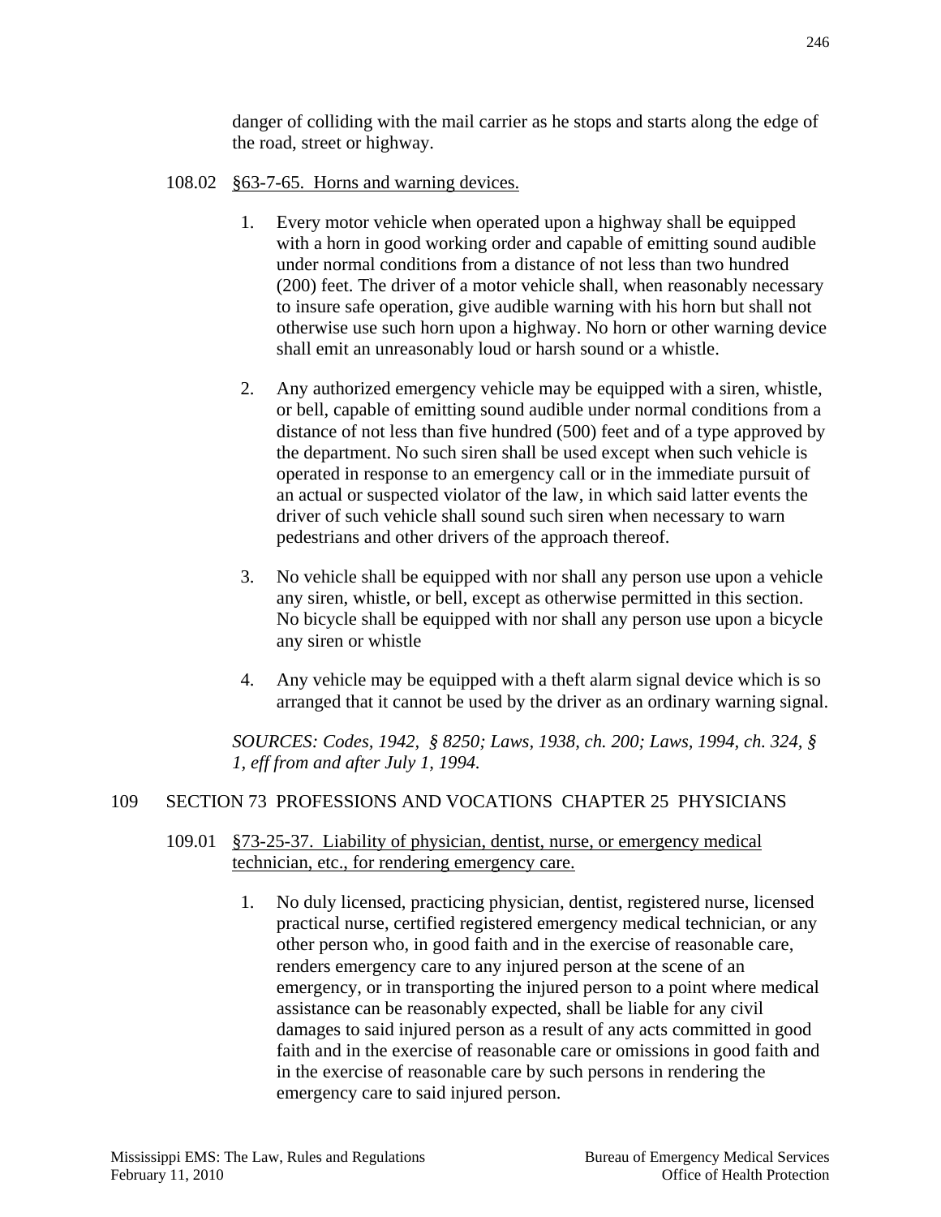danger of colliding with the mail carrier as he stops and starts along the edge of the road, street or highway.

108.02 <u>§63-7-65. Horns and warning devices.</u>

1. Every motor vehicle when operated upon a highway shall be equipped with a horn in good working order and capable of emitting sound audible under normal conditions from a distance of not less than two hundred (200) feet. The driver of a motor vehicle shall, when reasonably necessary to insure safe operation, give audible warning with his horn but shall not otherwise use such horn upon a highway. No horn or other warning device shall emit an unreasonably loud or harsh sound or a whistle.

2. Any authorized emergency vehicle may be equipped with a siren, whistle, or bell, capable of emitting sound audible under normal conditions from a distance of not less than five hundred (500) feet and of a type approved by the department. No such siren shall be used except when such vehicle is operated in response to an emergency call or in the immediate pursuit of an actual or suspected violator of the law, in which said latter events the driver of such vehicle shall sound such siren when necessary to warn pedestrians and other drivers of the approach thereof.

3. No vehicle shall be equipped with nor shall any person use upon a vehicle any siren, whistle, or bell, except as otherwise permitted in this section. No bicycle shall be equipped with nor shall any person use upon a bicycle any siren or whistle

4. Any vehicle may be equipped with a theft alarm signal device which is so arranged that it cannot be used by the driver as an ordinary warning signal.

*SOURCES: Codes, 1942, § 8250; Laws, 1938, ch. 200; Laws, 1994, ch. 324, § 1, eff from and after July 1, 1994.*

## 109 SECTION 73 PROFESSIONS AND VOCATIONS CHAPTER 25 PHYSICIANS

109.01 <u>§73-25-37. Liability of physician, dentist, nurse, or emergency medical technician, etc., for rendering emergency care.</u>

1. No duly licensed, practicing physician, dentist, registered nurse, licensed practical nurse, certified registered emergency medical technician, or any other person who, in good faith and in the exercise of reasonable care, renders emergency care to any injured person at the scene of an emergency, or in transporting the injured person to a point where medical assistance can be reasonably expected, shall be liable for any civil damages to said injured person as a result of any acts committed in good faith and in the exercise of reasonable care or omissions in good faith and in the exercise of reasonable care by such persons in rendering the emergency care to said injured person.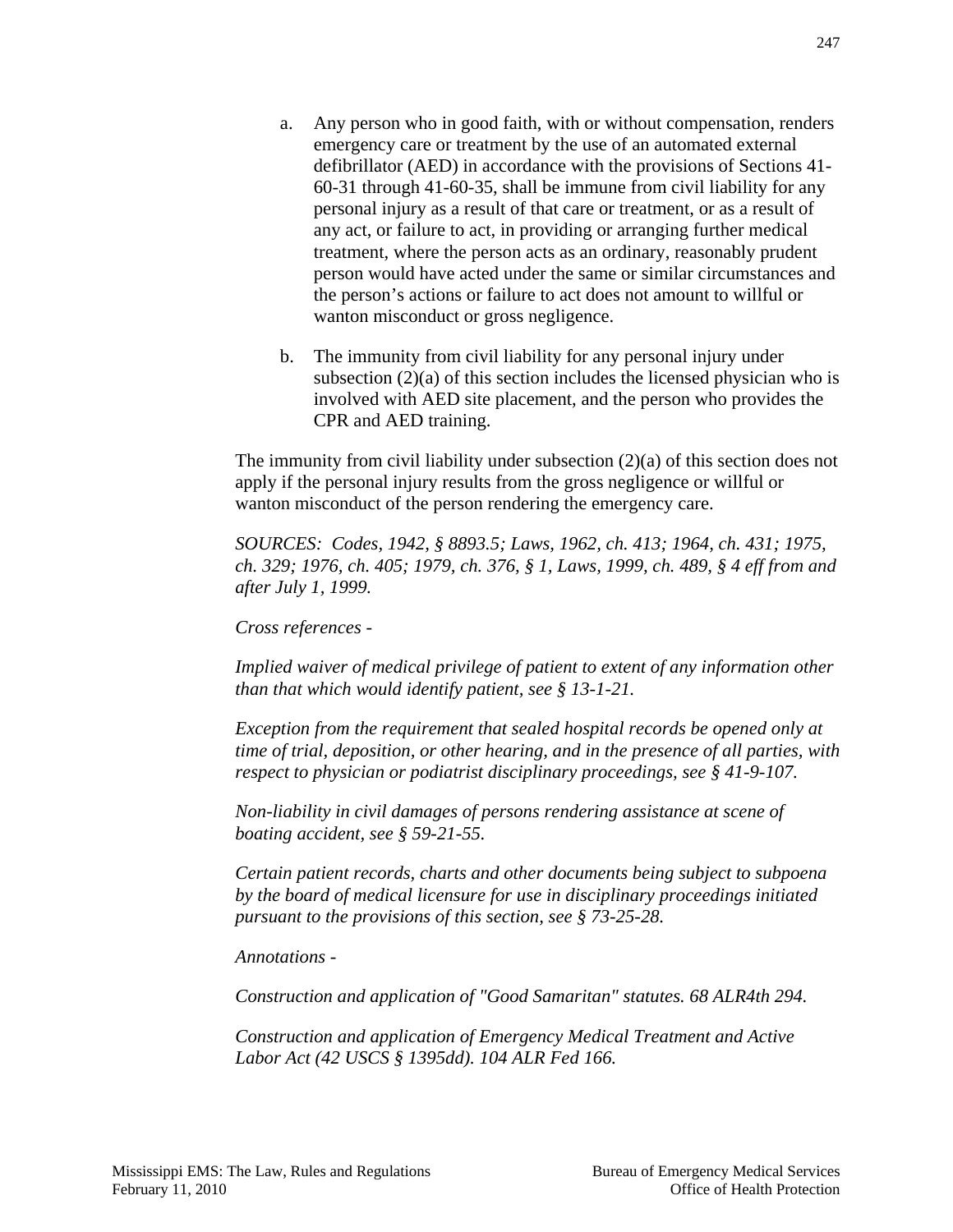a. Any person who in good faith, with or without compensation, renders emergency care or treatment by the use of an automated external defibrillator (AED) in accordance with the provisions of Sections 41-60-31 through 41-60-35, shall be immune from civil liability for any personal injury as a result of that care or treatment, or as a result of any act, or failure to act, in providing or arranging further medical treatment, where the person acts as an ordinary, reasonably prudent person would have acted under the same or similar circumstances and the person's actions or failure to act does not amount to willful or wanton misconduct or gross negligence.

b. The immunity from civil liability for any personal injury under subsection (2)(a) of this section includes the licensed physician who is involved with AED site placement, and the person who provides the CPR and AED training.

The immunity from civil liability under subsection (2)(a) of this section does not apply if the personal injury results from the gross negligence or willful or wanton misconduct of the person rendering the emergency care.

*SOURCES: Codes, 1942, § 8893.5; Laws, 1962, ch. 413; 1964, ch. 431; 1975, ch. 329; 1976, ch. 405; 1979, ch. 376, § 1, Laws, 1999, ch. 489, § 4 eff from and after July 1, 1999.*

*Cross references -*

*Implied waiver of medical privilege of patient to extent of any information other than that which would identify patient, see § 13-1-21.*

*Exception from the requirement that sealed hospital records be opened only at time of trial, deposition, or other hearing, and in the presence of all parties, with respect to physician or podiatrist disciplinary proceedings, see § 41-9-107.*

*Non-liability in civil damages of persons rendering assistance at scene of boating accident, see § 59-21-55.*

*Certain patient records, charts and other documents being subject to subpoena by the board of medical licensure for use in disciplinary proceedings initiated pursuant to the provisions of this section, see § 73-25-28.*

*Annotations -*

*Construction and application of "Good Samaritan" statutes. 68 ALR4th 294.*

*Construction and application of Emergency Medical Treatment and Active Labor Act (42 USCS § 1395dd). 104 ALR Fed 166.*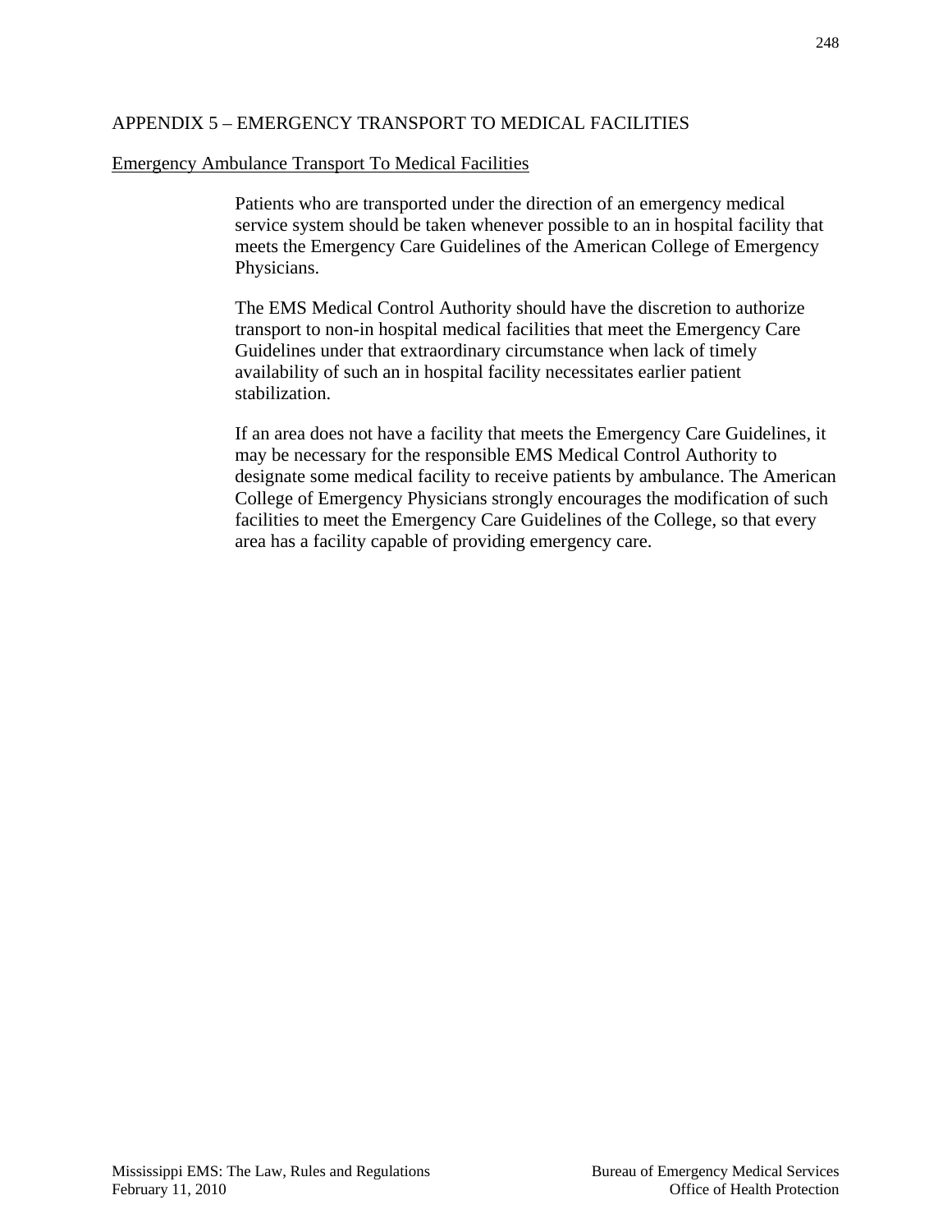# APPENDIX 5 – EMERGENCY TRANSPORT TO MEDICAL FACILITIES

## Emergency Ambulance Transport To Medical Facilities

Patients who are transported under the direction of an emergency medical service system should be taken whenever possible to an in hospital facility that meets the Emergency Care Guidelines of the American College of Emergency Physicians.

The EMS Medical Control Authority should have the discretion to authorize transport to non-in hospital medical facilities that meet the Emergency Care Guidelines under that extraordinary circumstance when lack of timely availability of such an in hospital facility necessitates earlier patient stabilization.

If an area does not have a facility that meets the Emergency Care Guidelines, it may be necessary for the responsible EMS Medical Control Authority to designate some medical facility to receive patients by ambulance. The American College of Emergency Physicians strongly encourages the modification of such facilities to meet the Emergency Care Guidelines of the College, so that every area has a facility capable of providing emergency care.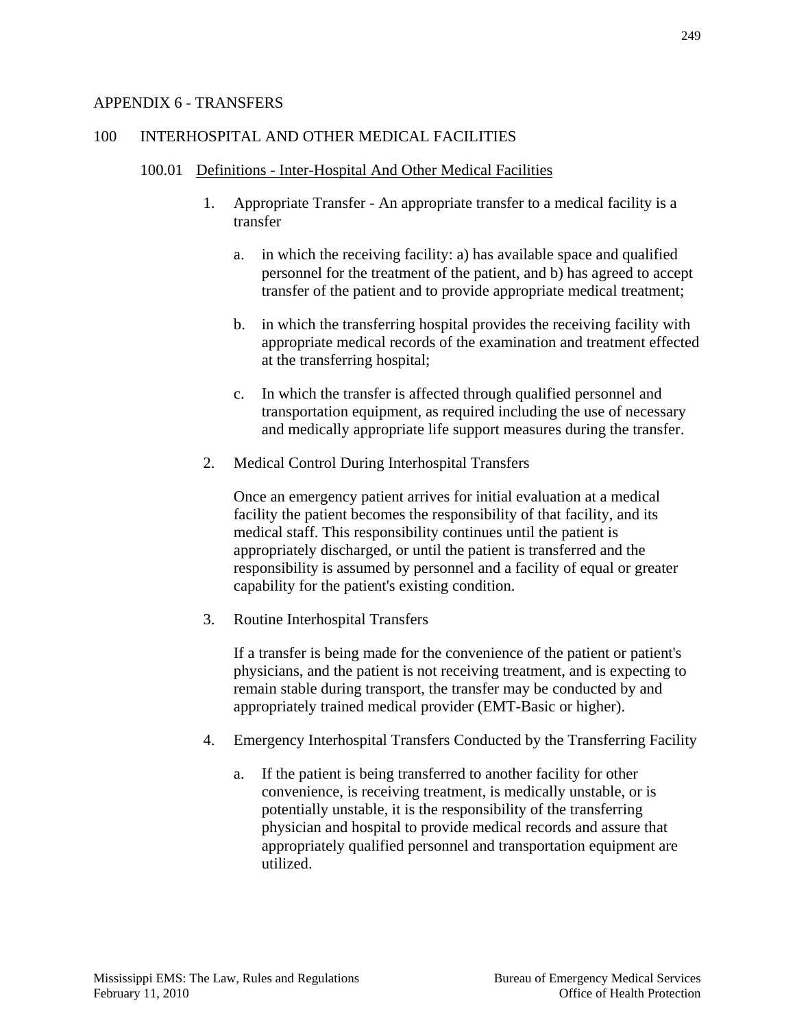# APPENDIX 6 - TRANSFERS

## 100 INTERHOSPITAL AND OTHER MEDICAL FACILITIES

### 100.01 Definitions - Inter-Hospital And Other Medical Facilities

1. Appropriate Transfer - An appropriate transfer to a medical facility is a transfer

   a. in which the receiving facility: a) has available space and qualified personnel for the treatment of the patient, and b) has agreed to accept transfer of the patient and to provide appropriate medical treatment;

   b. in which the transferring hospital provides the receiving facility with appropriate medical records of the examination and treatment effected at the transferring hospital;

   c. In which the transfer is affected through qualified personnel and transportation equipment, as required including the use of necessary and medically appropriate life support measures during the transfer.

2. Medical Control During Interhospital Transfers

   Once an emergency patient arrives for initial evaluation at a medical facility the patient becomes the responsibility of that facility, and its medical staff. This responsibility continues until the patient is appropriately discharged, or until the patient is transferred and the responsibility is assumed by personnel and a facility of equal or greater capability for the patient's existing condition.

3. Routine Interhospital Transfers

   If a transfer is being made for the convenience of the patient or patient's physicians, and the patient is not receiving treatment, and is expecting to remain stable during transport, the transfer may be conducted by and appropriately trained medical provider (EMT-Basic or higher).

4. Emergency Interhospital Transfers Conducted by the Transferring Facility

   a. If the patient is being transferred to another facility for other convenience, is receiving treatment, is medically unstable, or is potentially unstable, it is the responsibility of the transferring physician and hospital to provide medical records and assure that appropriately qualified personnel and transportation equipment are utilized.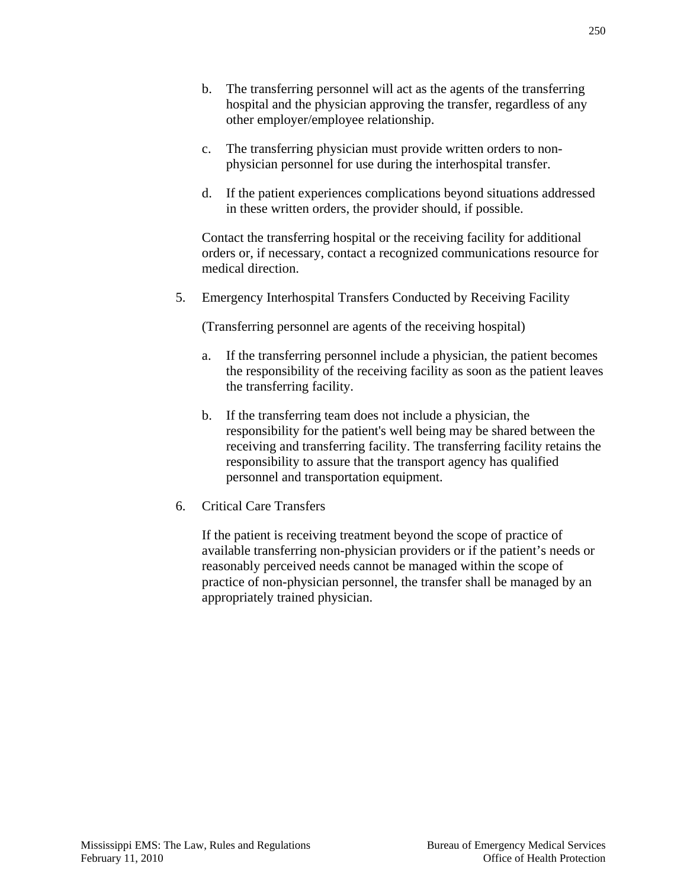b. The transferring personnel will act as the agents of the transferring hospital and the physician approving the transfer, regardless of any other employer/employee relationship.

c. The transferring physician must provide written orders to non-physician personnel for use during the interhospital transfer.

d. If the patient experiences complications beyond situations addressed in these written orders, the provider should, if possible.

Contact the transferring hospital or the receiving facility for additional orders or, if necessary, contact a recognized communications resource for medical direction.

5. Emergency Interhospital Transfers Conducted by Receiving Facility

   (Transferring personnel are agents of the receiving hospital)

   a. If the transferring personnel include a physician, the patient becomes the responsibility of the receiving facility as soon as the patient leaves the transferring facility.

   b. If the transferring team does not include a physician, the responsibility for the patient's well being may be shared between the receiving and transferring facility. The transferring facility retains the responsibility to assure that the transport agency has qualified personnel and transportation equipment.

6. Critical Care Transfers

   If the patient is receiving treatment beyond the scope of practice of available transferring non-physician providers or if the patient's needs or reasonably perceived needs cannot be managed within the scope of practice of non-physician personnel, the transfer shall be managed by an appropriately trained physician.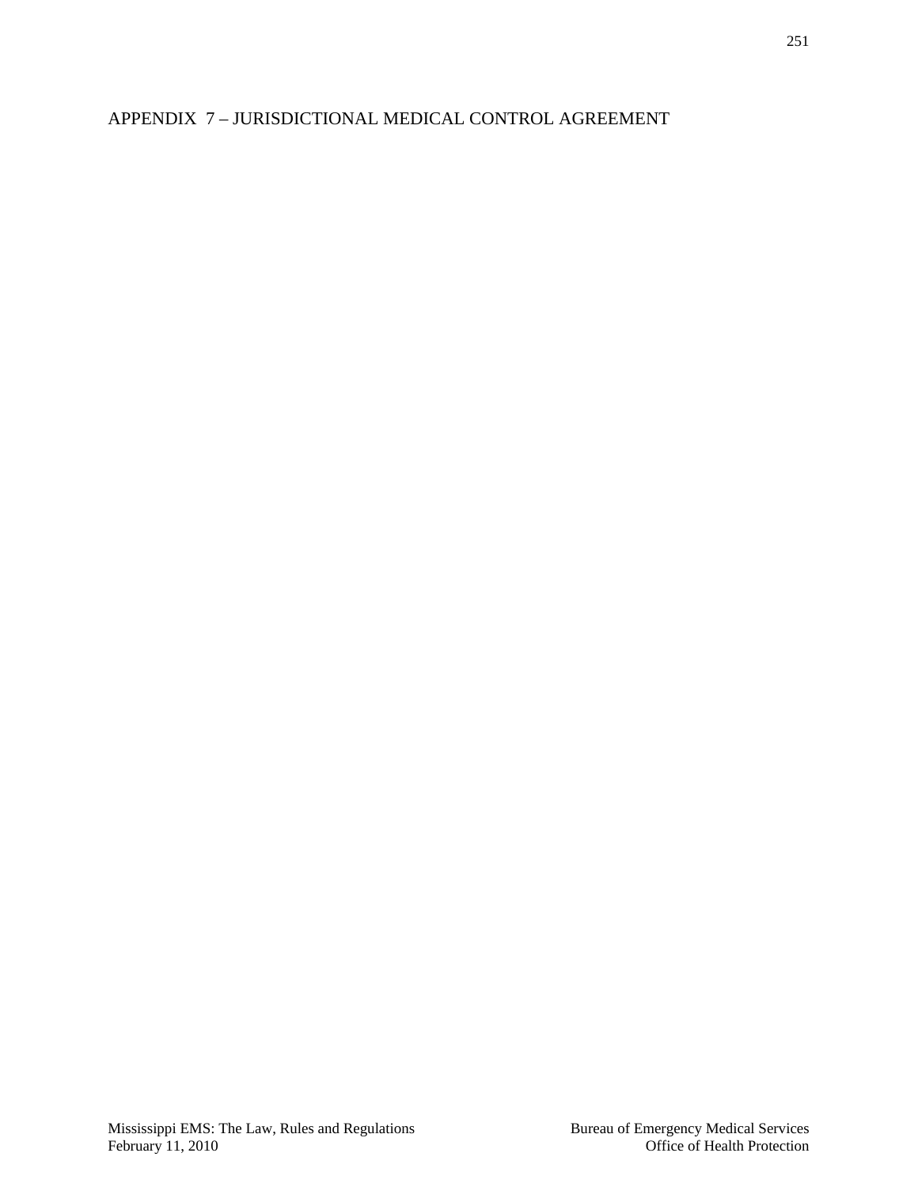# APPENDIX 7 – JURISDICTIONAL MEDICAL CONTROL AGREEMENT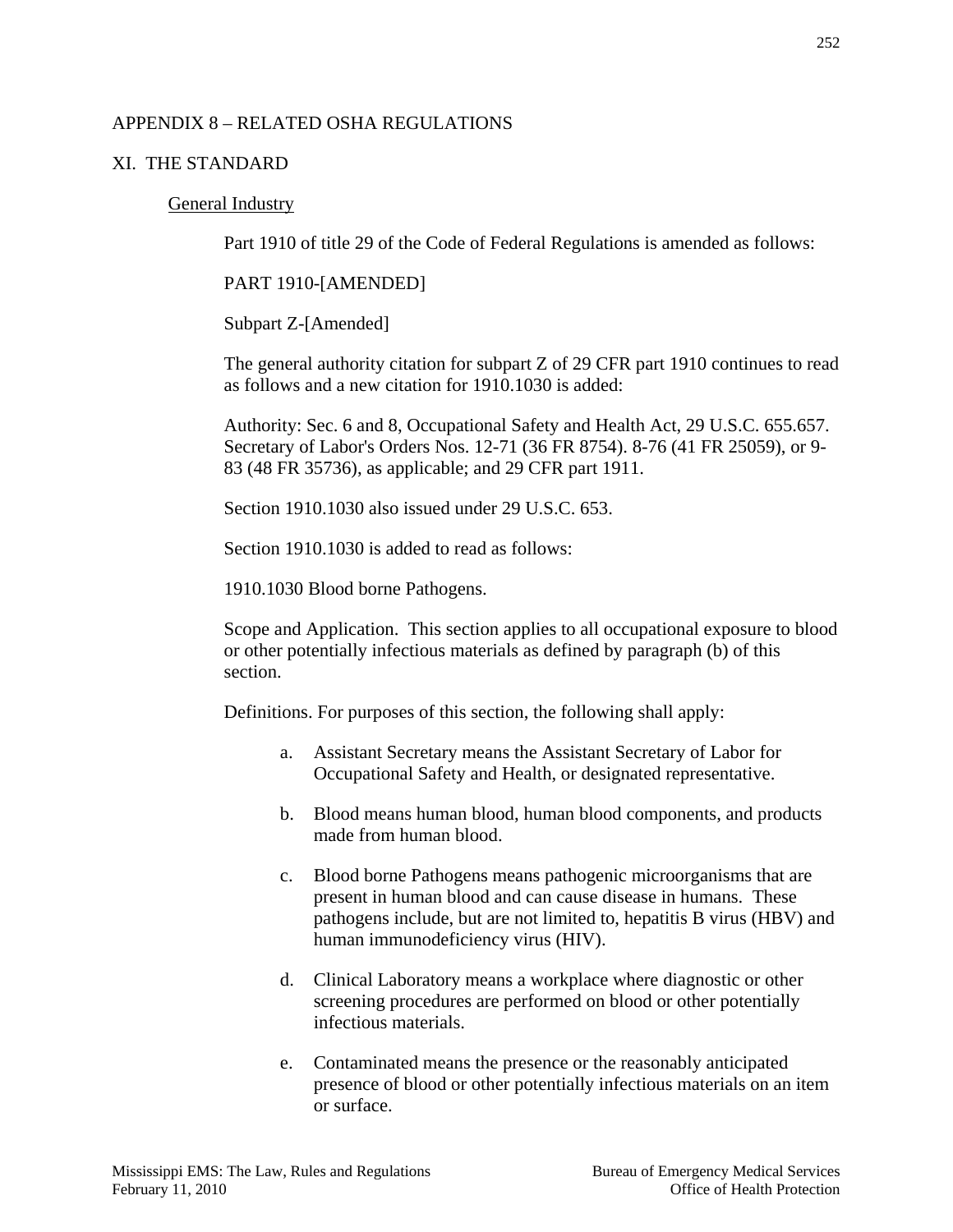APPENDIX 8 – RELATED OSHA REGULATIONS

XI. THE STANDARD

General Industry

Part 1910 of title 29 of the Code of Federal Regulations is amended as follows:

PART 1910-[AMENDED]

Subpart Z-[Amended]

The general authority citation for subpart Z of 29 CFR part 1910 continues to read as follows and a new citation for 1910.1030 is added:

Authority: Sec. 6 and 8, Occupational Safety and Health Act, 29 U.S.C. 655.657. Secretary of Labor's Orders Nos. 12-71 (36 FR 8754). 8-76 (41 FR 25059), or 9-83 (48 FR 35736), as applicable; and 29 CFR part 1911.

Section 1910.1030 also issued under 29 U.S.C. 653.

Section 1910.1030 is added to read as follows:

1910.1030 Blood borne Pathogens.

Scope and Application. This section applies to all occupational exposure to blood or other potentially infectious materials as defined by paragraph (b) of this section.

Definitions. For purposes of this section, the following shall apply:

a. Assistant Secretary means the Assistant Secretary of Labor for Occupational Safety and Health, or designated representative.

b. Blood means human blood, human blood components, and products made from human blood.

c. Blood borne Pathogens means pathogenic microorganisms that are present in human blood and can cause disease in humans. These pathogens include, but are not limited to, hepatitis B virus (HBV) and human immunodeficiency virus (HIV).

d. Clinical Laboratory means a workplace where diagnostic or other screening procedures are performed on blood or other potentially infectious materials.

e. Contaminated means the presence or the reasonably anticipated presence of blood or other potentially infectious materials on an item or surface.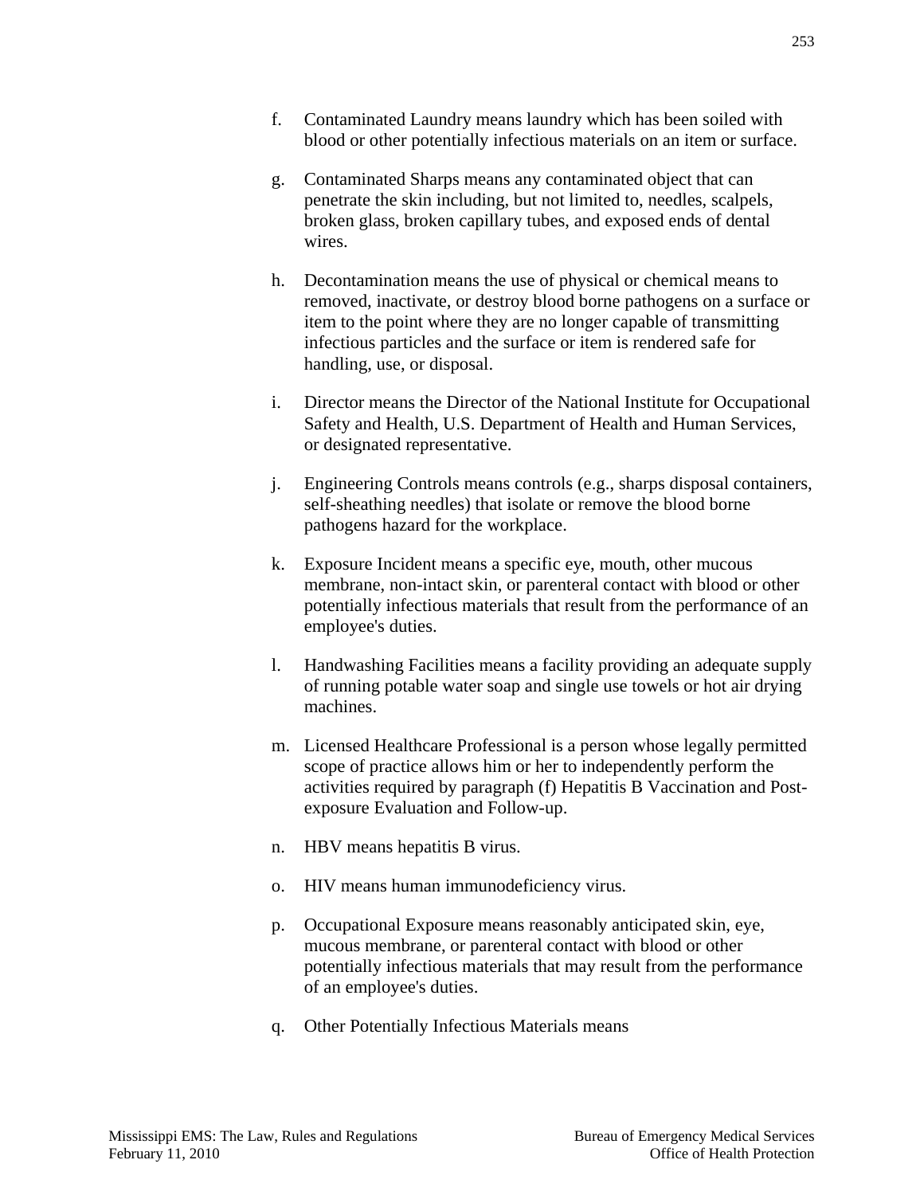f. Contaminated Laundry means laundry which has been soiled with blood or other potentially infectious materials on an item or surface.

g. Contaminated Sharps means any contaminated object that can penetrate the skin including, but not limited to, needles, scalpels, broken glass, broken capillary tubes, and exposed ends of dental wires.

h. Decontamination means the use of physical or chemical means to removed, inactivate, or destroy blood borne pathogens on a surface or item to the point where they are no longer capable of transmitting infectious particles and the surface or item is rendered safe for handling, use, or disposal.

i. Director means the Director of the National Institute for Occupational Safety and Health, U.S. Department of Health and Human Services, or designated representative.

j. Engineering Controls means controls (e.g., sharps disposal containers, self-sheathing needles) that isolate or remove the blood borne pathogens hazard for the workplace.

k. Exposure Incident means a specific eye, mouth, other mucous membrane, non-intact skin, or parenteral contact with blood or other potentially infectious materials that result from the performance of an employee's duties.

l. Handwashing Facilities means a facility providing an adequate supply of running potable water soap and single use towels or hot air drying machines.

m. Licensed Healthcare Professional is a person whose legally permitted scope of practice allows him or her to independently perform the activities required by paragraph (f) Hepatitis B Vaccination and Post-exposure Evaluation and Follow-up.

n. HBV means hepatitis B virus.

o. HIV means human immunodeficiency virus.

p. Occupational Exposure means reasonably anticipated skin, eye, mucous membrane, or parenteral contact with blood or other potentially infectious materials that may result from the performance of an employee's duties.

q. Other Potentially Infectious Materials means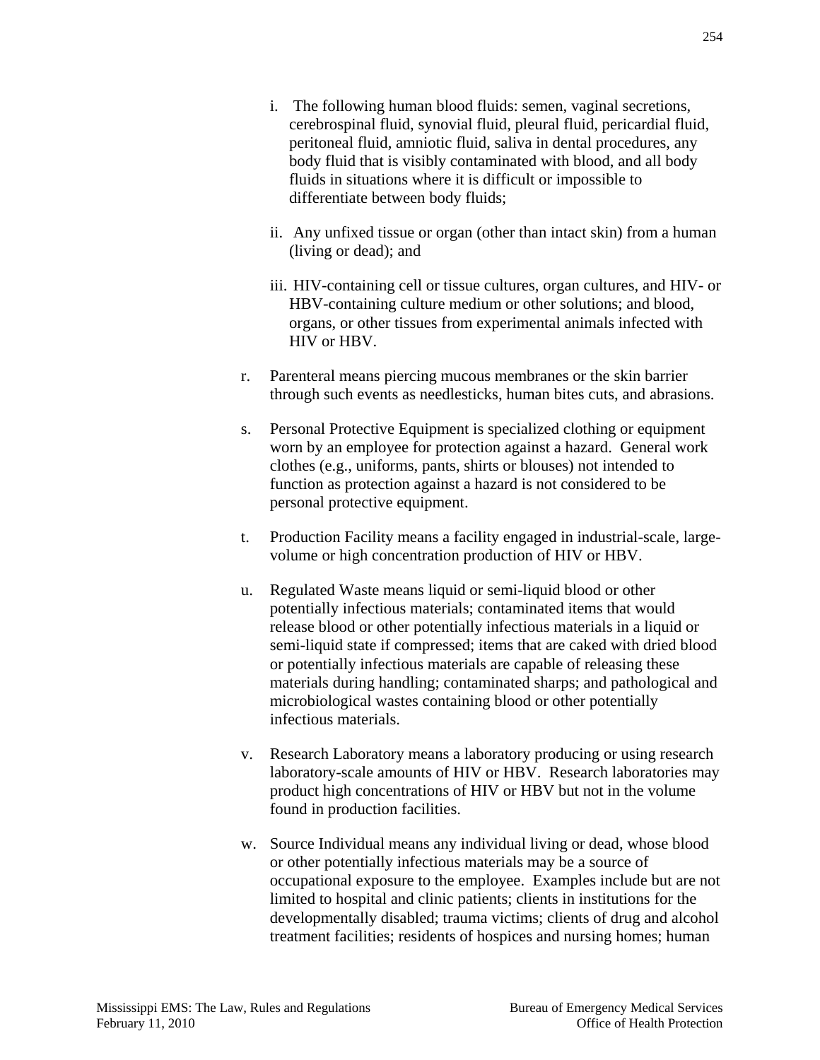i. The following human blood fluids: semen, vaginal secretions, cerebrospinal fluid, synovial fluid, pleural fluid, pericardial fluid, peritoneal fluid, amniotic fluid, saliva in dental procedures, any body fluid that is visibly contaminated with blood, and all body fluids in situations where it is difficult or impossible to differentiate between body fluids;

ii. Any unfixed tissue or organ (other than intact skin) from a human (living or dead); and

iii. HIV-containing cell or tissue cultures, organ cultures, and HIV- or HBV-containing culture medium or other solutions; and blood, organs, or other tissues from experimental animals infected with HIV or HBV.

r. Parenteral means piercing mucous membranes or the skin barrier through such events as needlesticks, human bites cuts, and abrasions.

s. Personal Protective Equipment is specialized clothing or equipment worn by an employee for protection against a hazard. General work clothes (e.g., uniforms, pants, shirts or blouses) not intended to function as protection against a hazard is not considered to be personal protective equipment.

t. Production Facility means a facility engaged in industrial-scale, large-volume or high concentration production of HIV or HBV.

u. Regulated Waste means liquid or semi-liquid blood or other potentially infectious materials; contaminated items that would release blood or other potentially infectious materials in a liquid or semi-liquid state if compressed; items that are caked with dried blood or potentially infectious materials are capable of releasing these materials during handling; contaminated sharps; and pathological and microbiological wastes containing blood or other potentially infectious materials.

v. Research Laboratory means a laboratory producing or using research laboratory-scale amounts of HIV or HBV. Research laboratories may product high concentrations of HIV or HBV but not in the volume found in production facilities.

w. Source Individual means any individual living or dead, whose blood or other potentially infectious materials may be a source of occupational exposure to the employee. Examples include but are not limited to hospital and clinic patients; clients in institutions for the developmentally disabled; trauma victims; clients of drug and alcohol treatment facilities; residents of hospices and nursing homes; human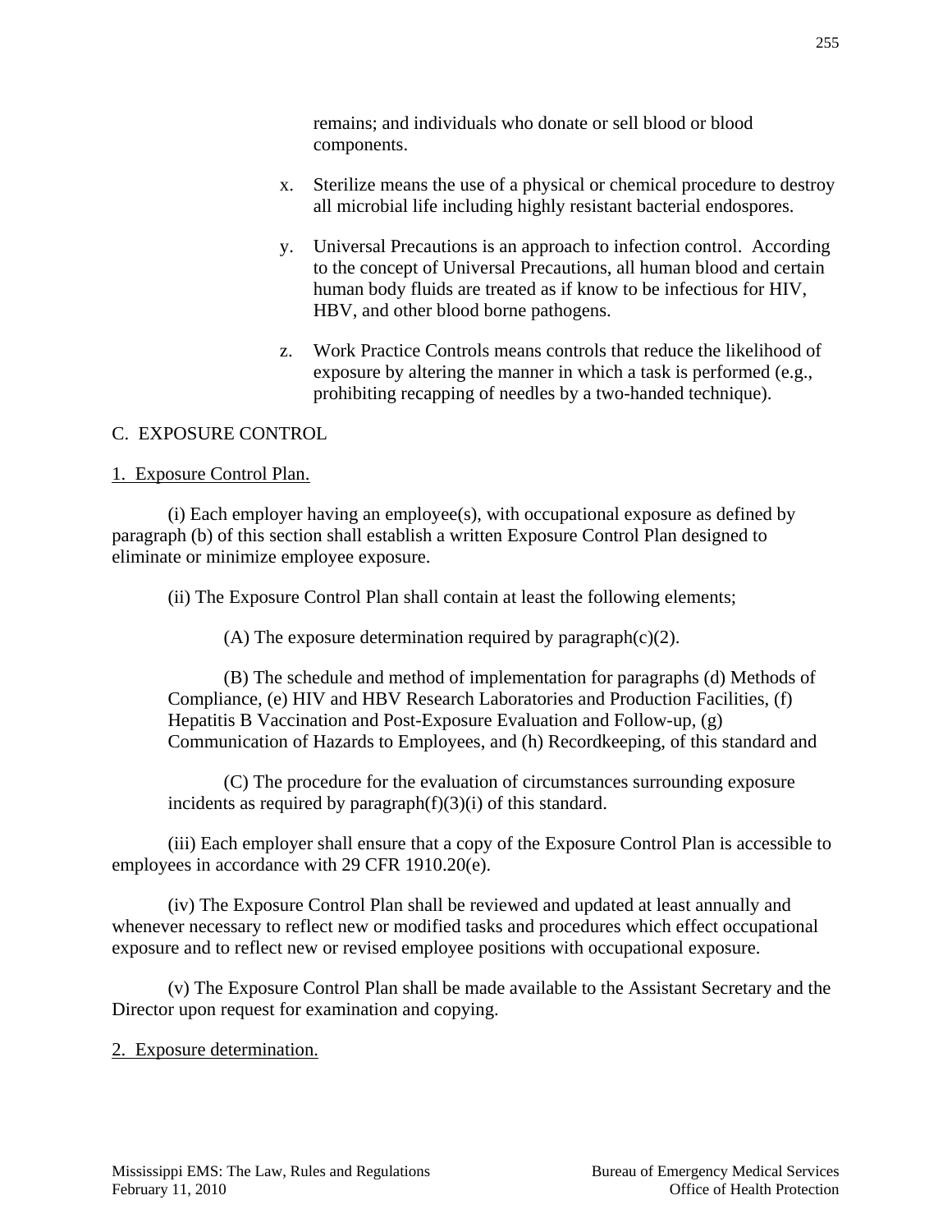remains; and individuals who donate or sell blood or blood components.

x. Sterilize means the use of a physical or chemical procedure to destroy all microbial life including highly resistant bacterial endospores.

y. Universal Precautions is an approach to infection control. According to the concept of Universal Precautions, all human blood and certain human body fluids are treated as if know to be infectious for HIV, HBV, and other blood borne pathogens.

z. Work Practice Controls means controls that reduce the likelihood of exposure by altering the manner in which a task is performed (e.g., prohibiting recapping of needles by a two-handed technique).

C. EXPOSURE CONTROL

1. Exposure Control Plan.

(i) Each employer having an employee(s), with occupational exposure as defined by paragraph (b) of this section shall establish a written Exposure Control Plan designed to eliminate or minimize employee exposure.

(ii) The Exposure Control Plan shall contain at least the following elements;

(A) The exposure determination required by paragraph(c)(2).

(B) The schedule and method of implementation for paragraphs (d) Methods of Compliance, (e) HIV and HBV Research Laboratories and Production Facilities, (f) Hepatitis B Vaccination and Post-Exposure Evaluation and Follow-up, (g) Communication of Hazards to Employees, and (h) Recordkeeping, of this standard and

(C) The procedure for the evaluation of circumstances surrounding exposure incidents as required by paragraph(f)(3)(i) of this standard.

(iii) Each employer shall ensure that a copy of the Exposure Control Plan is accessible to employees in accordance with 29 CFR 1910.20(e).

(iv) The Exposure Control Plan shall be reviewed and updated at least annually and whenever necessary to reflect new or modified tasks and procedures which effect occupational exposure and to reflect new or revised employee positions with occupational exposure.

(v) The Exposure Control Plan shall be made available to the Assistant Secretary and the Director upon request for examination and copying.

2. Exposure determination.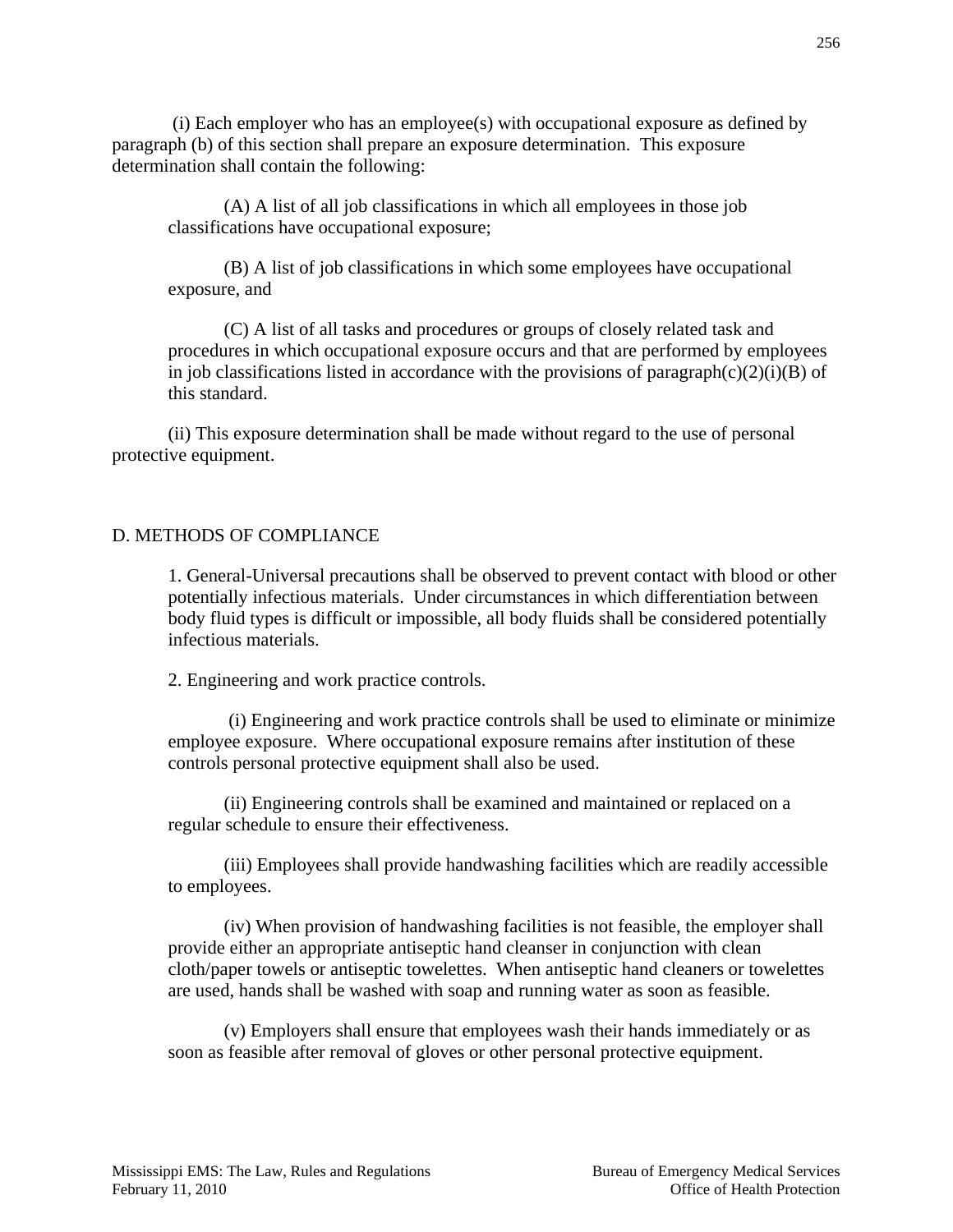(i) Each employer who has an employee(s) with occupational exposure as defined by paragraph (b) of this section shall prepare an exposure determination. This exposure determination shall contain the following:

(A) A list of all job classifications in which all employees in those job classifications have occupational exposure;

(B) A list of job classifications in which some employees have occupational exposure, and

(C) A list of all tasks and procedures or groups of closely related task and procedures in which occupational exposure occurs and that are performed by employees in job classifications listed in accordance with the provisions of paragraph(c)(2)(i)(B) of this standard.

(ii) This exposure determination shall be made without regard to the use of personal protective equipment.

D. METHODS OF COMPLIANCE

1. General-Universal precautions shall be observed to prevent contact with blood or other potentially infectious materials. Under circumstances in which differentiation between body fluid types is difficult or impossible, all body fluids shall be considered potentially infectious materials.

2. Engineering and work practice controls.

(i) Engineering and work practice controls shall be used to eliminate or minimize employee exposure. Where occupational exposure remains after institution of these controls personal protective equipment shall also be used.

(ii) Engineering controls shall be examined and maintained or replaced on a regular schedule to ensure their effectiveness.

(iii) Employees shall provide handwashing facilities which are readily accessible to employees.

(iv) When provision of handwashing facilities is not feasible, the employer shall provide either an appropriate antiseptic hand cleanser in conjunction with clean cloth/paper towels or antiseptic towelettes. When antiseptic hand cleaners or towelettes are used, hands shall be washed with soap and running water as soon as feasible.

(v) Employers shall ensure that employees wash their hands immediately or as soon as feasible after removal of gloves or other personal protective equipment.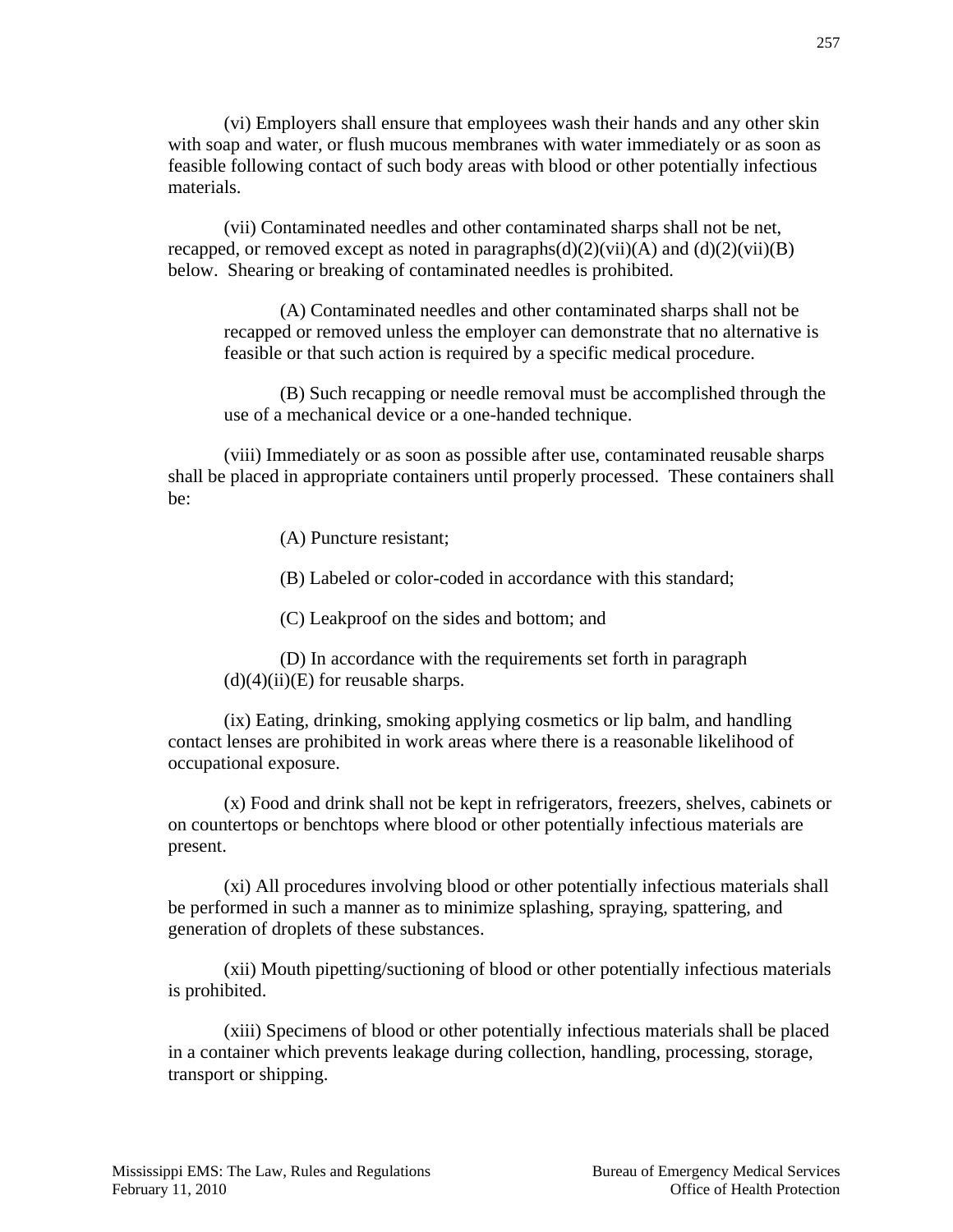(vi) Employers shall ensure that employees wash their hands and any other skin with soap and water, or flush mucous membranes with water immediately or as soon as feasible following contact of such body areas with blood or other potentially infectious materials.

(vii) Contaminated needles and other contaminated sharps shall not be net, recapped, or removed except as noted in paragraphs(d)(2)(vii)(A) and (d)(2)(vii)(B) below. Shearing or breaking of contaminated needles is prohibited.

> (A) Contaminated needles and other contaminated sharps shall not be recapped or removed unless the employer can demonstrate that no alternative is feasible or that such action is required by a specific medical procedure.
>
> (B) Such recapping or needle removal must be accomplished through the use of a mechanical device or a one-handed technique.

(viii) Immediately or as soon as possible after use, contaminated reusable sharps shall be placed in appropriate containers until properly processed. These containers shall be:

> (A) Puncture resistant;
>
> (B) Labeled or color-coded in accordance with this standard;
>
> (C) Leakproof on the sides and bottom; and
>
> (D) In accordance with the requirements set forth in paragraph (d)(4)(ii)(E) for reusable sharps.

(ix) Eating, drinking, smoking applying cosmetics or lip balm, and handling contact lenses are prohibited in work areas where there is a reasonable likelihood of occupational exposure.

(x) Food and drink shall not be kept in refrigerators, freezers, shelves, cabinets or on countertops or benchtops where blood or other potentially infectious materials are present.

(xi) All procedures involving blood or other potentially infectious materials shall be performed in such a manner as to minimize splashing, spraying, spattering, and generation of droplets of these substances.

(xii) Mouth pipetting/suctioning of blood or other potentially infectious materials is prohibited.

(xiii) Specimens of blood or other potentially infectious materials shall be placed in a container which prevents leakage during collection, handling, processing, storage, transport or shipping.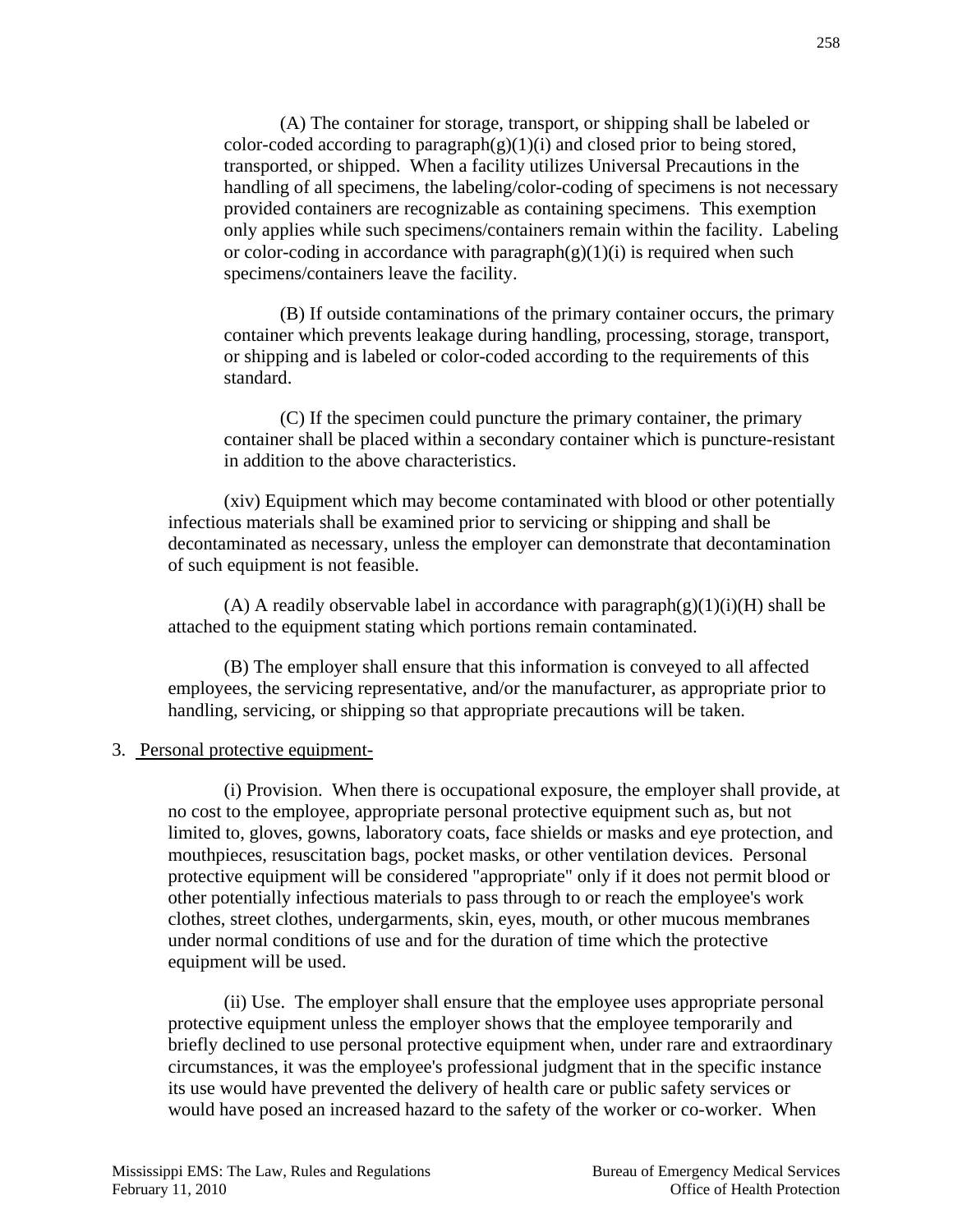(A) The container for storage, transport, or shipping shall be labeled or color-coded according to paragraph(g)(1)(i) and closed prior to being stored, transported, or shipped. When a facility utilizes Universal Precautions in the handling of all specimens, the labeling/color-coding of specimens is not necessary provided containers are recognizable as containing specimens. This exemption only applies while such specimens/containers remain within the facility. Labeling or color-coding in accordance with paragraph(g)(1)(i) is required when such specimens/containers leave the facility.

(B) If outside contaminations of the primary container occurs, the primary container which prevents leakage during handling, processing, storage, transport, or shipping and is labeled or color-coded according to the requirements of this standard.

(C) If the specimen could puncture the primary container, the primary container shall be placed within a secondary container which is puncture-resistant in addition to the above characteristics.

(xiv) Equipment which may become contaminated with blood or other potentially infectious materials shall be examined prior to servicing or shipping and shall be decontaminated as necessary, unless the employer can demonstrate that decontamination of such equipment is not feasible.

(A) A readily observable label in accordance with paragraph(g)(1)(i)(H) shall be attached to the equipment stating which portions remain contaminated.

(B) The employer shall ensure that this information is conveyed to all affected employees, the servicing representative, and/or the manufacturer, as appropriate prior to handling, servicing, or shipping so that appropriate precautions will be taken.

3. Personal protective equipment-

(i) Provision. When there is occupational exposure, the employer shall provide, at no cost to the employee, appropriate personal protective equipment such as, but not limited to, gloves, gowns, laboratory coats, face shields or masks and eye protection, and mouthpieces, resuscitation bags, pocket masks, or other ventilation devices. Personal protective equipment will be considered "appropriate" only if it does not permit blood or other potentially infectious materials to pass through to or reach the employee's work clothes, street clothes, undergarments, skin, eyes, mouth, or other mucous membranes under normal conditions of use and for the duration of time which the protective equipment will be used.

(ii) Use. The employer shall ensure that the employee uses appropriate personal protective equipment unless the employer shows that the employee temporarily and briefly declined to use personal protective equipment when, under rare and extraordinary circumstances, it was the employee's professional judgment that in the specific instance its use would have prevented the delivery of health care or public safety services or would have posed an increased hazard to the safety of the worker or co-worker. When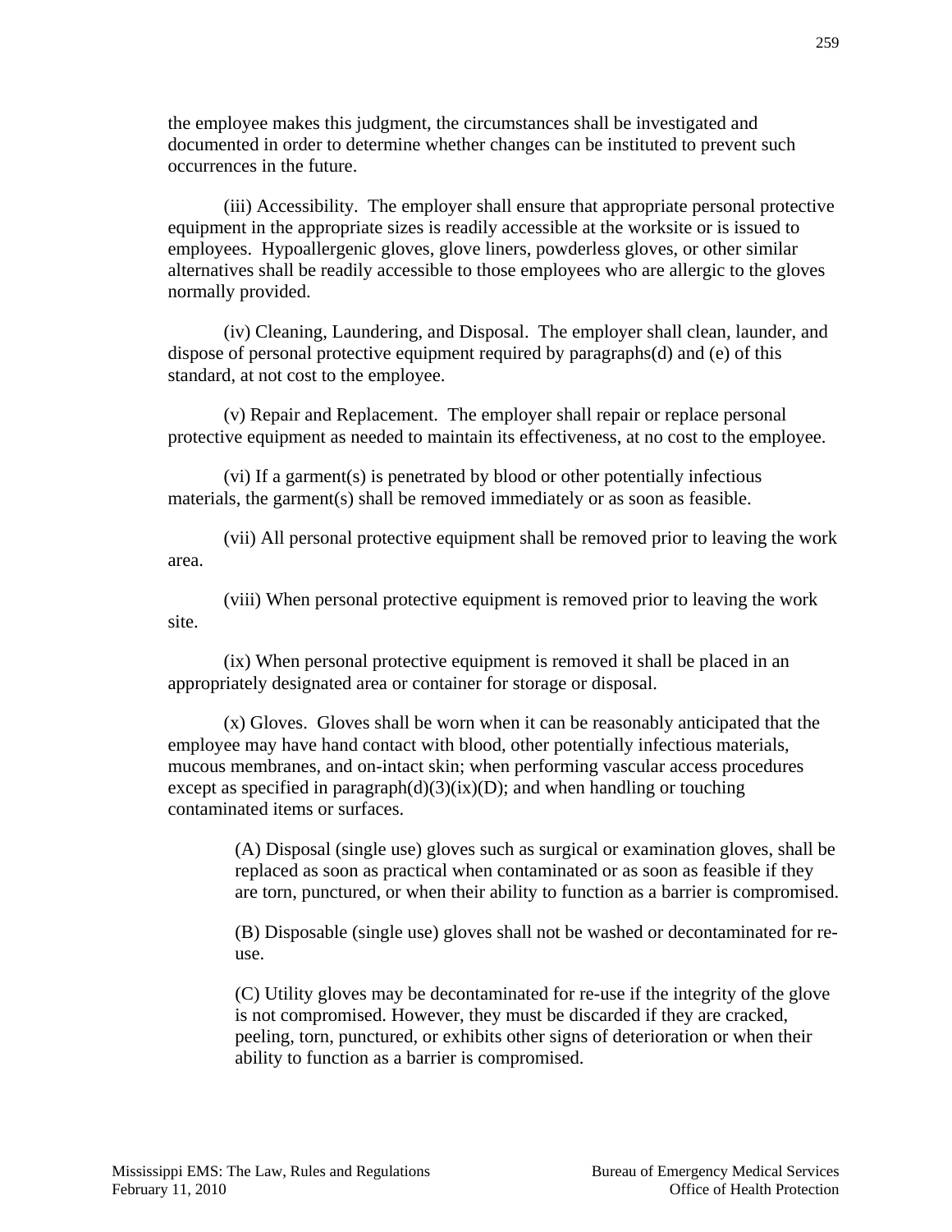the employee makes this judgment, the circumstances shall be investigated and documented in order to determine whether changes can be instituted to prevent such occurrences in the future.

(iii) Accessibility. The employer shall ensure that appropriate personal protective equipment in the appropriate sizes is readily accessible at the worksite or is issued to employees. Hypoallergenic gloves, glove liners, powderless gloves, or other similar alternatives shall be readily accessible to those employees who are allergic to the gloves normally provided.

(iv) Cleaning, Laundering, and Disposal. The employer shall clean, launder, and dispose of personal protective equipment required by paragraphs(d) and (e) of this standard, at not cost to the employee.

(v) Repair and Replacement. The employer shall repair or replace personal protective equipment as needed to maintain its effectiveness, at no cost to the employee.

(vi) If a garment(s) is penetrated by blood or other potentially infectious materials, the garment(s) shall be removed immediately or as soon as feasible.

(vii) All personal protective equipment shall be removed prior to leaving the work area.

(viii) When personal protective equipment is removed prior to leaving the work site.

(ix) When personal protective equipment is removed it shall be placed in an appropriately designated area or container for storage or disposal.

(x) Gloves. Gloves shall be worn when it can be reasonably anticipated that the employee may have hand contact with blood, other potentially infectious materials, mucous membranes, and on-intact skin; when performing vascular access procedures except as specified in paragraph(d)(3)(ix)(D); and when handling or touching contaminated items or surfaces.

> (A) Disposal (single use) gloves such as surgical or examination gloves, shall be replaced as soon as practical when contaminated or as soon as feasible if they are torn, punctured, or when their ability to function as a barrier is compromised.
>
> (B) Disposable (single use) gloves shall not be washed or decontaminated for re-use.
>
> (C) Utility gloves may be decontaminated for re-use if the integrity of the glove is not compromised. However, they must be discarded if they are cracked, peeling, torn, punctured, or exhibits other signs of deterioration or when their ability to function as a barrier is compromised.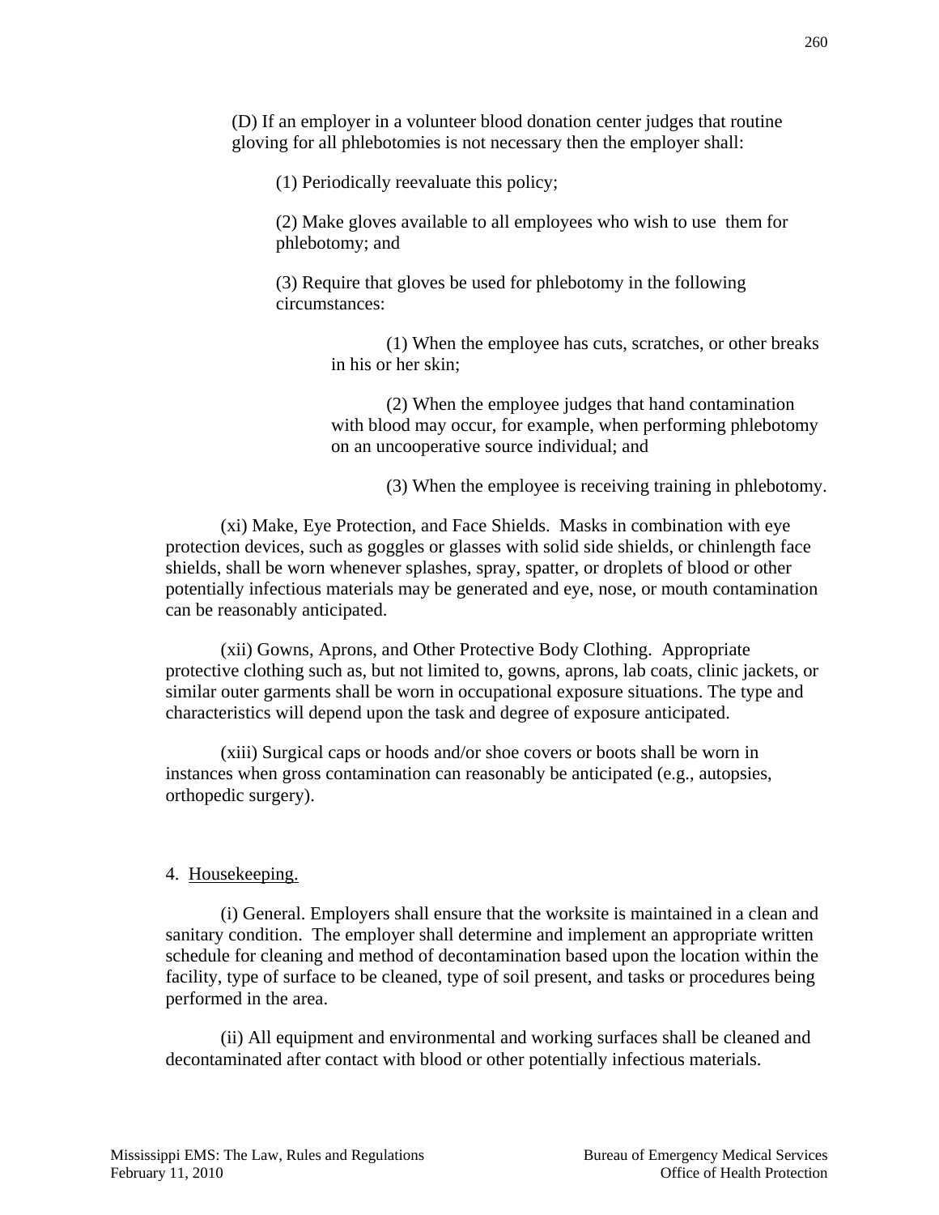(D) If an employer in a volunteer blood donation center judges that routine gloving for all phlebotomies is not necessary then the employer shall:

(1) Periodically reevaluate this policy;

(2) Make gloves available to all employees who wish to use them for phlebotomy; and

(3) Require that gloves be used for phlebotomy in the following circumstances:

(1) When the employee has cuts, scratches, or other breaks in his or her skin;

(2) When the employee judges that hand contamination with blood may occur, for example, when performing phlebotomy on an uncooperative source individual; and

(3) When the employee is receiving training in phlebotomy.

(xi) Make, Eye Protection, and Face Shields. Masks in combination with eye protection devices, such as goggles or glasses with solid side shields, or chinlength face shields, shall be worn whenever splashes, spray, spatter, or droplets of blood or other potentially infectious materials may be generated and eye, nose, or mouth contamination can be reasonably anticipated.

(xii) Gowns, Aprons, and Other Protective Body Clothing. Appropriate protective clothing such as, but not limited to, gowns, aprons, lab coats, clinic jackets, or similar outer garments shall be worn in occupational exposure situations. The type and characteristics will depend upon the task and degree of exposure anticipated.

(xiii) Surgical caps or hoods and/or shoe covers or boots shall be worn in instances when gross contamination can reasonably be anticipated (e.g., autopsies, orthopedic surgery).

4. <u>Housekeeping.</u>

(i) General. Employers shall ensure that the worksite is maintained in a clean and sanitary condition. The employer shall determine and implement an appropriate written schedule for cleaning and method of decontamination based upon the location within the facility, type of surface to be cleaned, type of soil present, and tasks or procedures being performed in the area.

(ii) All equipment and environmental and working surfaces shall be cleaned and decontaminated after contact with blood or other potentially infectious materials.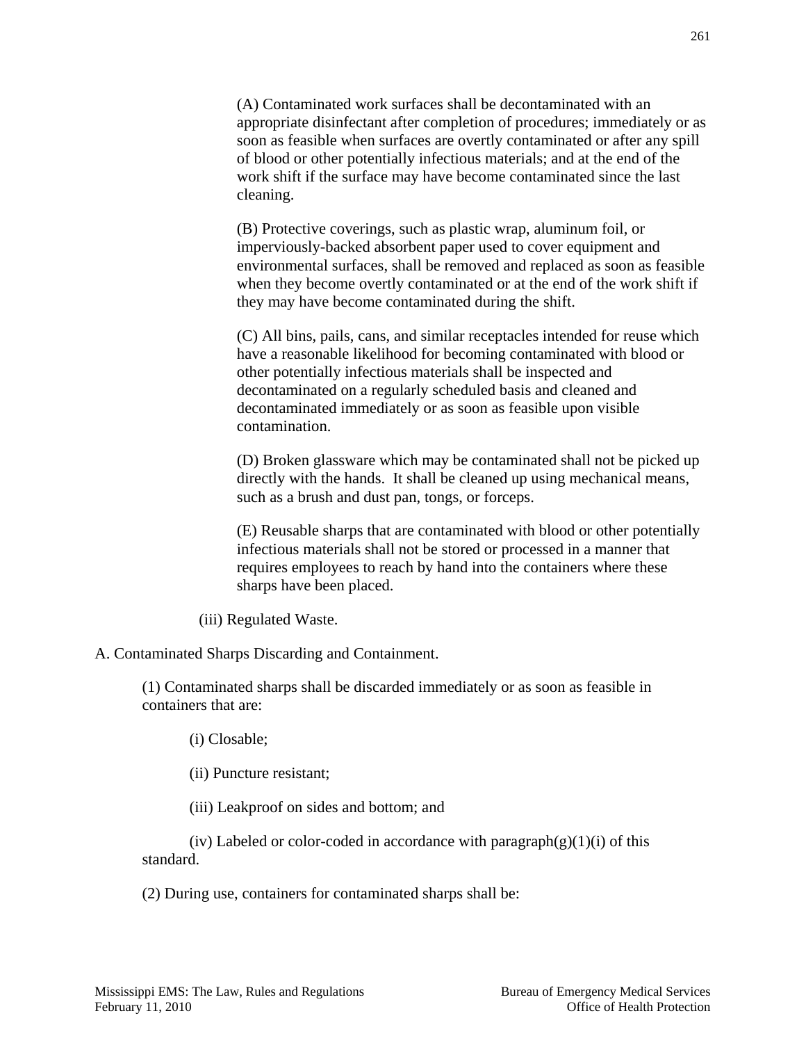(A) Contaminated work surfaces shall be decontaminated with an appropriate disinfectant after completion of procedures; immediately or as soon as feasible when surfaces are overtly contaminated or after any spill of blood or other potentially infectious materials; and at the end of the work shift if the surface may have become contaminated since the last cleaning.

(B) Protective coverings, such as plastic wrap, aluminum foil, or imperviously-backed absorbent paper used to cover equipment and environmental surfaces, shall be removed and replaced as soon as feasible when they become overtly contaminated or at the end of the work shift if they may have become contaminated during the shift.

(C) All bins, pails, cans, and similar receptacles intended for reuse which have a reasonable likelihood for becoming contaminated with blood or other potentially infectious materials shall be inspected and decontaminated on a regularly scheduled basis and cleaned and decontaminated immediately or as soon as feasible upon visible contamination.

(D) Broken glassware which may be contaminated shall not be picked up directly with the hands. It shall be cleaned up using mechanical means, such as a brush and dust pan, tongs, or forceps.

(E) Reusable sharps that are contaminated with blood or other potentially infectious materials shall not be stored or processed in a manner that requires employees to reach by hand into the containers where these sharps have been placed.

(iii) Regulated Waste.

A. Contaminated Sharps Discarding and Containment.

(1) Contaminated sharps shall be discarded immediately or as soon as feasible in containers that are:

(i) Closable;

(ii) Puncture resistant;

(iii) Leakproof on sides and bottom; and

(iv) Labeled or color-coded in accordance with paragraph(g)(1)(i) of this standard.

(2) During use, containers for contaminated sharps shall be: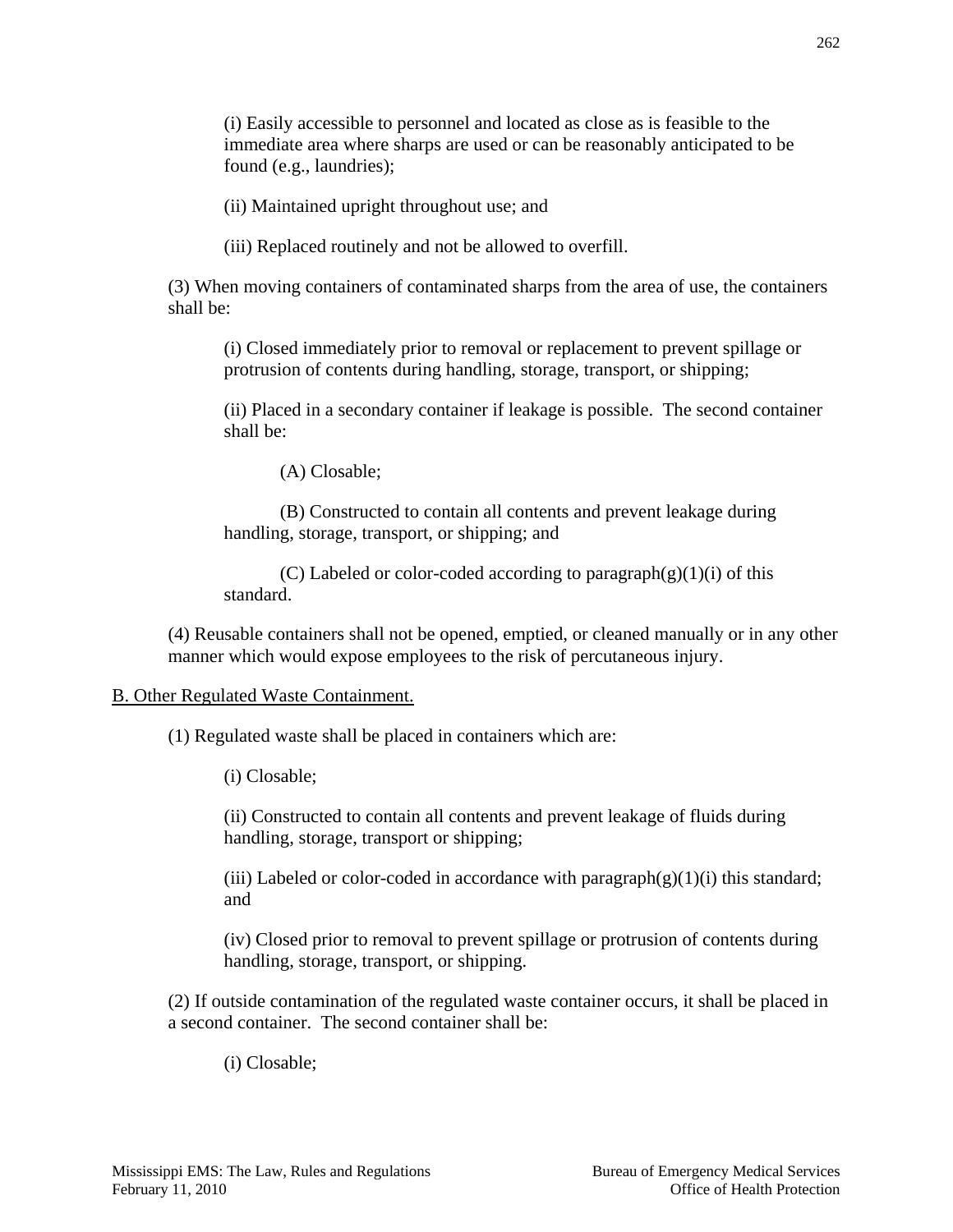(i) Easily accessible to personnel and located as close as is feasible to the immediate area where sharps are used or can be reasonably anticipated to be found (e.g., laundries);

(ii) Maintained upright throughout use; and

(iii) Replaced routinely and not be allowed to overfill.

(3) When moving containers of contaminated sharps from the area of use, the containers shall be:

(i) Closed immediately prior to removal or replacement to prevent spillage or protrusion of contents during handling, storage, transport, or shipping;

(ii) Placed in a secondary container if leakage is possible. The second container shall be:

(A) Closable;

(B) Constructed to contain all contents and prevent leakage during handling, storage, transport, or shipping; and

(C) Labeled or color-coded according to paragraph(g)(1)(i) of this standard.

(4) Reusable containers shall not be opened, emptied, or cleaned manually or in any other manner which would expose employees to the risk of percutaneous injury.

B. Other Regulated Waste Containment.

(1) Regulated waste shall be placed in containers which are:

(i) Closable;

(ii) Constructed to contain all contents and prevent leakage of fluids during handling, storage, transport or shipping;

(iii) Labeled or color-coded in accordance with paragraph(g)(1)(i) this standard; and

(iv) Closed prior to removal to prevent spillage or protrusion of contents during handling, storage, transport, or shipping.

(2) If outside contamination of the regulated waste container occurs, it shall be placed in a second container. The second container shall be:

(i) Closable;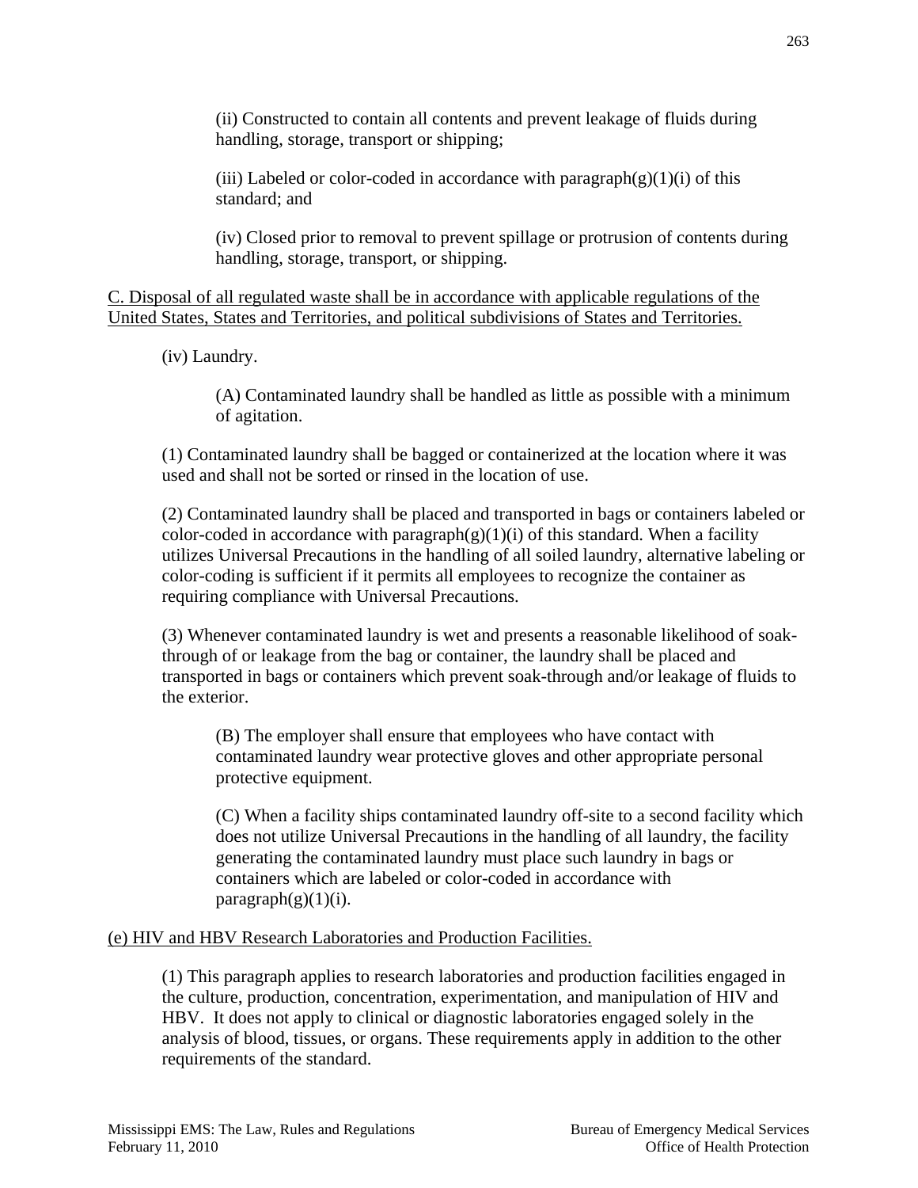(ii) Constructed to contain all contents and prevent leakage of fluids during handling, storage, transport or shipping;

(iii) Labeled or color-coded in accordance with paragraph(g)(1)(i) of this standard; and

(iv) Closed prior to removal to prevent spillage or protrusion of contents during handling, storage, transport, or shipping.

<u>C. Disposal of all regulated waste shall be in accordance with applicable regulations of the United States, States and Territories, and political subdivisions of States and Territories.</u>

(iv) Laundry.

(A) Contaminated laundry shall be handled as little as possible with a minimum of agitation.

(1) Contaminated laundry shall be bagged or containerized at the location where it was used and shall not be sorted or rinsed in the location of use.

(2) Contaminated laundry shall be placed and transported in bags or containers labeled or color-coded in accordance with paragraph(g)(1)(i) of this standard. When a facility utilizes Universal Precautions in the handling of all soiled laundry, alternative labeling or color-coding is sufficient if it permits all employees to recognize the container as requiring compliance with Universal Precautions.

(3) Whenever contaminated laundry is wet and presents a reasonable likelihood of soak-through of or leakage from the bag or container, the laundry shall be placed and transported in bags or containers which prevent soak-through and/or leakage of fluids to the exterior.

(B) The employer shall ensure that employees who have contact with contaminated laundry wear protective gloves and other appropriate personal protective equipment.

(C) When a facility ships contaminated laundry off-site to a second facility which does not utilize Universal Precautions in the handling of all laundry, the facility generating the contaminated laundry must place such laundry in bags or containers which are labeled or color-coded in accordance with paragraph(g)(1)(i).

<u>(e) HIV and HBV Research Laboratories and Production Facilities.</u>

(1) This paragraph applies to research laboratories and production facilities engaged in the culture, production, concentration, experimentation, and manipulation of HIV and HBV. It does not apply to clinical or diagnostic laboratories engaged solely in the analysis of blood, tissues, or organs. These requirements apply in addition to the other requirements of the standard.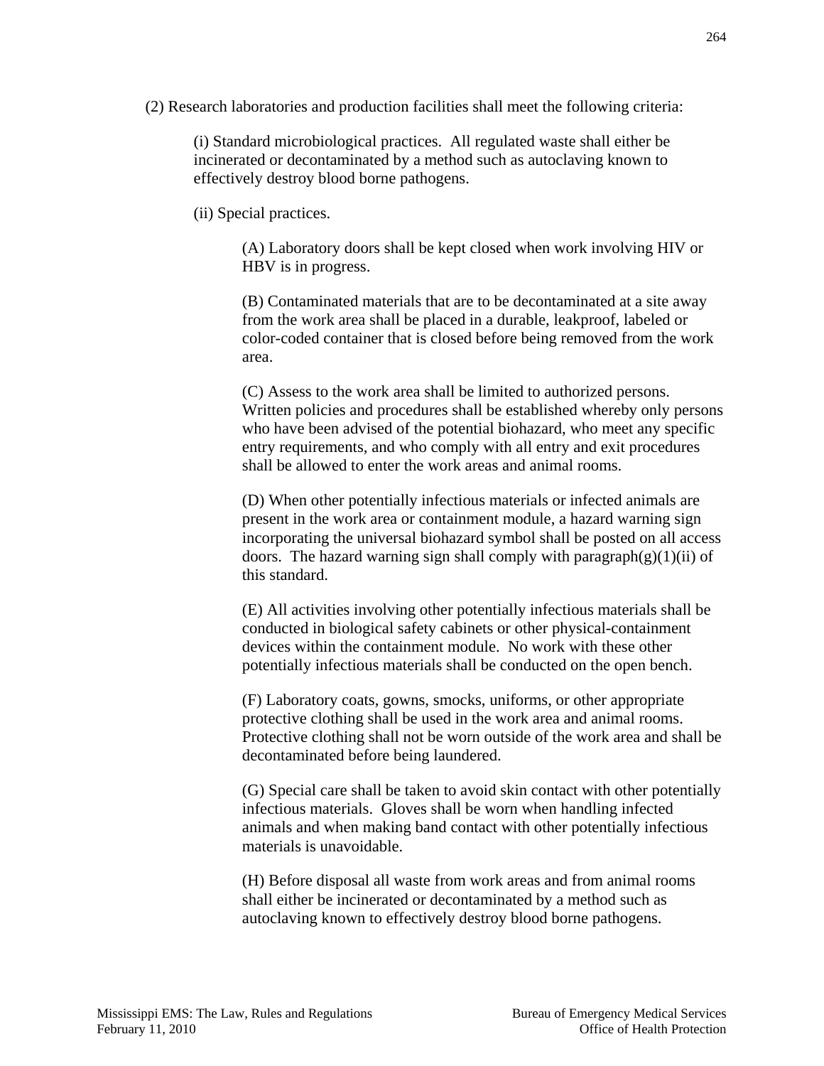(2) Research laboratories and production facilities shall meet the following criteria:

(i) Standard microbiological practices. All regulated waste shall either be incinerated or decontaminated by a method such as autoclaving known to effectively destroy blood borne pathogens.

(ii) Special practices.

(A) Laboratory doors shall be kept closed when work involving HIV or HBV is in progress.

(B) Contaminated materials that are to be decontaminated at a site away from the work area shall be placed in a durable, leakproof, labeled or color-coded container that is closed before being removed from the work area.

(C) Assess to the work area shall be limited to authorized persons. Written policies and procedures shall be established whereby only persons who have been advised of the potential biohazard, who meet any specific entry requirements, and who comply with all entry and exit procedures shall be allowed to enter the work areas and animal rooms.

(D) When other potentially infectious materials or infected animals are present in the work area or containment module, a hazard warning sign incorporating the universal biohazard symbol shall be posted on all access doors. The hazard warning sign shall comply with paragraph(g)(1)(ii) of this standard.

(E) All activities involving other potentially infectious materials shall be conducted in biological safety cabinets or other physical-containment devices within the containment module. No work with these other potentially infectious materials shall be conducted on the open bench.

(F) Laboratory coats, gowns, smocks, uniforms, or other appropriate protective clothing shall be used in the work area and animal rooms. Protective clothing shall not be worn outside of the work area and shall be decontaminated before being laundered.

(G) Special care shall be taken to avoid skin contact with other potentially infectious materials. Gloves shall be worn when handling infected animals and when making band contact with other potentially infectious materials is unavoidable.

(H) Before disposal all waste from work areas and from animal rooms shall either be incinerated or decontaminated by a method such as autoclaving known to effectively destroy blood borne pathogens.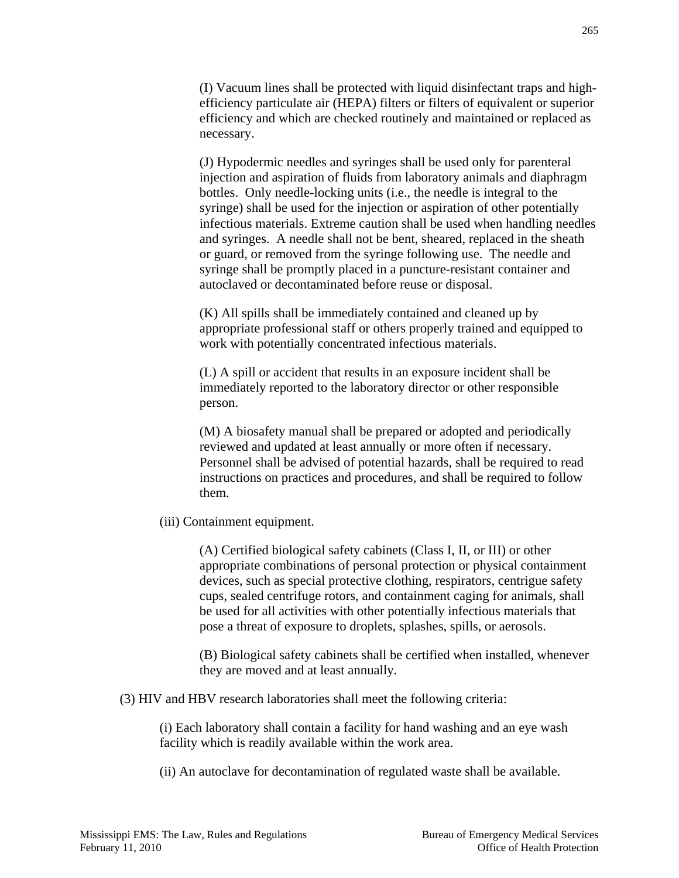(I) Vacuum lines shall be protected with liquid disinfectant traps and high-efficiency particulate air (HEPA) filters or filters of equivalent or superior efficiency and which are checked routinely and maintained or replaced as necessary.

(J) Hypodermic needles and syringes shall be used only for parenteral injection and aspiration of fluids from laboratory animals and diaphragm bottles. Only needle-locking units (i.e., the needle is integral to the syringe) shall be used for the injection or aspiration of other potentially infectious materials. Extreme caution shall be used when handling needles and syringes. A needle shall not be bent, sheared, replaced in the sheath or guard, or removed from the syringe following use. The needle and syringe shall be promptly placed in a puncture-resistant container and autoclaved or decontaminated before reuse or disposal.

(K) All spills shall be immediately contained and cleaned up by appropriate professional staff or others properly trained and equipped to work with potentially concentrated infectious materials.

(L) A spill or accident that results in an exposure incident shall be immediately reported to the laboratory director or other responsible person.

(M) A biosafety manual shall be prepared or adopted and periodically reviewed and updated at least annually or more often if necessary. Personnel shall be advised of potential hazards, shall be required to read instructions on practices and procedures, and shall be required to follow them.

(iii) Containment equipment.

(A) Certified biological safety cabinets (Class I, II, or III) or other appropriate combinations of personal protection or physical containment devices, such as special protective clothing, respirators, centrigue safety cups, sealed centrifuge rotors, and containment caging for animals, shall be used for all activities with other potentially infectious materials that pose a threat of exposure to droplets, splashes, spills, or aerosols.

(B) Biological safety cabinets shall be certified when installed, whenever they are moved and at least annually.

(3) HIV and HBV research laboratories shall meet the following criteria:

(i) Each laboratory shall contain a facility for hand washing and an eye wash facility which is readily available within the work area.

(ii) An autoclave for decontamination of regulated waste shall be available.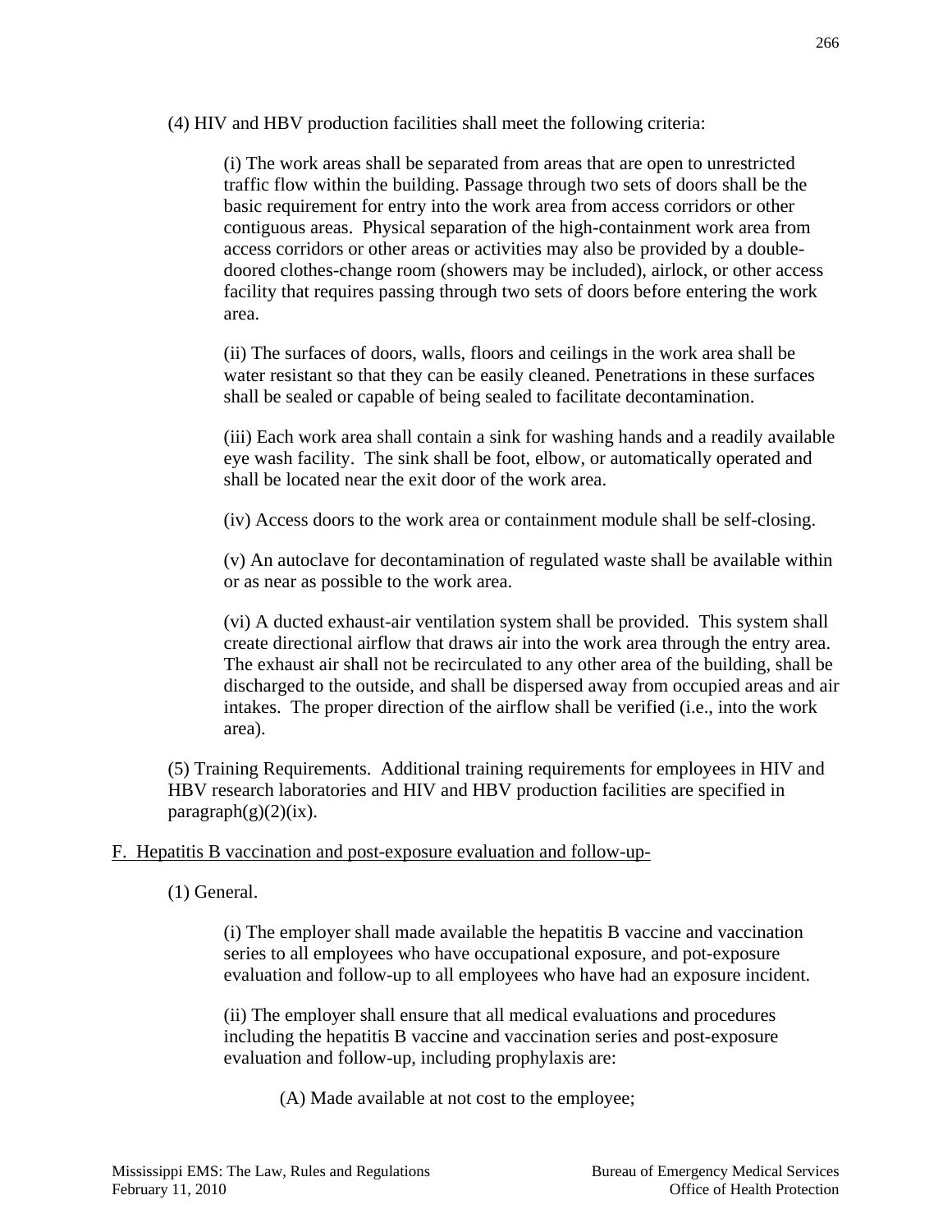(4) HIV and HBV production facilities shall meet the following criteria:

(i) The work areas shall be separated from areas that are open to unrestricted traffic flow within the building. Passage through two sets of doors shall be the basic requirement for entry into the work area from access corridors or other contiguous areas. Physical separation of the high-containment work area from access corridors or other areas or activities may also be provided by a double-doored clothes-change room (showers may be included), airlock, or other access facility that requires passing through two sets of doors before entering the work area.

(ii) The surfaces of doors, walls, floors and ceilings in the work area shall be water resistant so that they can be easily cleaned. Penetrations in these surfaces shall be sealed or capable of being sealed to facilitate decontamination.

(iii) Each work area shall contain a sink for washing hands and a readily available eye wash facility. The sink shall be foot, elbow, or automatically operated and shall be located near the exit door of the work area.

(iv) Access doors to the work area or containment module shall be self-closing.

(v) An autoclave for decontamination of regulated waste shall be available within or as near as possible to the work area.

(vi) A ducted exhaust-air ventilation system shall be provided. This system shall create directional airflow that draws air into the work area through the entry area. The exhaust air shall not be recirculated to any other area of the building, shall be discharged to the outside, and shall be dispersed away from occupied areas and air intakes. The proper direction of the airflow shall be verified (i.e., into the work area).

(5) Training Requirements. Additional training requirements for employees in HIV and HBV research laboratories and HIV and HBV production facilities are specified in paragraph(g)(2)(ix).

<u>F. Hepatitis B vaccination and post-exposure evaluation and follow-up-</u>

(1) General.

(i) The employer shall made available the hepatitis B vaccine and vaccination series to all employees who have occupational exposure, and pot-exposure evaluation and follow-up to all employees who have had an exposure incident.

(ii) The employer shall ensure that all medical evaluations and procedures including the hepatitis B vaccine and vaccination series and post-exposure evaluation and follow-up, including prophylaxis are:

(A) Made available at not cost to the employee;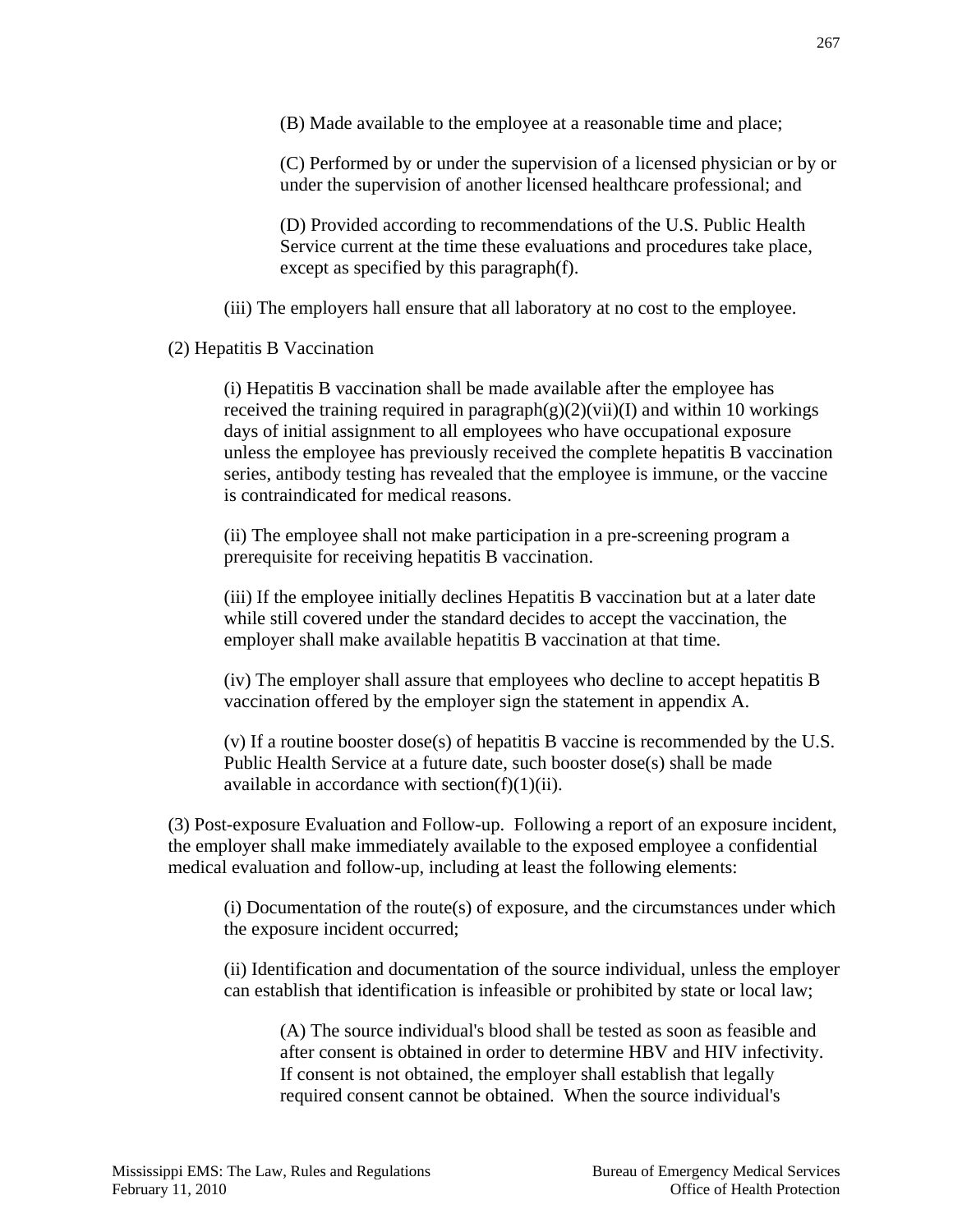(B) Made available to the employee at a reasonable time and place;

(C) Performed by or under the supervision of a licensed physician or by or under the supervision of another licensed healthcare professional; and

(D) Provided according to recommendations of the U.S. Public Health Service current at the time these evaluations and procedures take place, except as specified by this paragraph(f).

(iii) The employers hall ensure that all laboratory at no cost to the employee.

(2) Hepatitis B Vaccination

(i) Hepatitis B vaccination shall be made available after the employee has received the training required in paragraph(g)(2)(vii)(I) and within 10 workings days of initial assignment to all employees who have occupational exposure unless the employee has previously received the complete hepatitis B vaccination series, antibody testing has revealed that the employee is immune, or the vaccine is contraindicated for medical reasons.

(ii) The employee shall not make participation in a pre-screening program a prerequisite for receiving hepatitis B vaccination.

(iii) If the employee initially declines Hepatitis B vaccination but at a later date while still covered under the standard decides to accept the vaccination, the employer shall make available hepatitis B vaccination at that time.

(iv) The employer shall assure that employees who decline to accept hepatitis B vaccination offered by the employer sign the statement in appendix A.

(v) If a routine booster dose(s) of hepatitis B vaccine is recommended by the U.S. Public Health Service at a future date, such booster dose(s) shall be made available in accordance with section(f)(1)(ii).

(3) Post-exposure Evaluation and Follow-up. Following a report of an exposure incident, the employer shall make immediately available to the exposed employee a confidential medical evaluation and follow-up, including at least the following elements:

(i) Documentation of the route(s) of exposure, and the circumstances under which the exposure incident occurred;

(ii) Identification and documentation of the source individual, unless the employer can establish that identification is infeasible or prohibited by state or local law;

(A) The source individual's blood shall be tested as soon as feasible and after consent is obtained in order to determine HBV and HIV infectivity. If consent is not obtained, the employer shall establish that legally required consent cannot be obtained. When the source individual's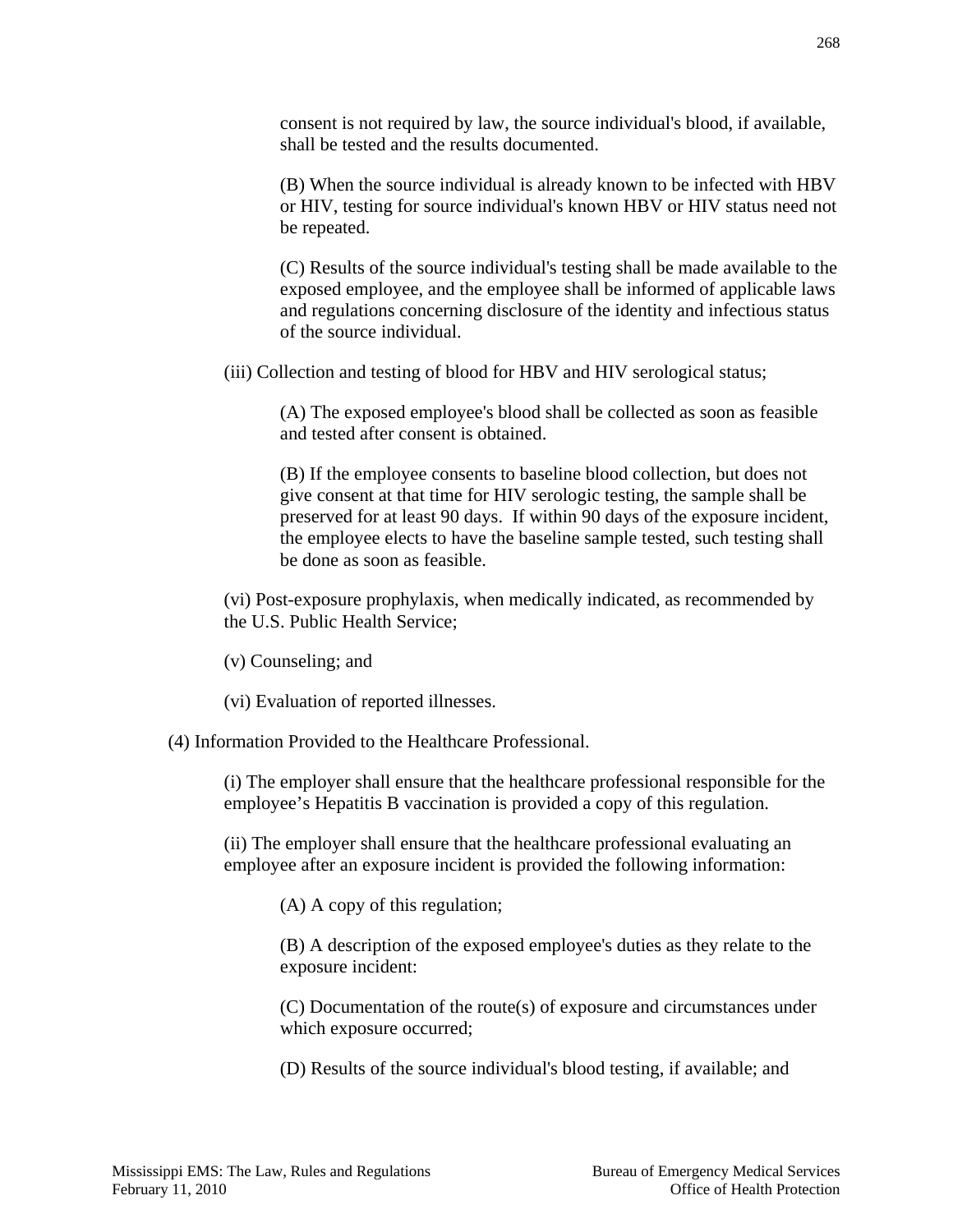consent is not required by law, the source individual's blood, if available, shall be tested and the results documented.

(B) When the source individual is already known to be infected with HBV or HIV, testing for source individual's known HBV or HIV status need not be repeated.

(C) Results of the source individual's testing shall be made available to the exposed employee, and the employee shall be informed of applicable laws and regulations concerning disclosure of the identity and infectious status of the source individual.

(iii) Collection and testing of blood for HBV and HIV serological status;

(A) The exposed employee's blood shall be collected as soon as feasible and tested after consent is obtained.

(B) If the employee consents to baseline blood collection, but does not give consent at that time for HIV serologic testing, the sample shall be preserved for at least 90 days. If within 90 days of the exposure incident, the employee elects to have the baseline sample tested, such testing shall be done as soon as feasible.

(vi) Post-exposure prophylaxis, when medically indicated, as recommended by the U.S. Public Health Service;

(v) Counseling; and

(vi) Evaluation of reported illnesses.

(4) Information Provided to the Healthcare Professional.

(i) The employer shall ensure that the healthcare professional responsible for the employee’s Hepatitis B vaccination is provided a copy of this regulation.

(ii) The employer shall ensure that the healthcare professional evaluating an employee after an exposure incident is provided the following information:

(A) A copy of this regulation;

(B) A description of the exposed employee's duties as they relate to the exposure incident:

(C) Documentation of the route(s) of exposure and circumstances under which exposure occurred;

(D) Results of the source individual's blood testing, if available; and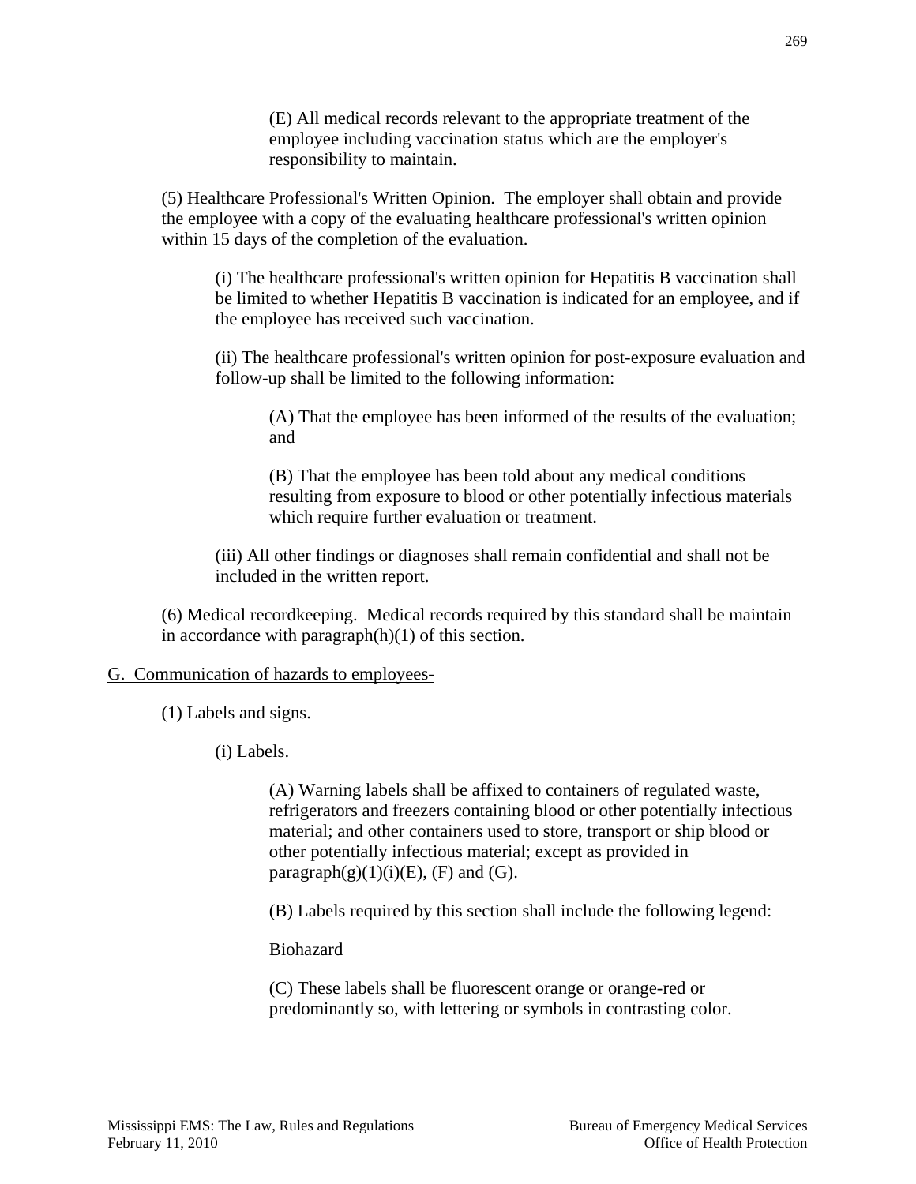(E) All medical records relevant to the appropriate treatment of the employee including vaccination status which are the employer's responsibility to maintain.

(5) Healthcare Professional's Written Opinion. The employer shall obtain and provide the employee with a copy of the evaluating healthcare professional's written opinion within 15 days of the completion of the evaluation.

(i) The healthcare professional's written opinion for Hepatitis B vaccination shall be limited to whether Hepatitis B vaccination is indicated for an employee, and if the employee has received such vaccination.

(ii) The healthcare professional's written opinion for post-exposure evaluation and follow-up shall be limited to the following information:

(A) That the employee has been informed of the results of the evaluation; and

(B) That the employee has been told about any medical conditions resulting from exposure to blood or other potentially infectious materials which require further evaluation or treatment.

(iii) All other findings or diagnoses shall remain confidential and shall not be included in the written report.

(6) Medical recordkeeping. Medical records required by this standard shall be maintain in accordance with paragraph(h)(1) of this section.

G. Communication of hazards to employees-

(1) Labels and signs.

(i) Labels.

(A) Warning labels shall be affixed to containers of regulated waste, refrigerators and freezers containing blood or other potentially infectious material; and other containers used to store, transport or ship blood or other potentially infectious material; except as provided in paragraph(g)(1)(i)(E), (F) and (G).

(B) Labels required by this section shall include the following legend:

Biohazard

(C) These labels shall be fluorescent orange or orange-red or predominantly so, with lettering or symbols in contrasting color.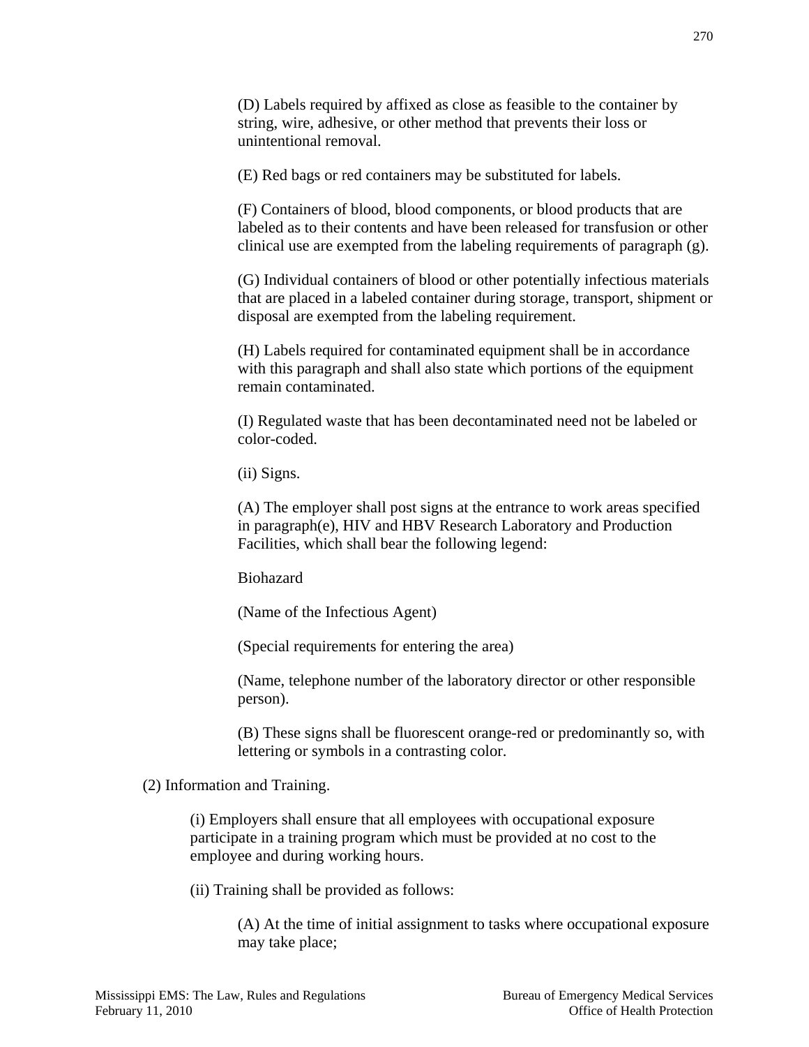(D) Labels required by affixed as close as feasible to the container by string, wire, adhesive, or other method that prevents their loss or unintentional removal.

(E) Red bags or red containers may be substituted for labels.

(F) Containers of blood, blood components, or blood products that are labeled as to their contents and have been released for transfusion or other clinical use are exempted from the labeling requirements of paragraph (g).

(G) Individual containers of blood or other potentially infectious materials that are placed in a labeled container during storage, transport, shipment or disposal are exempted from the labeling requirement.

(H) Labels required for contaminated equipment shall be in accordance with this paragraph and shall also state which portions of the equipment remain contaminated.

(I) Regulated waste that has been decontaminated need not be labeled or color-coded.

(ii) Signs.

(A) The employer shall post signs at the entrance to work areas specified in paragraph(e), HIV and HBV Research Laboratory and Production Facilities, which shall bear the following legend:

Biohazard

(Name of the Infectious Agent)

(Special requirements for entering the area)

(Name, telephone number of the laboratory director or other responsible person).

(B) These signs shall be fluorescent orange-red or predominantly so, with lettering or symbols in a contrasting color.

(2) Information and Training.

(i) Employers shall ensure that all employees with occupational exposure participate in a training program which must be provided at no cost to the employee and during working hours.

(ii) Training shall be provided as follows:

(A) At the time of initial assignment to tasks where occupational exposure may take place;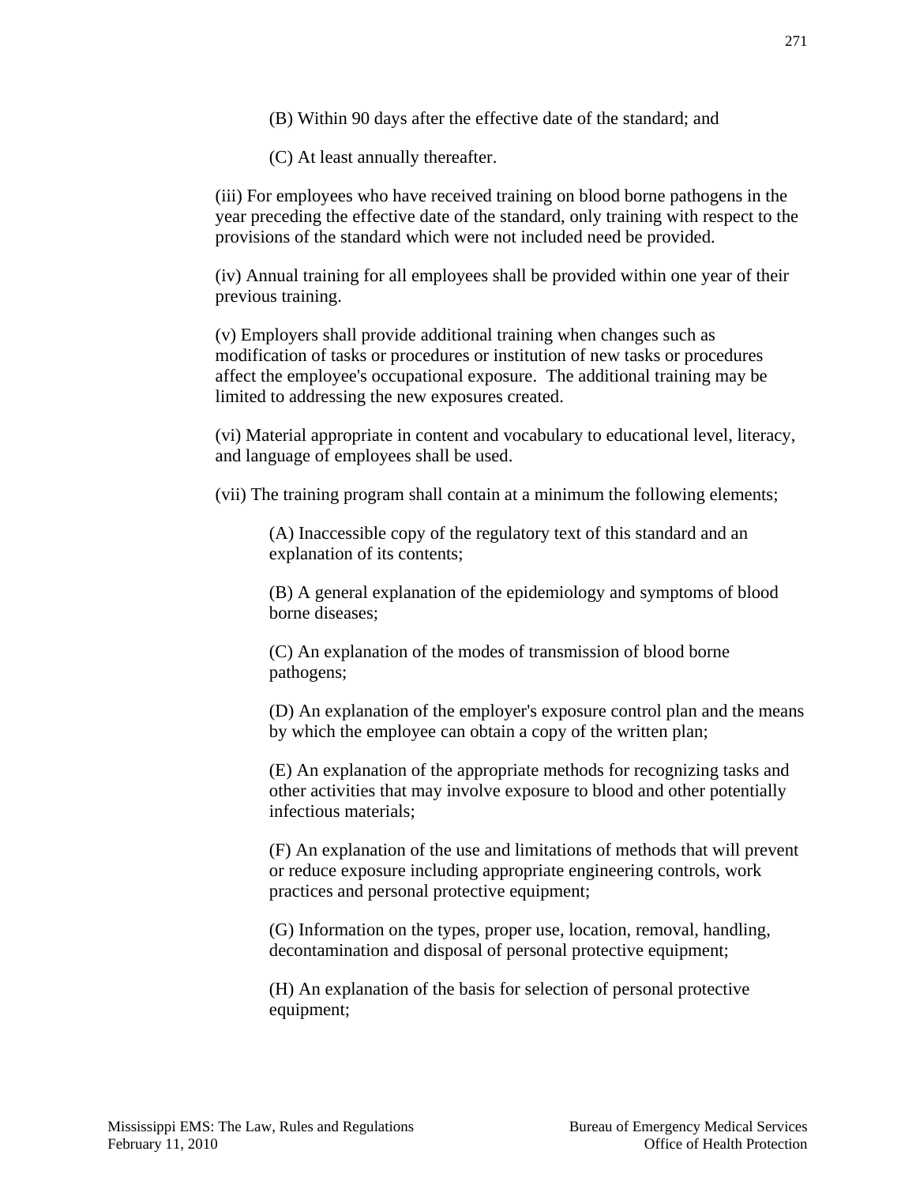(B) Within 90 days after the effective date of the standard; and

(C) At least annually thereafter.

(iii) For employees who have received training on blood borne pathogens in the year preceding the effective date of the standard, only training with respect to the provisions of the standard which were not included need be provided.

(iv) Annual training for all employees shall be provided within one year of their previous training.

(v) Employers shall provide additional training when changes such as modification of tasks or procedures or institution of new tasks or procedures affect the employee's occupational exposure. The additional training may be limited to addressing the new exposures created.

(vi) Material appropriate in content and vocabulary to educational level, literacy, and language of employees shall be used.

(vii) The training program shall contain at a minimum the following elements;

(A) Inaccessible copy of the regulatory text of this standard and an explanation of its contents;

(B) A general explanation of the epidemiology and symptoms of blood borne diseases;

(C) An explanation of the modes of transmission of blood borne pathogens;

(D) An explanation of the employer's exposure control plan and the means by which the employee can obtain a copy of the written plan;

(E) An explanation of the appropriate methods for recognizing tasks and other activities that may involve exposure to blood and other potentially infectious materials;

(F) An explanation of the use and limitations of methods that will prevent or reduce exposure including appropriate engineering controls, work practices and personal protective equipment;

(G) Information on the types, proper use, location, removal, handling, decontamination and disposal of personal protective equipment;

(H) An explanation of the basis for selection of personal protective equipment;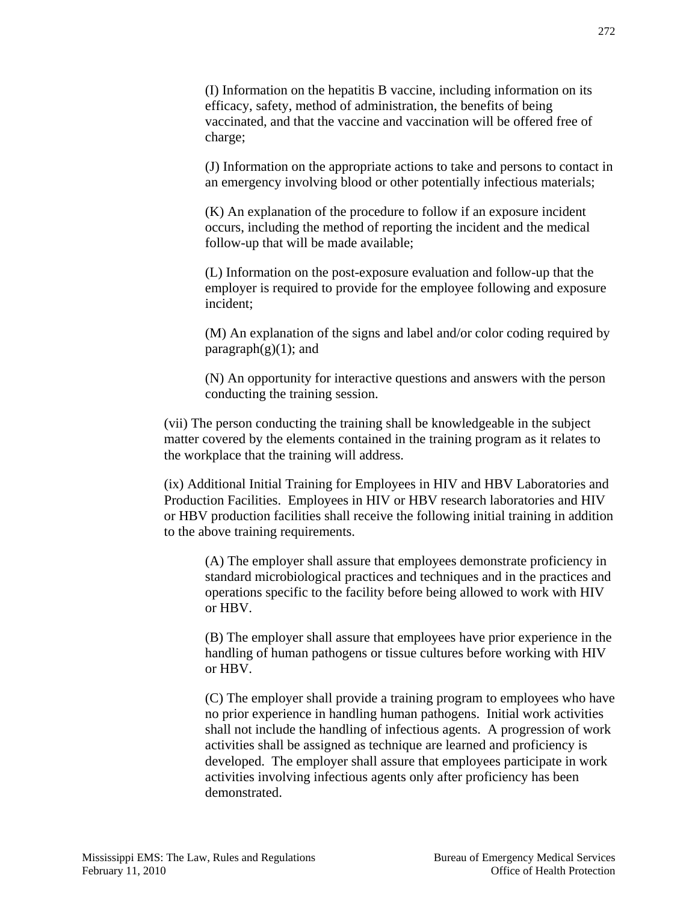(I) Information on the hepatitis B vaccine, including information on its efficacy, safety, method of administration, the benefits of being vaccinated, and that the vaccine and vaccination will be offered free of charge;

(J) Information on the appropriate actions to take and persons to contact in an emergency involving blood or other potentially infectious materials;

(K) An explanation of the procedure to follow if an exposure incident occurs, including the method of reporting the incident and the medical follow-up that will be made available;

(L) Information on the post-exposure evaluation and follow-up that the employer is required to provide for the employee following and exposure incident;

(M) An explanation of the signs and label and/or color coding required by paragraph(g)(1); and

(N) An opportunity for interactive questions and answers with the person conducting the training session.

(vii) The person conducting the training shall be knowledgeable in the subject matter covered by the elements contained in the training program as it relates to the workplace that the training will address.

(ix) Additional Initial Training for Employees in HIV and HBV Laboratories and Production Facilities. Employees in HIV or HBV research laboratories and HIV or HBV production facilities shall receive the following initial training in addition to the above training requirements.

(A) The employer shall assure that employees demonstrate proficiency in standard microbiological practices and techniques and in the practices and operations specific to the facility before being allowed to work with HIV or HBV.

(B) The employer shall assure that employees have prior experience in the handling of human pathogens or tissue cultures before working with HIV or HBV.

(C) The employer shall provide a training program to employees who have no prior experience in handling human pathogens. Initial work activities shall not include the handling of infectious agents. A progression of work activities shall be assigned as technique are learned and proficiency is developed. The employer shall assure that employees participate in work activities involving infectious agents only after proficiency has been demonstrated.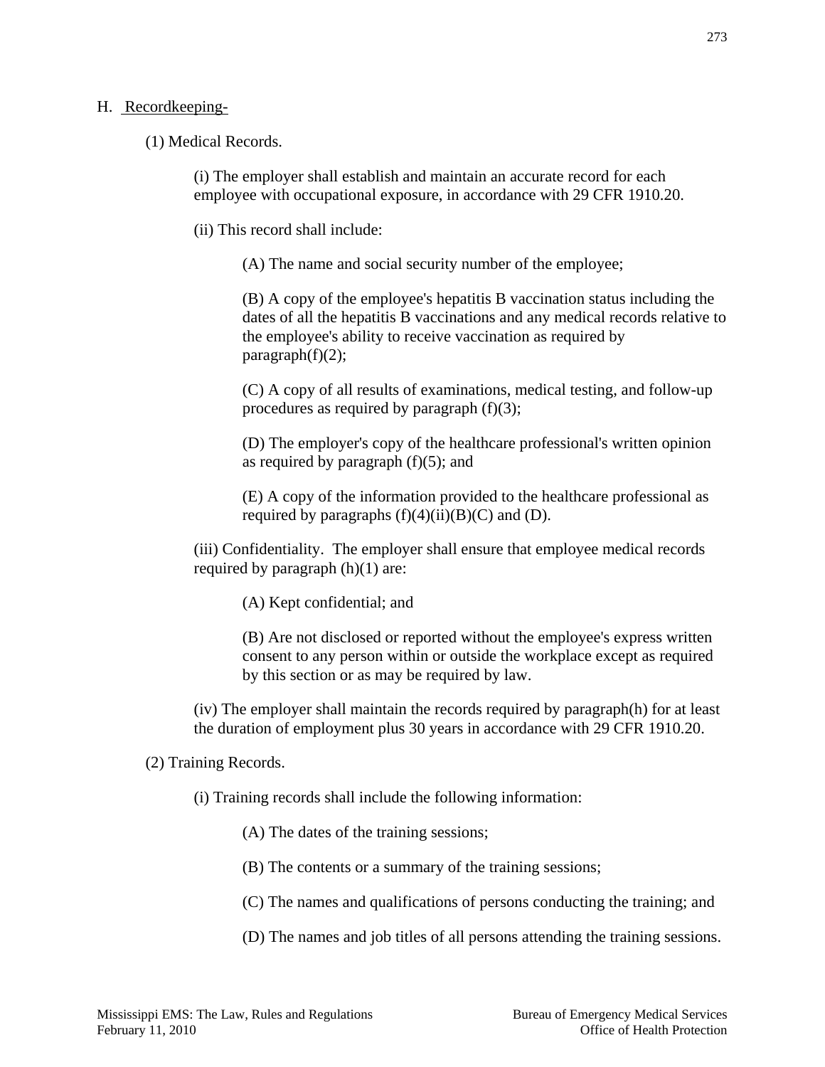H. Recordkeeping-

(1) Medical Records.

(i) The employer shall establish and maintain an accurate record for each employee with occupational exposure, in accordance with 29 CFR 1910.20.

(ii) This record shall include:

(A) The name and social security number of the employee;

(B) A copy of the employee's hepatitis B vaccination status including the dates of all the hepatitis B vaccinations and any medical records relative to the employee's ability to receive vaccination as required by paragraph(f)(2);

(C) A copy of all results of examinations, medical testing, and follow-up procedures as required by paragraph (f)(3);

(D) The employer's copy of the healthcare professional's written opinion as required by paragraph (f)(5); and

(E) A copy of the information provided to the healthcare professional as required by paragraphs (f)(4)(ii)(B)(C) and (D).

(iii) Confidentiality. The employer shall ensure that employee medical records required by paragraph (h)(1) are:

(A) Kept confidential; and

(B) Are not disclosed or reported without the employee's express written consent to any person within or outside the workplace except as required by this section or as may be required by law.

(iv) The employer shall maintain the records required by paragraph(h) for at least the duration of employment plus 30 years in accordance with 29 CFR 1910.20.

(2) Training Records.

(i) Training records shall include the following information:

(A) The dates of the training sessions;

(B) The contents or a summary of the training sessions;

(C) The names and qualifications of persons conducting the training; and

(D) The names and job titles of all persons attending the training sessions.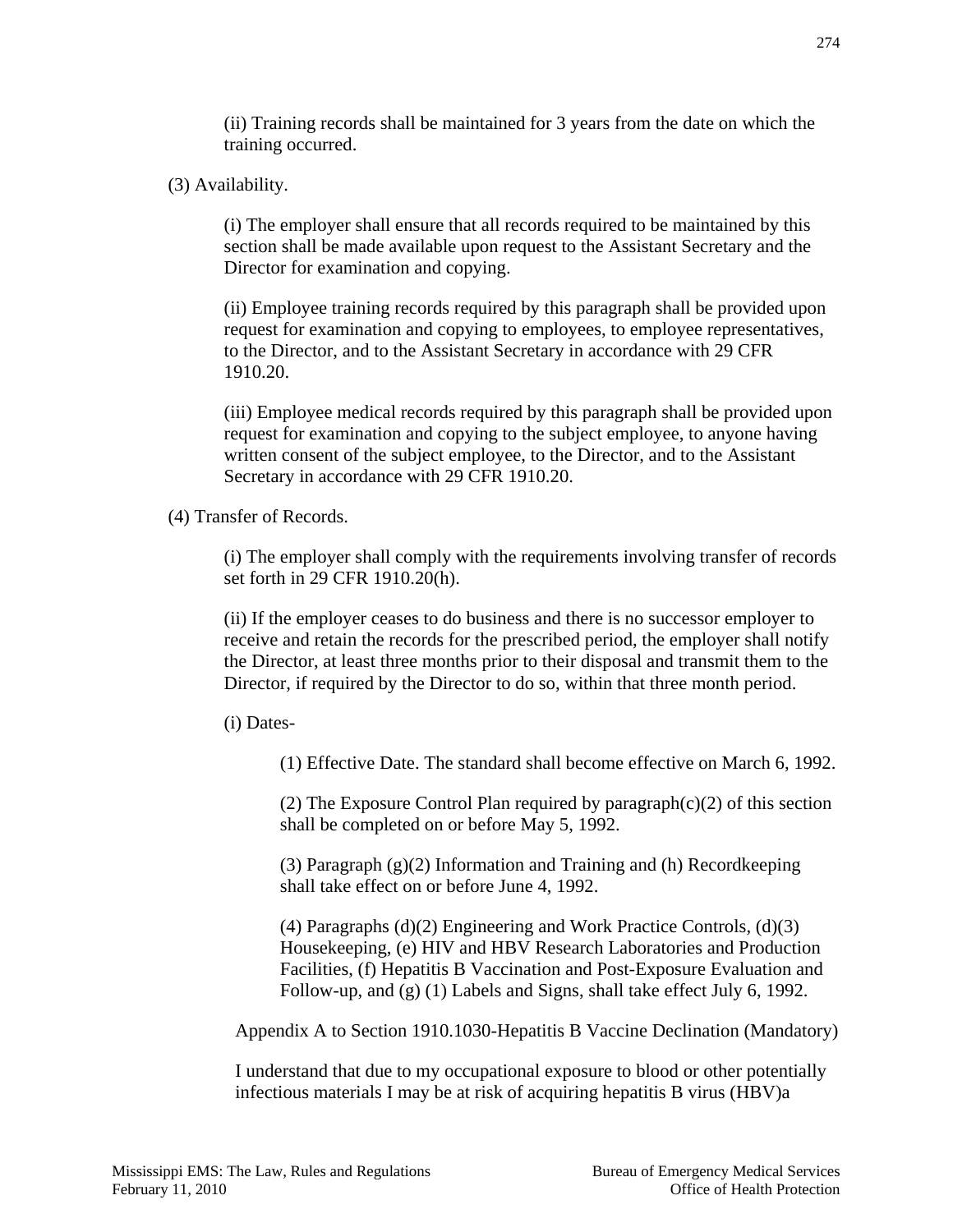(ii) Training records shall be maintained for 3 years from the date on which the training occurred.

(3) Availability.

(i) The employer shall ensure that all records required to be maintained by this section shall be made available upon request to the Assistant Secretary and the Director for examination and copying.

(ii) Employee training records required by this paragraph shall be provided upon request for examination and copying to employees, to employee representatives, to the Director, and to the Assistant Secretary in accordance with 29 CFR 1910.20.

(iii) Employee medical records required by this paragraph shall be provided upon request for examination and copying to the subject employee, to anyone having written consent of the subject employee, to the Director, and to the Assistant Secretary in accordance with 29 CFR 1910.20.

(4) Transfer of Records.

(i) The employer shall comply with the requirements involving transfer of records set forth in 29 CFR 1910.20(h).

(ii) If the employer ceases to do business and there is no successor employer to receive and retain the records for the prescribed period, the employer shall notify the Director, at least three months prior to their disposal and transmit them to the Director, if required by the Director to do so, within that three month period.

(i) Dates-

(1) Effective Date. The standard shall become effective on March 6, 1992.

(2) The Exposure Control Plan required by paragraph(c)(2) of this section shall be completed on or before May 5, 1992.

(3) Paragraph (g)(2) Information and Training and (h) Recordkeeping shall take effect on or before June 4, 1992.

(4) Paragraphs (d)(2) Engineering and Work Practice Controls, (d)(3) Housekeeping, (e) HIV and HBV Research Laboratories and Production Facilities, (f) Hepatitis B Vaccination and Post-Exposure Evaluation and Follow-up, and (g) (1) Labels and Signs, shall take effect July 6, 1992.

Appendix A to Section 1910.1030-Hepatitis B Vaccine Declination (Mandatory)

I understand that due to my occupational exposure to blood or other potentially infectious materials I may be at risk of acquiring hepatitis B virus (HBV)a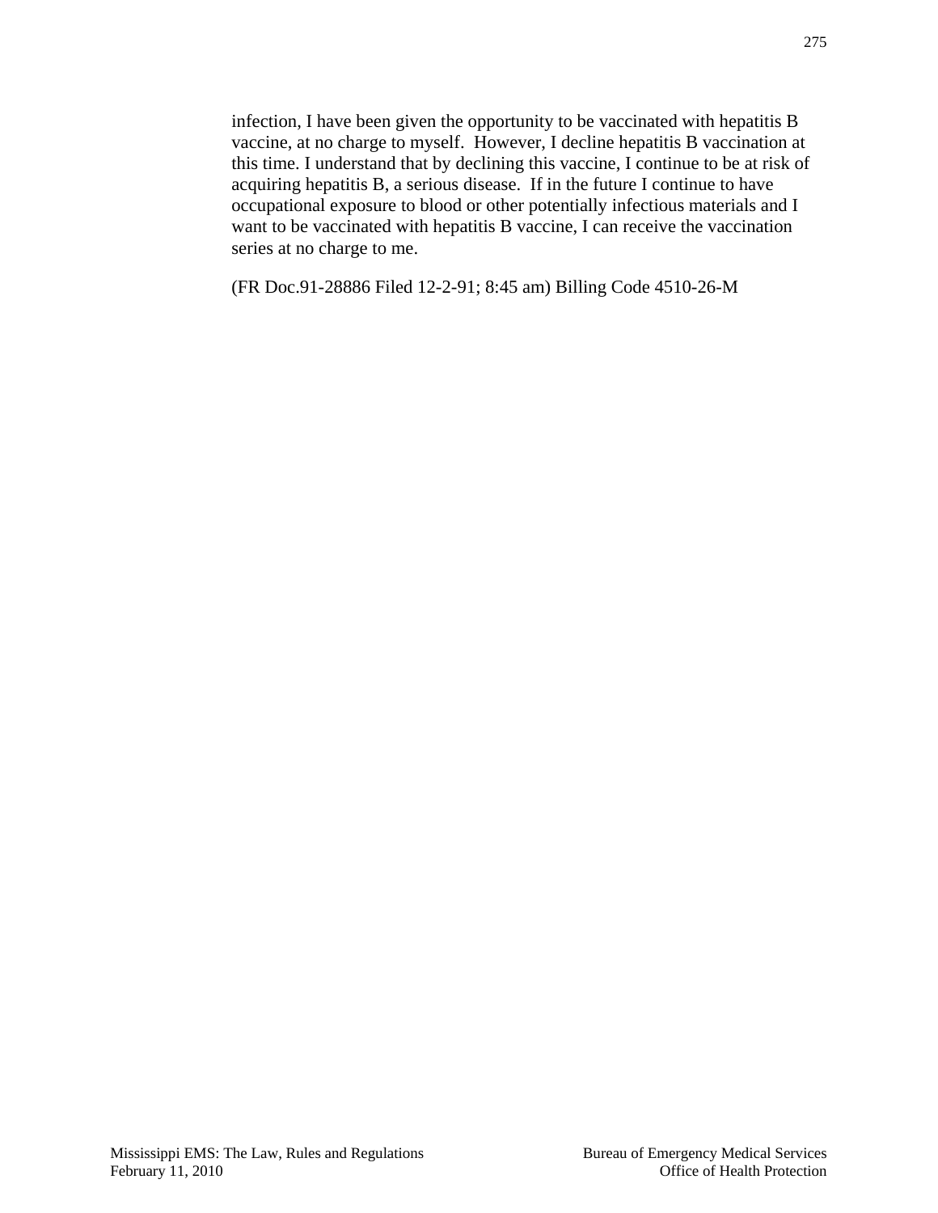infection, I have been given the opportunity to be vaccinated with hepatitis B vaccine, at no charge to myself. However, I decline hepatitis B vaccination at this time. I understand that by declining this vaccine, I continue to be at risk of acquiring hepatitis B, a serious disease. If in the future I continue to have occupational exposure to blood or other potentially infectious materials and I want to be vaccinated with hepatitis B vaccine, I can receive the vaccination series at no charge to me.

(FR Doc.91-28886 Filed 12-2-91; 8:45 am) Billing Code 4510-26-M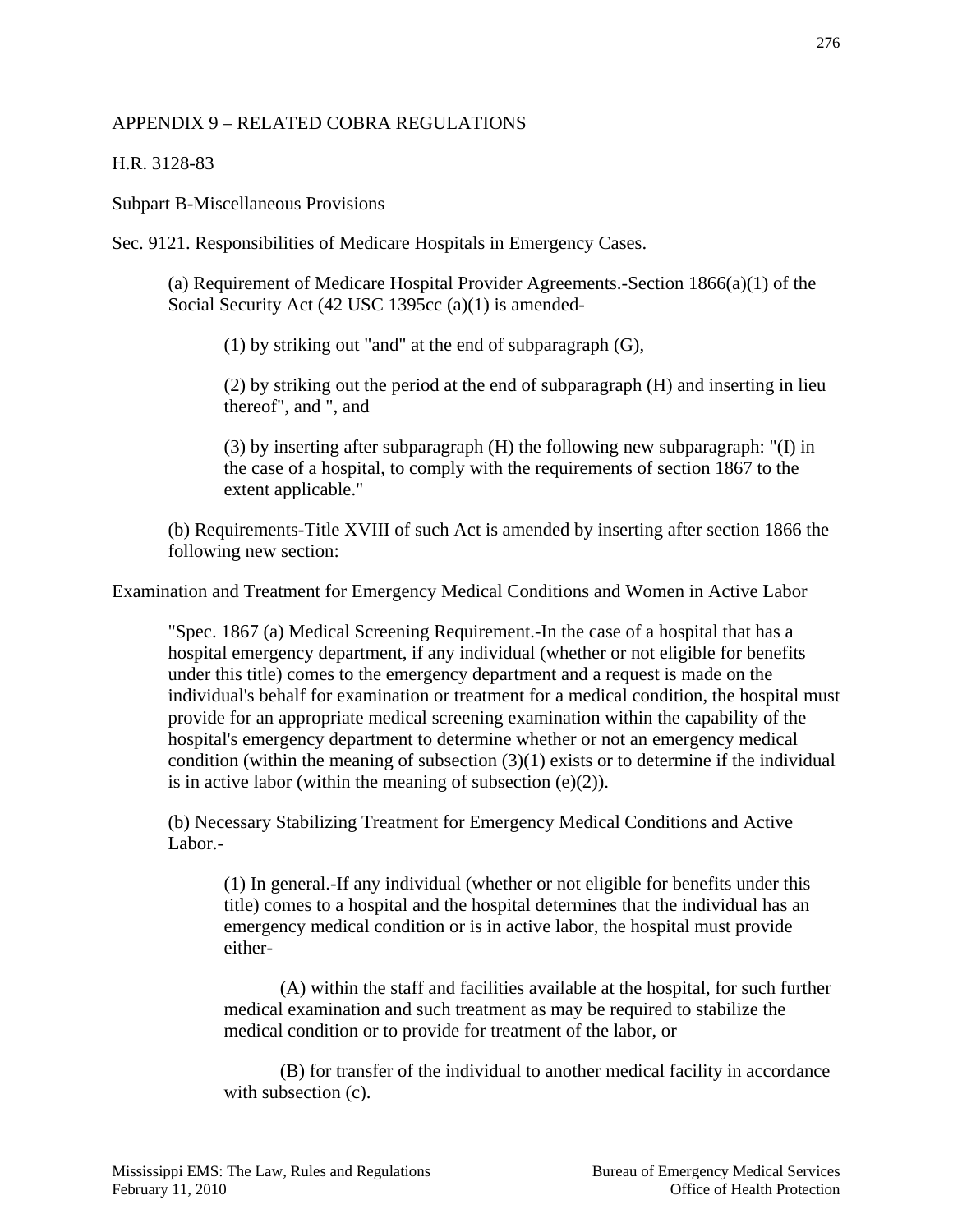APPENDIX 9 – RELATED COBRA REGULATIONS

H.R. 3128-83

Subpart B-Miscellaneous Provisions

Sec. 9121. Responsibilities of Medicare Hospitals in Emergency Cases.

> (a) Requirement of Medicare Hospital Provider Agreements.-Section 1866(a)(1) of the Social Security Act (42 USC 1395cc (a)(1) is amended-
>
> > (1) by striking out "and" at the end of subparagraph (G),
> >
> > (2) by striking out the period at the end of subparagraph (H) and inserting in lieu thereof", and ", and
> >
> > (3) by inserting after subparagraph (H) the following new subparagraph: "(I) in the case of a hospital, to comply with the requirements of section 1867 to the extent applicable."
>
> (b) Requirements-Title XVIII of such Act is amended by inserting after section 1866 the following new section:

Examination and Treatment for Emergency Medical Conditions and Women in Active Labor

> "Spec. 1867 (a) Medical Screening Requirement.-In the case of a hospital that has a hospital emergency department, if any individual (whether or not eligible for benefits under this title) comes to the emergency department and a request is made on the individual's behalf for examination or treatment for a medical condition, the hospital must provide for an appropriate medical screening examination within the capability of the hospital's emergency department to determine whether or not an emergency medical condition (within the meaning of subsection (3)(1) exists or to determine if the individual is in active labor (within the meaning of subsection (e)(2)).
>
> (b) Necessary Stabilizing Treatment for Emergency Medical Conditions and Active Labor.-
>
> > (1) In general.-If any individual (whether or not eligible for benefits under this title) comes to a hospital and the hospital determines that the individual has an emergency medical condition or is in active labor, the hospital must provide either-
> >
> > (A) within the staff and facilities available at the hospital, for such further medical examination and such treatment as may be required to stabilize the medical condition or to provide for treatment of the labor, or
> >
> > (B) for transfer of the individual to another medical facility in accordance with subsection (c).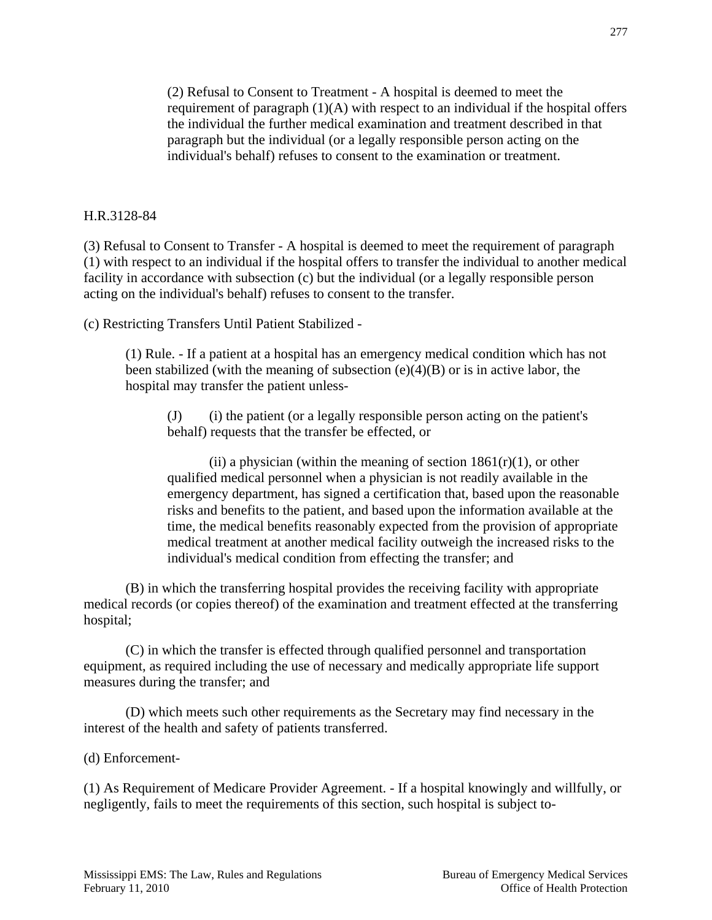(2) Refusal to Consent to Treatment - A hospital is deemed to meet the requirement of paragraph (1)(A) with respect to an individual if the hospital offers the individual the further medical examination and treatment described in that paragraph but the individual (or a legally responsible person acting on the individual's behalf) refuses to consent to the examination or treatment.

H.R.3128-84

(3) Refusal to Consent to Transfer - A hospital is deemed to meet the requirement of paragraph (1) with respect to an individual if the hospital offers to transfer the individual to another medical facility in accordance with subsection (c) but the individual (or a legally responsible person acting on the individual's behalf) refuses to consent to the transfer.

(c) Restricting Transfers Until Patient Stabilized -

(1) Rule. - If a patient at a hospital has an emergency medical condition which has not been stabilized (with the meaning of subsection (e)(4)(B) or is in active labor, the hospital may transfer the patient unless-

(J) (i) the patient (or a legally responsible person acting on the patient's behalf) requests that the transfer be effected, or

(ii) a physician (within the meaning of section 1861(r)(1), or other qualified medical personnel when a physician is not readily available in the emergency department, has signed a certification that, based upon the reasonable risks and benefits to the patient, and based upon the information available at the time, the medical benefits reasonably expected from the provision of appropriate medical treatment at another medical facility outweigh the increased risks to the individual's medical condition from effecting the transfer; and

(B) in which the transferring hospital provides the receiving facility with appropriate medical records (or copies thereof) of the examination and treatment effected at the transferring hospital;

(C) in which the transfer is effected through qualified personnel and transportation equipment, as required including the use of necessary and medically appropriate life support measures during the transfer; and

(D) which meets such other requirements as the Secretary may find necessary in the interest of the health and safety of patients transferred.

(d) Enforcement-

(1) As Requirement of Medicare Provider Agreement. - If a hospital knowingly and willfully, or negligently, fails to meet the requirements of this section, such hospital is subject to-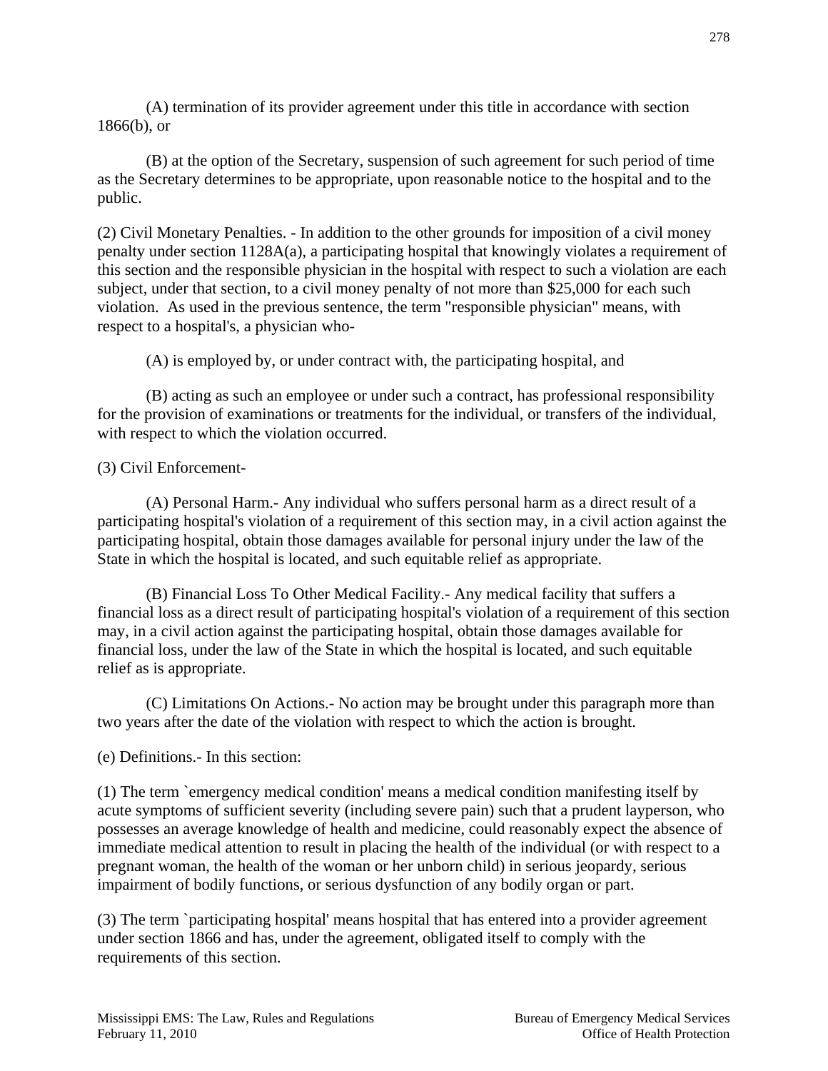(A) termination of its provider agreement under this title in accordance with section 1866(b), or

(B) at the option of the Secretary, suspension of such agreement for such period of time as the Secretary determines to be appropriate, upon reasonable notice to the hospital and to the public.

(2) Civil Monetary Penalties. - In addition to the other grounds for imposition of a civil money penalty under section 1128A(a), a participating hospital that knowingly violates a requirement of this section and the responsible physician in the hospital with respect to such a violation are each subject, under that section, to a civil money penalty of not more than $25,000 for each such violation. As used in the previous sentence, the term "responsible physician" means, with respect to a hospital's, a physician who-

(A) is employed by, or under contract with, the participating hospital, and

(B) acting as such an employee or under such a contract, has professional responsibility for the provision of examinations or treatments for the individual, or transfers of the individual, with respect to which the violation occurred.

(3) Civil Enforcement-

(A) Personal Harm.- Any individual who suffers personal harm as a direct result of a participating hospital's violation of a requirement of this section may, in a civil action against the participating hospital, obtain those damages available for personal injury under the law of the State in which the hospital is located, and such equitable relief as appropriate.

(B) Financial Loss To Other Medical Facility.- Any medical facility that suffers a financial loss as a direct result of participating hospital's violation of a requirement of this section may, in a civil action against the participating hospital, obtain those damages available for financial loss, under the law of the State in which the hospital is located, and such equitable relief as is appropriate.

(C) Limitations On Actions.- No action may be brought under this paragraph more than two years after the date of the violation with respect to which the action is brought.

(e) Definitions.- In this section:

(1) The term `emergency medical condition' means a medical condition manifesting itself by acute symptoms of sufficient severity (including severe pain) such that a prudent layperson, who possesses an average knowledge of health and medicine, could reasonably expect the absence of immediate medical attention to result in placing the health of the individual (or with respect to a pregnant woman, the health of the woman or her unborn child) in serious jeopardy, serious impairment of bodily functions, or serious dysfunction of any bodily organ or part.

(3) The term `participating hospital' means hospital that has entered into a provider agreement under section 1866 and has, under the agreement, obligated itself to comply with the requirements of this section.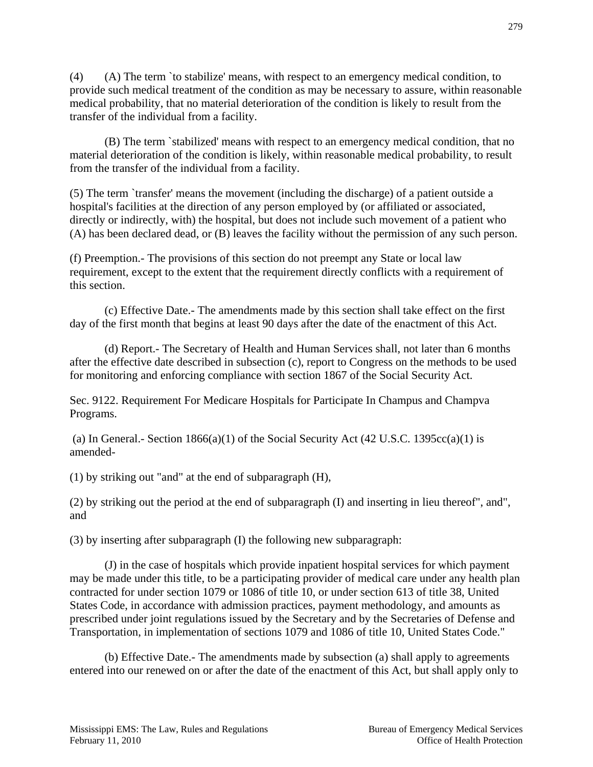(4) (A) The term `to stabilize' means, with respect to an emergency medical condition, to provide such medical treatment of the condition as may be necessary to assure, within reasonable medical probability, that no material deterioration of the condition is likely to result from the transfer of the individual from a facility.

(B) The term `stabilized' means with respect to an emergency medical condition, that no material deterioration of the condition is likely, within reasonable medical probability, to result from the transfer of the individual from a facility.

(5) The term `transfer' means the movement (including the discharge) of a patient outside a hospital's facilities at the direction of any person employed by (or affiliated or associated, directly or indirectly, with) the hospital, but does not include such movement of a patient who (A) has been declared dead, or (B) leaves the facility without the permission of any such person.

(f) Preemption.- The provisions of this section do not preempt any State or local law requirement, except to the extent that the requirement directly conflicts with a requirement of this section.

(c) Effective Date.- The amendments made by this section shall take effect on the first day of the first month that begins at least 90 days after the date of the enactment of this Act.

(d) Report.- The Secretary of Health and Human Services shall, not later than 6 months after the effective date described in subsection (c), report to Congress on the methods to be used for monitoring and enforcing compliance with section 1867 of the Social Security Act.

Sec. 9122. Requirement For Medicare Hospitals for Participate In Champus and Champva Programs.

(a) In General.- Section 1866(a)(1) of the Social Security Act (42 U.S.C. 1395cc(a)(1) is amended-

(1) by striking out "and" at the end of subparagraph (H),

(2) by striking out the period at the end of subparagraph (I) and inserting in lieu thereof", and", and

(3) by inserting after subparagraph (I) the following new subparagraph:

(J) in the case of hospitals which provide inpatient hospital services for which payment may be made under this title, to be a participating provider of medical care under any health plan contracted for under section 1079 or 1086 of title 10, or under section 613 of title 38, United States Code, in accordance with admission practices, payment methodology, and amounts as prescribed under joint regulations issued by the Secretary and by the Secretaries of Defense and Transportation, in implementation of sections 1079 and 1086 of title 10, United States Code."

(b) Effective Date.- The amendments made by subsection (a) shall apply to agreements entered into our renewed on or after the date of the enactment of this Act, but shall apply only to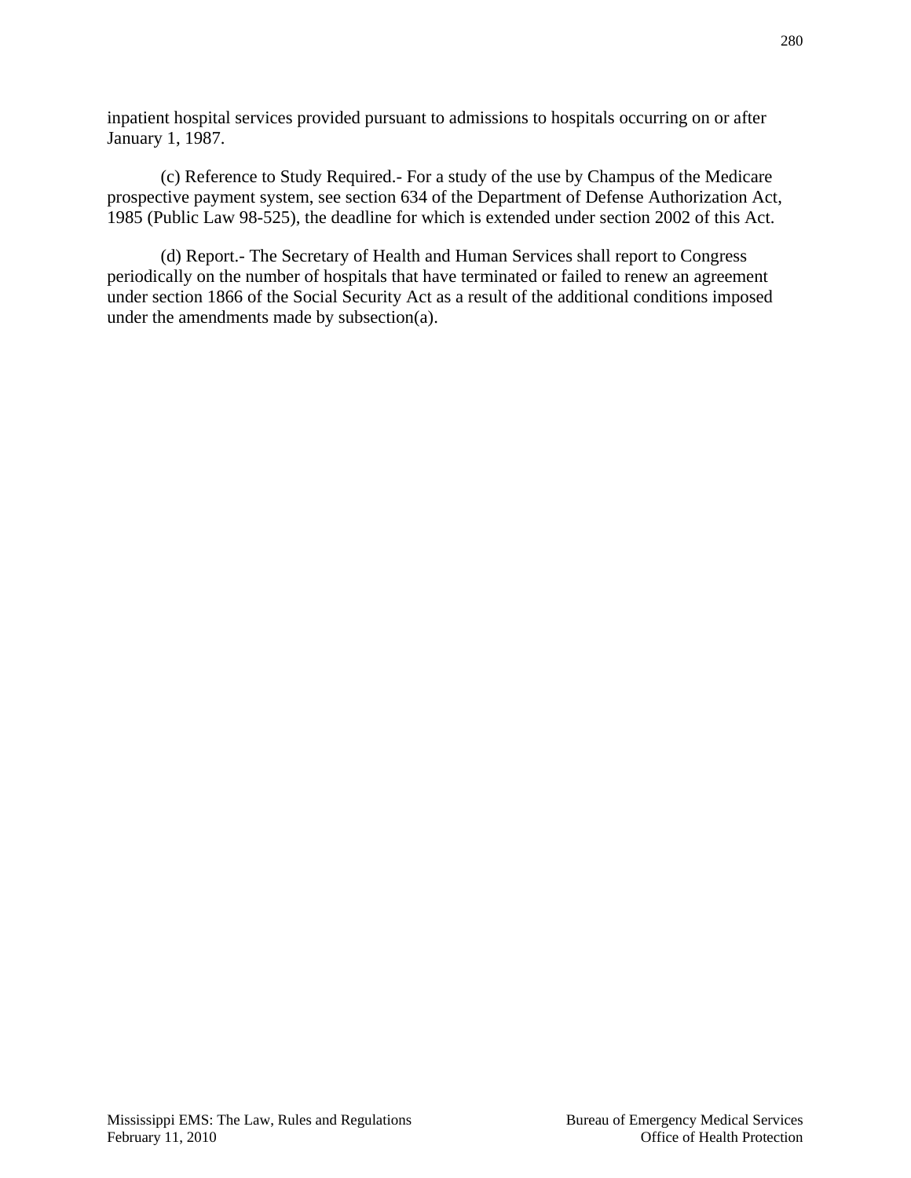inpatient hospital services provided pursuant to admissions to hospitals occurring on or after January 1, 1987.

(c) Reference to Study Required.- For a study of the use by Champus of the Medicare prospective payment system, see section 634 of the Department of Defense Authorization Act, 1985 (Public Law 98-525), the deadline for which is extended under section 2002 of this Act.

(d) Report.- The Secretary of Health and Human Services shall report to Congress periodically on the number of hospitals that have terminated or failed to renew an agreement under section 1866 of the Social Security Act as a result of the additional conditions imposed under the amendments made by subsection(a).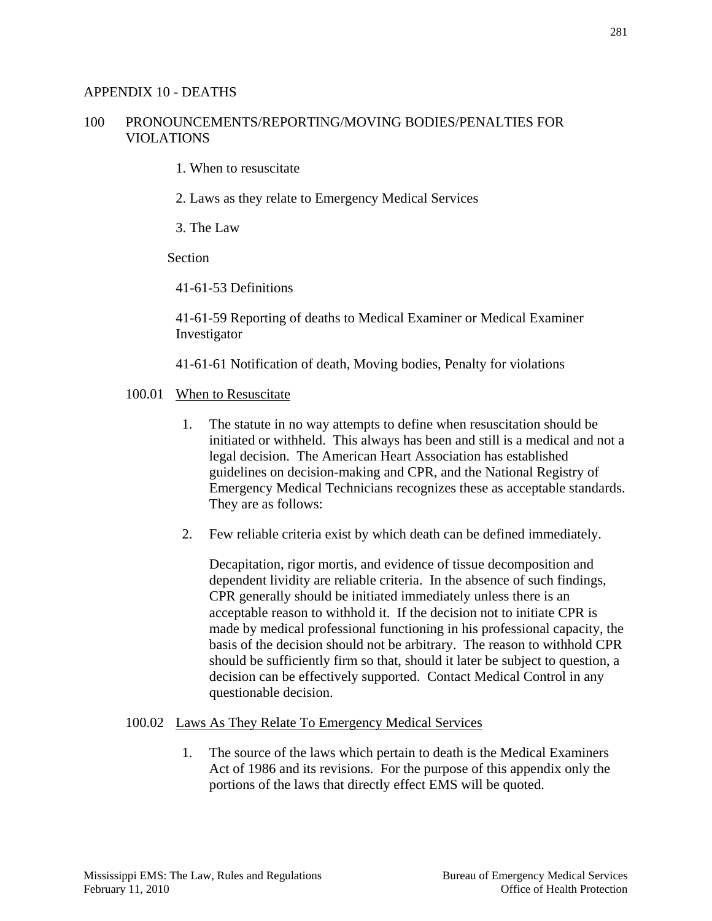# APPENDIX 10 - DEATHS

## 100 PRONOUNCEMENTS/REPORTING/MOVING BODIES/PENALTIES FOR VIOLATIONS

1. When to resuscitate
2. Laws as they relate to Emergency Medical Services
3. The Law

Section

41-61-53 Definitions

41-61-59 Reporting of deaths to Medical Examiner or Medical Examiner Investigator

41-61-61 Notification of death, Moving bodies, Penalty for violations

### 100.01 When to Resuscitate

1. The statute in no way attempts to define when resuscitation should be initiated or withheld. This always has been and still is a medical and not a legal decision. The American Heart Association has established guidelines on decision-making and CPR, and the National Registry of Emergency Medical Technicians recognizes these as acceptable standards. They are as follows:

2. Few reliable criteria exist by which death can be defined immediately.

   Decapitation, rigor mortis, and evidence of tissue decomposition and dependent lividity are reliable criteria. In the absence of such findings, CPR generally should be initiated immediately unless there is an acceptable reason to withhold it. If the decision not to initiate CPR is made by medical professional functioning in his professional capacity, the basis of the decision should not be arbitrary. The reason to withhold CPR should be sufficiently firm so that, should it later be subject to question, a decision can be effectively supported. Contact Medical Control in any questionable decision.

### 100.02 Laws As They Relate To Emergency Medical Services

1. The source of the laws which pertain to death is the Medical Examiners Act of 1986 and its revisions. For the purpose of this appendix only the portions of the laws that directly effect EMS will be quoted.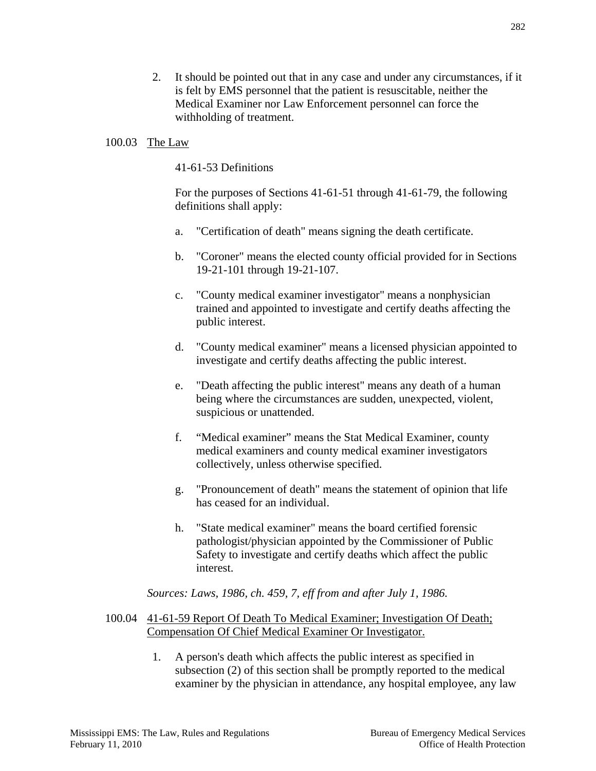2. It should be pointed out that in any case and under any circumstances, if it is felt by EMS personnel that the patient is resuscitable, neither the Medical Examiner nor Law Enforcement personnel can force the withholding of treatment.

100.03 The Law

41-61-53 Definitions

For the purposes of Sections 41-61-51 through 41-61-79, the following definitions shall apply:

a. "Certification of death" means signing the death certificate.

b. "Coroner" means the elected county official provided for in Sections 19-21-101 through 19-21-107.

c. "County medical examiner investigator" means a nonphysician trained and appointed to investigate and certify deaths affecting the public interest.

d. "County medical examiner" means a licensed physician appointed to investigate and certify deaths affecting the public interest.

e. "Death affecting the public interest" means any death of a human being where the circumstances are sudden, unexpected, violent, suspicious or unattended.

f. "Medical examiner" means the Stat Medical Examiner, county medical examiners and county medical examiner investigators collectively, unless otherwise specified.

g. "Pronouncement of death" means the statement of opinion that life has ceased for an individual.

h. "State medical examiner" means the board certified forensic pathologist/physician appointed by the Commissioner of Public Safety to investigate and certify deaths which affect the public interest.

*Sources: Laws, 1986, ch. 459, 7, eff from and after July 1, 1986.*

100.04 41-61-59 Report Of Death To Medical Examiner; Investigation Of Death; Compensation Of Chief Medical Examiner Or Investigator.

1. A person's death which affects the public interest as specified in subsection (2) of this section shall be promptly reported to the medical examiner by the physician in attendance, any hospital employee, any law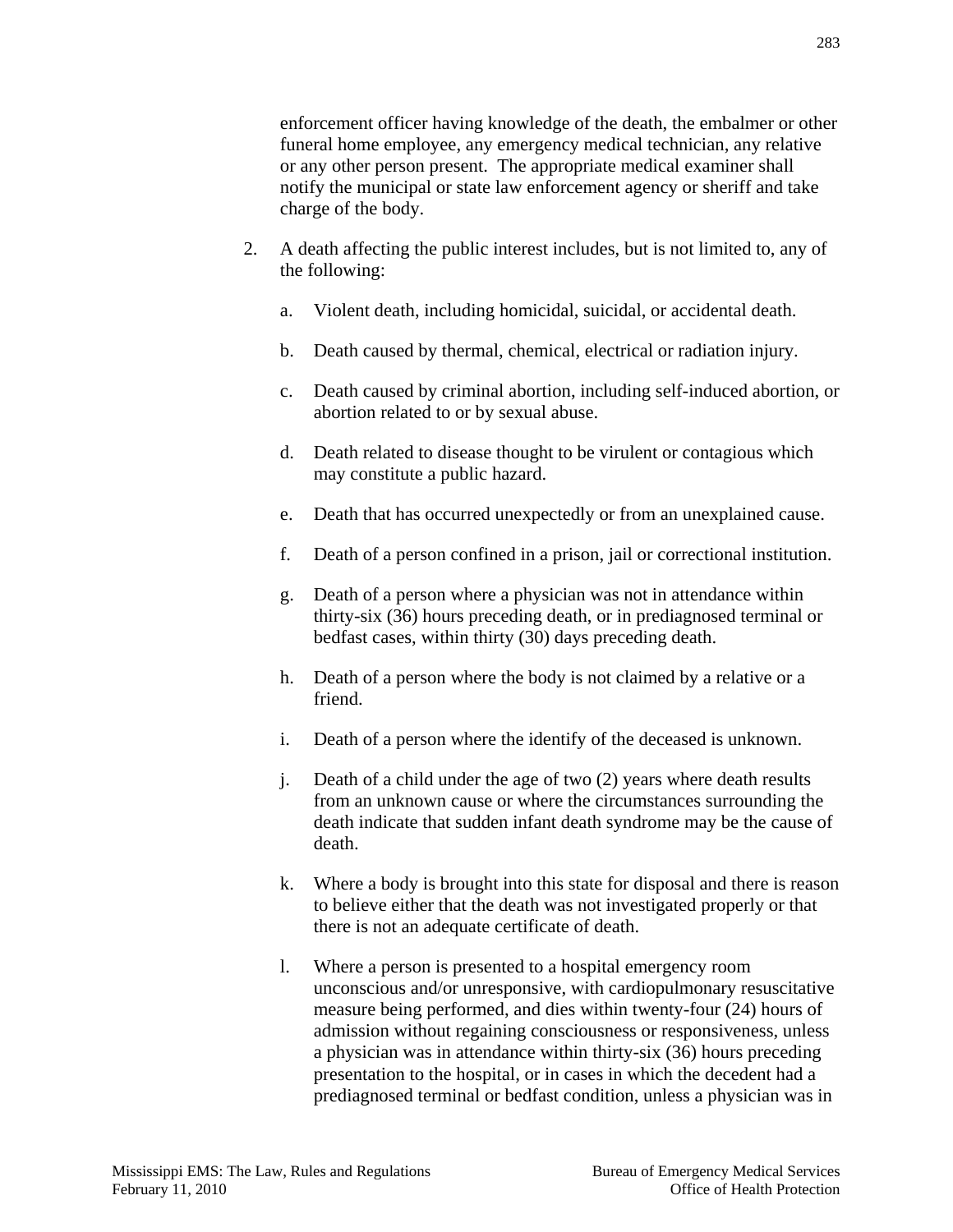enforcement officer having knowledge of the death, the embalmer or other funeral home employee, any emergency medical technician, any relative or any other person present. The appropriate medical examiner shall notify the municipal or state law enforcement agency or sheriff and take charge of the body.

2. A death affecting the public interest includes, but is not limited to, any of the following:

   a. Violent death, including homicidal, suicidal, or accidental death.

   b. Death caused by thermal, chemical, electrical or radiation injury.

   c. Death caused by criminal abortion, including self-induced abortion, or abortion related to or by sexual abuse.

   d. Death related to disease thought to be virulent or contagious which may constitute a public hazard.

   e. Death that has occurred unexpectedly or from an unexplained cause.

   f. Death of a person confined in a prison, jail or correctional institution.

   g. Death of a person where a physician was not in attendance within thirty-six (36) hours preceding death, or in prediagnosed terminal or bedfast cases, within thirty (30) days preceding death.

   h. Death of a person where the body is not claimed by a relative or a friend.

   i. Death of a person where the identify of the deceased is unknown.

   j. Death of a child under the age of two (2) years where death results from an unknown cause or where the circumstances surrounding the death indicate that sudden infant death syndrome may be the cause of death.

   k. Where a body is brought into this state for disposal and there is reason to believe either that the death was not investigated properly or that there is not an adequate certificate of death.

   l. Where a person is presented to a hospital emergency room unconscious and/or unresponsive, with cardiopulmonary resuscitative measure being performed, and dies within twenty-four (24) hours of admission without regaining consciousness or responsiveness, unless a physician was in attendance within thirty-six (36) hours preceding presentation to the hospital, or in cases in which the decedent had a prediagnosed terminal or bedfast condition, unless a physician was in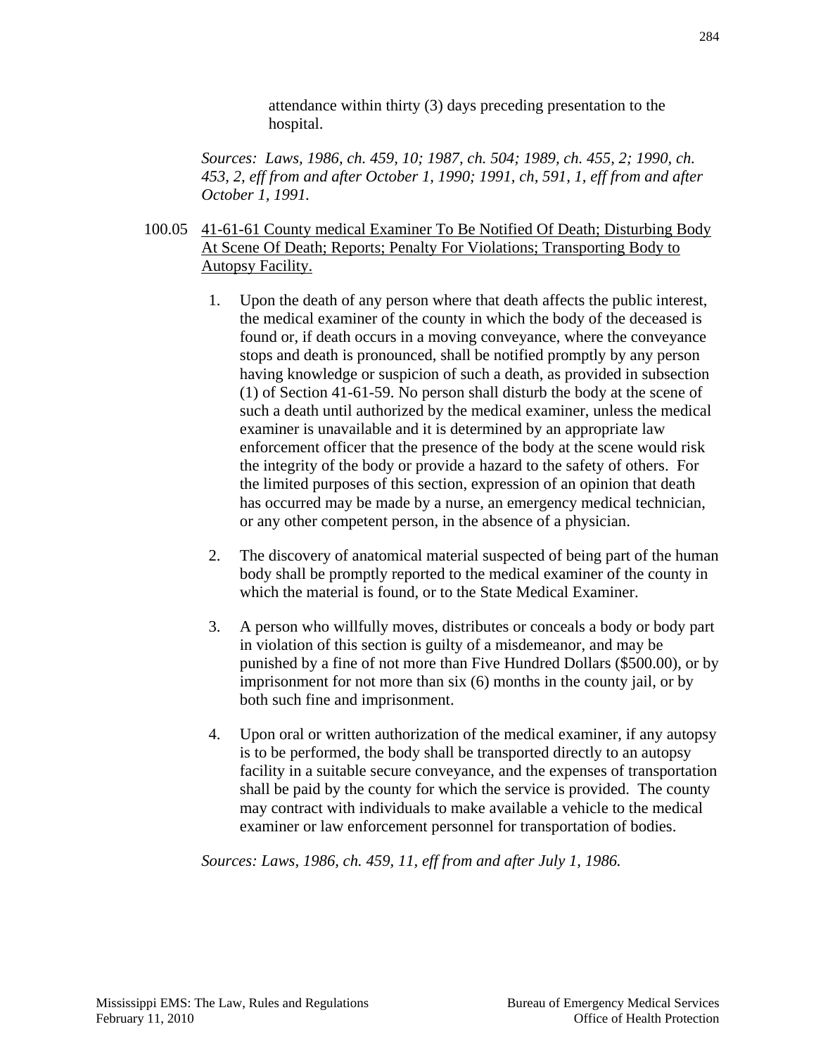attendance within thirty (3) days preceding presentation to the hospital.

*Sources: Laws, 1986, ch. 459, 10; 1987, ch. 504; 1989, ch. 455, 2; 1990, ch. 453, 2, eff from and after October 1, 1990; 1991, ch, 591, 1, eff from and after October 1, 1991.*

100.05 <u>41-61-61 County medical Examiner To Be Notified Of Death; Disturbing Body At Scene Of Death; Reports; Penalty For Violations; Transporting Body to Autopsy Facility.</u>

1. Upon the death of any person where that death affects the public interest, the medical examiner of the county in which the body of the deceased is found or, if death occurs in a moving conveyance, where the conveyance stops and death is pronounced, shall be notified promptly by any person having knowledge or suspicion of such a death, as provided in subsection (1) of Section 41-61-59. No person shall disturb the body at the scene of such a death until authorized by the medical examiner, unless the medical examiner is unavailable and it is determined by an appropriate law enforcement officer that the presence of the body at the scene would risk the integrity of the body or provide a hazard to the safety of others. For the limited purposes of this section, expression of an opinion that death has occurred may be made by a nurse, an emergency medical technician, or any other competent person, in the absence of a physician.

2. The discovery of anatomical material suspected of being part of the human body shall be promptly reported to the medical examiner of the county in which the material is found, or to the State Medical Examiner.

3. A person who willfully moves, distributes or conceals a body or body part in violation of this section is guilty of a misdemeanor, and may be punished by a fine of not more than Five Hundred Dollars ($500.00), or by imprisonment for not more than six (6) months in the county jail, or by both such fine and imprisonment.

4. Upon oral or written authorization of the medical examiner, if any autopsy is to be performed, the body shall be transported directly to an autopsy facility in a suitable secure conveyance, and the expenses of transportation shall be paid by the county for which the service is provided. The county may contract with individuals to make available a vehicle to the medical examiner or law enforcement personnel for transportation of bodies.

*Sources: Laws, 1986, ch. 459, 11, eff from and after July 1, 1986.*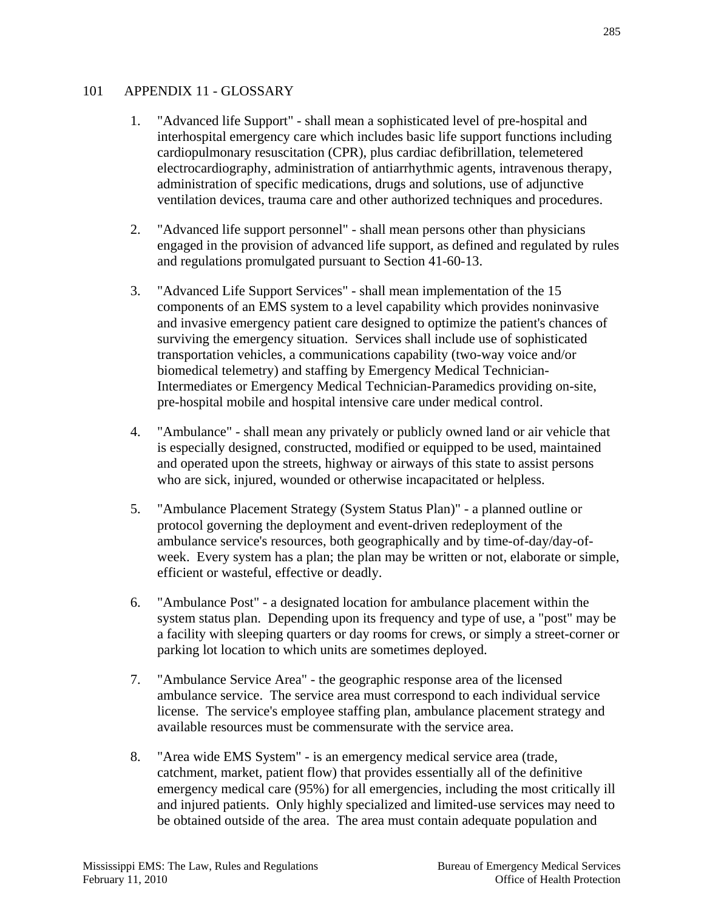## 101 APPENDIX 11 - GLOSSARY

1. "Advanced life Support" - shall mean a sophisticated level of pre-hospital and interhospital emergency care which includes basic life support functions including cardiopulmonary resuscitation (CPR), plus cardiac defibrillation, telemetered electrocardiography, administration of antiarrhythmic agents, intravenous therapy, administration of specific medications, drugs and solutions, use of adjunctive ventilation devices, trauma care and other authorized techniques and procedures.

2. "Advanced life support personnel" - shall mean persons other than physicians engaged in the provision of advanced life support, as defined and regulated by rules and regulations promulgated pursuant to Section 41-60-13.

3. "Advanced Life Support Services" - shall mean implementation of the 15 components of an EMS system to a level capability which provides noninvasive and invasive emergency patient care designed to optimize the patient's chances of surviving the emergency situation. Services shall include use of sophisticated transportation vehicles, a communications capability (two-way voice and/or biomedical telemetry) and staffing by Emergency Medical Technician-Intermediates or Emergency Medical Technician-Paramedics providing on-site, pre-hospital mobile and hospital intensive care under medical control.

4. "Ambulance" - shall mean any privately or publicly owned land or air vehicle that is especially designed, constructed, modified or equipped to be used, maintained and operated upon the streets, highway or airways of this state to assist persons who are sick, injured, wounded or otherwise incapacitated or helpless.

5. "Ambulance Placement Strategy (System Status Plan)" - a planned outline or protocol governing the deployment and event-driven redeployment of the ambulance service's resources, both geographically and by time-of-day/day-of-week. Every system has a plan; the plan may be written or not, elaborate or simple, efficient or wasteful, effective or deadly.

6. "Ambulance Post" - a designated location for ambulance placement within the system status plan. Depending upon its frequency and type of use, a "post" may be a facility with sleeping quarters or day rooms for crews, or simply a street-corner or parking lot location to which units are sometimes deployed.

7. "Ambulance Service Area" - the geographic response area of the licensed ambulance service. The service area must correspond to each individual service license. The service's employee staffing plan, ambulance placement strategy and available resources must be commensurate with the service area.

8. "Area wide EMS System" - is an emergency medical service area (trade, catchment, market, patient flow) that provides essentially all of the definitive emergency medical care (95%) for all emergencies, including the most critically ill and injured patients. Only highly specialized and limited-use services may need to be obtained outside of the area. The area must contain adequate population and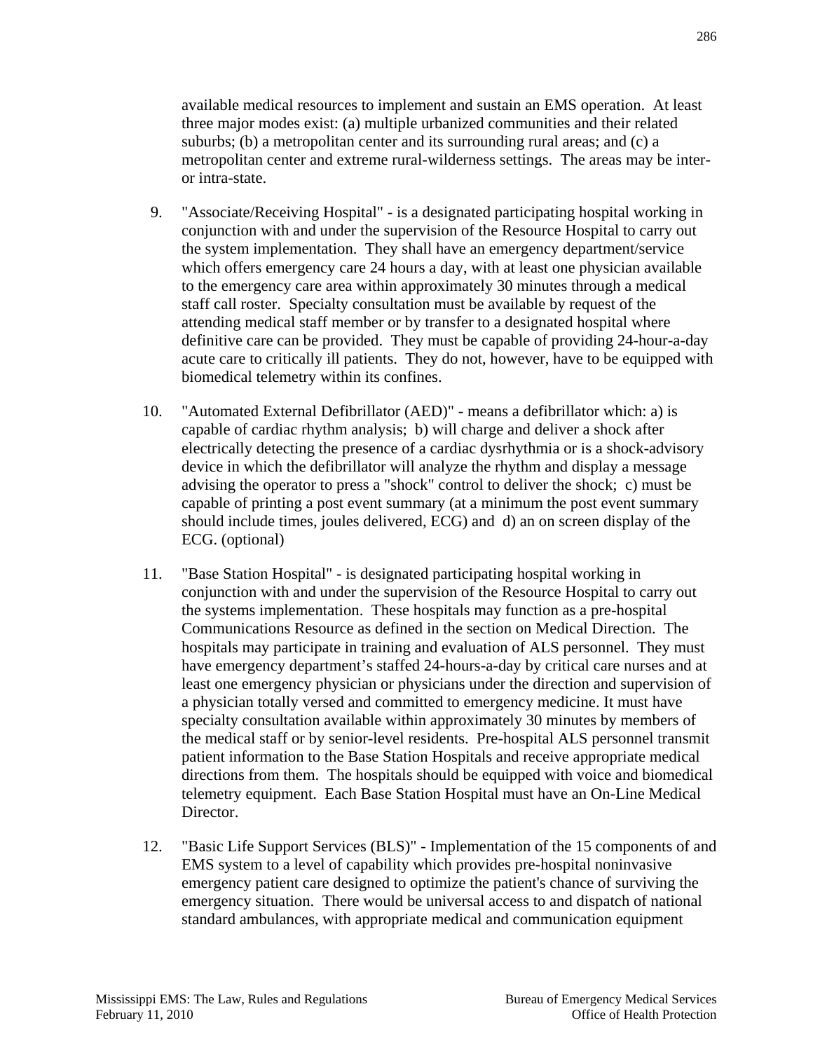available medical resources to implement and sustain an EMS operation. At least three major modes exist: (a) multiple urbanized communities and their related suburbs; (b) a metropolitan center and its surrounding rural areas; and (c) a metropolitan center and extreme rural-wilderness settings. The areas may be inter- or intra-state.

9. "Associate/Receiving Hospital" - is a designated participating hospital working in conjunction with and under the supervision of the Resource Hospital to carry out the system implementation. They shall have an emergency department/service which offers emergency care 24 hours a day, with at least one physician available to the emergency care area within approximately 30 minutes through a medical staff call roster. Specialty consultation must be available by request of the attending medical staff member or by transfer to a designated hospital where definitive care can be provided. They must be capable of providing 24-hour-a-day acute care to critically ill patients. They do not, however, have to be equipped with biomedical telemetry within its confines.

10. "Automated External Defibrillator (AED)" - means a defibrillator which: a) is capable of cardiac rhythm analysis; b) will charge and deliver a shock after electrically detecting the presence of a cardiac dysrhythmia or is a shock-advisory device in which the defibrillator will analyze the rhythm and display a message advising the operator to press a "shock" control to deliver the shock; c) must be capable of printing a post event summary (at a minimum the post event summary should include times, joules delivered, ECG) and d) an on screen display of the ECG. (optional)

11. "Base Station Hospital" - is designated participating hospital working in conjunction with and under the supervision of the Resource Hospital to carry out the systems implementation. These hospitals may function as a pre-hospital Communications Resource as defined in the section on Medical Direction. The hospitals may participate in training and evaluation of ALS personnel. They must have emergency department's staffed 24-hours-a-day by critical care nurses and at least one emergency physician or physicians under the direction and supervision of a physician totally versed and committed to emergency medicine. It must have specialty consultation available within approximately 30 minutes by members of the medical staff or by senior-level residents. Pre-hospital ALS personnel transmit patient information to the Base Station Hospitals and receive appropriate medical directions from them. The hospitals should be equipped with voice and biomedical telemetry equipment. Each Base Station Hospital must have an On-Line Medical Director.

12. "Basic Life Support Services (BLS)" - Implementation of the 15 components of and EMS system to a level of capability which provides pre-hospital noninvasive emergency patient care designed to optimize the patient's chance of surviving the emergency situation. There would be universal access to and dispatch of national standard ambulances, with appropriate medical and communication equipment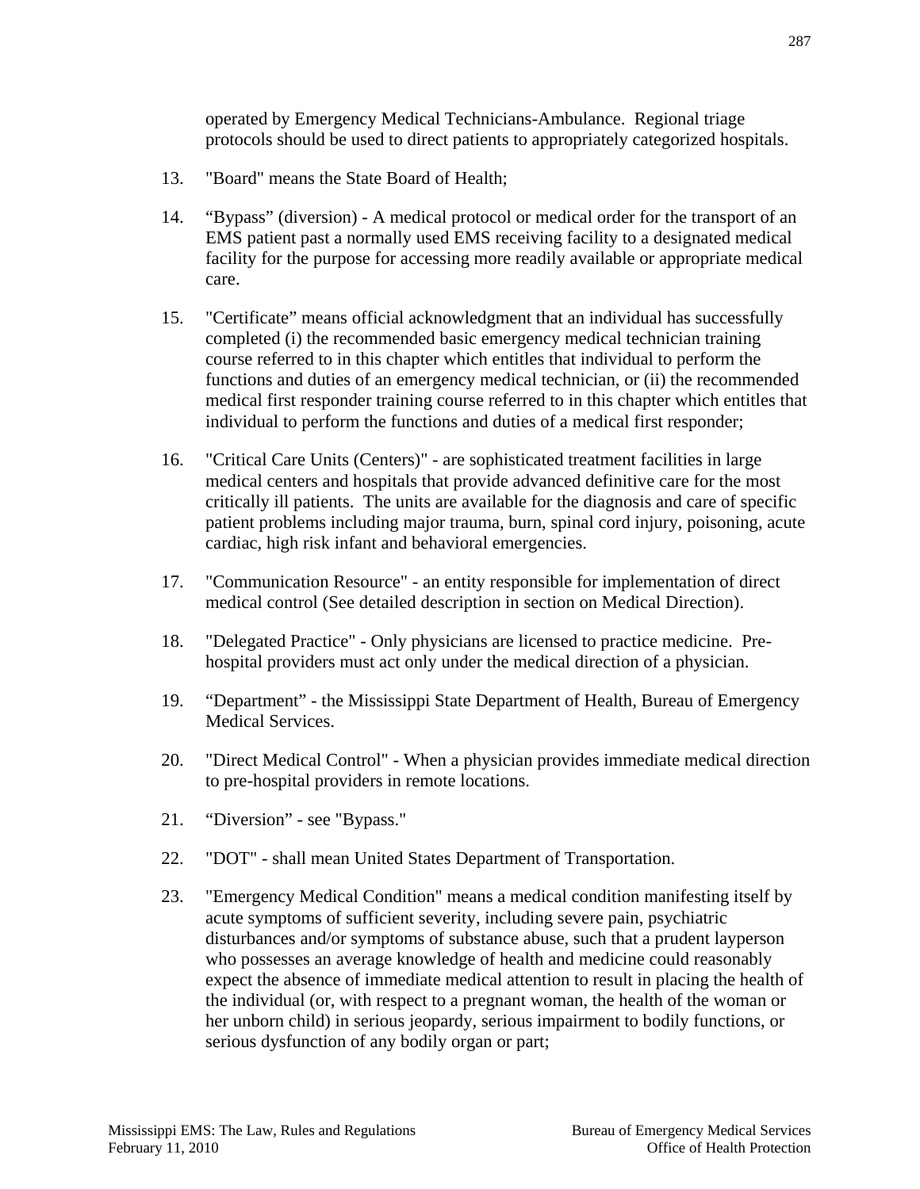operated by Emergency Medical Technicians-Ambulance. Regional triage protocols should be used to direct patients to appropriately categorized hospitals.

13. "Board" means the State Board of Health;

14. “Bypass” (diversion) - A medical protocol or medical order for the transport of an EMS patient past a normally used EMS receiving facility to a designated medical facility for the purpose for accessing more readily available or appropriate medical care.

15. "Certificate” means official acknowledgment that an individual has successfully completed (i) the recommended basic emergency medical technician training course referred to in this chapter which entitles that individual to perform the functions and duties of an emergency medical technician, or (ii) the recommended medical first responder training course referred to in this chapter which entitles that individual to perform the functions and duties of a medical first responder;

16. "Critical Care Units (Centers)" - are sophisticated treatment facilities in large medical centers and hospitals that provide advanced definitive care for the most critically ill patients. The units are available for the diagnosis and care of specific patient problems including major trauma, burn, spinal cord injury, poisoning, acute cardiac, high risk infant and behavioral emergencies.

17. "Communication Resource" - an entity responsible for implementation of direct medical control (See detailed description in section on Medical Direction).

18. "Delegated Practice" - Only physicians are licensed to practice medicine. Pre-hospital providers must act only under the medical direction of a physician.

19. “Department” - the Mississippi State Department of Health, Bureau of Emergency Medical Services.

20. "Direct Medical Control" - When a physician provides immediate medical direction to pre-hospital providers in remote locations.

21. “Diversion” - see "Bypass."

22. "DOT" - shall mean United States Department of Transportation.

23. "Emergency Medical Condition" means a medical condition manifesting itself by acute symptoms of sufficient severity, including severe pain, psychiatric disturbances and/or symptoms of substance abuse, such that a prudent layperson who possesses an average knowledge of health and medicine could reasonably expect the absence of immediate medical attention to result in placing the health of the individual (or, with respect to a pregnant woman, the health of the woman or her unborn child) in serious jeopardy, serious impairment to bodily functions, or serious dysfunction of any bodily organ or part;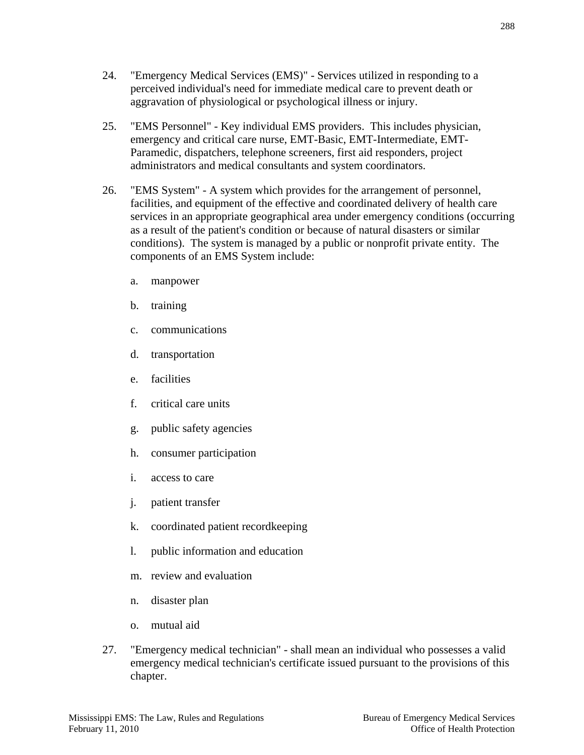24. "Emergency Medical Services (EMS)" - Services utilized in responding to a perceived individual's need for immediate medical care to prevent death or aggravation of physiological or psychological illness or injury.

25. "EMS Personnel" - Key individual EMS providers. This includes physician, emergency and critical care nurse, EMT-Basic, EMT-Intermediate, EMT-Paramedic, dispatchers, telephone screeners, first aid responders, project administrators and medical consultants and system coordinators.

26. "EMS System" - A system which provides for the arrangement of personnel, facilities, and equipment of the effective and coordinated delivery of health care services in an appropriate geographical area under emergency conditions (occurring as a result of the patient's condition or because of natural disasters or similar conditions). The system is managed by a public or nonprofit private entity. The components of an EMS System include:

    a. manpower

    b. training

    c. communications

    d. transportation

    e. facilities

    f. critical care units

    g. public safety agencies

    h. consumer participation

    i. access to care

    j. patient transfer

    k. coordinated patient recordkeeping

    l. public information and education

    m. review and evaluation

    n. disaster plan

    o. mutual aid

27. "Emergency medical technician" - shall mean an individual who possesses a valid emergency medical technician's certificate issued pursuant to the provisions of this chapter.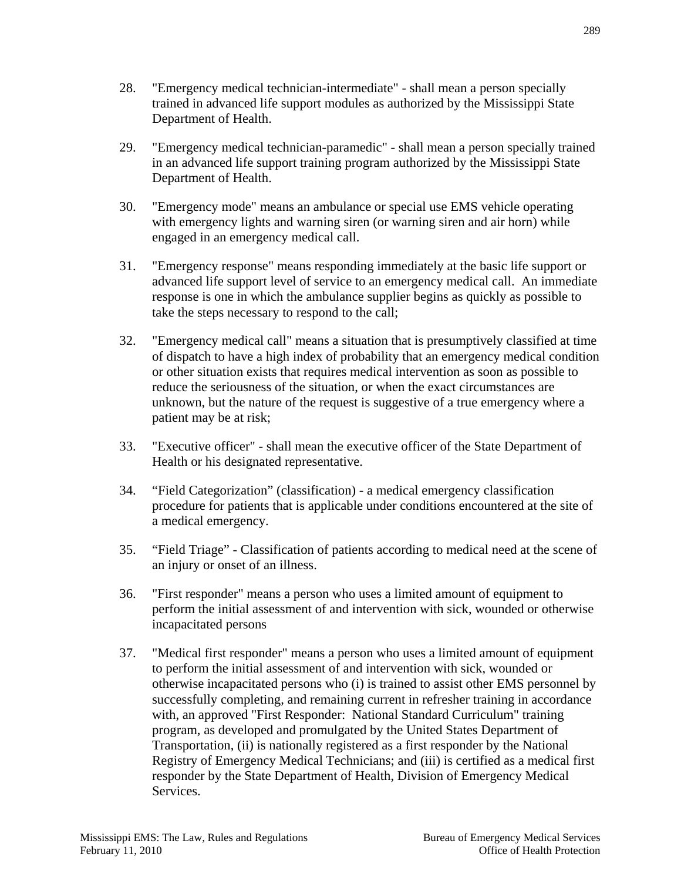28. "Emergency medical technician-intermediate" - shall mean a person specially trained in advanced life support modules as authorized by the Mississippi State Department of Health.

29. "Emergency medical technician-paramedic" - shall mean a person specially trained in an advanced life support training program authorized by the Mississippi State Department of Health.

30. "Emergency mode" means an ambulance or special use EMS vehicle operating with emergency lights and warning siren (or warning siren and air horn) while engaged in an emergency medical call.

31. "Emergency response" means responding immediately at the basic life support or advanced life support level of service to an emergency medical call. An immediate response is one in which the ambulance supplier begins as quickly as possible to take the steps necessary to respond to the call;

32. "Emergency medical call" means a situation that is presumptively classified at time of dispatch to have a high index of probability that an emergency medical condition or other situation exists that requires medical intervention as soon as possible to reduce the seriousness of the situation, or when the exact circumstances are unknown, but the nature of the request is suggestive of a true emergency where a patient may be at risk;

33. "Executive officer" - shall mean the executive officer of the State Department of Health or his designated representative.

34. “Field Categorization” (classification) - a medical emergency classification procedure for patients that is applicable under conditions encountered at the site of a medical emergency.

35. “Field Triage” - Classification of patients according to medical need at the scene of an injury or onset of an illness.

36. "First responder" means a person who uses a limited amount of equipment to perform the initial assessment of and intervention with sick, wounded or otherwise incapacitated persons

37. "Medical first responder" means a person who uses a limited amount of equipment to perform the initial assessment of and intervention with sick, wounded or otherwise incapacitated persons who (i) is trained to assist other EMS personnel by successfully completing, and remaining current in refresher training in accordance with, an approved "First Responder: National Standard Curriculum" training program, as developed and promulgated by the United States Department of Transportation, (ii) is nationally registered as a first responder by the National Registry of Emergency Medical Technicians; and (iii) is certified as a medical first responder by the State Department of Health, Division of Emergency Medical Services.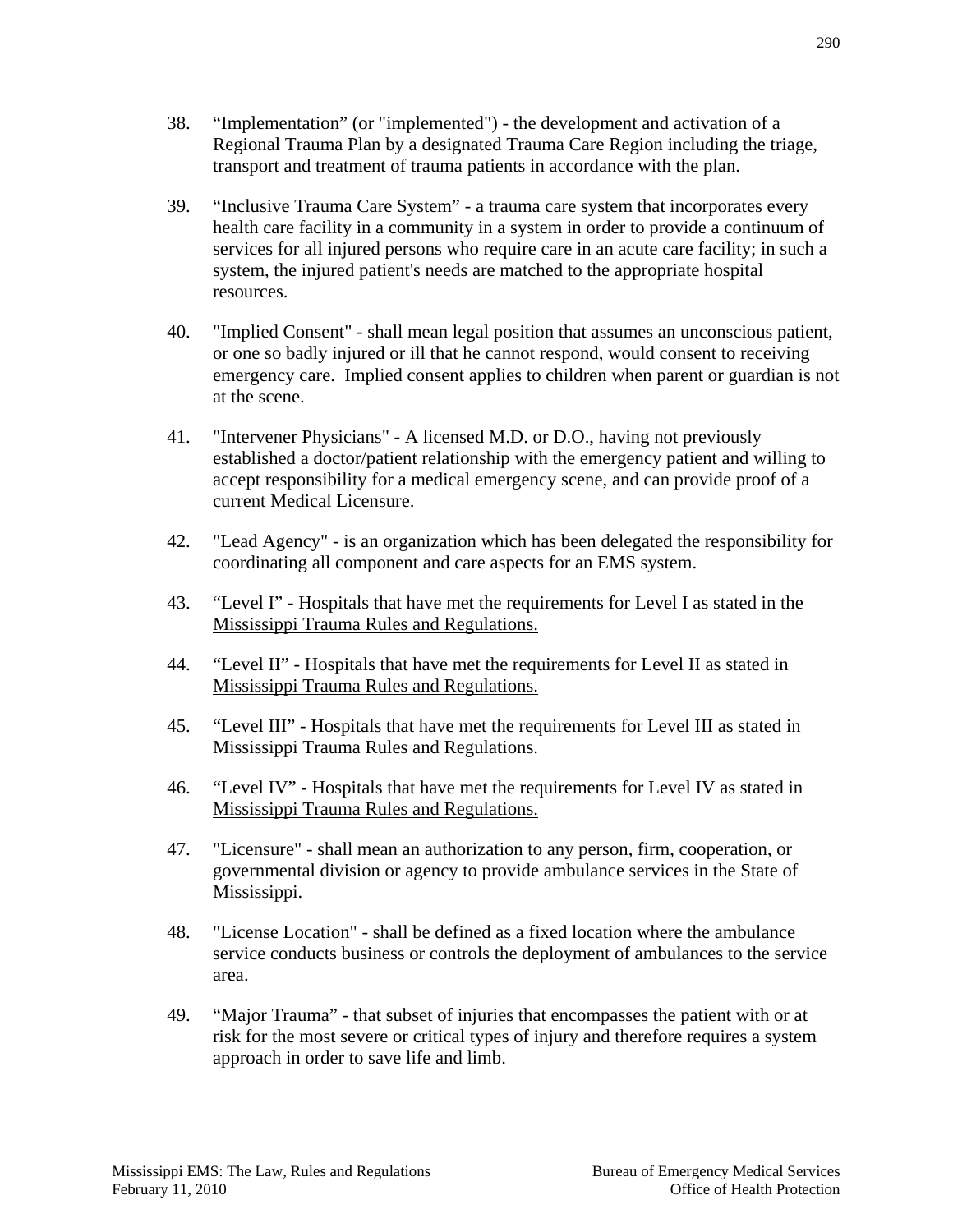38. "Implementation" (or "implemented") - the development and activation of a Regional Trauma Plan by a designated Trauma Care Region including the triage, transport and treatment of trauma patients in accordance with the plan.

39. "Inclusive Trauma Care System" - a trauma care system that incorporates every health care facility in a community in a system in order to provide a continuum of services for all injured persons who require care in an acute care facility; in such a system, the injured patient's needs are matched to the appropriate hospital resources.

40. "Implied Consent" - shall mean legal position that assumes an unconscious patient, or one so badly injured or ill that he cannot respond, would consent to receiving emergency care. Implied consent applies to children when parent or guardian is not at the scene.

41. "Intervener Physicians" - A licensed M.D. or D.O., having not previously established a doctor/patient relationship with the emergency patient and willing to accept responsibility for a medical emergency scene, and can provide proof of a current Medical Licensure.

42. "Lead Agency" - is an organization which has been delegated the responsibility for coordinating all component and care aspects for an EMS system.

43. "Level I" - Hospitals that have met the requirements for Level I as stated in the Mississippi Trauma Rules and Regulations.

44. "Level II" - Hospitals that have met the requirements for Level II as stated in Mississippi Trauma Rules and Regulations.

45. "Level III" - Hospitals that have met the requirements for Level III as stated in Mississippi Trauma Rules and Regulations.

46. "Level IV" - Hospitals that have met the requirements for Level IV as stated in Mississippi Trauma Rules and Regulations.

47. "Licensure" - shall mean an authorization to any person, firm, cooperation, or governmental division or agency to provide ambulance services in the State of Mississippi.

48. "License Location" - shall be defined as a fixed location where the ambulance service conducts business or controls the deployment of ambulances to the service area.

49. "Major Trauma" - that subset of injuries that encompasses the patient with or at risk for the most severe or critical types of injury and therefore requires a system approach in order to save life and limb.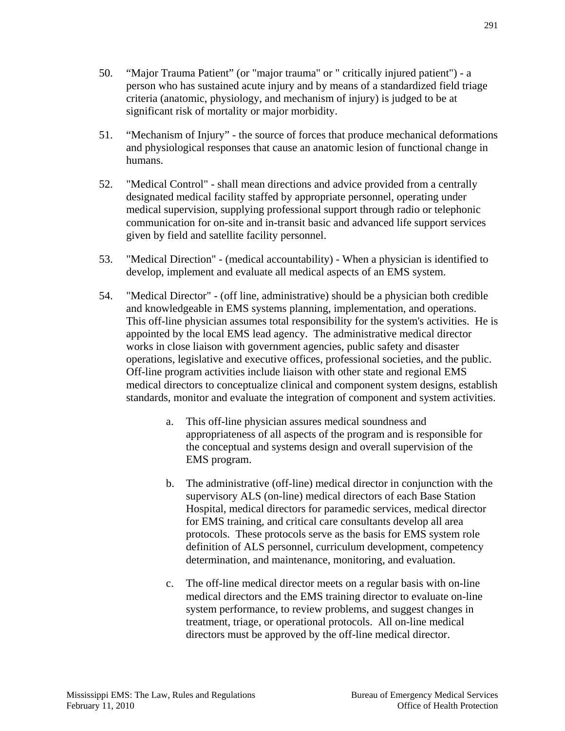50. “Major Trauma Patient” (or "major trauma" or " critically injured patient") - a person who has sustained acute injury and by means of a standardized field triage criteria (anatomic, physiology, and mechanism of injury) is judged to be at significant risk of mortality or major morbidity.

51. “Mechanism of Injury” - the source of forces that produce mechanical deformations and physiological responses that cause an anatomic lesion of functional change in humans.

52. "Medical Control" - shall mean directions and advice provided from a centrally designated medical facility staffed by appropriate personnel, operating under medical supervision, supplying professional support through radio or telephonic communication for on-site and in-transit basic and advanced life support services given by field and satellite facility personnel.

53. "Medical Direction" - (medical accountability) - When a physician is identified to develop, implement and evaluate all medical aspects of an EMS system.

54. "Medical Director" - (off line, administrative) should be a physician both credible and knowledgeable in EMS systems planning, implementation, and operations. This off-line physician assumes total responsibility for the system's activities. He is appointed by the local EMS lead agency. The administrative medical director works in close liaison with government agencies, public safety and disaster operations, legislative and executive offices, professional societies, and the public. Off-line program activities include liaison with other state and regional EMS medical directors to conceptualize clinical and component system designs, establish standards, monitor and evaluate the integration of component and system activities.

    a. This off-line physician assures medical soundness and appropriateness of all aspects of the program and is responsible for the conceptual and systems design and overall supervision of the EMS program.

    b. The administrative (off-line) medical director in conjunction with the supervisory ALS (on-line) medical directors of each Base Station Hospital, medical directors for paramedic services, medical director for EMS training, and critical care consultants develop all area protocols. These protocols serve as the basis for EMS system role definition of ALS personnel, curriculum development, competency determination, and maintenance, monitoring, and evaluation.

    c. The off-line medical director meets on a regular basis with on-line medical directors and the EMS training director to evaluate on-line system performance, to review problems, and suggest changes in treatment, triage, or operational protocols. All on-line medical directors must be approved by the off-line medical director.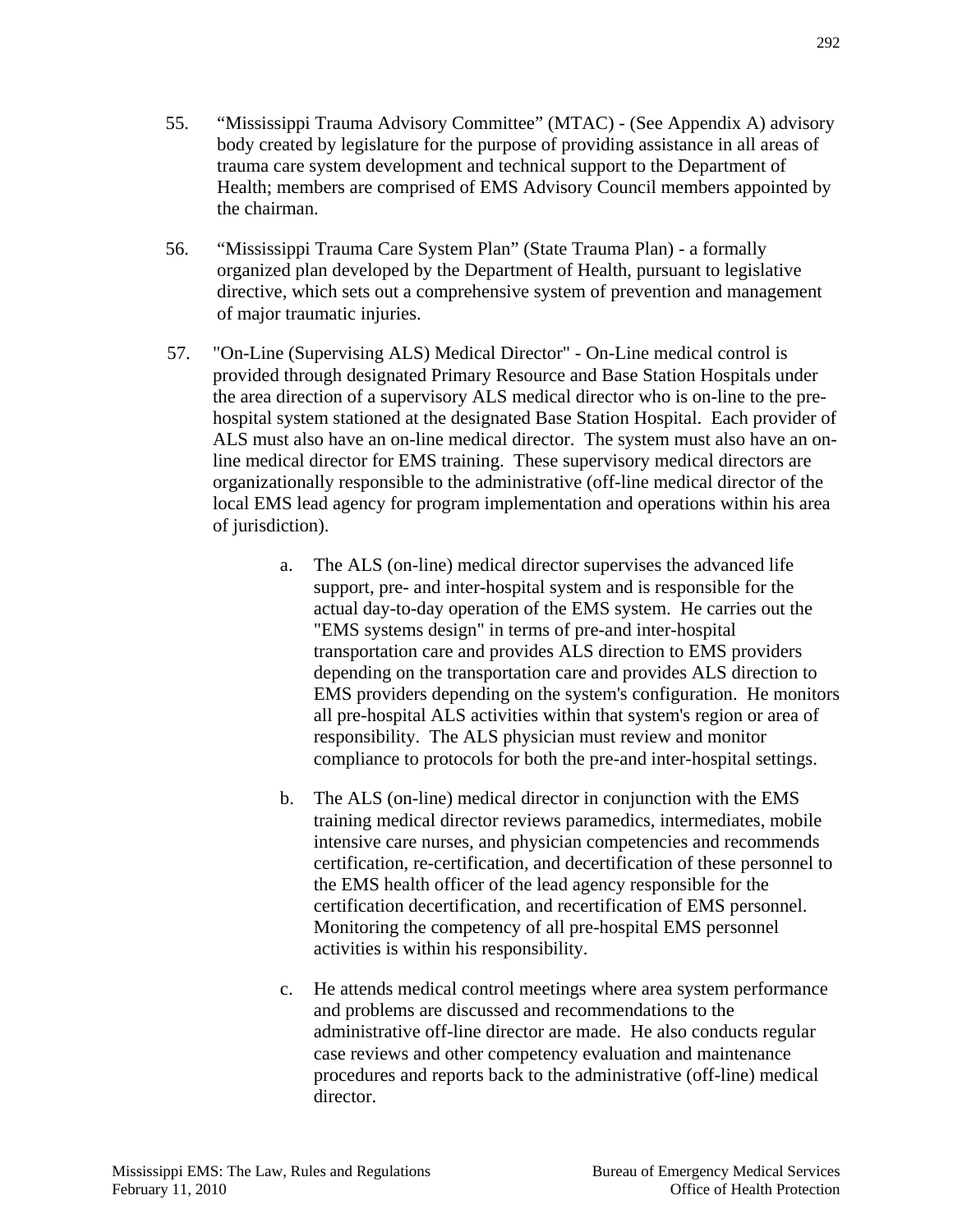55. “Mississippi Trauma Advisory Committee” (MTAC) - (See Appendix A) advisory body created by legislature for the purpose of providing assistance in all areas of trauma care system development and technical support to the Department of Health; members are comprised of EMS Advisory Council members appointed by the chairman.

56. “Mississippi Trauma Care System Plan” (State Trauma Plan) - a formally organized plan developed by the Department of Health, pursuant to legislative directive, which sets out a comprehensive system of prevention and management of major traumatic injuries.

57. "On-Line (Supervising ALS) Medical Director" - On-Line medical control is provided through designated Primary Resource and Base Station Hospitals under the area direction of a supervisory ALS medical director who is on-line to the pre-hospital system stationed at the designated Base Station Hospital. Each provider of ALS must also have an on-line medical director. The system must also have an on-line medical director for EMS training. These supervisory medical directors are organizationally responsible to the administrative (off-line medical director of the local EMS lead agency for program implementation and operations within his area of jurisdiction).

    a. The ALS (on-line) medical director supervises the advanced life support, pre- and inter-hospital system and is responsible for the actual day-to-day operation of the EMS system. He carries out the "EMS systems design" in terms of pre-and inter-hospital transportation care and provides ALS direction to EMS providers depending on the transportation care and provides ALS direction to EMS providers depending on the system's configuration. He monitors all pre-hospital ALS activities within that system's region or area of responsibility. The ALS physician must review and monitor compliance to protocols for both the pre-and inter-hospital settings.

    b. The ALS (on-line) medical director in conjunction with the EMS training medical director reviews paramedics, intermediates, mobile intensive care nurses, and physician competencies and recommends certification, re-certification, and decertification of these personnel to the EMS health officer of the lead agency responsible for the certification decertification, and recertification of EMS personnel. Monitoring the competency of all pre-hospital EMS personnel activities is within his responsibility.

    c. He attends medical control meetings where area system performance and problems are discussed and recommendations to the administrative off-line director are made. He also conducts regular case reviews and other competency evaluation and maintenance procedures and reports back to the administrative (off-line) medical director.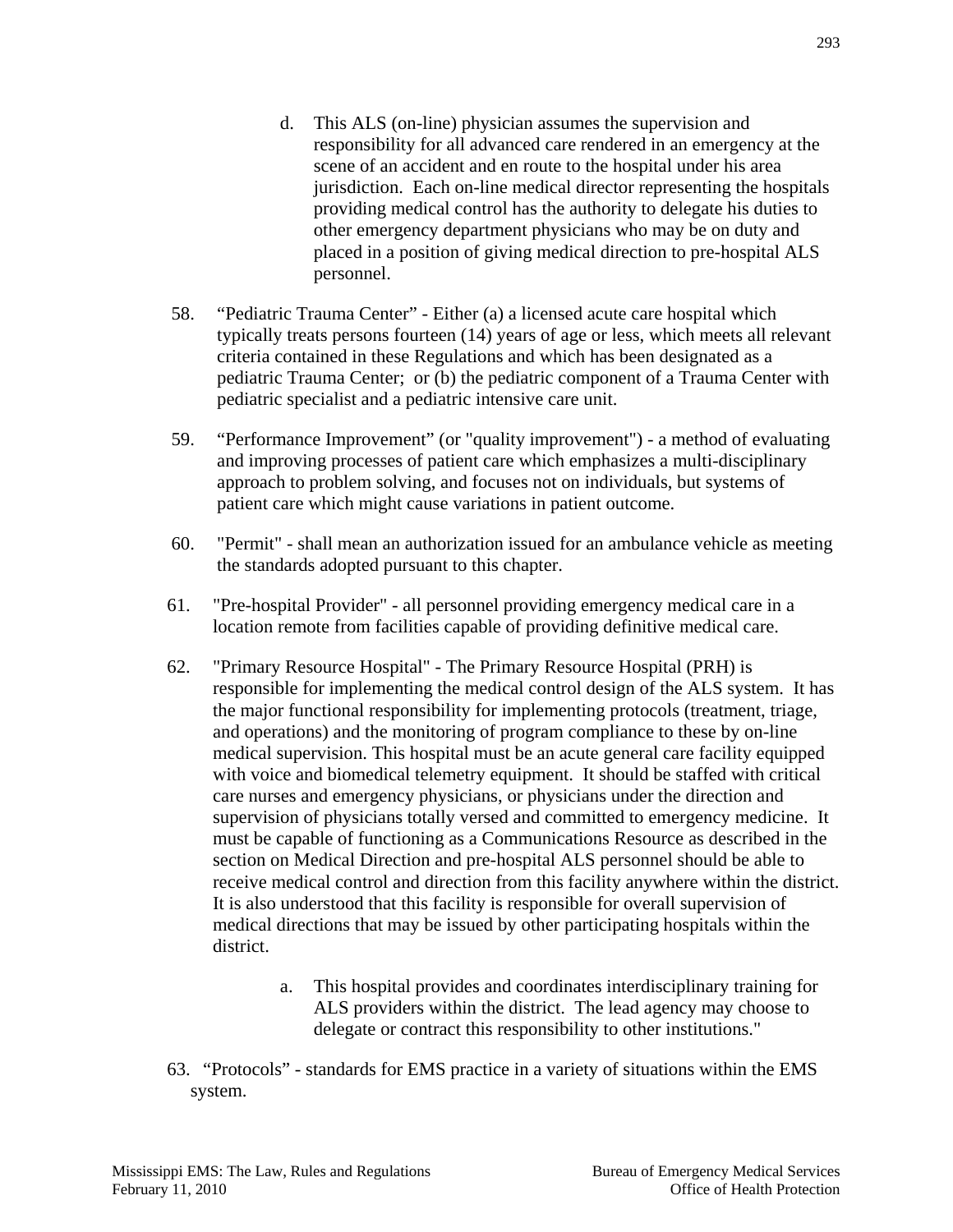d. This ALS (on-line) physician assumes the supervision and responsibility for all advanced care rendered in an emergency at the scene of an accident and en route to the hospital under his area jurisdiction. Each on-line medical director representing the hospitals providing medical control has the authority to delegate his duties to other emergency department physicians who may be on duty and placed in a position of giving medical direction to pre-hospital ALS personnel.

58. “Pediatric Trauma Center” - Either (a) a licensed acute care hospital which typically treats persons fourteen (14) years of age or less, which meets all relevant criteria contained in these Regulations and which has been designated as a pediatric Trauma Center; or (b) the pediatric component of a Trauma Center with pediatric specialist and a pediatric intensive care unit.

59. “Performance Improvement” (or "quality improvement") - a method of evaluating and improving processes of patient care which emphasizes a multi-disciplinary approach to problem solving, and focuses not on individuals, but systems of patient care which might cause variations in patient outcome.

60. "Permit" - shall mean an authorization issued for an ambulance vehicle as meeting the standards adopted pursuant to this chapter.

61. "Pre-hospital Provider" - all personnel providing emergency medical care in a location remote from facilities capable of providing definitive medical care.

62. "Primary Resource Hospital" - The Primary Resource Hospital (PRH) is responsible for implementing the medical control design of the ALS system. It has the major functional responsibility for implementing protocols (treatment, triage, and operations) and the monitoring of program compliance to these by on-line medical supervision. This hospital must be an acute general care facility equipped with voice and biomedical telemetry equipment. It should be staffed with critical care nurses and emergency physicians, or physicians under the direction and supervision of physicians totally versed and committed to emergency medicine. It must be capable of functioning as a Communications Resource as described in the section on Medical Direction and pre-hospital ALS personnel should be able to receive medical control and direction from this facility anywhere within the district. It is also understood that this facility is responsible for overall supervision of medical directions that may be issued by other participating hospitals within the district.

   a. This hospital provides and coordinates interdisciplinary training for ALS providers within the district. The lead agency may choose to delegate or contract this responsibility to other institutions."

63. “Protocols” - standards for EMS practice in a variety of situations within the EMS system.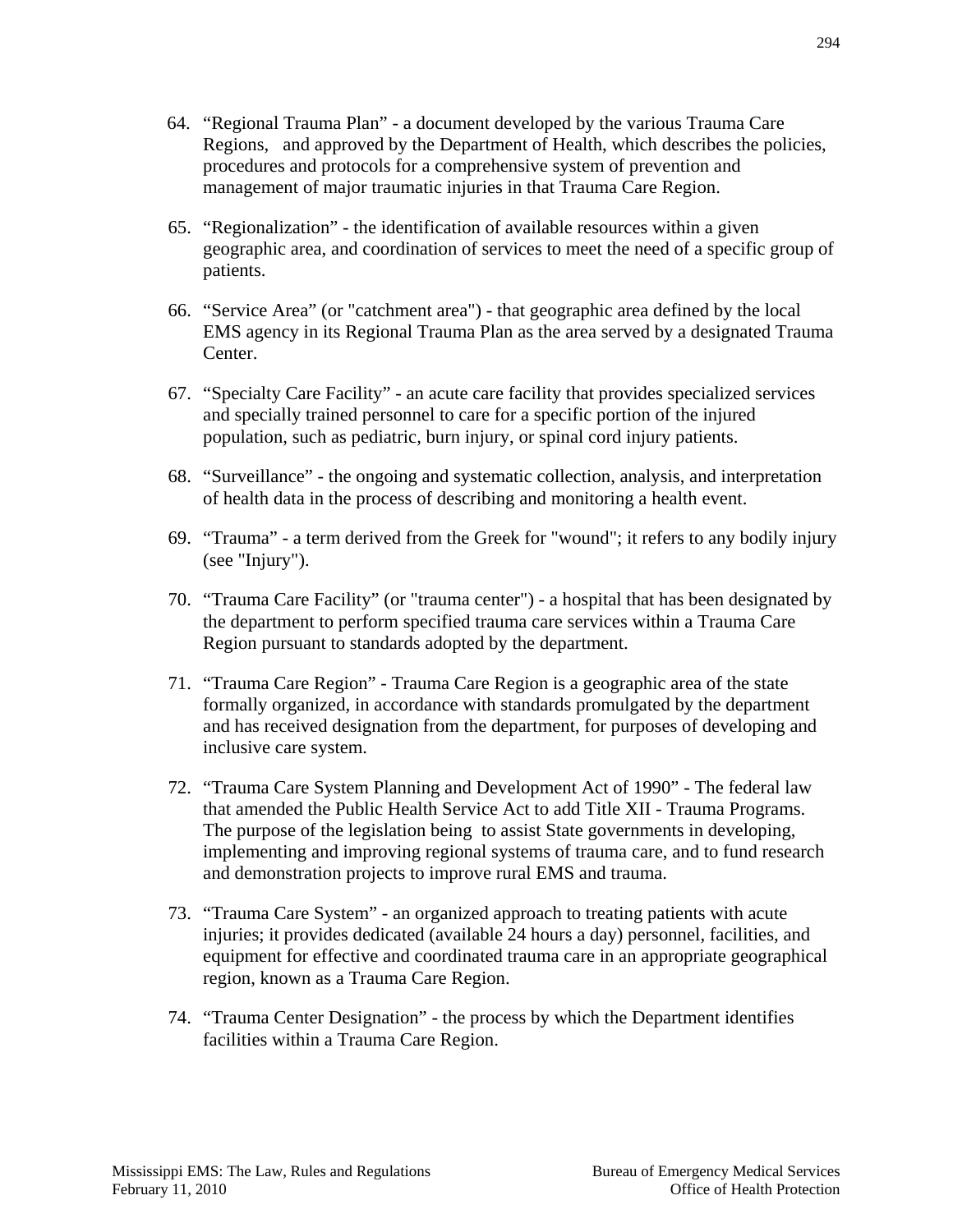64. "Regional Trauma Plan" - a document developed by the various Trauma Care Regions, and approved by the Department of Health, which describes the policies, procedures and protocols for a comprehensive system of prevention and management of major traumatic injuries in that Trauma Care Region.

65. "Regionalization" - the identification of available resources within a given geographic area, and coordination of services to meet the need of a specific group of patients.

66. "Service Area" (or "catchment area") - that geographic area defined by the local EMS agency in its Regional Trauma Plan as the area served by a designated Trauma Center.

67. "Specialty Care Facility" - an acute care facility that provides specialized services and specially trained personnel to care for a specific portion of the injured population, such as pediatric, burn injury, or spinal cord injury patients.

68. "Surveillance" - the ongoing and systematic collection, analysis, and interpretation of health data in the process of describing and monitoring a health event.

69. "Trauma" - a term derived from the Greek for "wound"; it refers to any bodily injury (see "Injury").

70. "Trauma Care Facility" (or "trauma center") - a hospital that has been designated by the department to perform specified trauma care services within a Trauma Care Region pursuant to standards adopted by the department.

71. "Trauma Care Region" - Trauma Care Region is a geographic area of the state formally organized, in accordance with standards promulgated by the department and has received designation from the department, for purposes of developing and inclusive care system.

72. "Trauma Care System Planning and Development Act of 1990" - The federal law that amended the Public Health Service Act to add Title XII - Trauma Programs. The purpose of the legislation being to assist State governments in developing, implementing and improving regional systems of trauma care, and to fund research and demonstration projects to improve rural EMS and trauma.

73. "Trauma Care System" - an organized approach to treating patients with acute injuries; it provides dedicated (available 24 hours a day) personnel, facilities, and equipment for effective and coordinated trauma care in an appropriate geographical region, known as a Trauma Care Region.

74. "Trauma Center Designation" - the process by which the Department identifies facilities within a Trauma Care Region.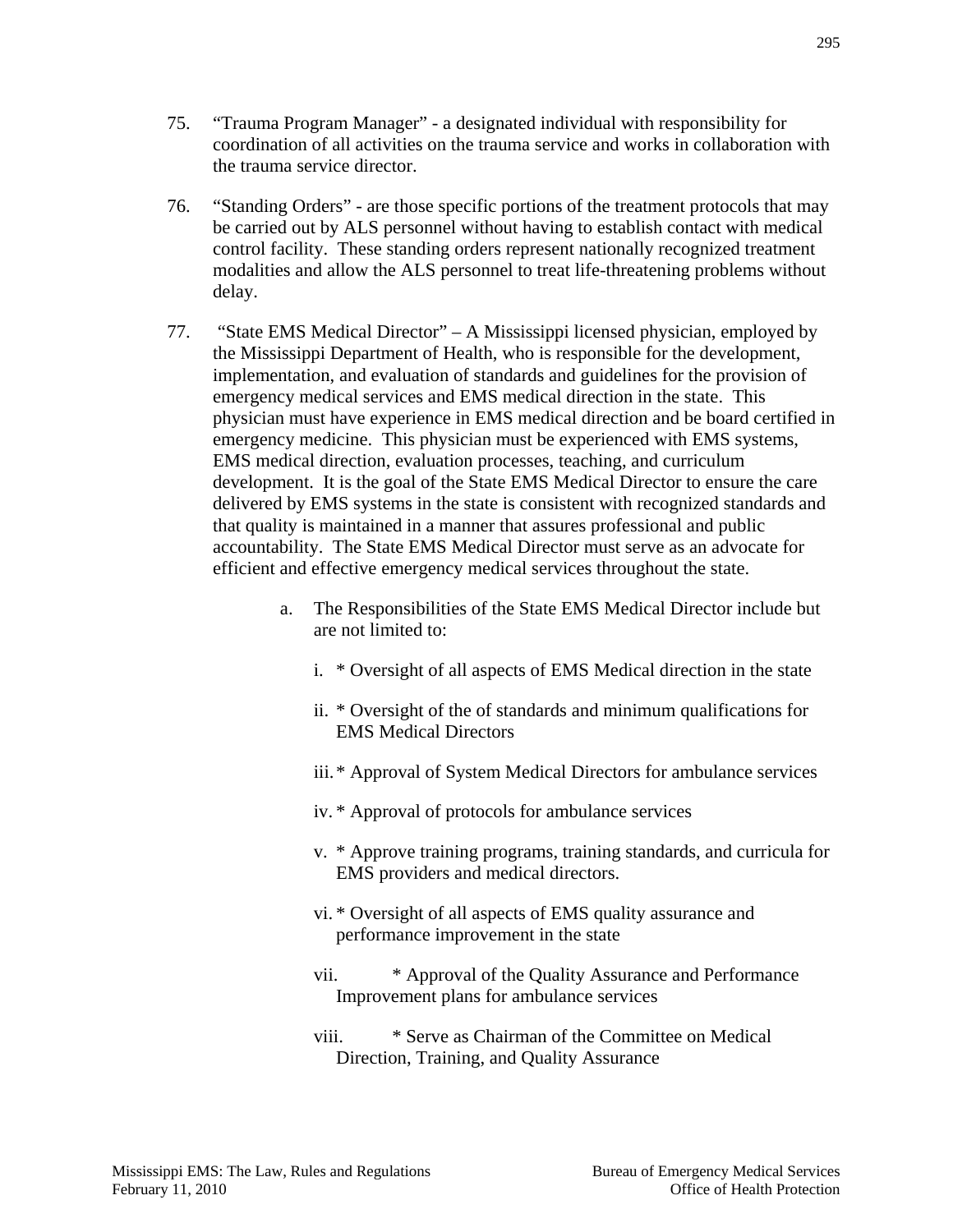75. "Trauma Program Manager" - a designated individual with responsibility for coordination of all activities on the trauma service and works in collaboration with the trauma service director.

76. "Standing Orders" - are those specific portions of the treatment protocols that may be carried out by ALS personnel without having to establish contact with medical control facility. These standing orders represent nationally recognized treatment modalities and allow the ALS personnel to treat life-threatening problems without delay.

77. "State EMS Medical Director" – A Mississippi licensed physician, employed by the Mississippi Department of Health, who is responsible for the development, implementation, and evaluation of standards and guidelines for the provision of emergency medical services and EMS medical direction in the state. This physician must have experience in EMS medical direction and be board certified in emergency medicine. This physician must be experienced with EMS systems, EMS medical direction, evaluation processes, teaching, and curriculum development. It is the goal of the State EMS Medical Director to ensure the care delivered by EMS systems in the state is consistent with recognized standards and that quality is maintained in a manner that assures professional and public accountability. The State EMS Medical Director must serve as an advocate for efficient and effective emergency medical services throughout the state.

    a. The Responsibilities of the State EMS Medical Director include but are not limited to:

        i. * Oversight of all aspects of EMS Medical direction in the state

        ii. * Oversight of the of standards and minimum qualifications for EMS Medical Directors

        iii. * Approval of System Medical Directors for ambulance services

        iv. * Approval of protocols for ambulance services

        v. * Approve training programs, training standards, and curricula for EMS providers and medical directors.

        vi. * Oversight of all aspects of EMS quality assurance and performance improvement in the state

        vii. * Approval of the Quality Assurance and Performance Improvement plans for ambulance services

        viii. * Serve as Chairman of the Committee on Medical Direction, Training, and Quality Assurance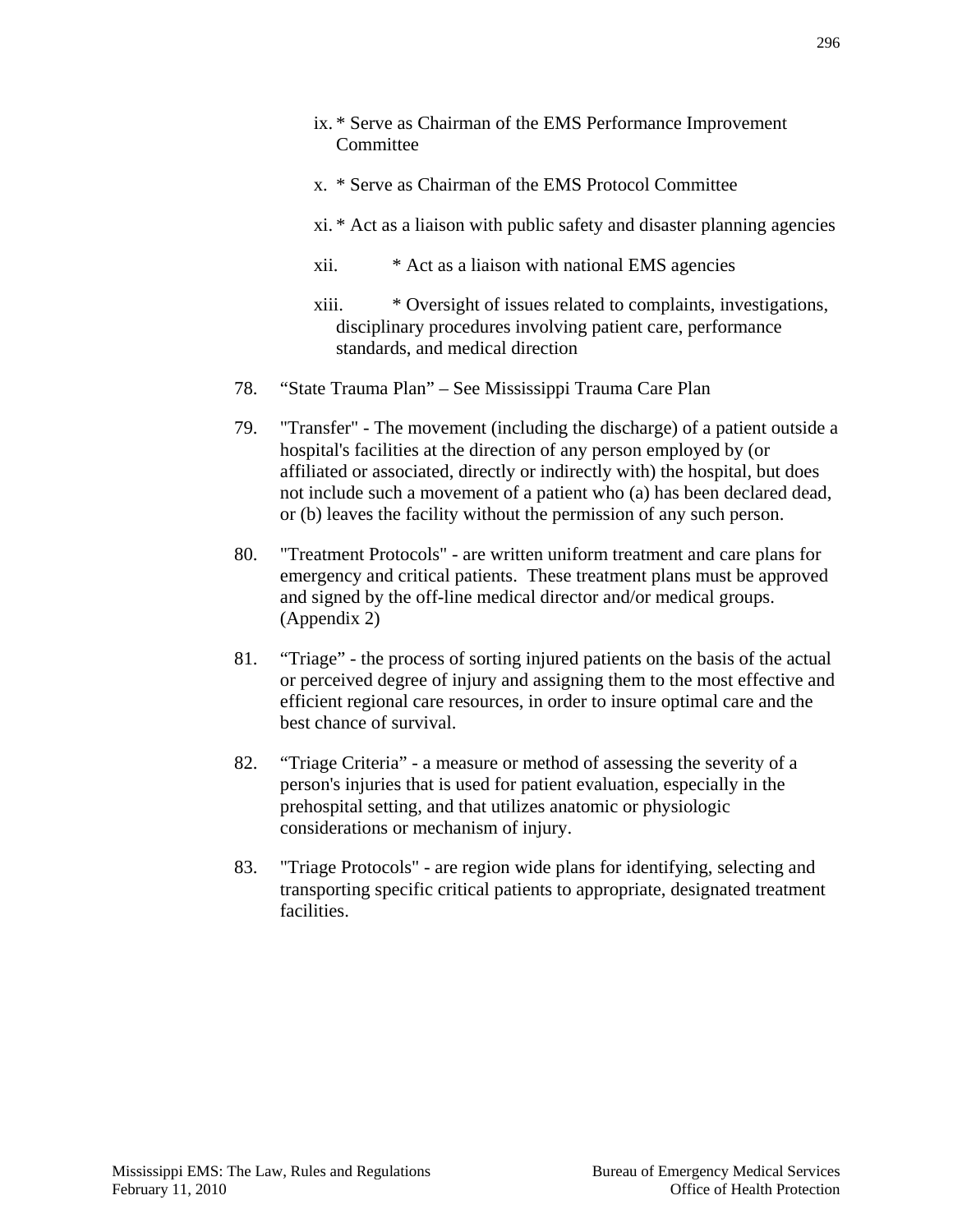ix. * Serve as Chairman of the EMS Performance Improvement Committee

x. * Serve as Chairman of the EMS Protocol Committee

xi. * Act as a liaison with public safety and disaster planning agencies

xii. * Act as a liaison with national EMS agencies

xiii. * Oversight of issues related to complaints, investigations, disciplinary procedures involving patient care, performance standards, and medical direction

78. "State Trauma Plan" – See Mississippi Trauma Care Plan

79. "Transfer" - The movement (including the discharge) of a patient outside a hospital's facilities at the direction of any person employed by (or affiliated or associated, directly or indirectly with) the hospital, but does not include such a movement of a patient who (a) has been declared dead, or (b) leaves the facility without the permission of any such person.

80. "Treatment Protocols" - are written uniform treatment and care plans for emergency and critical patients. These treatment plans must be approved and signed by the off-line medical director and/or medical groups. (Appendix 2)

81. "Triage" - the process of sorting injured patients on the basis of the actual or perceived degree of injury and assigning them to the most effective and efficient regional care resources, in order to insure optimal care and the best chance of survival.

82. "Triage Criteria" - a measure or method of assessing the severity of a person's injuries that is used for patient evaluation, especially in the prehospital setting, and that utilizes anatomic or physiologic considerations or mechanism of injury.

83. "Triage Protocols" - are region wide plans for identifying, selecting and transporting specific critical patients to appropriate, designated treatment facilities.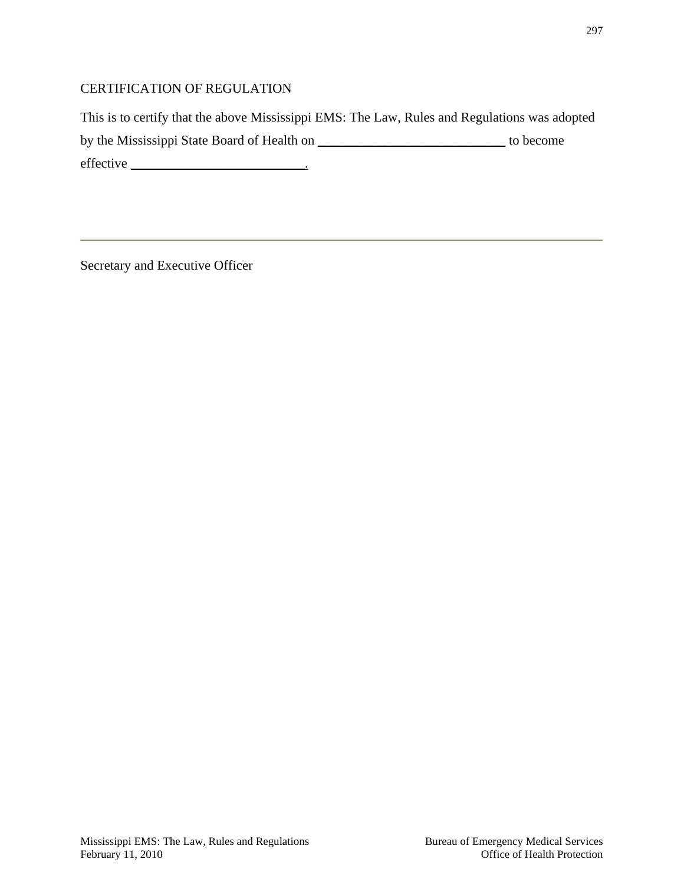CERTIFICATION OF REGULATION

This is to certify that the above Mississippi EMS: The Law, Rules and Regulations was adopted by the Mississippi State Board of Health on ____________________________ to become effective __________________________.

---

Secretary and Executive Officer